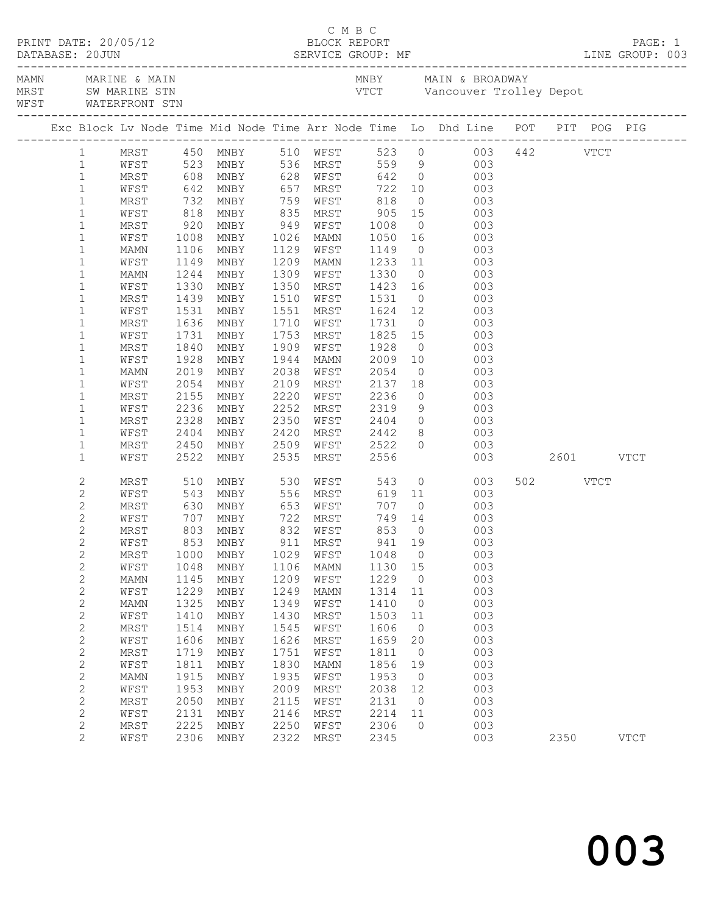C M B C

PRINT DATE: 20/05/12 BLOCK REPORT PAGE: 1
DATABASE: 20JUN SERVICE GROUP: MF LINE GROUP: 003

| | | | |
|---|---|---|---|
| MAMN | MARINE & MAIN | MNBY | MAIN & BROADWAY |
| MRST | SW MARINE STN | VTCT | Vancouver Trolley Depot |
| WFST | WATERFRONT STN | | |

| Exc | Block | Lv Node | Time | Mid Node | Time | Arr Node | Time | Lo | Dhd Line | POT | PIT | POG | PIG |
|---|---|---|---|---|---|---|---|---|---|---|---|---|---|
| | 1 | MRST | 450 | MNBY | 510 | WFST | 523 | 0 | 003 | 442 | | VTCT | |
| | 1 | WFST | 523 | MNBY | 536 | MRST | 559 | 9 | 003 | | | | |
| | 1 | MRST | 608 | MNBY | 628 | WFST | 642 | 0 | 003 | | | | |
| | 1 | WFST | 642 | MNBY | 657 | MRST | 722 | 10 | 003 | | | | |
| | 1 | MRST | 732 | MNBY | 759 | WFST | 818 | 0 | 003 | | | | |
| | 1 | WFST | 818 | MNBY | 835 | MRST | 905 | 15 | 003 | | | | |
| | 1 | MRST | 920 | MNBY | 949 | WFST | 1008 | 0 | 003 | | | | |
| | 1 | WFST | 1008 | MNBY | 1026 | MAMN | 1050 | 16 | 003 | | | | |
| | 1 | MAMN | 1106 | MNBY | 1129 | WFST | 1149 | 0 | 003 | | | | |
| | 1 | WFST | 1149 | MNBY | 1209 | MAMN | 1233 | 11 | 003 | | | | |
| | 1 | MAMN | 1244 | MNBY | 1309 | WFST | 1330 | 0 | 003 | | | | |
| | 1 | WFST | 1330 | MNBY | 1350 | MRST | 1423 | 16 | 003 | | | | |
| | 1 | MRST | 1439 | MNBY | 1510 | WFST | 1531 | 0 | 003 | | | | |
| | 1 | WFST | 1531 | MNBY | 1551 | MRST | 1624 | 12 | 003 | | | | |
| | 1 | MRST | 1636 | MNBY | 1710 | WFST | 1731 | 0 | 003 | | | | |
| | 1 | WFST | 1731 | MNBY | 1753 | MRST | 1825 | 15 | 003 | | | | |
| | 1 | MRST | 1840 | MNBY | 1909 | WFST | 1928 | 0 | 003 | | | | |
| | 1 | WFST | 1928 | MNBY | 1944 | MAMN | 2009 | 10 | 003 | | | | |
| | 1 | MAMN | 2019 | MNBY | 2038 | WFST | 2054 | 0 | 003 | | | | |
| | 1 | WFST | 2054 | MNBY | 2109 | MRST | 2137 | 18 | 003 | | | | |
| | 1 | MRST | 2155 | MNBY | 2220 | WFST | 2236 | 0 | 003 | | | | |
| | 1 | WFST | 2236 | MNBY | 2252 | MRST | 2319 | 9 | 003 | | | | |
| | 1 | MRST | 2328 | MNBY | 2350 | WFST | 2404 | 0 | 003 | | | | |
| | 1 | WFST | 2404 | MNBY | 2420 | MRST | 2442 | 8 | 003 | | | | |
| | 1 | MRST | 2450 | MNBY | 2509 | WFST | 2522 | 0 | 003 | | | | |
| | 1 | WFST | 2522 | MNBY | 2535 | MRST | 2556 | | 003 | | 2601 | | VTCT |
| | 2 | MRST | 510 | MNBY | 530 | WFST | 543 | 0 | 003 | 502 | | VTCT | |
| | 2 | WFST | 543 | MNBY | 556 | MRST | 619 | 11 | 003 | | | | |
| | 2 | MRST | 630 | MNBY | 653 | WFST | 707 | 0 | 003 | | | | |
| | 2 | WFST | 707 | MNBY | 722 | MRST | 749 | 14 | 003 | | | | |
| | 2 | MRST | 803 | MNBY | 832 | WFST | 853 | 0 | 003 | | | | |
| | 2 | WFST | 853 | MNBY | 911 | MRST | 941 | 19 | 003 | | | | |
| | 2 | MRST | 1000 | MNBY | 1029 | WFST | 1048 | 0 | 003 | | | | |
| | 2 | WFST | 1048 | MNBY | 1106 | MAMN | 1130 | 15 | 003 | | | | |
| | 2 | MAMN | 1145 | MNBY | 1209 | WFST | 1229 | 0 | 003 | | | | |
| | 2 | WFST | 1229 | MNBY | 1249 | MAMN | 1314 | 11 | 003 | | | | |
| | 2 | MAMN | 1325 | MNBY | 1349 | WFST | 1410 | 0 | 003 | | | | |
| | 2 | WFST | 1410 | MNBY | 1430 | MRST | 1503 | 11 | 003 | | | | |
| | 2 | MRST | 1514 | MNBY | 1545 | WFST | 1606 | 0 | 003 | | | | |
| | 2 | WFST | 1606 | MNBY | 1626 | MRST | 1659 | 20 | 003 | | | | |
| | 2 | MRST | 1719 | MNBY | 1751 | WFST | 1811 | 0 | 003 | | | | |
| | 2 | WFST | 1811 | MNBY | 1830 | MAMN | 1856 | 19 | 003 | | | | |
| | 2 | MAMN | 1915 | MNBY | 1935 | WFST | 1953 | 0 | 003 | | | | |
| | 2 | WFST | 1953 | MNBY | 2009 | MRST | 2038 | 12 | 003 | | | | |
| | 2 | MRST | 2050 | MNBY | 2115 | WFST | 2131 | 0 | 003 | | | | |
| | 2 | WFST | 2131 | MNBY | 2146 | MRST | 2214 | 11 | 003 | | | | |
| | 2 | MRST | 2225 | MNBY | 2250 | WFST | 2306 | 0 | 003 | | | | |
| | 2 | WFST | 2306 | MNBY | 2322 | MRST | 2345 | | 003 | | 2350 | | VTCT |

# 003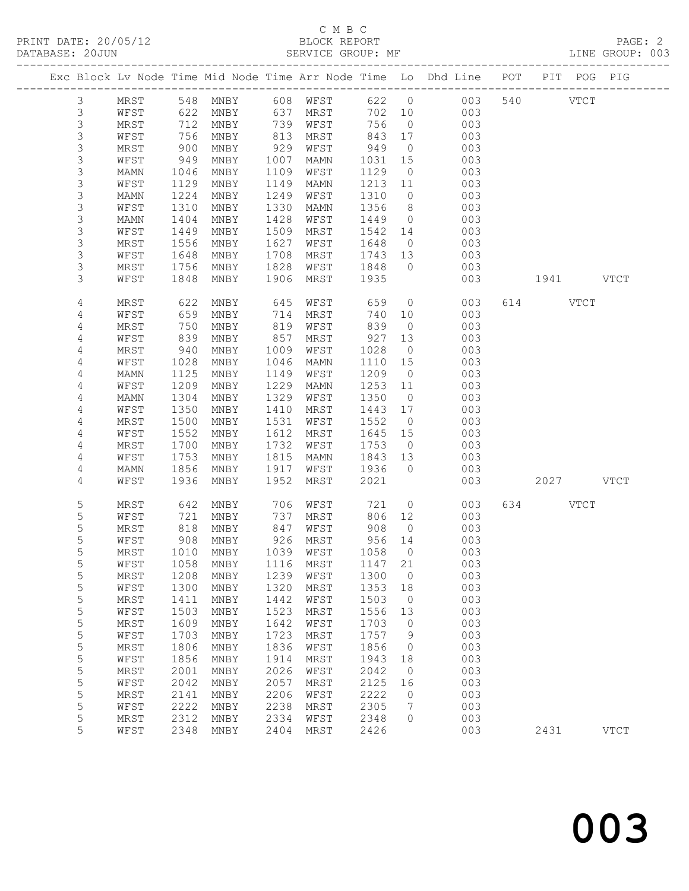C M B C

PRINT DATE: 20/05/12 BLOCK REPORT

DATABASE: 20JUN SERVICE GROUP: MF LINE GROUP: 003

| Exc | Block | Lv Node | Time | Mid Node | Time | Arr Node | Time | Lo | Dhd Line | POT | PIT | POG | PIG |
|---|---|---|---|---|---|---|---|---|---|---|---|---|---|
| | 3 | MRST | 548 | MNBY | 608 | WFST | 622 | 0 | 003 | 540 | | VTCT | |
| | 3 | WFST | 622 | MNBY | 637 | MRST | 702 | 10 | 003 | | | | |
| | 3 | MRST | 712 | MNBY | 739 | WFST | 756 | 0 | 003 | | | | |
| | 3 | WFST | 756 | MNBY | 813 | MRST | 843 | 17 | 003 | | | | |
| | 3 | MRST | 900 | MNBY | 929 | WFST | 949 | 0 | 003 | | | | |
| | 3 | WFST | 949 | MNBY | 1007 | MAMN | 1031 | 15 | 003 | | | | |
| | 3 | MAMN | 1046 | MNBY | 1109 | WFST | 1129 | 0 | 003 | | | | |
| | 3 | WFST | 1129 | MNBY | 1149 | MAMN | 1213 | 11 | 003 | | | | |
| | 3 | MAMN | 1224 | MNBY | 1249 | WFST | 1310 | 0 | 003 | | | | |
| | 3 | WFST | 1310 | MNBY | 1330 | MAMN | 1356 | 8 | 003 | | | | |
| | 3 | MAMN | 1404 | MNBY | 1428 | WFST | 1449 | 0 | 003 | | | | |
| | 3 | WFST | 1449 | MNBY | 1509 | MRST | 1542 | 14 | 003 | | | | |
| | 3 | MRST | 1556 | MNBY | 1627 | WFST | 1648 | 0 | 003 | | | | |
| | 3 | WFST | 1648 | MNBY | 1708 | MRST | 1743 | 13 | 003 | | | | |
| | 3 | MRST | 1756 | MNBY | 1828 | WFST | 1848 | 0 | 003 | | | | |
| | 3 | WFST | 1848 | MNBY | 1906 | MRST | 1935 | | 003 | | 1941 | | VTCT |
| | 4 | MRST | 622 | MNBY | 645 | WFST | 659 | 0 | 003 | 614 | | VTCT | |
| | 4 | WFST | 659 | MNBY | 714 | MRST | 740 | 10 | 003 | | | | |
| | 4 | MRST | 750 | MNBY | 819 | WFST | 839 | 0 | 003 | | | | |
| | 4 | WFST | 839 | MNBY | 857 | MRST | 927 | 13 | 003 | | | | |
| | 4 | MRST | 940 | MNBY | 1009 | WFST | 1028 | 0 | 003 | | | | |
| | 4 | WFST | 1028 | MNBY | 1046 | MAMN | 1110 | 15 | 003 | | | | |
| | 4 | MAMN | 1125 | MNBY | 1149 | WFST | 1209 | 0 | 003 | | | | |
| | 4 | WFST | 1209 | MNBY | 1229 | MAMN | 1253 | 11 | 003 | | | | |
| | 4 | MAMN | 1304 | MNBY | 1329 | WFST | 1350 | 0 | 003 | | | | |
| | 4 | WFST | 1350 | MNBY | 1410 | MRST | 1443 | 17 | 003 | | | | |
| | 4 | MRST | 1500 | MNBY | 1531 | WFST | 1552 | 0 | 003 | | | | |
| | 4 | WFST | 1552 | MNBY | 1612 | MRST | 1645 | 15 | 003 | | | | |
| | 4 | MRST | 1700 | MNBY | 1732 | WFST | 1753 | 0 | 003 | | | | |
| | 4 | WFST | 1753 | MNBY | 1815 | MAMN | 1843 | 13 | 003 | | | | |
| | 4 | MAMN | 1856 | MNBY | 1917 | WFST | 1936 | 0 | 003 | | | | |
| | 4 | WFST | 1936 | MNBY | 1952 | MRST | 2021 | | 003 | | 2027 | | VTCT |
| | 5 | MRST | 642 | MNBY | 706 | WFST | 721 | 0 | 003 | 634 | | VTCT | |
| | 5 | WFST | 721 | MNBY | 737 | MRST | 806 | 12 | 003 | | | | |
| | 5 | MRST | 818 | MNBY | 847 | WFST | 908 | 0 | 003 | | | | |
| | 5 | WFST | 908 | MNBY | 926 | MRST | 956 | 14 | 003 | | | | |
| | 5 | MRST | 1010 | MNBY | 1039 | WFST | 1058 | 0 | 003 | | | | |
| | 5 | WFST | 1058 | MNBY | 1116 | MRST | 1147 | 21 | 003 | | | | |
| | 5 | MRST | 1208 | MNBY | 1239 | WFST | 1300 | 0 | 003 | | | | |
| | 5 | WFST | 1300 | MNBY | 1320 | MRST | 1353 | 18 | 003 | | | | |
| | 5 | MRST | 1411 | MNBY | 1442 | WFST | 1503 | 0 | 003 | | | | |
| | 5 | WFST | 1503 | MNBY | 1523 | MRST | 1556 | 13 | 003 | | | | |
| | 5 | MRST | 1609 | MNBY | 1642 | WFST | 1703 | 0 | 003 | | | | |
| | 5 | WFST | 1703 | MNBY | 1723 | MRST | 1757 | 9 | 003 | | | | |
| | 5 | MRST | 1806 | MNBY | 1836 | WFST | 1856 | 0 | 003 | | | | |
| | 5 | WFST | 1856 | MNBY | 1914 | MRST | 1943 | 18 | 003 | | | | |
| | 5 | MRST | 2001 | MNBY | 2026 | WFST | 2042 | 0 | 003 | | | | |
| | 5 | WFST | 2042 | MNBY | 2057 | MRST | 2125 | 16 | 003 | | | | |
| | 5 | MRST | 2141 | MNBY | 2206 | WFST | 2222 | 0 | 003 | | | | |
| | 5 | WFST | 2222 | MNBY | 2238 | MRST | 2305 | 7 | 003 | | | | |
| | 5 | MRST | 2312 | MNBY | 2334 | WFST | 2348 | 0 | 003 | | | | |
| | 5 | WFST | 2348 | MNBY | 2404 | MRST | 2426 | | 003 | | 2431 | | VTCT |

003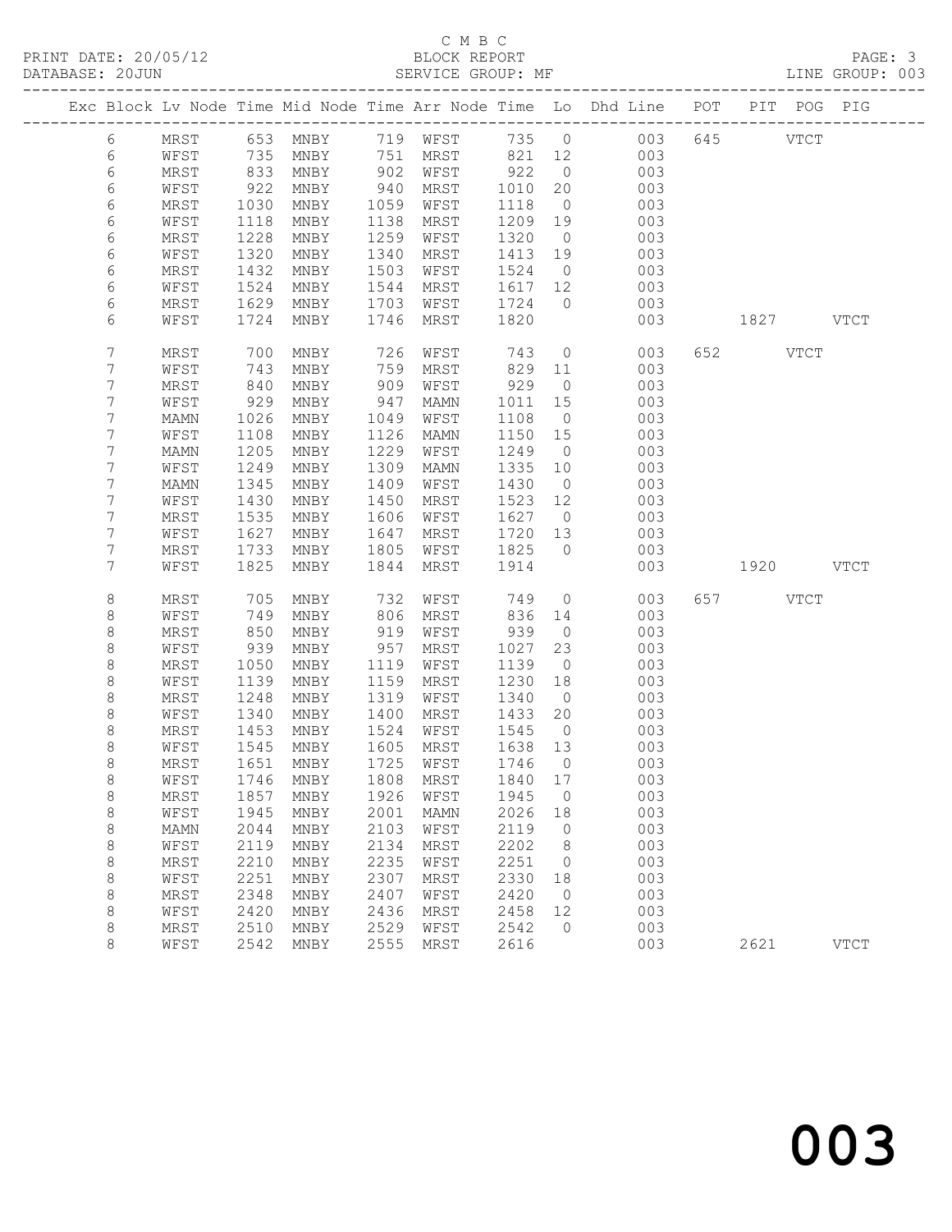C M B C
PRINT DATE: 20/05/12 BLOCK REPORT
DATABASE: 20JUN SERVICE GROUP: MF LINE GROUP: 003

| Exc | Block | Lv | Node | Time | Mid Node | Time | Arr Node | Time | Lo | Dhd Line | POT | PIT | POG | PIG |
|---|---|---|---|---|---|---|---|---|---|---|---|---|---|---|
| | 6 | | MRST | 653 | MNBY | 719 | WFST | 735 | 0 | 003 | 645 | | VTCT | |
| | 6 | | WFST | 735 | MNBY | 751 | MRST | 821 | 12 | 003 | | | | |
| | 6 | | MRST | 833 | MNBY | 902 | WFST | 922 | 0 | 003 | | | | |
| | 6 | | WFST | 922 | MNBY | 940 | MRST | 1010 | 20 | 003 | | | | |
| | 6 | | MRST | 1030 | MNBY | 1059 | WFST | 1118 | 0 | 003 | | | | |
| | 6 | | WFST | 1118 | MNBY | 1138 | MRST | 1209 | 19 | 003 | | | | |
| | 6 | | MRST | 1228 | MNBY | 1259 | WFST | 1320 | 0 | 003 | | | | |
| | 6 | | WFST | 1320 | MNBY | 1340 | MRST | 1413 | 19 | 003 | | | | |
| | 6 | | MRST | 1432 | MNBY | 1503 | WFST | 1524 | 0 | 003 | | | | |
| | 6 | | WFST | 1524 | MNBY | 1544 | MRST | 1617 | 12 | 003 | | | | |
| | 6 | | MRST | 1629 | MNBY | 1703 | WFST | 1724 | 0 | 003 | | | | |
| | 6 | | WFST | 1724 | MNBY | 1746 | MRST | 1820 | | 003 | | 1827 | | VTCT |
| | 7 | | MRST | 700 | MNBY | 726 | WFST | 743 | 0 | 003 | 652 | | VTCT | |
| | 7 | | WFST | 743 | MNBY | 759 | MRST | 829 | 11 | 003 | | | | |
| | 7 | | MRST | 840 | MNBY | 909 | WFST | 929 | 0 | 003 | | | | |
| | 7 | | WFST | 929 | MNBY | 947 | MAMN | 1011 | 15 | 003 | | | | |
| | 7 | | MAMN | 1026 | MNBY | 1049 | WFST | 1108 | 0 | 003 | | | | |
| | 7 | | WFST | 1108 | MNBY | 1126 | MAMN | 1150 | 15 | 003 | | | | |
| | 7 | | MAMN | 1205 | MNBY | 1229 | WFST | 1249 | 0 | 003 | | | | |
| | 7 | | WFST | 1249 | MNBY | 1309 | MAMN | 1335 | 10 | 003 | | | | |
| | 7 | | MAMN | 1345 | MNBY | 1409 | WFST | 1430 | 0 | 003 | | | | |
| | 7 | | WFST | 1430 | MNBY | 1450 | MRST | 1523 | 12 | 003 | | | | |
| | 7 | | MRST | 1535 | MNBY | 1606 | WFST | 1627 | 0 | 003 | | | | |
| | 7 | | WFST | 1627 | MNBY | 1647 | MRST | 1720 | 13 | 003 | | | | |
| | 7 | | MRST | 1733 | MNBY | 1805 | WFST | 1825 | 0 | 003 | | | | |
| | 7 | | WFST | 1825 | MNBY | 1844 | MRST | 1914 | | 003 | | 1920 | | VTCT |
| | 8 | | MRST | 705 | MNBY | 732 | WFST | 749 | 0 | 003 | 657 | | VTCT | |
| | 8 | | WFST | 749 | MNBY | 806 | MRST | 836 | 14 | 003 | | | | |
| | 8 | | MRST | 850 | MNBY | 919 | WFST | 939 | 0 | 003 | | | | |
| | 8 | | WFST | 939 | MNBY | 957 | MRST | 1027 | 23 | 003 | | | | |
| | 8 | | MRST | 1050 | MNBY | 1119 | WFST | 1139 | 0 | 003 | | | | |
| | 8 | | WFST | 1139 | MNBY | 1159 | MRST | 1230 | 18 | 003 | | | | |
| | 8 | | MRST | 1248 | MNBY | 1319 | WFST | 1340 | 0 | 003 | | | | |
| | 8 | | WFST | 1340 | MNBY | 1400 | MRST | 1433 | 20 | 003 | | | | |
| | 8 | | MRST | 1453 | MNBY | 1524 | WFST | 1545 | 0 | 003 | | | | |
| | 8 | | WFST | 1545 | MNBY | 1605 | MRST | 1638 | 13 | 003 | | | | |
| | 8 | | MRST | 1651 | MNBY | 1725 | WFST | 1746 | 0 | 003 | | | | |
| | 8 | | WFST | 1746 | MNBY | 1808 | MRST | 1840 | 17 | 003 | | | | |
| | 8 | | MRST | 1857 | MNBY | 1926 | WFST | 1945 | 0 | 003 | | | | |
| | 8 | | WFST | 1945 | MNBY | 2001 | MAMN | 2026 | 18 | 003 | | | | |
| | 8 | | MAMN | 2044 | MNBY | 2103 | WFST | 2119 | 0 | 003 | | | | |
| | 8 | | WFST | 2119 | MNBY | 2134 | MRST | 2202 | 8 | 003 | | | | |
| | 8 | | MRST | 2210 | MNBY | 2235 | WFST | 2251 | 0 | 003 | | | | |
| | 8 | | WFST | 2251 | MNBY | 2307 | MRST | 2330 | 18 | 003 | | | | |
| | 8 | | MRST | 2348 | MNBY | 2407 | WFST | 2420 | 0 | 003 | | | | |
| | 8 | | WFST | 2420 | MNBY | 2436 | MRST | 2458 | 12 | 003 | | | | |
| | 8 | | MRST | 2510 | MNBY | 2529 | WFST | 2542 | 0 | 003 | | | | |
| | 8 | | WFST | 2542 | MNBY | 2555 | MRST | 2616 | | 003 | | 2621 | | VTCT |

003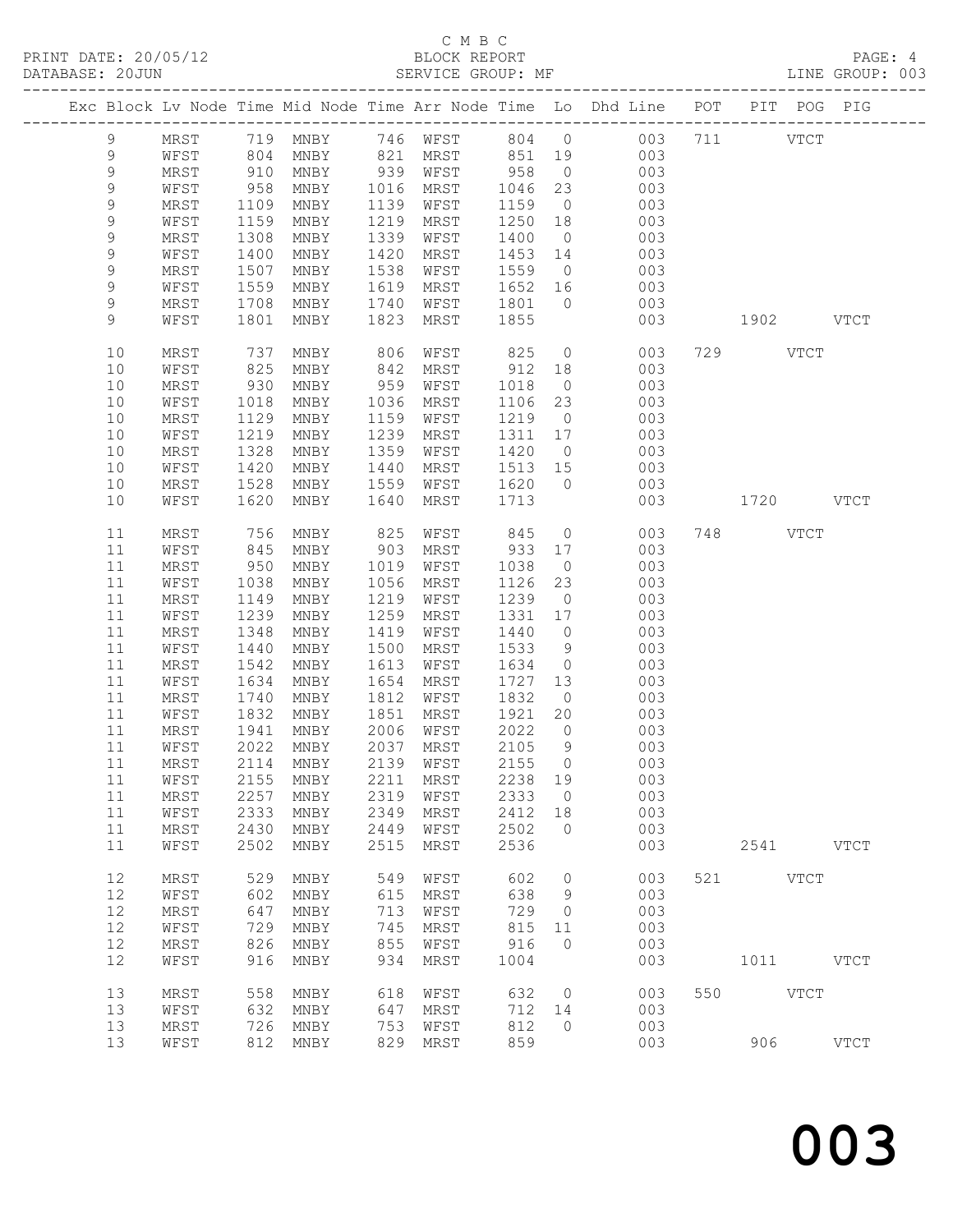C M B C
BLOCK REPORT
SERVICE GROUP: MF

PRINT DATE: 20/05/12
DATABASE: 20JUN
LINE GROUP: 003

| Exc | Block | Lv | Node | Time | Mid Node | Time | Arr Node | Time | Lo | Dhd Line | POT | PIT | POG | PIG |
|---|---|---|---|---|---|---|---|---|---|---|---|---|---|---|
| | 9 | | MRST | 719 | MNBY | 746 | WFST | 804 | 0 | 003 | 711 | | VTCT | |
| | 9 | | WFST | 804 | MNBY | 821 | MRST | 851 | 19 | 003 | | | | |
| | 9 | | MRST | 910 | MNBY | 939 | WFST | 958 | 0 | 003 | | | | |
| | 9 | | WFST | 958 | MNBY | 1016 | MRST | 1046 | 23 | 003 | | | | |
| | 9 | | MRST | 1109 | MNBY | 1139 | WFST | 1159 | 0 | 003 | | | | |
| | 9 | | WFST | 1159 | MNBY | 1219 | MRST | 1250 | 18 | 003 | | | | |
| | 9 | | MRST | 1308 | MNBY | 1339 | WFST | 1400 | 0 | 003 | | | | |
| | 9 | | WFST | 1400 | MNBY | 1420 | MRST | 1453 | 14 | 003 | | | | |
| | 9 | | MRST | 1507 | MNBY | 1538 | WFST | 1559 | 0 | 003 | | | | |
| | 9 | | WFST | 1559 | MNBY | 1619 | MRST | 1652 | 16 | 003 | | | | |
| | 9 | | MRST | 1708 | MNBY | 1740 | WFST | 1801 | 0 | 003 | | | | |
| | 9 | | WFST | 1801 | MNBY | 1823 | MRST | 1855 | | 003 | | 1902 | | VTCT |
| | 10 | | MRST | 737 | MNBY | 806 | WFST | 825 | 0 | 003 | 729 | | VTCT | |
| | 10 | | WFST | 825 | MNBY | 842 | MRST | 912 | 18 | 003 | | | | |
| | 10 | | MRST | 930 | MNBY | 959 | WFST | 1018 | 0 | 003 | | | | |
| | 10 | | WFST | 1018 | MNBY | 1036 | MRST | 1106 | 23 | 003 | | | | |
| | 10 | | MRST | 1129 | MNBY | 1159 | WFST | 1219 | 0 | 003 | | | | |
| | 10 | | WFST | 1219 | MNBY | 1239 | MRST | 1311 | 17 | 003 | | | | |
| | 10 | | MRST | 1328 | MNBY | 1359 | WFST | 1420 | 0 | 003 | | | | |
| | 10 | | WFST | 1420 | MNBY | 1440 | MRST | 1513 | 15 | 003 | | | | |
| | 10 | | MRST | 1528 | MNBY | 1559 | WFST | 1620 | 0 | 003 | | | | |
| | 10 | | WFST | 1620 | MNBY | 1640 | MRST | 1713 | | 003 | | 1720 | | VTCT |
| | 11 | | MRST | 756 | MNBY | 825 | WFST | 845 | 0 | 003 | 748 | | VTCT | |
| | 11 | | WFST | 845 | MNBY | 903 | MRST | 933 | 17 | 003 | | | | |
| | 11 | | MRST | 950 | MNBY | 1019 | WFST | 1038 | 0 | 003 | | | | |
| | 11 | | WFST | 1038 | MNBY | 1056 | MRST | 1126 | 23 | 003 | | | | |
| | 11 | | MRST | 1149 | MNBY | 1219 | WFST | 1239 | 0 | 003 | | | | |
| | 11 | | WFST | 1239 | MNBY | 1259 | MRST | 1331 | 17 | 003 | | | | |
| | 11 | | MRST | 1348 | MNBY | 1419 | WFST | 1440 | 0 | 003 | | | | |
| | 11 | | WFST | 1440 | MNBY | 1500 | MRST | 1533 | 9 | 003 | | | | |
| | 11 | | MRST | 1542 | MNBY | 1613 | WFST | 1634 | 0 | 003 | | | | |
| | 11 | | WFST | 1634 | MNBY | 1654 | MRST | 1727 | 13 | 003 | | | | |
| | 11 | | MRST | 1740 | MNBY | 1812 | WFST | 1832 | 0 | 003 | | | | |
| | 11 | | WFST | 1832 | MNBY | 1851 | MRST | 1921 | 20 | 003 | | | | |
| | 11 | | MRST | 1941 | MNBY | 2006 | WFST | 2022 | 0 | 003 | | | | |
| | 11 | | WFST | 2022 | MNBY | 2037 | MRST | 2105 | 9 | 003 | | | | |
| | 11 | | MRST | 2114 | MNBY | 2139 | WFST | 2155 | 0 | 003 | | | | |
| | 11 | | WFST | 2155 | MNBY | 2211 | MRST | 2238 | 19 | 003 | | | | |
| | 11 | | MRST | 2257 | MNBY | 2319 | WFST | 2333 | 0 | 003 | | | | |
| | 11 | | WFST | 2333 | MNBY | 2349 | MRST | 2412 | 18 | 003 | | | | |
| | 11 | | MRST | 2430 | MNBY | 2449 | WFST | 2502 | 0 | 003 | | | | |
| | 11 | | WFST | 2502 | MNBY | 2515 | MRST | 2536 | | 003 | | 2541 | | VTCT |
| | 12 | | MRST | 529 | MNBY | 549 | WFST | 602 | 0 | 003 | 521 | | VTCT | |
| | 12 | | WFST | 602 | MNBY | 615 | MRST | 638 | 9 | 003 | | | | |
| | 12 | | MRST | 647 | MNBY | 713 | WFST | 729 | 0 | 003 | | | | |
| | 12 | | WFST | 729 | MNBY | 745 | MRST | 815 | 11 | 003 | | | | |
| | 12 | | MRST | 826 | MNBY | 855 | WFST | 916 | 0 | 003 | | | | |
| | 12 | | WFST | 916 | MNBY | 934 | MRST | 1004 | | 003 | | 1011 | | VTCT |
| | 13 | | MRST | 558 | MNBY | 618 | WFST | 632 | 0 | 003 | 550 | | VTCT | |
| | 13 | | WFST | 632 | MNBY | 647 | MRST | 712 | 14 | 003 | | | | |
| | 13 | | MRST | 726 | MNBY | 753 | WFST | 812 | 0 | 003 | | | | |
| | 13 | | WFST | 812 | MNBY | 829 | MRST | 859 | | 003 | | 906 | | VTCT |

003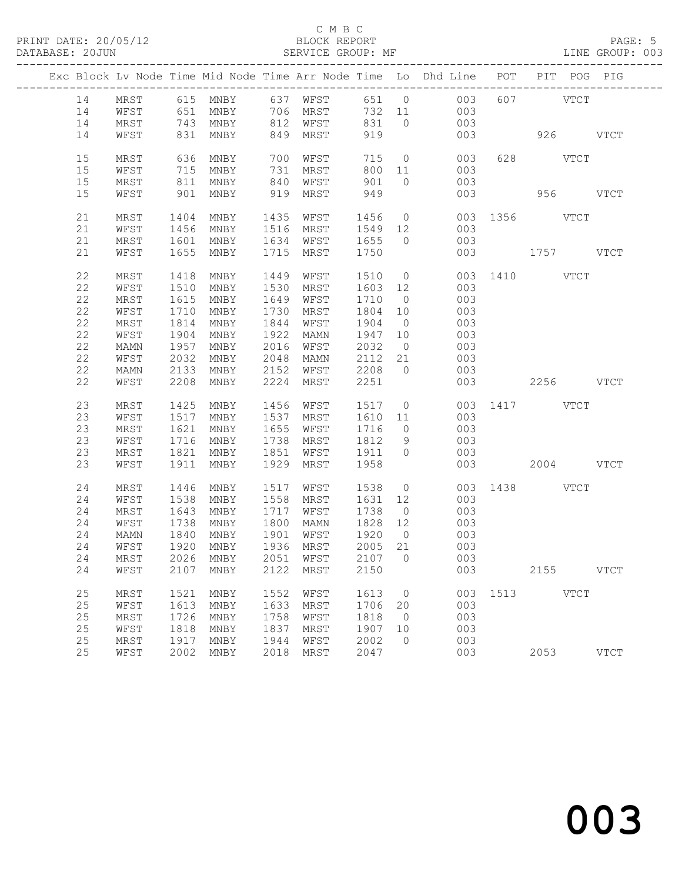C M B C
BLOCK REPORT
SERVICE GROUP: MF

PRINT DATE: 20/05/12
DATABASE: 20JUN
LINE GROUP: 003

| Exc | Block | Lv | Node | Time | Mid Node | Time | Arr Node | Time | Lo | Dhd Line | POT | PIT | POG | PIG |
|---|---|---|---|---|---|---|---|---|---|---|---|---|---|---|
| | 14 | | MRST | 615 | MNBY | 637 | WFST | 651 | 0 | 003 | 607 | | VTCT | |
| | 14 | | WFST | 651 | MNBY | 706 | MRST | 732 | 11 | 003 | | | | |
| | 14 | | MRST | 743 | MNBY | 812 | WFST | 831 | 0 | 003 | | | | |
| | 14 | | WFST | 831 | MNBY | 849 | MRST | 919 | | 003 | | 926 | | VTCT |
| | 15 | | MRST | 636 | MNBY | 700 | WFST | 715 | 0 | 003 | 628 | | VTCT | |
| | 15 | | WFST | 715 | MNBY | 731 | MRST | 800 | 11 | 003 | | | | |
| | 15 | | MRST | 811 | MNBY | 840 | WFST | 901 | 0 | 003 | | | | |
| | 15 | | WFST | 901 | MNBY | 919 | MRST | 949 | | 003 | | 956 | | VTCT |
| | 21 | | MRST | 1404 | MNBY | 1435 | WFST | 1456 | 0 | 003 | 1356 | | VTCT | |
| | 21 | | WFST | 1456 | MNBY | 1516 | MRST | 1549 | 12 | 003 | | | | |
| | 21 | | MRST | 1601 | MNBY | 1634 | WFST | 1655 | 0 | 003 | | | | |
| | 21 | | WFST | 1655 | MNBY | 1715 | MRST | 1750 | | 003 | | 1757 | | VTCT |
| | 22 | | MRST | 1418 | MNBY | 1449 | WFST | 1510 | 0 | 003 | 1410 | | VTCT | |
| | 22 | | WFST | 1510 | MNBY | 1530 | MRST | 1603 | 12 | 003 | | | | |
| | 22 | | MRST | 1615 | MNBY | 1649 | WFST | 1710 | 0 | 003 | | | | |
| | 22 | | WFST | 1710 | MNBY | 1730 | MRST | 1804 | 10 | 003 | | | | |
| | 22 | | MRST | 1814 | MNBY | 1844 | WFST | 1904 | 0 | 003 | | | | |
| | 22 | | WFST | 1904 | MNBY | 1922 | MAMN | 1947 | 10 | 003 | | | | |
| | 22 | | MAMN | 1957 | MNBY | 2016 | WFST | 2032 | 0 | 003 | | | | |
| | 22 | | WFST | 2032 | MNBY | 2048 | MAMN | 2112 | 21 | 003 | | | | |
| | 22 | | MAMN | 2133 | MNBY | 2152 | WFST | 2208 | 0 | 003 | | | | |
| | 22 | | WFST | 2208 | MNBY | 2224 | MRST | 2251 | | 003 | | 2256 | | VTCT |
| | 23 | | MRST | 1425 | MNBY | 1456 | WFST | 1517 | 0 | 003 | 1417 | | VTCT | |
| | 23 | | WFST | 1517 | MNBY | 1537 | MRST | 1610 | 11 | 003 | | | | |
| | 23 | | MRST | 1621 | MNBY | 1655 | WFST | 1716 | 0 | 003 | | | | |
| | 23 | | WFST | 1716 | MNBY | 1738 | MRST | 1812 | 9 | 003 | | | | |
| | 23 | | MRST | 1821 | MNBY | 1851 | WFST | 1911 | 0 | 003 | | | | |
| | 23 | | WFST | 1911 | MNBY | 1929 | MRST | 1958 | | 003 | | 2004 | | VTCT |
| | 24 | | MRST | 1446 | MNBY | 1517 | WFST | 1538 | 0 | 003 | 1438 | | VTCT | |
| | 24 | | WFST | 1538 | MNBY | 1558 | MRST | 1631 | 12 | 003 | | | | |
| | 24 | | MRST | 1643 | MNBY | 1717 | WFST | 1738 | 0 | 003 | | | | |
| | 24 | | WFST | 1738 | MNBY | 1800 | MAMN | 1828 | 12 | 003 | | | | |
| | 24 | | MAMN | 1840 | MNBY | 1901 | WFST | 1920 | 0 | 003 | | | | |
| | 24 | | WFST | 1920 | MNBY | 1936 | MRST | 2005 | 21 | 003 | | | | |
| | 24 | | MRST | 2026 | MNBY | 2051 | WFST | 2107 | 0 | 003 | | | | |
| | 24 | | WFST | 2107 | MNBY | 2122 | MRST | 2150 | | 003 | | 2155 | | VTCT |
| | 25 | | MRST | 1521 | MNBY | 1552 | WFST | 1613 | 0 | 003 | 1513 | | VTCT | |
| | 25 | | WFST | 1613 | MNBY | 1633 | MRST | 1706 | 20 | 003 | | | | |
| | 25 | | MRST | 1726 | MNBY | 1758 | WFST | 1818 | 0 | 003 | | | | |
| | 25 | | WFST | 1818 | MNBY | 1837 | MRST | 1907 | 10 | 003 | | | | |
| | 25 | | MRST | 1917 | MNBY | 1944 | WFST | 2002 | 0 | 003 | | | | |
| | 25 | | WFST | 2002 | MNBY | 2018 | MRST | 2047 | | 003 | | 2053 | | VTCT |

003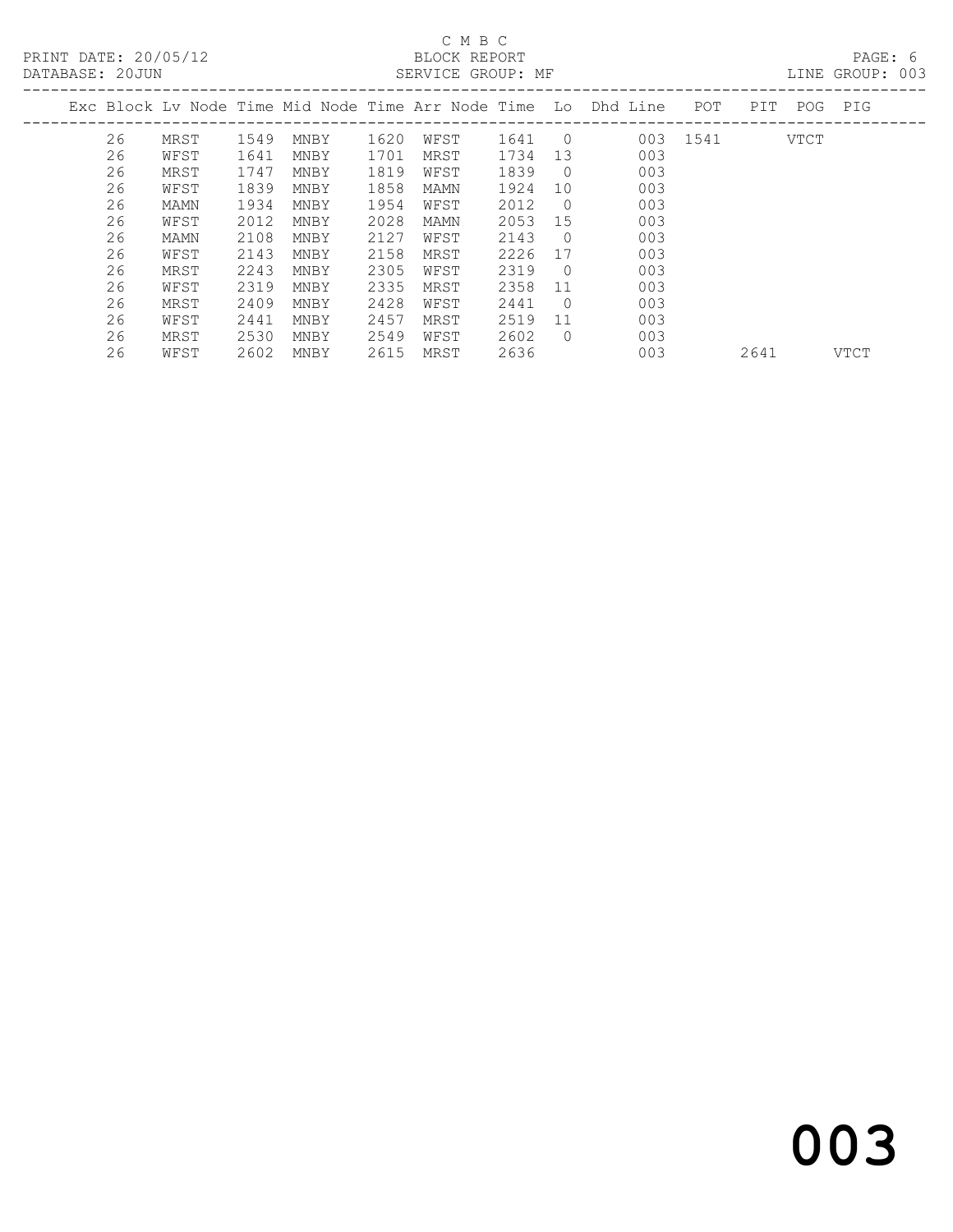C M B C

BLOCK REPORT

SERVICE GROUP: MF

PRINT DATE: 20/05/12

DATABASE: 20JUN

LINE GROUP: 003

| Exc | Block | Lv Node | Time | Mid Node | Time | Arr Node | Time | Lo | Dhd Line | POT | PIT | POG | PIG |
|---|---|---|---|---|---|---|---|---|---|---|---|---|---|
| | 26 | MRST | 1549 | MNBY | 1620 | WFST | 1641 | 0 | 003 | 1541 | | VTCT | |
| | 26 | WFST | 1641 | MNBY | 1701 | MRST | 1734 | 13 | 003 | | | | |
| | 26 | MRST | 1747 | MNBY | 1819 | WFST | 1839 | 0 | 003 | | | | |
| | 26 | WFST | 1839 | MNBY | 1858 | MAMN | 1924 | 10 | 003 | | | | |
| | 26 | MAMN | 1934 | MNBY | 1954 | WFST | 2012 | 0 | 003 | | | | |
| | 26 | WFST | 2012 | MNBY | 2028 | MAMN | 2053 | 15 | 003 | | | | |
| | 26 | MAMN | 2108 | MNBY | 2127 | WFST | 2143 | 0 | 003 | | | | |
| | 26 | WFST | 2143 | MNBY | 2158 | MRST | 2226 | 17 | 003 | | | | |
| | 26 | MRST | 2243 | MNBY | 2305 | WFST | 2319 | 0 | 003 | | | | |
| | 26 | WFST | 2319 | MNBY | 2335 | MRST | 2358 | 11 | 003 | | | | |
| | 26 | MRST | 2409 | MNBY | 2428 | WFST | 2441 | 0 | 003 | | | | |
| | 26 | WFST | 2441 | MNBY | 2457 | MRST | 2519 | 11 | 003 | | | | |
| | 26 | MRST | 2530 | MNBY | 2549 | WFST | 2602 | 0 | 003 | | | | |
| | 26 | WFST | 2602 | MNBY | 2615 | MRST | 2636 | | 003 | | 2641 | | VTCT |

003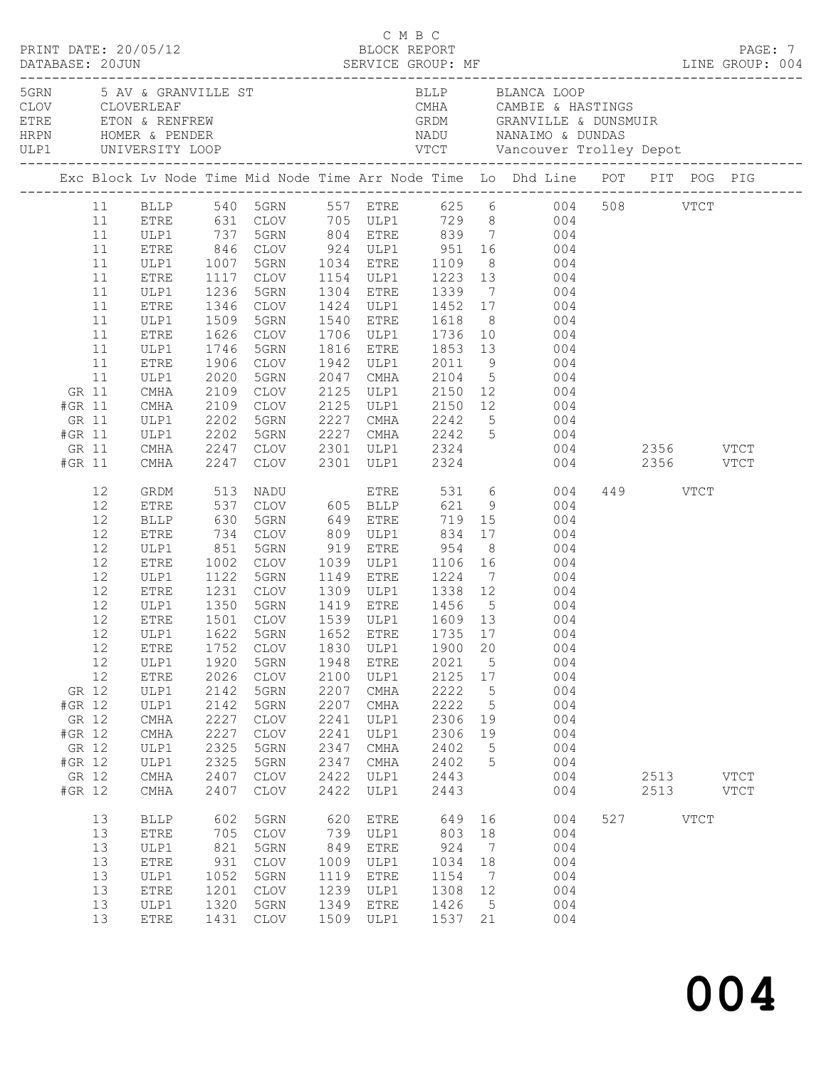C M B C
PRINT DATE: 20/05/12 BLOCK REPORT
DATABASE: 20JUN SERVICE GROUP: MF LINE GROUP: 004

| Code | Location | Code | Location |
|---|---|---|---|
| 5GRN | 5 AV & GRANVILLE ST | BLLP | BLANCA LOOP |
| CLOV | CLOVERLEAF | CMHA | CAMBIE & HASTINGS |
| ETRE | ETON & RENFREW | GRDM | GRANVILLE & DUNSMUIR |
| HRPN | HOMER & PENDER | NADU | NANAIMO & DUNDAS |
| ULP1 | UNIVERSITY LOOP | VTCT | Vancouver Trolley Depot |

| Exc | Block | Lv Node | Time | Mid Node | Time | Arr Node | Time | Lo | Dhd Line | POT | PIT | POG | PIG |
|---|---|---|---|---|---|---|---|---|---|---|---|---|---|
| | 11 | BLLP | 540 | 5GRN | 557 | ETRE | 625 | 6 | 004 | 508 | | VTCT | |
| | 11 | ETRE | 631 | CLOV | 705 | ULP1 | 729 | 8 | 004 | | | | |
| | 11 | ULP1 | 737 | 5GRN | 804 | ETRE | 839 | 7 | 004 | | | | |
| | 11 | ETRE | 846 | CLOV | 924 | ULP1 | 951 | 16 | 004 | | | | |
| | 11 | ULP1 | 1007 | 5GRN | 1034 | ETRE | 1109 | 8 | 004 | | | | |
| | 11 | ETRE | 1117 | CLOV | 1154 | ULP1 | 1223 | 13 | 004 | | | | |
| | 11 | ULP1 | 1236 | 5GRN | 1304 | ETRE | 1339 | 7 | 004 | | | | |
| | 11 | ETRE | 1346 | CLOV | 1424 | ULP1 | 1452 | 17 | 004 | | | | |
| | 11 | ULP1 | 1509 | 5GRN | 1540 | ETRE | 1618 | 8 | 004 | | | | |
| | 11 | ETRE | 1626 | CLOV | 1706 | ULP1 | 1736 | 10 | 004 | | | | |
| | 11 | ULP1 | 1746 | 5GRN | 1816 | ETRE | 1853 | 13 | 004 | | | | |
| | 11 | ETRE | 1906 | CLOV | 1942 | ULP1 | 2011 | 9 | 004 | | | | |
| | 11 | ULP1 | 2020 | 5GRN | 2047 | CMHA | 2104 | 5 | 004 | | | | |
| GR | 11 | CMHA | 2109 | CLOV | 2125 | ULP1 | 2150 | 12 | 004 | | | | |
| #GR | 11 | CMHA | 2109 | CLOV | 2125 | ULP1 | 2150 | 12 | 004 | | | | |
| GR | 11 | ULP1 | 2202 | 5GRN | 2227 | CMHA | 2242 | 5 | 004 | | | | |
| #GR | 11 | ULP1 | 2202 | 5GRN | 2227 | CMHA | 2242 | 5 | 004 | | | | |
| GR | 11 | CMHA | 2247 | CLOV | 2301 | ULP1 | 2324 | | 004 | | 2356 | | VTCT |
| #GR | 11 | CMHA | 2247 | CLOV | 2301 | ULP1 | 2324 | | 004 | | 2356 | | VTCT |
| | 12 | GRDM | 513 | NADU | | ETRE | 531 | 6 | 004 | 449 | | VTCT | |
| | 12 | ETRE | 537 | CLOV | 605 | BLLP | 621 | 9 | 004 | | | | |
| | 12 | BLLP | 630 | 5GRN | 649 | ETRE | 719 | 15 | 004 | | | | |
| | 12 | ETRE | 734 | CLOV | 809 | ULP1 | 834 | 17 | 004 | | | | |
| | 12 | ULP1 | 851 | 5GRN | 919 | ETRE | 954 | 8 | 004 | | | | |
| | 12 | ETRE | 1002 | CLOV | 1039 | ULP1 | 1106 | 16 | 004 | | | | |
| | 12 | ULP1 | 1122 | 5GRN | 1149 | ETRE | 1224 | 7 | 004 | | | | |
| | 12 | ETRE | 1231 | CLOV | 1309 | ULP1 | 1338 | 12 | 004 | | | | |
| | 12 | ULP1 | 1350 | 5GRN | 1419 | ETRE | 1456 | 5 | 004 | | | | |
| | 12 | ETRE | 1501 | CLOV | 1539 | ULP1 | 1609 | 13 | 004 | | | | |
| | 12 | ULP1 | 1622 | 5GRN | 1652 | ETRE | 1735 | 17 | 004 | | | | |
| | 12 | ETRE | 1752 | CLOV | 1830 | ULP1 | 1900 | 20 | 004 | | | | |
| | 12 | ULP1 | 1920 | 5GRN | 1948 | ETRE | 2021 | 5 | 004 | | | | |
| | 12 | ETRE | 2026 | CLOV | 2100 | ULP1 | 2125 | 17 | 004 | | | | |
| GR | 12 | ULP1 | 2142 | 5GRN | 2207 | CMHA | 2222 | 5 | 004 | | | | |
| #GR | 12 | ULP1 | 2142 | 5GRN | 2207 | CMHA | 2222 | 5 | 004 | | | | |
| GR | 12 | CMHA | 2227 | CLOV | 2241 | ULP1 | 2306 | 19 | 004 | | | | |
| #GR | 12 | CMHA | 2227 | CLOV | 2241 | ULP1 | 2306 | 19 | 004 | | | | |
| GR | 12 | ULP1 | 2325 | 5GRN | 2347 | CMHA | 2402 | 5 | 004 | | | | |
| #GR | 12 | ULP1 | 2325 | 5GRN | 2347 | CMHA | 2402 | 5 | 004 | | | | |
| GR | 12 | CMHA | 2407 | CLOV | 2422 | ULP1 | 2443 | | 004 | | 2513 | | VTCT |
| #GR | 12 | CMHA | 2407 | CLOV | 2422 | ULP1 | 2443 | | 004 | | 2513 | | VTCT |
| | 13 | BLLP | 602 | 5GRN | 620 | ETRE | 649 | 16 | 004 | 527 | | VTCT | |
| | 13 | ETRE | 705 | CLOV | 739 | ULP1 | 803 | 18 | 004 | | | | |
| | 13 | ULP1 | 821 | 5GRN | 849 | ETRE | 924 | 7 | 004 | | | | |
| | 13 | ETRE | 931 | CLOV | 1009 | ULP1 | 1034 | 18 | 004 | | | | |
| | 13 | ULP1 | 1052 | 5GRN | 1119 | ETRE | 1154 | 7 | 004 | | | | |
| | 13 | ETRE | 1201 | CLOV | 1239 | ULP1 | 1308 | 12 | 004 | | | | |
| | 13 | ULP1 | 1320 | 5GRN | 1349 | ETRE | 1426 | 5 | 004 | | | | |
| | 13 | ETRE | 1431 | CLOV | 1509 | ULP1 | 1537 | 21 | 004 | | | | |

004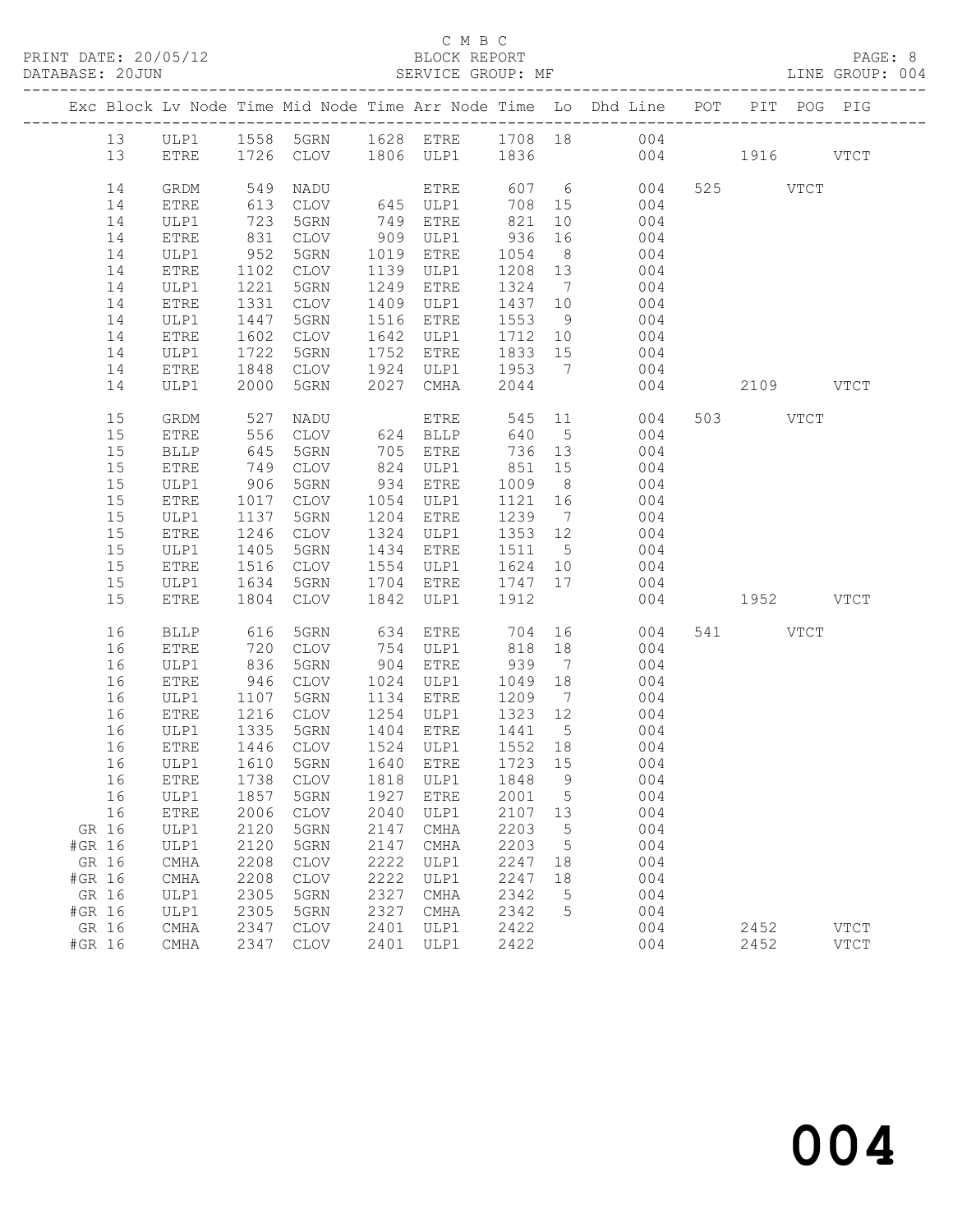C M B C
BLOCK REPORT
SERVICE GROUP: MF

PRINT DATE: 20/05/12
DATABASE: 20JUN
LINE GROUP: 004

| Exc | Block | Lv | Node | Time | Mid Node | Time | Arr Node | Time | Lo | Dhd Line | POT | PIT | POG | PIG |
|---|---|---|---|---|---|---|---|---|---|---|---|---|---|---|
| | 13 | | ULP1 | 1558 | 5GRN | 1628 | ETRE | 1708 | 18 | 004 | | | | |
| | 13 | | ETRE | 1726 | CLOV | 1806 | ULP1 | 1836 | | 004 | | 1916 | | VTCT |
| | 14 | | GRDM | 549 | NADU | | ETRE | 607 | 6 | 004 | 525 | | VTCT | |
| | 14 | | ETRE | 613 | CLOV | 645 | ULP1 | 708 | 15 | 004 | | | | |
| | 14 | | ULP1 | 723 | 5GRN | 749 | ETRE | 821 | 10 | 004 | | | | |
| | 14 | | ETRE | 831 | CLOV | 909 | ULP1 | 936 | 16 | 004 | | | | |
| | 14 | | ULP1 | 952 | 5GRN | 1019 | ETRE | 1054 | 8 | 004 | | | | |
| | 14 | | ETRE | 1102 | CLOV | 1139 | ULP1 | 1208 | 13 | 004 | | | | |
| | 14 | | ULP1 | 1221 | 5GRN | 1249 | ETRE | 1324 | 7 | 004 | | | | |
| | 14 | | ETRE | 1331 | CLOV | 1409 | ULP1 | 1437 | 10 | 004 | | | | |
| | 14 | | ULP1 | 1447 | 5GRN | 1516 | ETRE | 1553 | 9 | 004 | | | | |
| | 14 | | ETRE | 1602 | CLOV | 1642 | ULP1 | 1712 | 10 | 004 | | | | |
| | 14 | | ULP1 | 1722 | 5GRN | 1752 | ETRE | 1833 | 15 | 004 | | | | |
| | 14 | | ETRE | 1848 | CLOV | 1924 | ULP1 | 1953 | 7 | 004 | | | | |
| | 14 | | ULP1 | 2000 | 5GRN | 2027 | CMHA | 2044 | | 004 | | 2109 | | VTCT |
| | 15 | | GRDM | 527 | NADU | | ETRE | 545 | 11 | 004 | 503 | | VTCT | |
| | 15 | | ETRE | 556 | CLOV | 624 | BLLP | 640 | 5 | 004 | | | | |
| | 15 | | BLLP | 645 | 5GRN | 705 | ETRE | 736 | 13 | 004 | | | | |
| | 15 | | ETRE | 749 | CLOV | 824 | ULP1 | 851 | 15 | 004 | | | | |
| | 15 | | ULP1 | 906 | 5GRN | 934 | ETRE | 1009 | 8 | 004 | | | | |
| | 15 | | ETRE | 1017 | CLOV | 1054 | ULP1 | 1121 | 16 | 004 | | | | |
| | 15 | | ULP1 | 1137 | 5GRN | 1204 | ETRE | 1239 | 7 | 004 | | | | |
| | 15 | | ETRE | 1246 | CLOV | 1324 | ULP1 | 1353 | 12 | 004 | | | | |
| | 15 | | ULP1 | 1405 | 5GRN | 1434 | ETRE | 1511 | 5 | 004 | | | | |
| | 15 | | ETRE | 1516 | CLOV | 1554 | ULP1 | 1624 | 10 | 004 | | | | |
| | 15 | | ULP1 | 1634 | 5GRN | 1704 | ETRE | 1747 | 17 | 004 | | | | |
| | 15 | | ETRE | 1804 | CLOV | 1842 | ULP1 | 1912 | | 004 | | 1952 | | VTCT |
| | 16 | | BLLP | 616 | 5GRN | 634 | ETRE | 704 | 16 | 004 | 541 | | VTCT | |
| | 16 | | ETRE | 720 | CLOV | 754 | ULP1 | 818 | 18 | 004 | | | | |
| | 16 | | ULP1 | 836 | 5GRN | 904 | ETRE | 939 | 7 | 004 | | | | |
| | 16 | | ETRE | 946 | CLOV | 1024 | ULP1 | 1049 | 18 | 004 | | | | |
| | 16 | | ULP1 | 1107 | 5GRN | 1134 | ETRE | 1209 | 7 | 004 | | | | |
| | 16 | | ETRE | 1216 | CLOV | 1254 | ULP1 | 1323 | 12 | 004 | | | | |
| | 16 | | ULP1 | 1335 | 5GRN | 1404 | ETRE | 1441 | 5 | 004 | | | | |
| | 16 | | ETRE | 1446 | CLOV | 1524 | ULP1 | 1552 | 18 | 004 | | | | |
| | 16 | | ULP1 | 1610 | 5GRN | 1640 | ETRE | 1723 | 15 | 004 | | | | |
| | 16 | | ETRE | 1738 | CLOV | 1818 | ULP1 | 1848 | 9 | 004 | | | | |
| | 16 | | ULP1 | 1857 | 5GRN | 1927 | ETRE | 2001 | 5 | 004 | | | | |
| | 16 | | ETRE | 2006 | CLOV | 2040 | ULP1 | 2107 | 13 | 004 | | | | |
| GR | 16 | | ULP1 | 2120 | 5GRN | 2147 | CMHA | 2203 | 5 | 004 | | | | |
| #GR | 16 | | ULP1 | 2120 | 5GRN | 2147 | CMHA | 2203 | 5 | 004 | | | | |
| GR | 16 | | CMHA | 2208 | CLOV | 2222 | ULP1 | 2247 | 18 | 004 | | | | |
| #GR | 16 | | CMHA | 2208 | CLOV | 2222 | ULP1 | 2247 | 18 | 004 | | | | |
| GR | 16 | | ULP1 | 2305 | 5GRN | 2327 | CMHA | 2342 | 5 | 004 | | | | |
| #GR | 16 | | ULP1 | 2305 | 5GRN | 2327 | CMHA | 2342 | 5 | 004 | | | | |
| GR | 16 | | CMHA | 2347 | CLOV | 2401 | ULP1 | 2422 | | 004 | | 2452 | | VTCT |
| #GR | 16 | | CMHA | 2347 | CLOV | 2401 | ULP1 | 2422 | | 004 | | 2452 | | VTCT |

004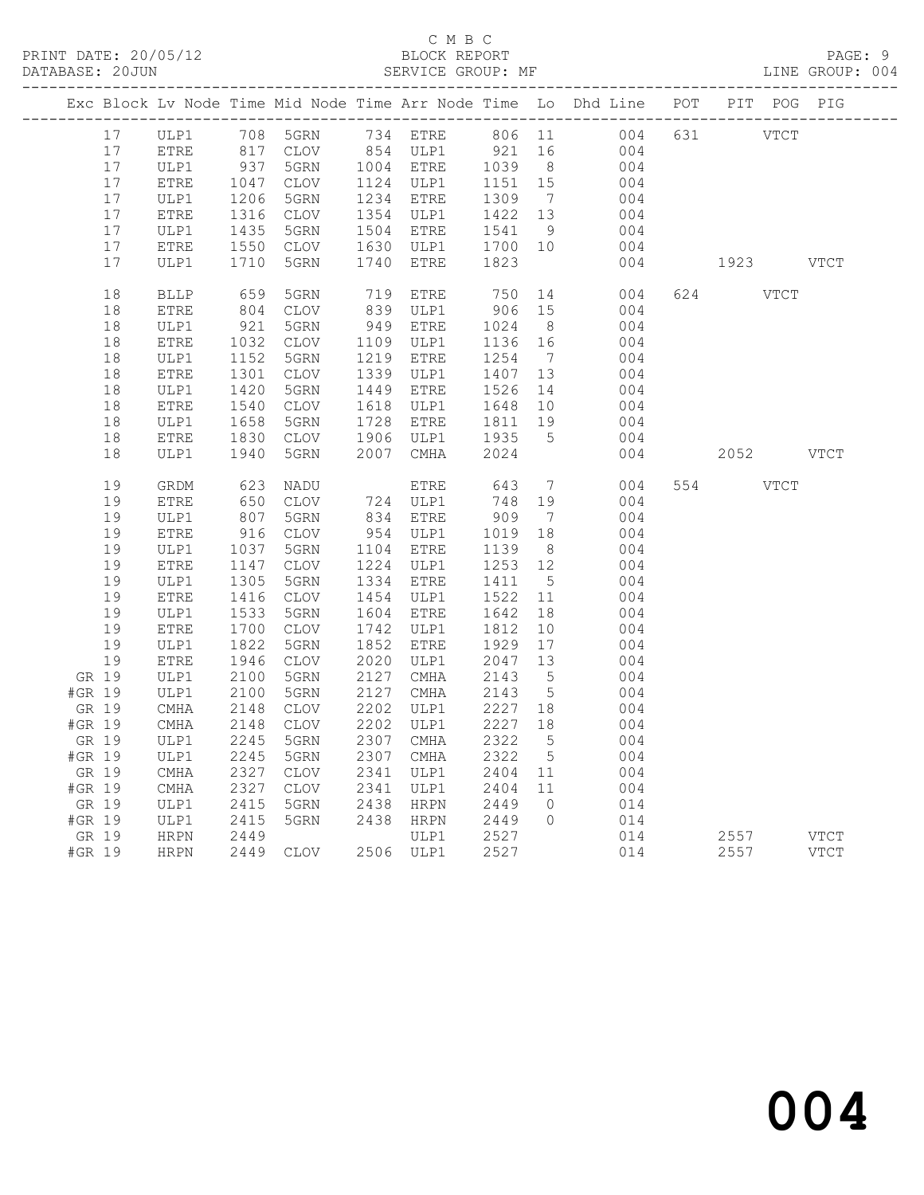C M B C
BLOCK REPORT
SERVICE GROUP: MF

PRINT DATE: 20/05/12
DATABASE: 20JUN
LINE GROUP: 004

| Exc | Block | Lv Node | Time | Mid Node | Time | Arr Node | Time | Lo | Dhd Line | POT | PIT | POG | PIG |
|---|---|---|---|---|---|---|---|---|---|---|---|---|---|
| | 17 | ULP1 | 708 | 5GRN | 734 | ETRE | 806 | 11 | 004 | 631 | | VTCT | |
| | 17 | ETRE | 817 | CLOV | 854 | ULP1 | 921 | 16 | 004 | | | | |
| | 17 | ULP1 | 937 | 5GRN | 1004 | ETRE | 1039 | 8 | 004 | | | | |
| | 17 | ETRE | 1047 | CLOV | 1124 | ULP1 | 1151 | 15 | 004 | | | | |
| | 17 | ULP1 | 1206 | 5GRN | 1234 | ETRE | 1309 | 7 | 004 | | | | |
| | 17 | ETRE | 1316 | CLOV | 1354 | ULP1 | 1422 | 13 | 004 | | | | |
| | 17 | ULP1 | 1435 | 5GRN | 1504 | ETRE | 1541 | 9 | 004 | | | | |
| | 17 | ETRE | 1550 | CLOV | 1630 | ULP1 | 1700 | 10 | 004 | | | | |
| | 17 | ULP1 | 1710 | 5GRN | 1740 | ETRE | 1823 | | 004 | | 1923 | | VTCT |
| | 18 | BLLP | 659 | 5GRN | 719 | ETRE | 750 | 14 | 004 | 624 | | VTCT | |
| | 18 | ETRE | 804 | CLOV | 839 | ULP1 | 906 | 15 | 004 | | | | |
| | 18 | ULP1 | 921 | 5GRN | 949 | ETRE | 1024 | 8 | 004 | | | | |
| | 18 | ETRE | 1032 | CLOV | 1109 | ULP1 | 1136 | 16 | 004 | | | | |
| | 18 | ULP1 | 1152 | 5GRN | 1219 | ETRE | 1254 | 7 | 004 | | | | |
| | 18 | ETRE | 1301 | CLOV | 1339 | ULP1 | 1407 | 13 | 004 | | | | |
| | 18 | ULP1 | 1420 | 5GRN | 1449 | ETRE | 1526 | 14 | 004 | | | | |
| | 18 | ETRE | 1540 | CLOV | 1618 | ULP1 | 1648 | 10 | 004 | | | | |
| | 18 | ULP1 | 1658 | 5GRN | 1728 | ETRE | 1811 | 19 | 004 | | | | |
| | 18 | ETRE | 1830 | CLOV | 1906 | ULP1 | 1935 | 5 | 004 | | | | |
| | 18 | ULP1 | 1940 | 5GRN | 2007 | CMHA | 2024 | | 004 | | 2052 | | VTCT |
| | 19 | GRDM | 623 | NADU | | ETRE | 643 | 7 | 004 | 554 | | VTCT | |
| | 19 | ETRE | 650 | CLOV | 724 | ULP1 | 748 | 19 | 004 | | | | |
| | 19 | ULP1 | 807 | 5GRN | 834 | ETRE | 909 | 7 | 004 | | | | |
| | 19 | ETRE | 916 | CLOV | 954 | ULP1 | 1019 | 18 | 004 | | | | |
| | 19 | ULP1 | 1037 | 5GRN | 1104 | ETRE | 1139 | 8 | 004 | | | | |
| | 19 | ETRE | 1147 | CLOV | 1224 | ULP1 | 1253 | 12 | 004 | | | | |
| | 19 | ULP1 | 1305 | 5GRN | 1334 | ETRE | 1411 | 5 | 004 | | | | |
| | 19 | ETRE | 1416 | CLOV | 1454 | ULP1 | 1522 | 11 | 004 | | | | |
| | 19 | ULP1 | 1533 | 5GRN | 1604 | ETRE | 1642 | 18 | 004 | | | | |
| | 19 | ETRE | 1700 | CLOV | 1742 | ULP1 | 1812 | 10 | 004 | | | | |
| | 19 | ULP1 | 1822 | 5GRN | 1852 | ETRE | 1929 | 17 | 004 | | | | |
| | 19 | ETRE | 1946 | CLOV | 2020 | ULP1 | 2047 | 13 | 004 | | | | |
| GR | 19 | ULP1 | 2100 | 5GRN | 2127 | CMHA | 2143 | 5 | 004 | | | | |
| #GR | 19 | ULP1 | 2100 | 5GRN | 2127 | CMHA | 2143 | 5 | 004 | | | | |
| GR | 19 | CMHA | 2148 | CLOV | 2202 | ULP1 | 2227 | 18 | 004 | | | | |
| #GR | 19 | CMHA | 2148 | CLOV | 2202 | ULP1 | 2227 | 18 | 004 | | | | |
| GR | 19 | ULP1 | 2245 | 5GRN | 2307 | CMHA | 2322 | 5 | 004 | | | | |
| #GR | 19 | ULP1 | 2245 | 5GRN | 2307 | CMHA | 2322 | 5 | 004 | | | | |
| GR | 19 | CMHA | 2327 | CLOV | 2341 | ULP1 | 2404 | 11 | 004 | | | | |
| #GR | 19 | CMHA | 2327 | CLOV | 2341 | ULP1 | 2404 | 11 | 004 | | | | |
| GR | 19 | ULP1 | 2415 | 5GRN | 2438 | HRPN | 2449 | 0 | 014 | | | | |
| #GR | 19 | ULP1 | 2415 | 5GRN | 2438 | HRPN | 2449 | 0 | 014 | | | | |
| GR | 19 | HRPN | 2449 | | | ULP1 | 2527 | | 014 | | 2557 | | VTCT |
| #GR | 19 | HRPN | 2449 | CLOV | 2506 | ULP1 | 2527 | | 014 | | 2557 | | VTCT |

004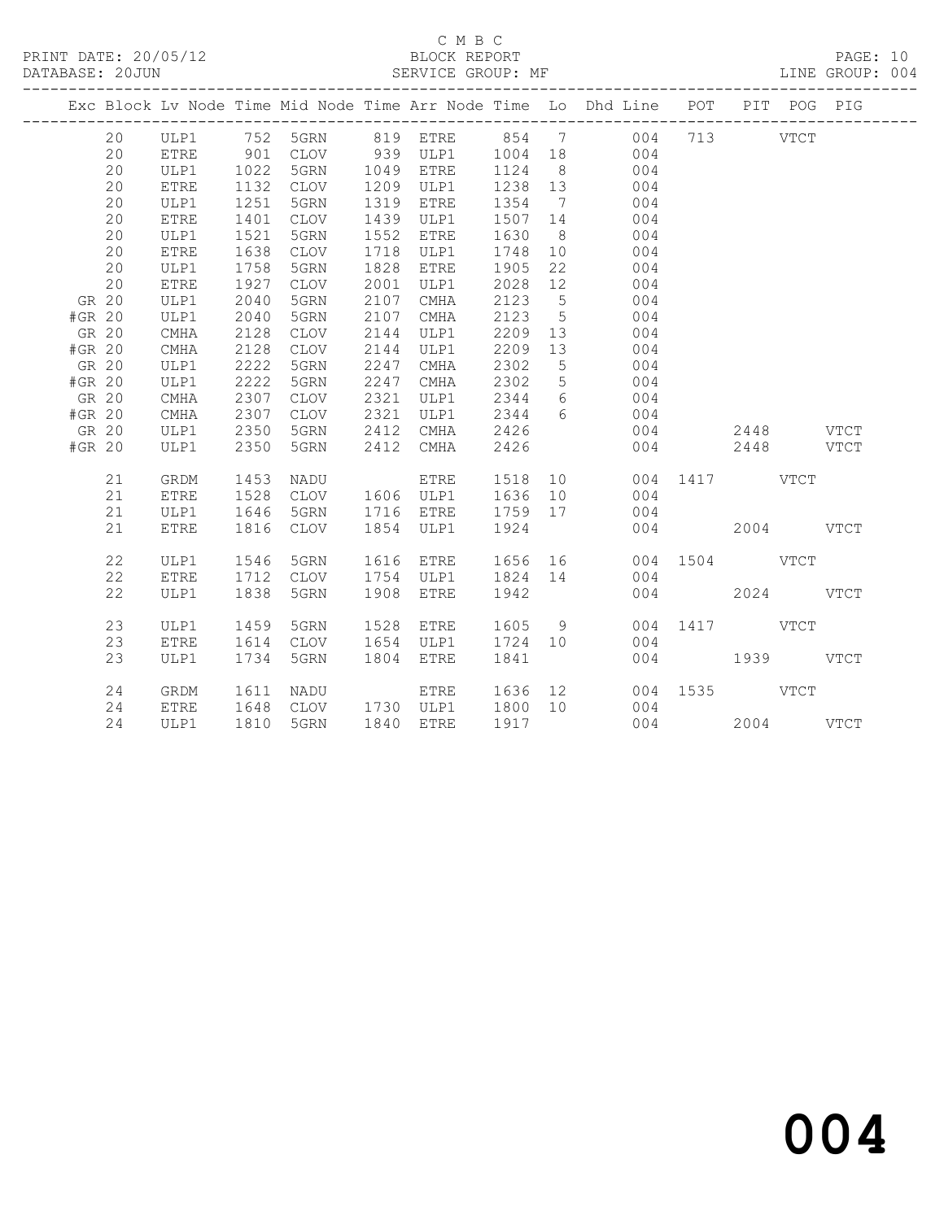C M B C
BLOCK REPORT
SERVICE GROUP: MF

PRINT DATE: 20/05/12
DATABASE: 20JUN
LINE GROUP: 004

| Exc | Block | Lv Node | Time | Mid Node | Time | Arr Node | Time | Lo | Dhd Line | POT | PIT | POG | PIG |
|---|---|---|---|---|---|---|---|---|---|---|---|---|---|
| | 20 | ULP1 | 752 | 5GRN | 819 | ETRE | 854 | 7 | 004 | 713 | | VTCT | |
| | 20 | ETRE | 901 | CLOV | 939 | ULP1 | 1004 | 18 | 004 | | | | |
| | 20 | ULP1 | 1022 | 5GRN | 1049 | ETRE | 1124 | 8 | 004 | | | | |
| | 20 | ETRE | 1132 | CLOV | 1209 | ULP1 | 1238 | 13 | 004 | | | | |
| | 20 | ULP1 | 1251 | 5GRN | 1319 | ETRE | 1354 | 7 | 004 | | | | |
| | 20 | ETRE | 1401 | CLOV | 1439 | ULP1 | 1507 | 14 | 004 | | | | |
| | 20 | ULP1 | 1521 | 5GRN | 1552 | ETRE | 1630 | 8 | 004 | | | | |
| | 20 | ETRE | 1638 | CLOV | 1718 | ULP1 | 1748 | 10 | 004 | | | | |
| | 20 | ULP1 | 1758 | 5GRN | 1828 | ETRE | 1905 | 22 | 004 | | | | |
| | 20 | ETRE | 1927 | CLOV | 2001 | ULP1 | 2028 | 12 | 004 | | | | |
| GR | 20 | ULP1 | 2040 | 5GRN | 2107 | CMHA | 2123 | 5 | 004 | | | | |
| #GR | 20 | ULP1 | 2040 | 5GRN | 2107 | CMHA | 2123 | 5 | 004 | | | | |
| GR | 20 | CMHA | 2128 | CLOV | 2144 | ULP1 | 2209 | 13 | 004 | | | | |
| #GR | 20 | CMHA | 2128 | CLOV | 2144 | ULP1 | 2209 | 13 | 004 | | | | |
| GR | 20 | ULP1 | 2222 | 5GRN | 2247 | CMHA | 2302 | 5 | 004 | | | | |
| #GR | 20 | ULP1 | 2222 | 5GRN | 2247 | CMHA | 2302 | 5 | 004 | | | | |
| GR | 20 | CMHA | 2307 | CLOV | 2321 | ULP1 | 2344 | 6 | 004 | | | | |
| #GR | 20 | CMHA | 2307 | CLOV | 2321 | ULP1 | 2344 | 6 | 004 | | | | |
| GR | 20 | ULP1 | 2350 | 5GRN | 2412 | CMHA | 2426 | | 004 | | 2448 | | VTCT |
| #GR | 20 | ULP1 | 2350 | 5GRN | 2412 | CMHA | 2426 | | 004 | | 2448 | | VTCT |
| | 21 | GRDM | 1453 | NADU | | ETRE | 1518 | 10 | 004 | 1417 | | VTCT | |
| | 21 | ETRE | 1528 | CLOV | 1606 | ULP1 | 1636 | 10 | 004 | | | | |
| | 21 | ULP1 | 1646 | 5GRN | 1716 | ETRE | 1759 | 17 | 004 | | | | |
| | 21 | ETRE | 1816 | CLOV | 1854 | ULP1 | 1924 | | 004 | | 2004 | | VTCT |
| | 22 | ULP1 | 1546 | 5GRN | 1616 | ETRE | 1656 | 16 | 004 | 1504 | | VTCT | |
| | 22 | ETRE | 1712 | CLOV | 1754 | ULP1 | 1824 | 14 | 004 | | | | |
| | 22 | ULP1 | 1838 | 5GRN | 1908 | ETRE | 1942 | | 004 | | 2024 | | VTCT |
| | 23 | ULP1 | 1459 | 5GRN | 1528 | ETRE | 1605 | 9 | 004 | 1417 | | VTCT | |
| | 23 | ETRE | 1614 | CLOV | 1654 | ULP1 | 1724 | 10 | 004 | | | | |
| | 23 | ULP1 | 1734 | 5GRN | 1804 | ETRE | 1841 | | 004 | | 1939 | | VTCT |
| | 24 | GRDM | 1611 | NADU | | ETRE | 1636 | 12 | 004 | 1535 | | VTCT | |
| | 24 | ETRE | 1648 | CLOV | 1730 | ULP1 | 1800 | 10 | 004 | | | | |
| | 24 | ULP1 | 1810 | 5GRN | 1840 | ETRE | 1917 | | 004 | | 2004 | | VTCT |

004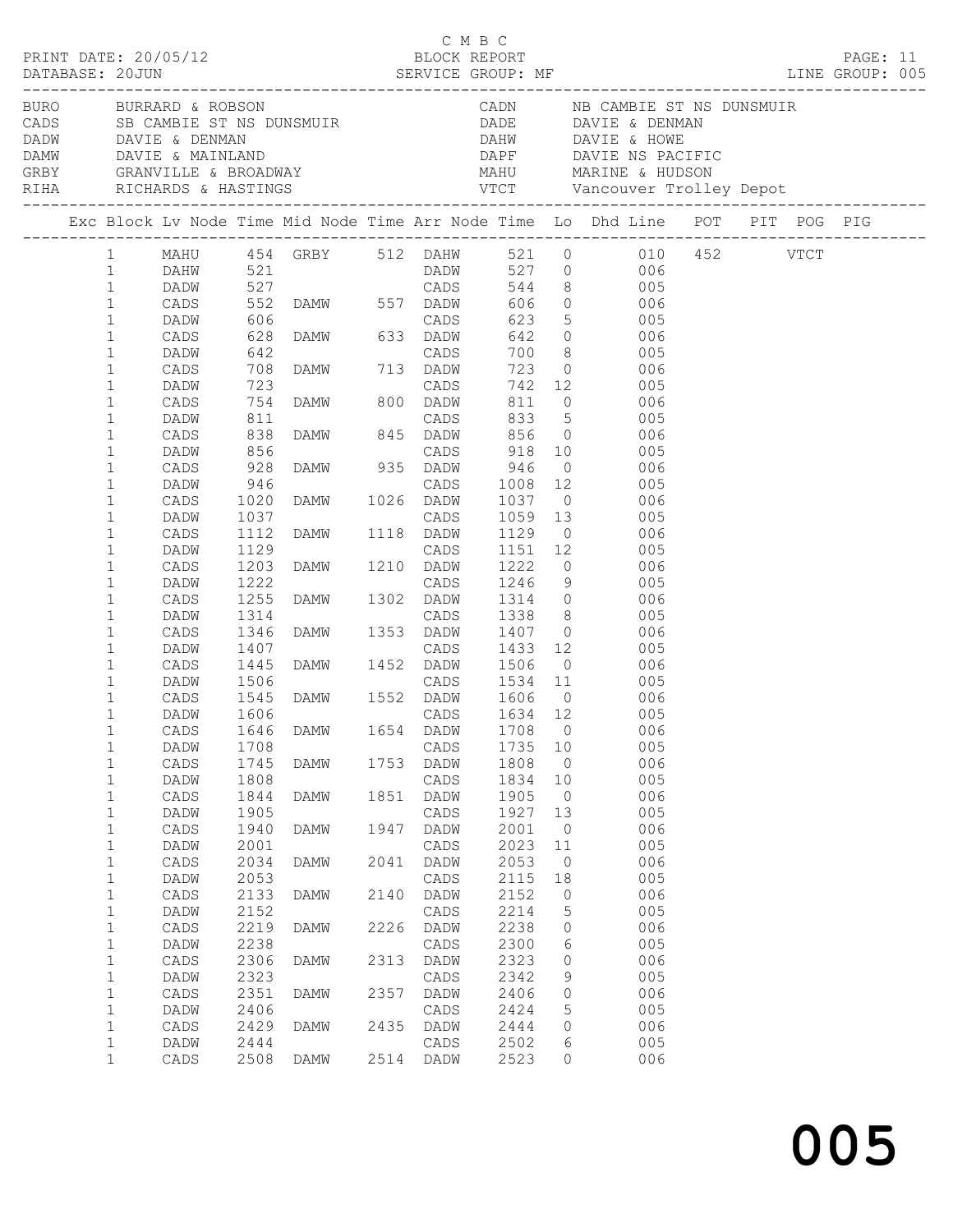C M B C

PRINT DATE: 20/05/12 BLOCK REPORT PAGE: 11
DATABASE: 20JUN SERVICE GROUP: MF LINE GROUP: 005

| | | | |
|---|---|---|---|
| BURO | BURRARD & ROBSON | CADN | NB CAMBIE ST NS DUNSMUIR |
| CADS | SB CAMBIE ST NS DUNSMUIR | DADE | DAVIE & DENMAN |
| DADW | DAVIE & DENMAN | DAHW | DAVIE & HOWE |
| DAMW | DAVIE & MAINLAND | DAPF | DAVIE NS PACIFIC |
| GRBY | GRANVILLE & BROADWAY | MAHU | MARINE & HUDSON |
| RIHA | RICHARDS & HASTINGS | VTCT | Vancouver Trolley Depot |

| Exc | Block | Lv Node | Time | Mid Node | Time | Arr Node | Time | Lo | Dhd Line | POT | PIT | POG | PIG |
|---|---|---|---|---|---|---|---|---|---|---|---|---|---|
| | 1 | MAHU | 454 | GRBY | 512 | DAHW | 521 | 0 | 010 | 452 | | VTCT | |
| | 1 | DAHW | 521 | | | DADW | 527 | 0 | 006 | | | | |
| | 1 | DADW | 527 | | | CADS | 544 | 8 | 005 | | | | |
| | 1 | CADS | 552 | DAMW | 557 | DADW | 606 | 0 | 006 | | | | |
| | 1 | DADW | 606 | | | CADS | 623 | 5 | 005 | | | | |
| | 1 | CADS | 628 | DAMW | 633 | DADW | 642 | 0 | 006 | | | | |
| | 1 | DADW | 642 | | | CADS | 700 | 8 | 005 | | | | |
| | 1 | CADS | 708 | DAMW | 713 | DADW | 723 | 0 | 006 | | | | |
| | 1 | DADW | 723 | | | CADS | 742 | 12 | 005 | | | | |
| | 1 | CADS | 754 | DAMW | 800 | DADW | 811 | 0 | 006 | | | | |
| | 1 | DADW | 811 | | | CADS | 833 | 5 | 005 | | | | |
| | 1 | CADS | 838 | DAMW | 845 | DADW | 856 | 0 | 006 | | | | |
| | 1 | DADW | 856 | | | CADS | 918 | 10 | 005 | | | | |
| | 1 | CADS | 928 | DAMW | 935 | DADW | 946 | 0 | 006 | | | | |
| | 1 | DADW | 946 | | | CADS | 1008 | 12 | 005 | | | | |
| | 1 | CADS | 1020 | DAMW | 1026 | DADW | 1037 | 0 | 006 | | | | |
| | 1 | DADW | 1037 | | | CADS | 1059 | 13 | 005 | | | | |
| | 1 | CADS | 1112 | DAMW | 1118 | DADW | 1129 | 0 | 006 | | | | |
| | 1 | DADW | 1129 | | | CADS | 1151 | 12 | 005 | | | | |
| | 1 | CADS | 1203 | DAMW | 1210 | DADW | 1222 | 0 | 006 | | | | |
| | 1 | DADW | 1222 | | | CADS | 1246 | 9 | 005 | | | | |
| | 1 | CADS | 1255 | DAMW | 1302 | DADW | 1314 | 0 | 006 | | | | |
| | 1 | DADW | 1314 | | | CADS | 1338 | 8 | 005 | | | | |
| | 1 | CADS | 1346 | DAMW | 1353 | DADW | 1407 | 0 | 006 | | | | |
| | 1 | DADW | 1407 | | | CADS | 1433 | 12 | 005 | | | | |
| | 1 | CADS | 1445 | DAMW | 1452 | DADW | 1506 | 0 | 006 | | | | |
| | 1 | DADW | 1506 | | | CADS | 1534 | 11 | 005 | | | | |
| | 1 | CADS | 1545 | DAMW | 1552 | DADW | 1606 | 0 | 006 | | | | |
| | 1 | DADW | 1606 | | | CADS | 1634 | 12 | 005 | | | | |
| | 1 | CADS | 1646 | DAMW | 1654 | DADW | 1708 | 0 | 006 | | | | |
| | 1 | DADW | 1708 | | | CADS | 1735 | 10 | 005 | | | | |
| | 1 | CADS | 1745 | DAMW | 1753 | DADW | 1808 | 0 | 006 | | | | |
| | 1 | DADW | 1808 | | | CADS | 1834 | 10 | 005 | | | | |
| | 1 | CADS | 1844 | DAMW | 1851 | DADW | 1905 | 0 | 006 | | | | |
| | 1 | DADW | 1905 | | | CADS | 1927 | 13 | 005 | | | | |
| | 1 | CADS | 1940 | DAMW | 1947 | DADW | 2001 | 0 | 006 | | | | |
| | 1 | DADW | 2001 | | | CADS | 2023 | 11 | 005 | | | | |
| | 1 | CADS | 2034 | DAMW | 2041 | DADW | 2053 | 0 | 006 | | | | |
| | 1 | DADW | 2053 | | | CADS | 2115 | 18 | 005 | | | | |
| | 1 | CADS | 2133 | DAMW | 2140 | DADW | 2152 | 0 | 006 | | | | |
| | 1 | DADW | 2152 | | | CADS | 2214 | 5 | 005 | | | | |
| | 1 | CADS | 2219 | DAMW | 2226 | DADW | 2238 | 0 | 006 | | | | |
| | 1 | DADW | 2238 | | | CADS | 2300 | 6 | 005 | | | | |
| | 1 | CADS | 2306 | DAMW | 2313 | DADW | 2323 | 0 | 006 | | | | |
| | 1 | DADW | 2323 | | | CADS | 2342 | 9 | 005 | | | | |
| | 1 | CADS | 2351 | DAMW | 2357 | DADW | 2406 | 0 | 006 | | | | |
| | 1 | DADW | 2406 | | | CADS | 2424 | 5 | 005 | | | | |
| | 1 | CADS | 2429 | DAMW | 2435 | DADW | 2444 | 0 | 006 | | | | |
| | 1 | DADW | 2444 | | | CADS | 2502 | 6 | 005 | | | | |
| | 1 | CADS | 2508 | DAMW | 2514 | DADW | 2523 | 0 | 006 | | | | |

005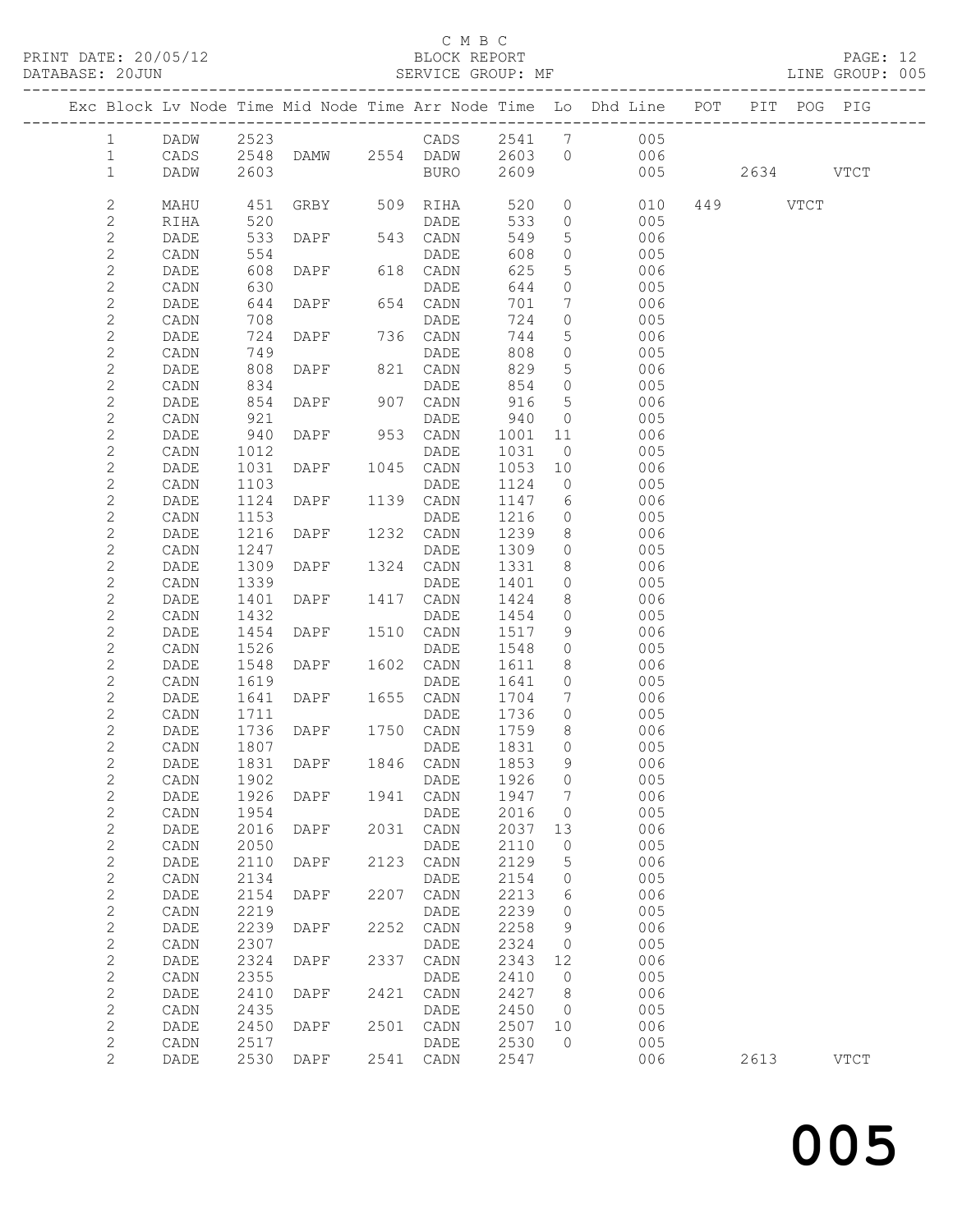C M B C

PRINT DATE: 20/05/12 BLOCK REPORT

DATABASE: 20JUN SERVICE GROUP: MF LINE GROUP: 005

| Exc | Block | Lv | Node | Time | Mid Node | Time | Arr Node | Time | Lo | Dhd Line | POT | PIT | POG | PIG |
|---|---|---|---|---|---|---|---|---|---|---|---|---|---|---|
| | 1 | | DADW | 2523 | | | CADS | 2541 | 7 | 005 | | | | |
| | 1 | | CADS | 2548 | DAMW | 2554 | DADW | 2603 | 0 | 006 | | | | |
| | 1 | | DADW | 2603 | | | BURO | 2609 | | 005 | | 2634 | | VTCT |
| | 2 | | MAHU | 451 | GRBY | 509 | RIHA | 520 | 0 | 010 | 449 | | VTCT | |
| | 2 | | RIHA | 520 | | | DADE | 533 | 0 | 005 | | | | |
| | 2 | | DADE | 533 | DAPF | 543 | CADN | 549 | 5 | 006 | | | | |
| | 2 | | CADN | 554 | | | DADE | 608 | 0 | 005 | | | | |
| | 2 | | DADE | 608 | DAPF | 618 | CADN | 625 | 5 | 006 | | | | |
| | 2 | | CADN | 630 | | | DADE | 644 | 0 | 005 | | | | |
| | 2 | | DADE | 644 | DAPF | 654 | CADN | 701 | 7 | 006 | | | | |
| | 2 | | CADN | 708 | | | DADE | 724 | 0 | 005 | | | | |
| | 2 | | DADE | 724 | DAPF | 736 | CADN | 744 | 5 | 006 | | | | |
| | 2 | | CADN | 749 | | | DADE | 808 | 0 | 005 | | | | |
| | 2 | | DADE | 808 | DAPF | 821 | CADN | 829 | 5 | 006 | | | | |
| | 2 | | CADN | 834 | | | DADE | 854 | 0 | 005 | | | | |
| | 2 | | DADE | 854 | DAPF | 907 | CADN | 916 | 5 | 006 | | | | |
| | 2 | | CADN | 921 | | | DADE | 940 | 0 | 005 | | | | |
| | 2 | | DADE | 940 | DAPF | 953 | CADN | 1001 | 11 | 006 | | | | |
| | 2 | | CADN | 1012 | | | DADE | 1031 | 0 | 005 | | | | |
| | 2 | | DADE | 1031 | DAPF | 1045 | CADN | 1053 | 10 | 006 | | | | |
| | 2 | | CADN | 1103 | | | DADE | 1124 | 0 | 005 | | | | |
| | 2 | | DADE | 1124 | DAPF | 1139 | CADN | 1147 | 6 | 006 | | | | |
| | 2 | | CADN | 1153 | | | DADE | 1216 | 0 | 005 | | | | |
| | 2 | | DADE | 1216 | DAPF | 1232 | CADN | 1239 | 8 | 006 | | | | |
| | 2 | | CADN | 1247 | | | DADE | 1309 | 0 | 005 | | | | |
| | 2 | | DADE | 1309 | DAPF | 1324 | CADN | 1331 | 8 | 006 | | | | |
| | 2 | | CADN | 1339 | | | DADE | 1401 | 0 | 005 | | | | |
| | 2 | | DADE | 1401 | DAPF | 1417 | CADN | 1424 | 8 | 006 | | | | |
| | 2 | | CADN | 1432 | | | DADE | 1454 | 0 | 005 | | | | |
| | 2 | | DADE | 1454 | DAPF | 1510 | CADN | 1517 | 9 | 006 | | | | |
| | 2 | | CADN | 1526 | | | DADE | 1548 | 0 | 005 | | | | |
| | 2 | | DADE | 1548 | DAPF | 1602 | CADN | 1611 | 8 | 006 | | | | |
| | 2 | | CADN | 1619 | | | DADE | 1641 | 0 | 005 | | | | |
| | 2 | | DADE | 1641 | DAPF | 1655 | CADN | 1704 | 7 | 006 | | | | |
| | 2 | | CADN | 1711 | | | DADE | 1736 | 0 | 005 | | | | |
| | 2 | | DADE | 1736 | DAPF | 1750 | CADN | 1759 | 8 | 006 | | | | |
| | 2 | | CADN | 1807 | | | DADE | 1831 | 0 | 005 | | | | |
| | 2 | | DADE | 1831 | DAPF | 1846 | CADN | 1853 | 9 | 006 | | | | |
| | 2 | | CADN | 1902 | | | DADE | 1926 | 0 | 005 | | | | |
| | 2 | | DADE | 1926 | DAPF | 1941 | CADN | 1947 | 7 | 006 | | | | |
| | 2 | | CADN | 1954 | | | DADE | 2016 | 0 | 005 | | | | |
| | 2 | | DADE | 2016 | DAPF | 2031 | CADN | 2037 | 13 | 006 | | | | |
| | 2 | | CADN | 2050 | | | DADE | 2110 | 0 | 005 | | | | |
| | 2 | | DADE | 2110 | DAPF | 2123 | CADN | 2129 | 5 | 006 | | | | |
| | 2 | | CADN | 2134 | | | DADE | 2154 | 0 | 005 | | | | |
| | 2 | | DADE | 2154 | DAPF | 2207 | CADN | 2213 | 6 | 006 | | | | |
| | 2 | | CADN | 2219 | | | DADE | 2239 | 0 | 005 | | | | |
| | 2 | | DADE | 2239 | DAPF | 2252 | CADN | 2258 | 9 | 006 | | | | |
| | 2 | | CADN | 2307 | | | DADE | 2324 | 0 | 005 | | | | |
| | 2 | | DADE | 2324 | DAPF | 2337 | CADN | 2343 | 12 | 006 | | | | |
| | 2 | | CADN | 2355 | | | DADE | 2410 | 0 | 005 | | | | |
| | 2 | | DADE | 2410 | DAPF | 2421 | CADN | 2427 | 8 | 006 | | | | |
| | 2 | | CADN | 2435 | | | DADE | 2450 | 0 | 005 | | | | |
| | 2 | | DADE | 2450 | DAPF | 2501 | CADN | 2507 | 10 | 006 | | | | |
| | 2 | | CADN | 2517 | | | DADE | 2530 | 0 | 005 | | | | |
| | 2 | | DADE | 2530 | DAPF | 2541 | CADN | 2547 | | 006 | | 2613 | | VTCT |

005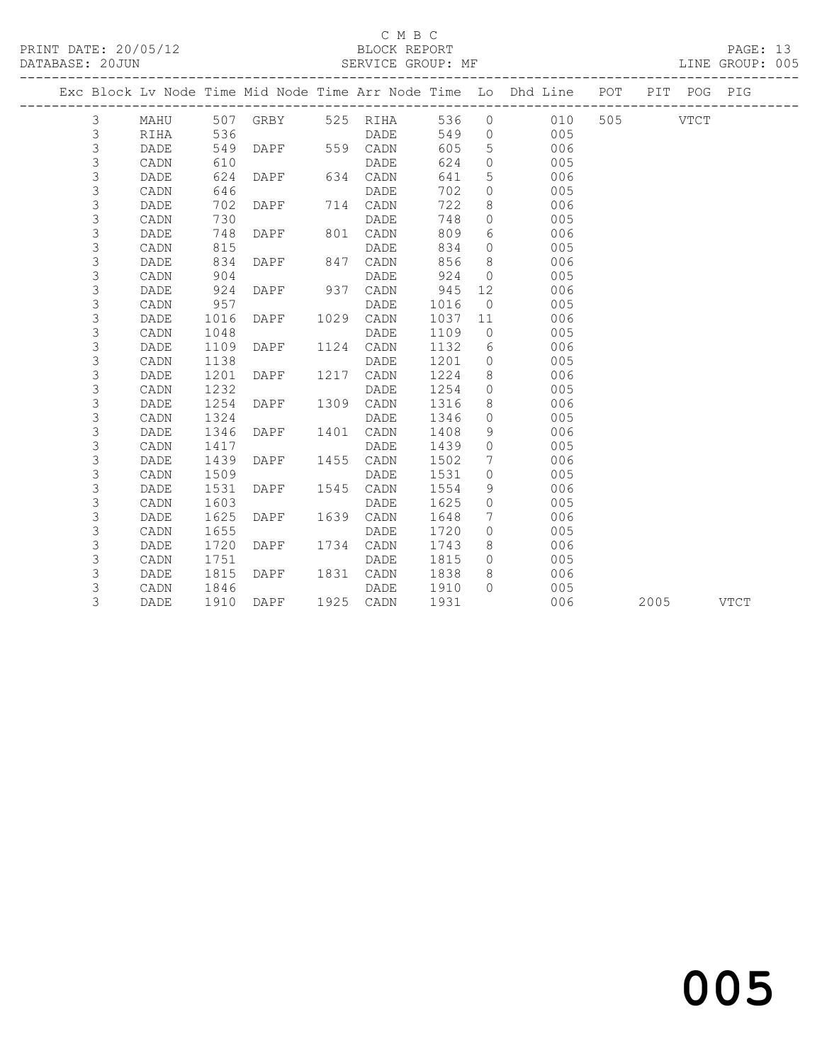C M B C

PRINT DATE: 20/05/12 BLOCK REPORT PAGE: 13
DATABASE: 20JUN SERVICE GROUP: MF LINE GROUP: 005

| Exc | Block | Lv | Node | Time | Mid Node | Time | Arr Node | Time | Lo | Dhd Line | POT | PIT | POG | PIG |
|---|---|---|---|---|---|---|---|---|---|---|---|---|---|---|
| | 3 | | MAHU | 507 | GRBY | 525 | RIHA | 536 | 0 | 010 | 505 | | VTCT | |
| | 3 | | RIHA | 536 | | | DADE | 549 | 0 | 005 | | | | |
| | 3 | | DADE | 549 | DAPF | 559 | CADN | 605 | 5 | 006 | | | | |
| | 3 | | CADN | 610 | | | DADE | 624 | 0 | 005 | | | | |
| | 3 | | DADE | 624 | DAPF | 634 | CADN | 641 | 5 | 006 | | | | |
| | 3 | | CADN | 646 | | | DADE | 702 | 0 | 005 | | | | |
| | 3 | | DADE | 702 | DAPF | 714 | CADN | 722 | 8 | 006 | | | | |
| | 3 | | CADN | 730 | | | DADE | 748 | 0 | 005 | | | | |
| | 3 | | DADE | 748 | DAPF | 801 | CADN | 809 | 6 | 006 | | | | |
| | 3 | | CADN | 815 | | | DADE | 834 | 0 | 005 | | | | |
| | 3 | | DADE | 834 | DAPF | 847 | CADN | 856 | 8 | 006 | | | | |
| | 3 | | CADN | 904 | | | DADE | 924 | 0 | 005 | | | | |
| | 3 | | DADE | 924 | DAPF | 937 | CADN | 945 | 12 | 006 | | | | |
| | 3 | | CADN | 957 | | | DADE | 1016 | 0 | 005 | | | | |
| | 3 | | DADE | 1016 | DAPF | 1029 | CADN | 1037 | 11 | 006 | | | | |
| | 3 | | CADN | 1048 | | | DADE | 1109 | 0 | 005 | | | | |
| | 3 | | DADE | 1109 | DAPF | 1124 | CADN | 1132 | 6 | 006 | | | | |
| | 3 | | CADN | 1138 | | | DADE | 1201 | 0 | 005 | | | | |
| | 3 | | DADE | 1201 | DAPF | 1217 | CADN | 1224 | 8 | 006 | | | | |
| | 3 | | CADN | 1232 | | | DADE | 1254 | 0 | 005 | | | | |
| | 3 | | DADE | 1254 | DAPF | 1309 | CADN | 1316 | 8 | 006 | | | | |
| | 3 | | CADN | 1324 | | | DADE | 1346 | 0 | 005 | | | | |
| | 3 | | DADE | 1346 | DAPF | 1401 | CADN | 1408 | 9 | 006 | | | | |
| | 3 | | CADN | 1417 | | | DADE | 1439 | 0 | 005 | | | | |
| | 3 | | DADE | 1439 | DAPF | 1455 | CADN | 1502 | 7 | 006 | | | | |
| | 3 | | CADN | 1509 | | | DADE | 1531 | 0 | 005 | | | | |
| | 3 | | DADE | 1531 | DAPF | 1545 | CADN | 1554 | 9 | 006 | | | | |
| | 3 | | CADN | 1603 | | | DADE | 1625 | 0 | 005 | | | | |
| | 3 | | DADE | 1625 | DAPF | 1639 | CADN | 1648 | 7 | 006 | | | | |
| | 3 | | CADN | 1655 | | | DADE | 1720 | 0 | 005 | | | | |
| | 3 | | DADE | 1720 | DAPF | 1734 | CADN | 1743 | 8 | 006 | | | | |
| | 3 | | CADN | 1751 | | | DADE | 1815 | 0 | 005 | | | | |
| | 3 | | DADE | 1815 | DAPF | 1831 | CADN | 1838 | 8 | 006 | | | | |
| | 3 | | CADN | 1846 | | | DADE | 1910 | 0 | 005 | | | | |
| | 3 | | DADE | 1910 | DAPF | 1925 | CADN | 1931 | | 006 | | 2005 | | VTCT |

005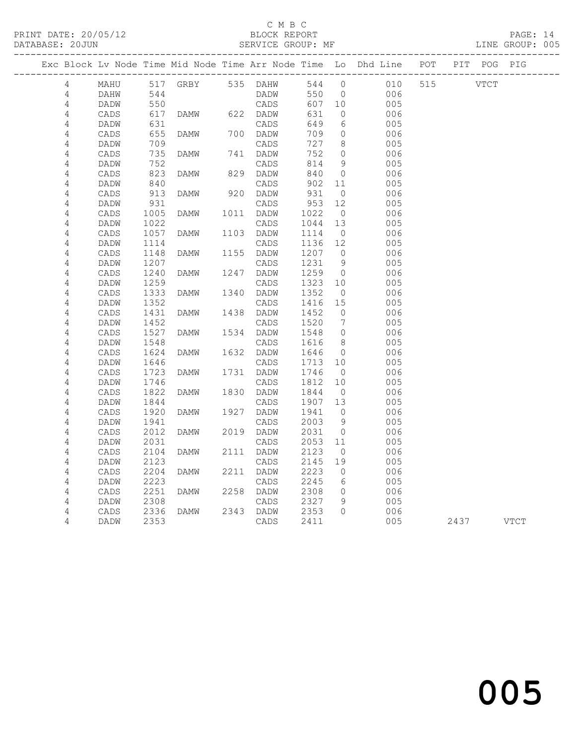C M B C

PRINT DATE: 20/05/12 BLOCK REPORT

DATABASE: 20JUN SERVICE GROUP: MF LINE GROUP: 005

| Exc | Block | Lv | Node | Time | Mid Node | Time | Arr Node | Time | Lo | Dhd Line | POT | PIT | POG | PIG |
|---|---|---|---|---|---|---|---|---|---|---|---|---|---|---|
| | 4 | | MAHU | 517 | GRBY | 535 | DAHW | 544 | 0 | 010 | 515 | | VTCT | |
| | 4 | | DAHW | 544 | | | DADW | 550 | 0 | 006 | | | | |
| | 4 | | DADW | 550 | | | CADS | 607 | 10 | 005 | | | | |
| | 4 | | CADS | 617 | DAMW | 622 | DADW | 631 | 0 | 006 | | | | |
| | 4 | | DADW | 631 | | | CADS | 649 | 6 | 005 | | | | |
| | 4 | | CADS | 655 | DAMW | 700 | DADW | 709 | 0 | 006 | | | | |
| | 4 | | DADW | 709 | | | CADS | 727 | 8 | 005 | | | | |
| | 4 | | CADS | 735 | DAMW | 741 | DADW | 752 | 0 | 006 | | | | |
| | 4 | | DADW | 752 | | | CADS | 814 | 9 | 005 | | | | |
| | 4 | | CADS | 823 | DAMW | 829 | DADW | 840 | 0 | 006 | | | | |
| | 4 | | DADW | 840 | | | CADS | 902 | 11 | 005 | | | | |
| | 4 | | CADS | 913 | DAMW | 920 | DADW | 931 | 0 | 006 | | | | |
| | 4 | | DADW | 931 | | | CADS | 953 | 12 | 005 | | | | |
| | 4 | | CADS | 1005 | DAMW | 1011 | DADW | 1022 | 0 | 006 | | | | |
| | 4 | | DADW | 1022 | | | CADS | 1044 | 13 | 005 | | | | |
| | 4 | | CADS | 1057 | DAMW | 1103 | DADW | 1114 | 0 | 006 | | | | |
| | 4 | | DADW | 1114 | | | CADS | 1136 | 12 | 005 | | | | |
| | 4 | | CADS | 1148 | DAMW | 1155 | DADW | 1207 | 0 | 006 | | | | |
| | 4 | | DADW | 1207 | | | CADS | 1231 | 9 | 005 | | | | |
| | 4 | | CADS | 1240 | DAMW | 1247 | DADW | 1259 | 0 | 006 | | | | |
| | 4 | | DADW | 1259 | | | CADS | 1323 | 10 | 005 | | | | |
| | 4 | | CADS | 1333 | DAMW | 1340 | DADW | 1352 | 0 | 006 | | | | |
| | 4 | | DADW | 1352 | | | CADS | 1416 | 15 | 005 | | | | |
| | 4 | | CADS | 1431 | DAMW | 1438 | DADW | 1452 | 0 | 006 | | | | |
| | 4 | | DADW | 1452 | | | CADS | 1520 | 7 | 005 | | | | |
| | 4 | | CADS | 1527 | DAMW | 1534 | DADW | 1548 | 0 | 006 | | | | |
| | 4 | | DADW | 1548 | | | CADS | 1616 | 8 | 005 | | | | |
| | 4 | | CADS | 1624 | DAMW | 1632 | DADW | 1646 | 0 | 006 | | | | |
| | 4 | | DADW | 1646 | | | CADS | 1713 | 10 | 005 | | | | |
| | 4 | | CADS | 1723 | DAMW | 1731 | DADW | 1746 | 0 | 006 | | | | |
| | 4 | | DADW | 1746 | | | CADS | 1812 | 10 | 005 | | | | |
| | 4 | | CADS | 1822 | DAMW | 1830 | DADW | 1844 | 0 | 006 | | | | |
| | 4 | | DADW | 1844 | | | CADS | 1907 | 13 | 005 | | | | |
| | 4 | | CADS | 1920 | DAMW | 1927 | DADW | 1941 | 0 | 006 | | | | |
| | 4 | | DADW | 1941 | | | CADS | 2003 | 9 | 005 | | | | |
| | 4 | | CADS | 2012 | DAMW | 2019 | DADW | 2031 | 0 | 006 | | | | |
| | 4 | | DADW | 2031 | | | CADS | 2053 | 11 | 005 | | | | |
| | 4 | | CADS | 2104 | DAMW | 2111 | DADW | 2123 | 0 | 006 | | | | |
| | 4 | | DADW | 2123 | | | CADS | 2145 | 19 | 005 | | | | |
| | 4 | | CADS | 2204 | DAMW | 2211 | DADW | 2223 | 0 | 006 | | | | |
| | 4 | | DADW | 2223 | | | CADS | 2245 | 6 | 005 | | | | |
| | 4 | | CADS | 2251 | DAMW | 2258 | DADW | 2308 | 0 | 006 | | | | |
| | 4 | | DADW | 2308 | | | CADS | 2327 | 9 | 005 | | | | |
| | 4 | | CADS | 2336 | DAMW | 2343 | DADW | 2353 | 0 | 006 | | | | |
| | 4 | | DADW | 2353 | | | CADS | 2411 | | 005 | | 2437 | | VTCT |

005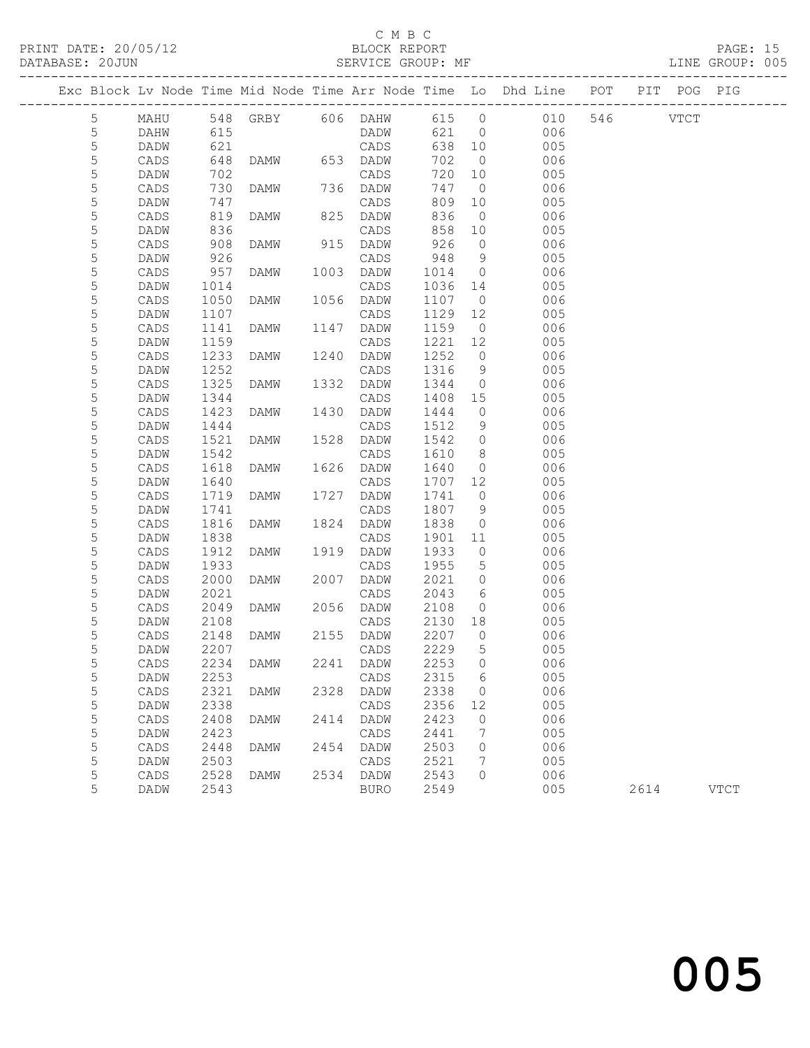C M B C
PRINT DATE: 20/05/12 BLOCK REPORT
DATABASE: 20JUN SERVICE GROUP: MF LINE GROUP: 005

| Exc | Block | Lv | Node | Time | Mid Node | Time | Arr Node | Time | Lo | Dhd Line | POT | PIT | POG | PIG |
|---|---|---|---|---|---|---|---|---|---|---|---|---|---|---|
| | 5 | | MAHU | 548 | GRBY | 606 | DAHW | 615 | 0 | 010 | 546 | | VTCT | |
| | 5 | | DAHW | 615 | | | DADW | 621 | 0 | 006 | | | | |
| | 5 | | DADW | 621 | | | CADS | 638 | 10 | 005 | | | | |
| | 5 | | CADS | 648 | DAMW | 653 | DADW | 702 | 0 | 006 | | | | |
| | 5 | | DADW | 702 | | | CADS | 720 | 10 | 005 | | | | |
| | 5 | | CADS | 730 | DAMW | 736 | DADW | 747 | 0 | 006 | | | | |
| | 5 | | DADW | 747 | | | CADS | 809 | 10 | 005 | | | | |
| | 5 | | CADS | 819 | DAMW | 825 | DADW | 836 | 0 | 006 | | | | |
| | 5 | | DADW | 836 | | | CADS | 858 | 10 | 005 | | | | |
| | 5 | | CADS | 908 | DAMW | 915 | DADW | 926 | 0 | 006 | | | | |
| | 5 | | DADW | 926 | | | CADS | 948 | 9 | 005 | | | | |
| | 5 | | CADS | 957 | DAMW | 1003 | DADW | 1014 | 0 | 006 | | | | |
| | 5 | | DADW | 1014 | | | CADS | 1036 | 14 | 005 | | | | |
| | 5 | | CADS | 1050 | DAMW | 1056 | DADW | 1107 | 0 | 006 | | | | |
| | 5 | | DADW | 1107 | | | CADS | 1129 | 12 | 005 | | | | |
| | 5 | | CADS | 1141 | DAMW | 1147 | DADW | 1159 | 0 | 006 | | | | |
| | 5 | | DADW | 1159 | | | CADS | 1221 | 12 | 005 | | | | |
| | 5 | | CADS | 1233 | DAMW | 1240 | DADW | 1252 | 0 | 006 | | | | |
| | 5 | | DADW | 1252 | | | CADS | 1316 | 9 | 005 | | | | |
| | 5 | | CADS | 1325 | DAMW | 1332 | DADW | 1344 | 0 | 006 | | | | |
| | 5 | | DADW | 1344 | | | CADS | 1408 | 15 | 005 | | | | |
| | 5 | | CADS | 1423 | DAMW | 1430 | DADW | 1444 | 0 | 006 | | | | |
| | 5 | | DADW | 1444 | | | CADS | 1512 | 9 | 005 | | | | |
| | 5 | | CADS | 1521 | DAMW | 1528 | DADW | 1542 | 0 | 006 | | | | |
| | 5 | | DADW | 1542 | | | CADS | 1610 | 8 | 005 | | | | |
| | 5 | | CADS | 1618 | DAMW | 1626 | DADW | 1640 | 0 | 006 | | | | |
| | 5 | | DADW | 1640 | | | CADS | 1707 | 12 | 005 | | | | |
| | 5 | | CADS | 1719 | DAMW | 1727 | DADW | 1741 | 0 | 006 | | | | |
| | 5 | | DADW | 1741 | | | CADS | 1807 | 9 | 005 | | | | |
| | 5 | | CADS | 1816 | DAMW | 1824 | DADW | 1838 | 0 | 006 | | | | |
| | 5 | | DADW | 1838 | | | CADS | 1901 | 11 | 005 | | | | |
| | 5 | | CADS | 1912 | DAMW | 1919 | DADW | 1933 | 0 | 006 | | | | |
| | 5 | | DADW | 1933 | | | CADS | 1955 | 5 | 005 | | | | |
| | 5 | | CADS | 2000 | DAMW | 2007 | DADW | 2021 | 0 | 006 | | | | |
| | 5 | | DADW | 2021 | | | CADS | 2043 | 6 | 005 | | | | |
| | 5 | | CADS | 2049 | DAMW | 2056 | DADW | 2108 | 0 | 006 | | | | |
| | 5 | | DADW | 2108 | | | CADS | 2130 | 18 | 005 | | | | |
| | 5 | | CADS | 2148 | DAMW | 2155 | DADW | 2207 | 0 | 006 | | | | |
| | 5 | | DADW | 2207 | | | CADS | 2229 | 5 | 005 | | | | |
| | 5 | | CADS | 2234 | DAMW | 2241 | DADW | 2253 | 0 | 006 | | | | |
| | 5 | | DADW | 2253 | | | CADS | 2315 | 6 | 005 | | | | |
| | 5 | | CADS | 2321 | DAMW | 2328 | DADW | 2338 | 0 | 006 | | | | |
| | 5 | | DADW | 2338 | | | CADS | 2356 | 12 | 005 | | | | |
| | 5 | | CADS | 2408 | DAMW | 2414 | DADW | 2423 | 0 | 006 | | | | |
| | 5 | | DADW | 2423 | | | CADS | 2441 | 7 | 005 | | | | |
| | 5 | | CADS | 2448 | DAMW | 2454 | DADW | 2503 | 0 | 006 | | | | |
| | 5 | | DADW | 2503 | | | CADS | 2521 | 7 | 005 | | | | |
| | 5 | | CADS | 2528 | DAMW | 2534 | DADW | 2543 | 0 | 006 | | | | |
| | 5 | | DADW | 2543 | | | BURO | 2549 | | 005 | | 2614 | | VTCT |

005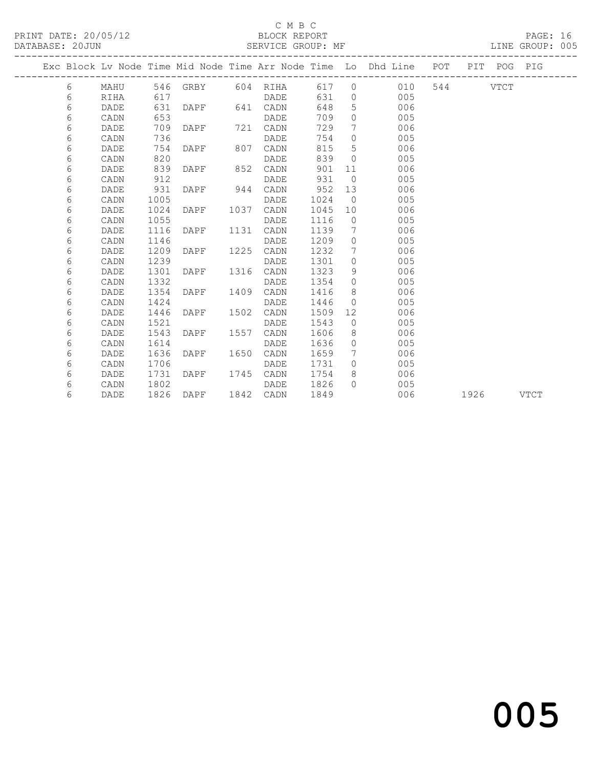C M B C

PRINT DATE: 20/05/12 BLOCK REPORT
DATABASE: 20JUN SERVICE GROUP: MF LINE GROUP: 005

| Exc | Block | Lv Node | Time | Mid Node | Time | Arr Node | Time | Lo | Dhd Line | POT | PIT | POG | PIG |
|---|---|---|---|---|---|---|---|---|---|---|---|---|---|
| | 6 | MAHU | 546 | GRBY | 604 | RIHA | 617 | 0 | 010 | 544 | | VTCT | |
| | 6 | RIHA | 617 | | | DADE | 631 | 0 | 005 | | | | |
| | 6 | DADE | 631 | DAPF | 641 | CADN | 648 | 5 | 006 | | | | |
| | 6 | CADN | 653 | | | DADE | 709 | 0 | 005 | | | | |
| | 6 | DADE | 709 | DAPF | 721 | CADN | 729 | 7 | 006 | | | | |
| | 6 | CADN | 736 | | | DADE | 754 | 0 | 005 | | | | |
| | 6 | DADE | 754 | DAPF | 807 | CADN | 815 | 5 | 006 | | | | |
| | 6 | CADN | 820 | | | DADE | 839 | 0 | 005 | | | | |
| | 6 | DADE | 839 | DAPF | 852 | CADN | 901 | 11 | 006 | | | | |
| | 6 | CADN | 912 | | | DADE | 931 | 0 | 005 | | | | |
| | 6 | DADE | 931 | DAPF | 944 | CADN | 952 | 13 | 006 | | | | |
| | 6 | CADN | 1005 | | | DADE | 1024 | 0 | 005 | | | | |
| | 6 | DADE | 1024 | DAPF | 1037 | CADN | 1045 | 10 | 006 | | | | |
| | 6 | CADN | 1055 | | | DADE | 1116 | 0 | 005 | | | | |
| | 6 | DADE | 1116 | DAPF | 1131 | CADN | 1139 | 7 | 006 | | | | |
| | 6 | CADN | 1146 | | | DADE | 1209 | 0 | 005 | | | | |
| | 6 | DADE | 1209 | DAPF | 1225 | CADN | 1232 | 7 | 006 | | | | |
| | 6 | CADN | 1239 | | | DADE | 1301 | 0 | 005 | | | | |
| | 6 | DADE | 1301 | DAPF | 1316 | CADN | 1323 | 9 | 006 | | | | |
| | 6 | CADN | 1332 | | | DADE | 1354 | 0 | 005 | | | | |
| | 6 | DADE | 1354 | DAPF | 1409 | CADN | 1416 | 8 | 006 | | | | |
| | 6 | CADN | 1424 | | | DADE | 1446 | 0 | 005 | | | | |
| | 6 | DADE | 1446 | DAPF | 1502 | CADN | 1509 | 12 | 006 | | | | |
| | 6 | CADN | 1521 | | | DADE | 1543 | 0 | 005 | | | | |
| | 6 | DADE | 1543 | DAPF | 1557 | CADN | 1606 | 8 | 006 | | | | |
| | 6 | CADN | 1614 | | | DADE | 1636 | 0 | 005 | | | | |
| | 6 | DADE | 1636 | DAPF | 1650 | CADN | 1659 | 7 | 006 | | | | |
| | 6 | CADN | 1706 | | | DADE | 1731 | 0 | 005 | | | | |
| | 6 | DADE | 1731 | DAPF | 1745 | CADN | 1754 | 8 | 006 | | | | |
| | 6 | CADN | 1802 | | | DADE | 1826 | 0 | 005 | | | | |
| | 6 | DADE | 1826 | DAPF | 1842 | CADN | 1849 | | 006 | | 1926 | | VTCT |

005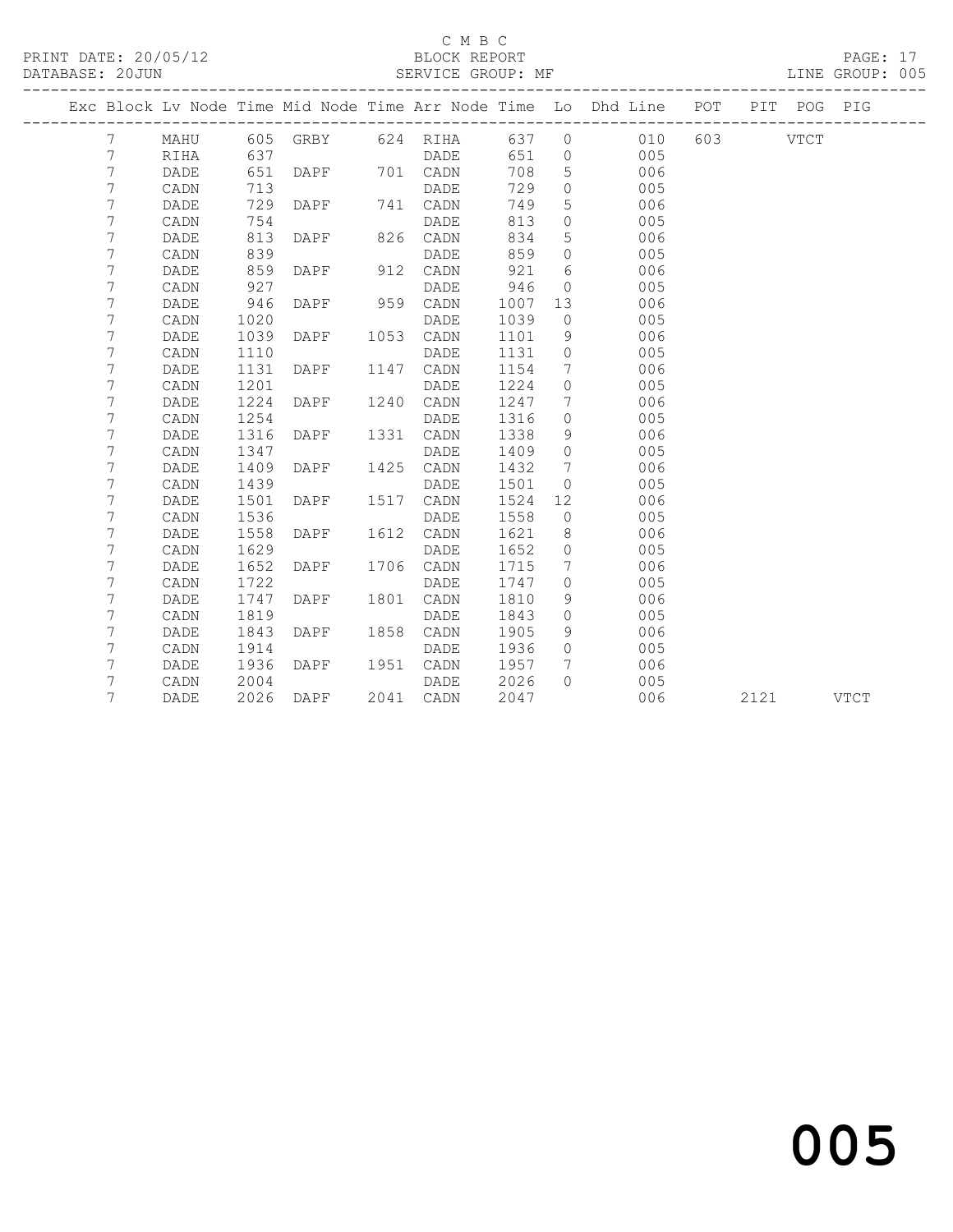C M B C
PRINT DATE: 20/05/12 BLOCK REPORT
DATABASE: 20JUN SERVICE GROUP: MF LINE GROUP: 005

| Exc | Block | Lv | Node | Time | Mid Node | Time | Arr Node | Time | Lo | Dhd Line | POT | PIT | POG | PIG |
|---|---|---|---|---|---|---|---|---|---|---|---|---|---|---|
| | 7 | | MAHU | 605 | GRBY | 624 | RIHA | 637 | 0 | 010 | 603 | | VTCT | |
| | 7 | | RIHA | 637 | | | DADE | 651 | 0 | 005 | | | | |
| | 7 | | DADE | 651 | DAPF | 701 | CADN | 708 | 5 | 006 | | | | |
| | 7 | | CADN | 713 | | | DADE | 729 | 0 | 005 | | | | |
| | 7 | | DADE | 729 | DAPF | 741 | CADN | 749 | 5 | 006 | | | | |
| | 7 | | CADN | 754 | | | DADE | 813 | 0 | 005 | | | | |
| | 7 | | DADE | 813 | DAPF | 826 | CADN | 834 | 5 | 006 | | | | |
| | 7 | | CADN | 839 | | | DADE | 859 | 0 | 005 | | | | |
| | 7 | | DADE | 859 | DAPF | 912 | CADN | 921 | 6 | 006 | | | | |
| | 7 | | CADN | 927 | | | DADE | 946 | 0 | 005 | | | | |
| | 7 | | DADE | 946 | DAPF | 959 | CADN | 1007 | 13 | 006 | | | | |
| | 7 | | CADN | 1020 | | | DADE | 1039 | 0 | 005 | | | | |
| | 7 | | DADE | 1039 | DAPF | 1053 | CADN | 1101 | 9 | 006 | | | | |
| | 7 | | CADN | 1110 | | | DADE | 1131 | 0 | 005 | | | | |
| | 7 | | DADE | 1131 | DAPF | 1147 | CADN | 1154 | 7 | 006 | | | | |
| | 7 | | CADN | 1201 | | | DADE | 1224 | 0 | 005 | | | | |
| | 7 | | DADE | 1224 | DAPF | 1240 | CADN | 1247 | 7 | 006 | | | | |
| | 7 | | CADN | 1254 | | | DADE | 1316 | 0 | 005 | | | | |
| | 7 | | DADE | 1316 | DAPF | 1331 | CADN | 1338 | 9 | 006 | | | | |
| | 7 | | CADN | 1347 | | | DADE | 1409 | 0 | 005 | | | | |
| | 7 | | DADE | 1409 | DAPF | 1425 | CADN | 1432 | 7 | 006 | | | | |
| | 7 | | CADN | 1439 | | | DADE | 1501 | 0 | 005 | | | | |
| | 7 | | DADE | 1501 | DAPF | 1517 | CADN | 1524 | 12 | 006 | | | | |
| | 7 | | CADN | 1536 | | | DADE | 1558 | 0 | 005 | | | | |
| | 7 | | DADE | 1558 | DAPF | 1612 | CADN | 1621 | 8 | 006 | | | | |
| | 7 | | CADN | 1629 | | | DADE | 1652 | 0 | 005 | | | | |
| | 7 | | DADE | 1652 | DAPF | 1706 | CADN | 1715 | 7 | 006 | | | | |
| | 7 | | CADN | 1722 | | | DADE | 1747 | 0 | 005 | | | | |
| | 7 | | DADE | 1747 | DAPF | 1801 | CADN | 1810 | 9 | 006 | | | | |
| | 7 | | CADN | 1819 | | | DADE | 1843 | 0 | 005 | | | | |
| | 7 | | DADE | 1843 | DAPF | 1858 | CADN | 1905 | 9 | 006 | | | | |
| | 7 | | CADN | 1914 | | | DADE | 1936 | 0 | 005 | | | | |
| | 7 | | DADE | 1936 | DAPF | 1951 | CADN | 1957 | 7 | 006 | | | | |
| | 7 | | CADN | 2004 | | | DADE | 2026 | 0 | 005 | | | | |
| | 7 | | DADE | 2026 | DAPF | 2041 | CADN | 2047 | | 006 | | 2121 | | VTCT |

005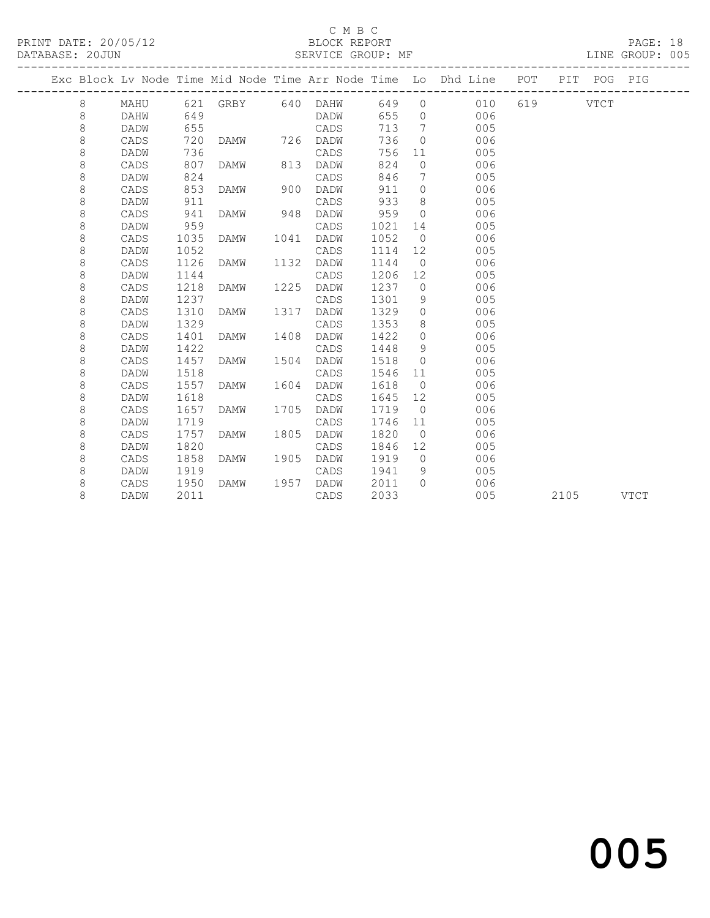C M B C

BLOCK REPORT

SERVICE GROUP: MF

PRINT DATE: 20/05/12

DATABASE: 20JUN

LINE GROUP: 005

| Exc | Block | Lv Node | Time | Mid Node | Time | Arr Node | Time | Lo | Dhd Line | POT | PIT | POG | PIG |
|---|---|---|---|---|---|---|---|---|---|---|---|---|---|
| | 8 | MAHU | 621 | GRBY | 640 | DAHW | 649 | 0 | 010 | 619 | | VTCT | |
| | 8 | DAHW | 649 | | | DADW | 655 | 0 | 006 | | | | |
| | 8 | DADW | 655 | | | CADS | 713 | 7 | 005 | | | | |
| | 8 | CADS | 720 | DAMW | 726 | DADW | 736 | 0 | 006 | | | | |
| | 8 | DADW | 736 | | | CADS | 756 | 11 | 005 | | | | |
| | 8 | CADS | 807 | DAMW | 813 | DADW | 824 | 0 | 006 | | | | |
| | 8 | DADW | 824 | | | CADS | 846 | 7 | 005 | | | | |
| | 8 | CADS | 853 | DAMW | 900 | DADW | 911 | 0 | 006 | | | | |
| | 8 | DADW | 911 | | | CADS | 933 | 8 | 005 | | | | |
| | 8 | CADS | 941 | DAMW | 948 | DADW | 959 | 0 | 006 | | | | |
| | 8 | DADW | 959 | | | CADS | 1021 | 14 | 005 | | | | |
| | 8 | CADS | 1035 | DAMW | 1041 | DADW | 1052 | 0 | 006 | | | | |
| | 8 | DADW | 1052 | | | CADS | 1114 | 12 | 005 | | | | |
| | 8 | CADS | 1126 | DAMW | 1132 | DADW | 1144 | 0 | 006 | | | | |
| | 8 | DADW | 1144 | | | CADS | 1206 | 12 | 005 | | | | |
| | 8 | CADS | 1218 | DAMW | 1225 | DADW | 1237 | 0 | 006 | | | | |
| | 8 | DADW | 1237 | | | CADS | 1301 | 9 | 005 | | | | |
| | 8 | CADS | 1310 | DAMW | 1317 | DADW | 1329 | 0 | 006 | | | | |
| | 8 | DADW | 1329 | | | CADS | 1353 | 8 | 005 | | | | |
| | 8 | CADS | 1401 | DAMW | 1408 | DADW | 1422 | 0 | 006 | | | | |
| | 8 | DADW | 1422 | | | CADS | 1448 | 9 | 005 | | | | |
| | 8 | CADS | 1457 | DAMW | 1504 | DADW | 1518 | 0 | 006 | | | | |
| | 8 | DADW | 1518 | | | CADS | 1546 | 11 | 005 | | | | |
| | 8 | CADS | 1557 | DAMW | 1604 | DADW | 1618 | 0 | 006 | | | | |
| | 8 | DADW | 1618 | | | CADS | 1645 | 12 | 005 | | | | |
| | 8 | CADS | 1657 | DAMW | 1705 | DADW | 1719 | 0 | 006 | | | | |
| | 8 | DADW | 1719 | | | CADS | 1746 | 11 | 005 | | | | |
| | 8 | CADS | 1757 | DAMW | 1805 | DADW | 1820 | 0 | 006 | | | | |
| | 8 | DADW | 1820 | | | CADS | 1846 | 12 | 005 | | | | |
| | 8 | CADS | 1858 | DAMW | 1905 | DADW | 1919 | 0 | 006 | | | | |
| | 8 | DADW | 1919 | | | CADS | 1941 | 9 | 005 | | | | |
| | 8 | CADS | 1950 | DAMW | 1957 | DADW | 2011 | 0 | 006 | | | | |
| | 8 | DADW | 2011 | | | CADS | 2033 | | 005 | | 2105 | | VTCT |

005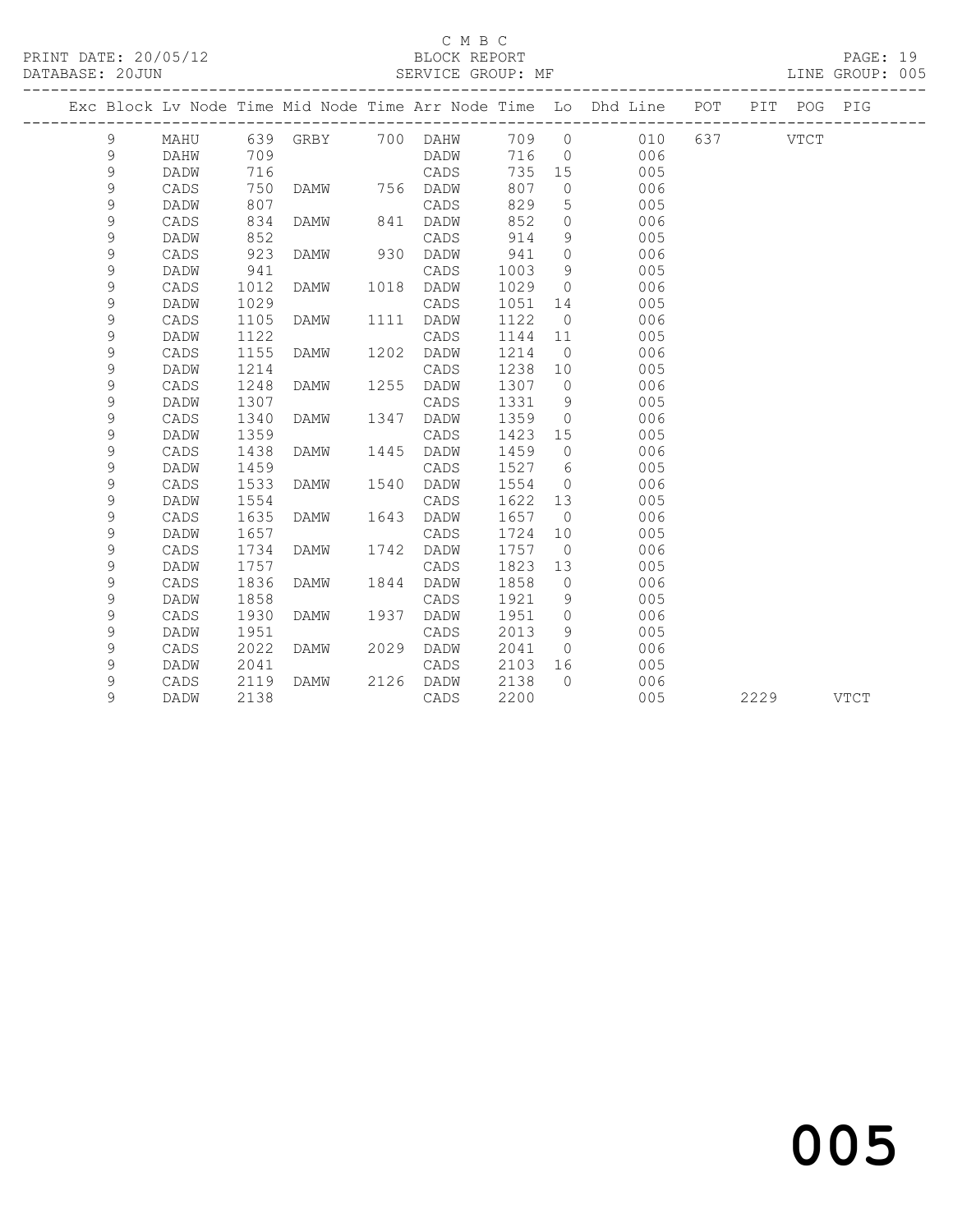C M B C
BLOCK REPORT
SERVICE GROUP: MF

PRINT DATE: 20/05/12
DATABASE: 20JUN

LINE GROUP: 005

| Exc | Block | Lv | Node | Time | Mid Node | Time | Arr Node | Time | Lo | Dhd Line | POT | PIT | POG | PIG |
|---|---|---|---|---|---|---|---|---|---|---|---|---|---|---|
| | 9 | | MAHU | 639 | GRBY | 700 | DAHW | 709 | 0 | 010 | 637 | | VTCT | |
| | 9 | | DAHW | 709 | | | DADW | 716 | 0 | 006 | | | | |
| | 9 | | DADW | 716 | | | CADS | 735 | 15 | 005 | | | | |
| | 9 | | CADS | 750 | DAMW | 756 | DADW | 807 | 0 | 006 | | | | |
| | 9 | | DADW | 807 | | | CADS | 829 | 5 | 005 | | | | |
| | 9 | | CADS | 834 | DAMW | 841 | DADW | 852 | 0 | 006 | | | | |
| | 9 | | DADW | 852 | | | CADS | 914 | 9 | 005 | | | | |
| | 9 | | CADS | 923 | DAMW | 930 | DADW | 941 | 0 | 006 | | | | |
| | 9 | | DADW | 941 | | | CADS | 1003 | 9 | 005 | | | | |
| | 9 | | CADS | 1012 | DAMW | 1018 | DADW | 1029 | 0 | 006 | | | | |
| | 9 | | DADW | 1029 | | | CADS | 1051 | 14 | 005 | | | | |
| | 9 | | CADS | 1105 | DAMW | 1111 | DADW | 1122 | 0 | 006 | | | | |
| | 9 | | DADW | 1122 | | | CADS | 1144 | 11 | 005 | | | | |
| | 9 | | CADS | 1155 | DAMW | 1202 | DADW | 1214 | 0 | 006 | | | | |
| | 9 | | DADW | 1214 | | | CADS | 1238 | 10 | 005 | | | | |
| | 9 | | CADS | 1248 | DAMW | 1255 | DADW | 1307 | 0 | 006 | | | | |
| | 9 | | DADW | 1307 | | | CADS | 1331 | 9 | 005 | | | | |
| | 9 | | CADS | 1340 | DAMW | 1347 | DADW | 1359 | 0 | 006 | | | | |
| | 9 | | DADW | 1359 | | | CADS | 1423 | 15 | 005 | | | | |
| | 9 | | CADS | 1438 | DAMW | 1445 | DADW | 1459 | 0 | 006 | | | | |
| | 9 | | DADW | 1459 | | | CADS | 1527 | 6 | 005 | | | | |
| | 9 | | CADS | 1533 | DAMW | 1540 | DADW | 1554 | 0 | 006 | | | | |
| | 9 | | DADW | 1554 | | | CADS | 1622 | 13 | 005 | | | | |
| | 9 | | CADS | 1635 | DAMW | 1643 | DADW | 1657 | 0 | 006 | | | | |
| | 9 | | DADW | 1657 | | | CADS | 1724 | 10 | 005 | | | | |
| | 9 | | CADS | 1734 | DAMW | 1742 | DADW | 1757 | 0 | 006 | | | | |
| | 9 | | DADW | 1757 | | | CADS | 1823 | 13 | 005 | | | | |
| | 9 | | CADS | 1836 | DAMW | 1844 | DADW | 1858 | 0 | 006 | | | | |
| | 9 | | DADW | 1858 | | | CADS | 1921 | 9 | 005 | | | | |
| | 9 | | CADS | 1930 | DAMW | 1937 | DADW | 1951 | 0 | 006 | | | | |
| | 9 | | DADW | 1951 | | | CADS | 2013 | 9 | 005 | | | | |
| | 9 | | CADS | 2022 | DAMW | 2029 | DADW | 2041 | 0 | 006 | | | | |
| | 9 | | DADW | 2041 | | | CADS | 2103 | 16 | 005 | | | | |
| | 9 | | CADS | 2119 | DAMW | 2126 | DADW | 2138 | 0 | 006 | | | | |
| | 9 | | DADW | 2138 | | | CADS | 2200 | | 005 | | 2229 | | VTCT |

005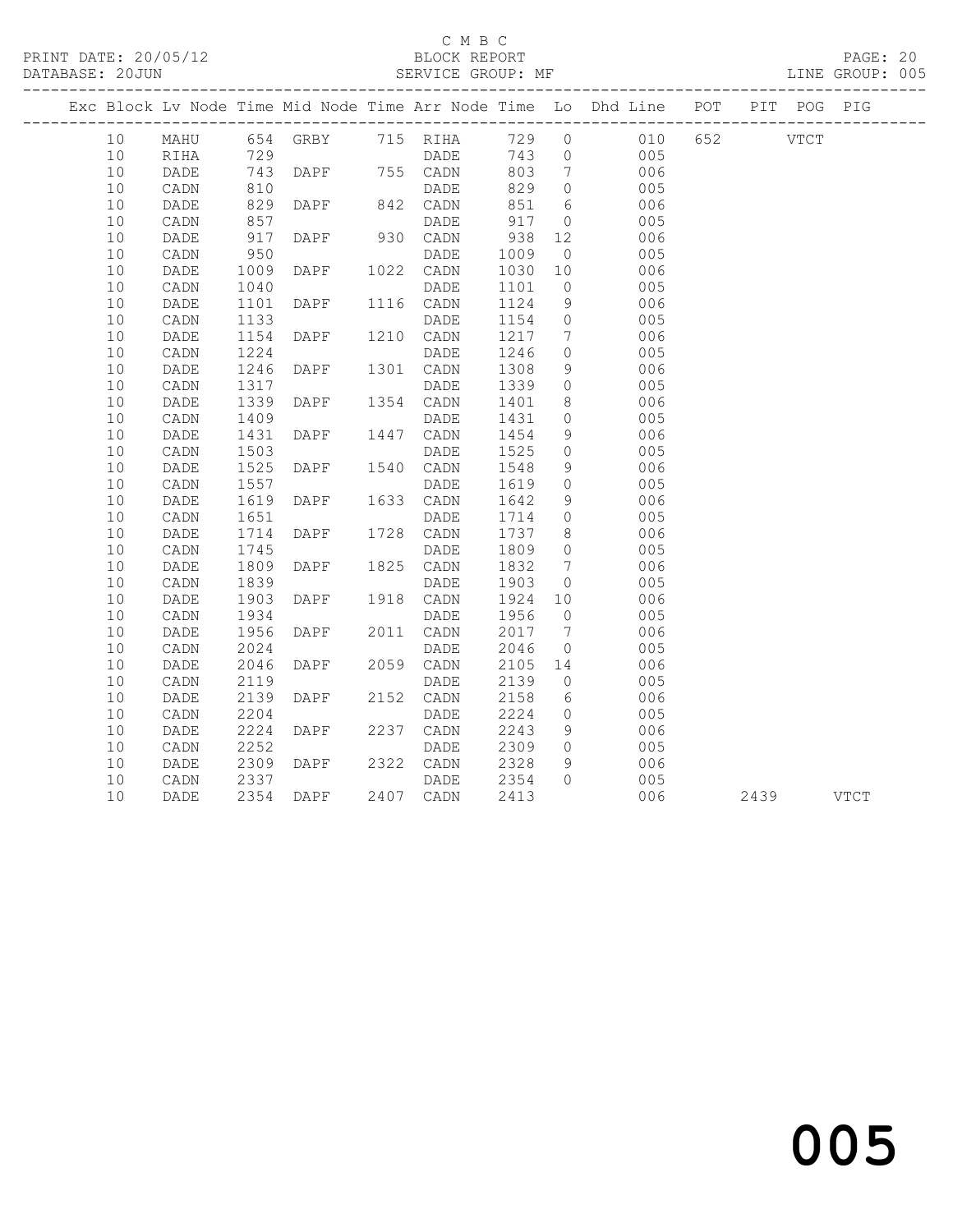C M B C

BLOCK REPORT

SERVICE GROUP: MF

LINE GROUP: 005

PRINT DATE: 20/05/12

DATABASE: 20JUN

| Exc | Block | Lv | Node | Time | Mid Node | Time | Arr Node | Time | Lo | Dhd Line | POT | PIT | POG | PIG |
|---|---|---|---|---|---|---|---|---|---|---|---|---|---|---|
| | 10 | | MAHU | 654 | GRBY | 715 | RIHA | 729 | 0 | 010 | 652 | | VTCT | |
| | 10 | | RIHA | 729 | | | DADE | 743 | 0 | 005 | | | | |
| | 10 | | DADE | 743 | DAPF | 755 | CADN | 803 | 7 | 006 | | | | |
| | 10 | | CADN | 810 | | | DADE | 829 | 0 | 005 | | | | |
| | 10 | | DADE | 829 | DAPF | 842 | CADN | 851 | 6 | 006 | | | | |
| | 10 | | CADN | 857 | | | DADE | 917 | 0 | 005 | | | | |
| | 10 | | DADE | 917 | DAPF | 930 | CADN | 938 | 12 | 006 | | | | |
| | 10 | | CADN | 950 | | | DADE | 1009 | 0 | 005 | | | | |
| | 10 | | DADE | 1009 | DAPF | 1022 | CADN | 1030 | 10 | 006 | | | | |
| | 10 | | CADN | 1040 | | | DADE | 1101 | 0 | 005 | | | | |
| | 10 | | DADE | 1101 | DAPF | 1116 | CADN | 1124 | 9 | 006 | | | | |
| | 10 | | CADN | 1133 | | | DADE | 1154 | 0 | 005 | | | | |
| | 10 | | DADE | 1154 | DAPF | 1210 | CADN | 1217 | 7 | 006 | | | | |
| | 10 | | CADN | 1224 | | | DADE | 1246 | 0 | 005 | | | | |
| | 10 | | DADE | 1246 | DAPF | 1301 | CADN | 1308 | 9 | 006 | | | | |
| | 10 | | CADN | 1317 | | | DADE | 1339 | 0 | 005 | | | | |
| | 10 | | DADE | 1339 | DAPF | 1354 | CADN | 1401 | 8 | 006 | | | | |
| | 10 | | CADN | 1409 | | | DADE | 1431 | 0 | 005 | | | | |
| | 10 | | DADE | 1431 | DAPF | 1447 | CADN | 1454 | 9 | 006 | | | | |
| | 10 | | CADN | 1503 | | | DADE | 1525 | 0 | 005 | | | | |
| | 10 | | DADE | 1525 | DAPF | 1540 | CADN | 1548 | 9 | 006 | | | | |
| | 10 | | CADN | 1557 | | | DADE | 1619 | 0 | 005 | | | | |
| | 10 | | DADE | 1619 | DAPF | 1633 | CADN | 1642 | 9 | 006 | | | | |
| | 10 | | CADN | 1651 | | | DADE | 1714 | 0 | 005 | | | | |
| | 10 | | DADE | 1714 | DAPF | 1728 | CADN | 1737 | 8 | 006 | | | | |
| | 10 | | CADN | 1745 | | | DADE | 1809 | 0 | 005 | | | | |
| | 10 | | DADE | 1809 | DAPF | 1825 | CADN | 1832 | 7 | 006 | | | | |
| | 10 | | CADN | 1839 | | | DADE | 1903 | 0 | 005 | | | | |
| | 10 | | DADE | 1903 | DAPF | 1918 | CADN | 1924 | 10 | 006 | | | | |
| | 10 | | CADN | 1934 | | | DADE | 1956 | 0 | 005 | | | | |
| | 10 | | DADE | 1956 | DAPF | 2011 | CADN | 2017 | 7 | 006 | | | | |
| | 10 | | CADN | 2024 | | | DADE | 2046 | 0 | 005 | | | | |
| | 10 | | DADE | 2046 | DAPF | 2059 | CADN | 2105 | 14 | 006 | | | | |
| | 10 | | CADN | 2119 | | | DADE | 2139 | 0 | 005 | | | | |
| | 10 | | DADE | 2139 | DAPF | 2152 | CADN | 2158 | 6 | 006 | | | | |
| | 10 | | CADN | 2204 | | | DADE | 2224 | 0 | 005 | | | | |
| | 10 | | DADE | 2224 | DAPF | 2237 | CADN | 2243 | 9 | 006 | | | | |
| | 10 | | CADN | 2252 | | | DADE | 2309 | 0 | 005 | | | | |
| | 10 | | DADE | 2309 | DAPF | 2322 | CADN | 2328 | 9 | 006 | | | | |
| | 10 | | CADN | 2337 | | | DADE | 2354 | 0 | 005 | | | | |
| | 10 | | DADE | 2354 | DAPF | 2407 | CADN | 2413 | | 006 | | 2439 | | VTCT |

005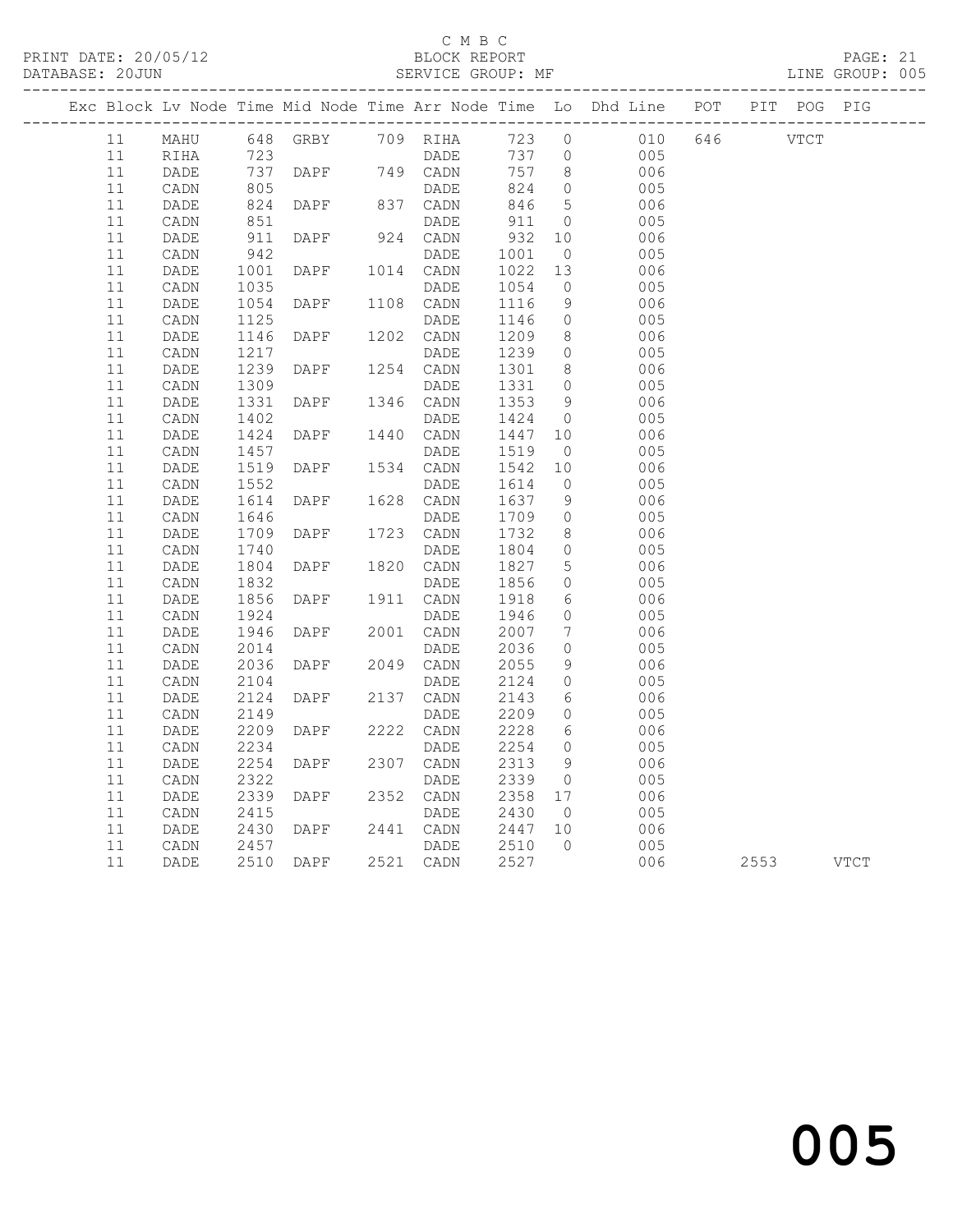C M B C

PRINT DATE: 20/05/12 BLOCK REPORT

DATABASE: 20JUN SERVICE GROUP: MF LINE GROUP: 005

| Exc | Block | Lv | Node | Time | Mid Node | Time | Arr Node | Time | Lo | Dhd Line | POT | PIT | POG | PIG |
|---|---|---|---|---|---|---|---|---|---|---|---|---|---|---|
| | 11 | | MAHU | 648 | GRBY | 709 | RIHA | 723 | 0 | 010 | 646 | | VTCT | |
| | 11 | | RIHA | 723 | | | DADE | 737 | 0 | 005 | | | | |
| | 11 | | DADE | 737 | DAPF | 749 | CADN | 757 | 8 | 006 | | | | |
| | 11 | | CADN | 805 | | | DADE | 824 | 0 | 005 | | | | |
| | 11 | | DADE | 824 | DAPF | 837 | CADN | 846 | 5 | 006 | | | | |
| | 11 | | CADN | 851 | | | DADE | 911 | 0 | 005 | | | | |
| | 11 | | DADE | 911 | DAPF | 924 | CADN | 932 | 10 | 006 | | | | |
| | 11 | | CADN | 942 | | | DADE | 1001 | 0 | 005 | | | | |
| | 11 | | DADE | 1001 | DAPF | 1014 | CADN | 1022 | 13 | 006 | | | | |
| | 11 | | CADN | 1035 | | | DADE | 1054 | 0 | 005 | | | | |
| | 11 | | DADE | 1054 | DAPF | 1108 | CADN | 1116 | 9 | 006 | | | | |
| | 11 | | CADN | 1125 | | | DADE | 1146 | 0 | 005 | | | | |
| | 11 | | DADE | 1146 | DAPF | 1202 | CADN | 1209 | 8 | 006 | | | | |
| | 11 | | CADN | 1217 | | | DADE | 1239 | 0 | 005 | | | | |
| | 11 | | DADE | 1239 | DAPF | 1254 | CADN | 1301 | 8 | 006 | | | | |
| | 11 | | CADN | 1309 | | | DADE | 1331 | 0 | 005 | | | | |
| | 11 | | DADE | 1331 | DAPF | 1346 | CADN | 1353 | 9 | 006 | | | | |
| | 11 | | CADN | 1402 | | | DADE | 1424 | 0 | 005 | | | | |
| | 11 | | DADE | 1424 | DAPF | 1440 | CADN | 1447 | 10 | 006 | | | | |
| | 11 | | CADN | 1457 | | | DADE | 1519 | 0 | 005 | | | | |
| | 11 | | DADE | 1519 | DAPF | 1534 | CADN | 1542 | 10 | 006 | | | | |
| | 11 | | CADN | 1552 | | | DADE | 1614 | 0 | 005 | | | | |
| | 11 | | DADE | 1614 | DAPF | 1628 | CADN | 1637 | 9 | 006 | | | | |
| | 11 | | CADN | 1646 | | | DADE | 1709 | 0 | 005 | | | | |
| | 11 | | DADE | 1709 | DAPF | 1723 | CADN | 1732 | 8 | 006 | | | | |
| | 11 | | CADN | 1740 | | | DADE | 1804 | 0 | 005 | | | | |
| | 11 | | DADE | 1804 | DAPF | 1820 | CADN | 1827 | 5 | 006 | | | | |
| | 11 | | CADN | 1832 | | | DADE | 1856 | 0 | 005 | | | | |
| | 11 | | DADE | 1856 | DAPF | 1911 | CADN | 1918 | 6 | 006 | | | | |
| | 11 | | CADN | 1924 | | | DADE | 1946 | 0 | 005 | | | | |
| | 11 | | DADE | 1946 | DAPF | 2001 | CADN | 2007 | 7 | 006 | | | | |
| | 11 | | CADN | 2014 | | | DADE | 2036 | 0 | 005 | | | | |
| | 11 | | DADE | 2036 | DAPF | 2049 | CADN | 2055 | 9 | 006 | | | | |
| | 11 | | CADN | 2104 | | | DADE | 2124 | 0 | 005 | | | | |
| | 11 | | DADE | 2124 | DAPF | 2137 | CADN | 2143 | 6 | 006 | | | | |
| | 11 | | CADN | 2149 | | | DADE | 2209 | 0 | 005 | | | | |
| | 11 | | DADE | 2209 | DAPF | 2222 | CADN | 2228 | 6 | 006 | | | | |
| | 11 | | CADN | 2234 | | | DADE | 2254 | 0 | 005 | | | | |
| | 11 | | DADE | 2254 | DAPF | 2307 | CADN | 2313 | 9 | 006 | | | | |
| | 11 | | CADN | 2322 | | | DADE | 2339 | 0 | 005 | | | | |
| | 11 | | DADE | 2339 | DAPF | 2352 | CADN | 2358 | 17 | 006 | | | | |
| | 11 | | CADN | 2415 | | | DADE | 2430 | 0 | 005 | | | | |
| | 11 | | DADE | 2430 | DAPF | 2441 | CADN | 2447 | 10 | 006 | | | | |
| | 11 | | CADN | 2457 | | | DADE | 2510 | 0 | 005 | | | | |
| | 11 | | DADE | 2510 | DAPF | 2521 | CADN | 2527 | | 006 | | 2553 | | VTCT |

005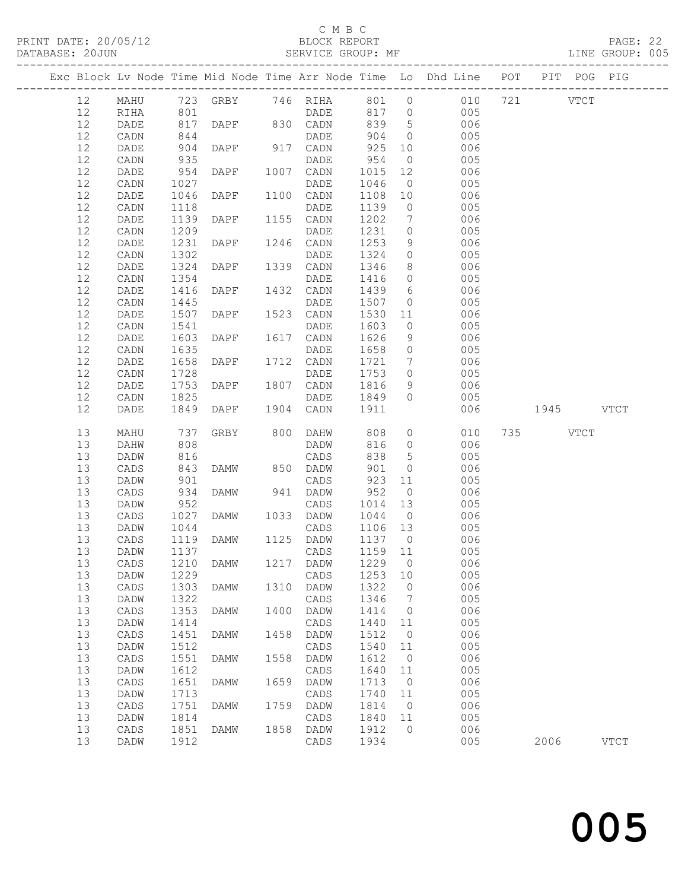C M B C
PRINT DATE: 20/05/12 BLOCK REPORT
DATABASE: 20JUN SERVICE GROUP: MF LINE GROUP: 005

| Exc | Block | Lv | Node | Time | Mid Node | Time | Arr Node | Time | Lo | Dhd Line | POT | PIT | POG | PIG |
|---|---|---|---|---|---|---|---|---|---|---|---|---|---|---|
| | 12 | | MAHU | 723 | GRBY | 746 | RIHA | 801 | 0 | 010 | 721 | | VTCT | |
| | 12 | | RIHA | 801 | | | DADE | 817 | 0 | 005 | | | | |
| | 12 | | DADE | 817 | DAPF | 830 | CADN | 839 | 5 | 006 | | | | |
| | 12 | | CADN | 844 | | | DADE | 904 | 0 | 005 | | | | |
| | 12 | | DADE | 904 | DAPF | 917 | CADN | 925 | 10 | 006 | | | | |
| | 12 | | CADN | 935 | | | DADE | 954 | 0 | 005 | | | | |
| | 12 | | DADE | 954 | DAPF | 1007 | CADN | 1015 | 12 | 006 | | | | |
| | 12 | | CADN | 1027 | | | DADE | 1046 | 0 | 005 | | | | |
| | 12 | | DADE | 1046 | DAPF | 1100 | CADN | 1108 | 10 | 006 | | | | |
| | 12 | | CADN | 1118 | | | DADE | 1139 | 0 | 005 | | | | |
| | 12 | | DADE | 1139 | DAPF | 1155 | CADN | 1202 | 7 | 006 | | | | |
| | 12 | | CADN | 1209 | | | DADE | 1231 | 0 | 005 | | | | |
| | 12 | | DADE | 1231 | DAPF | 1246 | CADN | 1253 | 9 | 006 | | | | |
| | 12 | | CADN | 1302 | | | DADE | 1324 | 0 | 005 | | | | |
| | 12 | | DADE | 1324 | DAPF | 1339 | CADN | 1346 | 8 | 006 | | | | |
| | 12 | | CADN | 1354 | | | DADE | 1416 | 0 | 005 | | | | |
| | 12 | | DADE | 1416 | DAPF | 1432 | CADN | 1439 | 6 | 006 | | | | |
| | 12 | | CADN | 1445 | | | DADE | 1507 | 0 | 005 | | | | |
| | 12 | | DADE | 1507 | DAPF | 1523 | CADN | 1530 | 11 | 006 | | | | |
| | 12 | | CADN | 1541 | | | DADE | 1603 | 0 | 005 | | | | |
| | 12 | | DADE | 1603 | DAPF | 1617 | CADN | 1626 | 9 | 006 | | | | |
| | 12 | | CADN | 1635 | | | DADE | 1658 | 0 | 005 | | | | |
| | 12 | | DADE | 1658 | DAPF | 1712 | CADN | 1721 | 7 | 006 | | | | |
| | 12 | | CADN | 1728 | | | DADE | 1753 | 0 | 005 | | | | |
| | 12 | | DADE | 1753 | DAPF | 1807 | CADN | 1816 | 9 | 006 | | | | |
| | 12 | | CADN | 1825 | | | DADE | 1849 | 0 | 005 | | | | |
| | 12 | | DADE | 1849 | DAPF | 1904 | CADN | 1911 | | 006 | | 1945 | | VTCT |
| | 13 | | MAHU | 737 | GRBY | 800 | DAHW | 808 | 0 | 010 | 735 | | VTCT | |
| | 13 | | DAHW | 808 | | | DADW | 816 | 0 | 006 | | | | |
| | 13 | | DADW | 816 | | | CADS | 838 | 5 | 005 | | | | |
| | 13 | | CADS | 843 | DAMW | 850 | DADW | 901 | 0 | 006 | | | | |
| | 13 | | DADW | 901 | | | CADS | 923 | 11 | 005 | | | | |
| | 13 | | CADS | 934 | DAMW | 941 | DADW | 952 | 0 | 006 | | | | |
| | 13 | | DADW | 952 | | | CADS | 1014 | 13 | 005 | | | | |
| | 13 | | CADS | 1027 | DAMW | 1033 | DADW | 1044 | 0 | 006 | | | | |
| | 13 | | DADW | 1044 | | | CADS | 1106 | 13 | 005 | | | | |
| | 13 | | CADS | 1119 | DAMW | 1125 | DADW | 1137 | 0 | 006 | | | | |
| | 13 | | DADW | 1137 | | | CADS | 1159 | 11 | 005 | | | | |
| | 13 | | CADS | 1210 | DAMW | 1217 | DADW | 1229 | 0 | 006 | | | | |
| | 13 | | DADW | 1229 | | | CADS | 1253 | 10 | 005 | | | | |
| | 13 | | CADS | 1303 | DAMW | 1310 | DADW | 1322 | 0 | 006 | | | | |
| | 13 | | DADW | 1322 | | | CADS | 1346 | 7 | 005 | | | | |
| | 13 | | CADS | 1353 | DAMW | 1400 | DADW | 1414 | 0 | 006 | | | | |
| | 13 | | DADW | 1414 | | | CADS | 1440 | 11 | 005 | | | | |
| | 13 | | CADS | 1451 | DAMW | 1458 | DADW | 1512 | 0 | 006 | | | | |
| | 13 | | DADW | 1512 | | | CADS | 1540 | 11 | 005 | | | | |
| | 13 | | CADS | 1551 | DAMW | 1558 | DADW | 1612 | 0 | 006 | | | | |
| | 13 | | DADW | 1612 | | | CADS | 1640 | 11 | 005 | | | | |
| | 13 | | CADS | 1651 | DAMW | 1659 | DADW | 1713 | 0 | 006 | | | | |
| | 13 | | DADW | 1713 | | | CADS | 1740 | 11 | 005 | | | | |
| | 13 | | CADS | 1751 | DAMW | 1759 | DADW | 1814 | 0 | 006 | | | | |
| | 13 | | DADW | 1814 | | | CADS | 1840 | 11 | 005 | | | | |
| | 13 | | CADS | 1851 | DAMW | 1858 | DADW | 1912 | 0 | 006 | | | | |
| | 13 | | DADW | 1912 | | | CADS | 1934 | | 005 | | 2006 | | VTCT |

005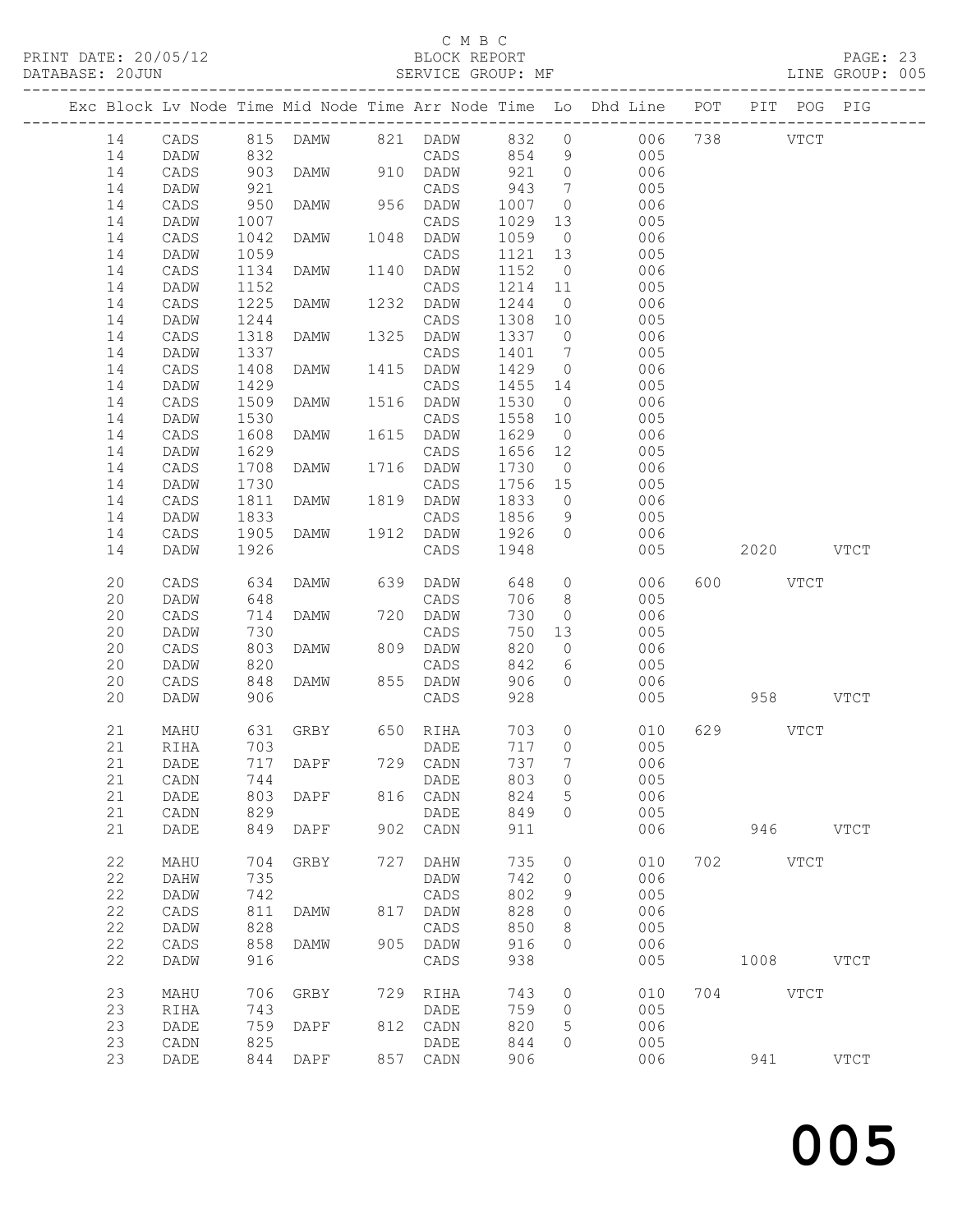C M B C
BLOCK REPORT
SERVICE GROUP: MF

PRINT DATE: 20/05/12
DATABASE: 20JUN
LINE GROUP: 005

| Exc | Block | Lv | Node | Time | Mid Node | Time | Arr Node | Time | Lo | Dhd Line | POT | PIT | POG | PIG |
|---|---|---|---|---|---|---|---|---|---|---|---|---|---|---|
| | 14 | | CADS | 815 | DAMW | 821 | DADW | 832 | 0 | 006 | 738 | | VTCT | |
| | 14 | | DADW | 832 | | | CADS | 854 | 9 | 005 | | | | |
| | 14 | | CADS | 903 | DAMW | 910 | DADW | 921 | 0 | 006 | | | | |
| | 14 | | DADW | 921 | | | CADS | 943 | 7 | 005 | | | | |
| | 14 | | CADS | 950 | DAMW | 956 | DADW | 1007 | 0 | 006 | | | | |
| | 14 | | DADW | 1007 | | | CADS | 1029 | 13 | 005 | | | | |
| | 14 | | CADS | 1042 | DAMW | 1048 | DADW | 1059 | 0 | 006 | | | | |
| | 14 | | DADW | 1059 | | | CADS | 1121 | 13 | 005 | | | | |
| | 14 | | CADS | 1134 | DAMW | 1140 | DADW | 1152 | 0 | 006 | | | | |
| | 14 | | DADW | 1152 | | | CADS | 1214 | 11 | 005 | | | | |
| | 14 | | CADS | 1225 | DAMW | 1232 | DADW | 1244 | 0 | 006 | | | | |
| | 14 | | DADW | 1244 | | | CADS | 1308 | 10 | 005 | | | | |
| | 14 | | CADS | 1318 | DAMW | 1325 | DADW | 1337 | 0 | 006 | | | | |
| | 14 | | DADW | 1337 | | | CADS | 1401 | 7 | 005 | | | | |
| | 14 | | CADS | 1408 | DAMW | 1415 | DADW | 1429 | 0 | 006 | | | | |
| | 14 | | DADW | 1429 | | | CADS | 1455 | 14 | 005 | | | | |
| | 14 | | CADS | 1509 | DAMW | 1516 | DADW | 1530 | 0 | 006 | | | | |
| | 14 | | DADW | 1530 | | | CADS | 1558 | 10 | 005 | | | | |
| | 14 | | CADS | 1608 | DAMW | 1615 | DADW | 1629 | 0 | 006 | | | | |
| | 14 | | DADW | 1629 | | | CADS | 1656 | 12 | 005 | | | | |
| | 14 | | CADS | 1708 | DAMW | 1716 | DADW | 1730 | 0 | 006 | | | | |
| | 14 | | DADW | 1730 | | | CADS | 1756 | 15 | 005 | | | | |
| | 14 | | CADS | 1811 | DAMW | 1819 | DADW | 1833 | 0 | 006 | | | | |
| | 14 | | DADW | 1833 | | | CADS | 1856 | 9 | 005 | | | | |
| | 14 | | CADS | 1905 | DAMW | 1912 | DADW | 1926 | 0 | 006 | | | | |
| | 14 | | DADW | 1926 | | | CADS | 1948 | | 005 | | 2020 | | VTCT |
| | 20 | | CADS | 634 | DAMW | 639 | DADW | 648 | 0 | 006 | 600 | | VTCT | |
| | 20 | | DADW | 648 | | | CADS | 706 | 8 | 005 | | | | |
| | 20 | | CADS | 714 | DAMW | 720 | DADW | 730 | 0 | 006 | | | | |
| | 20 | | DADW | 730 | | | CADS | 750 | 13 | 005 | | | | |
| | 20 | | CADS | 803 | DAMW | 809 | DADW | 820 | 0 | 006 | | | | |
| | 20 | | DADW | 820 | | | CADS | 842 | 6 | 005 | | | | |
| | 20 | | CADS | 848 | DAMW | 855 | DADW | 906 | 0 | 006 | | | | |
| | 20 | | DADW | 906 | | | CADS | 928 | | 005 | | 958 | | VTCT |
| | 21 | | MAHU | 631 | GRBY | 650 | RIHA | 703 | 0 | 010 | 629 | | VTCT | |
| | 21 | | RIHA | 703 | | | DADE | 717 | 0 | 005 | | | | |
| | 21 | | DADE | 717 | DAPF | 729 | CADN | 737 | 7 | 006 | | | | |
| | 21 | | CADN | 744 | | | DADE | 803 | 0 | 005 | | | | |
| | 21 | | DADE | 803 | DAPF | 816 | CADN | 824 | 5 | 006 | | | | |
| | 21 | | CADN | 829 | | | DADE | 849 | 0 | 005 | | | | |
| | 21 | | DADE | 849 | DAPF | 902 | CADN | 911 | | 006 | | 946 | | VTCT |
| | 22 | | MAHU | 704 | GRBY | 727 | DAHW | 735 | 0 | 010 | 702 | | VTCT | |
| | 22 | | DAHW | 735 | | | DADW | 742 | 0 | 006 | | | | |
| | 22 | | DADW | 742 | | | CADS | 802 | 9 | 005 | | | | |
| | 22 | | CADS | 811 | DAMW | 817 | DADW | 828 | 0 | 006 | | | | |
| | 22 | | DADW | 828 | | | CADS | 850 | 8 | 005 | | | | |
| | 22 | | CADS | 858 | DAMW | 905 | DADW | 916 | 0 | 006 | | | | |
| | 22 | | DADW | 916 | | | CADS | 938 | | 005 | | 1008 | | VTCT |
| | 23 | | MAHU | 706 | GRBY | 729 | RIHA | 743 | 0 | 010 | 704 | | VTCT | |
| | 23 | | RIHA | 743 | | | DADE | 759 | 0 | 005 | | | | |
| | 23 | | DADE | 759 | DAPF | 812 | CADN | 820 | 5 | 006 | | | | |
| | 23 | | CADN | 825 | | | DADE | 844 | 0 | 005 | | | | |
| | 23 | | DADE | 844 | DAPF | 857 | CADN | 906 | | 006 | | 941 | | VTCT |

005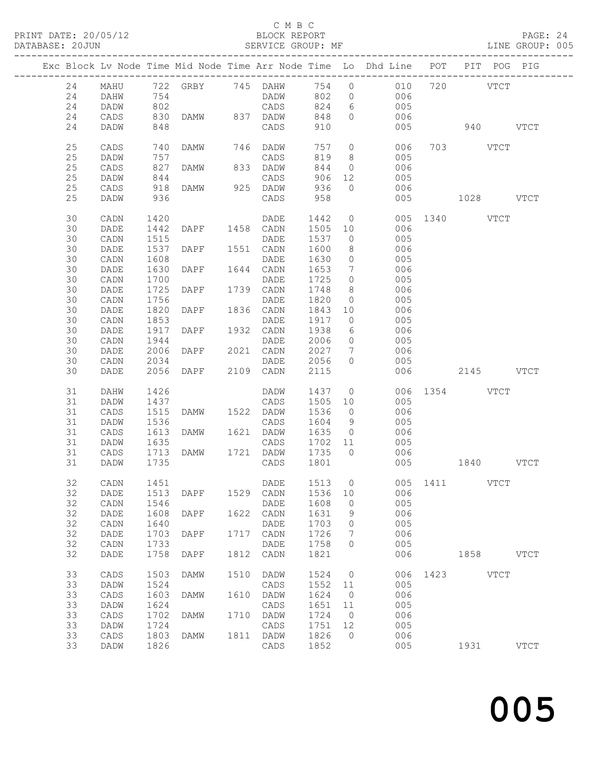C M B C

PRINT DATE: 20/05/12 BLOCK REPORT PAGE: 24
DATABASE: 20JUN SERVICE GROUP: MF LINE GROUP: 005

| Exc | Block | Lv | Node | Time | Mid Node | Time | Arr Node | Time | Lo | Dhd Line | POT | PIT | POG | PIG |
|---|---|---|---|---|---|---|---|---|---|---|---|---|---|---|
| | 24 | | MAHU | 722 | GRBY | 745 | DAHW | 754 | 0 | 010 | 720 | | VTCT | |
| | 24 | | DAHW | 754 | | | DADW | 802 | 0 | 006 | | | | |
| | 24 | | DADW | 802 | | | CADS | 824 | 6 | 005 | | | | |
| | 24 | | CADS | 830 | DAMW | 837 | DADW | 848 | 0 | 006 | | | | |
| | 24 | | DADW | 848 | | | CADS | 910 | | 005 | | 940 | | VTCT |
| | 25 | | CADS | 740 | DAMW | 746 | DADW | 757 | 0 | 006 | 703 | | VTCT | |
| | 25 | | DADW | 757 | | | CADS | 819 | 8 | 005 | | | | |
| | 25 | | CADS | 827 | DAMW | 833 | DADW | 844 | 0 | 006 | | | | |
| | 25 | | DADW | 844 | | | CADS | 906 | 12 | 005 | | | | |
| | 25 | | CADS | 918 | DAMW | 925 | DADW | 936 | 0 | 006 | | | | |
| | 25 | | DADW | 936 | | | CADS | 958 | | 005 | | 1028 | | VTCT |
| | 30 | | CADN | 1420 | | | DADE | 1442 | 0 | 005 | 1340 | | VTCT | |
| | 30 | | DADE | 1442 | DAPF | 1458 | CADN | 1505 | 10 | 006 | | | | |
| | 30 | | CADN | 1515 | | | DADE | 1537 | 0 | 005 | | | | |
| | 30 | | DADE | 1537 | DAPF | 1551 | CADN | 1600 | 8 | 006 | | | | |
| | 30 | | CADN | 1608 | | | DADE | 1630 | 0 | 005 | | | | |
| | 30 | | DADE | 1630 | DAPF | 1644 | CADN | 1653 | 7 | 006 | | | | |
| | 30 | | CADN | 1700 | | | DADE | 1725 | 0 | 005 | | | | |
| | 30 | | DADE | 1725 | DAPF | 1739 | CADN | 1748 | 8 | 006 | | | | |
| | 30 | | CADN | 1756 | | | DADE | 1820 | 0 | 005 | | | | |
| | 30 | | DADE | 1820 | DAPF | 1836 | CADN | 1843 | 10 | 006 | | | | |
| | 30 | | CADN | 1853 | | | DADE | 1917 | 0 | 005 | | | | |
| | 30 | | DADE | 1917 | DAPF | 1932 | CADN | 1938 | 6 | 006 | | | | |
| | 30 | | CADN | 1944 | | | DADE | 2006 | 0 | 005 | | | | |
| | 30 | | DADE | 2006 | DAPF | 2021 | CADN | 2027 | 7 | 006 | | | | |
| | 30 | | CADN | 2034 | | | DADE | 2056 | 0 | 005 | | | | |
| | 30 | | DADE | 2056 | DAPF | 2109 | CADN | 2115 | | 006 | | 2145 | | VTCT |
| | 31 | | DAHW | 1426 | | | DADW | 1437 | 0 | 006 | 1354 | | VTCT | |
| | 31 | | DADW | 1437 | | | CADS | 1505 | 10 | 005 | | | | |
| | 31 | | CADS | 1515 | DAMW | 1522 | DADW | 1536 | 0 | 006 | | | | |
| | 31 | | DADW | 1536 | | | CADS | 1604 | 9 | 005 | | | | |
| | 31 | | CADS | 1613 | DAMW | 1621 | DADW | 1635 | 0 | 006 | | | | |
| | 31 | | DADW | 1635 | | | CADS | 1702 | 11 | 005 | | | | |
| | 31 | | CADS | 1713 | DAMW | 1721 | DADW | 1735 | 0 | 006 | | | | |
| | 31 | | DADW | 1735 | | | CADS | 1801 | | 005 | | 1840 | | VTCT |
| | 32 | | CADN | 1451 | | | DADE | 1513 | 0 | 005 | 1411 | | VTCT | |
| | 32 | | DADE | 1513 | DAPF | 1529 | CADN | 1536 | 10 | 006 | | | | |
| | 32 | | CADN | 1546 | | | DADE | 1608 | 0 | 005 | | | | |
| | 32 | | DADE | 1608 | DAPF | 1622 | CADN | 1631 | 9 | 006 | | | | |
| | 32 | | CADN | 1640 | | | DADE | 1703 | 0 | 005 | | | | |
| | 32 | | DADE | 1703 | DAPF | 1717 | CADN | 1726 | 7 | 006 | | | | |
| | 32 | | CADN | 1733 | | | DADE | 1758 | 0 | 005 | | | | |
| | 32 | | DADE | 1758 | DAPF | 1812 | CADN | 1821 | | 006 | | 1858 | | VTCT |
| | 33 | | CADS | 1503 | DAMW | 1510 | DADW | 1524 | 0 | 006 | 1423 | | VTCT | |
| | 33 | | DADW | 1524 | | | CADS | 1552 | 11 | 005 | | | | |
| | 33 | | CADS | 1603 | DAMW | 1610 | DADW | 1624 | 0 | 006 | | | | |
| | 33 | | DADW | 1624 | | | CADS | 1651 | 11 | 005 | | | | |
| | 33 | | CADS | 1702 | DAMW | 1710 | DADW | 1724 | 0 | 006 | | | | |
| | 33 | | DADW | 1724 | | | CADS | 1751 | 12 | 005 | | | | |
| | 33 | | CADS | 1803 | DAMW | 1811 | DADW | 1826 | 0 | 006 | | | | |
| | 33 | | DADW | 1826 | | | CADS | 1852 | | 005 | | 1931 | | VTCT |

005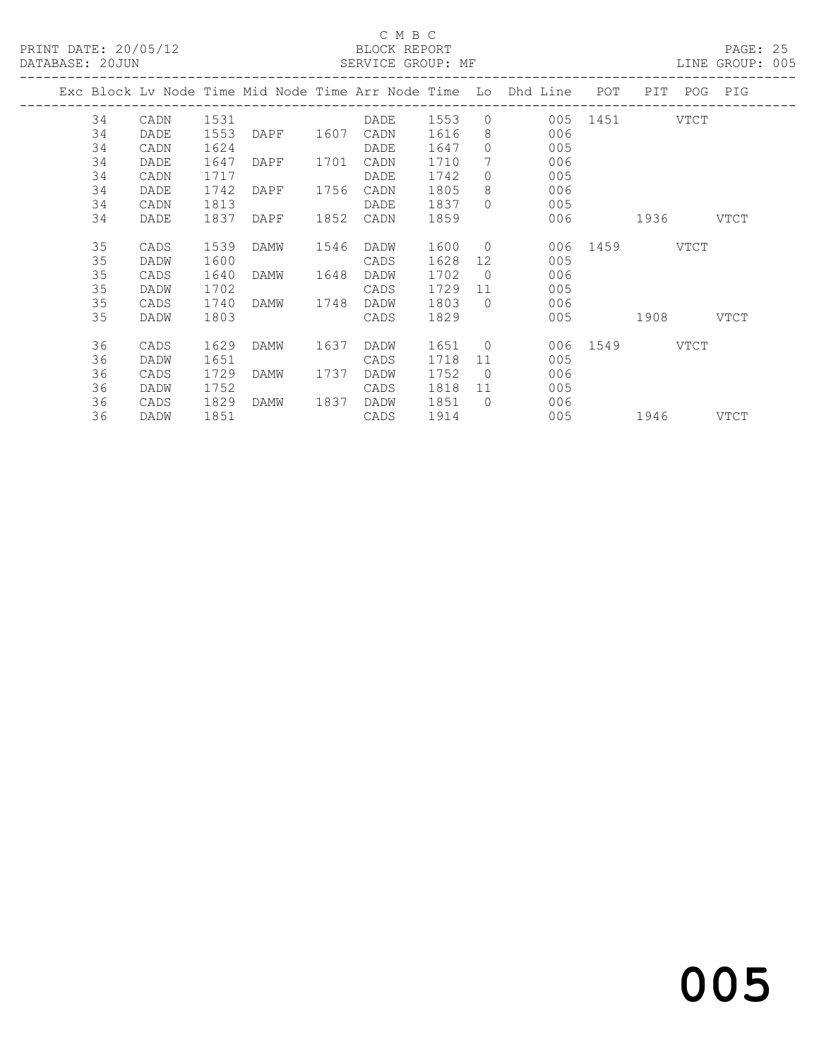C M B C
BLOCK REPORT
SERVICE GROUP: MF

PRINT DATE: 20/05/12
DATABASE: 20JUN
LINE GROUP: 005

| Exc | Block | Lv Node | Time | Mid Node | Time | Arr Node | Time | Lo | Dhd Line | POT | PIT | POG | PIG |
|---|---|---|---|---|---|---|---|---|---|---|---|---|---|
| | 34 | CADN | 1531 | | | DADE | 1553 | 0 | 005 | 1451 | | VTCT | |
| | 34 | DADE | 1553 | DAPF | 1607 | CADN | 1616 | 8 | 006 | | | | |
| | 34 | CADN | 1624 | | | DADE | 1647 | 0 | 005 | | | | |
| | 34 | DADE | 1647 | DAPF | 1701 | CADN | 1710 | 7 | 006 | | | | |
| | 34 | CADN | 1717 | | | DADE | 1742 | 0 | 005 | | | | |
| | 34 | DADE | 1742 | DAPF | 1756 | CADN | 1805 | 8 | 006 | | | | |
| | 34 | CADN | 1813 | | | DADE | 1837 | 0 | 005 | | | | |
| | 34 | DADE | 1837 | DAPF | 1852 | CADN | 1859 | | 006 | | 1936 | | VTCT |
| | 35 | CADS | 1539 | DAMW | 1546 | DADW | 1600 | 0 | 006 | 1459 | | VTCT | |
| | 35 | DADW | 1600 | | | CADS | 1628 | 12 | 005 | | | | |
| | 35 | CADS | 1640 | DAMW | 1648 | DADW | 1702 | 0 | 006 | | | | |
| | 35 | DADW | 1702 | | | CADS | 1729 | 11 | 005 | | | | |
| | 35 | CADS | 1740 | DAMW | 1748 | DADW | 1803 | 0 | 006 | | | | |
| | 35 | DADW | 1803 | | | CADS | 1829 | | 005 | | 1908 | | VTCT |
| | 36 | CADS | 1629 | DAMW | 1637 | DADW | 1651 | 0 | 006 | 1549 | | VTCT | |
| | 36 | DADW | 1651 | | | CADS | 1718 | 11 | 005 | | | | |
| | 36 | CADS | 1729 | DAMW | 1737 | DADW | 1752 | 0 | 006 | | | | |
| | 36 | DADW | 1752 | | | CADS | 1818 | 11 | 005 | | | | |
| | 36 | CADS | 1829 | DAMW | 1837 | DADW | 1851 | 0 | 006 | | | | |
| | 36 | DADW | 1851 | | | CADS | 1914 | | 005 | | 1946 | | VTCT |

005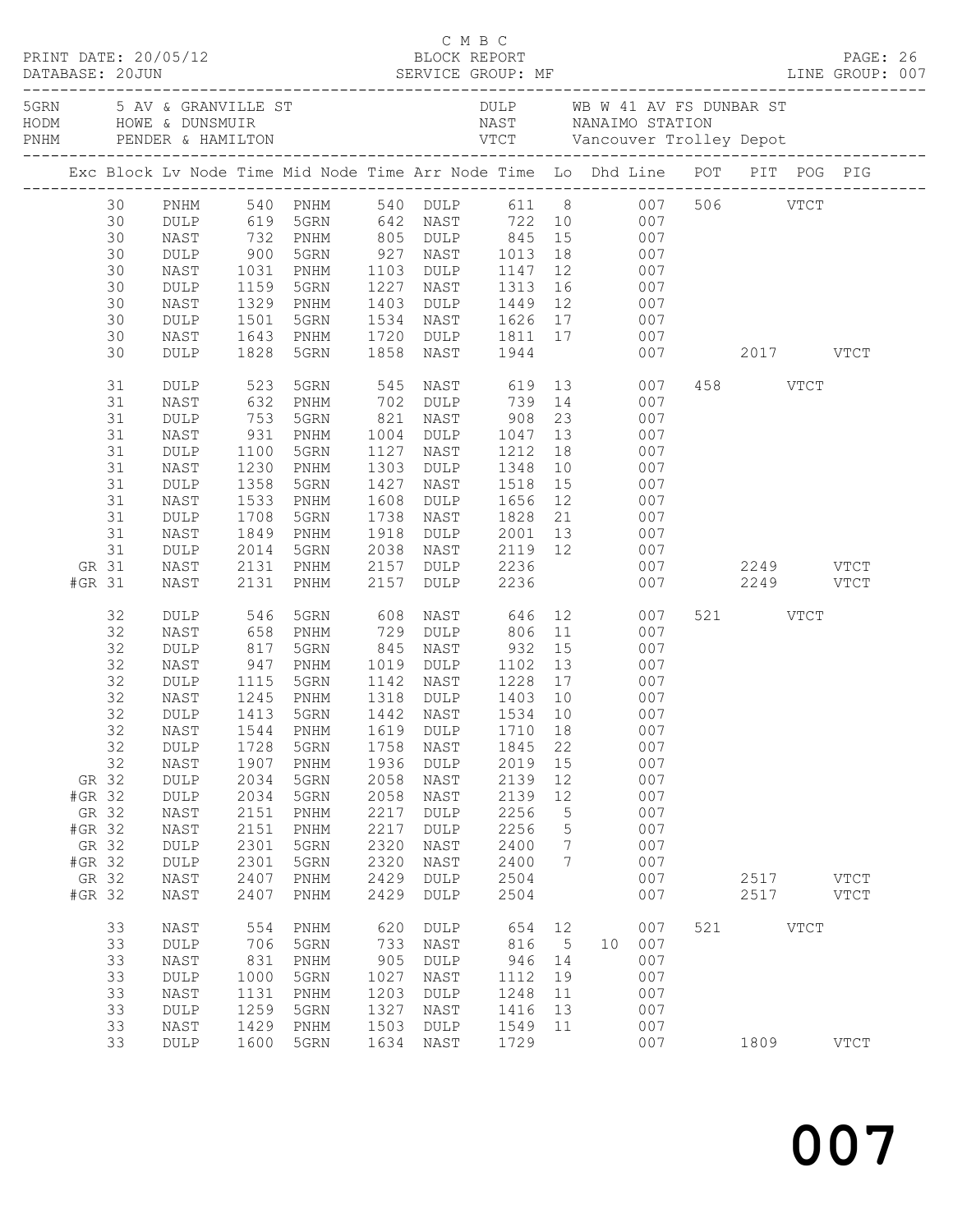C M B C
PRINT DATE: 20/05/12 BLOCK REPORT
DATABASE: 20JUN SERVICE GROUP: MF LINE GROUP: 007

| | | | |
|---|---|---|---|
| 5GRN | 5 AV & GRANVILLE ST | DULP | WB W 41 AV FS DUNBAR ST |
| HODM | HOWE & DUNSMUIR | NAST | NANAIMO STATION |
| PNHM | PENDER & HAMILTON | VTCT | Vancouver Trolley Depot |

| Exc | Block | Lv Node | Time | Mid Node | Time | Arr Node | Time | Lo | Dhd | Line | POT | PIT | POG | PIG |
|---|---|---|---|---|---|---|---|---|---|---|---|---|---|---|
| | 30 | PNHM | 540 | PNHM | 540 | DULP | 611 | 8 | | 007 | 506 | | VTCT | |
| | 30 | DULP | 619 | 5GRN | 642 | NAST | 722 | 10 | | 007 | | | | |
| | 30 | NAST | 732 | PNHM | 805 | DULP | 845 | 15 | | 007 | | | | |
| | 30 | DULP | 900 | 5GRN | 927 | NAST | 1013 | 18 | | 007 | | | | |
| | 30 | NAST | 1031 | PNHM | 1103 | DULP | 1147 | 12 | | 007 | | | | |
| | 30 | DULP | 1159 | 5GRN | 1227 | NAST | 1313 | 16 | | 007 | | | | |
| | 30 | NAST | 1329 | PNHM | 1403 | DULP | 1449 | 12 | | 007 | | | | |
| | 30 | DULP | 1501 | 5GRN | 1534 | NAST | 1626 | 17 | | 007 | | | | |
| | 30 | NAST | 1643 | PNHM | 1720 | DULP | 1811 | 17 | | 007 | | | | |
| | 30 | DULP | 1828 | 5GRN | 1858 | NAST | 1944 | | | 007 | | 2017 | | VTCT |
| | 31 | DULP | 523 | 5GRN | 545 | NAST | 619 | 13 | | 007 | 458 | | VTCT | |
| | 31 | NAST | 632 | PNHM | 702 | DULP | 739 | 14 | | 007 | | | | |
| | 31 | DULP | 753 | 5GRN | 821 | NAST | 908 | 23 | | 007 | | | | |
| | 31 | NAST | 931 | PNHM | 1004 | DULP | 1047 | 13 | | 007 | | | | |
| | 31 | DULP | 1100 | 5GRN | 1127 | NAST | 1212 | 18 | | 007 | | | | |
| | 31 | NAST | 1230 | PNHM | 1303 | DULP | 1348 | 10 | | 007 | | | | |
| | 31 | DULP | 1358 | 5GRN | 1427 | NAST | 1518 | 15 | | 007 | | | | |
| | 31 | NAST | 1533 | PNHM | 1608 | DULP | 1656 | 12 | | 007 | | | | |
| | 31 | DULP | 1708 | 5GRN | 1738 | NAST | 1828 | 21 | | 007 | | | | |
| | 31 | NAST | 1849 | PNHM | 1918 | DULP | 2001 | 13 | | 007 | | | | |
| | 31 | DULP | 2014 | 5GRN | 2038 | NAST | 2119 | 12 | | 007 | | | | |
| GR | 31 | NAST | 2131 | PNHM | 2157 | DULP | 2236 | | | 007 | | 2249 | | VTCT |
| #GR | 31 | NAST | 2131 | PNHM | 2157 | DULP | 2236 | | | 007 | | 2249 | | VTCT |
| | 32 | DULP | 546 | 5GRN | 608 | NAST | 646 | 12 | | 007 | 521 | | VTCT | |
| | 32 | NAST | 658 | PNHM | 729 | DULP | 806 | 11 | | 007 | | | | |
| | 32 | DULP | 817 | 5GRN | 845 | NAST | 932 | 15 | | 007 | | | | |
| | 32 | NAST | 947 | PNHM | 1019 | DULP | 1102 | 13 | | 007 | | | | |
| | 32 | DULP | 1115 | 5GRN | 1142 | NAST | 1228 | 17 | | 007 | | | | |
| | 32 | NAST | 1245 | PNHM | 1318 | DULP | 1403 | 10 | | 007 | | | | |
| | 32 | DULP | 1413 | 5GRN | 1442 | NAST | 1534 | 10 | | 007 | | | | |
| | 32 | NAST | 1544 | PNHM | 1619 | DULP | 1710 | 18 | | 007 | | | | |
| | 32 | DULP | 1728 | 5GRN | 1758 | NAST | 1845 | 22 | | 007 | | | | |
| | 32 | NAST | 1907 | PNHM | 1936 | DULP | 2019 | 15 | | 007 | | | | |
| GR | 32 | DULP | 2034 | 5GRN | 2058 | NAST | 2139 | 12 | | 007 | | | | |
| #GR | 32 | DULP | 2034 | 5GRN | 2058 | NAST | 2139 | 12 | | 007 | | | | |
| GR | 32 | NAST | 2151 | PNHM | 2217 | DULP | 2256 | 5 | | 007 | | | | |
| #GR | 32 | NAST | 2151 | PNHM | 2217 | DULP | 2256 | 5 | | 007 | | | | |
| GR | 32 | DULP | 2301 | 5GRN | 2320 | NAST | 2400 | 7 | | 007 | | | | |
| #GR | 32 | DULP | 2301 | 5GRN | 2320 | NAST | 2400 | 7 | | 007 | | | | |
| GR | 32 | NAST | 2407 | PNHM | 2429 | DULP | 2504 | | | 007 | | 2517 | | VTCT |
| #GR | 32 | NAST | 2407 | PNHM | 2429 | DULP | 2504 | | | 007 | | 2517 | | VTCT |
| | 33 | NAST | 554 | PNHM | 620 | DULP | 654 | 12 | | 007 | 521 | | VTCT | |
| | 33 | DULP | 706 | 5GRN | 733 | NAST | 816 | 5 | 10 | 007 | | | | |
| | 33 | NAST | 831 | PNHM | 905 | DULP | 946 | 14 | | 007 | | | | |
| | 33 | DULP | 1000 | 5GRN | 1027 | NAST | 1112 | 19 | | 007 | | | | |
| | 33 | NAST | 1131 | PNHM | 1203 | DULP | 1248 | 11 | | 007 | | | | |
| | 33 | DULP | 1259 | 5GRN | 1327 | NAST | 1416 | 13 | | 007 | | | | |
| | 33 | NAST | 1429 | PNHM | 1503 | DULP | 1549 | 11 | | 007 | | | | |
| | 33 | DULP | 1600 | 5GRN | 1634 | NAST | 1729 | | | 007 | | 1809 | | VTCT |

007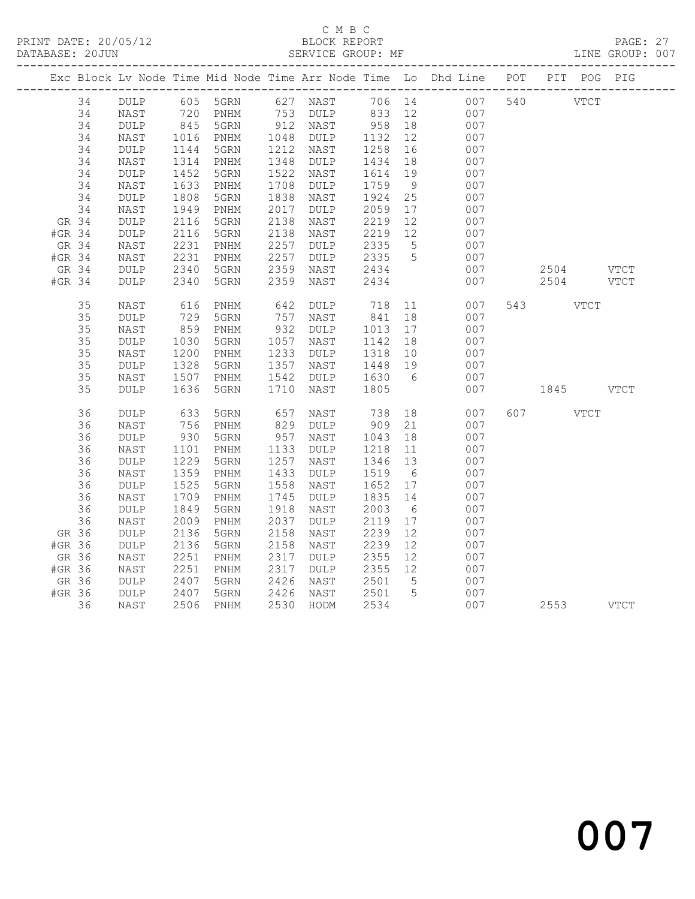C M B C
BLOCK REPORT
SERVICE GROUP: MF

PRINT DATE: 20/05/12
DATABASE: 20JUN
LINE GROUP: 007

| Exc | Block | Lv | Node | Time | Mid Node | Time | Arr Node | Time | Lo | Dhd Line | POT | PIT | POG | PIG |
|---|---|---|---|---|---|---|---|---|---|---|---|---|---|---|
| | 34 | | DULP | 605 | 5GRN | 627 | NAST | 706 | 14 | 007 | 540 | | VTCT | |
| | 34 | | NAST | 720 | PNHM | 753 | DULP | 833 | 12 | 007 | | | | |
| | 34 | | DULP | 845 | 5GRN | 912 | NAST | 958 | 18 | 007 | | | | |
| | 34 | | NAST | 1016 | PNHM | 1048 | DULP | 1132 | 12 | 007 | | | | |
| | 34 | | DULP | 1144 | 5GRN | 1212 | NAST | 1258 | 16 | 007 | | | | |
| | 34 | | NAST | 1314 | PNHM | 1348 | DULP | 1434 | 18 | 007 | | | | |
| | 34 | | DULP | 1452 | 5GRN | 1522 | NAST | 1614 | 19 | 007 | | | | |
| | 34 | | NAST | 1633 | PNHM | 1708 | DULP | 1759 | 9 | 007 | | | | |
| | 34 | | DULP | 1808 | 5GRN | 1838 | NAST | 1924 | 25 | 007 | | | | |
| | 34 | | NAST | 1949 | PNHM | 2017 | DULP | 2059 | 17 | 007 | | | | |
| GR | 34 | | DULP | 2116 | 5GRN | 2138 | NAST | 2219 | 12 | 007 | | | | |
| #GR | 34 | | DULP | 2116 | 5GRN | 2138 | NAST | 2219 | 12 | 007 | | | | |
| GR | 34 | | NAST | 2231 | PNHM | 2257 | DULP | 2335 | 5 | 007 | | | | |
| #GR | 34 | | NAST | 2231 | PNHM | 2257 | DULP | 2335 | 5 | 007 | | | | |
| GR | 34 | | DULP | 2340 | 5GRN | 2359 | NAST | 2434 | | 007 | | 2504 | | VTCT |
| #GR | 34 | | DULP | 2340 | 5GRN | 2359 | NAST | 2434 | | 007 | | 2504 | | VTCT |
| | 35 | | NAST | 616 | PNHM | 642 | DULP | 718 | 11 | 007 | 543 | | VTCT | |
| | 35 | | DULP | 729 | 5GRN | 757 | NAST | 841 | 18 | 007 | | | | |
| | 35 | | NAST | 859 | PNHM | 932 | DULP | 1013 | 17 | 007 | | | | |
| | 35 | | DULP | 1030 | 5GRN | 1057 | NAST | 1142 | 18 | 007 | | | | |
| | 35 | | NAST | 1200 | PNHM | 1233 | DULP | 1318 | 10 | 007 | | | | |
| | 35 | | DULP | 1328 | 5GRN | 1357 | NAST | 1448 | 19 | 007 | | | | |
| | 35 | | NAST | 1507 | PNHM | 1542 | DULP | 1630 | 6 | 007 | | | | |
| | 35 | | DULP | 1636 | 5GRN | 1710 | NAST | 1805 | | 007 | | 1845 | | VTCT |
| | 36 | | DULP | 633 | 5GRN | 657 | NAST | 738 | 18 | 007 | 607 | | VTCT | |
| | 36 | | NAST | 756 | PNHM | 829 | DULP | 909 | 21 | 007 | | | | |
| | 36 | | DULP | 930 | 5GRN | 957 | NAST | 1043 | 18 | 007 | | | | |
| | 36 | | NAST | 1101 | PNHM | 1133 | DULP | 1218 | 11 | 007 | | | | |
| | 36 | | DULP | 1229 | 5GRN | 1257 | NAST | 1346 | 13 | 007 | | | | |
| | 36 | | NAST | 1359 | PNHM | 1433 | DULP | 1519 | 6 | 007 | | | | |
| | 36 | | DULP | 1525 | 5GRN | 1558 | NAST | 1652 | 17 | 007 | | | | |
| | 36 | | NAST | 1709 | PNHM | 1745 | DULP | 1835 | 14 | 007 | | | | |
| | 36 | | DULP | 1849 | 5GRN | 1918 | NAST | 2003 | 6 | 007 | | | | |
| | 36 | | NAST | 2009 | PNHM | 2037 | DULP | 2119 | 17 | 007 | | | | |
| GR | 36 | | DULP | 2136 | 5GRN | 2158 | NAST | 2239 | 12 | 007 | | | | |
| #GR | 36 | | DULP | 2136 | 5GRN | 2158 | NAST | 2239 | 12 | 007 | | | | |
| GR | 36 | | NAST | 2251 | PNHM | 2317 | DULP | 2355 | 12 | 007 | | | | |
| #GR | 36 | | NAST | 2251 | PNHM | 2317 | DULP | 2355 | 12 | 007 | | | | |
| GR | 36 | | DULP | 2407 | 5GRN | 2426 | NAST | 2501 | 5 | 007 | | | | |
| #GR | 36 | | DULP | 2407 | 5GRN | 2426 | NAST | 2501 | 5 | 007 | | | | |
| | 36 | | NAST | 2506 | PNHM | 2530 | HODM | 2534 | | 007 | | 2553 | | VTCT |

007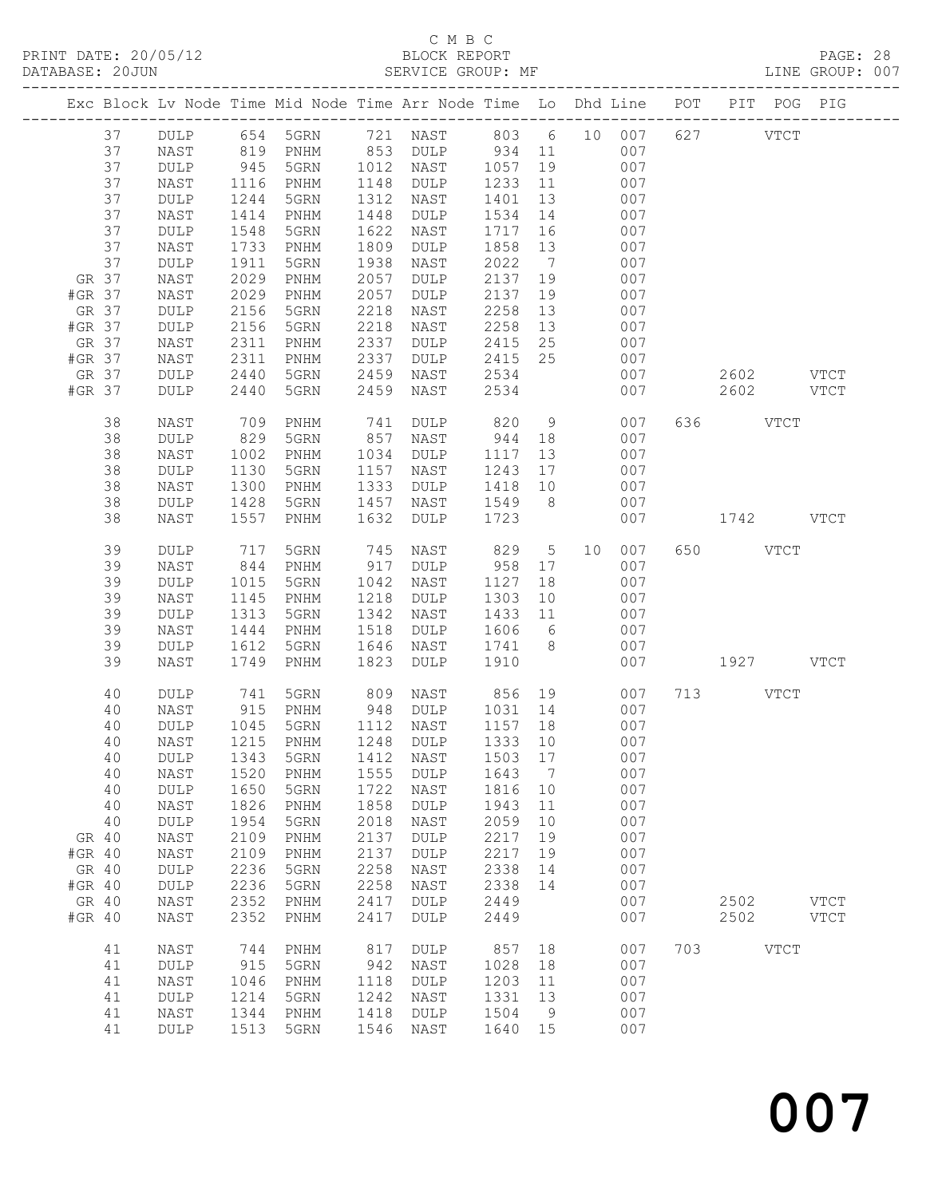C M B C
BLOCK REPORT
SERVICE GROUP: MF

PRINT DATE: 20/05/12
DATABASE: 20JUN
LINE GROUP: 007

| Exc | Block | Lv | Node | Time | Mid Node | Time | Arr Node | Time | Lo | Dhd | Line | POT | PIT | POG | PIG |
|---|---|---|---|---|---|---|---|---|---|---|---|---|---|---|---|
| | 37 | | DULP | 654 | 5GRN | 721 | NAST | 803 | 6 | 10 | 007 | 627 | | VTCT | |
| | 37 | | NAST | 819 | PNHM | 853 | DULP | 934 | 11 | | 007 | | | | |
| | 37 | | DULP | 945 | 5GRN | 1012 | NAST | 1057 | 19 | | 007 | | | | |
| | 37 | | NAST | 1116 | PNHM | 1148 | DULP | 1233 | 11 | | 007 | | | | |
| | 37 | | DULP | 1244 | 5GRN | 1312 | NAST | 1401 | 13 | | 007 | | | | |
| | 37 | | NAST | 1414 | PNHM | 1448 | DULP | 1534 | 14 | | 007 | | | | |
| | 37 | | DULP | 1548 | 5GRN | 1622 | NAST | 1717 | 16 | | 007 | | | | |
| | 37 | | NAST | 1733 | PNHM | 1809 | DULP | 1858 | 13 | | 007 | | | | |
| | 37 | | DULP | 1911 | 5GRN | 1938 | NAST | 2022 | 7 | | 007 | | | | |
| GR | 37 | | NAST | 2029 | PNHM | 2057 | DULP | 2137 | 19 | | 007 | | | | |
| #GR | 37 | | NAST | 2029 | PNHM | 2057 | DULP | 2137 | 19 | | 007 | | | | |
| GR | 37 | | DULP | 2156 | 5GRN | 2218 | NAST | 2258 | 13 | | 007 | | | | |
| #GR | 37 | | DULP | 2156 | 5GRN | 2218 | NAST | 2258 | 13 | | 007 | | | | |
| GR | 37 | | NAST | 2311 | PNHM | 2337 | DULP | 2415 | 25 | | 007 | | | | |
| #GR | 37 | | NAST | 2311 | PNHM | 2337 | DULP | 2415 | 25 | | 007 | | | | |
| GR | 37 | | DULP | 2440 | 5GRN | 2459 | NAST | 2534 | | | 007 | | 2602 | | VTCT |
| #GR | 37 | | DULP | 2440 | 5GRN | 2459 | NAST | 2534 | | | 007 | | 2602 | | VTCT |
| | 38 | | NAST | 709 | PNHM | 741 | DULP | 820 | 9 | | 007 | 636 | | VTCT | |
| | 38 | | DULP | 829 | 5GRN | 857 | NAST | 944 | 18 | | 007 | | | | |
| | 38 | | NAST | 1002 | PNHM | 1034 | DULP | 1117 | 13 | | 007 | | | | |
| | 38 | | DULP | 1130 | 5GRN | 1157 | NAST | 1243 | 17 | | 007 | | | | |
| | 38 | | NAST | 1300 | PNHM | 1333 | DULP | 1418 | 10 | | 007 | | | | |
| | 38 | | DULP | 1428 | 5GRN | 1457 | NAST | 1549 | 8 | | 007 | | | | |
| | 38 | | NAST | 1557 | PNHM | 1632 | DULP | 1723 | | | 007 | | 1742 | | VTCT |
| | 39 | | DULP | 717 | 5GRN | 745 | NAST | 829 | 5 | 10 | 007 | 650 | | VTCT | |
| | 39 | | NAST | 844 | PNHM | 917 | DULP | 958 | 17 | | 007 | | | | |
| | 39 | | DULP | 1015 | 5GRN | 1042 | NAST | 1127 | 18 | | 007 | | | | |
| | 39 | | NAST | 1145 | PNHM | 1218 | DULP | 1303 | 10 | | 007 | | | | |
| | 39 | | DULP | 1313 | 5GRN | 1342 | NAST | 1433 | 11 | | 007 | | | | |
| | 39 | | NAST | 1444 | PNHM | 1518 | DULP | 1606 | 6 | | 007 | | | | |
| | 39 | | DULP | 1612 | 5GRN | 1646 | NAST | 1741 | 8 | | 007 | | | | |
| | 39 | | NAST | 1749 | PNHM | 1823 | DULP | 1910 | | | 007 | | 1927 | | VTCT |
| | 40 | | DULP | 741 | 5GRN | 809 | NAST | 856 | 19 | | 007 | 713 | | VTCT | |
| | 40 | | NAST | 915 | PNHM | 948 | DULP | 1031 | 14 | | 007 | | | | |
| | 40 | | DULP | 1045 | 5GRN | 1112 | NAST | 1157 | 18 | | 007 | | | | |
| | 40 | | NAST | 1215 | PNHM | 1248 | DULP | 1333 | 10 | | 007 | | | | |
| | 40 | | DULP | 1343 | 5GRN | 1412 | NAST | 1503 | 17 | | 007 | | | | |
| | 40 | | NAST | 1520 | PNHM | 1555 | DULP | 1643 | 7 | | 007 | | | | |
| | 40 | | DULP | 1650 | 5GRN | 1722 | NAST | 1816 | 10 | | 007 | | | | |
| | 40 | | NAST | 1826 | PNHM | 1858 | DULP | 1943 | 11 | | 007 | | | | |
| | 40 | | DULP | 1954 | 5GRN | 2018 | NAST | 2059 | 10 | | 007 | | | | |
| GR | 40 | | NAST | 2109 | PNHM | 2137 | DULP | 2217 | 19 | | 007 | | | | |
| #GR | 40 | | NAST | 2109 | PNHM | 2137 | DULP | 2217 | 19 | | 007 | | | | |
| GR | 40 | | DULP | 2236 | 5GRN | 2258 | NAST | 2338 | 14 | | 007 | | | | |
| #GR | 40 | | DULP | 2236 | 5GRN | 2258 | NAST | 2338 | 14 | | 007 | | | | |
| GR | 40 | | NAST | 2352 | PNHM | 2417 | DULP | 2449 | | | 007 | | 2502 | | VTCT |
| #GR | 40 | | NAST | 2352 | PNHM | 2417 | DULP | 2449 | | | 007 | | 2502 | | VTCT |
| | 41 | | NAST | 744 | PNHM | 817 | DULP | 857 | 18 | | 007 | 703 | | VTCT | |
| | 41 | | DULP | 915 | 5GRN | 942 | NAST | 1028 | 18 | | 007 | | | | |
| | 41 | | NAST | 1046 | PNHM | 1118 | DULP | 1203 | 11 | | 007 | | | | |
| | 41 | | DULP | 1214 | 5GRN | 1242 | NAST | 1331 | 13 | | 007 | | | | |
| | 41 | | NAST | 1344 | PNHM | 1418 | DULP | 1504 | 9 | | 007 | | | | |
| | 41 | | DULP | 1513 | 5GRN | 1546 | NAST | 1640 | 15 | | 007 | | | | |

007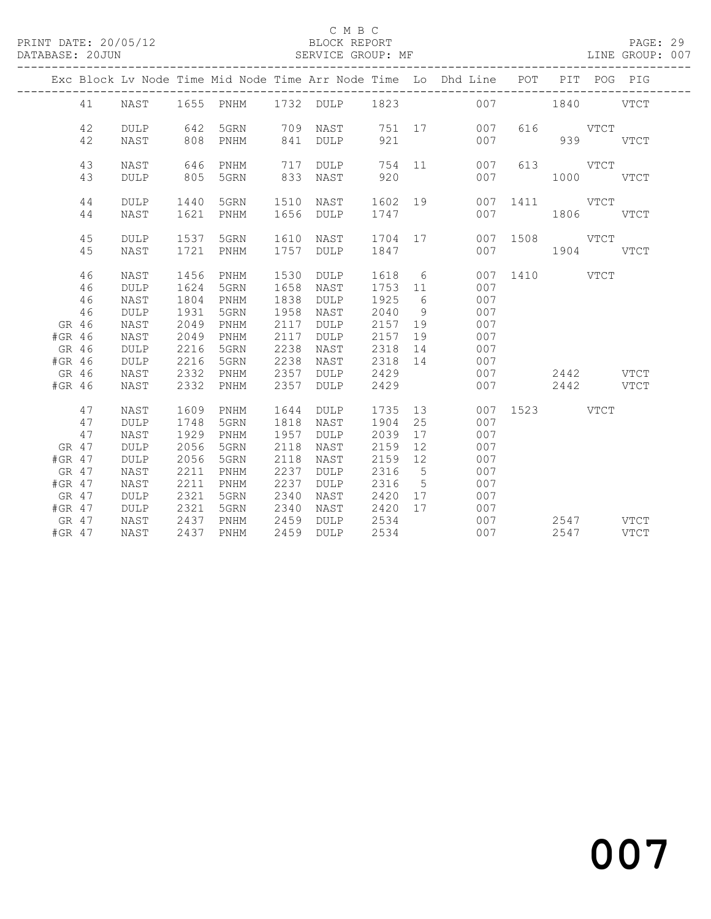C M B C

BLOCK REPORT

SERVICE GROUP: MF

LINE GROUP: 007

PRINT DATE: 20/05/12

DATABASE: 20JUN

| Exc | Block | Lv | Node | Time | Mid Node | Time | Arr Node | Time | Lo | Dhd Line | POT | PIT | POG | PIG |
|---|---|---|---|---|---|---|---|---|---|---|---|---|---|---|
| | 41 | | NAST | 1655 | PNHM | 1732 | DULP | 1823 | | 007 | | 1840 | | VTCT |
| | 42 | | DULP | 642 | 5GRN | 709 | NAST | 751 | 17 | 007 | 616 | | VTCT | |
| | 42 | | NAST | 808 | PNHM | 841 | DULP | 921 | | 007 | | 939 | | VTCT |
| | 43 | | NAST | 646 | PNHM | 717 | DULP | 754 | 11 | 007 | 613 | | VTCT | |
| | 43 | | DULP | 805 | 5GRN | 833 | NAST | 920 | | 007 | | 1000 | | VTCT |
| | 44 | | DULP | 1440 | 5GRN | 1510 | NAST | 1602 | 19 | 007 | 1411 | | VTCT | |
| | 44 | | NAST | 1621 | PNHM | 1656 | DULP | 1747 | | 007 | | 1806 | | VTCT |
| | 45 | | DULP | 1537 | 5GRN | 1610 | NAST | 1704 | 17 | 007 | 1508 | | VTCT | |
| | 45 | | NAST | 1721 | PNHM | 1757 | DULP | 1847 | | 007 | | 1904 | | VTCT |
| | 46 | | NAST | 1456 | PNHM | 1530 | DULP | 1618 | 6 | 007 | 1410 | | VTCT | |
| | 46 | | DULP | 1624 | 5GRN | 1658 | NAST | 1753 | 11 | 007 | | | | |
| | 46 | | NAST | 1804 | PNHM | 1838 | DULP | 1925 | 6 | 007 | | | | |
| | 46 | | DULP | 1931 | 5GRN | 1958 | NAST | 2040 | 9 | 007 | | | | |
| GR | 46 | | NAST | 2049 | PNHM | 2117 | DULP | 2157 | 19 | 007 | | | | |
| #GR | 46 | | NAST | 2049 | PNHM | 2117 | DULP | 2157 | 19 | 007 | | | | |
| GR | 46 | | DULP | 2216 | 5GRN | 2238 | NAST | 2318 | 14 | 007 | | | | |
| #GR | 46 | | DULP | 2216 | 5GRN | 2238 | NAST | 2318 | 14 | 007 | | | | |
| GR | 46 | | NAST | 2332 | PNHM | 2357 | DULP | 2429 | | 007 | | 2442 | | VTCT |
| #GR | 46 | | NAST | 2332 | PNHM | 2357 | DULP | 2429 | | 007 | | 2442 | | VTCT |
| | 47 | | NAST | 1609 | PNHM | 1644 | DULP | 1735 | 13 | 007 | 1523 | | VTCT | |
| | 47 | | DULP | 1748 | 5GRN | 1818 | NAST | 1904 | 25 | 007 | | | | |
| | 47 | | NAST | 1929 | PNHM | 1957 | DULP | 2039 | 17 | 007 | | | | |
| GR | 47 | | DULP | 2056 | 5GRN | 2118 | NAST | 2159 | 12 | 007 | | | | |
| #GR | 47 | | DULP | 2056 | 5GRN | 2118 | NAST | 2159 | 12 | 007 | | | | |
| GR | 47 | | NAST | 2211 | PNHM | 2237 | DULP | 2316 | 5 | 007 | | | | |
| #GR | 47 | | NAST | 2211 | PNHM | 2237 | DULP | 2316 | 5 | 007 | | | | |
| GR | 47 | | DULP | 2321 | 5GRN | 2340 | NAST | 2420 | 17 | 007 | | | | |
| #GR | 47 | | DULP | 2321 | 5GRN | 2340 | NAST | 2420 | 17 | 007 | | | | |
| GR | 47 | | NAST | 2437 | PNHM | 2459 | DULP | 2534 | | 007 | | 2547 | | VTCT |
| #GR | 47 | | NAST | 2437 | PNHM | 2459 | DULP | 2534 | | 007 | | 2547 | | VTCT |

007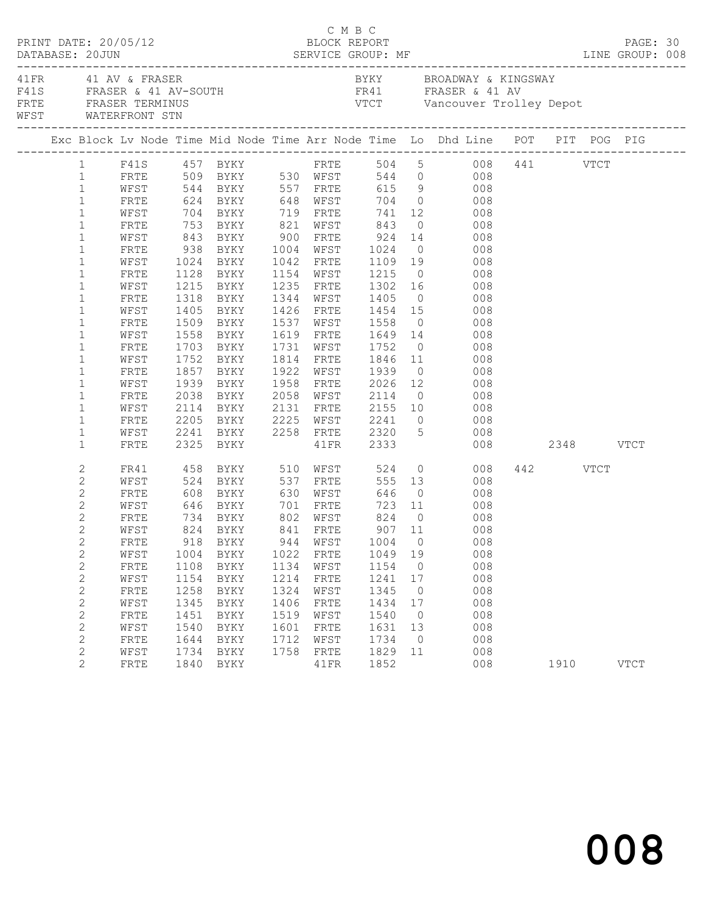C M B C
BLOCK REPORT
SERVICE GROUP: MF

PRINT DATE: 20/05/12
DATABASE: 20JUN
LINE GROUP: 008

| Code | Description | Code | Description |
|---|---|---|---|
| 41FR | 41 AV & FRASER | BYKY | BROADWAY & KINGSWAY |
| F41S | FRASER & 41 AV-SOUTH | FR41 | FRASER & 41 AV |
| FRTE | FRASER TERMINUS | VTCT | Vancouver Trolley Depot |
| WFST | WATERFRONT STN | | |

| Exc | Block | Lv Node | Time | Mid Node | Time | Arr Node | Time | Lo | Dhd Line | POT | PIT | POG | PIG |
|---|---|---|---|---|---|---|---|---|---|---|---|---|---|
| | 1 | F41S | 457 | BYKY | | FRTE | 504 | 5 | 008 | 441 | | VTCT | |
| | 1 | FRTE | 509 | BYKY | 530 | WFST | 544 | 0 | 008 | | | | |
| | 1 | WFST | 544 | BYKY | 557 | FRTE | 615 | 9 | 008 | | | | |
| | 1 | FRTE | 624 | BYKY | 648 | WFST | 704 | 0 | 008 | | | | |
| | 1 | WFST | 704 | BYKY | 719 | FRTE | 741 | 12 | 008 | | | | |
| | 1 | FRTE | 753 | BYKY | 821 | WFST | 843 | 0 | 008 | | | | |
| | 1 | WFST | 843 | BYKY | 900 | FRTE | 924 | 14 | 008 | | | | |
| | 1 | FRTE | 938 | BYKY | 1004 | WFST | 1024 | 0 | 008 | | | | |
| | 1 | WFST | 1024 | BYKY | 1042 | FRTE | 1109 | 19 | 008 | | | | |
| | 1 | FRTE | 1128 | BYKY | 1154 | WFST | 1215 | 0 | 008 | | | | |
| | 1 | WFST | 1215 | BYKY | 1235 | FRTE | 1302 | 16 | 008 | | | | |
| | 1 | FRTE | 1318 | BYKY | 1344 | WFST | 1405 | 0 | 008 | | | | |
| | 1 | WFST | 1405 | BYKY | 1426 | FRTE | 1454 | 15 | 008 | | | | |
| | 1 | FRTE | 1509 | BYKY | 1537 | WFST | 1558 | 0 | 008 | | | | |
| | 1 | WFST | 1558 | BYKY | 1619 | FRTE | 1649 | 14 | 008 | | | | |
| | 1 | FRTE | 1703 | BYKY | 1731 | WFST | 1752 | 0 | 008 | | | | |
| | 1 | WFST | 1752 | BYKY | 1814 | FRTE | 1846 | 11 | 008 | | | | |
| | 1 | FRTE | 1857 | BYKY | 1922 | WFST | 1939 | 0 | 008 | | | | |
| | 1 | WFST | 1939 | BYKY | 1958 | FRTE | 2026 | 12 | 008 | | | | |
| | 1 | FRTE | 2038 | BYKY | 2058 | WFST | 2114 | 0 | 008 | | | | |
| | 1 | WFST | 2114 | BYKY | 2131 | FRTE | 2155 | 10 | 008 | | | | |
| | 1 | FRTE | 2205 | BYKY | 2225 | WFST | 2241 | 0 | 008 | | | | |
| | 1 | WFST | 2241 | BYKY | 2258 | FRTE | 2320 | 5 | 008 | | | | |
| | 1 | FRTE | 2325 | BYKY | | 41FR | 2333 | | 008 | | 2348 | | VTCT |
| | 2 | FR41 | 458 | BYKY | 510 | WFST | 524 | 0 | 008 | 442 | | VTCT | |
| | 2 | WFST | 524 | BYKY | 537 | FRTE | 555 | 13 | 008 | | | | |
| | 2 | FRTE | 608 | BYKY | 630 | WFST | 646 | 0 | 008 | | | | |
| | 2 | WFST | 646 | BYKY | 701 | FRTE | 723 | 11 | 008 | | | | |
| | 2 | FRTE | 734 | BYKY | 802 | WFST | 824 | 0 | 008 | | | | |
| | 2 | WFST | 824 | BYKY | 841 | FRTE | 907 | 11 | 008 | | | | |
| | 2 | FRTE | 918 | BYKY | 944 | WFST | 1004 | 0 | 008 | | | | |
| | 2 | WFST | 1004 | BYKY | 1022 | FRTE | 1049 | 19 | 008 | | | | |
| | 2 | FRTE | 1108 | BYKY | 1134 | WFST | 1154 | 0 | 008 | | | | |
| | 2 | WFST | 1154 | BYKY | 1214 | FRTE | 1241 | 17 | 008 | | | | |
| | 2 | FRTE | 1258 | BYKY | 1324 | WFST | 1345 | 0 | 008 | | | | |
| | 2 | WFST | 1345 | BYKY | 1406 | FRTE | 1434 | 17 | 008 | | | | |
| | 2 | FRTE | 1451 | BYKY | 1519 | WFST | 1540 | 0 | 008 | | | | |
| | 2 | WFST | 1540 | BYKY | 1601 | FRTE | 1631 | 13 | 008 | | | | |
| | 2 | FRTE | 1644 | BYKY | 1712 | WFST | 1734 | 0 | 008 | | | | |
| | 2 | WFST | 1734 | BYKY | 1758 | FRTE | 1829 | 11 | 008 | | | | |
| | 2 | FRTE | 1840 | BYKY | | 41FR | 1852 | | 008 | | 1910 | | VTCT |

008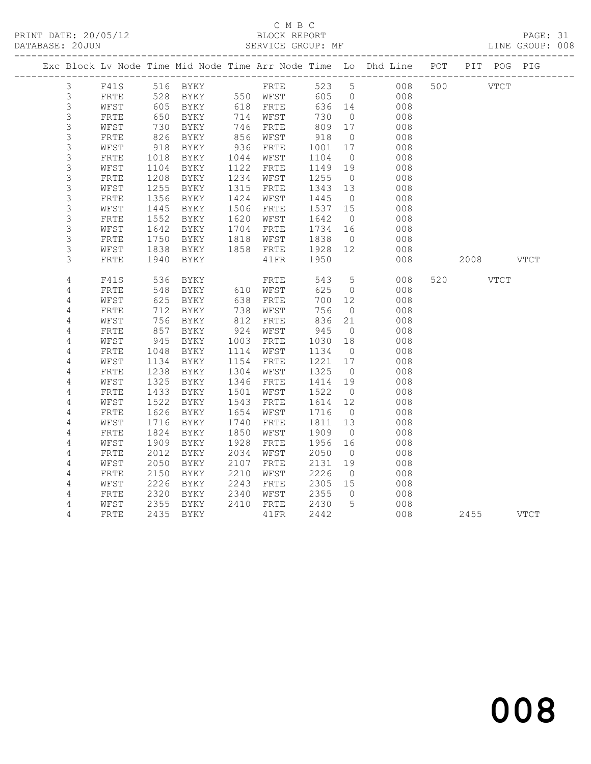C M B C

BLOCK REPORT

SERVICE GROUP: MF

PRINT DATE: 20/05/12
DATABASE: 20JUN
LINE GROUP: 008

| Exc | Block | Lv | Node | Time | Mid Node | Time | Arr Node | Time | Lo | Dhd Line | POT | PIT | POG | PIG |
|---|---|---|---|---|---|---|---|---|---|---|---|---|---|---|
| | 3 | | F41S | 516 | BYKY | | FRTE | 523 | 5 | 008 | 500 | | VTCT | |
| | 3 | | FRTE | 528 | BYKY | 550 | WFST | 605 | 0 | 008 | | | | |
| | 3 | | WFST | 605 | BYKY | 618 | FRTE | 636 | 14 | 008 | | | | |
| | 3 | | FRTE | 650 | BYKY | 714 | WFST | 730 | 0 | 008 | | | | |
| | 3 | | WFST | 730 | BYKY | 746 | FRTE | 809 | 17 | 008 | | | | |
| | 3 | | FRTE | 826 | BYKY | 856 | WFST | 918 | 0 | 008 | | | | |
| | 3 | | WFST | 918 | BYKY | 936 | FRTE | 1001 | 17 | 008 | | | | |
| | 3 | | FRTE | 1018 | BYKY | 1044 | WFST | 1104 | 0 | 008 | | | | |
| | 3 | | WFST | 1104 | BYKY | 1122 | FRTE | 1149 | 19 | 008 | | | | |
| | 3 | | FRTE | 1208 | BYKY | 1234 | WFST | 1255 | 0 | 008 | | | | |
| | 3 | | WFST | 1255 | BYKY | 1315 | FRTE | 1343 | 13 | 008 | | | | |
| | 3 | | FRTE | 1356 | BYKY | 1424 | WFST | 1445 | 0 | 008 | | | | |
| | 3 | | WFST | 1445 | BYKY | 1506 | FRTE | 1537 | 15 | 008 | | | | |
| | 3 | | FRTE | 1552 | BYKY | 1620 | WFST | 1642 | 0 | 008 | | | | |
| | 3 | | WFST | 1642 | BYKY | 1704 | FRTE | 1734 | 16 | 008 | | | | |
| | 3 | | FRTE | 1750 | BYKY | 1818 | WFST | 1838 | 0 | 008 | | | | |
| | 3 | | WFST | 1838 | BYKY | 1858 | FRTE | 1928 | 12 | 008 | | | | |
| | 3 | | FRTE | 1940 | BYKY | | 41FR | 1950 | | 008 | | 2008 | | VTCT |
| | 4 | | F41S | 536 | BYKY | | FRTE | 543 | 5 | 008 | 520 | | VTCT | |
| | 4 | | FRTE | 548 | BYKY | 610 | WFST | 625 | 0 | 008 | | | | |
| | 4 | | WFST | 625 | BYKY | 638 | FRTE | 700 | 12 | 008 | | | | |
| | 4 | | FRTE | 712 | BYKY | 738 | WFST | 756 | 0 | 008 | | | | |
| | 4 | | WFST | 756 | BYKY | 812 | FRTE | 836 | 21 | 008 | | | | |
| | 4 | | FRTE | 857 | BYKY | 924 | WFST | 945 | 0 | 008 | | | | |
| | 4 | | WFST | 945 | BYKY | 1003 | FRTE | 1030 | 18 | 008 | | | | |
| | 4 | | FRTE | 1048 | BYKY | 1114 | WFST | 1134 | 0 | 008 | | | | |
| | 4 | | WFST | 1134 | BYKY | 1154 | FRTE | 1221 | 17 | 008 | | | | |
| | 4 | | FRTE | 1238 | BYKY | 1304 | WFST | 1325 | 0 | 008 | | | | |
| | 4 | | WFST | 1325 | BYKY | 1346 | FRTE | 1414 | 19 | 008 | | | | |
| | 4 | | FRTE | 1433 | BYKY | 1501 | WFST | 1522 | 0 | 008 | | | | |
| | 4 | | WFST | 1522 | BYKY | 1543 | FRTE | 1614 | 12 | 008 | | | | |
| | 4 | | FRTE | 1626 | BYKY | 1654 | WFST | 1716 | 0 | 008 | | | | |
| | 4 | | WFST | 1716 | BYKY | 1740 | FRTE | 1811 | 13 | 008 | | | | |
| | 4 | | FRTE | 1824 | BYKY | 1850 | WFST | 1909 | 0 | 008 | | | | |
| | 4 | | WFST | 1909 | BYKY | 1928 | FRTE | 1956 | 16 | 008 | | | | |
| | 4 | | FRTE | 2012 | BYKY | 2034 | WFST | 2050 | 0 | 008 | | | | |
| | 4 | | WFST | 2050 | BYKY | 2107 | FRTE | 2131 | 19 | 008 | | | | |
| | 4 | | FRTE | 2150 | BYKY | 2210 | WFST | 2226 | 0 | 008 | | | | |
| | 4 | | WFST | 2226 | BYKY | 2243 | FRTE | 2305 | 15 | 008 | | | | |
| | 4 | | FRTE | 2320 | BYKY | 2340 | WFST | 2355 | 0 | 008 | | | | |
| | 4 | | WFST | 2355 | BYKY | 2410 | FRTE | 2430 | 5 | 008 | | | | |
| | 4 | | FRTE | 2435 | BYKY | | 41FR | 2442 | | 008 | | 2455 | | VTCT |

008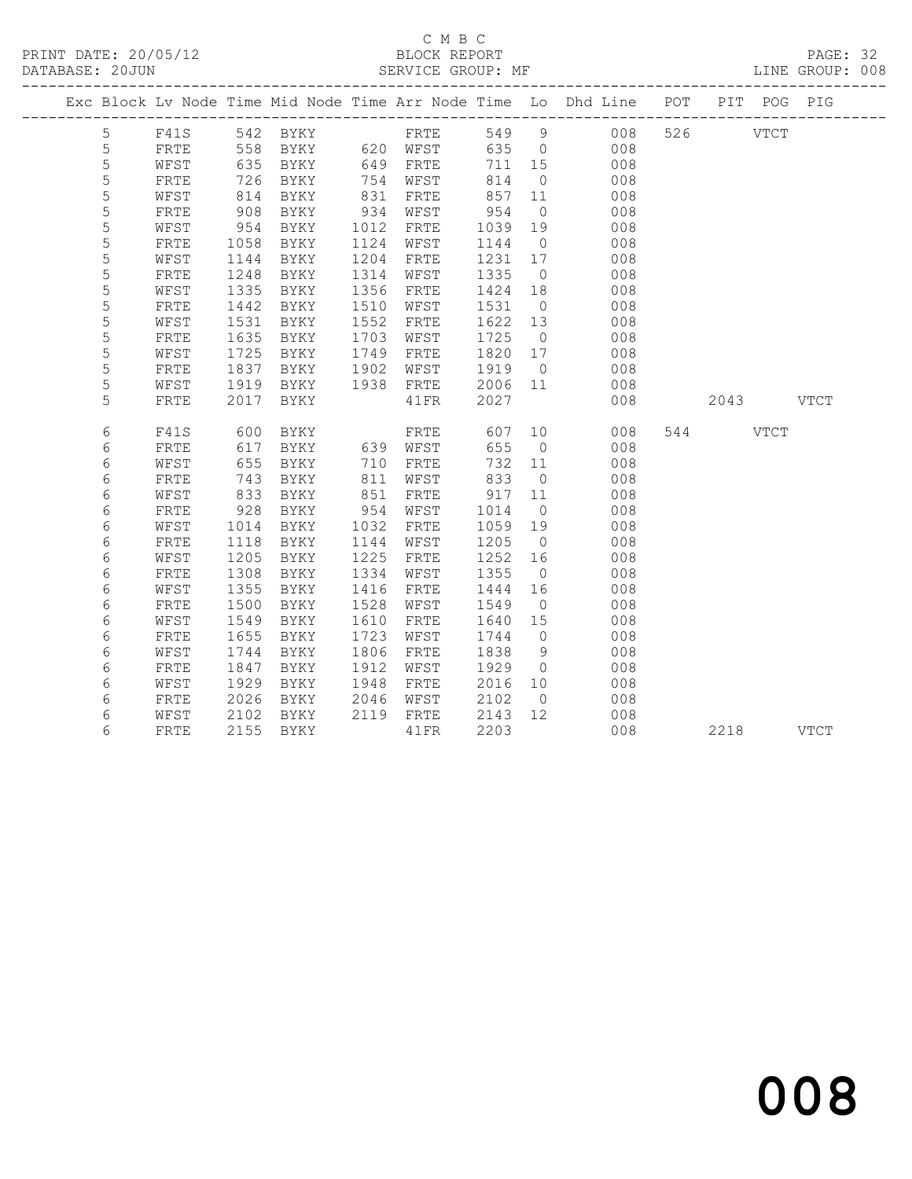C M B C

PRINT DATE: 20/05/12 BLOCK REPORT

DATABASE: 20JUN SERVICE GROUP: MF LINE GROUP: 008

| Exc | Block | Lv | Node | Time | Mid Node | Time | Arr Node | Time | Lo | Dhd Line | POT | PIT | POG | PIG |
|---|---|---|---|---|---|---|---|---|---|---|---|---|---|---|
| | 5 | | F41S | 542 | BYKY | | FRTE | 549 | 9 | 008 | 526 | | VTCT | |
| | 5 | | FRTE | 558 | BYKY | 620 | WFST | 635 | 0 | 008 | | | | |
| | 5 | | WFST | 635 | BYKY | 649 | FRTE | 711 | 15 | 008 | | | | |
| | 5 | | FRTE | 726 | BYKY | 754 | WFST | 814 | 0 | 008 | | | | |
| | 5 | | WFST | 814 | BYKY | 831 | FRTE | 857 | 11 | 008 | | | | |
| | 5 | | FRTE | 908 | BYKY | 934 | WFST | 954 | 0 | 008 | | | | |
| | 5 | | WFST | 954 | BYKY | 1012 | FRTE | 1039 | 19 | 008 | | | | |
| | 5 | | FRTE | 1058 | BYKY | 1124 | WFST | 1144 | 0 | 008 | | | | |
| | 5 | | WFST | 1144 | BYKY | 1204 | FRTE | 1231 | 17 | 008 | | | | |
| | 5 | | FRTE | 1248 | BYKY | 1314 | WFST | 1335 | 0 | 008 | | | | |
| | 5 | | WFST | 1335 | BYKY | 1356 | FRTE | 1424 | 18 | 008 | | | | |
| | 5 | | FRTE | 1442 | BYKY | 1510 | WFST | 1531 | 0 | 008 | | | | |
| | 5 | | WFST | 1531 | BYKY | 1552 | FRTE | 1622 | 13 | 008 | | | | |
| | 5 | | FRTE | 1635 | BYKY | 1703 | WFST | 1725 | 0 | 008 | | | | |
| | 5 | | WFST | 1725 | BYKY | 1749 | FRTE | 1820 | 17 | 008 | | | | |
| | 5 | | FRTE | 1837 | BYKY | 1902 | WFST | 1919 | 0 | 008 | | | | |
| | 5 | | WFST | 1919 | BYKY | 1938 | FRTE | 2006 | 11 | 008 | | | | |
| | 5 | | FRTE | 2017 | BYKY | | 41FR | 2027 | | 008 | | 2043 | | VTCT |
| | 6 | | F41S | 600 | BYKY | | FRTE | 607 | 10 | 008 | 544 | | VTCT | |
| | 6 | | FRTE | 617 | BYKY | 639 | WFST | 655 | 0 | 008 | | | | |
| | 6 | | WFST | 655 | BYKY | 710 | FRTE | 732 | 11 | 008 | | | | |
| | 6 | | FRTE | 743 | BYKY | 811 | WFST | 833 | 0 | 008 | | | | |
| | 6 | | WFST | 833 | BYKY | 851 | FRTE | 917 | 11 | 008 | | | | |
| | 6 | | FRTE | 928 | BYKY | 954 | WFST | 1014 | 0 | 008 | | | | |
| | 6 | | WFST | 1014 | BYKY | 1032 | FRTE | 1059 | 19 | 008 | | | | |
| | 6 | | FRTE | 1118 | BYKY | 1144 | WFST | 1205 | 0 | 008 | | | | |
| | 6 | | WFST | 1205 | BYKY | 1225 | FRTE | 1252 | 16 | 008 | | | | |
| | 6 | | FRTE | 1308 | BYKY | 1334 | WFST | 1355 | 0 | 008 | | | | |
| | 6 | | WFST | 1355 | BYKY | 1416 | FRTE | 1444 | 16 | 008 | | | | |
| | 6 | | FRTE | 1500 | BYKY | 1528 | WFST | 1549 | 0 | 008 | | | | |
| | 6 | | WFST | 1549 | BYKY | 1610 | FRTE | 1640 | 15 | 008 | | | | |
| | 6 | | FRTE | 1655 | BYKY | 1723 | WFST | 1744 | 0 | 008 | | | | |
| | 6 | | WFST | 1744 | BYKY | 1806 | FRTE | 1838 | 9 | 008 | | | | |
| | 6 | | FRTE | 1847 | BYKY | 1912 | WFST | 1929 | 0 | 008 | | | | |
| | 6 | | WFST | 1929 | BYKY | 1948 | FRTE | 2016 | 10 | 008 | | | | |
| | 6 | | FRTE | 2026 | BYKY | 2046 | WFST | 2102 | 0 | 008 | | | | |
| | 6 | | WFST | 2102 | BYKY | 2119 | FRTE | 2143 | 12 | 008 | | | | |
| | 6 | | FRTE | 2155 | BYKY | | 41FR | 2203 | | 008 | | 2218 | | VTCT |

008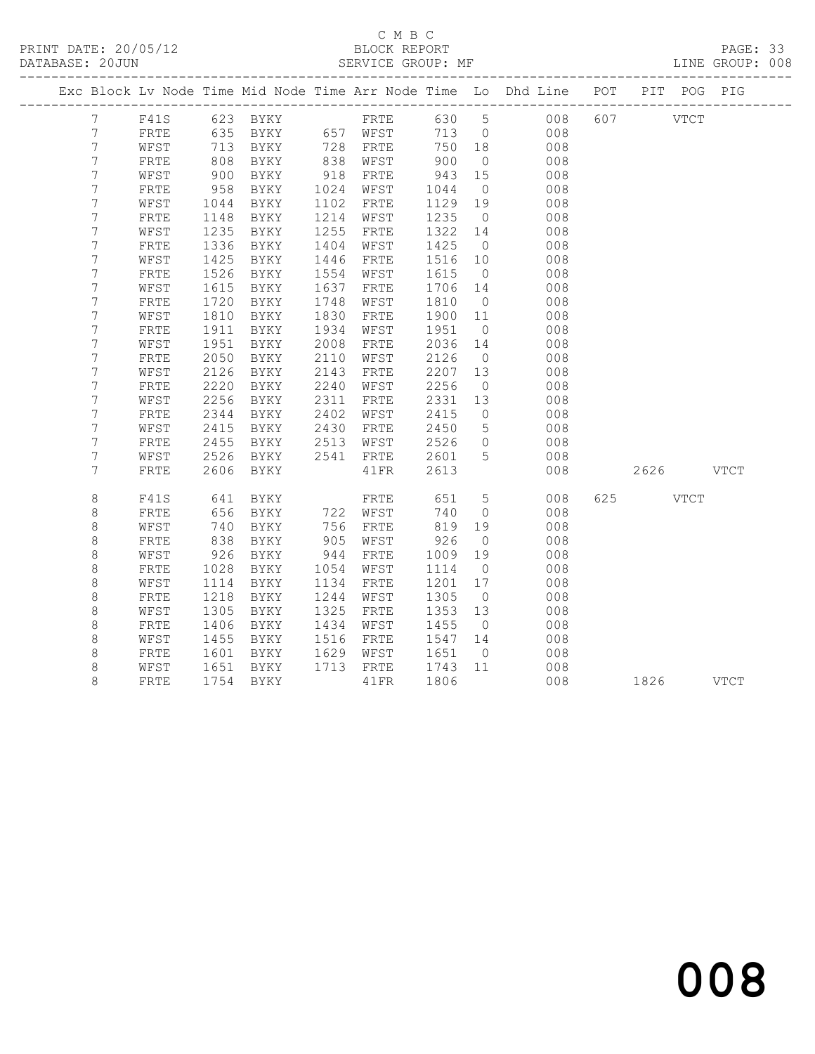C M B C

BLOCK REPORT

SERVICE GROUP: MF

LINE GROUP: 008

| Exc | Block | Lv | Node | Time | Mid Node | Time | Arr Node | Time | Lo | Dhd Line | POT | PIT | POG | PIG |
|---|---|---|---|---|---|---|---|---|---|---|---|---|---|---|
| | 7 | | F41S | 623 | BYKY | | FRTE | 630 | 5 | 008 | 607 | | VTCT | |
| | 7 | | FRTE | 635 | BYKY | 657 | WFST | 713 | 0 | 008 | | | | |
| | 7 | | WFST | 713 | BYKY | 728 | FRTE | 750 | 18 | 008 | | | | |
| | 7 | | FRTE | 808 | BYKY | 838 | WFST | 900 | 0 | 008 | | | | |
| | 7 | | WFST | 900 | BYKY | 918 | FRTE | 943 | 15 | 008 | | | | |
| | 7 | | FRTE | 958 | BYKY | 1024 | WFST | 1044 | 0 | 008 | | | | |
| | 7 | | WFST | 1044 | BYKY | 1102 | FRTE | 1129 | 19 | 008 | | | | |
| | 7 | | FRTE | 1148 | BYKY | 1214 | WFST | 1235 | 0 | 008 | | | | |
| | 7 | | WFST | 1235 | BYKY | 1255 | FRTE | 1322 | 14 | 008 | | | | |
| | 7 | | FRTE | 1336 | BYKY | 1404 | WFST | 1425 | 0 | 008 | | | | |
| | 7 | | WFST | 1425 | BYKY | 1446 | FRTE | 1516 | 10 | 008 | | | | |
| | 7 | | FRTE | 1526 | BYKY | 1554 | WFST | 1615 | 0 | 008 | | | | |
| | 7 | | WFST | 1615 | BYKY | 1637 | FRTE | 1706 | 14 | 008 | | | | |
| | 7 | | FRTE | 1720 | BYKY | 1748 | WFST | 1810 | 0 | 008 | | | | |
| | 7 | | WFST | 1810 | BYKY | 1830 | FRTE | 1900 | 11 | 008 | | | | |
| | 7 | | FRTE | 1911 | BYKY | 1934 | WFST | 1951 | 0 | 008 | | | | |
| | 7 | | WFST | 1951 | BYKY | 2008 | FRTE | 2036 | 14 | 008 | | | | |
| | 7 | | FRTE | 2050 | BYKY | 2110 | WFST | 2126 | 0 | 008 | | | | |
| | 7 | | WFST | 2126 | BYKY | 2143 | FRTE | 2207 | 13 | 008 | | | | |
| | 7 | | FRTE | 2220 | BYKY | 2240 | WFST | 2256 | 0 | 008 | | | | |
| | 7 | | WFST | 2256 | BYKY | 2311 | FRTE | 2331 | 13 | 008 | | | | |
| | 7 | | FRTE | 2344 | BYKY | 2402 | WFST | 2415 | 0 | 008 | | | | |
| | 7 | | WFST | 2415 | BYKY | 2430 | FRTE | 2450 | 5 | 008 | | | | |
| | 7 | | FRTE | 2455 | BYKY | 2513 | WFST | 2526 | 0 | 008 | | | | |
| | 7 | | WFST | 2526 | BYKY | 2541 | FRTE | 2601 | 5 | 008 | | | | |
| | 7 | | FRTE | 2606 | BYKY | | 41FR | 2613 | | 008 | | 2626 | | VTCT |
| | 8 | | F41S | 641 | BYKY | | FRTE | 651 | 5 | 008 | 625 | | VTCT | |
| | 8 | | FRTE | 656 | BYKY | 722 | WFST | 740 | 0 | 008 | | | | |
| | 8 | | WFST | 740 | BYKY | 756 | FRTE | 819 | 19 | 008 | | | | |
| | 8 | | FRTE | 838 | BYKY | 905 | WFST | 926 | 0 | 008 | | | | |
| | 8 | | WFST | 926 | BYKY | 944 | FRTE | 1009 | 19 | 008 | | | | |
| | 8 | | FRTE | 1028 | BYKY | 1054 | WFST | 1114 | 0 | 008 | | | | |
| | 8 | | WFST | 1114 | BYKY | 1134 | FRTE | 1201 | 17 | 008 | | | | |
| | 8 | | FRTE | 1218 | BYKY | 1244 | WFST | 1305 | 0 | 008 | | | | |
| | 8 | | WFST | 1305 | BYKY | 1325 | FRTE | 1353 | 13 | 008 | | | | |
| | 8 | | FRTE | 1406 | BYKY | 1434 | WFST | 1455 | 0 | 008 | | | | |
| | 8 | | WFST | 1455 | BYKY | 1516 | FRTE | 1547 | 14 | 008 | | | | |
| | 8 | | FRTE | 1601 | BYKY | 1629 | WFST | 1651 | 0 | 008 | | | | |
| | 8 | | WFST | 1651 | BYKY | 1713 | FRTE | 1743 | 11 | 008 | | | | |
| | 8 | | FRTE | 1754 | BYKY | | 41FR | 1806 | | 008 | | 1826 | | VTCT |

008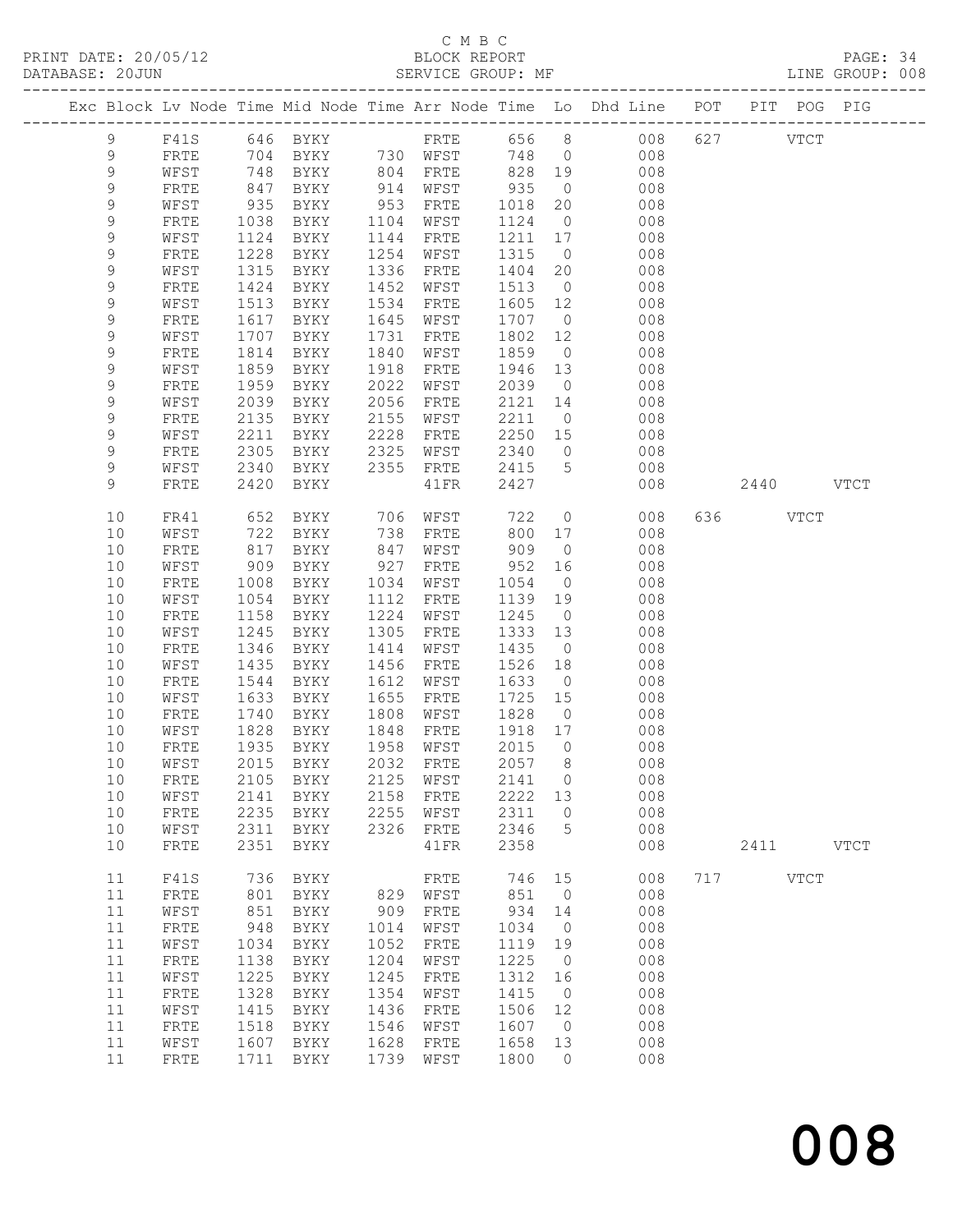C M B C

PRINT DATE: 20/05/12 BLOCK REPORT
DATABASE: 20JUN SERVICE GROUP: MF LINE GROUP: 008

| Exc | Block | Lv | Node | Time | Mid Node | Time | Arr Node | Time | Lo | Dhd Line | POT | PIT | POG | PIG |
|---|---|---|---|---|---|---|---|---|---|---|---|---|---|---|
| | 9 | | F41S | 646 | BYKY | | FRTE | 656 | 8 | 008 | 627 | | VTCT | |
| | 9 | | FRTE | 704 | BYKY | 730 | WFST | 748 | 0 | 008 | | | | |
| | 9 | | WFST | 748 | BYKY | 804 | FRTE | 828 | 19 | 008 | | | | |
| | 9 | | FRTE | 847 | BYKY | 914 | WFST | 935 | 0 | 008 | | | | |
| | 9 | | WFST | 935 | BYKY | 953 | FRTE | 1018 | 20 | 008 | | | | |
| | 9 | | FRTE | 1038 | BYKY | 1104 | WFST | 1124 | 0 | 008 | | | | |
| | 9 | | WFST | 1124 | BYKY | 1144 | FRTE | 1211 | 17 | 008 | | | | |
| | 9 | | FRTE | 1228 | BYKY | 1254 | WFST | 1315 | 0 | 008 | | | | |
| | 9 | | WFST | 1315 | BYKY | 1336 | FRTE | 1404 | 20 | 008 | | | | |
| | 9 | | FRTE | 1424 | BYKY | 1452 | WFST | 1513 | 0 | 008 | | | | |
| | 9 | | WFST | 1513 | BYKY | 1534 | FRTE | 1605 | 12 | 008 | | | | |
| | 9 | | FRTE | 1617 | BYKY | 1645 | WFST | 1707 | 0 | 008 | | | | |
| | 9 | | WFST | 1707 | BYKY | 1731 | FRTE | 1802 | 12 | 008 | | | | |
| | 9 | | FRTE | 1814 | BYKY | 1840 | WFST | 1859 | 0 | 008 | | | | |
| | 9 | | WFST | 1859 | BYKY | 1918 | FRTE | 1946 | 13 | 008 | | | | |
| | 9 | | FRTE | 1959 | BYKY | 2022 | WFST | 2039 | 0 | 008 | | | | |
| | 9 | | WFST | 2039 | BYKY | 2056 | FRTE | 2121 | 14 | 008 | | | | |
| | 9 | | FRTE | 2135 | BYKY | 2155 | WFST | 2211 | 0 | 008 | | | | |
| | 9 | | WFST | 2211 | BYKY | 2228 | FRTE | 2250 | 15 | 008 | | | | |
| | 9 | | FRTE | 2305 | BYKY | 2325 | WFST | 2340 | 0 | 008 | | | | |
| | 9 | | WFST | 2340 | BYKY | 2355 | FRTE | 2415 | 5 | 008 | | | | |
| | 9 | | FRTE | 2420 | BYKY | | 41FR | 2427 | | 008 | | 2440 | | VTCT |
| | 10 | | FR41 | 652 | BYKY | 706 | WFST | 722 | 0 | 008 | 636 | | VTCT | |
| | 10 | | WFST | 722 | BYKY | 738 | FRTE | 800 | 17 | 008 | | | | |
| | 10 | | FRTE | 817 | BYKY | 847 | WFST | 909 | 0 | 008 | | | | |
| | 10 | | WFST | 909 | BYKY | 927 | FRTE | 952 | 16 | 008 | | | | |
| | 10 | | FRTE | 1008 | BYKY | 1034 | WFST | 1054 | 0 | 008 | | | | |
| | 10 | | WFST | 1054 | BYKY | 1112 | FRTE | 1139 | 19 | 008 | | | | |
| | 10 | | FRTE | 1158 | BYKY | 1224 | WFST | 1245 | 0 | 008 | | | | |
| | 10 | | WFST | 1245 | BYKY | 1305 | FRTE | 1333 | 13 | 008 | | | | |
| | 10 | | FRTE | 1346 | BYKY | 1414 | WFST | 1435 | 0 | 008 | | | | |
| | 10 | | WFST | 1435 | BYKY | 1456 | FRTE | 1526 | 18 | 008 | | | | |
| | 10 | | FRTE | 1544 | BYKY | 1612 | WFST | 1633 | 0 | 008 | | | | |
| | 10 | | WFST | 1633 | BYKY | 1655 | FRTE | 1725 | 15 | 008 | | | | |
| | 10 | | FRTE | 1740 | BYKY | 1808 | WFST | 1828 | 0 | 008 | | | | |
| | 10 | | WFST | 1828 | BYKY | 1848 | FRTE | 1918 | 17 | 008 | | | | |
| | 10 | | FRTE | 1935 | BYKY | 1958 | WFST | 2015 | 0 | 008 | | | | |
| | 10 | | WFST | 2015 | BYKY | 2032 | FRTE | 2057 | 8 | 008 | | | | |
| | 10 | | FRTE | 2105 | BYKY | 2125 | WFST | 2141 | 0 | 008 | | | | |
| | 10 | | WFST | 2141 | BYKY | 2158 | FRTE | 2222 | 13 | 008 | | | | |
| | 10 | | FRTE | 2235 | BYKY | 2255 | WFST | 2311 | 0 | 008 | | | | |
| | 10 | | WFST | 2311 | BYKY | 2326 | FRTE | 2346 | 5 | 008 | | | | |
| | 10 | | FRTE | 2351 | BYKY | | 41FR | 2358 | | 008 | | 2411 | | VTCT |
| | 11 | | F41S | 736 | BYKY | | FRTE | 746 | 15 | 008 | 717 | | VTCT | |
| | 11 | | FRTE | 801 | BYKY | 829 | WFST | 851 | 0 | 008 | | | | |
| | 11 | | WFST | 851 | BYKY | 909 | FRTE | 934 | 14 | 008 | | | | |
| | 11 | | FRTE | 948 | BYKY | 1014 | WFST | 1034 | 0 | 008 | | | | |
| | 11 | | WFST | 1034 | BYKY | 1052 | FRTE | 1119 | 19 | 008 | | | | |
| | 11 | | FRTE | 1138 | BYKY | 1204 | WFST | 1225 | 0 | 008 | | | | |
| | 11 | | WFST | 1225 | BYKY | 1245 | FRTE | 1312 | 16 | 008 | | | | |
| | 11 | | FRTE | 1328 | BYKY | 1354 | WFST | 1415 | 0 | 008 | | | | |
| | 11 | | WFST | 1415 | BYKY | 1436 | FRTE | 1506 | 12 | 008 | | | | |
| | 11 | | FRTE | 1518 | BYKY | 1546 | WFST | 1607 | 0 | 008 | | | | |
| | 11 | | WFST | 1607 | BYKY | 1628 | FRTE | 1658 | 13 | 008 | | | | |
| | 11 | | FRTE | 1711 | BYKY | 1739 | WFST | 1800 | 0 | 008 | | | | |

008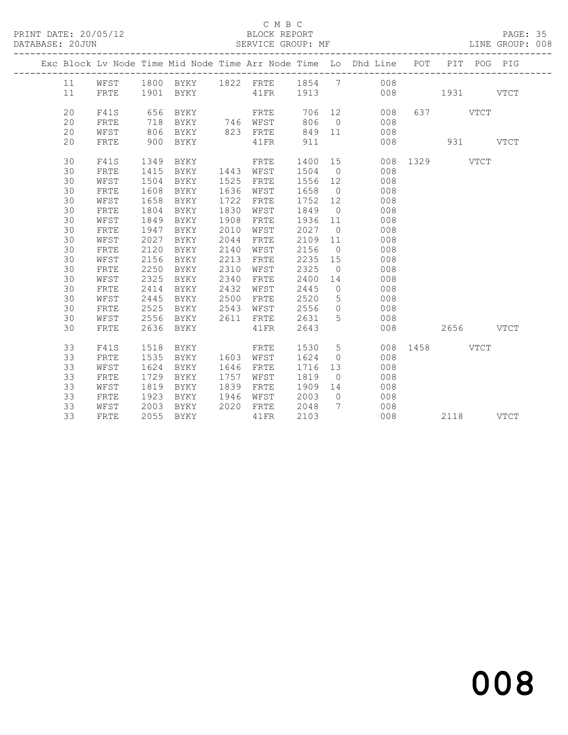C M B C

PRINT DATE: 20/05/12 BLOCK REPORT

DATABASE: 20JUN SERVICE GROUP: MF LINE GROUP: 008

| Exc | Block | Lv | Node | Time | Mid Node | Time | Arr Node | Time | Lo | Dhd Line | POT | PIT | POG | PIG |
|---|---|---|---|---|---|---|---|---|---|---|---|---|---|---|
| | 11 | | WFST | 1800 | BYKY | 1822 | FRTE | 1854 | 7 | 008 | | | | |
| | 11 | | FRTE | 1901 | BYKY | | 41FR | 1913 | | 008 | | 1931 | | VTCT |
| | 20 | | F41S | 656 | BYKY | | FRTE | 706 | 12 | 008 | 637 | | VTCT | |
| | 20 | | FRTE | 718 | BYKY | 746 | WFST | 806 | 0 | 008 | | | | |
| | 20 | | WFST | 806 | BYKY | 823 | FRTE | 849 | 11 | 008 | | | | |
| | 20 | | FRTE | 900 | BYKY | | 41FR | 911 | | 008 | | 931 | | VTCT |
| | 30 | | F41S | 1349 | BYKY | | FRTE | 1400 | 15 | 008 | 1329 | | VTCT | |
| | 30 | | FRTE | 1415 | BYKY | 1443 | WFST | 1504 | 0 | 008 | | | | |
| | 30 | | WFST | 1504 | BYKY | 1525 | FRTE | 1556 | 12 | 008 | | | | |
| | 30 | | FRTE | 1608 | BYKY | 1636 | WFST | 1658 | 0 | 008 | | | | |
| | 30 | | WFST | 1658 | BYKY | 1722 | FRTE | 1752 | 12 | 008 | | | | |
| | 30 | | FRTE | 1804 | BYKY | 1830 | WFST | 1849 | 0 | 008 | | | | |
| | 30 | | WFST | 1849 | BYKY | 1908 | FRTE | 1936 | 11 | 008 | | | | |
| | 30 | | FRTE | 1947 | BYKY | 2010 | WFST | 2027 | 0 | 008 | | | | |
| | 30 | | WFST | 2027 | BYKY | 2044 | FRTE | 2109 | 11 | 008 | | | | |
| | 30 | | FRTE | 2120 | BYKY | 2140 | WFST | 2156 | 0 | 008 | | | | |
| | 30 | | WFST | 2156 | BYKY | 2213 | FRTE | 2235 | 15 | 008 | | | | |
| | 30 | | FRTE | 2250 | BYKY | 2310 | WFST | 2325 | 0 | 008 | | | | |
| | 30 | | WFST | 2325 | BYKY | 2340 | FRTE | 2400 | 14 | 008 | | | | |
| | 30 | | FRTE | 2414 | BYKY | 2432 | WFST | 2445 | 0 | 008 | | | | |
| | 30 | | WFST | 2445 | BYKY | 2500 | FRTE | 2520 | 5 | 008 | | | | |
| | 30 | | FRTE | 2525 | BYKY | 2543 | WFST | 2556 | 0 | 008 | | | | |
| | 30 | | WFST | 2556 | BYKY | 2611 | FRTE | 2631 | 5 | 008 | | | | |
| | 30 | | FRTE | 2636 | BYKY | | 41FR | 2643 | | 008 | | 2656 | | VTCT |
| | 33 | | F41S | 1518 | BYKY | | FRTE | 1530 | 5 | 008 | 1458 | | VTCT | |
| | 33 | | FRTE | 1535 | BYKY | 1603 | WFST | 1624 | 0 | 008 | | | | |
| | 33 | | WFST | 1624 | BYKY | 1646 | FRTE | 1716 | 13 | 008 | | | | |
| | 33 | | FRTE | 1729 | BYKY | 1757 | WFST | 1819 | 0 | 008 | | | | |
| | 33 | | WFST | 1819 | BYKY | 1839 | FRTE | 1909 | 14 | 008 | | | | |
| | 33 | | FRTE | 1923 | BYKY | 1946 | WFST | 2003 | 0 | 008 | | | | |
| | 33 | | WFST | 2003 | BYKY | 2020 | FRTE | 2048 | 7 | 008 | | | | |
| | 33 | | FRTE | 2055 | BYKY | | 41FR | 2103 | | 008 | | 2118 | | VTCT |

008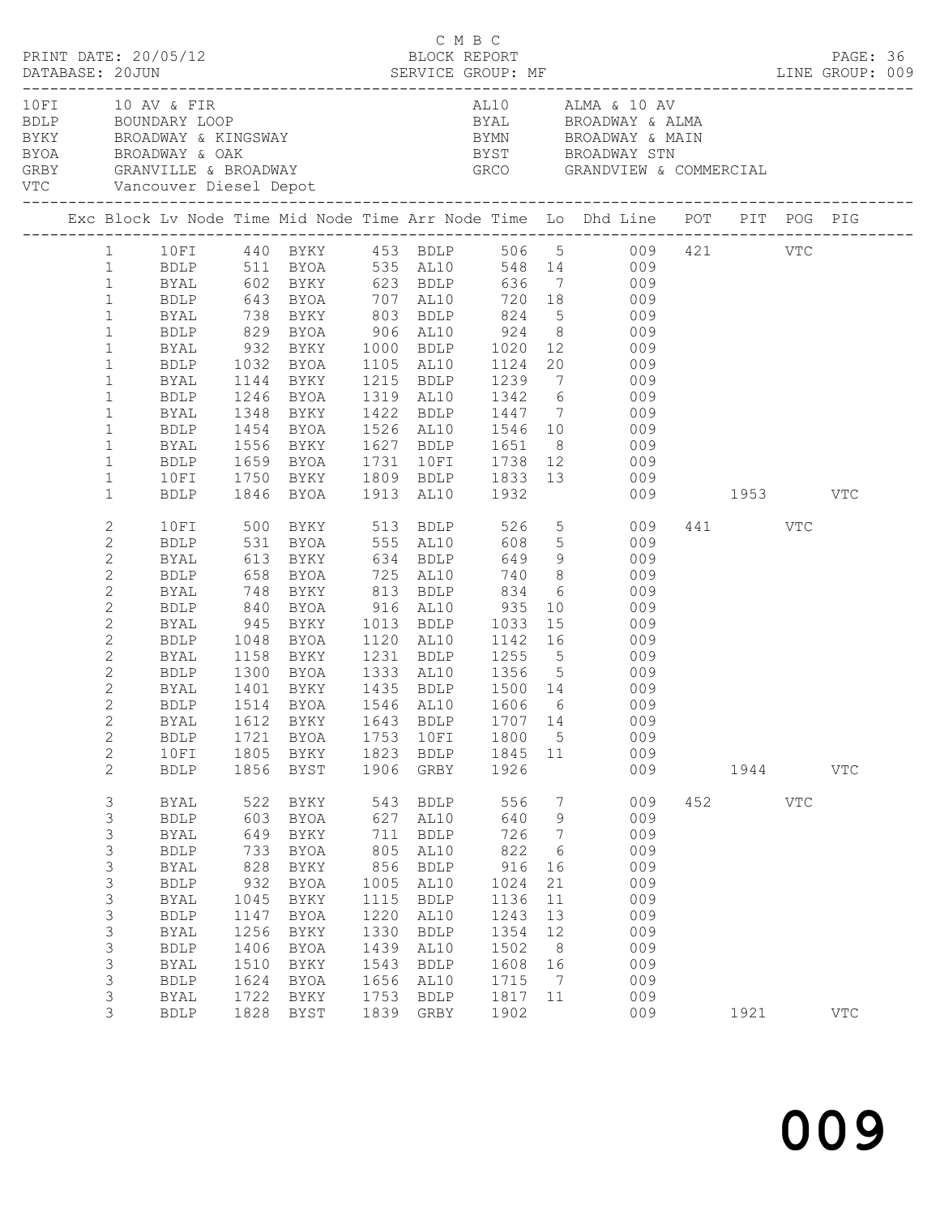C M B C

PRINT DATE: 20/05/12 BLOCK REPORT PAGE: 36
DATABASE: 20JUN SERVICE GROUP: MF LINE GROUP: 009

| Code | Description | Code | Description |
|---|---|---|---|
| 10FI | 10 AV & FIR | AL10 | ALMA & 10 AV |
| BDLP | BOUNDARY LOOP | BYAL | BROADWAY & ALMA |
| BYKY | BROADWAY & KINGSWAY | BYMN | BROADWAY & MAIN |
| BYOA | BROADWAY & OAK | BYST | BROADWAY STN |
| GRBY | GRANVILLE & BROADWAY | GRCO | GRANDVIEW & COMMERCIAL |
| VTC | Vancouver Diesel Depot | | |

| Exc | Block | Lv Node | Time | Mid Node | Time | Arr Node | Time | Lo | Dhd Line | POT | PIT | POG | PIG |
|---|---|---|---|---|---|---|---|---|---|---|---|---|---|
| | 1 | 10FI | 440 | BYKY | 453 | BDLP | 506 | 5 | 009 | 421 | | VTC | |
| | 1 | BDLP | 511 | BYOA | 535 | AL10 | 548 | 14 | 009 | | | | |
| | 1 | BYAL | 602 | BYKY | 623 | BDLP | 636 | 7 | 009 | | | | |
| | 1 | BDLP | 643 | BYOA | 707 | AL10 | 720 | 18 | 009 | | | | |
| | 1 | BYAL | 738 | BYKY | 803 | BDLP | 824 | 5 | 009 | | | | |
| | 1 | BDLP | 829 | BYOA | 906 | AL10 | 924 | 8 | 009 | | | | |
| | 1 | BYAL | 932 | BYKY | 1000 | BDLP | 1020 | 12 | 009 | | | | |
| | 1 | BDLP | 1032 | BYOA | 1105 | AL10 | 1124 | 20 | 009 | | | | |
| | 1 | BYAL | 1144 | BYKY | 1215 | BDLP | 1239 | 7 | 009 | | | | |
| | 1 | BDLP | 1246 | BYOA | 1319 | AL10 | 1342 | 6 | 009 | | | | |
| | 1 | BYAL | 1348 | BYKY | 1422 | BDLP | 1447 | 7 | 009 | | | | |
| | 1 | BDLP | 1454 | BYOA | 1526 | AL10 | 1546 | 10 | 009 | | | | |
| | 1 | BYAL | 1556 | BYKY | 1627 | BDLP | 1651 | 8 | 009 | | | | |
| | 1 | BDLP | 1659 | BYOA | 1731 | 10FI | 1738 | 12 | 009 | | | | |
| | 1 | 10FI | 1750 | BYKY | 1809 | BDLP | 1833 | 13 | 009 | | | | |
| | 1 | BDLP | 1846 | BYOA | 1913 | AL10 | 1932 | | 009 | | 1953 | | VTC |
| | 2 | 10FI | 500 | BYKY | 513 | BDLP | 526 | 5 | 009 | 441 | | VTC | |
| | 2 | BDLP | 531 | BYOA | 555 | AL10 | 608 | 5 | 009 | | | | |
| | 2 | BYAL | 613 | BYKY | 634 | BDLP | 649 | 9 | 009 | | | | |
| | 2 | BDLP | 658 | BYOA | 725 | AL10 | 740 | 8 | 009 | | | | |
| | 2 | BYAL | 748 | BYKY | 813 | BDLP | 834 | 6 | 009 | | | | |
| | 2 | BDLP | 840 | BYOA | 916 | AL10 | 935 | 10 | 009 | | | | |
| | 2 | BYAL | 945 | BYKY | 1013 | BDLP | 1033 | 15 | 009 | | | | |
| | 2 | BDLP | 1048 | BYOA | 1120 | AL10 | 1142 | 16 | 009 | | | | |
| | 2 | BYAL | 1158 | BYKY | 1231 | BDLP | 1255 | 5 | 009 | | | | |
| | 2 | BDLP | 1300 | BYOA | 1333 | AL10 | 1356 | 5 | 009 | | | | |
| | 2 | BYAL | 1401 | BYKY | 1435 | BDLP | 1500 | 14 | 009 | | | | |
| | 2 | BDLP | 1514 | BYOA | 1546 | AL10 | 1606 | 6 | 009 | | | | |
| | 2 | BYAL | 1612 | BYKY | 1643 | BDLP | 1707 | 14 | 009 | | | | |
| | 2 | BDLP | 1721 | BYOA | 1753 | 10FI | 1800 | 5 | 009 | | | | |
| | 2 | 10FI | 1805 | BYKY | 1823 | BDLP | 1845 | 11 | 009 | | | | |
| | 2 | BDLP | 1856 | BYST | 1906 | GRBY | 1926 | | 009 | | 1944 | | VTC |
| | 3 | BYAL | 522 | BYKY | 543 | BDLP | 556 | 7 | 009 | 452 | | VTC | |
| | 3 | BDLP | 603 | BYOA | 627 | AL10 | 640 | 9 | 009 | | | | |
| | 3 | BYAL | 649 | BYKY | 711 | BDLP | 726 | 7 | 009 | | | | |
| | 3 | BDLP | 733 | BYOA | 805 | AL10 | 822 | 6 | 009 | | | | |
| | 3 | BYAL | 828 | BYKY | 856 | BDLP | 916 | 16 | 009 | | | | |
| | 3 | BDLP | 932 | BYOA | 1005 | AL10 | 1024 | 21 | 009 | | | | |
| | 3 | BYAL | 1045 | BYKY | 1115 | BDLP | 1136 | 11 | 009 | | | | |
| | 3 | BDLP | 1147 | BYOA | 1220 | AL10 | 1243 | 13 | 009 | | | | |
| | 3 | BYAL | 1256 | BYKY | 1330 | BDLP | 1354 | 12 | 009 | | | | |
| | 3 | BDLP | 1406 | BYOA | 1439 | AL10 | 1502 | 8 | 009 | | | | |
| | 3 | BYAL | 1510 | BYKY | 1543 | BDLP | 1608 | 16 | 009 | | | | |
| | 3 | BDLP | 1624 | BYOA | 1656 | AL10 | 1715 | 7 | 009 | | | | |
| | 3 | BYAL | 1722 | BYKY | 1753 | BDLP | 1817 | 11 | 009 | | | | |
| | 3 | BDLP | 1828 | BYST | 1839 | GRBY | 1902 | | 009 | | 1921 | | VTC |

009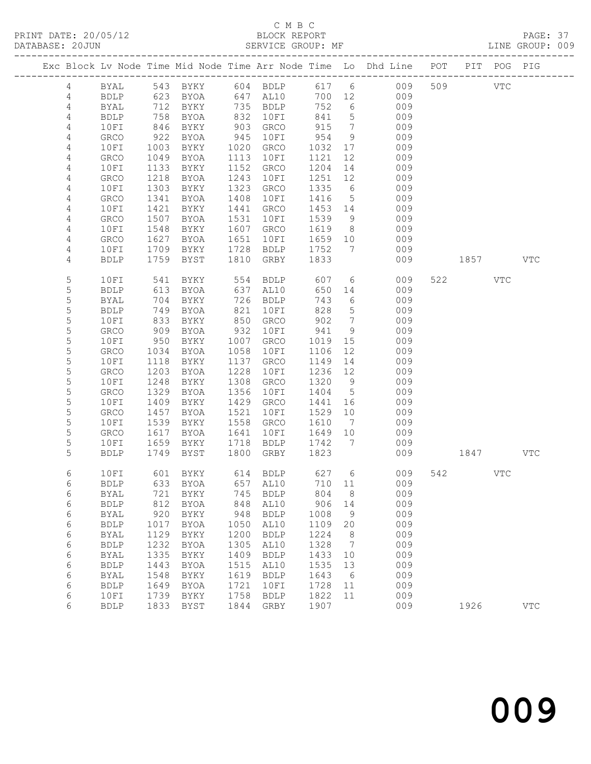C M B C
PRINT DATE: 20/05/12 BLOCK REPORT
DATABASE: 20JUN SERVICE GROUP: MF LINE GROUP: 009

| Exc | Block | Lv | Node | Time | Mid Node | Time | Arr Node | Time | Lo | Dhd Line | POT | PIT | POG | PIG |
|---|---|---|---|---|---|---|---|---|---|---|---|---|---|---|
| | 4 | | BYAL | 543 | BYKY | 604 | BDLP | 617 | 6 | 009 | 509 | | VTC | |
| | 4 | | BDLP | 623 | BYOA | 647 | AL10 | 700 | 12 | 009 | | | | |
| | 4 | | BYAL | 712 | BYKY | 735 | BDLP | 752 | 6 | 009 | | | | |
| | 4 | | BDLP | 758 | BYOA | 832 | 10FI | 841 | 5 | 009 | | | | |
| | 4 | | 10FI | 846 | BYKY | 903 | GRCO | 915 | 7 | 009 | | | | |
| | 4 | | GRCO | 922 | BYOA | 945 | 10FI | 954 | 9 | 009 | | | | |
| | 4 | | 10FI | 1003 | BYKY | 1020 | GRCO | 1032 | 17 | 009 | | | | |
| | 4 | | GRCO | 1049 | BYOA | 1113 | 10FI | 1121 | 12 | 009 | | | | |
| | 4 | | 10FI | 1133 | BYKY | 1152 | GRCO | 1204 | 14 | 009 | | | | |
| | 4 | | GRCO | 1218 | BYOA | 1243 | 10FI | 1251 | 12 | 009 | | | | |
| | 4 | | 10FI | 1303 | BYKY | 1323 | GRCO | 1335 | 6 | 009 | | | | |
| | 4 | | GRCO | 1341 | BYOA | 1408 | 10FI | 1416 | 5 | 009 | | | | |
| | 4 | | 10FI | 1421 | BYKY | 1441 | GRCO | 1453 | 14 | 009 | | | | |
| | 4 | | GRCO | 1507 | BYOA | 1531 | 10FI | 1539 | 9 | 009 | | | | |
| | 4 | | 10FI | 1548 | BYKY | 1607 | GRCO | 1619 | 8 | 009 | | | | |
| | 4 | | GRCO | 1627 | BYOA | 1651 | 10FI | 1659 | 10 | 009 | | | | |
| | 4 | | 10FI | 1709 | BYKY | 1728 | BDLP | 1752 | 7 | 009 | | | | |
| | 4 | | BDLP | 1759 | BYST | 1810 | GRBY | 1833 | | 009 | | 1857 | | VTC |
| | 5 | | 10FI | 541 | BYKY | 554 | BDLP | 607 | 6 | 009 | 522 | | VTC | |
| | 5 | | BDLP | 613 | BYOA | 637 | AL10 | 650 | 14 | 009 | | | | |
| | 5 | | BYAL | 704 | BYKY | 726 | BDLP | 743 | 6 | 009 | | | | |
| | 5 | | BDLP | 749 | BYOA | 821 | 10FI | 828 | 5 | 009 | | | | |
| | 5 | | 10FI | 833 | BYKY | 850 | GRCO | 902 | 7 | 009 | | | | |
| | 5 | | GRCO | 909 | BYOA | 932 | 10FI | 941 | 9 | 009 | | | | |
| | 5 | | 10FI | 950 | BYKY | 1007 | GRCO | 1019 | 15 | 009 | | | | |
| | 5 | | GRCO | 1034 | BYOA | 1058 | 10FI | 1106 | 12 | 009 | | | | |
| | 5 | | 10FI | 1118 | BYKY | 1137 | GRCO | 1149 | 14 | 009 | | | | |
| | 5 | | GRCO | 1203 | BYOA | 1228 | 10FI | 1236 | 12 | 009 | | | | |
| | 5 | | 10FI | 1248 | BYKY | 1308 | GRCO | 1320 | 9 | 009 | | | | |
| | 5 | | GRCO | 1329 | BYOA | 1356 | 10FI | 1404 | 5 | 009 | | | | |
| | 5 | | 10FI | 1409 | BYKY | 1429 | GRCO | 1441 | 16 | 009 | | | | |
| | 5 | | GRCO | 1457 | BYOA | 1521 | 10FI | 1529 | 10 | 009 | | | | |
| | 5 | | 10FI | 1539 | BYKY | 1558 | GRCO | 1610 | 7 | 009 | | | | |
| | 5 | | GRCO | 1617 | BYOA | 1641 | 10FI | 1649 | 10 | 009 | | | | |
| | 5 | | 10FI | 1659 | BYKY | 1718 | BDLP | 1742 | 7 | 009 | | | | |
| | 5 | | BDLP | 1749 | BYST | 1800 | GRBY | 1823 | | 009 | | 1847 | | VTC |
| | 6 | | 10FI | 601 | BYKY | 614 | BDLP | 627 | 6 | 009 | 542 | | VTC | |
| | 6 | | BDLP | 633 | BYOA | 657 | AL10 | 710 | 11 | 009 | | | | |
| | 6 | | BYAL | 721 | BYKY | 745 | BDLP | 804 | 8 | 009 | | | | |
| | 6 | | BDLP | 812 | BYOA | 848 | AL10 | 906 | 14 | 009 | | | | |
| | 6 | | BYAL | 920 | BYKY | 948 | BDLP | 1008 | 9 | 009 | | | | |
| | 6 | | BDLP | 1017 | BYOA | 1050 | AL10 | 1109 | 20 | 009 | | | | |
| | 6 | | BYAL | 1129 | BYKY | 1200 | BDLP | 1224 | 8 | 009 | | | | |
| | 6 | | BDLP | 1232 | BYOA | 1305 | AL10 | 1328 | 7 | 009 | | | | |
| | 6 | | BYAL | 1335 | BYKY | 1409 | BDLP | 1433 | 10 | 009 | | | | |
| | 6 | | BDLP | 1443 | BYOA | 1515 | AL10 | 1535 | 13 | 009 | | | | |
| | 6 | | BYAL | 1548 | BYKY | 1619 | BDLP | 1643 | 6 | 009 | | | | |
| | 6 | | BDLP | 1649 | BYOA | 1721 | 10FI | 1728 | 11 | 009 | | | | |
| | 6 | | 10FI | 1739 | BYKY | 1758 | BDLP | 1822 | 11 | 009 | | | | |
| | 6 | | BDLP | 1833 | BYST | 1844 | GRBY | 1907 | | 009 | | 1926 | | VTC |

009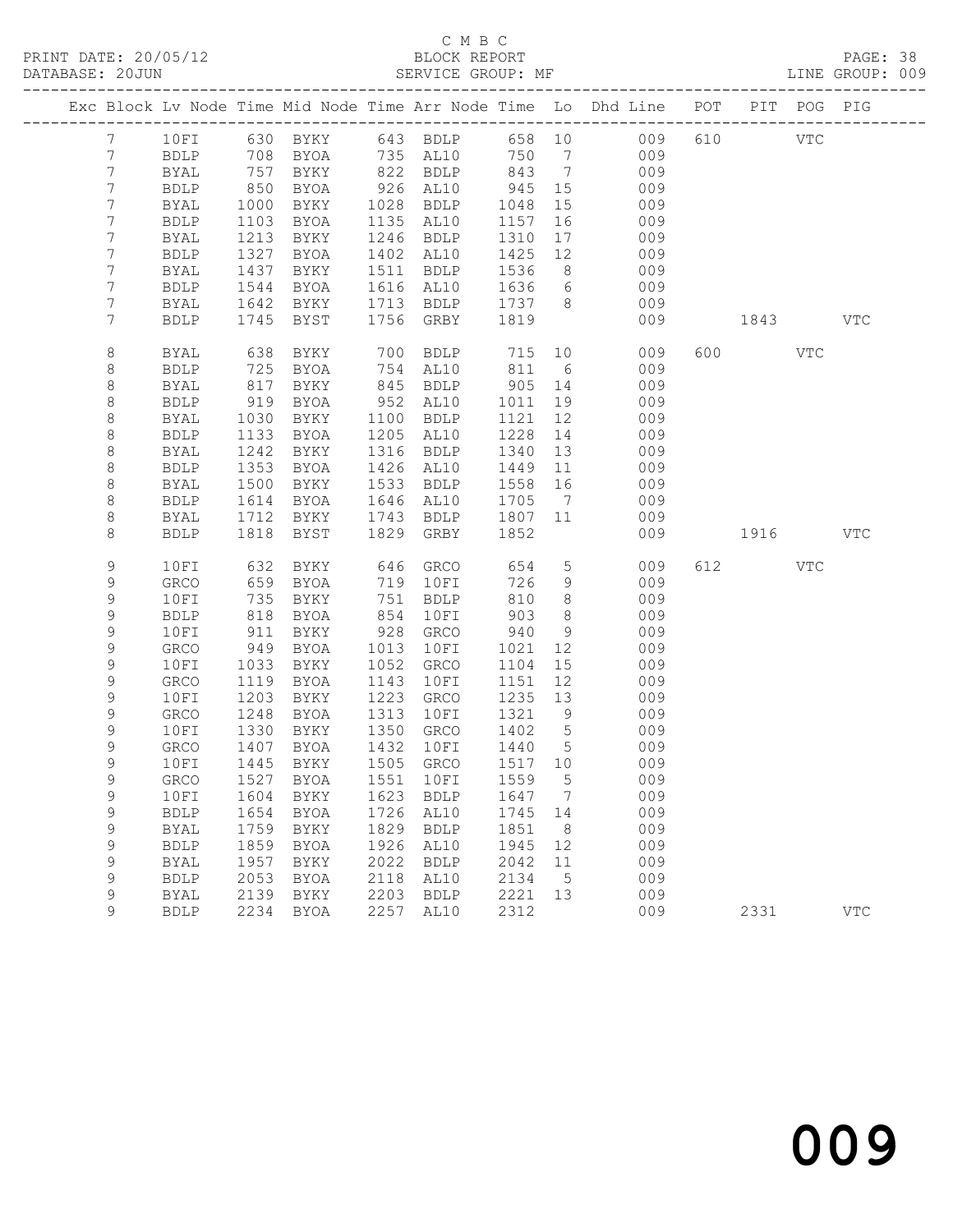C M B C
PRINT DATE: 20/05/12 BLOCK REPORT
DATABASE: 20JUN SERVICE GROUP: MF LINE GROUP: 009

| Exc | Block | Lv | Node | Time | Mid Node | Time | Arr Node | Time | Lo | Dhd Line | POT | PIT | POG | PIG |
|---|---|---|---|---|---|---|---|---|---|---|---|---|---|---|
| | 7 | | 10FI | 630 | BYKY | 643 | BDLP | 658 | 10 | 009 | 610 | | VTC | |
| | 7 | | BDLP | 708 | BYOA | 735 | AL10 | 750 | 7 | 009 | | | | |
| | 7 | | BYAL | 757 | BYKY | 822 | BDLP | 843 | 7 | 009 | | | | |
| | 7 | | BDLP | 850 | BYOA | 926 | AL10 | 945 | 15 | 009 | | | | |
| | 7 | | BYAL | 1000 | BYKY | 1028 | BDLP | 1048 | 15 | 009 | | | | |
| | 7 | | BDLP | 1103 | BYOA | 1135 | AL10 | 1157 | 16 | 009 | | | | |
| | 7 | | BYAL | 1213 | BYKY | 1246 | BDLP | 1310 | 17 | 009 | | | | |
| | 7 | | BDLP | 1327 | BYOA | 1402 | AL10 | 1425 | 12 | 009 | | | | |
| | 7 | | BYAL | 1437 | BYKY | 1511 | BDLP | 1536 | 8 | 009 | | | | |
| | 7 | | BDLP | 1544 | BYOA | 1616 | AL10 | 1636 | 6 | 009 | | | | |
| | 7 | | BYAL | 1642 | BYKY | 1713 | BDLP | 1737 | 8 | 009 | | | | |
| | 7 | | BDLP | 1745 | BYST | 1756 | GRBY | 1819 | | 009 | | 1843 | | VTC |
| | 8 | | BYAL | 638 | BYKY | 700 | BDLP | 715 | 10 | 009 | 600 | | VTC | |
| | 8 | | BDLP | 725 | BYOA | 754 | AL10 | 811 | 6 | 009 | | | | |
| | 8 | | BYAL | 817 | BYKY | 845 | BDLP | 905 | 14 | 009 | | | | |
| | 8 | | BDLP | 919 | BYOA | 952 | AL10 | 1011 | 19 | 009 | | | | |
| | 8 | | BYAL | 1030 | BYKY | 1100 | BDLP | 1121 | 12 | 009 | | | | |
| | 8 | | BDLP | 1133 | BYOA | 1205 | AL10 | 1228 | 14 | 009 | | | | |
| | 8 | | BYAL | 1242 | BYKY | 1316 | BDLP | 1340 | 13 | 009 | | | | |
| | 8 | | BDLP | 1353 | BYOA | 1426 | AL10 | 1449 | 11 | 009 | | | | |
| | 8 | | BYAL | 1500 | BYKY | 1533 | BDLP | 1558 | 16 | 009 | | | | |
| | 8 | | BDLP | 1614 | BYOA | 1646 | AL10 | 1705 | 7 | 009 | | | | |
| | 8 | | BYAL | 1712 | BYKY | 1743 | BDLP | 1807 | 11 | 009 | | | | |
| | 8 | | BDLP | 1818 | BYST | 1829 | GRBY | 1852 | | 009 | | 1916 | | VTC |
| | 9 | | 10FI | 632 | BYKY | 646 | GRCO | 654 | 5 | 009 | 612 | | VTC | |
| | 9 | | GRCO | 659 | BYOA | 719 | 10FI | 726 | 9 | 009 | | | | |
| | 9 | | 10FI | 735 | BYKY | 751 | BDLP | 810 | 8 | 009 | | | | |
| | 9 | | BDLP | 818 | BYOA | 854 | 10FI | 903 | 8 | 009 | | | | |
| | 9 | | 10FI | 911 | BYKY | 928 | GRCO | 940 | 9 | 009 | | | | |
| | 9 | | GRCO | 949 | BYOA | 1013 | 10FI | 1021 | 12 | 009 | | | | |
| | 9 | | 10FI | 1033 | BYKY | 1052 | GRCO | 1104 | 15 | 009 | | | | |
| | 9 | | GRCO | 1119 | BYOA | 1143 | 10FI | 1151 | 12 | 009 | | | | |
| | 9 | | 10FI | 1203 | BYKY | 1223 | GRCO | 1235 | 13 | 009 | | | | |
| | 9 | | GRCO | 1248 | BYOA | 1313 | 10FI | 1321 | 9 | 009 | | | | |
| | 9 | | 10FI | 1330 | BYKY | 1350 | GRCO | 1402 | 5 | 009 | | | | |
| | 9 | | GRCO | 1407 | BYOA | 1432 | 10FI | 1440 | 5 | 009 | | | | |
| | 9 | | 10FI | 1445 | BYKY | 1505 | GRCO | 1517 | 10 | 009 | | | | |
| | 9 | | GRCO | 1527 | BYOA | 1551 | 10FI | 1559 | 5 | 009 | | | | |
| | 9 | | 10FI | 1604 | BYKY | 1623 | BDLP | 1647 | 7 | 009 | | | | |
| | 9 | | BDLP | 1654 | BYOA | 1726 | AL10 | 1745 | 14 | 009 | | | | |
| | 9 | | BYAL | 1759 | BYKY | 1829 | BDLP | 1851 | 8 | 009 | | | | |
| | 9 | | BDLP | 1859 | BYOA | 1926 | AL10 | 1945 | 12 | 009 | | | | |
| | 9 | | BYAL | 1957 | BYKY | 2022 | BDLP | 2042 | 11 | 009 | | | | |
| | 9 | | BDLP | 2053 | BYOA | 2118 | AL10 | 2134 | 5 | 009 | | | | |
| | 9 | | BYAL | 2139 | BYKY | 2203 | BDLP | 2221 | 13 | 009 | | | | |
| | 9 | | BDLP | 2234 | BYOA | 2257 | AL10 | 2312 | | 009 | | 2331 | | VTC |

009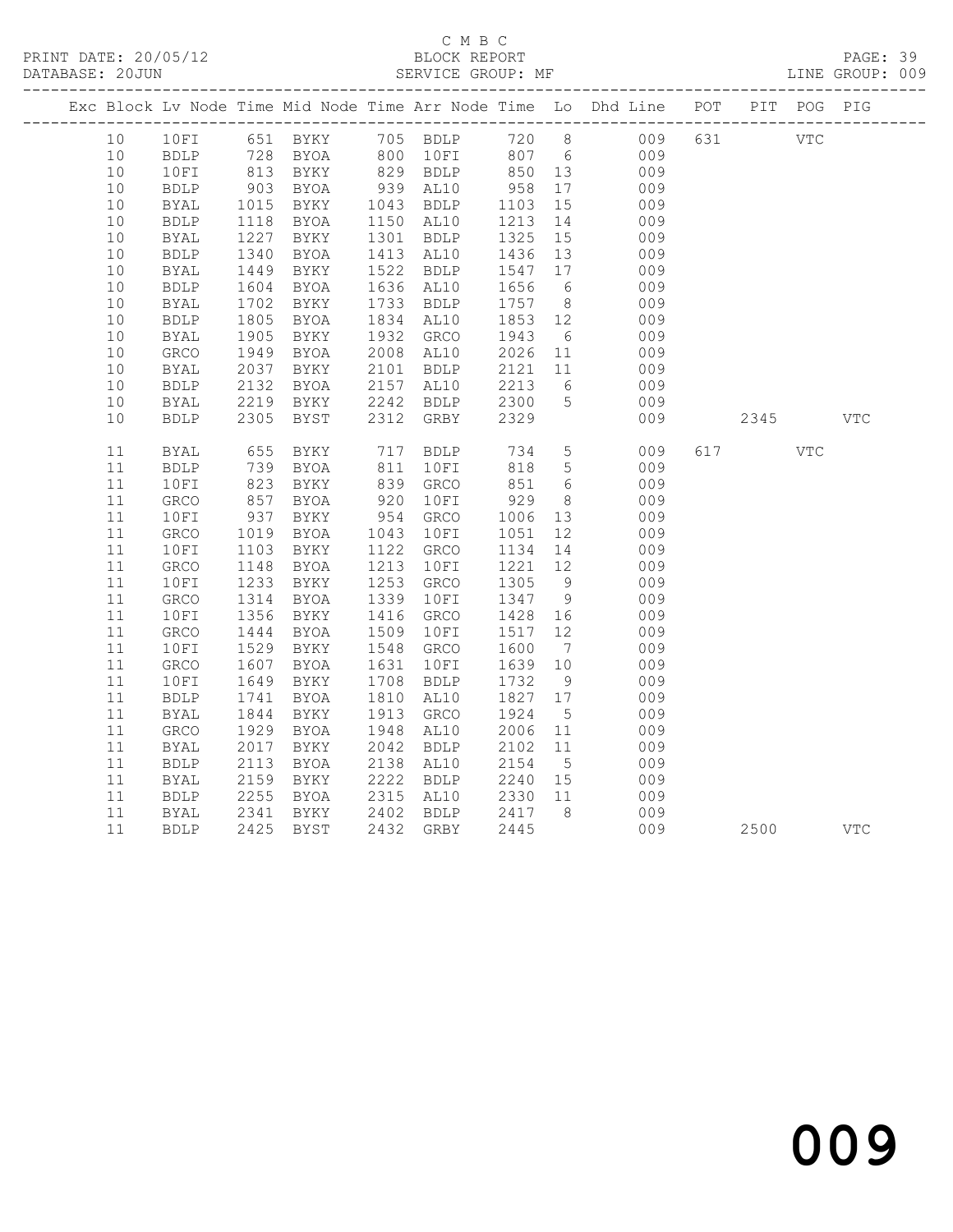C M B C

PRINT DATE: 20/05/12 BLOCK REPORT PAGE: 39
DATABASE: 20JUN SERVICE GROUP: MF LINE GROUP: 009

| Exc | Block | Lv | Node | Time | Mid Node | Time | Arr Node | Time | Lo | Dhd Line | POT | PIT | POG | PIG |
|---|---|---|---|---|---|---|---|---|---|---|---|---|---|---|
| | 10 | | 10FI | 651 | BYKY | 705 | BDLP | 720 | 8 | 009 | 631 | | VTC | |
| | 10 | | BDLP | 728 | BYOA | 800 | 10FI | 807 | 6 | 009 | | | | |
| | 10 | | 10FI | 813 | BYKY | 829 | BDLP | 850 | 13 | 009 | | | | |
| | 10 | | BDLP | 903 | BYOA | 939 | AL10 | 958 | 17 | 009 | | | | |
| | 10 | | BYAL | 1015 | BYKY | 1043 | BDLP | 1103 | 15 | 009 | | | | |
| | 10 | | BDLP | 1118 | BYOA | 1150 | AL10 | 1213 | 14 | 009 | | | | |
| | 10 | | BYAL | 1227 | BYKY | 1301 | BDLP | 1325 | 15 | 009 | | | | |
| | 10 | | BDLP | 1340 | BYOA | 1413 | AL10 | 1436 | 13 | 009 | | | | |
| | 10 | | BYAL | 1449 | BYKY | 1522 | BDLP | 1547 | 17 | 009 | | | | |
| | 10 | | BDLP | 1604 | BYOA | 1636 | AL10 | 1656 | 6 | 009 | | | | |
| | 10 | | BYAL | 1702 | BYKY | 1733 | BDLP | 1757 | 8 | 009 | | | | |
| | 10 | | BDLP | 1805 | BYOA | 1834 | AL10 | 1853 | 12 | 009 | | | | |
| | 10 | | BYAL | 1905 | BYKY | 1932 | GRCO | 1943 | 6 | 009 | | | | |
| | 10 | | GRCO | 1949 | BYOA | 2008 | AL10 | 2026 | 11 | 009 | | | | |
| | 10 | | BYAL | 2037 | BYKY | 2101 | BDLP | 2121 | 11 | 009 | | | | |
| | 10 | | BDLP | 2132 | BYOA | 2157 | AL10 | 2213 | 6 | 009 | | | | |
| | 10 | | BYAL | 2219 | BYKY | 2242 | BDLP | 2300 | 5 | 009 | | | | |
| | 10 | | BDLP | 2305 | BYST | 2312 | GRBY | 2329 | | 009 | | 2345 | | VTC |
| | 11 | | BYAL | 655 | BYKY | 717 | BDLP | 734 | 5 | 009 | 617 | | VTC | |
| | 11 | | BDLP | 739 | BYOA | 811 | 10FI | 818 | 5 | 009 | | | | |
| | 11 | | 10FI | 823 | BYKY | 839 | GRCO | 851 | 6 | 009 | | | | |
| | 11 | | GRCO | 857 | BYOA | 920 | 10FI | 929 | 8 | 009 | | | | |
| | 11 | | 10FI | 937 | BYKY | 954 | GRCO | 1006 | 13 | 009 | | | | |
| | 11 | | GRCO | 1019 | BYOA | 1043 | 10FI | 1051 | 12 | 009 | | | | |
| | 11 | | 10FI | 1103 | BYKY | 1122 | GRCO | 1134 | 14 | 009 | | | | |
| | 11 | | GRCO | 1148 | BYOA | 1213 | 10FI | 1221 | 12 | 009 | | | | |
| | 11 | | 10FI | 1233 | BYKY | 1253 | GRCO | 1305 | 9 | 009 | | | | |
| | 11 | | GRCO | 1314 | BYOA | 1339 | 10FI | 1347 | 9 | 009 | | | | |
| | 11 | | 10FI | 1356 | BYKY | 1416 | GRCO | 1428 | 16 | 009 | | | | |
| | 11 | | GRCO | 1444 | BYOA | 1509 | 10FI | 1517 | 12 | 009 | | | | |
| | 11 | | 10FI | 1529 | BYKY | 1548 | GRCO | 1600 | 7 | 009 | | | | |
| | 11 | | GRCO | 1607 | BYOA | 1631 | 10FI | 1639 | 10 | 009 | | | | |
| | 11 | | 10FI | 1649 | BYKY | 1708 | BDLP | 1732 | 9 | 009 | | | | |
| | 11 | | BDLP | 1741 | BYOA | 1810 | AL10 | 1827 | 17 | 009 | | | | |
| | 11 | | BYAL | 1844 | BYKY | 1913 | GRCO | 1924 | 5 | 009 | | | | |
| | 11 | | GRCO | 1929 | BYOA | 1948 | AL10 | 2006 | 11 | 009 | | | | |
| | 11 | | BYAL | 2017 | BYKY | 2042 | BDLP | 2102 | 11 | 009 | | | | |
| | 11 | | BDLP | 2113 | BYOA | 2138 | AL10 | 2154 | 5 | 009 | | | | |
| | 11 | | BYAL | 2159 | BYKY | 2222 | BDLP | 2240 | 15 | 009 | | | | |
| | 11 | | BDLP | 2255 | BYOA | 2315 | AL10 | 2330 | 11 | 009 | | | | |
| | 11 | | BYAL | 2341 | BYKY | 2402 | BDLP | 2417 | 8 | 009 | | | | |
| | 11 | | BDLP | 2425 | BYST | 2432 | GRBY | 2445 | | 009 | | 2500 | | VTC |

009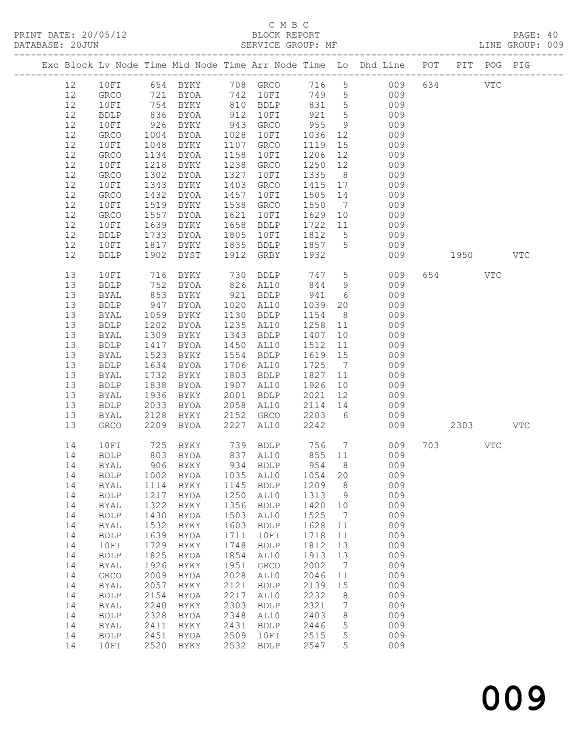C M B C

PRINT DATE: 20/05/12 BLOCK REPORT
DATABASE: 20JUN SERVICE GROUP: MF LINE GROUP: 009

| Exc | Block | Lv | Node | Time | Mid Node | Time | Arr Node | Time | Lo | Dhd Line | POT | PIT | POG | PIG |
|---|---|---|---|---|---|---|---|---|---|---|---|---|---|---|
| | 12 | | 10FI | 654 | BYKY | 708 | GRCO | 716 | 5 | 009 | 634 | | VTC | |
| | 12 | | GRCO | 721 | BYOA | 742 | 10FI | 749 | 5 | 009 | | | | |
| | 12 | | 10FI | 754 | BYKY | 810 | BDLP | 831 | 5 | 009 | | | | |
| | 12 | | BDLP | 836 | BYOA | 912 | 10FI | 921 | 5 | 009 | | | | |
| | 12 | | 10FI | 926 | BYKY | 943 | GRCO | 955 | 9 | 009 | | | | |
| | 12 | | GRCO | 1004 | BYOA | 1028 | 10FI | 1036 | 12 | 009 | | | | |
| | 12 | | 10FI | 1048 | BYKY | 1107 | GRCO | 1119 | 15 | 009 | | | | |
| | 12 | | GRCO | 1134 | BYOA | 1158 | 10FI | 1206 | 12 | 009 | | | | |
| | 12 | | 10FI | 1218 | BYKY | 1238 | GRCO | 1250 | 12 | 009 | | | | |
| | 12 | | GRCO | 1302 | BYOA | 1327 | 10FI | 1335 | 8 | 009 | | | | |
| | 12 | | 10FI | 1343 | BYKY | 1403 | GRCO | 1415 | 17 | 009 | | | | |
| | 12 | | GRCO | 1432 | BYOA | 1457 | 10FI | 1505 | 14 | 009 | | | | |
| | 12 | | 10FI | 1519 | BYKY | 1538 | GRCO | 1550 | 7 | 009 | | | | |
| | 12 | | GRCO | 1557 | BYOA | 1621 | 10FI | 1629 | 10 | 009 | | | | |
| | 12 | | 10FI | 1639 | BYKY | 1658 | BDLP | 1722 | 11 | 009 | | | | |
| | 12 | | BDLP | 1733 | BYOA | 1805 | 10FI | 1812 | 5 | 009 | | | | |
| | 12 | | 10FI | 1817 | BYKY | 1835 | BDLP | 1857 | 5 | 009 | | | | |
| | 12 | | BDLP | 1902 | BYST | 1912 | GRBY | 1932 | | 009 | | 1950 | | VTC |
| | 13 | | 10FI | 716 | BYKY | 730 | BDLP | 747 | 5 | 009 | 654 | | VTC | |
| | 13 | | BDLP | 752 | BYOA | 826 | AL10 | 844 | 9 | 009 | | | | |
| | 13 | | BYAL | 853 | BYKY | 921 | BDLP | 941 | 6 | 009 | | | | |
| | 13 | | BDLP | 947 | BYOA | 1020 | AL10 | 1039 | 20 | 009 | | | | |
| | 13 | | BYAL | 1059 | BYKY | 1130 | BDLP | 1154 | 8 | 009 | | | | |
| | 13 | | BDLP | 1202 | BYOA | 1235 | AL10 | 1258 | 11 | 009 | | | | |
| | 13 | | BYAL | 1309 | BYKY | 1343 | BDLP | 1407 | 10 | 009 | | | | |
| | 13 | | BDLP | 1417 | BYOA | 1450 | AL10 | 1512 | 11 | 009 | | | | |
| | 13 | | BYAL | 1523 | BYKY | 1554 | BDLP | 1619 | 15 | 009 | | | | |
| | 13 | | BDLP | 1634 | BYOA | 1706 | AL10 | 1725 | 7 | 009 | | | | |
| | 13 | | BYAL | 1732 | BYKY | 1803 | BDLP | 1827 | 11 | 009 | | | | |
| | 13 | | BDLP | 1838 | BYOA | 1907 | AL10 | 1926 | 10 | 009 | | | | |
| | 13 | | BYAL | 1936 | BYKY | 2001 | BDLP | 2021 | 12 | 009 | | | | |
| | 13 | | BDLP | 2033 | BYOA | 2058 | AL10 | 2114 | 14 | 009 | | | | |
| | 13 | | BYAL | 2128 | BYKY | 2152 | GRCO | 2203 | 6 | 009 | | | | |
| | 13 | | GRCO | 2209 | BYOA | 2227 | AL10 | 2242 | | 009 | | 2303 | | VTC |
| | 14 | | 10FI | 725 | BYKY | 739 | BDLP | 756 | 7 | 009 | 703 | | VTC | |
| | 14 | | BDLP | 803 | BYOA | 837 | AL10 | 855 | 11 | 009 | | | | |
| | 14 | | BYAL | 906 | BYKY | 934 | BDLP | 954 | 8 | 009 | | | | |
| | 14 | | BDLP | 1002 | BYOA | 1035 | AL10 | 1054 | 20 | 009 | | | | |
| | 14 | | BYAL | 1114 | BYKY | 1145 | BDLP | 1209 | 8 | 009 | | | | |
| | 14 | | BDLP | 1217 | BYOA | 1250 | AL10 | 1313 | 9 | 009 | | | | |
| | 14 | | BYAL | 1322 | BYKY | 1356 | BDLP | 1420 | 10 | 009 | | | | |
| | 14 | | BDLP | 1430 | BYOA | 1503 | AL10 | 1525 | 7 | 009 | | | | |
| | 14 | | BYAL | 1532 | BYKY | 1603 | BDLP | 1628 | 11 | 009 | | | | |
| | 14 | | BDLP | 1639 | BYOA | 1711 | 10FI | 1718 | 11 | 009 | | | | |
| | 14 | | 10FI | 1729 | BYKY | 1748 | BDLP | 1812 | 13 | 009 | | | | |
| | 14 | | BDLP | 1825 | BYOA | 1854 | AL10 | 1913 | 13 | 009 | | | | |
| | 14 | | BYAL | 1926 | BYKY | 1951 | GRCO | 2002 | 7 | 009 | | | | |
| | 14 | | GRCO | 2009 | BYOA | 2028 | AL10 | 2046 | 11 | 009 | | | | |
| | 14 | | BYAL | 2057 | BYKY | 2121 | BDLP | 2139 | 15 | 009 | | | | |
| | 14 | | BDLP | 2154 | BYOA | 2217 | AL10 | 2232 | 8 | 009 | | | | |
| | 14 | | BYAL | 2240 | BYKY | 2303 | BDLP | 2321 | 7 | 009 | | | | |
| | 14 | | BDLP | 2328 | BYOA | 2348 | AL10 | 2403 | 8 | 009 | | | | |
| | 14 | | BYAL | 2411 | BYKY | 2431 | BDLP | 2446 | 5 | 009 | | | | |
| | 14 | | BDLP | 2451 | BYOA | 2509 | 10FI | 2515 | 5 | 009 | | | | |
| | 14 | | 10FI | 2520 | BYKY | 2532 | BDLP | 2547 | 5 | 009 | | | | |

009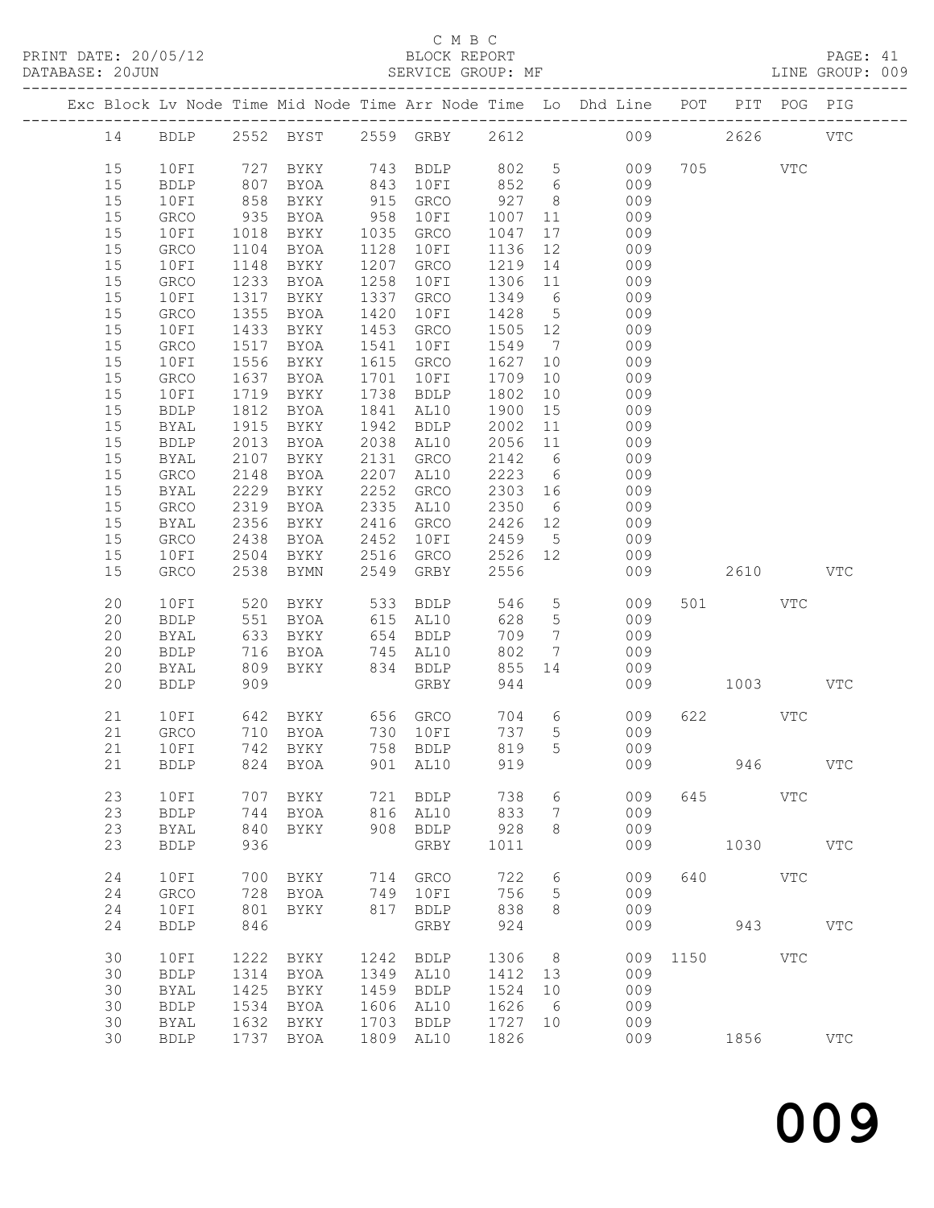C M B C

BLOCK REPORT

SERVICE GROUP: MF

LINE GROUP: 009

| Exc | Block | Lv | Node | Time | Mid Node | Time | Arr Node | Time | Lo | Dhd Line | POT | PIT | POG | PIG |
|---|---|---|---|---|---|---|---|---|---|---|---|---|---|---|
| | 14 | | BDLP | 2552 | BYST | 2559 | GRBY | 2612 | | 009 | | 2626 | | VTC |
| | 15 | | 10FI | 727 | BYKY | 743 | BDLP | 802 | 5 | 009 | 705 | | VTC | |
| | 15 | | BDLP | 807 | BYOA | 843 | 10FI | 852 | 6 | 009 | | | | |
| | 15 | | 10FI | 858 | BYKY | 915 | GRCO | 927 | 8 | 009 | | | | |
| | 15 | | GRCO | 935 | BYOA | 958 | 10FI | 1007 | 11 | 009 | | | | |
| | 15 | | 10FI | 1018 | BYKY | 1035 | GRCO | 1047 | 17 | 009 | | | | |
| | 15 | | GRCO | 1104 | BYOA | 1128 | 10FI | 1136 | 12 | 009 | | | | |
| | 15 | | 10FI | 1148 | BYKY | 1207 | GRCO | 1219 | 14 | 009 | | | | |
| | 15 | | GRCO | 1233 | BYOA | 1258 | 10FI | 1306 | 11 | 009 | | | | |
| | 15 | | 10FI | 1317 | BYKY | 1337 | GRCO | 1349 | 6 | 009 | | | | |
| | 15 | | GRCO | 1355 | BYOA | 1420 | 10FI | 1428 | 5 | 009 | | | | |
| | 15 | | 10FI | 1433 | BYKY | 1453 | GRCO | 1505 | 12 | 009 | | | | |
| | 15 | | GRCO | 1517 | BYOA | 1541 | 10FI | 1549 | 7 | 009 | | | | |
| | 15 | | 10FI | 1556 | BYKY | 1615 | GRCO | 1627 | 10 | 009 | | | | |
| | 15 | | GRCO | 1637 | BYOA | 1701 | 10FI | 1709 | 10 | 009 | | | | |
| | 15 | | 10FI | 1719 | BYKY | 1738 | BDLP | 1802 | 10 | 009 | | | | |
| | 15 | | BDLP | 1812 | BYOA | 1841 | AL10 | 1900 | 15 | 009 | | | | |
| | 15 | | BYAL | 1915 | BYKY | 1942 | BDLP | 2002 | 11 | 009 | | | | |
| | 15 | | BDLP | 2013 | BYOA | 2038 | AL10 | 2056 | 11 | 009 | | | | |
| | 15 | | BYAL | 2107 | BYKY | 2131 | GRCO | 2142 | 6 | 009 | | | | |
| | 15 | | GRCO | 2148 | BYOA | 2207 | AL10 | 2223 | 6 | 009 | | | | |
| | 15 | | BYAL | 2229 | BYKY | 2252 | GRCO | 2303 | 16 | 009 | | | | |
| | 15 | | GRCO | 2319 | BYOA | 2335 | AL10 | 2350 | 6 | 009 | | | | |
| | 15 | | BYAL | 2356 | BYKY | 2416 | GRCO | 2426 | 12 | 009 | | | | |
| | 15 | | GRCO | 2438 | BYOA | 2452 | 10FI | 2459 | 5 | 009 | | | | |
| | 15 | | 10FI | 2504 | BYKY | 2516 | GRCO | 2526 | 12 | 009 | | | | |
| | 15 | | GRCO | 2538 | BYMN | 2549 | GRBY | 2556 | | 009 | | 2610 | | VTC |
| | 20 | | 10FI | 520 | BYKY | 533 | BDLP | 546 | 5 | 009 | 501 | | VTC | |
| | 20 | | BDLP | 551 | BYOA | 615 | AL10 | 628 | 5 | 009 | | | | |
| | 20 | | BYAL | 633 | BYKY | 654 | BDLP | 709 | 7 | 009 | | | | |
| | 20 | | BDLP | 716 | BYOA | 745 | AL10 | 802 | 7 | 009 | | | | |
| | 20 | | BYAL | 809 | BYKY | 834 | BDLP | 855 | 14 | 009 | | | | |
| | 20 | | BDLP | 909 | | | GRBY | 944 | | 009 | | 1003 | | VTC |
| | 21 | | 10FI | 642 | BYKY | 656 | GRCO | 704 | 6 | 009 | 622 | | VTC | |
| | 21 | | GRCO | 710 | BYOA | 730 | 10FI | 737 | 5 | 009 | | | | |
| | 21 | | 10FI | 742 | BYKY | 758 | BDLP | 819 | 5 | 009 | | | | |
| | 21 | | BDLP | 824 | BYOA | 901 | AL10 | 919 | | 009 | | 946 | | VTC |
| | 23 | | 10FI | 707 | BYKY | 721 | BDLP | 738 | 6 | 009 | 645 | | VTC | |
| | 23 | | BDLP | 744 | BYOA | 816 | AL10 | 833 | 7 | 009 | | | | |
| | 23 | | BYAL | 840 | BYKY | 908 | BDLP | 928 | 8 | 009 | | | | |
| | 23 | | BDLP | 936 | | | GRBY | 1011 | | 009 | | 1030 | | VTC |
| | 24 | | 10FI | 700 | BYKY | 714 | GRCO | 722 | 6 | 009 | 640 | | VTC | |
| | 24 | | GRCO | 728 | BYOA | 749 | 10FI | 756 | 5 | 009 | | | | |
| | 24 | | 10FI | 801 | BYKY | 817 | BDLP | 838 | 8 | 009 | | | | |
| | 24 | | BDLP | 846 | | | GRBY | 924 | | 009 | | 943 | | VTC |
| | 30 | | 10FI | 1222 | BYKY | 1242 | BDLP | 1306 | 8 | 009 | 1150 | | VTC | |
| | 30 | | BDLP | 1314 | BYOA | 1349 | AL10 | 1412 | 13 | 009 | | | | |
| | 30 | | BYAL | 1425 | BYKY | 1459 | BDLP | 1524 | 10 | 009 | | | | |
| | 30 | | BDLP | 1534 | BYOA | 1606 | AL10 | 1626 | 6 | 009 | | | | |
| | 30 | | BYAL | 1632 | BYKY | 1703 | BDLP | 1727 | 10 | 009 | | | | |
| | 30 | | BDLP | 1737 | BYOA | 1809 | AL10 | 1826 | | 009 | | 1856 | | VTC |

009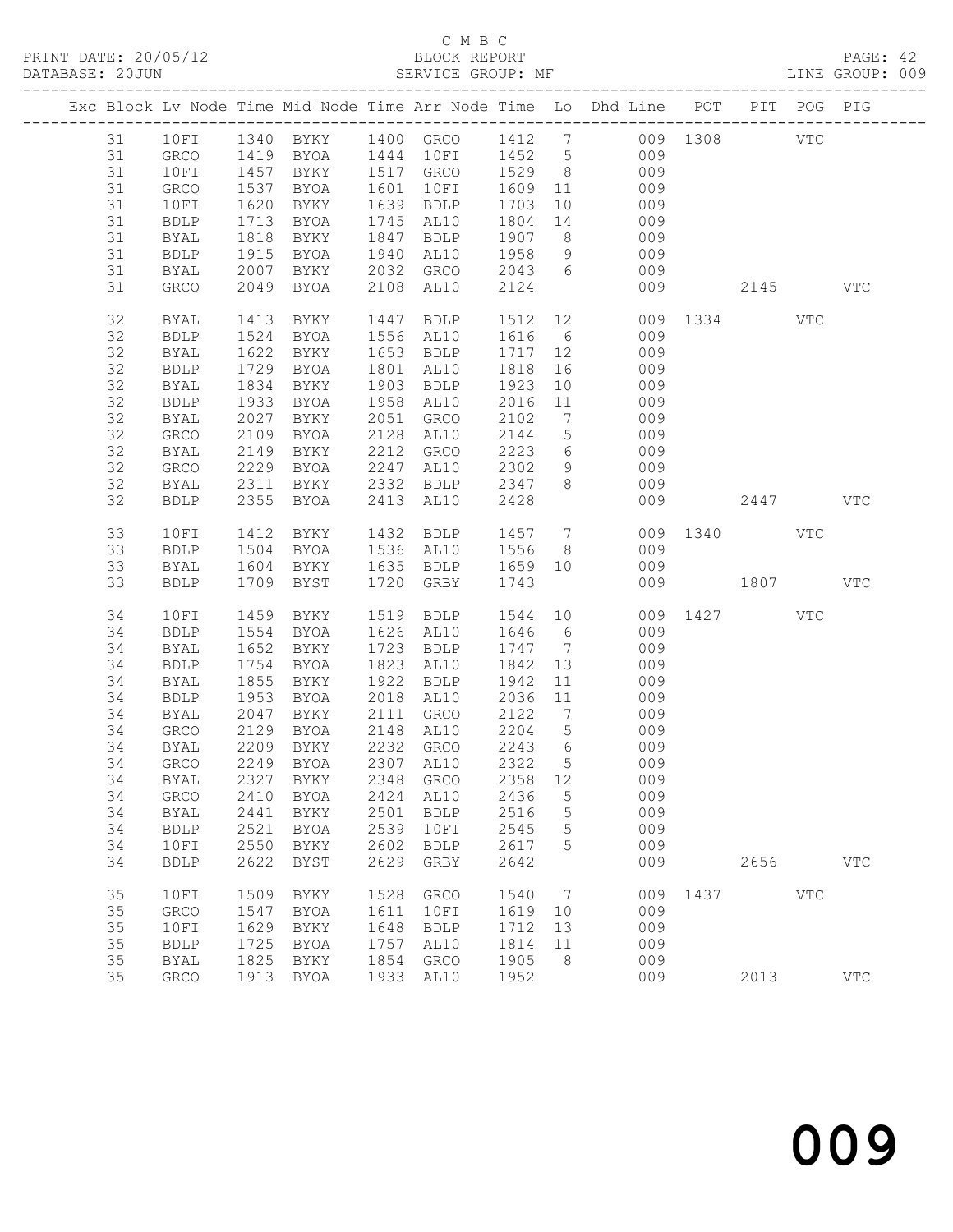C M B C

BLOCK REPORT

SERVICE GROUP: MF

PRINT DATE: 20/05/12
DATABASE: 20JUN
LINE GROUP: 009

| Exc | Block | Lv | Node | Time | Mid Node | Time | Arr Node | Time | Lo | Dhd Line | POT | PIT | POG | PIG |
|---|---|---|---|---|---|---|---|---|---|---|---|---|---|---|
| | 31 | | 10FI | 1340 | BYKY | 1400 | GRCO | 1412 | 7 | 009 | 1308 | | VTC | |
| | 31 | | GRCO | 1419 | BYOA | 1444 | 10FI | 1452 | 5 | 009 | | | | |
| | 31 | | 10FI | 1457 | BYKY | 1517 | GRCO | 1529 | 8 | 009 | | | | |
| | 31 | | GRCO | 1537 | BYOA | 1601 | 10FI | 1609 | 11 | 009 | | | | |
| | 31 | | 10FI | 1620 | BYKY | 1639 | BDLP | 1703 | 10 | 009 | | | | |
| | 31 | | BDLP | 1713 | BYOA | 1745 | AL10 | 1804 | 14 | 009 | | | | |
| | 31 | | BYAL | 1818 | BYKY | 1847 | BDLP | 1907 | 8 | 009 | | | | |
| | 31 | | BDLP | 1915 | BYOA | 1940 | AL10 | 1958 | 9 | 009 | | | | |
| | 31 | | BYAL | 2007 | BYKY | 2032 | GRCO | 2043 | 6 | 009 | | | | |
| | 31 | | GRCO | 2049 | BYOA | 2108 | AL10 | 2124 | | 009 | | 2145 | | VTC |
| | 32 | | BYAL | 1413 | BYKY | 1447 | BDLP | 1512 | 12 | 009 | 1334 | | VTC | |
| | 32 | | BDLP | 1524 | BYOA | 1556 | AL10 | 1616 | 6 | 009 | | | | |
| | 32 | | BYAL | 1622 | BYKY | 1653 | BDLP | 1717 | 12 | 009 | | | | |
| | 32 | | BDLP | 1729 | BYOA | 1801 | AL10 | 1818 | 16 | 009 | | | | |
| | 32 | | BYAL | 1834 | BYKY | 1903 | BDLP | 1923 | 10 | 009 | | | | |
| | 32 | | BDLP | 1933 | BYOA | 1958 | AL10 | 2016 | 11 | 009 | | | | |
| | 32 | | BYAL | 2027 | BYKY | 2051 | GRCO | 2102 | 7 | 009 | | | | |
| | 32 | | GRCO | 2109 | BYOA | 2128 | AL10 | 2144 | 5 | 009 | | | | |
| | 32 | | BYAL | 2149 | BYKY | 2212 | GRCO | 2223 | 6 | 009 | | | | |
| | 32 | | GRCO | 2229 | BYOA | 2247 | AL10 | 2302 | 9 | 009 | | | | |
| | 32 | | BYAL | 2311 | BYKY | 2332 | BDLP | 2347 | 8 | 009 | | | | |
| | 32 | | BDLP | 2355 | BYOA | 2413 | AL10 | 2428 | | 009 | | 2447 | | VTC |
| | 33 | | 10FI | 1412 | BYKY | 1432 | BDLP | 1457 | 7 | 009 | 1340 | | VTC | |
| | 33 | | BDLP | 1504 | BYOA | 1536 | AL10 | 1556 | 8 | 009 | | | | |
| | 33 | | BYAL | 1604 | BYKY | 1635 | BDLP | 1659 | 10 | 009 | | | | |
| | 33 | | BDLP | 1709 | BYST | 1720 | GRBY | 1743 | | 009 | | 1807 | | VTC |
| | 34 | | 10FI | 1459 | BYKY | 1519 | BDLP | 1544 | 10 | 009 | 1427 | | VTC | |
| | 34 | | BDLP | 1554 | BYOA | 1626 | AL10 | 1646 | 6 | 009 | | | | |
| | 34 | | BYAL | 1652 | BYKY | 1723 | BDLP | 1747 | 7 | 009 | | | | |
| | 34 | | BDLP | 1754 | BYOA | 1823 | AL10 | 1842 | 13 | 009 | | | | |
| | 34 | | BYAL | 1855 | BYKY | 1922 | BDLP | 1942 | 11 | 009 | | | | |
| | 34 | | BDLP | 1953 | BYOA | 2018 | AL10 | 2036 | 11 | 009 | | | | |
| | 34 | | BYAL | 2047 | BYKY | 2111 | GRCO | 2122 | 7 | 009 | | | | |
| | 34 | | GRCO | 2129 | BYOA | 2148 | AL10 | 2204 | 5 | 009 | | | | |
| | 34 | | BYAL | 2209 | BYKY | 2232 | GRCO | 2243 | 6 | 009 | | | | |
| | 34 | | GRCO | 2249 | BYOA | 2307 | AL10 | 2322 | 5 | 009 | | | | |
| | 34 | | BYAL | 2327 | BYKY | 2348 | GRCO | 2358 | 12 | 009 | | | | |
| | 34 | | GRCO | 2410 | BYOA | 2424 | AL10 | 2436 | 5 | 009 | | | | |
| | 34 | | BYAL | 2441 | BYKY | 2501 | BDLP | 2516 | 5 | 009 | | | | |
| | 34 | | BDLP | 2521 | BYOA | 2539 | 10FI | 2545 | 5 | 009 | | | | |
| | 34 | | 10FI | 2550 | BYKY | 2602 | BDLP | 2617 | 5 | 009 | | | | |
| | 34 | | BDLP | 2622 | BYST | 2629 | GRBY | 2642 | | 009 | | 2656 | | VTC |
| | 35 | | 10FI | 1509 | BYKY | 1528 | GRCO | 1540 | 7 | 009 | 1437 | | VTC | |
| | 35 | | GRCO | 1547 | BYOA | 1611 | 10FI | 1619 | 10 | 009 | | | | |
| | 35 | | 10FI | 1629 | BYKY | 1648 | BDLP | 1712 | 13 | 009 | | | | |
| | 35 | | BDLP | 1725 | BYOA | 1757 | AL10 | 1814 | 11 | 009 | | | | |
| | 35 | | BYAL | 1825 | BYKY | 1854 | GRCO | 1905 | 8 | 009 | | | | |
| | 35 | | GRCO | 1913 | BYOA | 1933 | AL10 | 1952 | | 009 | | 2013 | | VTC |

009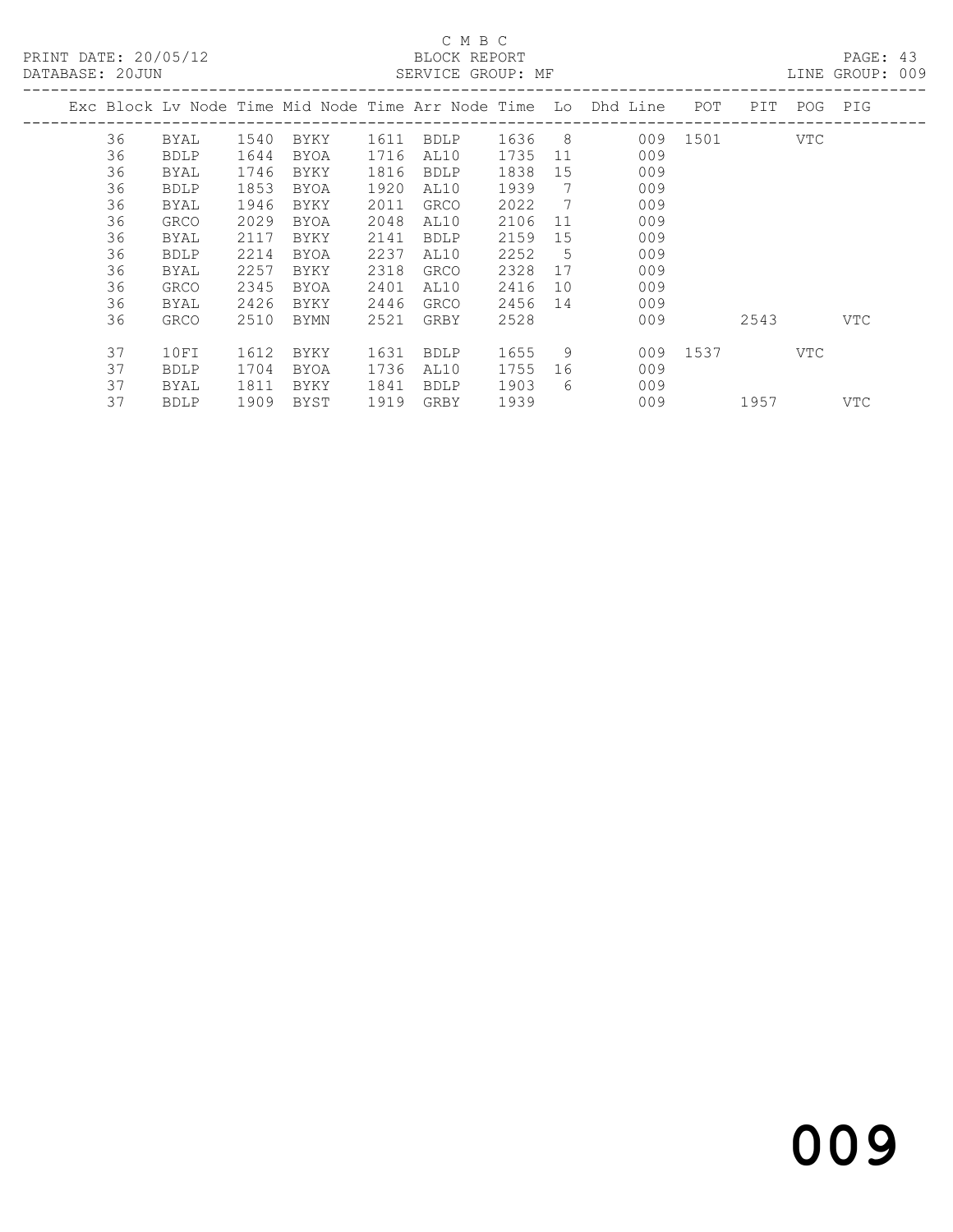C M B C

BLOCK REPORT

SERVICE GROUP: MF

PRINT DATE: 20/05/12

DATABASE: 20JUN

LINE GROUP: 009

| Exc | Block | Lv Node | Time | Mid Node | Time | Arr Node | Time | Lo | Dhd Line | POT | PIT | POG | PIG |
|---|---|---|---|---|---|---|---|---|---|---|---|---|---|
| | 36 | BYAL | 1540 | BYKY | 1611 | BDLP | 1636 | 8 | 009 | 1501 | | VTC | |
| | 36 | BDLP | 1644 | BYOA | 1716 | AL10 | 1735 | 11 | 009 | | | | |
| | 36 | BYAL | 1746 | BYKY | 1816 | BDLP | 1838 | 15 | 009 | | | | |
| | 36 | BDLP | 1853 | BYOA | 1920 | AL10 | 1939 | 7 | 009 | | | | |
| | 36 | BYAL | 1946 | BYKY | 2011 | GRCO | 2022 | 7 | 009 | | | | |
| | 36 | GRCO | 2029 | BYOA | 2048 | AL10 | 2106 | 11 | 009 | | | | |
| | 36 | BYAL | 2117 | BYKY | 2141 | BDLP | 2159 | 15 | 009 | | | | |
| | 36 | BDLP | 2214 | BYOA | 2237 | AL10 | 2252 | 5 | 009 | | | | |
| | 36 | BYAL | 2257 | BYKY | 2318 | GRCO | 2328 | 17 | 009 | | | | |
| | 36 | GRCO | 2345 | BYOA | 2401 | AL10 | 2416 | 10 | 009 | | | | |
| | 36 | BYAL | 2426 | BYKY | 2446 | GRCO | 2456 | 14 | 009 | | | | |
| | 36 | GRCO | 2510 | BYMN | 2521 | GRBY | 2528 | | 009 | | 2543 | | VTC |
| | 37 | 10FI | 1612 | BYKY | 1631 | BDLP | 1655 | 9 | 009 | 1537 | | VTC | |
| | 37 | BDLP | 1704 | BYOA | 1736 | AL10 | 1755 | 16 | 009 | | | | |
| | 37 | BYAL | 1811 | BYKY | 1841 | BDLP | 1903 | 6 | 009 | | | | |
| | 37 | BDLP | 1909 | BYST | 1919 | GRBY | 1939 | | 009 | | 1957 | | VTC |

009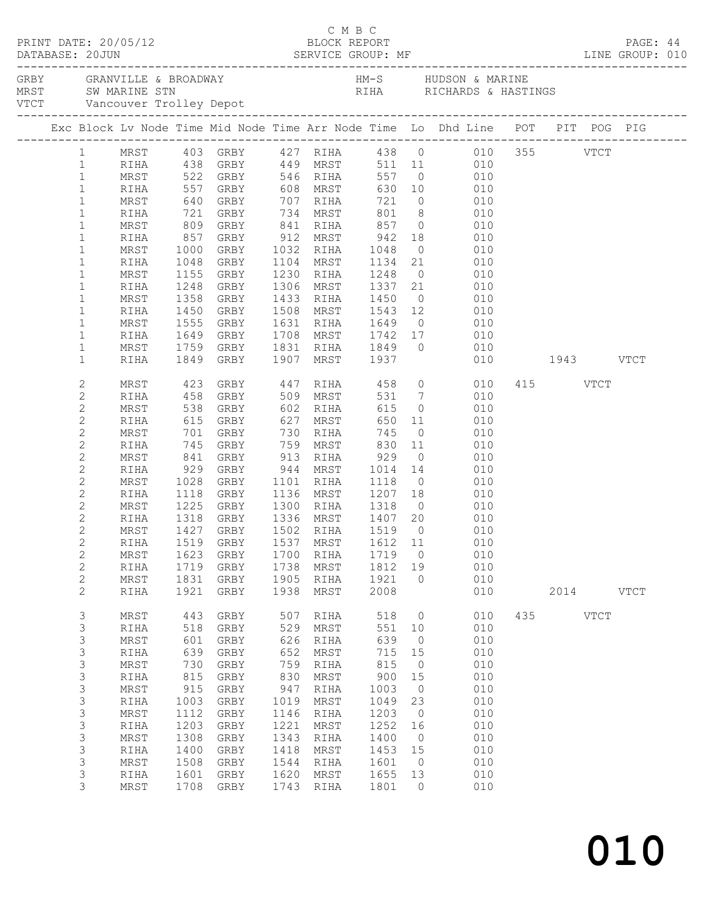C M B C

PRINT DATE: 20/05/12 BLOCK REPORT

DATABASE: 20JUN SERVICE GROUP: MF LINE GROUP: 010

| Code | Name | Code | Name |
|---|---|---|---|
| GRBY | GRANVILLE & BROADWAY | HM-S | HUDSON & MARINE |
| MRST | SW MARINE STN | RIHA | RICHARDS & HASTINGS |
| VTCT | Vancouver Trolley Depot | | |

| Exc | Block | Lv Node | Time | Mid Node | Time | Arr Node | Time | Lo | Dhd Line | POT | PIT | POG | PIG |
|---|---|---|---|---|---|---|---|---|---|---|---|---|---|
| | 1 | MRST | 403 | GRBY | 427 | RIHA | 438 | 0 | 010 | 355 | | VTCT | |
| | 1 | RIHA | 438 | GRBY | 449 | MRST | 511 | 11 | 010 | | | | |
| | 1 | MRST | 522 | GRBY | 546 | RIHA | 557 | 0 | 010 | | | | |
| | 1 | RIHA | 557 | GRBY | 608 | MRST | 630 | 10 | 010 | | | | |
| | 1 | MRST | 640 | GRBY | 707 | RIHA | 721 | 0 | 010 | | | | |
| | 1 | RIHA | 721 | GRBY | 734 | MRST | 801 | 8 | 010 | | | | |
| | 1 | MRST | 809 | GRBY | 841 | RIHA | 857 | 0 | 010 | | | | |
| | 1 | RIHA | 857 | GRBY | 912 | MRST | 942 | 18 | 010 | | | | |
| | 1 | MRST | 1000 | GRBY | 1032 | RIHA | 1048 | 0 | 010 | | | | |
| | 1 | RIHA | 1048 | GRBY | 1104 | MRST | 1134 | 21 | 010 | | | | |
| | 1 | MRST | 1155 | GRBY | 1230 | RIHA | 1248 | 0 | 010 | | | | |
| | 1 | RIHA | 1248 | GRBY | 1306 | MRST | 1337 | 21 | 010 | | | | |
| | 1 | MRST | 1358 | GRBY | 1433 | RIHA | 1450 | 0 | 010 | | | | |
| | 1 | RIHA | 1450 | GRBY | 1508 | MRST | 1543 | 12 | 010 | | | | |
| | 1 | MRST | 1555 | GRBY | 1631 | RIHA | 1649 | 0 | 010 | | | | |
| | 1 | RIHA | 1649 | GRBY | 1708 | MRST | 1742 | 17 | 010 | | | | |
| | 1 | MRST | 1759 | GRBY | 1831 | RIHA | 1849 | 0 | 010 | | | | |
| | 1 | RIHA | 1849 | GRBY | 1907 | MRST | 1937 | | 010 | | 1943 | | VTCT |
| | 2 | MRST | 423 | GRBY | 447 | RIHA | 458 | 0 | 010 | 415 | | VTCT | |
| | 2 | RIHA | 458 | GRBY | 509 | MRST | 531 | 7 | 010 | | | | |
| | 2 | MRST | 538 | GRBY | 602 | RIHA | 615 | 0 | 010 | | | | |
| | 2 | RIHA | 615 | GRBY | 627 | MRST | 650 | 11 | 010 | | | | |
| | 2 | MRST | 701 | GRBY | 730 | RIHA | 745 | 0 | 010 | | | | |
| | 2 | RIHA | 745 | GRBY | 759 | MRST | 830 | 11 | 010 | | | | |
| | 2 | MRST | 841 | GRBY | 913 | RIHA | 929 | 0 | 010 | | | | |
| | 2 | RIHA | 929 | GRBY | 944 | MRST | 1014 | 14 | 010 | | | | |
| | 2 | MRST | 1028 | GRBY | 1101 | RIHA | 1118 | 0 | 010 | | | | |
| | 2 | RIHA | 1118 | GRBY | 1136 | MRST | 1207 | 18 | 010 | | | | |
| | 2 | MRST | 1225 | GRBY | 1300 | RIHA | 1318 | 0 | 010 | | | | |
| | 2 | RIHA | 1318 | GRBY | 1336 | MRST | 1407 | 20 | 010 | | | | |
| | 2 | MRST | 1427 | GRBY | 1502 | RIHA | 1519 | 0 | 010 | | | | |
| | 2 | RIHA | 1519 | GRBY | 1537 | MRST | 1612 | 11 | 010 | | | | |
| | 2 | MRST | 1623 | GRBY | 1700 | RIHA | 1719 | 0 | 010 | | | | |
| | 2 | RIHA | 1719 | GRBY | 1738 | MRST | 1812 | 19 | 010 | | | | |
| | 2 | MRST | 1831 | GRBY | 1905 | RIHA | 1921 | 0 | 010 | | | | |
| | 2 | RIHA | 1921 | GRBY | 1938 | MRST | 2008 | | 010 | | 2014 | | VTCT |
| | 3 | MRST | 443 | GRBY | 507 | RIHA | 518 | 0 | 010 | 435 | | VTCT | |
| | 3 | RIHA | 518 | GRBY | 529 | MRST | 551 | 10 | 010 | | | | |
| | 3 | MRST | 601 | GRBY | 626 | RIHA | 639 | 0 | 010 | | | | |
| | 3 | RIHA | 639 | GRBY | 652 | MRST | 715 | 15 | 010 | | | | |
| | 3 | MRST | 730 | GRBY | 759 | RIHA | 815 | 0 | 010 | | | | |
| | 3 | RIHA | 815 | GRBY | 830 | MRST | 900 | 15 | 010 | | | | |
| | 3 | MRST | 915 | GRBY | 947 | RIHA | 1003 | 0 | 010 | | | | |
| | 3 | RIHA | 1003 | GRBY | 1019 | MRST | 1049 | 23 | 010 | | | | |
| | 3 | MRST | 1112 | GRBY | 1146 | RIHA | 1203 | 0 | 010 | | | | |
| | 3 | RIHA | 1203 | GRBY | 1221 | MRST | 1252 | 16 | 010 | | | | |
| | 3 | MRST | 1308 | GRBY | 1343 | RIHA | 1400 | 0 | 010 | | | | |
| | 3 | RIHA | 1400 | GRBY | 1418 | MRST | 1453 | 15 | 010 | | | | |
| | 3 | MRST | 1508 | GRBY | 1544 | RIHA | 1601 | 0 | 010 | | | | |
| | 3 | RIHA | 1601 | GRBY | 1620 | MRST | 1655 | 13 | 010 | | | | |
| | 3 | MRST | 1708 | GRBY | 1743 | RIHA | 1801 | 0 | 010 | | | | |

# 010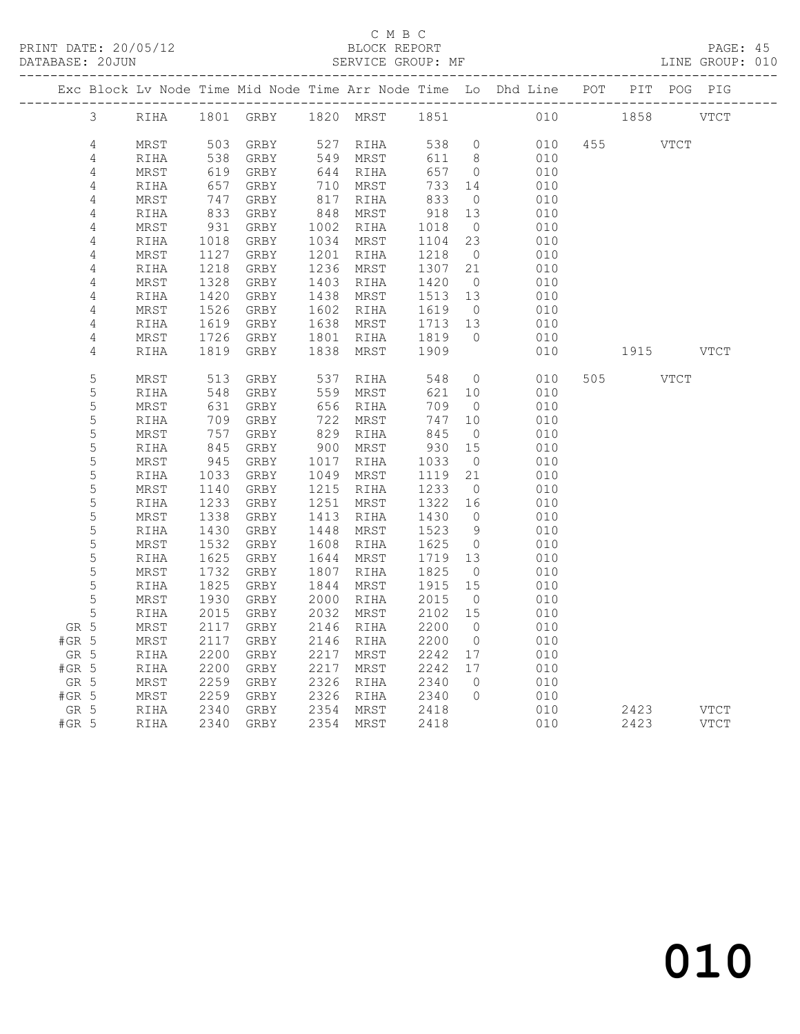C M B C
PRINT DATE: 20/05/12 BLOCK REPORT
DATABASE: 20JUN SERVICE GROUP: MF LINE GROUP: 010

| Exc | Block | Lv | Node | Time | Mid Node | Time | Arr Node | Time | Lo | Dhd Line | POT | PIT | POG | PIG |
|---|---|---|---|---|---|---|---|---|---|---|---|---|---|---|
| | 3 | | RIHA | 1801 | GRBY | 1820 | MRST | 1851 | | 010 | | 1858 | | VTCT |
| | 4 | | MRST | 503 | GRBY | 527 | RIHA | 538 | 0 | 010 | 455 | | VTCT | |
| | 4 | | RIHA | 538 | GRBY | 549 | MRST | 611 | 8 | 010 | | | | |
| | 4 | | MRST | 619 | GRBY | 644 | RIHA | 657 | 0 | 010 | | | | |
| | 4 | | RIHA | 657 | GRBY | 710 | MRST | 733 | 14 | 010 | | | | |
| | 4 | | MRST | 747 | GRBY | 817 | RIHA | 833 | 0 | 010 | | | | |
| | 4 | | RIHA | 833 | GRBY | 848 | MRST | 918 | 13 | 010 | | | | |
| | 4 | | MRST | 931 | GRBY | 1002 | RIHA | 1018 | 0 | 010 | | | | |
| | 4 | | RIHA | 1018 | GRBY | 1034 | MRST | 1104 | 23 | 010 | | | | |
| | 4 | | MRST | 1127 | GRBY | 1201 | RIHA | 1218 | 0 | 010 | | | | |
| | 4 | | RIHA | 1218 | GRBY | 1236 | MRST | 1307 | 21 | 010 | | | | |
| | 4 | | MRST | 1328 | GRBY | 1403 | RIHA | 1420 | 0 | 010 | | | | |
| | 4 | | RIHA | 1420 | GRBY | 1438 | MRST | 1513 | 13 | 010 | | | | |
| | 4 | | MRST | 1526 | GRBY | 1602 | RIHA | 1619 | 0 | 010 | | | | |
| | 4 | | RIHA | 1619 | GRBY | 1638 | MRST | 1713 | 13 | 010 | | | | |
| | 4 | | MRST | 1726 | GRBY | 1801 | RIHA | 1819 | 0 | 010 | | | | |
| | 4 | | RIHA | 1819 | GRBY | 1838 | MRST | 1909 | | 010 | | 1915 | | VTCT |
| | 5 | | MRST | 513 | GRBY | 537 | RIHA | 548 | 0 | 010 | 505 | | VTCT | |
| | 5 | | RIHA | 548 | GRBY | 559 | MRST | 621 | 10 | 010 | | | | |
| | 5 | | MRST | 631 | GRBY | 656 | RIHA | 709 | 0 | 010 | | | | |
| | 5 | | RIHA | 709 | GRBY | 722 | MRST | 747 | 10 | 010 | | | | |
| | 5 | | MRST | 757 | GRBY | 829 | RIHA | 845 | 0 | 010 | | | | |
| | 5 | | RIHA | 845 | GRBY | 900 | MRST | 930 | 15 | 010 | | | | |
| | 5 | | MRST | 945 | GRBY | 1017 | RIHA | 1033 | 0 | 010 | | | | |
| | 5 | | RIHA | 1033 | GRBY | 1049 | MRST | 1119 | 21 | 010 | | | | |
| | 5 | | MRST | 1140 | GRBY | 1215 | RIHA | 1233 | 0 | 010 | | | | |
| | 5 | | RIHA | 1233 | GRBY | 1251 | MRST | 1322 | 16 | 010 | | | | |
| | 5 | | MRST | 1338 | GRBY | 1413 | RIHA | 1430 | 0 | 010 | | | | |
| | 5 | | RIHA | 1430 | GRBY | 1448 | MRST | 1523 | 9 | 010 | | | | |
| | 5 | | MRST | 1532 | GRBY | 1608 | RIHA | 1625 | 0 | 010 | | | | |
| | 5 | | RIHA | 1625 | GRBY | 1644 | MRST | 1719 | 13 | 010 | | | | |
| | 5 | | MRST | 1732 | GRBY | 1807 | RIHA | 1825 | 0 | 010 | | | | |
| | 5 | | RIHA | 1825 | GRBY | 1844 | MRST | 1915 | 15 | 010 | | | | |
| | 5 | | MRST | 1930 | GRBY | 2000 | RIHA | 2015 | 0 | 010 | | | | |
| | 5 | | RIHA | 2015 | GRBY | 2032 | MRST | 2102 | 15 | 010 | | | | |
| GR | 5 | | MRST | 2117 | GRBY | 2146 | RIHA | 2200 | 0 | 010 | | | | |
| #GR | 5 | | MRST | 2117 | GRBY | 2146 | RIHA | 2200 | 0 | 010 | | | | |
| GR | 5 | | RIHA | 2200 | GRBY | 2217 | MRST | 2242 | 17 | 010 | | | | |
| #GR | 5 | | RIHA | 2200 | GRBY | 2217 | MRST | 2242 | 17 | 010 | | | | |
| GR | 5 | | MRST | 2259 | GRBY | 2326 | RIHA | 2340 | 0 | 010 | | | | |
| #GR | 5 | | MRST | 2259 | GRBY | 2326 | RIHA | 2340 | 0 | 010 | | | | |
| GR | 5 | | RIHA | 2340 | GRBY | 2354 | MRST | 2418 | | 010 | | 2423 | | VTCT |
| #GR | 5 | | RIHA | 2340 | GRBY | 2354 | MRST | 2418 | | 010 | | 2423 | | VTCT |

010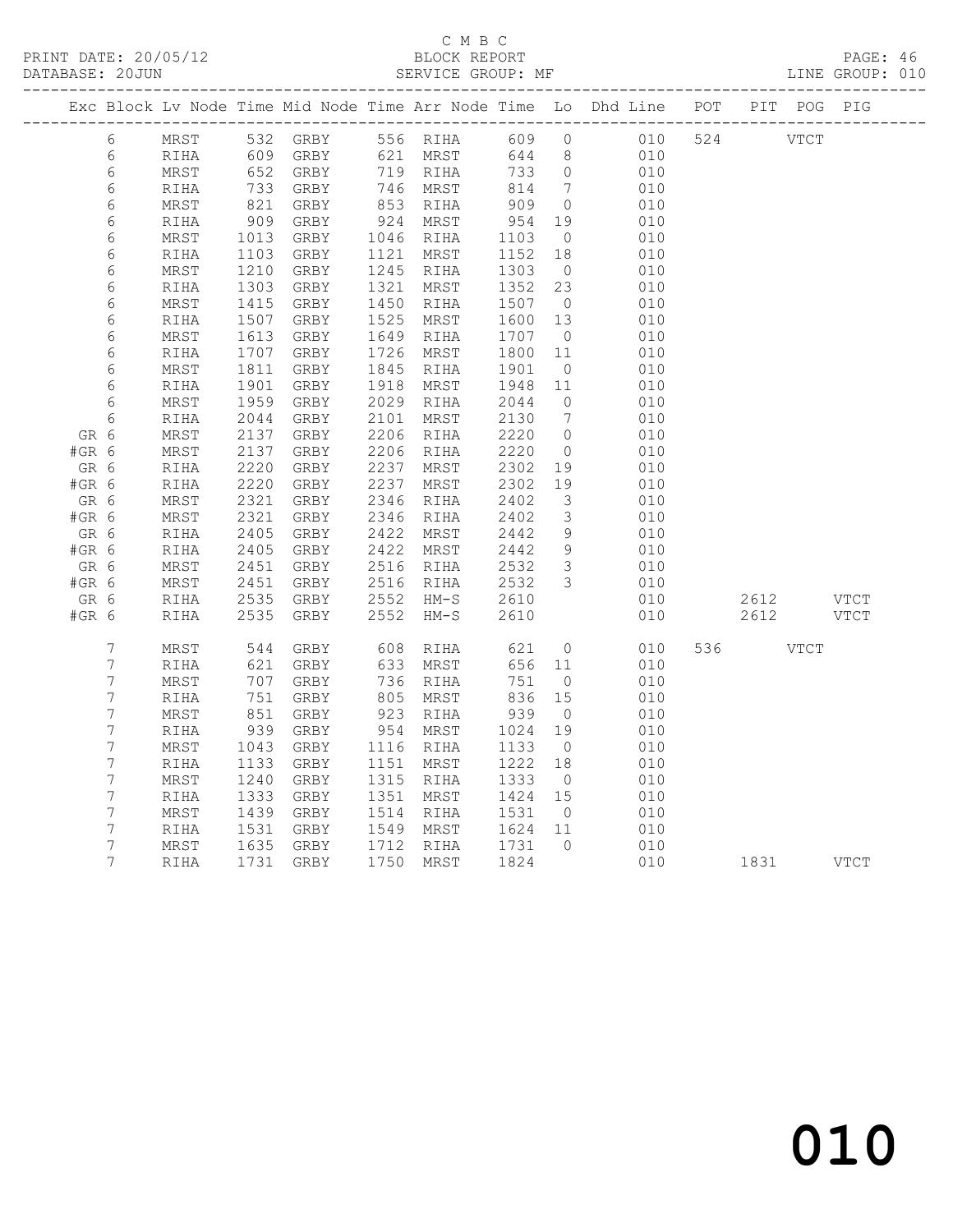C M B C

PRINT DATE: 20/05/12 BLOCK REPORT

DATABASE: 20JUN SERVICE GROUP: MF LINE GROUP: 010

| Exc | Block | Lv | Node | Time | Mid Node | Time | Arr Node | Time | Lo | Dhd Line | POT | PIT | POG | PIG |
|---|---|---|---|---|---|---|---|---|---|---|---|---|---|---|
| | 6 | | MRST | 532 | GRBY | 556 | RIHA | 609 | 0 | 010 | 524 | | VTCT | |
| | 6 | | RIHA | 609 | GRBY | 621 | MRST | 644 | 8 | 010 | | | | |
| | 6 | | MRST | 652 | GRBY | 719 | RIHA | 733 | 0 | 010 | | | | |
| | 6 | | RIHA | 733 | GRBY | 746 | MRST | 814 | 7 | 010 | | | | |
| | 6 | | MRST | 821 | GRBY | 853 | RIHA | 909 | 0 | 010 | | | | |
| | 6 | | RIHA | 909 | GRBY | 924 | MRST | 954 | 19 | 010 | | | | |
| | 6 | | MRST | 1013 | GRBY | 1046 | RIHA | 1103 | 0 | 010 | | | | |
| | 6 | | RIHA | 1103 | GRBY | 1121 | MRST | 1152 | 18 | 010 | | | | |
| | 6 | | MRST | 1210 | GRBY | 1245 | RIHA | 1303 | 0 | 010 | | | | |
| | 6 | | RIHA | 1303 | GRBY | 1321 | MRST | 1352 | 23 | 010 | | | | |
| | 6 | | MRST | 1415 | GRBY | 1450 | RIHA | 1507 | 0 | 010 | | | | |
| | 6 | | RIHA | 1507 | GRBY | 1525 | MRST | 1600 | 13 | 010 | | | | |
| | 6 | | MRST | 1613 | GRBY | 1649 | RIHA | 1707 | 0 | 010 | | | | |
| | 6 | | RIHA | 1707 | GRBY | 1726 | MRST | 1800 | 11 | 010 | | | | |
| | 6 | | MRST | 1811 | GRBY | 1845 | RIHA | 1901 | 0 | 010 | | | | |
| | 6 | | RIHA | 1901 | GRBY | 1918 | MRST | 1948 | 11 | 010 | | | | |
| | 6 | | MRST | 1959 | GRBY | 2029 | RIHA | 2044 | 0 | 010 | | | | |
| | 6 | | RIHA | 2044 | GRBY | 2101 | MRST | 2130 | 7 | 010 | | | | |
| GR | 6 | | MRST | 2137 | GRBY | 2206 | RIHA | 2220 | 0 | 010 | | | | |
| #GR | 6 | | MRST | 2137 | GRBY | 2206 | RIHA | 2220 | 0 | 010 | | | | |
| GR | 6 | | RIHA | 2220 | GRBY | 2237 | MRST | 2302 | 19 | 010 | | | | |
| #GR | 6 | | RIHA | 2220 | GRBY | 2237 | MRST | 2302 | 19 | 010 | | | | |
| GR | 6 | | MRST | 2321 | GRBY | 2346 | RIHA | 2402 | 3 | 010 | | | | |
| #GR | 6 | | MRST | 2321 | GRBY | 2346 | RIHA | 2402 | 3 | 010 | | | | |
| GR | 6 | | RIHA | 2405 | GRBY | 2422 | MRST | 2442 | 9 | 010 | | | | |
| #GR | 6 | | RIHA | 2405 | GRBY | 2422 | MRST | 2442 | 9 | 010 | | | | |
| GR | 6 | | MRST | 2451 | GRBY | 2516 | RIHA | 2532 | 3 | 010 | | | | |
| #GR | 6 | | MRST | 2451 | GRBY | 2516 | RIHA | 2532 | 3 | 010 | | | | |
| GR | 6 | | RIHA | 2535 | GRBY | 2552 | HM-S | 2610 | | 010 | | 2612 | | VTCT |
| #GR | 6 | | RIHA | 2535 | GRBY | 2552 | HM-S | 2610 | | 010 | | 2612 | | VTCT |
| | 7 | | MRST | 544 | GRBY | 608 | RIHA | 621 | 0 | 010 | 536 | | VTCT | |
| | 7 | | RIHA | 621 | GRBY | 633 | MRST | 656 | 11 | 010 | | | | |
| | 7 | | MRST | 707 | GRBY | 736 | RIHA | 751 | 0 | 010 | | | | |
| | 7 | | RIHA | 751 | GRBY | 805 | MRST | 836 | 15 | 010 | | | | |
| | 7 | | MRST | 851 | GRBY | 923 | RIHA | 939 | 0 | 010 | | | | |
| | 7 | | RIHA | 939 | GRBY | 954 | MRST | 1024 | 19 | 010 | | | | |
| | 7 | | MRST | 1043 | GRBY | 1116 | RIHA | 1133 | 0 | 010 | | | | |
| | 7 | | RIHA | 1133 | GRBY | 1151 | MRST | 1222 | 18 | 010 | | | | |
| | 7 | | MRST | 1240 | GRBY | 1315 | RIHA | 1333 | 0 | 010 | | | | |
| | 7 | | RIHA | 1333 | GRBY | 1351 | MRST | 1424 | 15 | 010 | | | | |
| | 7 | | MRST | 1439 | GRBY | 1514 | RIHA | 1531 | 0 | 010 | | | | |
| | 7 | | RIHA | 1531 | GRBY | 1549 | MRST | 1624 | 11 | 010 | | | | |
| | 7 | | MRST | 1635 | GRBY | 1712 | RIHA | 1731 | 0 | 010 | | | | |
| | 7 | | RIHA | 1731 | GRBY | 1750 | MRST | 1824 | | 010 | | 1831 | | VTCT |

010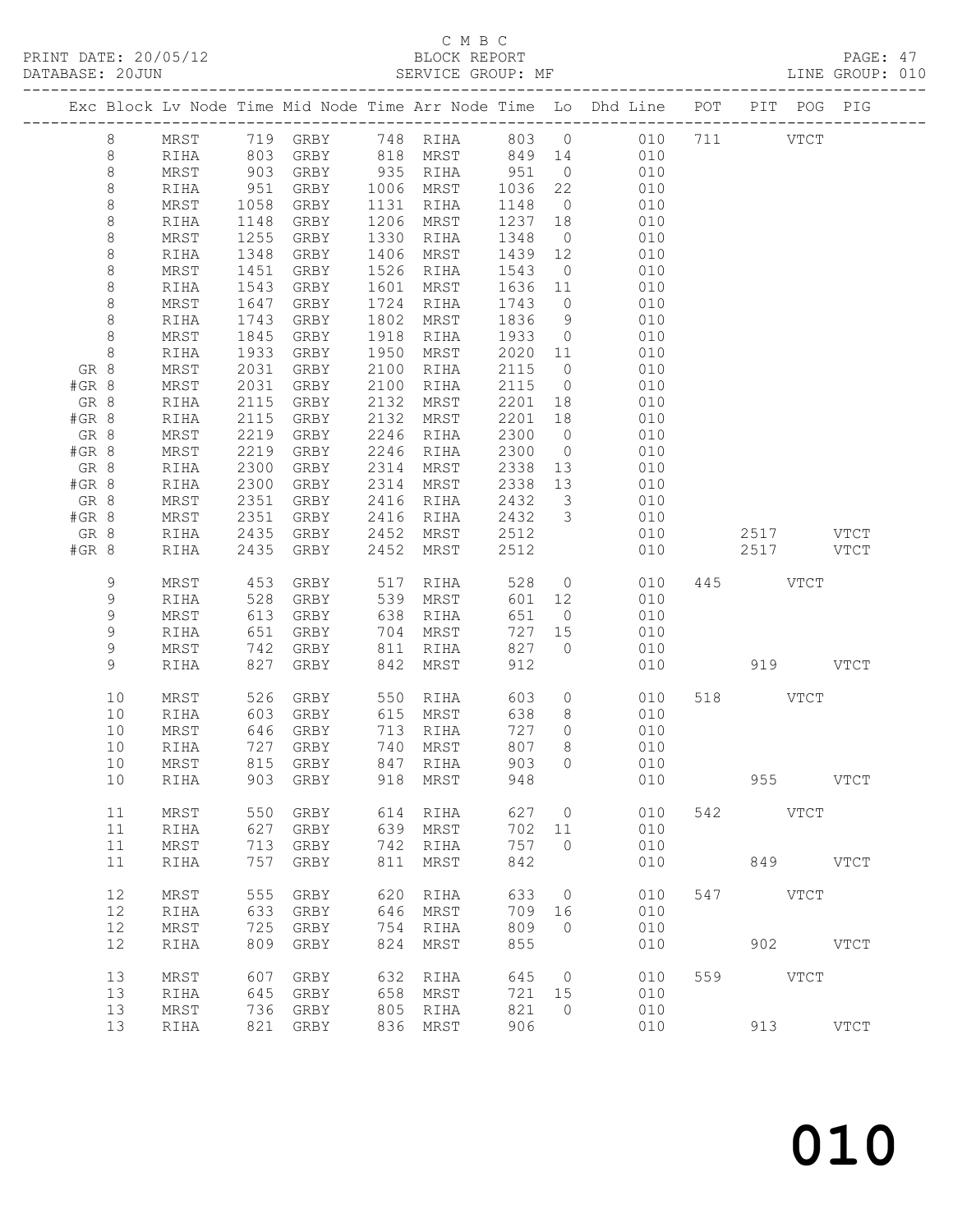C M B C

PRINT DATE: 20/05/12 BLOCK REPORT PAGE: 47
DATABASE: 20JUN SERVICE GROUP: MF LINE GROUP: 010

| Exc | Block | Lv | Node | Time | Mid Node | Time | Arr Node | Time | Lo | Dhd Line | POT | PIT | POG | PIG |
|---|---|---|---|---|---|---|---|---|---|---|---|---|---|---|
| | 8 | | MRST | 719 | GRBY | 748 | RIHA | 803 | 0 | 010 | 711 | | VTCT | |
| | 8 | | RIHA | 803 | GRBY | 818 | MRST | 849 | 14 | 010 | | | | |
| | 8 | | MRST | 903 | GRBY | 935 | RIHA | 951 | 0 | 010 | | | | |
| | 8 | | RIHA | 951 | GRBY | 1006 | MRST | 1036 | 22 | 010 | | | | |
| | 8 | | MRST | 1058 | GRBY | 1131 | RIHA | 1148 | 0 | 010 | | | | |
| | 8 | | RIHA | 1148 | GRBY | 1206 | MRST | 1237 | 18 | 010 | | | | |
| | 8 | | MRST | 1255 | GRBY | 1330 | RIHA | 1348 | 0 | 010 | | | | |
| | 8 | | RIHA | 1348 | GRBY | 1406 | MRST | 1439 | 12 | 010 | | | | |
| | 8 | | MRST | 1451 | GRBY | 1526 | RIHA | 1543 | 0 | 010 | | | | |
| | 8 | | RIHA | 1543 | GRBY | 1601 | MRST | 1636 | 11 | 010 | | | | |
| | 8 | | MRST | 1647 | GRBY | 1724 | RIHA | 1743 | 0 | 010 | | | | |
| | 8 | | RIHA | 1743 | GRBY | 1802 | MRST | 1836 | 9 | 010 | | | | |
| | 8 | | MRST | 1845 | GRBY | 1918 | RIHA | 1933 | 0 | 010 | | | | |
| | 8 | | RIHA | 1933 | GRBY | 1950 | MRST | 2020 | 11 | 010 | | | | |
| GR | 8 | | MRST | 2031 | GRBY | 2100 | RIHA | 2115 | 0 | 010 | | | | |
| #GR | 8 | | MRST | 2031 | GRBY | 2100 | RIHA | 2115 | 0 | 010 | | | | |
| GR | 8 | | RIHA | 2115 | GRBY | 2132 | MRST | 2201 | 18 | 010 | | | | |
| #GR | 8 | | RIHA | 2115 | GRBY | 2132 | MRST | 2201 | 18 | 010 | | | | |
| GR | 8 | | MRST | 2219 | GRBY | 2246 | RIHA | 2300 | 0 | 010 | | | | |
| #GR | 8 | | MRST | 2219 | GRBY | 2246 | RIHA | 2300 | 0 | 010 | | | | |
| GR | 8 | | RIHA | 2300 | GRBY | 2314 | MRST | 2338 | 13 | 010 | | | | |
| #GR | 8 | | RIHA | 2300 | GRBY | 2314 | MRST | 2338 | 13 | 010 | | | | |
| GR | 8 | | MRST | 2351 | GRBY | 2416 | RIHA | 2432 | 3 | 010 | | | | |
| #GR | 8 | | MRST | 2351 | GRBY | 2416 | RIHA | 2432 | 3 | 010 | | | | |
| GR | 8 | | RIHA | 2435 | GRBY | 2452 | MRST | 2512 | | 010 | | 2517 | | VTCT |
| #GR | 8 | | RIHA | 2435 | GRBY | 2452 | MRST | 2512 | | 010 | | 2517 | | VTCT |
| | 9 | | MRST | 453 | GRBY | 517 | RIHA | 528 | 0 | 010 | 445 | | VTCT | |
| | 9 | | RIHA | 528 | GRBY | 539 | MRST | 601 | 12 | 010 | | | | |
| | 9 | | MRST | 613 | GRBY | 638 | RIHA | 651 | 0 | 010 | | | | |
| | 9 | | RIHA | 651 | GRBY | 704 | MRST | 727 | 15 | 010 | | | | |
| | 9 | | MRST | 742 | GRBY | 811 | RIHA | 827 | 0 | 010 | | | | |
| | 9 | | RIHA | 827 | GRBY | 842 | MRST | 912 | | 010 | | 919 | | VTCT |
| | 10 | | MRST | 526 | GRBY | 550 | RIHA | 603 | 0 | 010 | 518 | | VTCT | |
| | 10 | | RIHA | 603 | GRBY | 615 | MRST | 638 | 8 | 010 | | | | |
| | 10 | | MRST | 646 | GRBY | 713 | RIHA | 727 | 0 | 010 | | | | |
| | 10 | | RIHA | 727 | GRBY | 740 | MRST | 807 | 8 | 010 | | | | |
| | 10 | | MRST | 815 | GRBY | 847 | RIHA | 903 | 0 | 010 | | | | |
| | 10 | | RIHA | 903 | GRBY | 918 | MRST | 948 | | 010 | | 955 | | VTCT |
| | 11 | | MRST | 550 | GRBY | 614 | RIHA | 627 | 0 | 010 | 542 | | VTCT | |
| | 11 | | RIHA | 627 | GRBY | 639 | MRST | 702 | 11 | 010 | | | | |
| | 11 | | MRST | 713 | GRBY | 742 | RIHA | 757 | 0 | 010 | | | | |
| | 11 | | RIHA | 757 | GRBY | 811 | MRST | 842 | | 010 | | 849 | | VTCT |
| | 12 | | MRST | 555 | GRBY | 620 | RIHA | 633 | 0 | 010 | 547 | | VTCT | |
| | 12 | | RIHA | 633 | GRBY | 646 | MRST | 709 | 16 | 010 | | | | |
| | 12 | | MRST | 725 | GRBY | 754 | RIHA | 809 | 0 | 010 | | | | |
| | 12 | | RIHA | 809 | GRBY | 824 | MRST | 855 | | 010 | | 902 | | VTCT |
| | 13 | | MRST | 607 | GRBY | 632 | RIHA | 645 | 0 | 010 | 559 | | VTCT | |
| | 13 | | RIHA | 645 | GRBY | 658 | MRST | 721 | 15 | 010 | | | | |
| | 13 | | MRST | 736 | GRBY | 805 | RIHA | 821 | 0 | 010 | | | | |
| | 13 | | RIHA | 821 | GRBY | 836 | MRST | 906 | | 010 | | 913 | | VTCT |

010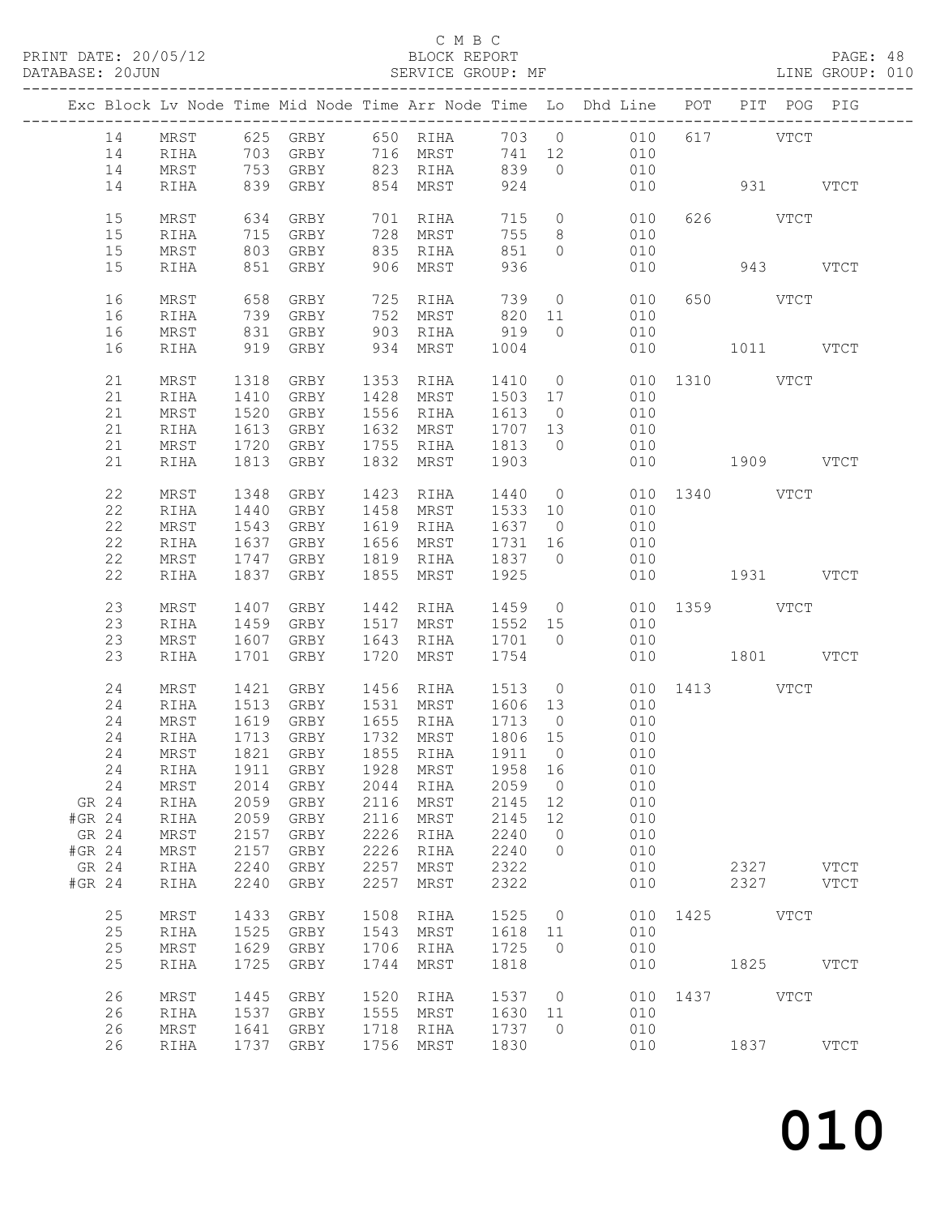C M B C
PRINT DATE: 20/05/12 BLOCK REPORT
DATABASE: 20JUN SERVICE GROUP: MF LINE GROUP: 010

| Exc | Block | Lv Node | Time | Mid Node | Time | Arr Node | Time | Lo | Dhd Line | POT | PIT | POG | PIG |
|---|---|---|---|---|---|---|---|---|---|---|---|---|---|
| | 14 | MRST | 625 | GRBY | 650 | RIHA | 703 | 0 | 010 | 617 | | VTCT | |
| | 14 | RIHA | 703 | GRBY | 716 | MRST | 741 | 12 | 010 | | | | |
| | 14 | MRST | 753 | GRBY | 823 | RIHA | 839 | 0 | 010 | | | | |
| | 14 | RIHA | 839 | GRBY | 854 | MRST | 924 | | 010 | | 931 | | VTCT |
| | 15 | MRST | 634 | GRBY | 701 | RIHA | 715 | 0 | 010 | 626 | | VTCT | |
| | 15 | RIHA | 715 | GRBY | 728 | MRST | 755 | 8 | 010 | | | | |
| | 15 | MRST | 803 | GRBY | 835 | RIHA | 851 | 0 | 010 | | | | |
| | 15 | RIHA | 851 | GRBY | 906 | MRST | 936 | | 010 | | 943 | | VTCT |
| | 16 | MRST | 658 | GRBY | 725 | RIHA | 739 | 0 | 010 | 650 | | VTCT | |
| | 16 | RIHA | 739 | GRBY | 752 | MRST | 820 | 11 | 010 | | | | |
| | 16 | MRST | 831 | GRBY | 903 | RIHA | 919 | 0 | 010 | | | | |
| | 16 | RIHA | 919 | GRBY | 934 | MRST | 1004 | | 010 | | 1011 | | VTCT |
| | 21 | MRST | 1318 | GRBY | 1353 | RIHA | 1410 | 0 | 010 | 1310 | | VTCT | |
| | 21 | RIHA | 1410 | GRBY | 1428 | MRST | 1503 | 17 | 010 | | | | |
| | 21 | MRST | 1520 | GRBY | 1556 | RIHA | 1613 | 0 | 010 | | | | |
| | 21 | RIHA | 1613 | GRBY | 1632 | MRST | 1707 | 13 | 010 | | | | |
| | 21 | MRST | 1720 | GRBY | 1755 | RIHA | 1813 | 0 | 010 | | | | |
| | 21 | RIHA | 1813 | GRBY | 1832 | MRST | 1903 | | 010 | | 1909 | | VTCT |
| | 22 | MRST | 1348 | GRBY | 1423 | RIHA | 1440 | 0 | 010 | 1340 | | VTCT | |
| | 22 | RIHA | 1440 | GRBY | 1458 | MRST | 1533 | 10 | 010 | | | | |
| | 22 | MRST | 1543 | GRBY | 1619 | RIHA | 1637 | 0 | 010 | | | | |
| | 22 | RIHA | 1637 | GRBY | 1656 | MRST | 1731 | 16 | 010 | | | | |
| | 22 | MRST | 1747 | GRBY | 1819 | RIHA | 1837 | 0 | 010 | | | | |
| | 22 | RIHA | 1837 | GRBY | 1855 | MRST | 1925 | | 010 | | 1931 | | VTCT |
| | 23 | MRST | 1407 | GRBY | 1442 | RIHA | 1459 | 0 | 010 | 1359 | | VTCT | |
| | 23 | RIHA | 1459 | GRBY | 1517 | MRST | 1552 | 15 | 010 | | | | |
| | 23 | MRST | 1607 | GRBY | 1643 | RIHA | 1701 | 0 | 010 | | | | |
| | 23 | RIHA | 1701 | GRBY | 1720 | MRST | 1754 | | 010 | | 1801 | | VTCT |
| | 24 | MRST | 1421 | GRBY | 1456 | RIHA | 1513 | 0 | 010 | 1413 | | VTCT | |
| | 24 | RIHA | 1513 | GRBY | 1531 | MRST | 1606 | 13 | 010 | | | | |
| | 24 | MRST | 1619 | GRBY | 1655 | RIHA | 1713 | 0 | 010 | | | | |
| | 24 | RIHA | 1713 | GRBY | 1732 | MRST | 1806 | 15 | 010 | | | | |
| | 24 | MRST | 1821 | GRBY | 1855 | RIHA | 1911 | 0 | 010 | | | | |
| | 24 | RIHA | 1911 | GRBY | 1928 | MRST | 1958 | 16 | 010 | | | | |
| | 24 | MRST | 2014 | GRBY | 2044 | RIHA | 2059 | 0 | 010 | | | | |
| GR | 24 | RIHA | 2059 | GRBY | 2116 | MRST | 2145 | 12 | 010 | | | | |
| #GR | 24 | RIHA | 2059 | GRBY | 2116 | MRST | 2145 | 12 | 010 | | | | |
| GR | 24 | MRST | 2157 | GRBY | 2226 | RIHA | 2240 | 0 | 010 | | | | |
| #GR | 24 | MRST | 2157 | GRBY | 2226 | RIHA | 2240 | 0 | 010 | | | | |
| GR | 24 | RIHA | 2240 | GRBY | 2257 | MRST | 2322 | | 010 | | 2327 | | VTCT |
| #GR | 24 | RIHA | 2240 | GRBY | 2257 | MRST | 2322 | | 010 | | 2327 | | VTCT |
| | 25 | MRST | 1433 | GRBY | 1508 | RIHA | 1525 | 0 | 010 | 1425 | | VTCT | |
| | 25 | RIHA | 1525 | GRBY | 1543 | MRST | 1618 | 11 | 010 | | | | |
| | 25 | MRST | 1629 | GRBY | 1706 | RIHA | 1725 | 0 | 010 | | | | |
| | 25 | RIHA | 1725 | GRBY | 1744 | MRST | 1818 | | 010 | | 1825 | | VTCT |
| | 26 | MRST | 1445 | GRBY | 1520 | RIHA | 1537 | 0 | 010 | 1437 | | VTCT | |
| | 26 | RIHA | 1537 | GRBY | 1555 | MRST | 1630 | 11 | 010 | | | | |
| | 26 | MRST | 1641 | GRBY | 1718 | RIHA | 1737 | 0 | 010 | | | | |
| | 26 | RIHA | 1737 | GRBY | 1756 | MRST | 1830 | | 010 | | 1837 | | VTCT |

010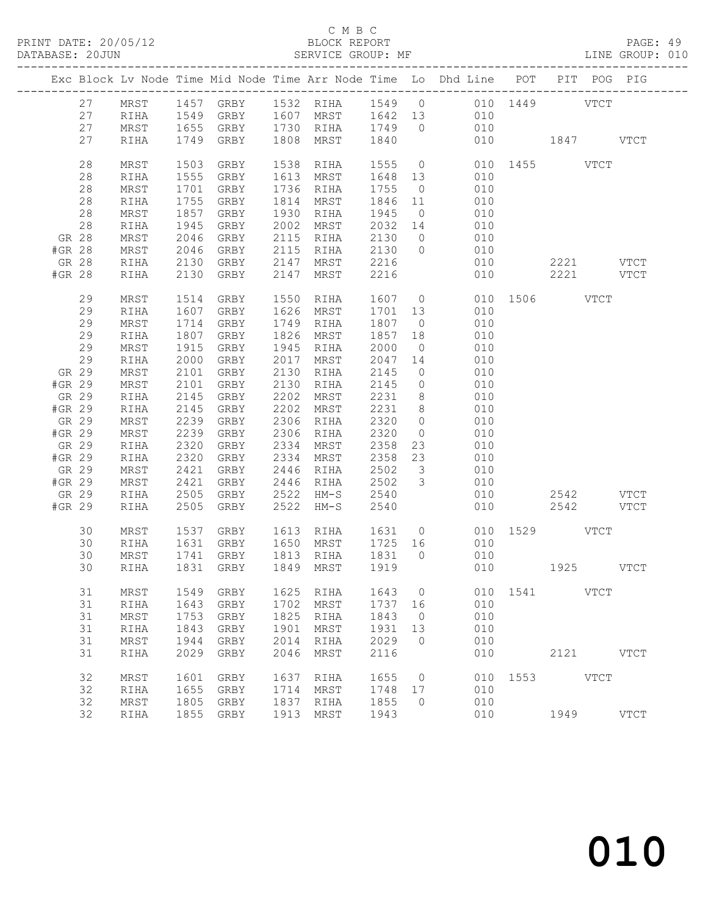C M B C

PRINT DATE: 20/05/12 BLOCK REPORT PAGE: 49
DATABASE: 20JUN SERVICE GROUP: MF LINE GROUP: 010

| Exc | Block | Lv | Node | Time | Mid Node | Time | Arr Node | Time | Lo | Dhd Line | POT | PIT | POG | PIG |
|---|---|---|---|---|---|---|---|---|---|---|---|---|---|---|
| | 27 | | MRST | 1457 | GRBY | 1532 | RIHA | 1549 | 0 | 010 | 1449 | | VTCT | |
| | 27 | | RIHA | 1549 | GRBY | 1607 | MRST | 1642 | 13 | 010 | | | | |
| | 27 | | MRST | 1655 | GRBY | 1730 | RIHA | 1749 | 0 | 010 | | | | |
| | 27 | | RIHA | 1749 | GRBY | 1808 | MRST | 1840 | | 010 | | 1847 | | VTCT |
| | 28 | | MRST | 1503 | GRBY | 1538 | RIHA | 1555 | 0 | 010 | 1455 | | VTCT | |
| | 28 | | RIHA | 1555 | GRBY | 1613 | MRST | 1648 | 13 | 010 | | | | |
| | 28 | | MRST | 1701 | GRBY | 1736 | RIHA | 1755 | 0 | 010 | | | | |
| | 28 | | RIHA | 1755 | GRBY | 1814 | MRST | 1846 | 11 | 010 | | | | |
| | 28 | | MRST | 1857 | GRBY | 1930 | RIHA | 1945 | 0 | 010 | | | | |
| | 28 | | RIHA | 1945 | GRBY | 2002 | MRST | 2032 | 14 | 010 | | | | |
| GR | 28 | | MRST | 2046 | GRBY | 2115 | RIHA | 2130 | 0 | 010 | | | | |
| #GR | 28 | | MRST | 2046 | GRBY | 2115 | RIHA | 2130 | 0 | 010 | | | | |
| GR | 28 | | RIHA | 2130 | GRBY | 2147 | MRST | 2216 | | 010 | | 2221 | | VTCT |
| #GR | 28 | | RIHA | 2130 | GRBY | 2147 | MRST | 2216 | | 010 | | 2221 | | VTCT |
| | 29 | | MRST | 1514 | GRBY | 1550 | RIHA | 1607 | 0 | 010 | 1506 | | VTCT | |
| | 29 | | RIHA | 1607 | GRBY | 1626 | MRST | 1701 | 13 | 010 | | | | |
| | 29 | | MRST | 1714 | GRBY | 1749 | RIHA | 1807 | 0 | 010 | | | | |
| | 29 | | RIHA | 1807 | GRBY | 1826 | MRST | 1857 | 18 | 010 | | | | |
| | 29 | | MRST | 1915 | GRBY | 1945 | RIHA | 2000 | 0 | 010 | | | | |
| | 29 | | RIHA | 2000 | GRBY | 2017 | MRST | 2047 | 14 | 010 | | | | |
| GR | 29 | | MRST | 2101 | GRBY | 2130 | RIHA | 2145 | 0 | 010 | | | | |
| #GR | 29 | | MRST | 2101 | GRBY | 2130 | RIHA | 2145 | 0 | 010 | | | | |
| GR | 29 | | RIHA | 2145 | GRBY | 2202 | MRST | 2231 | 8 | 010 | | | | |
| #GR | 29 | | RIHA | 2145 | GRBY | 2202 | MRST | 2231 | 8 | 010 | | | | |
| GR | 29 | | MRST | 2239 | GRBY | 2306 | RIHA | 2320 | 0 | 010 | | | | |
| #GR | 29 | | MRST | 2239 | GRBY | 2306 | RIHA | 2320 | 0 | 010 | | | | |
| GR | 29 | | RIHA | 2320 | GRBY | 2334 | MRST | 2358 | 23 | 010 | | | | |
| #GR | 29 | | RIHA | 2320 | GRBY | 2334 | MRST | 2358 | 23 | 010 | | | | |
| GR | 29 | | MRST | 2421 | GRBY | 2446 | RIHA | 2502 | 3 | 010 | | | | |
| #GR | 29 | | MRST | 2421 | GRBY | 2446 | RIHA | 2502 | 3 | 010 | | | | |
| GR | 29 | | RIHA | 2505 | GRBY | 2522 | HM-S | 2540 | | 010 | | 2542 | | VTCT |
| #GR | 29 | | RIHA | 2505 | GRBY | 2522 | HM-S | 2540 | | 010 | | 2542 | | VTCT |
| | 30 | | MRST | 1537 | GRBY | 1613 | RIHA | 1631 | 0 | 010 | 1529 | | VTCT | |
| | 30 | | RIHA | 1631 | GRBY | 1650 | MRST | 1725 | 16 | 010 | | | | |
| | 30 | | MRST | 1741 | GRBY | 1813 | RIHA | 1831 | 0 | 010 | | | | |
| | 30 | | RIHA | 1831 | GRBY | 1849 | MRST | 1919 | | 010 | | 1925 | | VTCT |
| | 31 | | MRST | 1549 | GRBY | 1625 | RIHA | 1643 | 0 | 010 | 1541 | | VTCT | |
| | 31 | | RIHA | 1643 | GRBY | 1702 | MRST | 1737 | 16 | 010 | | | | |
| | 31 | | MRST | 1753 | GRBY | 1825 | RIHA | 1843 | 0 | 010 | | | | |
| | 31 | | RIHA | 1843 | GRBY | 1901 | MRST | 1931 | 13 | 010 | | | | |
| | 31 | | MRST | 1944 | GRBY | 2014 | RIHA | 2029 | 0 | 010 | | | | |
| | 31 | | RIHA | 2029 | GRBY | 2046 | MRST | 2116 | | 010 | | 2121 | | VTCT |
| | 32 | | MRST | 1601 | GRBY | 1637 | RIHA | 1655 | 0 | 010 | 1553 | | VTCT | |
| | 32 | | RIHA | 1655 | GRBY | 1714 | MRST | 1748 | 17 | 010 | | | | |
| | 32 | | MRST | 1805 | GRBY | 1837 | RIHA | 1855 | 0 | 010 | | | | |
| | 32 | | RIHA | 1855 | GRBY | 1913 | MRST | 1943 | | 010 | | 1949 | | VTCT |

010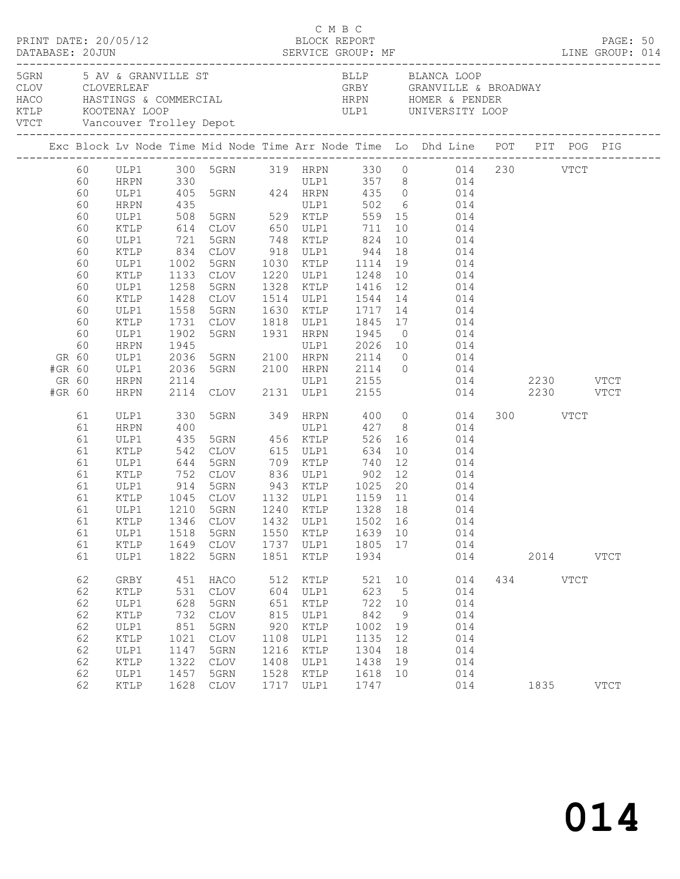C M B C
BLOCK REPORT
SERVICE GROUP: MF

PRINT DATE: 20/05/12
DATABASE: 20JUN
LINE GROUP: 014

| Code | Location | Code | Location |
|---|---|---|---|
| 5GRN | 5 AV & GRANVILLE ST | BLLP | BLANCA LOOP |
| CLOV | CLOVERLEAF | GRBY | GRANVILLE & BROADWAY |
| HACO | HASTINGS & COMMERCIAL | HRPN | HOMER & PENDER |
| KTLP | KOOTENAY LOOP | ULP1 | UNIVERSITY LOOP |
| VTCT | Vancouver Trolley Depot | | |

| Exc | Block | Lv Node | Time | Mid Node | Time | Arr Node | Time | Lo | Dhd Line | POT | PIT | POG | PIG |
|---|---|---|---|---|---|---|---|---|---|---|---|---|---|
| | 60 | ULP1 | 300 | 5GRN | 319 | HRPN | 330 | 0 | 014 | 230 | | VTCT | |
| | 60 | HRPN | 330 | | | ULP1 | 357 | 8 | 014 | | | | |
| | 60 | ULP1 | 405 | 5GRN | 424 | HRPN | 435 | 0 | 014 | | | | |
| | 60 | HRPN | 435 | | | ULP1 | 502 | 6 | 014 | | | | |
| | 60 | ULP1 | 508 | 5GRN | 529 | KTLP | 559 | 15 | 014 | | | | |
| | 60 | KTLP | 614 | CLOV | 650 | ULP1 | 711 | 10 | 014 | | | | |
| | 60 | ULP1 | 721 | 5GRN | 748 | KTLP | 824 | 10 | 014 | | | | |
| | 60 | KTLP | 834 | CLOV | 918 | ULP1 | 944 | 18 | 014 | | | | |
| | 60 | ULP1 | 1002 | 5GRN | 1030 | KTLP | 1114 | 19 | 014 | | | | |
| | 60 | KTLP | 1133 | CLOV | 1220 | ULP1 | 1248 | 10 | 014 | | | | |
| | 60 | ULP1 | 1258 | 5GRN | 1328 | KTLP | 1416 | 12 | 014 | | | | |
| | 60 | KTLP | 1428 | CLOV | 1514 | ULP1 | 1544 | 14 | 014 | | | | |
| | 60 | ULP1 | 1558 | 5GRN | 1630 | KTLP | 1717 | 14 | 014 | | | | |
| | 60 | KTLP | 1731 | CLOV | 1818 | ULP1 | 1845 | 17 | 014 | | | | |
| | 60 | ULP1 | 1902 | 5GRN | 1931 | HRPN | 1945 | 0 | 014 | | | | |
| | 60 | HRPN | 1945 | | | ULP1 | 2026 | 10 | 014 | | | | |
| GR | 60 | ULP1 | 2036 | 5GRN | 2100 | HRPN | 2114 | 0 | 014 | | | | |
| #GR | 60 | ULP1 | 2036 | 5GRN | 2100 | HRPN | 2114 | 0 | 014 | | | | |
| GR | 60 | HRPN | 2114 | | | ULP1 | 2155 | | 014 | | 2230 | | VTCT |
| #GR | 60 | HRPN | 2114 | CLOV | 2131 | ULP1 | 2155 | | 014 | | 2230 | | VTCT |
| | 61 | ULP1 | 330 | 5GRN | 349 | HRPN | 400 | 0 | 014 | 300 | | VTCT | |
| | 61 | HRPN | 400 | | | ULP1 | 427 | 8 | 014 | | | | |
| | 61 | ULP1 | 435 | 5GRN | 456 | KTLP | 526 | 16 | 014 | | | | |
| | 61 | KTLP | 542 | CLOV | 615 | ULP1 | 634 | 10 | 014 | | | | |
| | 61 | ULP1 | 644 | 5GRN | 709 | KTLP | 740 | 12 | 014 | | | | |
| | 61 | KTLP | 752 | CLOV | 836 | ULP1 | 902 | 12 | 014 | | | | |
| | 61 | ULP1 | 914 | 5GRN | 943 | KTLP | 1025 | 20 | 014 | | | | |
| | 61 | KTLP | 1045 | CLOV | 1132 | ULP1 | 1159 | 11 | 014 | | | | |
| | 61 | ULP1 | 1210 | 5GRN | 1240 | KTLP | 1328 | 18 | 014 | | | | |
| | 61 | KTLP | 1346 | CLOV | 1432 | ULP1 | 1502 | 16 | 014 | | | | |
| | 61 | ULP1 | 1518 | 5GRN | 1550 | KTLP | 1639 | 10 | 014 | | | | |
| | 61 | KTLP | 1649 | CLOV | 1737 | ULP1 | 1805 | 17 | 014 | | | | |
| | 61 | ULP1 | 1822 | 5GRN | 1851 | KTLP | 1934 | | 014 | | 2014 | | VTCT |
| | 62 | GRBY | 451 | HACO | 512 | KTLP | 521 | 10 | 014 | 434 | | VTCT | |
| | 62 | KTLP | 531 | CLOV | 604 | ULP1 | 623 | 5 | 014 | | | | |
| | 62 | ULP1 | 628 | 5GRN | 651 | KTLP | 722 | 10 | 014 | | | | |
| | 62 | KTLP | 732 | CLOV | 815 | ULP1 | 842 | 9 | 014 | | | | |
| | 62 | ULP1 | 851 | 5GRN | 920 | KTLP | 1002 | 19 | 014 | | | | |
| | 62 | KTLP | 1021 | CLOV | 1108 | ULP1 | 1135 | 12 | 014 | | | | |
| | 62 | ULP1 | 1147 | 5GRN | 1216 | KTLP | 1304 | 18 | 014 | | | | |
| | 62 | KTLP | 1322 | CLOV | 1408 | ULP1 | 1438 | 19 | 014 | | | | |
| | 62 | ULP1 | 1457 | 5GRN | 1528 | KTLP | 1618 | 10 | 014 | | | | |
| | 62 | KTLP | 1628 | CLOV | 1717 | ULP1 | 1747 | | 014 | | 1835 | | VTCT |

014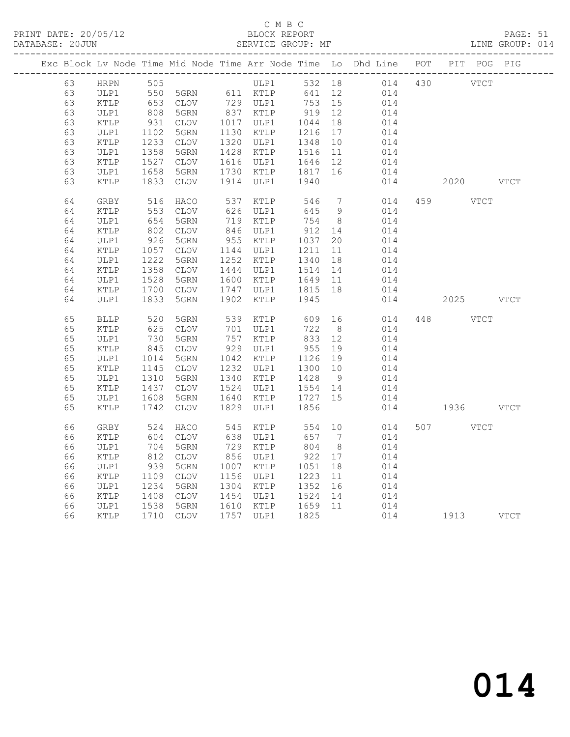C M B C
BLOCK REPORT
SERVICE GROUP: MF

PRINT DATE: 20/05/12
DATABASE: 20JUN
LINE GROUP: 014

| Exc | Block | Lv | Node | Time | Mid Node | Time | Arr Node | Time | Lo | Dhd Line | POT | PIT | POG | PIG |
|---|---|---|---|---|---|---|---|---|---|---|---|---|---|---|
| | 63 | | HRPN | 505 | | | ULP1 | 532 | 18 | 014 | 430 | | VTCT | |
| | 63 | | ULP1 | 550 | 5GRN | 611 | KTLP | 641 | 12 | 014 | | | | |
| | 63 | | KTLP | 653 | CLOV | 729 | ULP1 | 753 | 15 | 014 | | | | |
| | 63 | | ULP1 | 808 | 5GRN | 837 | KTLP | 919 | 12 | 014 | | | | |
| | 63 | | KTLP | 931 | CLOV | 1017 | ULP1 | 1044 | 18 | 014 | | | | |
| | 63 | | ULP1 | 1102 | 5GRN | 1130 | KTLP | 1216 | 17 | 014 | | | | |
| | 63 | | KTLP | 1233 | CLOV | 1320 | ULP1 | 1348 | 10 | 014 | | | | |
| | 63 | | ULP1 | 1358 | 5GRN | 1428 | KTLP | 1516 | 11 | 014 | | | | |
| | 63 | | KTLP | 1527 | CLOV | 1616 | ULP1 | 1646 | 12 | 014 | | | | |
| | 63 | | ULP1 | 1658 | 5GRN | 1730 | KTLP | 1817 | 16 | 014 | | | | |
| | 63 | | KTLP | 1833 | CLOV | 1914 | ULP1 | 1940 | | 014 | | 2020 | | VTCT |
| | 64 | | GRBY | 516 | HACO | 537 | KTLP | 546 | 7 | 014 | 459 | | VTCT | |
| | 64 | | KTLP | 553 | CLOV | 626 | ULP1 | 645 | 9 | 014 | | | | |
| | 64 | | ULP1 | 654 | 5GRN | 719 | KTLP | 754 | 8 | 014 | | | | |
| | 64 | | KTLP | 802 | CLOV | 846 | ULP1 | 912 | 14 | 014 | | | | |
| | 64 | | ULP1 | 926 | 5GRN | 955 | KTLP | 1037 | 20 | 014 | | | | |
| | 64 | | KTLP | 1057 | CLOV | 1144 | ULP1 | 1211 | 11 | 014 | | | | |
| | 64 | | ULP1 | 1222 | 5GRN | 1252 | KTLP | 1340 | 18 | 014 | | | | |
| | 64 | | KTLP | 1358 | CLOV | 1444 | ULP1 | 1514 | 14 | 014 | | | | |
| | 64 | | ULP1 | 1528 | 5GRN | 1600 | KTLP | 1649 | 11 | 014 | | | | |
| | 64 | | KTLP | 1700 | CLOV | 1747 | ULP1 | 1815 | 18 | 014 | | | | |
| | 64 | | ULP1 | 1833 | 5GRN | 1902 | KTLP | 1945 | | 014 | | 2025 | | VTCT |
| | 65 | | BLLP | 520 | 5GRN | 539 | KTLP | 609 | 16 | 014 | 448 | | VTCT | |
| | 65 | | KTLP | 625 | CLOV | 701 | ULP1 | 722 | 8 | 014 | | | | |
| | 65 | | ULP1 | 730 | 5GRN | 757 | KTLP | 833 | 12 | 014 | | | | |
| | 65 | | KTLP | 845 | CLOV | 929 | ULP1 | 955 | 19 | 014 | | | | |
| | 65 | | ULP1 | 1014 | 5GRN | 1042 | KTLP | 1126 | 19 | 014 | | | | |
| | 65 | | KTLP | 1145 | CLOV | 1232 | ULP1 | 1300 | 10 | 014 | | | | |
| | 65 | | ULP1 | 1310 | 5GRN | 1340 | KTLP | 1428 | 9 | 014 | | | | |
| | 65 | | KTLP | 1437 | CLOV | 1524 | ULP1 | 1554 | 14 | 014 | | | | |
| | 65 | | ULP1 | 1608 | 5GRN | 1640 | KTLP | 1727 | 15 | 014 | | | | |
| | 65 | | KTLP | 1742 | CLOV | 1829 | ULP1 | 1856 | | 014 | | 1936 | | VTCT |
| | 66 | | GRBY | 524 | HACO | 545 | KTLP | 554 | 10 | 014 | 507 | | VTCT | |
| | 66 | | KTLP | 604 | CLOV | 638 | ULP1 | 657 | 7 | 014 | | | | |
| | 66 | | ULP1 | 704 | 5GRN | 729 | KTLP | 804 | 8 | 014 | | | | |
| | 66 | | KTLP | 812 | CLOV | 856 | ULP1 | 922 | 17 | 014 | | | | |
| | 66 | | ULP1 | 939 | 5GRN | 1007 | KTLP | 1051 | 18 | 014 | | | | |
| | 66 | | KTLP | 1109 | CLOV | 1156 | ULP1 | 1223 | 11 | 014 | | | | |
| | 66 | | ULP1 | 1234 | 5GRN | 1304 | KTLP | 1352 | 16 | 014 | | | | |
| | 66 | | KTLP | 1408 | CLOV | 1454 | ULP1 | 1524 | 14 | 014 | | | | |
| | 66 | | ULP1 | 1538 | 5GRN | 1610 | KTLP | 1659 | 11 | 014 | | | | |
| | 66 | | KTLP | 1710 | CLOV | 1757 | ULP1 | 1825 | | 014 | | 1913 | | VTCT |

014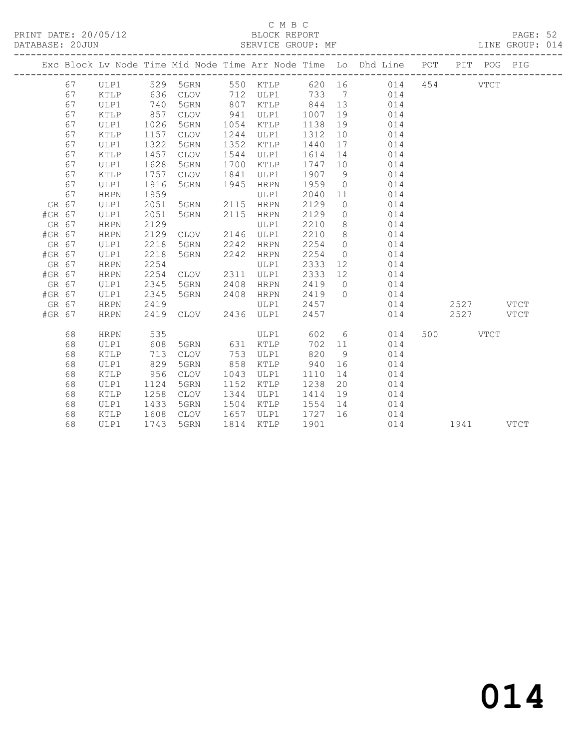C M B C

BLOCK REPORT

SERVICE GROUP: MF

LINE GROUP: 014

| Exc | Block | Lv | Node | Time | Mid Node | Time | Arr Node | Time | Lo | Dhd Line | POT | PIT | POG | PIG |
|---|---|---|---|---|---|---|---|---|---|---|---|---|---|---|
| | 67 | | ULP1 | 529 | 5GRN | 550 | KTLP | 620 | 16 | 014 | 454 | | VTCT | |
| | 67 | | KTLP | 636 | CLOV | 712 | ULP1 | 733 | 7 | 014 | | | | |
| | 67 | | ULP1 | 740 | 5GRN | 807 | KTLP | 844 | 13 | 014 | | | | |
| | 67 | | KTLP | 857 | CLOV | 941 | ULP1 | 1007 | 19 | 014 | | | | |
| | 67 | | ULP1 | 1026 | 5GRN | 1054 | KTLP | 1138 | 19 | 014 | | | | |
| | 67 | | KTLP | 1157 | CLOV | 1244 | ULP1 | 1312 | 10 | 014 | | | | |
| | 67 | | ULP1 | 1322 | 5GRN | 1352 | KTLP | 1440 | 17 | 014 | | | | |
| | 67 | | KTLP | 1457 | CLOV | 1544 | ULP1 | 1614 | 14 | 014 | | | | |
| | 67 | | ULP1 | 1628 | 5GRN | 1700 | KTLP | 1747 | 10 | 014 | | | | |
| | 67 | | KTLP | 1757 | CLOV | 1841 | ULP1 | 1907 | 9 | 014 | | | | |
| | 67 | | ULP1 | 1916 | 5GRN | 1945 | HRPN | 1959 | 0 | 014 | | | | |
| | 67 | | HRPN | 1959 | | | ULP1 | 2040 | 11 | 014 | | | | |
| GR | 67 | | ULP1 | 2051 | 5GRN | 2115 | HRPN | 2129 | 0 | 014 | | | | |
| #GR | 67 | | ULP1 | 2051 | 5GRN | 2115 | HRPN | 2129 | 0 | 014 | | | | |
| GR | 67 | | HRPN | 2129 | | | ULP1 | 2210 | 8 | 014 | | | | |
| #GR | 67 | | HRPN | 2129 | CLOV | 2146 | ULP1 | 2210 | 8 | 014 | | | | |
| GR | 67 | | ULP1 | 2218 | 5GRN | 2242 | HRPN | 2254 | 0 | 014 | | | | |
| #GR | 67 | | ULP1 | 2218 | 5GRN | 2242 | HRPN | 2254 | 0 | 014 | | | | |
| GR | 67 | | HRPN | 2254 | | | ULP1 | 2333 | 12 | 014 | | | | |
| #GR | 67 | | HRPN | 2254 | CLOV | 2311 | ULP1 | 2333 | 12 | 014 | | | | |
| GR | 67 | | ULP1 | 2345 | 5GRN | 2408 | HRPN | 2419 | 0 | 014 | | | | |
| #GR | 67 | | ULP1 | 2345 | 5GRN | 2408 | HRPN | 2419 | 0 | 014 | | | | |
| GR | 67 | | HRPN | 2419 | | | ULP1 | 2457 | | 014 | | 2527 | | VTCT |
| #GR | 67 | | HRPN | 2419 | CLOV | 2436 | ULP1 | 2457 | | 014 | | 2527 | | VTCT |
| | 68 | | HRPN | 535 | | | ULP1 | 602 | 6 | 014 | 500 | | VTCT | |
| | 68 | | ULP1 | 608 | 5GRN | 631 | KTLP | 702 | 11 | 014 | | | | |
| | 68 | | KTLP | 713 | CLOV | 753 | ULP1 | 820 | 9 | 014 | | | | |
| | 68 | | ULP1 | 829 | 5GRN | 858 | KTLP | 940 | 16 | 014 | | | | |
| | 68 | | KTLP | 956 | CLOV | 1043 | ULP1 | 1110 | 14 | 014 | | | | |
| | 68 | | ULP1 | 1124 | 5GRN | 1152 | KTLP | 1238 | 20 | 014 | | | | |
| | 68 | | KTLP | 1258 | CLOV | 1344 | ULP1 | 1414 | 19 | 014 | | | | |
| | 68 | | ULP1 | 1433 | 5GRN | 1504 | KTLP | 1554 | 14 | 014 | | | | |
| | 68 | | KTLP | 1608 | CLOV | 1657 | ULP1 | 1727 | 16 | 014 | | | | |
| | 68 | | ULP1 | 1743 | 5GRN | 1814 | KTLP | 1901 | | 014 | | 1941 | | VTCT |

014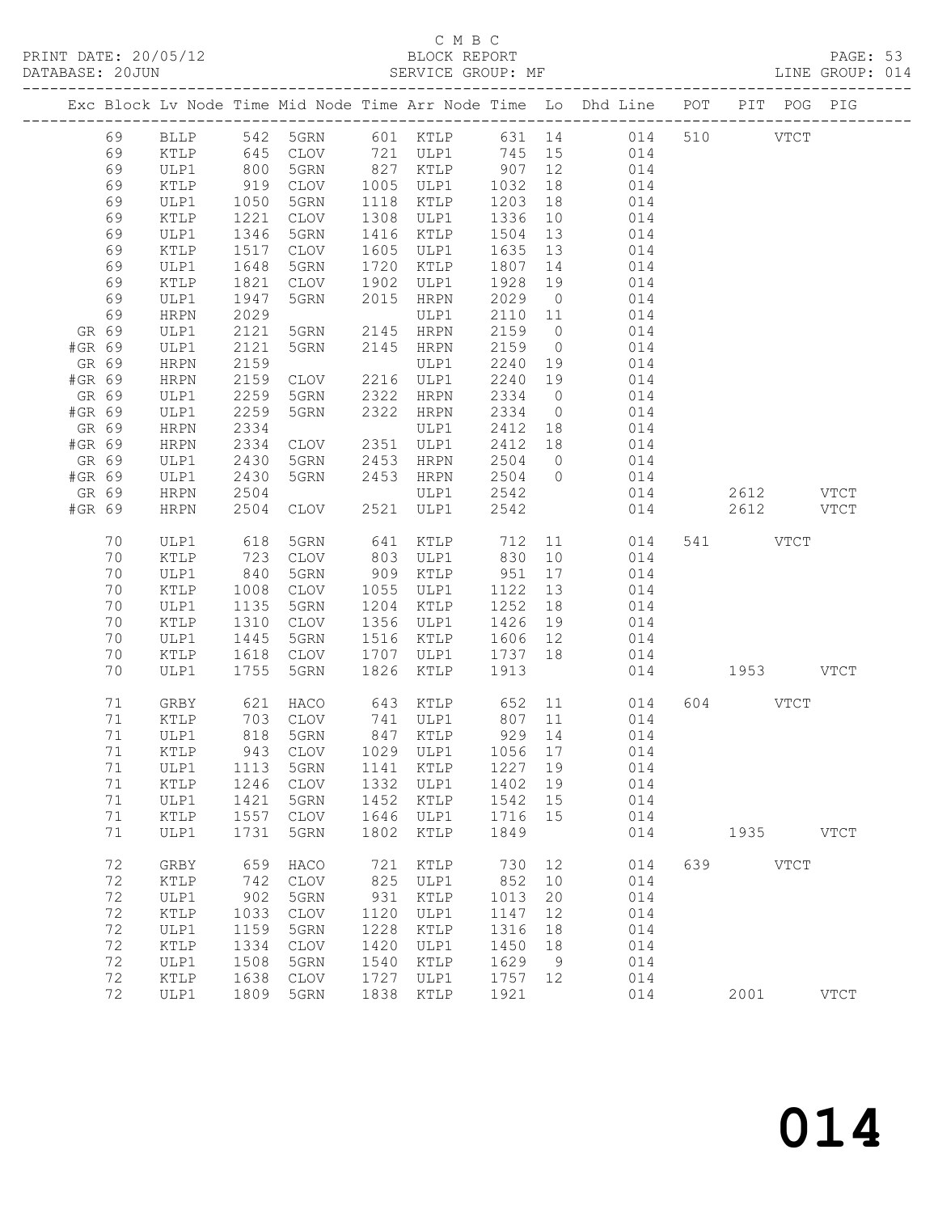C M B C
PRINT DATE: 20/05/12 BLOCK REPORT
DATABASE: 20JUN SERVICE GROUP: MF LINE GROUP: 014

| Exc | Block | Lv | Node | Time | Mid Node | Time | Arr Node | Time | Lo | Dhd Line | POT | PIT | POG | PIG |
|---|---|---|---|---|---|---|---|---|---|---|---|---|---|---|
| | 69 | | BLLP | 542 | 5GRN | 601 | KTLP | 631 | 14 | 014 | 510 | | VTCT | |
| | 69 | | KTLP | 645 | CLOV | 721 | ULP1 | 745 | 15 | 014 | | | | |
| | 69 | | ULP1 | 800 | 5GRN | 827 | KTLP | 907 | 12 | 014 | | | | |
| | 69 | | KTLP | 919 | CLOV | 1005 | ULP1 | 1032 | 18 | 014 | | | | |
| | 69 | | ULP1 | 1050 | 5GRN | 1118 | KTLP | 1203 | 18 | 014 | | | | |
| | 69 | | KTLP | 1221 | CLOV | 1308 | ULP1 | 1336 | 10 | 014 | | | | |
| | 69 | | ULP1 | 1346 | 5GRN | 1416 | KTLP | 1504 | 13 | 014 | | | | |
| | 69 | | KTLP | 1517 | CLOV | 1605 | ULP1 | 1635 | 13 | 014 | | | | |
| | 69 | | ULP1 | 1648 | 5GRN | 1720 | KTLP | 1807 | 14 | 014 | | | | |
| | 69 | | KTLP | 1821 | CLOV | 1902 | ULP1 | 1928 | 19 | 014 | | | | |
| | 69 | | ULP1 | 1947 | 5GRN | 2015 | HRPN | 2029 | 0 | 014 | | | | |
| | 69 | | HRPN | 2029 | | | ULP1 | 2110 | 11 | 014 | | | | |
| GR | 69 | | ULP1 | 2121 | 5GRN | 2145 | HRPN | 2159 | 0 | 014 | | | | |
| #GR | 69 | | ULP1 | 2121 | 5GRN | 2145 | HRPN | 2159 | 0 | 014 | | | | |
| GR | 69 | | HRPN | 2159 | | | ULP1 | 2240 | 19 | 014 | | | | |
| #GR | 69 | | HRPN | 2159 | CLOV | 2216 | ULP1 | 2240 | 19 | 014 | | | | |
| GR | 69 | | ULP1 | 2259 | 5GRN | 2322 | HRPN | 2334 | 0 | 014 | | | | |
| #GR | 69 | | ULP1 | 2259 | 5GRN | 2322 | HRPN | 2334 | 0 | 014 | | | | |
| GR | 69 | | HRPN | 2334 | | | ULP1 | 2412 | 18 | 014 | | | | |
| #GR | 69 | | HRPN | 2334 | CLOV | 2351 | ULP1 | 2412 | 18 | 014 | | | | |
| GR | 69 | | ULP1 | 2430 | 5GRN | 2453 | HRPN | 2504 | 0 | 014 | | | | |
| #GR | 69 | | ULP1 | 2430 | 5GRN | 2453 | HRPN | 2504 | 0 | 014 | | | | |
| GR | 69 | | HRPN | 2504 | | | ULP1 | 2542 | | 014 | | 2612 | | VTCT |
| #GR | 69 | | HRPN | 2504 | CLOV | 2521 | ULP1 | 2542 | | 014 | | 2612 | | VTCT |
| | 70 | | ULP1 | 618 | 5GRN | 641 | KTLP | 712 | 11 | 014 | 541 | | VTCT | |
| | 70 | | KTLP | 723 | CLOV | 803 | ULP1 | 830 | 10 | 014 | | | | |
| | 70 | | ULP1 | 840 | 5GRN | 909 | KTLP | 951 | 17 | 014 | | | | |
| | 70 | | KTLP | 1008 | CLOV | 1055 | ULP1 | 1122 | 13 | 014 | | | | |
| | 70 | | ULP1 | 1135 | 5GRN | 1204 | KTLP | 1252 | 18 | 014 | | | | |
| | 70 | | KTLP | 1310 | CLOV | 1356 | ULP1 | 1426 | 19 | 014 | | | | |
| | 70 | | ULP1 | 1445 | 5GRN | 1516 | KTLP | 1606 | 12 | 014 | | | | |
| | 70 | | KTLP | 1618 | CLOV | 1707 | ULP1 | 1737 | 18 | 014 | | | | |
| | 70 | | ULP1 | 1755 | 5GRN | 1826 | KTLP | 1913 | | 014 | | 1953 | | VTCT |
| | 71 | | GRBY | 621 | HACO | 643 | KTLP | 652 | 11 | 014 | 604 | | VTCT | |
| | 71 | | KTLP | 703 | CLOV | 741 | ULP1 | 807 | 11 | 014 | | | | |
| | 71 | | ULP1 | 818 | 5GRN | 847 | KTLP | 929 | 14 | 014 | | | | |
| | 71 | | KTLP | 943 | CLOV | 1029 | ULP1 | 1056 | 17 | 014 | | | | |
| | 71 | | ULP1 | 1113 | 5GRN | 1141 | KTLP | 1227 | 19 | 014 | | | | |
| | 71 | | KTLP | 1246 | CLOV | 1332 | ULP1 | 1402 | 19 | 014 | | | | |
| | 71 | | ULP1 | 1421 | 5GRN | 1452 | KTLP | 1542 | 15 | 014 | | | | |
| | 71 | | KTLP | 1557 | CLOV | 1646 | ULP1 | 1716 | 15 | 014 | | | | |
| | 71 | | ULP1 | 1731 | 5GRN | 1802 | KTLP | 1849 | | 014 | | 1935 | | VTCT |
| | 72 | | GRBY | 659 | HACO | 721 | KTLP | 730 | 12 | 014 | 639 | | VTCT | |
| | 72 | | KTLP | 742 | CLOV | 825 | ULP1 | 852 | 10 | 014 | | | | |
| | 72 | | ULP1 | 902 | 5GRN | 931 | KTLP | 1013 | 20 | 014 | | | | |
| | 72 | | KTLP | 1033 | CLOV | 1120 | ULP1 | 1147 | 12 | 014 | | | | |
| | 72 | | ULP1 | 1159 | 5GRN | 1228 | KTLP | 1316 | 18 | 014 | | | | |
| | 72 | | KTLP | 1334 | CLOV | 1420 | ULP1 | 1450 | 18 | 014 | | | | |
| | 72 | | ULP1 | 1508 | 5GRN | 1540 | KTLP | 1629 | 9 | 014 | | | | |
| | 72 | | KTLP | 1638 | CLOV | 1727 | ULP1 | 1757 | 12 | 014 | | | | |
| | 72 | | ULP1 | 1809 | 5GRN | 1838 | KTLP | 1921 | | 014 | | 2001 | | VTCT |

014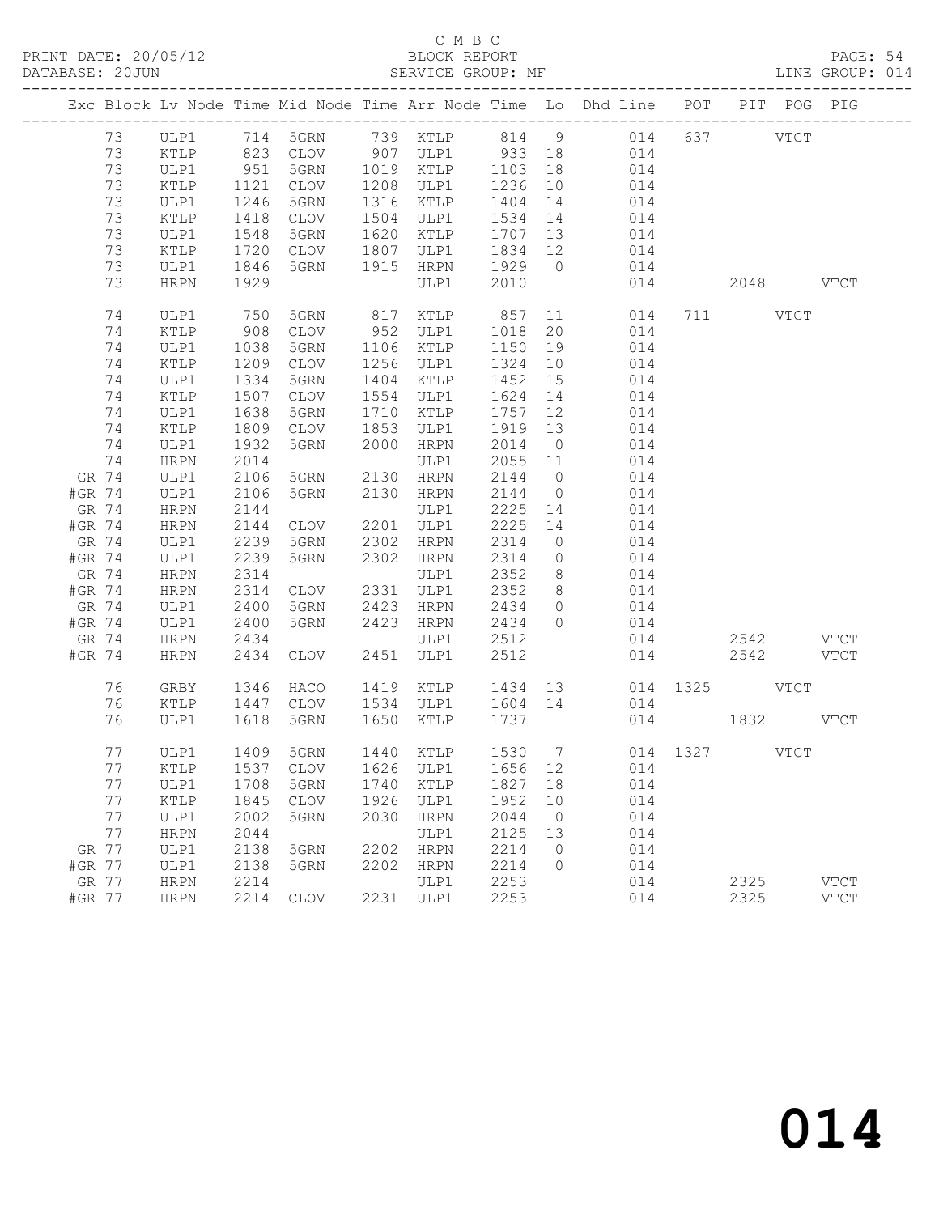C M B C
BLOCK REPORT
SERVICE GROUP: MF

PRINT DATE: 20/05/12
DATABASE: 20JUN
PAGE: 54
LINE GROUP: 014

| Exc | Block | Lv | Node | Time | Mid Node | Time | Arr Node | Time | Lo | Dhd Line | POT | PIT | POG | PIG |
|---|---|---|---|---|---|---|---|---|---|---|---|---|---|---|
| | 73 | | ULP1 | 714 | 5GRN | 739 | KTLP | 814 | 9 | 014 | 637 | | VTCT | |
| | 73 | | KTLP | 823 | CLOV | 907 | ULP1 | 933 | 18 | 014 | | | | |
| | 73 | | ULP1 | 951 | 5GRN | 1019 | KTLP | 1103 | 18 | 014 | | | | |
| | 73 | | KTLP | 1121 | CLOV | 1208 | ULP1 | 1236 | 10 | 014 | | | | |
| | 73 | | ULP1 | 1246 | 5GRN | 1316 | KTLP | 1404 | 14 | 014 | | | | |
| | 73 | | KTLP | 1418 | CLOV | 1504 | ULP1 | 1534 | 14 | 014 | | | | |
| | 73 | | ULP1 | 1548 | 5GRN | 1620 | KTLP | 1707 | 13 | 014 | | | | |
| | 73 | | KTLP | 1720 | CLOV | 1807 | ULP1 | 1834 | 12 | 014 | | | | |
| | 73 | | ULP1 | 1846 | 5GRN | 1915 | HRPN | 1929 | 0 | 014 | | | | |
| | 73 | | HRPN | 1929 | | | ULP1 | 2010 | | 014 | | 2048 | | VTCT |
| | 74 | | ULP1 | 750 | 5GRN | 817 | KTLP | 857 | 11 | 014 | 711 | | VTCT | |
| | 74 | | KTLP | 908 | CLOV | 952 | ULP1 | 1018 | 20 | 014 | | | | |
| | 74 | | ULP1 | 1038 | 5GRN | 1106 | KTLP | 1150 | 19 | 014 | | | | |
| | 74 | | KTLP | 1209 | CLOV | 1256 | ULP1 | 1324 | 10 | 014 | | | | |
| | 74 | | ULP1 | 1334 | 5GRN | 1404 | KTLP | 1452 | 15 | 014 | | | | |
| | 74 | | KTLP | 1507 | CLOV | 1554 | ULP1 | 1624 | 14 | 014 | | | | |
| | 74 | | ULP1 | 1638 | 5GRN | 1710 | KTLP | 1757 | 12 | 014 | | | | |
| | 74 | | KTLP | 1809 | CLOV | 1853 | ULP1 | 1919 | 13 | 014 | | | | |
| | 74 | | ULP1 | 1932 | 5GRN | 2000 | HRPN | 2014 | 0 | 014 | | | | |
| | 74 | | HRPN | 2014 | | | ULP1 | 2055 | 11 | 014 | | | | |
| GR | 74 | | ULP1 | 2106 | 5GRN | 2130 | HRPN | 2144 | 0 | 014 | | | | |
| #GR | 74 | | ULP1 | 2106 | 5GRN | 2130 | HRPN | 2144 | 0 | 014 | | | | |
| GR | 74 | | HRPN | 2144 | | | ULP1 | 2225 | 14 | 014 | | | | |
| #GR | 74 | | HRPN | 2144 | CLOV | 2201 | ULP1 | 2225 | 14 | 014 | | | | |
| GR | 74 | | ULP1 | 2239 | 5GRN | 2302 | HRPN | 2314 | 0 | 014 | | | | |
| #GR | 74 | | ULP1 | 2239 | 5GRN | 2302 | HRPN | 2314 | 0 | 014 | | | | |
| GR | 74 | | HRPN | 2314 | | | ULP1 | 2352 | 8 | 014 | | | | |
| #GR | 74 | | HRPN | 2314 | CLOV | 2331 | ULP1 | 2352 | 8 | 014 | | | | |
| GR | 74 | | ULP1 | 2400 | 5GRN | 2423 | HRPN | 2434 | 0 | 014 | | | | |
| #GR | 74 | | ULP1 | 2400 | 5GRN | 2423 | HRPN | 2434 | 0 | 014 | | | | |
| GR | 74 | | HRPN | 2434 | | | ULP1 | 2512 | | 014 | | 2542 | | VTCT |
| #GR | 74 | | HRPN | 2434 | CLOV | 2451 | ULP1 | 2512 | | 014 | | 2542 | | VTCT |
| | 76 | | GRBY | 1346 | HACO | 1419 | KTLP | 1434 | 13 | 014 | 1325 | | VTCT | |
| | 76 | | KTLP | 1447 | CLOV | 1534 | ULP1 | 1604 | 14 | 014 | | | | |
| | 76 | | ULP1 | 1618 | 5GRN | 1650 | KTLP | 1737 | | 014 | | 1832 | | VTCT |
| | 77 | | ULP1 | 1409 | 5GRN | 1440 | KTLP | 1530 | 7 | 014 | 1327 | | VTCT | |
| | 77 | | KTLP | 1537 | CLOV | 1626 | ULP1 | 1656 | 12 | 014 | | | | |
| | 77 | | ULP1 | 1708 | 5GRN | 1740 | KTLP | 1827 | 18 | 014 | | | | |
| | 77 | | KTLP | 1845 | CLOV | 1926 | ULP1 | 1952 | 10 | 014 | | | | |
| | 77 | | ULP1 | 2002 | 5GRN | 2030 | HRPN | 2044 | 0 | 014 | | | | |
| | 77 | | HRPN | 2044 | | | ULP1 | 2125 | 13 | 014 | | | | |
| GR | 77 | | ULP1 | 2138 | 5GRN | 2202 | HRPN | 2214 | 0 | 014 | | | | |
| #GR | 77 | | ULP1 | 2138 | 5GRN | 2202 | HRPN | 2214 | 0 | 014 | | | | |
| GR | 77 | | HRPN | 2214 | | | ULP1 | 2253 | | 014 | | 2325 | | VTCT |
| #GR | 77 | | HRPN | 2214 | CLOV | 2231 | ULP1 | 2253 | | 014 | | 2325 | | VTCT |

014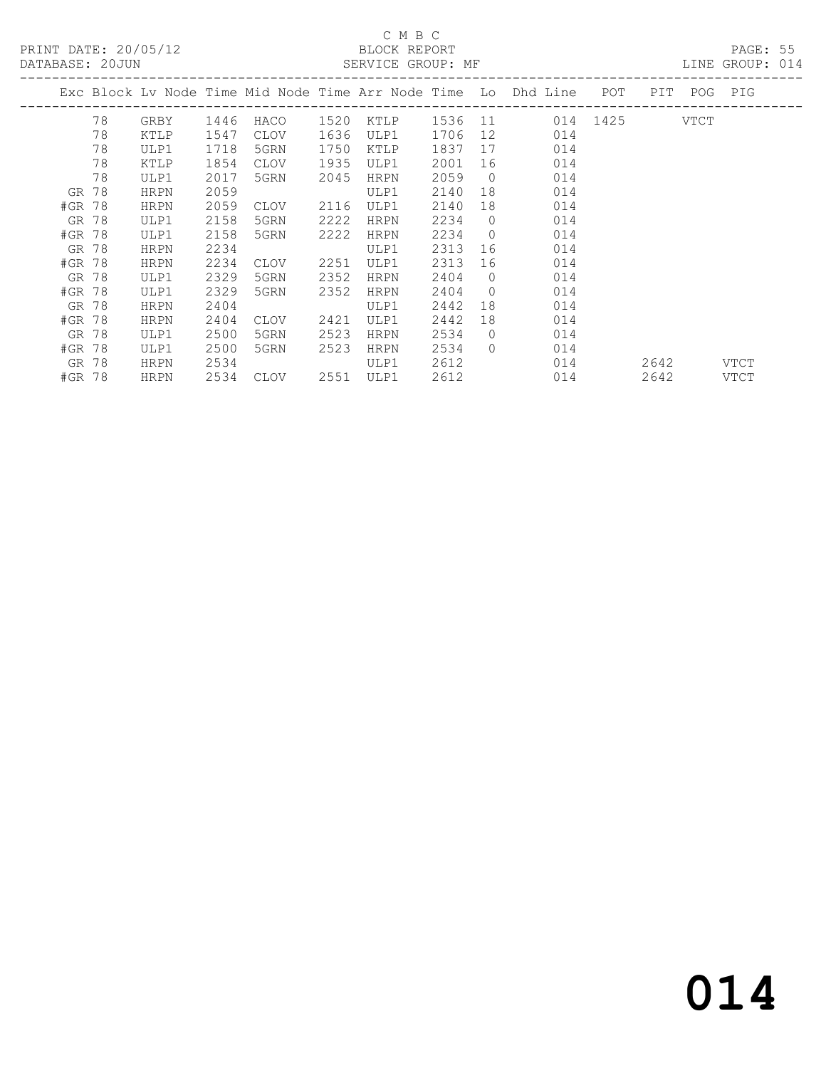C M B C

PRINT DATE: 20/05/12 BLOCK REPORT

DATABASE: 20JUN SERVICE GROUP: MF LINE GROUP: 014

| Exc | Block | Lv | Node | Time | Mid Node | Time | Arr Node | Time | Lo | Dhd Line | POT | PIT | POG | PIG |
|---|---|---|---|---|---|---|---|---|---|---|---|---|---|---|
| | 78 | | GRBY | 1446 | HACO | 1520 | KTLP | 1536 | 11 | 014 | 1425 | | VTCT | |
| | 78 | | KTLP | 1547 | CLOV | 1636 | ULP1 | 1706 | 12 | 014 | | | | |
| | 78 | | ULP1 | 1718 | 5GRN | 1750 | KTLP | 1837 | 17 | 014 | | | | |
| | 78 | | KTLP | 1854 | CLOV | 1935 | ULP1 | 2001 | 16 | 014 | | | | |
| | 78 | | ULP1 | 2017 | 5GRN | 2045 | HRPN | 2059 | 0 | 014 | | | | |
| GR | 78 | | HRPN | 2059 | | | ULP1 | 2140 | 18 | 014 | | | | |
| #GR | 78 | | HRPN | 2059 | CLOV | 2116 | ULP1 | 2140 | 18 | 014 | | | | |
| GR | 78 | | ULP1 | 2158 | 5GRN | 2222 | HRPN | 2234 | 0 | 014 | | | | |
| #GR | 78 | | ULP1 | 2158 | 5GRN | 2222 | HRPN | 2234 | 0 | 014 | | | | |
| GR | 78 | | HRPN | 2234 | | | ULP1 | 2313 | 16 | 014 | | | | |
| #GR | 78 | | HRPN | 2234 | CLOV | 2251 | ULP1 | 2313 | 16 | 014 | | | | |
| GR | 78 | | ULP1 | 2329 | 5GRN | 2352 | HRPN | 2404 | 0 | 014 | | | | |
| #GR | 78 | | ULP1 | 2329 | 5GRN | 2352 | HRPN | 2404 | 0 | 014 | | | | |
| GR | 78 | | HRPN | 2404 | | | ULP1 | 2442 | 18 | 014 | | | | |
| #GR | 78 | | HRPN | 2404 | CLOV | 2421 | ULP1 | 2442 | 18 | 014 | | | | |
| GR | 78 | | ULP1 | 2500 | 5GRN | 2523 | HRPN | 2534 | 0 | 014 | | | | |
| #GR | 78 | | ULP1 | 2500 | 5GRN | 2523 | HRPN | 2534 | 0 | 014 | | | | |
| GR | 78 | | HRPN | 2534 | | | ULP1 | 2612 | | 014 | | 2642 | | VTCT |
| #GR | 78 | | HRPN | 2534 | CLOV | 2551 | ULP1 | 2612 | | 014 | | 2642 | | VTCT |

014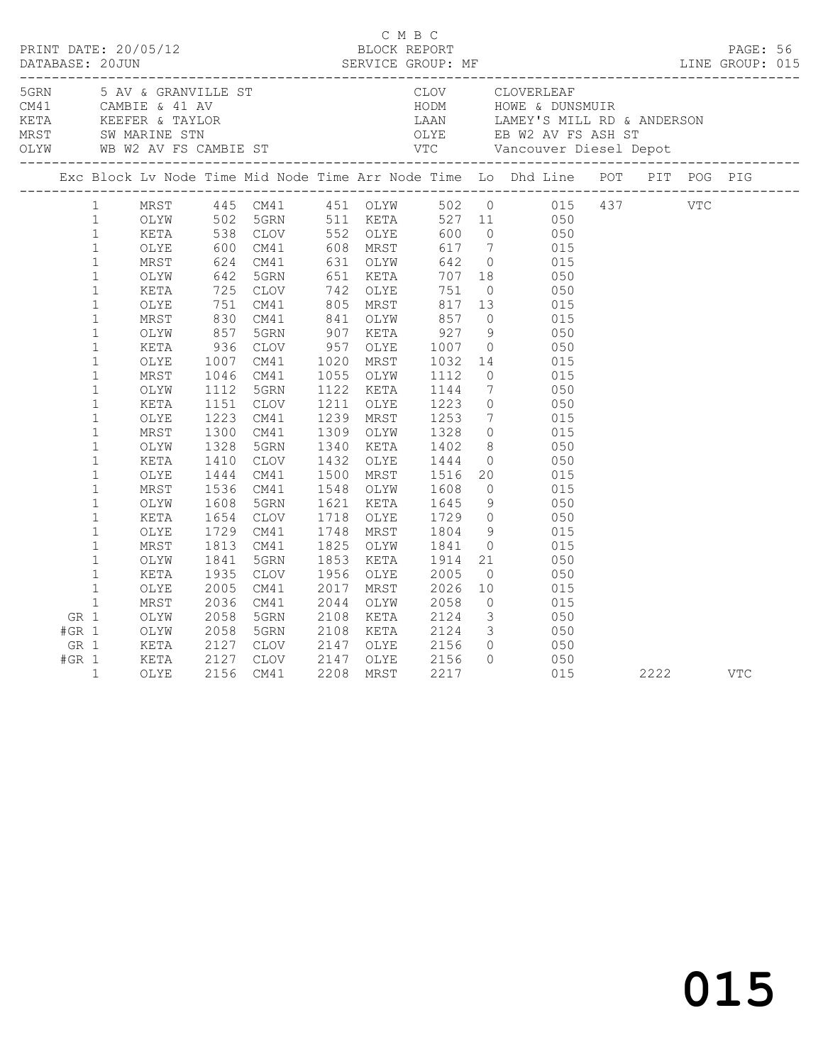C M B C
PRINT DATE: 20/05/12 BLOCK REPORT
DATABASE: 20JUN SERVICE GROUP: MF LINE GROUP: 015

| Code | Description | Code | Description |
|---|---|---|---|
| 5GRN | 5 AV & GRANVILLE ST | CLOV | CLOVERLEAF |
| CM41 | CAMBIE & 41 AV | HODM | HOWE & DUNSMUIR |
| KETA | KEEFER & TAYLOR | LAAN | LAMEY'S MILL RD & ANDERSON |
| MRST | SW MARINE STN | OLYE | EB W2 AV FS ASH ST |
| OLYW | WB W2 AV FS CAMBIE ST | VTC | Vancouver Diesel Depot |

| Exc | Block | Lv Node | Time | Mid Node | Time | Arr Node | Time | Lo | Dhd Line | POT | PIT | POG | PIG |
|---|---|---|---|---|---|---|---|---|---|---|---|---|---|
| | 1 | MRST | 445 | CM41 | 451 | OLYW | 502 | 0 | 015 | 437 | | VTC | |
| | 1 | OLYW | 502 | 5GRN | 511 | KETA | 527 | 11 | 050 | | | | |
| | 1 | KETA | 538 | CLOV | 552 | OLYE | 600 | 0 | 050 | | | | |
| | 1 | OLYE | 600 | CM41 | 608 | MRST | 617 | 7 | 015 | | | | |
| | 1 | MRST | 624 | CM41 | 631 | OLYW | 642 | 0 | 015 | | | | |
| | 1 | OLYW | 642 | 5GRN | 651 | KETA | 707 | 18 | 050 | | | | |
| | 1 | KETA | 725 | CLOV | 742 | OLYE | 751 | 0 | 050 | | | | |
| | 1 | OLYE | 751 | CM41 | 805 | MRST | 817 | 13 | 015 | | | | |
| | 1 | MRST | 830 | CM41 | 841 | OLYW | 857 | 0 | 015 | | | | |
| | 1 | OLYW | 857 | 5GRN | 907 | KETA | 927 | 9 | 050 | | | | |
| | 1 | KETA | 936 | CLOV | 957 | OLYE | 1007 | 0 | 050 | | | | |
| | 1 | OLYE | 1007 | CM41 | 1020 | MRST | 1032 | 14 | 015 | | | | |
| | 1 | MRST | 1046 | CM41 | 1055 | OLYW | 1112 | 0 | 015 | | | | |
| | 1 | OLYW | 1112 | 5GRN | 1122 | KETA | 1144 | 7 | 050 | | | | |
| | 1 | KETA | 1151 | CLOV | 1211 | OLYE | 1223 | 0 | 050 | | | | |
| | 1 | OLYE | 1223 | CM41 | 1239 | MRST | 1253 | 7 | 015 | | | | |
| | 1 | MRST | 1300 | CM41 | 1309 | OLYW | 1328 | 0 | 015 | | | | |
| | 1 | OLYW | 1328 | 5GRN | 1340 | KETA | 1402 | 8 | 050 | | | | |
| | 1 | KETA | 1410 | CLOV | 1432 | OLYE | 1444 | 0 | 050 | | | | |
| | 1 | OLYE | 1444 | CM41 | 1500 | MRST | 1516 | 20 | 015 | | | | |
| | 1 | MRST | 1536 | CM41 | 1548 | OLYW | 1608 | 0 | 015 | | | | |
| | 1 | OLYW | 1608 | 5GRN | 1621 | KETA | 1645 | 9 | 050 | | | | |
| | 1 | KETA | 1654 | CLOV | 1718 | OLYE | 1729 | 0 | 050 | | | | |
| | 1 | OLYE | 1729 | CM41 | 1748 | MRST | 1804 | 9 | 015 | | | | |
| | 1 | MRST | 1813 | CM41 | 1825 | OLYW | 1841 | 0 | 015 | | | | |
| | 1 | OLYW | 1841 | 5GRN | 1853 | KETA | 1914 | 21 | 050 | | | | |
| | 1 | KETA | 1935 | CLOV | 1956 | OLYE | 2005 | 0 | 050 | | | | |
| | 1 | OLYE | 2005 | CM41 | 2017 | MRST | 2026 | 10 | 015 | | | | |
| | 1 | MRST | 2036 | CM41 | 2044 | OLYW | 2058 | 0 | 015 | | | | |
| GR | 1 | OLYW | 2058 | 5GRN | 2108 | KETA | 2124 | 3 | 050 | | | | |
| #GR | 1 | OLYW | 2058 | 5GRN | 2108 | KETA | 2124 | 3 | 050 | | | | |
| GR | 1 | KETA | 2127 | CLOV | 2147 | OLYE | 2156 | 0 | 050 | | | | |
| #GR | 1 | KETA | 2127 | CLOV | 2147 | OLYE | 2156 | 0 | 050 | | | | |
| | 1 | OLYE | 2156 | CM41 | 2208 | MRST | 2217 | | 015 | | 2222 | | VTC |

015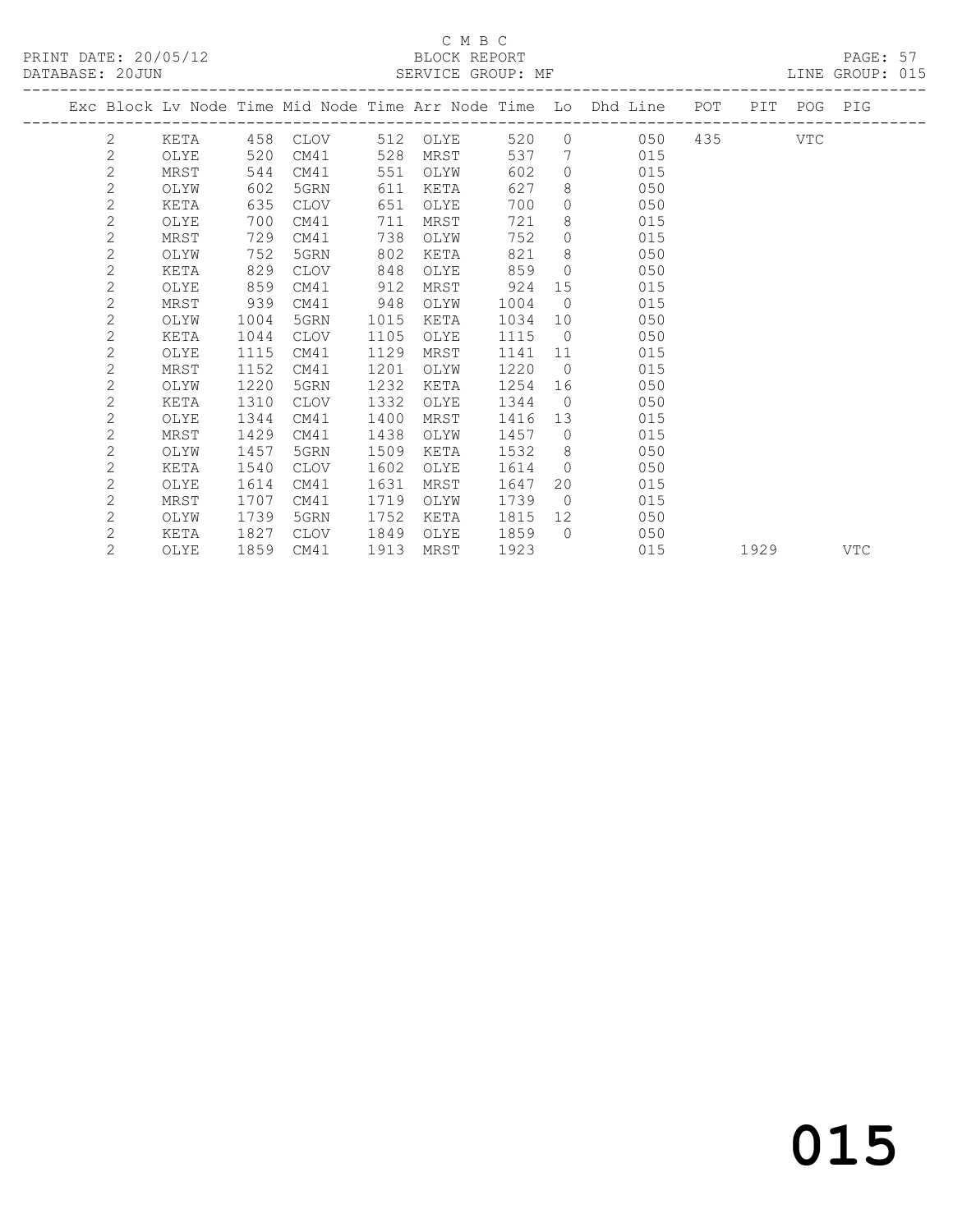C M B C

PRINT DATE: 20/05/12 BLOCK REPORT

DATABASE: 20JUN SERVICE GROUP: MF LINE GROUP: 015

| Exc | Block | Lv | Node | Time | Mid Node | Time | Arr Node | Time | Lo | Dhd Line | POT | PIT | POG | PIG |
|---|---|---|---|---|---|---|---|---|---|---|---|---|---|---|
| | 2 | | KETA | 458 | CLOV | 512 | OLYE | 520 | 0 | 050 | 435 | | VTC | |
| | 2 | | OLYE | 520 | CM41 | 528 | MRST | 537 | 7 | 015 | | | | |
| | 2 | | MRST | 544 | CM41 | 551 | OLYW | 602 | 0 | 015 | | | | |
| | 2 | | OLYW | 602 | 5GRN | 611 | KETA | 627 | 8 | 050 | | | | |
| | 2 | | KETA | 635 | CLOV | 651 | OLYE | 700 | 0 | 050 | | | | |
| | 2 | | OLYE | 700 | CM41 | 711 | MRST | 721 | 8 | 015 | | | | |
| | 2 | | MRST | 729 | CM41 | 738 | OLYW | 752 | 0 | 015 | | | | |
| | 2 | | OLYW | 752 | 5GRN | 802 | KETA | 821 | 8 | 050 | | | | |
| | 2 | | KETA | 829 | CLOV | 848 | OLYE | 859 | 0 | 050 | | | | |
| | 2 | | OLYE | 859 | CM41 | 912 | MRST | 924 | 15 | 015 | | | | |
| | 2 | | MRST | 939 | CM41 | 948 | OLYW | 1004 | 0 | 015 | | | | |
| | 2 | | OLYW | 1004 | 5GRN | 1015 | KETA | 1034 | 10 | 050 | | | | |
| | 2 | | KETA | 1044 | CLOV | 1105 | OLYE | 1115 | 0 | 050 | | | | |
| | 2 | | OLYE | 1115 | CM41 | 1129 | MRST | 1141 | 11 | 015 | | | | |
| | 2 | | MRST | 1152 | CM41 | 1201 | OLYW | 1220 | 0 | 015 | | | | |
| | 2 | | OLYW | 1220 | 5GRN | 1232 | KETA | 1254 | 16 | 050 | | | | |
| | 2 | | KETA | 1310 | CLOV | 1332 | OLYE | 1344 | 0 | 050 | | | | |
| | 2 | | OLYE | 1344 | CM41 | 1400 | MRST | 1416 | 13 | 015 | | | | |
| | 2 | | MRST | 1429 | CM41 | 1438 | OLYW | 1457 | 0 | 015 | | | | |
| | 2 | | OLYW | 1457 | 5GRN | 1509 | KETA | 1532 | 8 | 050 | | | | |
| | 2 | | KETA | 1540 | CLOV | 1602 | OLYE | 1614 | 0 | 050 | | | | |
| | 2 | | OLYE | 1614 | CM41 | 1631 | MRST | 1647 | 20 | 015 | | | | |
| | 2 | | MRST | 1707 | CM41 | 1719 | OLYW | 1739 | 0 | 015 | | | | |
| | 2 | | OLYW | 1739 | 5GRN | 1752 | KETA | 1815 | 12 | 050 | | | | |
| | 2 | | KETA | 1827 | CLOV | 1849 | OLYE | 1859 | 0 | 050 | | | | |
| | 2 | | OLYE | 1859 | CM41 | 1913 | MRST | 1923 | | 015 | | 1929 | | VTC |

015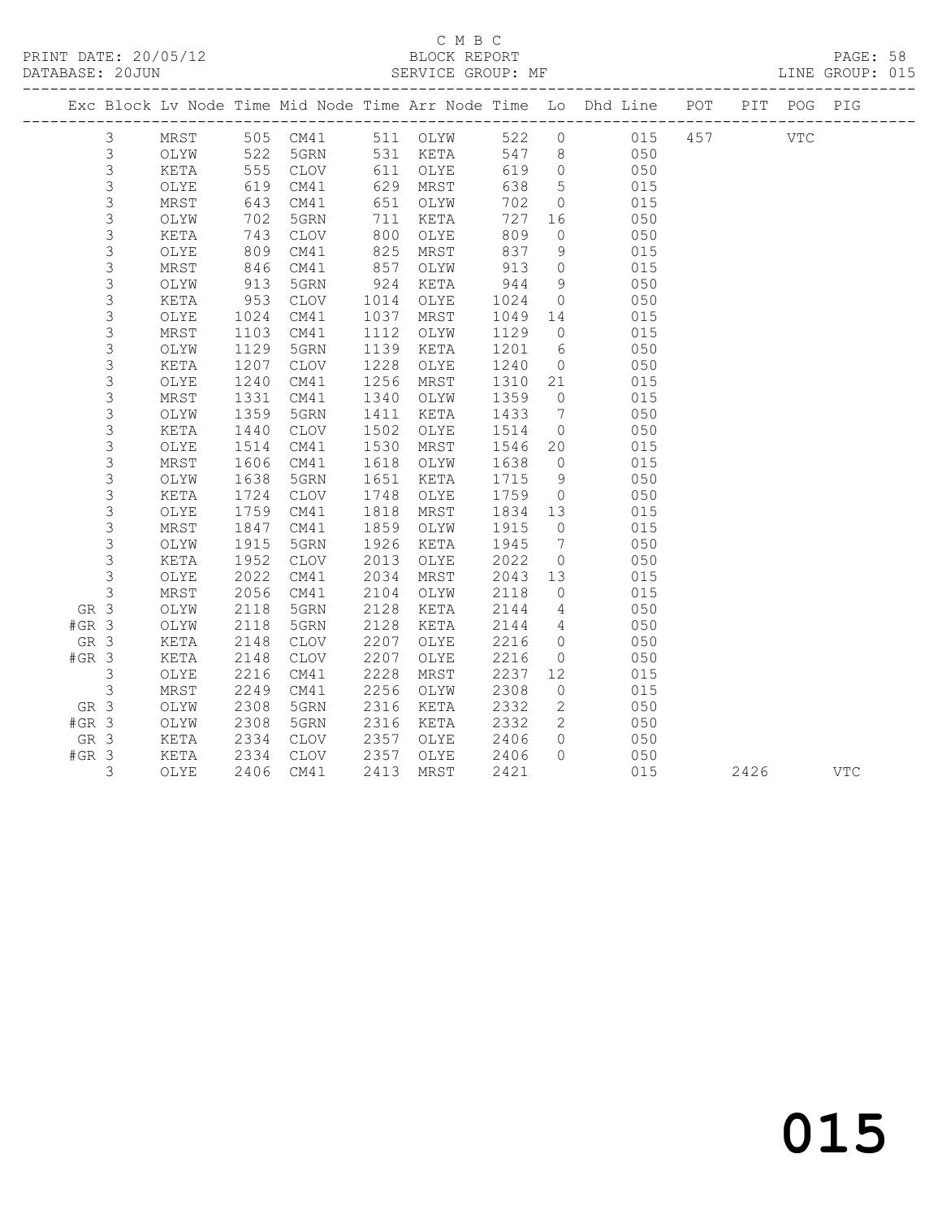C M B C
BLOCK REPORT
SERVICE GROUP: MF

PRINT DATE: 20/05/12
DATABASE: 20JUN
LINE GROUP: 015

| Exc | Block | Lv Node | Time | Mid Node | Time | Arr Node | Time | Lo | Dhd Line | POT | PIT | POG | PIG |
|---|---|---|---|---|---|---|---|---|---|---|---|---|---|
| | 3 | MRST | 505 | CM41 | 511 | OLYW | 522 | 0 | 015 | 457 | | VTC | |
| | 3 | OLYW | 522 | 5GRN | 531 | KETA | 547 | 8 | 050 | | | | |
| | 3 | KETA | 555 | CLOV | 611 | OLYE | 619 | 0 | 050 | | | | |
| | 3 | OLYE | 619 | CM41 | 629 | MRST | 638 | 5 | 015 | | | | |
| | 3 | MRST | 643 | CM41 | 651 | OLYW | 702 | 0 | 015 | | | | |
| | 3 | OLYW | 702 | 5GRN | 711 | KETA | 727 | 16 | 050 | | | | |
| | 3 | KETA | 743 | CLOV | 800 | OLYE | 809 | 0 | 050 | | | | |
| | 3 | OLYE | 809 | CM41 | 825 | MRST | 837 | 9 | 015 | | | | |
| | 3 | MRST | 846 | CM41 | 857 | OLYW | 913 | 0 | 015 | | | | |
| | 3 | OLYW | 913 | 5GRN | 924 | KETA | 944 | 9 | 050 | | | | |
| | 3 | KETA | 953 | CLOV | 1014 | OLYE | 1024 | 0 | 050 | | | | |
| | 3 | OLYE | 1024 | CM41 | 1037 | MRST | 1049 | 14 | 015 | | | | |
| | 3 | MRST | 1103 | CM41 | 1112 | OLYW | 1129 | 0 | 015 | | | | |
| | 3 | OLYW | 1129 | 5GRN | 1139 | KETA | 1201 | 6 | 050 | | | | |
| | 3 | KETA | 1207 | CLOV | 1228 | OLYE | 1240 | 0 | 050 | | | | |
| | 3 | OLYE | 1240 | CM41 | 1256 | MRST | 1310 | 21 | 015 | | | | |
| | 3 | MRST | 1331 | CM41 | 1340 | OLYW | 1359 | 0 | 015 | | | | |
| | 3 | OLYW | 1359 | 5GRN | 1411 | KETA | 1433 | 7 | 050 | | | | |
| | 3 | KETA | 1440 | CLOV | 1502 | OLYE | 1514 | 0 | 050 | | | | |
| | 3 | OLYE | 1514 | CM41 | 1530 | MRST | 1546 | 20 | 015 | | | | |
| | 3 | MRST | 1606 | CM41 | 1618 | OLYW | 1638 | 0 | 015 | | | | |
| | 3 | OLYW | 1638 | 5GRN | 1651 | KETA | 1715 | 9 | 050 | | | | |
| | 3 | KETA | 1724 | CLOV | 1748 | OLYE | 1759 | 0 | 050 | | | | |
| | 3 | OLYE | 1759 | CM41 | 1818 | MRST | 1834 | 13 | 015 | | | | |
| | 3 | MRST | 1847 | CM41 | 1859 | OLYW | 1915 | 0 | 015 | | | | |
| | 3 | OLYW | 1915 | 5GRN | 1926 | KETA | 1945 | 7 | 050 | | | | |
| | 3 | KETA | 1952 | CLOV | 2013 | OLYE | 2022 | 0 | 050 | | | | |
| | 3 | OLYE | 2022 | CM41 | 2034 | MRST | 2043 | 13 | 015 | | | | |
| | 3 | MRST | 2056 | CM41 | 2104 | OLYW | 2118 | 0 | 015 | | | | |
| GR | 3 | OLYW | 2118 | 5GRN | 2128 | KETA | 2144 | 4 | 050 | | | | |
| #GR | 3 | OLYW | 2118 | 5GRN | 2128 | KETA | 2144 | 4 | 050 | | | | |
| GR | 3 | KETA | 2148 | CLOV | 2207 | OLYE | 2216 | 0 | 050 | | | | |
| #GR | 3 | KETA | 2148 | CLOV | 2207 | OLYE | 2216 | 0 | 050 | | | | |
| | 3 | OLYE | 2216 | CM41 | 2228 | MRST | 2237 | 12 | 015 | | | | |
| | 3 | MRST | 2249 | CM41 | 2256 | OLYW | 2308 | 0 | 015 | | | | |
| GR | 3 | OLYW | 2308 | 5GRN | 2316 | KETA | 2332 | 2 | 050 | | | | |
| #GR | 3 | OLYW | 2308 | 5GRN | 2316 | KETA | 2332 | 2 | 050 | | | | |
| GR | 3 | KETA | 2334 | CLOV | 2357 | OLYE | 2406 | 0 | 050 | | | | |
| #GR | 3 | KETA | 2334 | CLOV | 2357 | OLYE | 2406 | 0 | 050 | | | | |
| | 3 | OLYE | 2406 | CM41 | 2413 | MRST | 2421 | | 015 | | 2426 | | VTC |

015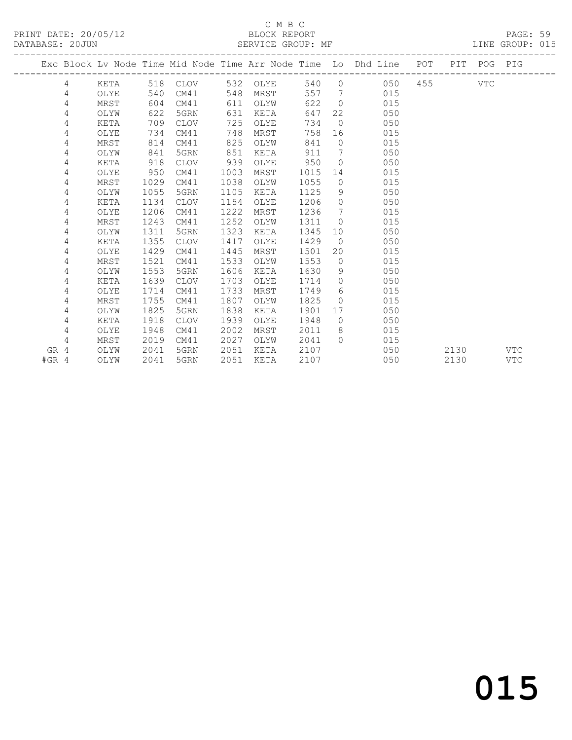C M B C

PRINT DATE: 20/05/12 BLOCK REPORT PAGE: 59
DATABASE: 20JUN SERVICE GROUP: MF LINE GROUP: 015

| Exc | Block | Lv Node | Time | Mid Node | Time | Arr Node | Time | Lo | Dhd Line | POT | PIT | POG | PIG |
|---|---|---|---|---|---|---|---|---|---|---|---|---|---|
| | 4 | KETA | 518 | CLOV | 532 | OLYE | 540 | 0 | 050 | 455 | | VTC | |
| | 4 | OLYE | 540 | CM41 | 548 | MRST | 557 | 7 | 015 | | | | |
| | 4 | MRST | 604 | CM41 | 611 | OLYW | 622 | 0 | 015 | | | | |
| | 4 | OLYW | 622 | 5GRN | 631 | KETA | 647 | 22 | 050 | | | | |
| | 4 | KETA | 709 | CLOV | 725 | OLYE | 734 | 0 | 050 | | | | |
| | 4 | OLYE | 734 | CM41 | 748 | MRST | 758 | 16 | 015 | | | | |
| | 4 | MRST | 814 | CM41 | 825 | OLYW | 841 | 0 | 015 | | | | |
| | 4 | OLYW | 841 | 5GRN | 851 | KETA | 911 | 7 | 050 | | | | |
| | 4 | KETA | 918 | CLOV | 939 | OLYE | 950 | 0 | 050 | | | | |
| | 4 | OLYE | 950 | CM41 | 1003 | MRST | 1015 | 14 | 015 | | | | |
| | 4 | MRST | 1029 | CM41 | 1038 | OLYW | 1055 | 0 | 015 | | | | |
| | 4 | OLYW | 1055 | 5GRN | 1105 | KETA | 1125 | 9 | 050 | | | | |
| | 4 | KETA | 1134 | CLOV | 1154 | OLYE | 1206 | 0 | 050 | | | | |
| | 4 | OLYE | 1206 | CM41 | 1222 | MRST | 1236 | 7 | 015 | | | | |
| | 4 | MRST | 1243 | CM41 | 1252 | OLYW | 1311 | 0 | 015 | | | | |
| | 4 | OLYW | 1311 | 5GRN | 1323 | KETA | 1345 | 10 | 050 | | | | |
| | 4 | KETA | 1355 | CLOV | 1417 | OLYE | 1429 | 0 | 050 | | | | |
| | 4 | OLYE | 1429 | CM41 | 1445 | MRST | 1501 | 20 | 015 | | | | |
| | 4 | MRST | 1521 | CM41 | 1533 | OLYW | 1553 | 0 | 015 | | | | |
| | 4 | OLYW | 1553 | 5GRN | 1606 | KETA | 1630 | 9 | 050 | | | | |
| | 4 | KETA | 1639 | CLOV | 1703 | OLYE | 1714 | 0 | 050 | | | | |
| | 4 | OLYE | 1714 | CM41 | 1733 | MRST | 1749 | 6 | 015 | | | | |
| | 4 | MRST | 1755 | CM41 | 1807 | OLYW | 1825 | 0 | 015 | | | | |
| | 4 | OLYW | 1825 | 5GRN | 1838 | KETA | 1901 | 17 | 050 | | | | |
| | 4 | KETA | 1918 | CLOV | 1939 | OLYE | 1948 | 0 | 050 | | | | |
| | 4 | OLYE | 1948 | CM41 | 2002 | MRST | 2011 | 8 | 015 | | | | |
| | 4 | MRST | 2019 | CM41 | 2027 | OLYW | 2041 | 0 | 015 | | | | |
| GR | 4 | OLYW | 2041 | 5GRN | 2051 | KETA | 2107 | | 050 | | 2130 | | VTC |
| #GR | 4 | OLYW | 2041 | 5GRN | 2051 | KETA | 2107 | | 050 | | 2130 | | VTC |

015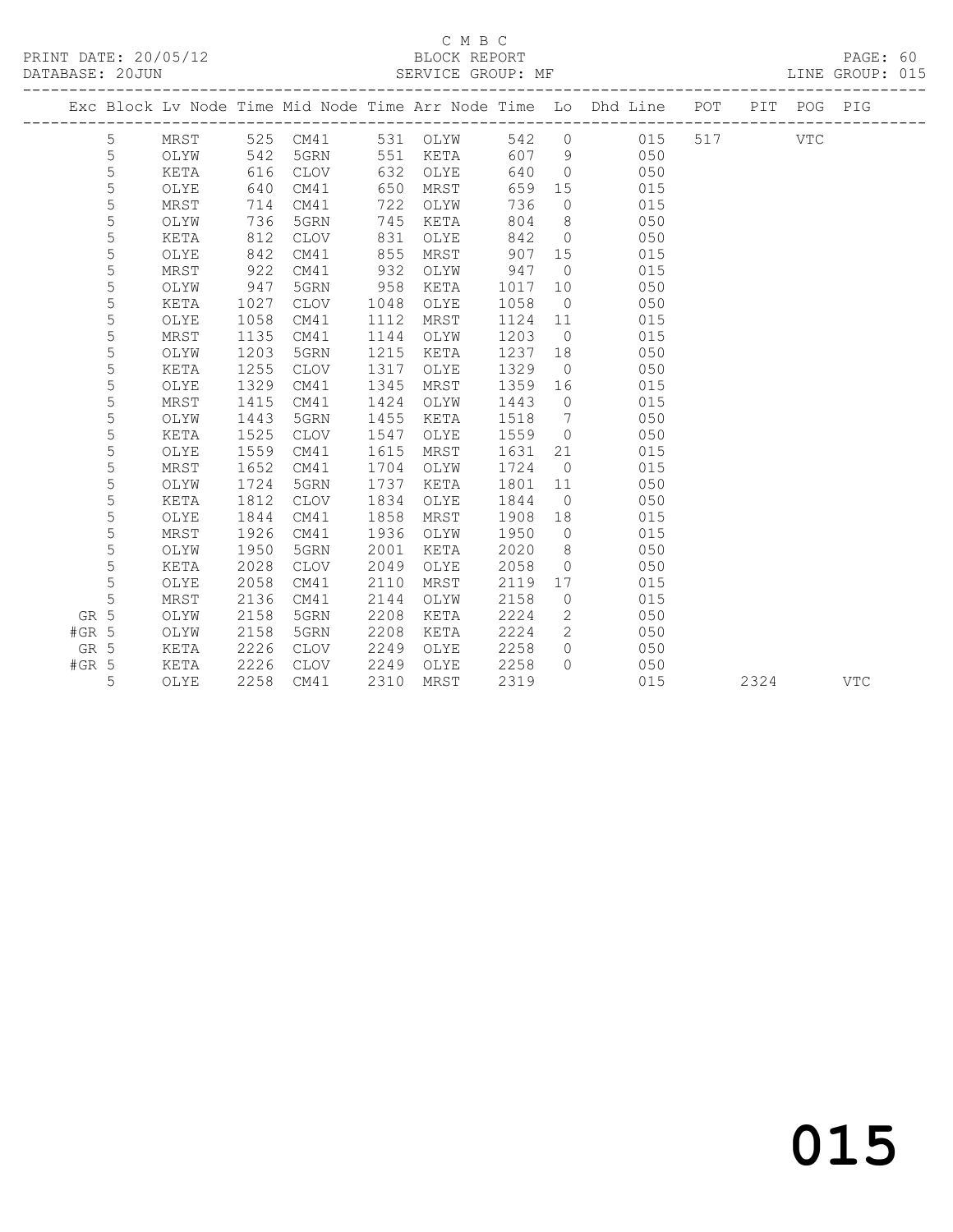C M B C
BLOCK REPORT
SERVICE GROUP: MF

PRINT DATE: 20/05/12
DATABASE: 20JUN

LINE GROUP: 015

| Exc | Block | Lv Node | Time | Mid Node | Time | Arr Node | Time | Lo | Dhd Line | POT | PIT | POG | PIG |
|---|---|---|---|---|---|---|---|---|---|---|---|---|---|
| | 5 | MRST | 525 | CM41 | 531 | OLYW | 542 | 0 | 015 | 517 | | VTC | |
| | 5 | OLYW | 542 | 5GRN | 551 | KETA | 607 | 9 | 050 | | | | |
| | 5 | KETA | 616 | CLOV | 632 | OLYE | 640 | 0 | 050 | | | | |
| | 5 | OLYE | 640 | CM41 | 650 | MRST | 659 | 15 | 015 | | | | |
| | 5 | MRST | 714 | CM41 | 722 | OLYW | 736 | 0 | 015 | | | | |
| | 5 | OLYW | 736 | 5GRN | 745 | KETA | 804 | 8 | 050 | | | | |
| | 5 | KETA | 812 | CLOV | 831 | OLYE | 842 | 0 | 050 | | | | |
| | 5 | OLYE | 842 | CM41 | 855 | MRST | 907 | 15 | 015 | | | | |
| | 5 | MRST | 922 | CM41 | 932 | OLYW | 947 | 0 | 015 | | | | |
| | 5 | OLYW | 947 | 5GRN | 958 | KETA | 1017 | 10 | 050 | | | | |
| | 5 | KETA | 1027 | CLOV | 1048 | OLYE | 1058 | 0 | 050 | | | | |
| | 5 | OLYE | 1058 | CM41 | 1112 | MRST | 1124 | 11 | 015 | | | | |
| | 5 | MRST | 1135 | CM41 | 1144 | OLYW | 1203 | 0 | 015 | | | | |
| | 5 | OLYW | 1203 | 5GRN | 1215 | KETA | 1237 | 18 | 050 | | | | |
| | 5 | KETA | 1255 | CLOV | 1317 | OLYE | 1329 | 0 | 050 | | | | |
| | 5 | OLYE | 1329 | CM41 | 1345 | MRST | 1359 | 16 | 015 | | | | |
| | 5 | MRST | 1415 | CM41 | 1424 | OLYW | 1443 | 0 | 015 | | | | |
| | 5 | OLYW | 1443 | 5GRN | 1455 | KETA | 1518 | 7 | 050 | | | | |
| | 5 | KETA | 1525 | CLOV | 1547 | OLYE | 1559 | 0 | 050 | | | | |
| | 5 | OLYE | 1559 | CM41 | 1615 | MRST | 1631 | 21 | 015 | | | | |
| | 5 | MRST | 1652 | CM41 | 1704 | OLYW | 1724 | 0 | 015 | | | | |
| | 5 | OLYW | 1724 | 5GRN | 1737 | KETA | 1801 | 11 | 050 | | | | |
| | 5 | KETA | 1812 | CLOV | 1834 | OLYE | 1844 | 0 | 050 | | | | |
| | 5 | OLYE | 1844 | CM41 | 1858 | MRST | 1908 | 18 | 015 | | | | |
| | 5 | MRST | 1926 | CM41 | 1936 | OLYW | 1950 | 0 | 015 | | | | |
| | 5 | OLYW | 1950 | 5GRN | 2001 | KETA | 2020 | 8 | 050 | | | | |
| | 5 | KETA | 2028 | CLOV | 2049 | OLYE | 2058 | 0 | 050 | | | | |
| | 5 | OLYE | 2058 | CM41 | 2110 | MRST | 2119 | 17 | 015 | | | | |
| | 5 | MRST | 2136 | CM41 | 2144 | OLYW | 2158 | 0 | 015 | | | | |
| GR | 5 | OLYW | 2158 | 5GRN | 2208 | KETA | 2224 | 2 | 050 | | | | |
| #GR | 5 | OLYW | 2158 | 5GRN | 2208 | KETA | 2224 | 2 | 050 | | | | |
| GR | 5 | KETA | 2226 | CLOV | 2249 | OLYE | 2258 | 0 | 050 | | | | |
| #GR | 5 | KETA | 2226 | CLOV | 2249 | OLYE | 2258 | 0 | 050 | | | | |
| | 5 | OLYE | 2258 | CM41 | 2310 | MRST | 2319 | | 015 | | 2324 | | VTC |

015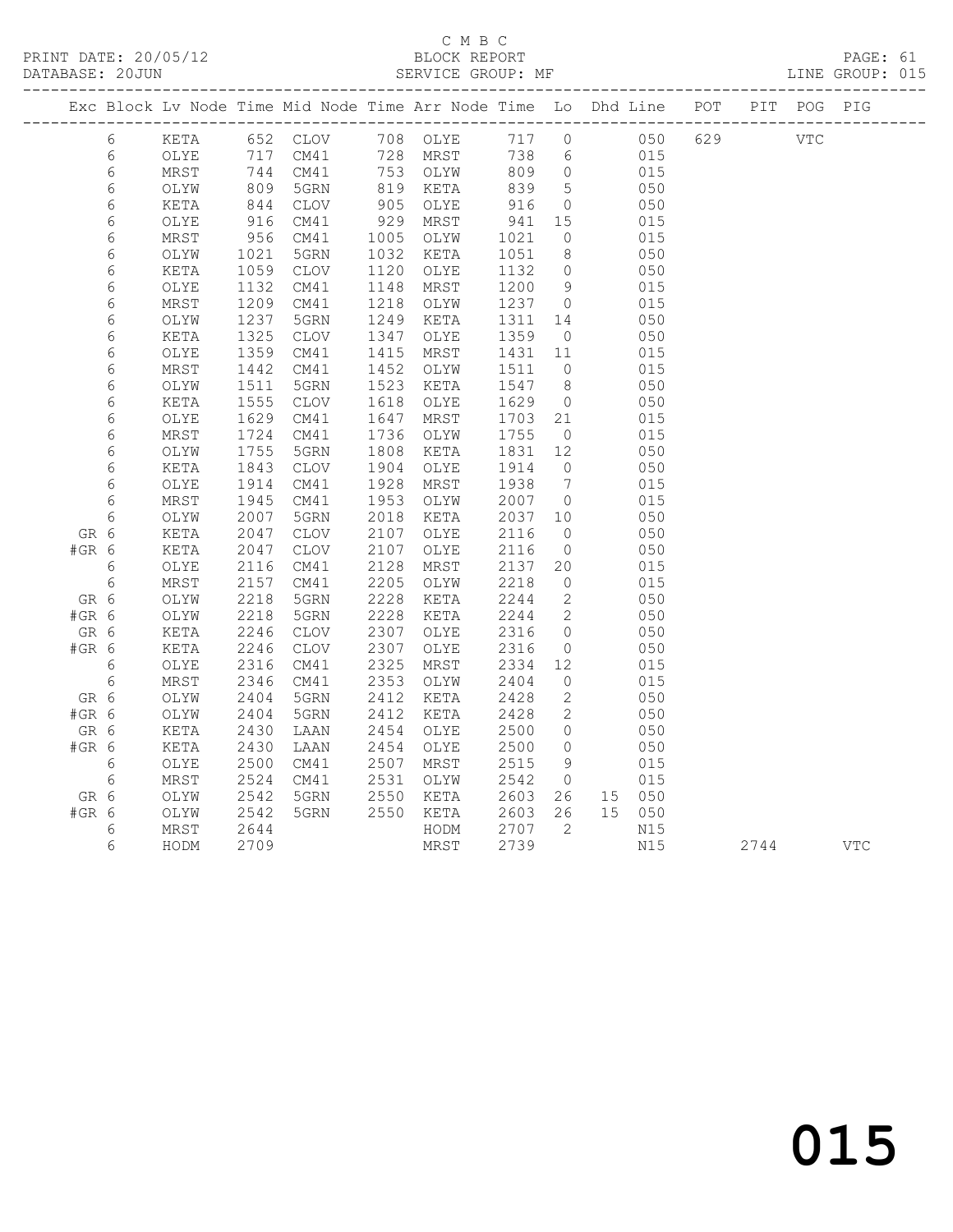C M B C
PRINT DATE: 20/05/12 BLOCK REPORT
DATABASE: 20JUN SERVICE GROUP: MF LINE GROUP: 015

| Exc | Block | Lv | Node | Time | Mid Node | Time | Arr Node | Time | Lo | Dhd | Line | POT | PIT | POG | PIG |
|---|---|---|---|---|---|---|---|---|---|---|---|---|---|---|---|
| | 6 | | KETA | 652 | CLOV | 708 | OLYE | 717 | 0 | | 050 | 629 | | VTC | |
| | 6 | | OLYE | 717 | CM41 | 728 | MRST | 738 | 6 | | 015 | | | | |
| | 6 | | MRST | 744 | CM41 | 753 | OLYW | 809 | 0 | | 015 | | | | |
| | 6 | | OLYW | 809 | 5GRN | 819 | KETA | 839 | 5 | | 050 | | | | |
| | 6 | | KETA | 844 | CLOV | 905 | OLYE | 916 | 0 | | 050 | | | | |
| | 6 | | OLYE | 916 | CM41 | 929 | MRST | 941 | 15 | | 015 | | | | |
| | 6 | | MRST | 956 | CM41 | 1005 | OLYW | 1021 | 0 | | 015 | | | | |
| | 6 | | OLYW | 1021 | 5GRN | 1032 | KETA | 1051 | 8 | | 050 | | | | |
| | 6 | | KETA | 1059 | CLOV | 1120 | OLYE | 1132 | 0 | | 050 | | | | |
| | 6 | | OLYE | 1132 | CM41 | 1148 | MRST | 1200 | 9 | | 015 | | | | |
| | 6 | | MRST | 1209 | CM41 | 1218 | OLYW | 1237 | 0 | | 015 | | | | |
| | 6 | | OLYW | 1237 | 5GRN | 1249 | KETA | 1311 | 14 | | 050 | | | | |
| | 6 | | KETA | 1325 | CLOV | 1347 | OLYE | 1359 | 0 | | 050 | | | | |
| | 6 | | OLYE | 1359 | CM41 | 1415 | MRST | 1431 | 11 | | 015 | | | | |
| | 6 | | MRST | 1442 | CM41 | 1452 | OLYW | 1511 | 0 | | 015 | | | | |
| | 6 | | OLYW | 1511 | 5GRN | 1523 | KETA | 1547 | 8 | | 050 | | | | |
| | 6 | | KETA | 1555 | CLOV | 1618 | OLYE | 1629 | 0 | | 050 | | | | |
| | 6 | | OLYE | 1629 | CM41 | 1647 | MRST | 1703 | 21 | | 015 | | | | |
| | 6 | | MRST | 1724 | CM41 | 1736 | OLYW | 1755 | 0 | | 015 | | | | |
| | 6 | | OLYW | 1755 | 5GRN | 1808 | KETA | 1831 | 12 | | 050 | | | | |
| | 6 | | KETA | 1843 | CLOV | 1904 | OLYE | 1914 | 0 | | 050 | | | | |
| | 6 | | OLYE | 1914 | CM41 | 1928 | MRST | 1938 | 7 | | 015 | | | | |
| | 6 | | MRST | 1945 | CM41 | 1953 | OLYW | 2007 | 0 | | 015 | | | | |
| | 6 | | OLYW | 2007 | 5GRN | 2018 | KETA | 2037 | 10 | | 050 | | | | |
| GR | 6 | | KETA | 2047 | CLOV | 2107 | OLYE | 2116 | 0 | | 050 | | | | |
| #GR | 6 | | KETA | 2047 | CLOV | 2107 | OLYE | 2116 | 0 | | 050 | | | | |
| | 6 | | OLYE | 2116 | CM41 | 2128 | MRST | 2137 | 20 | | 015 | | | | |
| | 6 | | MRST | 2157 | CM41 | 2205 | OLYW | 2218 | 0 | | 015 | | | | |
| GR | 6 | | OLYW | 2218 | 5GRN | 2228 | KETA | 2244 | 2 | | 050 | | | | |
| #GR | 6 | | OLYW | 2218 | 5GRN | 2228 | KETA | 2244 | 2 | | 050 | | | | |
| GR | 6 | | KETA | 2246 | CLOV | 2307 | OLYE | 2316 | 0 | | 050 | | | | |
| #GR | 6 | | KETA | 2246 | CLOV | 2307 | OLYE | 2316 | 0 | | 050 | | | | |
| | 6 | | OLYE | 2316 | CM41 | 2325 | MRST | 2334 | 12 | | 015 | | | | |
| | 6 | | MRST | 2346 | CM41 | 2353 | OLYW | 2404 | 0 | | 015 | | | | |
| GR | 6 | | OLYW | 2404 | 5GRN | 2412 | KETA | 2428 | 2 | | 050 | | | | |
| #GR | 6 | | OLYW | 2404 | 5GRN | 2412 | KETA | 2428 | 2 | | 050 | | | | |
| GR | 6 | | KETA | 2430 | LAAN | 2454 | OLYE | 2500 | 0 | | 050 | | | | |
| #GR | 6 | | KETA | 2430 | LAAN | 2454 | OLYE | 2500 | 0 | | 050 | | | | |
| | 6 | | OLYE | 2500 | CM41 | 2507 | MRST | 2515 | 9 | | 015 | | | | |
| | 6 | | MRST | 2524 | CM41 | 2531 | OLYW | 2542 | 0 | | 015 | | | | |
| GR | 6 | | OLYW | 2542 | 5GRN | 2550 | KETA | 2603 | 26 | 15 | 050 | | | | |
| #GR | 6 | | OLYW | 2542 | 5GRN | 2550 | KETA | 2603 | 26 | 15 | 050 | | | | |
| | 6 | | MRST | 2644 | | | HODM | 2707 | 2 | | N15 | | | | |
| | 6 | | HODM | 2709 | | | MRST | 2739 | | | N15 | | 2744 | | VTC |

015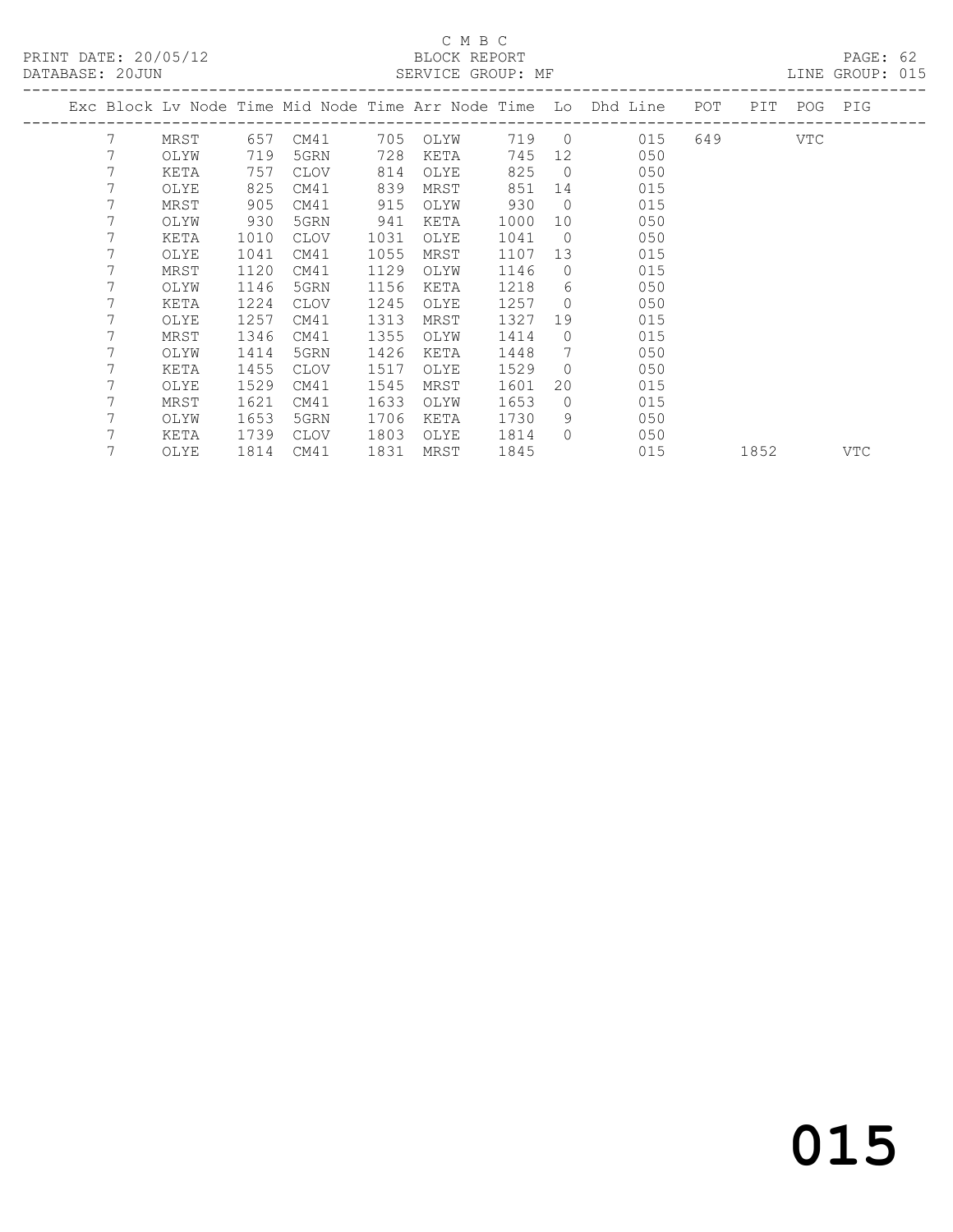C M B C

BLOCK REPORT

SERVICE GROUP: MF

PRINT DATE: 20/05/12
DATABASE: 20JUN
LINE GROUP: 015

| Exc | Block | Lv | Node | Time | Mid Node | Time | Arr Node | Time | Lo | Dhd Line | POT | PIT | POG | PIG |
|---|---|---|---|---|---|---|---|---|---|---|---|---|---|---|
| | 7 | | MRST | 657 | CM41 | 705 | OLYW | 719 | 0 | 015 | 649 | | VTC | |
| | 7 | | OLYW | 719 | 5GRN | 728 | KETA | 745 | 12 | 050 | | | | |
| | 7 | | KETA | 757 | CLOV | 814 | OLYE | 825 | 0 | 050 | | | | |
| | 7 | | OLYE | 825 | CM41 | 839 | MRST | 851 | 14 | 015 | | | | |
| | 7 | | MRST | 905 | CM41 | 915 | OLYW | 930 | 0 | 015 | | | | |
| | 7 | | OLYW | 930 | 5GRN | 941 | KETA | 1000 | 10 | 050 | | | | |
| | 7 | | KETA | 1010 | CLOV | 1031 | OLYE | 1041 | 0 | 050 | | | | |
| | 7 | | OLYE | 1041 | CM41 | 1055 | MRST | 1107 | 13 | 015 | | | | |
| | 7 | | MRST | 1120 | CM41 | 1129 | OLYW | 1146 | 0 | 015 | | | | |
| | 7 | | OLYW | 1146 | 5GRN | 1156 | KETA | 1218 | 6 | 050 | | | | |
| | 7 | | KETA | 1224 | CLOV | 1245 | OLYE | 1257 | 0 | 050 | | | | |
| | 7 | | OLYE | 1257 | CM41 | 1313 | MRST | 1327 | 19 | 015 | | | | |
| | 7 | | MRST | 1346 | CM41 | 1355 | OLYW | 1414 | 0 | 015 | | | | |
| | 7 | | OLYW | 1414 | 5GRN | 1426 | KETA | 1448 | 7 | 050 | | | | |
| | 7 | | KETA | 1455 | CLOV | 1517 | OLYE | 1529 | 0 | 050 | | | | |
| | 7 | | OLYE | 1529 | CM41 | 1545 | MRST | 1601 | 20 | 015 | | | | |
| | 7 | | MRST | 1621 | CM41 | 1633 | OLYW | 1653 | 0 | 015 | | | | |
| | 7 | | OLYW | 1653 | 5GRN | 1706 | KETA | 1730 | 9 | 050 | | | | |
| | 7 | | KETA | 1739 | CLOV | 1803 | OLYE | 1814 | 0 | 050 | | | | |
| | 7 | | OLYE | 1814 | CM41 | 1831 | MRST | 1845 | | 015 | | 1852 | | VTC |

015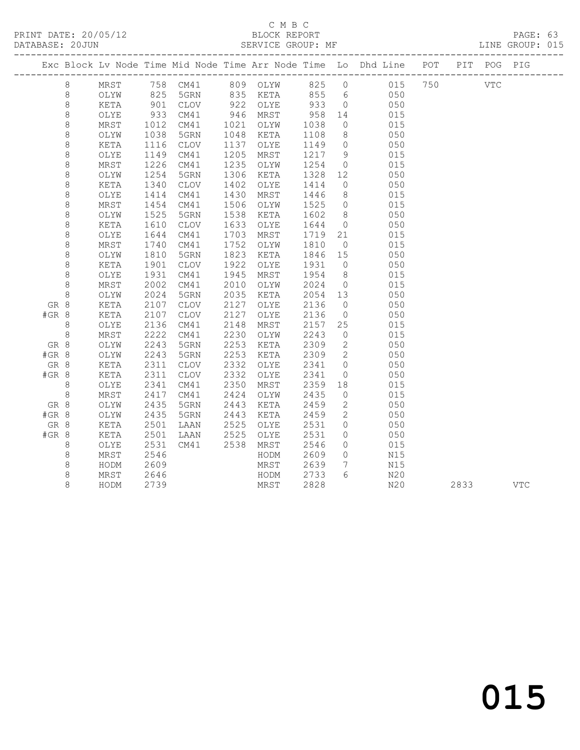C M B C

BLOCK REPORT

SERVICE GROUP: MF

PRINT DATE: 20/05/12

DATABASE: 20JUN

LINE GROUP: 015

| Exc | Block | Lv | Node | Time | Mid Node | Time | Arr Node | Time | Lo | Dhd Line | POT | PIT | POG | PIG |
|---|---|---|---|---|---|---|---|---|---|---|---|---|---|---|
| | 8 | | MRST | 758 | CM41 | 809 | OLYW | 825 | 0 | 015 | 750 | | VTC | |
| | 8 | | OLYW | 825 | 5GRN | 835 | KETA | 855 | 6 | 050 | | | | |
| | 8 | | KETA | 901 | CLOV | 922 | OLYE | 933 | 0 | 050 | | | | |
| | 8 | | OLYE | 933 | CM41 | 946 | MRST | 958 | 14 | 015 | | | | |
| | 8 | | MRST | 1012 | CM41 | 1021 | OLYW | 1038 | 0 | 015 | | | | |
| | 8 | | OLYW | 1038 | 5GRN | 1048 | KETA | 1108 | 8 | 050 | | | | |
| | 8 | | KETA | 1116 | CLOV | 1137 | OLYE | 1149 | 0 | 050 | | | | |
| | 8 | | OLYE | 1149 | CM41 | 1205 | MRST | 1217 | 9 | 015 | | | | |
| | 8 | | MRST | 1226 | CM41 | 1235 | OLYW | 1254 | 0 | 015 | | | | |
| | 8 | | OLYW | 1254 | 5GRN | 1306 | KETA | 1328 | 12 | 050 | | | | |
| | 8 | | KETA | 1340 | CLOV | 1402 | OLYE | 1414 | 0 | 050 | | | | |
| | 8 | | OLYE | 1414 | CM41 | 1430 | MRST | 1446 | 8 | 015 | | | | |
| | 8 | | MRST | 1454 | CM41 | 1506 | OLYW | 1525 | 0 | 015 | | | | |
| | 8 | | OLYW | 1525 | 5GRN | 1538 | KETA | 1602 | 8 | 050 | | | | |
| | 8 | | KETA | 1610 | CLOV | 1633 | OLYE | 1644 | 0 | 050 | | | | |
| | 8 | | OLYE | 1644 | CM41 | 1703 | MRST | 1719 | 21 | 015 | | | | |
| | 8 | | MRST | 1740 | CM41 | 1752 | OLYW | 1810 | 0 | 015 | | | | |
| | 8 | | OLYW | 1810 | 5GRN | 1823 | KETA | 1846 | 15 | 050 | | | | |
| | 8 | | KETA | 1901 | CLOV | 1922 | OLYE | 1931 | 0 | 050 | | | | |
| | 8 | | OLYE | 1931 | CM41 | 1945 | MRST | 1954 | 8 | 015 | | | | |
| | 8 | | MRST | 2002 | CM41 | 2010 | OLYW | 2024 | 0 | 015 | | | | |
| | 8 | | OLYW | 2024 | 5GRN | 2035 | KETA | 2054 | 13 | 050 | | | | |
| GR | 8 | | KETA | 2107 | CLOV | 2127 | OLYE | 2136 | 0 | 050 | | | | |
| #GR | 8 | | KETA | 2107 | CLOV | 2127 | OLYE | 2136 | 0 | 050 | | | | |
| | 8 | | OLYE | 2136 | CM41 | 2148 | MRST | 2157 | 25 | 015 | | | | |
| | 8 | | MRST | 2222 | CM41 | 2230 | OLYW | 2243 | 0 | 015 | | | | |
| GR | 8 | | OLYW | 2243 | 5GRN | 2253 | KETA | 2309 | 2 | 050 | | | | |
| #GR | 8 | | OLYW | 2243 | 5GRN | 2253 | KETA | 2309 | 2 | 050 | | | | |
| GR | 8 | | KETA | 2311 | CLOV | 2332 | OLYE | 2341 | 0 | 050 | | | | |
| #GR | 8 | | KETA | 2311 | CLOV | 2332 | OLYE | 2341 | 0 | 050 | | | | |
| | 8 | | OLYE | 2341 | CM41 | 2350 | MRST | 2359 | 18 | 015 | | | | |
| | 8 | | MRST | 2417 | CM41 | 2424 | OLYW | 2435 | 0 | 015 | | | | |
| GR | 8 | | OLYW | 2435 | 5GRN | 2443 | KETA | 2459 | 2 | 050 | | | | |
| #GR | 8 | | OLYW | 2435 | 5GRN | 2443 | KETA | 2459 | 2 | 050 | | | | |
| GR | 8 | | KETA | 2501 | LAAN | 2525 | OLYE | 2531 | 0 | 050 | | | | |
| #GR | 8 | | KETA | 2501 | LAAN | 2525 | OLYE | 2531 | 0 | 050 | | | | |
| | 8 | | OLYE | 2531 | CM41 | 2538 | MRST | 2546 | 0 | 015 | | | | |
| | 8 | | MRST | 2546 | | | HODM | 2609 | 0 | N15 | | | | |
| | 8 | | HODM | 2609 | | | MRST | 2639 | 7 | N15 | | | | |
| | 8 | | MRST | 2646 | | | HODM | 2733 | 6 | N20 | | | | |
| | 8 | | HODM | 2739 | | | MRST | 2828 | | N20 | | 2833 | | VTC |

015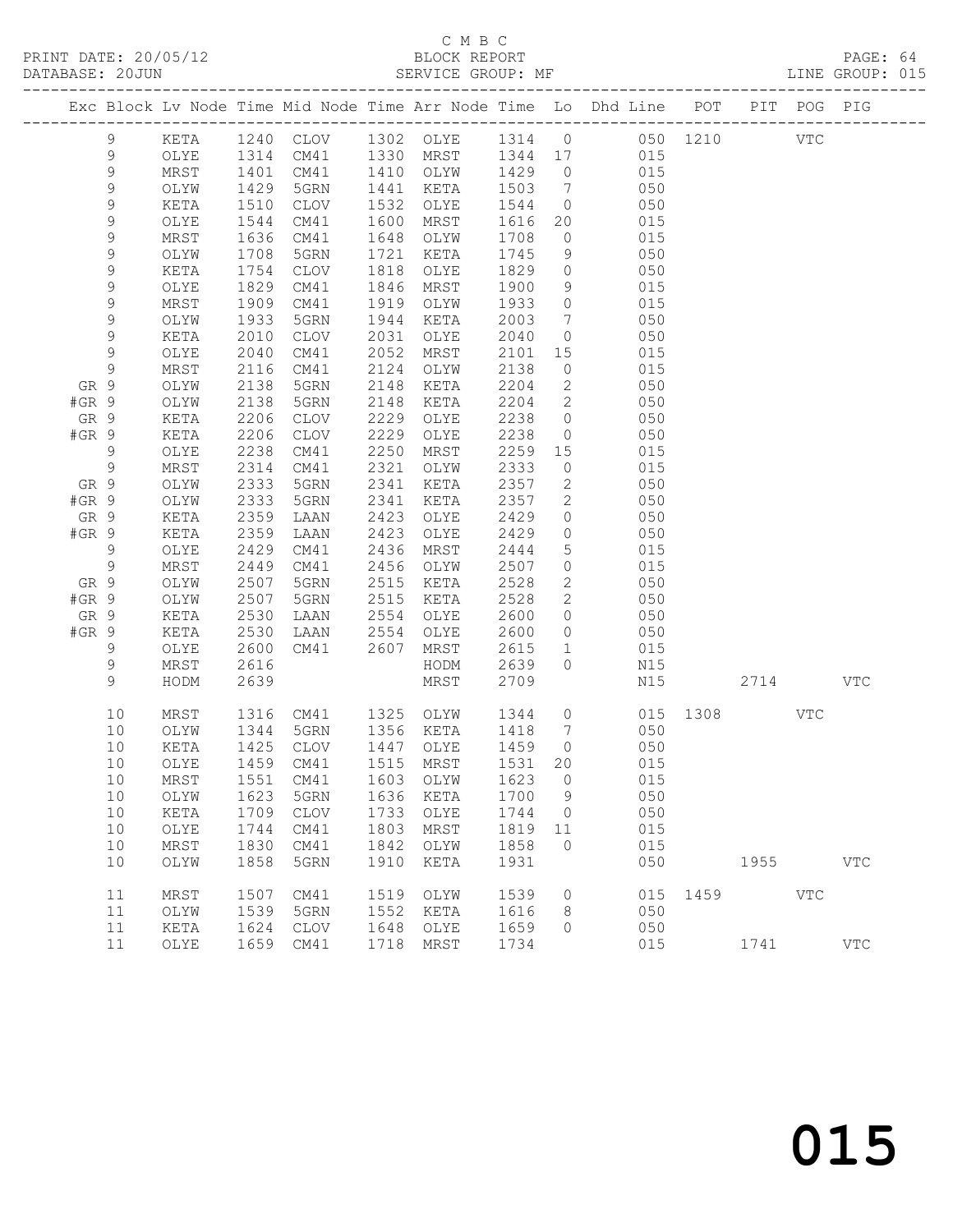C M B C

PRINT DATE: 20/05/12 BLOCK REPORT

DATABASE: 20JUN SERVICE GROUP: MF LINE GROUP: 015

| Exc | Block | Lv | Node | Time | Mid Node | Time | Arr Node | Time | Lo | Dhd Line | POT | PIT | POG | PIG |
|---|---|---|---|---|---|---|---|---|---|---|---|---|---|---|
| | 9 | | KETA | 1240 | CLOV | 1302 | OLYE | 1314 | 0 | 050 | 1210 | | VTC | |
| | 9 | | OLYE | 1314 | CM41 | 1330 | MRST | 1344 | 17 | 015 | | | | |
| | 9 | | MRST | 1401 | CM41 | 1410 | OLYW | 1429 | 0 | 015 | | | | |
| | 9 | | OLYW | 1429 | 5GRN | 1441 | KETA | 1503 | 7 | 050 | | | | |
| | 9 | | KETA | 1510 | CLOV | 1532 | OLYE | 1544 | 0 | 050 | | | | |
| | 9 | | OLYE | 1544 | CM41 | 1600 | MRST | 1616 | 20 | 015 | | | | |
| | 9 | | MRST | 1636 | CM41 | 1648 | OLYW | 1708 | 0 | 015 | | | | |
| | 9 | | OLYW | 1708 | 5GRN | 1721 | KETA | 1745 | 9 | 050 | | | | |
| | 9 | | KETA | 1754 | CLOV | 1818 | OLYE | 1829 | 0 | 050 | | | | |
| | 9 | | OLYE | 1829 | CM41 | 1846 | MRST | 1900 | 9 | 015 | | | | |
| | 9 | | MRST | 1909 | CM41 | 1919 | OLYW | 1933 | 0 | 015 | | | | |
| | 9 | | OLYW | 1933 | 5GRN | 1944 | KETA | 2003 | 7 | 050 | | | | |
| | 9 | | KETA | 2010 | CLOV | 2031 | OLYE | 2040 | 0 | 050 | | | | |
| | 9 | | OLYE | 2040 | CM41 | 2052 | MRST | 2101 | 15 | 015 | | | | |
| | 9 | | MRST | 2116 | CM41 | 2124 | OLYW | 2138 | 0 | 015 | | | | |
| GR | 9 | | OLYW | 2138 | 5GRN | 2148 | KETA | 2204 | 2 | 050 | | | | |
| #GR | 9 | | OLYW | 2138 | 5GRN | 2148 | KETA | 2204 | 2 | 050 | | | | |
| GR | 9 | | KETA | 2206 | CLOV | 2229 | OLYE | 2238 | 0 | 050 | | | | |
| #GR | 9 | | KETA | 2206 | CLOV | 2229 | OLYE | 2238 | 0 | 050 | | | | |
| | 9 | | OLYE | 2238 | CM41 | 2250 | MRST | 2259 | 15 | 015 | | | | |
| | 9 | | MRST | 2314 | CM41 | 2321 | OLYW | 2333 | 0 | 015 | | | | |
| GR | 9 | | OLYW | 2333 | 5GRN | 2341 | KETA | 2357 | 2 | 050 | | | | |
| #GR | 9 | | OLYW | 2333 | 5GRN | 2341 | KETA | 2357 | 2 | 050 | | | | |
| GR | 9 | | KETA | 2359 | LAAN | 2423 | OLYE | 2429 | 0 | 050 | | | | |
| #GR | 9 | | KETA | 2359 | LAAN | 2423 | OLYE | 2429 | 0 | 050 | | | | |
| | 9 | | OLYE | 2429 | CM41 | 2436 | MRST | 2444 | 5 | 015 | | | | |
| | 9 | | MRST | 2449 | CM41 | 2456 | OLYW | 2507 | 0 | 015 | | | | |
| GR | 9 | | OLYW | 2507 | 5GRN | 2515 | KETA | 2528 | 2 | 050 | | | | |
| #GR | 9 | | OLYW | 2507 | 5GRN | 2515 | KETA | 2528 | 2 | 050 | | | | |
| GR | 9 | | KETA | 2530 | LAAN | 2554 | OLYE | 2600 | 0 | 050 | | | | |
| #GR | 9 | | KETA | 2530 | LAAN | 2554 | OLYE | 2600 | 0 | 050 | | | | |
| | 9 | | OLYE | 2600 | CM41 | 2607 | MRST | 2615 | 1 | 015 | | | | |
| | 9 | | MRST | 2616 | | | HODM | 2639 | 0 | N15 | | | | |
| | 9 | | HODM | 2639 | | | MRST | 2709 | | N15 | | 2714 | | VTC |
| | 10 | | MRST | 1316 | CM41 | 1325 | OLYW | 1344 | 0 | 015 | 1308 | | VTC | |
| | 10 | | OLYW | 1344 | 5GRN | 1356 | KETA | 1418 | 7 | 050 | | | | |
| | 10 | | KETA | 1425 | CLOV | 1447 | OLYE | 1459 | 0 | 050 | | | | |
| | 10 | | OLYE | 1459 | CM41 | 1515 | MRST | 1531 | 20 | 015 | | | | |
| | 10 | | MRST | 1551 | CM41 | 1603 | OLYW | 1623 | 0 | 015 | | | | |
| | 10 | | OLYW | 1623 | 5GRN | 1636 | KETA | 1700 | 9 | 050 | | | | |
| | 10 | | KETA | 1709 | CLOV | 1733 | OLYE | 1744 | 0 | 050 | | | | |
| | 10 | | OLYE | 1744 | CM41 | 1803 | MRST | 1819 | 11 | 015 | | | | |
| | 10 | | MRST | 1830 | CM41 | 1842 | OLYW | 1858 | 0 | 015 | | | | |
| | 10 | | OLYW | 1858 | 5GRN | 1910 | KETA | 1931 | | 050 | | 1955 | | VTC |
| | 11 | | MRST | 1507 | CM41 | 1519 | OLYW | 1539 | 0 | 015 | 1459 | | VTC | |
| | 11 | | OLYW | 1539 | 5GRN | 1552 | KETA | 1616 | 8 | 050 | | | | |
| | 11 | | KETA | 1624 | CLOV | 1648 | OLYE | 1659 | 0 | 050 | | | | |
| | 11 | | OLYE | 1659 | CM41 | 1718 | MRST | 1734 | | 015 | | 1741 | | VTC |

015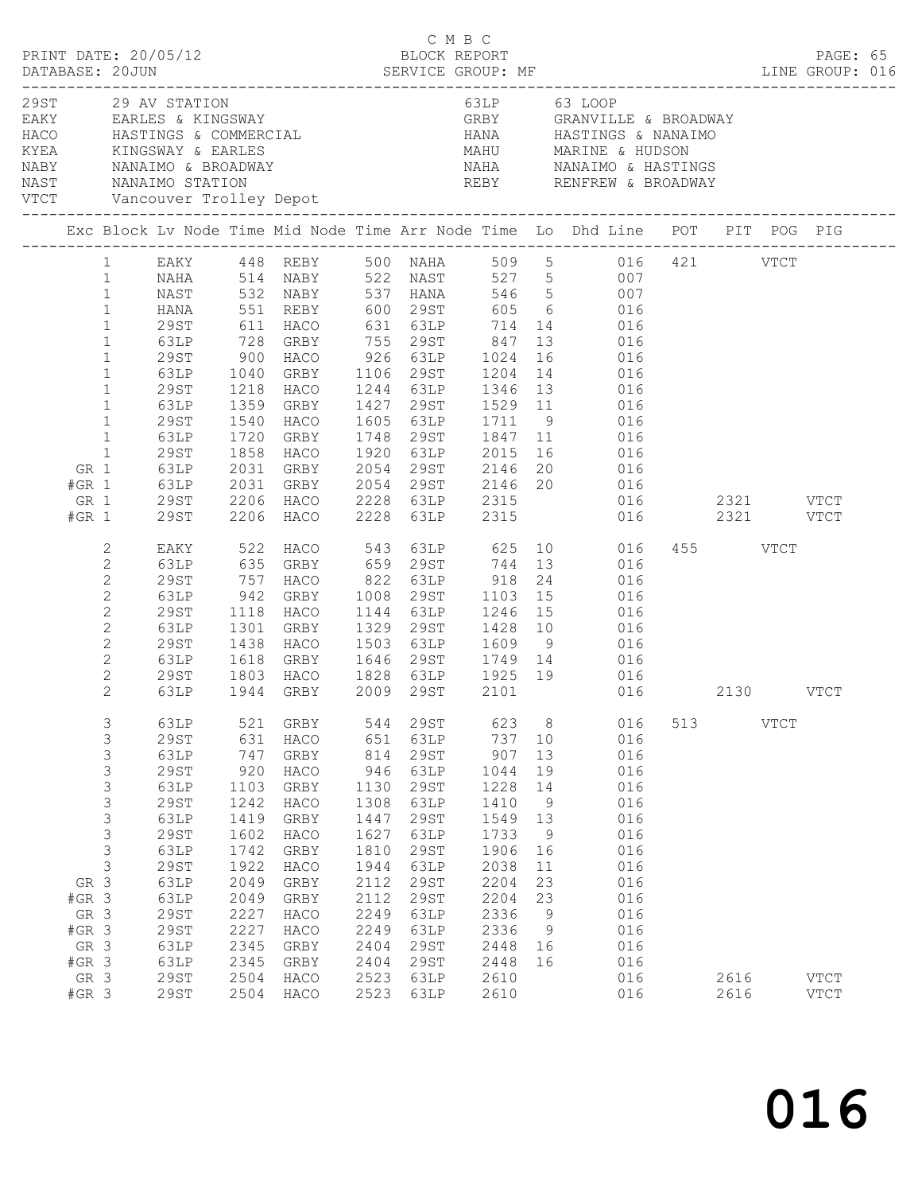C M B C

PRINT DATE: 20/05/12 BLOCK REPORT

DATABASE: 20JUN SERVICE GROUP: MF LINE GROUP: 016

| Code | Location | Code | Location |
|---|---|---|---|
| 29ST | 29 AV STATION | 63LP | 63 LOOP |
| EAKY | EARLES & KINGSWAY | GRBY | GRANVILLE & BROADWAY |
| HACO | HASTINGS & COMMERCIAL | HANA | HASTINGS & NANAIMO |
| KYEA | KINGSWAY & EARLES | MAHU | MARINE & HUDSON |
| NABY | NANAIMO & BROADWAY | NAHA | NANAIMO & HASTINGS |
| NAST | NANAIMO STATION | REBY | RENFREW & BROADWAY |
| VTCT | Vancouver Trolley Depot | | |

| Exc | Block | Lv Node | Time | Mid Node | Time | Arr Node | Time | Lo | Dhd Line | POT | PIT | POG | PIG |
|---|---|---|---|---|---|---|---|---|---|---|---|---|---|
| | 1 | EAKY | 448 | REBY | 500 | NAHA | 509 | 5 | 016 | 421 | | VTCT | |
| | 1 | NAHA | 514 | NABY | 522 | NAST | 527 | 5 | 007 | | | | |
| | 1 | NAST | 532 | NABY | 537 | HANA | 546 | 5 | 007 | | | | |
| | 1 | HANA | 551 | REBY | 600 | 29ST | 605 | 6 | 016 | | | | |
| | 1 | 29ST | 611 | HACO | 631 | 63LP | 714 | 14 | 016 | | | | |
| | 1 | 63LP | 728 | GRBY | 755 | 29ST | 847 | 13 | 016 | | | | |
| | 1 | 29ST | 900 | HACO | 926 | 63LP | 1024 | 16 | 016 | | | | |
| | 1 | 63LP | 1040 | GRBY | 1106 | 29ST | 1204 | 14 | 016 | | | | |
| | 1 | 29ST | 1218 | HACO | 1244 | 63LP | 1346 | 13 | 016 | | | | |
| | 1 | 63LP | 1359 | GRBY | 1427 | 29ST | 1529 | 11 | 016 | | | | |
| | 1 | 29ST | 1540 | HACO | 1605 | 63LP | 1711 | 9 | 016 | | | | |
| | 1 | 63LP | 1720 | GRBY | 1748 | 29ST | 1847 | 11 | 016 | | | | |
| | 1 | 29ST | 1858 | HACO | 1920 | 63LP | 2015 | 16 | 016 | | | | |
| GR | 1 | 63LP | 2031 | GRBY | 2054 | 29ST | 2146 | 20 | 016 | | | | |
| #GR | 1 | 63LP | 2031 | GRBY | 2054 | 29ST | 2146 | 20 | 016 | | | | |
| GR | 1 | 29ST | 2206 | HACO | 2228 | 63LP | 2315 | | 016 | | 2321 | | VTCT |
| #GR | 1 | 29ST | 2206 | HACO | 2228 | 63LP | 2315 | | 016 | | 2321 | | VTCT |
| | 2 | EAKY | 522 | HACO | 543 | 63LP | 625 | 10 | 016 | 455 | | VTCT | |
| | 2 | 63LP | 635 | GRBY | 659 | 29ST | 744 | 13 | 016 | | | | |
| | 2 | 29ST | 757 | HACO | 822 | 63LP | 918 | 24 | 016 | | | | |
| | 2 | 63LP | 942 | GRBY | 1008 | 29ST | 1103 | 15 | 016 | | | | |
| | 2 | 29ST | 1118 | HACO | 1144 | 63LP | 1246 | 15 | 016 | | | | |
| | 2 | 63LP | 1301 | GRBY | 1329 | 29ST | 1428 | 10 | 016 | | | | |
| | 2 | 29ST | 1438 | HACO | 1503 | 63LP | 1609 | 9 | 016 | | | | |
| | 2 | 63LP | 1618 | GRBY | 1646 | 29ST | 1749 | 14 | 016 | | | | |
| | 2 | 29ST | 1803 | HACO | 1828 | 63LP | 1925 | 19 | 016 | | | | |
| | 2 | 63LP | 1944 | GRBY | 2009 | 29ST | 2101 | | 016 | | 2130 | | VTCT |
| | 3 | 63LP | 521 | GRBY | 544 | 29ST | 623 | 8 | 016 | 513 | | VTCT | |
| | 3 | 29ST | 631 | HACO | 651 | 63LP | 737 | 10 | 016 | | | | |
| | 3 | 63LP | 747 | GRBY | 814 | 29ST | 907 | 13 | 016 | | | | |
| | 3 | 29ST | 920 | HACO | 946 | 63LP | 1044 | 19 | 016 | | | | |
| | 3 | 63LP | 1103 | GRBY | 1130 | 29ST | 1228 | 14 | 016 | | | | |
| | 3 | 29ST | 1242 | HACO | 1308 | 63LP | 1410 | 9 | 016 | | | | |
| | 3 | 63LP | 1419 | GRBY | 1447 | 29ST | 1549 | 13 | 016 | | | | |
| | 3 | 29ST | 1602 | HACO | 1627 | 63LP | 1733 | 9 | 016 | | | | |
| | 3 | 63LP | 1742 | GRBY | 1810 | 29ST | 1906 | 16 | 016 | | | | |
| | 3 | 29ST | 1922 | HACO | 1944 | 63LP | 2038 | 11 | 016 | | | | |
| GR | 3 | 63LP | 2049 | GRBY | 2112 | 29ST | 2204 | 23 | 016 | | | | |
| #GR | 3 | 63LP | 2049 | GRBY | 2112 | 29ST | 2204 | 23 | 016 | | | | |
| GR | 3 | 29ST | 2227 | HACO | 2249 | 63LP | 2336 | 9 | 016 | | | | |
| #GR | 3 | 29ST | 2227 | HACO | 2249 | 63LP | 2336 | 9 | 016 | | | | |
| GR | 3 | 63LP | 2345 | GRBY | 2404 | 29ST | 2448 | 16 | 016 | | | | |
| #GR | 3 | 63LP | 2345 | GRBY | 2404 | 29ST | 2448 | 16 | 016 | | | | |
| GR | 3 | 29ST | 2504 | HACO | 2523 | 63LP | 2610 | | 016 | | 2616 | | VTCT |
| #GR | 3 | 29ST | 2504 | HACO | 2523 | 63LP | 2610 | | 016 | | 2616 | | VTCT |

016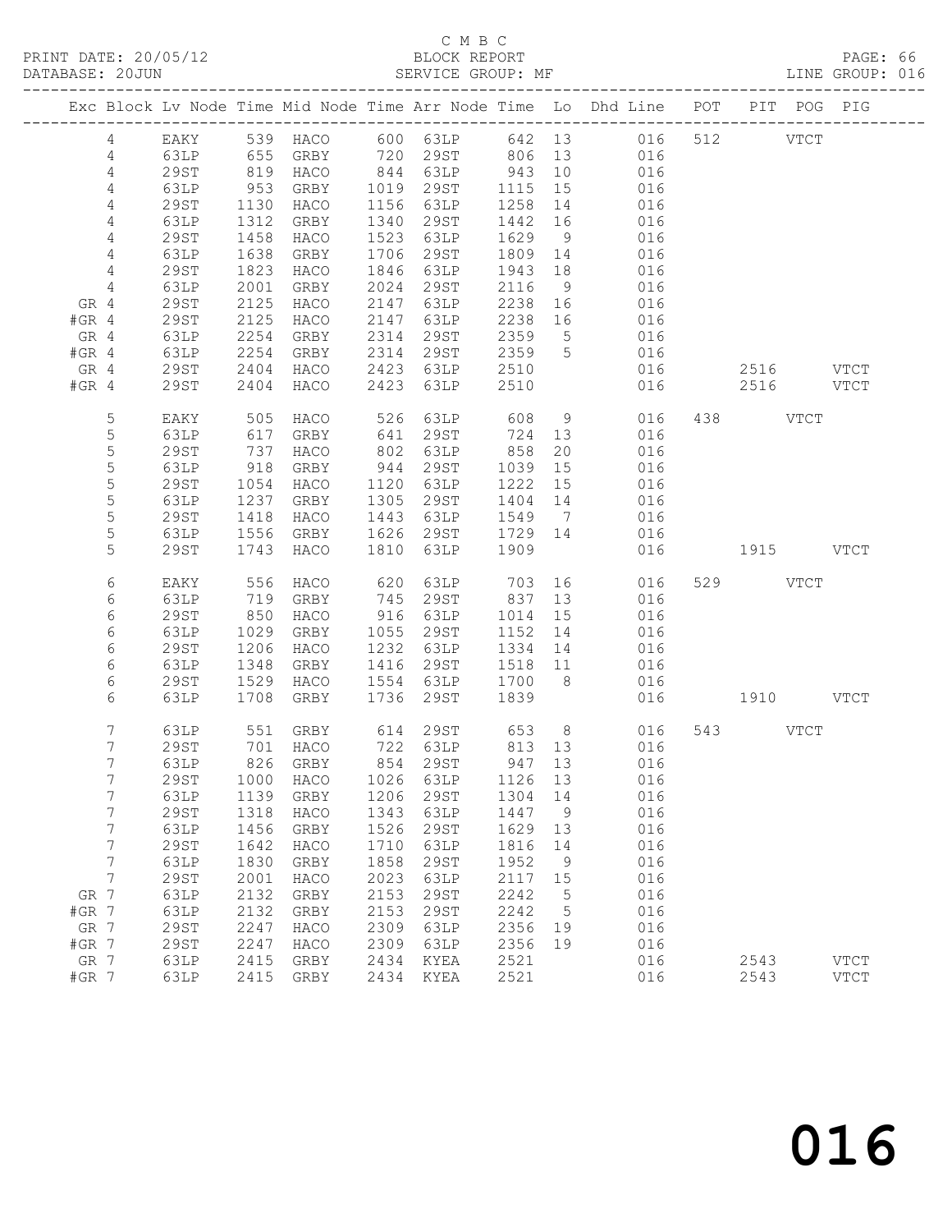C M B C
BLOCK REPORT
SERVICE GROUP: MF

PRINT DATE: 20/05/12
DATABASE: 20JUN

LINE GROUP: 016

| Exc | Block | Lv Node | Time | Mid Node | Time | Arr Node | Time | Lo | Dhd Line | POT | PIT | POG | PIG |
|---|---|---|---|---|---|---|---|---|---|---|---|---|---|
| | 4 | EAKY | 539 | HACO | 600 | 63LP | 642 | 13 | 016 | 512 | | VTCT | |
| | 4 | 63LP | 655 | GRBY | 720 | 29ST | 806 | 13 | 016 | | | | |
| | 4 | 29ST | 819 | HACO | 844 | 63LP | 943 | 10 | 016 | | | | |
| | 4 | 63LP | 953 | GRBY | 1019 | 29ST | 1115 | 15 | 016 | | | | |
| | 4 | 29ST | 1130 | HACO | 1156 | 63LP | 1258 | 14 | 016 | | | | |
| | 4 | 63LP | 1312 | GRBY | 1340 | 29ST | 1442 | 16 | 016 | | | | |
| | 4 | 29ST | 1458 | HACO | 1523 | 63LP | 1629 | 9 | 016 | | | | |
| | 4 | 63LP | 1638 | GRBY | 1706 | 29ST | 1809 | 14 | 016 | | | | |
| | 4 | 29ST | 1823 | HACO | 1846 | 63LP | 1943 | 18 | 016 | | | | |
| | 4 | 63LP | 2001 | GRBY | 2024 | 29ST | 2116 | 9 | 016 | | | | |
| GR | 4 | 29ST | 2125 | HACO | 2147 | 63LP | 2238 | 16 | 016 | | | | |
| #GR | 4 | 29ST | 2125 | HACO | 2147 | 63LP | 2238 | 16 | 016 | | | | |
| GR | 4 | 63LP | 2254 | GRBY | 2314 | 29ST | 2359 | 5 | 016 | | | | |
| #GR | 4 | 63LP | 2254 | GRBY | 2314 | 29ST | 2359 | 5 | 016 | | | | |
| GR | 4 | 29ST | 2404 | HACO | 2423 | 63LP | 2510 | | 016 | | 2516 | | VTCT |
| #GR | 4 | 29ST | 2404 | HACO | 2423 | 63LP | 2510 | | 016 | | 2516 | | VTCT |
| | 5 | EAKY | 505 | HACO | 526 | 63LP | 608 | 9 | 016 | 438 | | VTCT | |
| | 5 | 63LP | 617 | GRBY | 641 | 29ST | 724 | 13 | 016 | | | | |
| | 5 | 29ST | 737 | HACO | 802 | 63LP | 858 | 20 | 016 | | | | |
| | 5 | 63LP | 918 | GRBY | 944 | 29ST | 1039 | 15 | 016 | | | | |
| | 5 | 29ST | 1054 | HACO | 1120 | 63LP | 1222 | 15 | 016 | | | | |
| | 5 | 63LP | 1237 | GRBY | 1305 | 29ST | 1404 | 14 | 016 | | | | |
| | 5 | 29ST | 1418 | HACO | 1443 | 63LP | 1549 | 7 | 016 | | | | |
| | 5 | 63LP | 1556 | GRBY | 1626 | 29ST | 1729 | 14 | 016 | | | | |
| | 5 | 29ST | 1743 | HACO | 1810 | 63LP | 1909 | | 016 | | 1915 | | VTCT |
| | 6 | EAKY | 556 | HACO | 620 | 63LP | 703 | 16 | 016 | 529 | | VTCT | |
| | 6 | 63LP | 719 | GRBY | 745 | 29ST | 837 | 13 | 016 | | | | |
| | 6 | 29ST | 850 | HACO | 916 | 63LP | 1014 | 15 | 016 | | | | |
| | 6 | 63LP | 1029 | GRBY | 1055 | 29ST | 1152 | 14 | 016 | | | | |
| | 6 | 29ST | 1206 | HACO | 1232 | 63LP | 1334 | 14 | 016 | | | | |
| | 6 | 63LP | 1348 | GRBY | 1416 | 29ST | 1518 | 11 | 016 | | | | |
| | 6 | 29ST | 1529 | HACO | 1554 | 63LP | 1700 | 8 | 016 | | | | |
| | 6 | 63LP | 1708 | GRBY | 1736 | 29ST | 1839 | | 016 | | 1910 | | VTCT |
| | 7 | 63LP | 551 | GRBY | 614 | 29ST | 653 | 8 | 016 | 543 | | VTCT | |
| | 7 | 29ST | 701 | HACO | 722 | 63LP | 813 | 13 | 016 | | | | |
| | 7 | 63LP | 826 | GRBY | 854 | 29ST | 947 | 13 | 016 | | | | |
| | 7 | 29ST | 1000 | HACO | 1026 | 63LP | 1126 | 13 | 016 | | | | |
| | 7 | 63LP | 1139 | GRBY | 1206 | 29ST | 1304 | 14 | 016 | | | | |
| | 7 | 29ST | 1318 | HACO | 1343 | 63LP | 1447 | 9 | 016 | | | | |
| | 7 | 63LP | 1456 | GRBY | 1526 | 29ST | 1629 | 13 | 016 | | | | |
| | 7 | 29ST | 1642 | HACO | 1710 | 63LP | 1816 | 14 | 016 | | | | |
| | 7 | 63LP | 1830 | GRBY | 1858 | 29ST | 1952 | 9 | 016 | | | | |
| | 7 | 29ST | 2001 | HACO | 2023 | 63LP | 2117 | 15 | 016 | | | | |
| GR | 7 | 63LP | 2132 | GRBY | 2153 | 29ST | 2242 | 5 | 016 | | | | |
| #GR | 7 | 63LP | 2132 | GRBY | 2153 | 29ST | 2242 | 5 | 016 | | | | |
| GR | 7 | 29ST | 2247 | HACO | 2309 | 63LP | 2356 | 19 | 016 | | | | |
| #GR | 7 | 29ST | 2247 | HACO | 2309 | 63LP | 2356 | 19 | 016 | | | | |
| GR | 7 | 63LP | 2415 | GRBY | 2434 | KYEA | 2521 | | 016 | | 2543 | | VTCT |
| #GR | 7 | 63LP | 2415 | GRBY | 2434 | KYEA | 2521 | | 016 | | 2543 | | VTCT |

016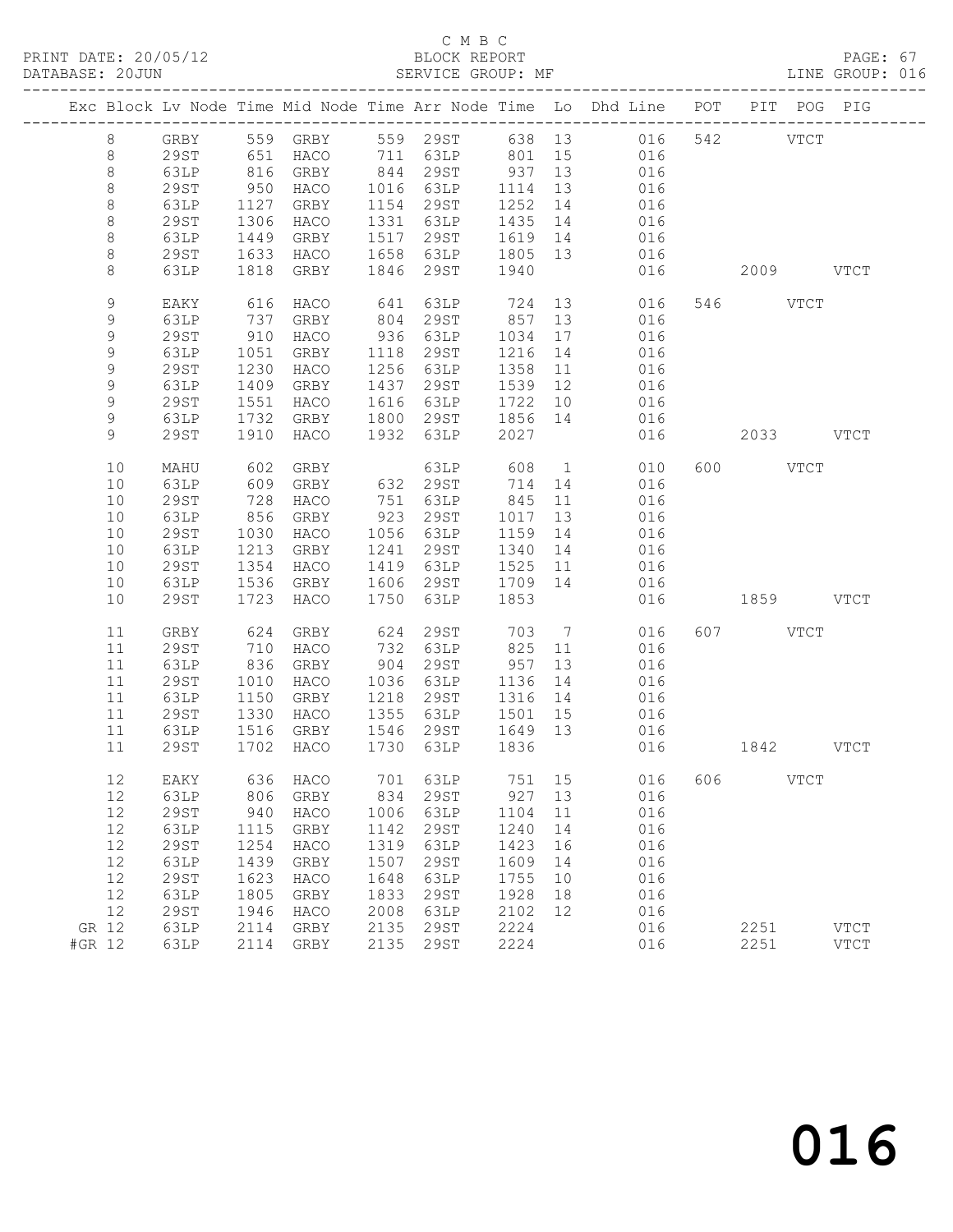C M B C
BLOCK REPORT
SERVICE GROUP: MF

PRINT DATE: 20/05/12
DATABASE: 20JUN
LINE GROUP: 016

| Exc | Block | Lv | Node | Time | Mid Node | Time | Arr Node | Time | Lo | Dhd Line | POT | PIT | POG | PIG |
|---|---|---|---|---|---|---|---|---|---|---|---|---|---|---|
| | 8 | | GRBY | 559 | GRBY | 559 | 29ST | 638 | 13 | 016 | 542 | | VTCT | |
| | 8 | | 29ST | 651 | HACO | 711 | 63LP | 801 | 15 | 016 | | | | |
| | 8 | | 63LP | 816 | GRBY | 844 | 29ST | 937 | 13 | 016 | | | | |
| | 8 | | 29ST | 950 | HACO | 1016 | 63LP | 1114 | 13 | 016 | | | | |
| | 8 | | 63LP | 1127 | GRBY | 1154 | 29ST | 1252 | 14 | 016 | | | | |
| | 8 | | 29ST | 1306 | HACO | 1331 | 63LP | 1435 | 14 | 016 | | | | |
| | 8 | | 63LP | 1449 | GRBY | 1517 | 29ST | 1619 | 14 | 016 | | | | |
| | 8 | | 29ST | 1633 | HACO | 1658 | 63LP | 1805 | 13 | 016 | | | | |
| | 8 | | 63LP | 1818 | GRBY | 1846 | 29ST | 1940 | | 016 | | 2009 | | VTCT |
| | 9 | | EAKY | 616 | HACO | 641 | 63LP | 724 | 13 | 016 | 546 | | VTCT | |
| | 9 | | 63LP | 737 | GRBY | 804 | 29ST | 857 | 13 | 016 | | | | |
| | 9 | | 29ST | 910 | HACO | 936 | 63LP | 1034 | 17 | 016 | | | | |
| | 9 | | 63LP | 1051 | GRBY | 1118 | 29ST | 1216 | 14 | 016 | | | | |
| | 9 | | 29ST | 1230 | HACO | 1256 | 63LP | 1358 | 11 | 016 | | | | |
| | 9 | | 63LP | 1409 | GRBY | 1437 | 29ST | 1539 | 12 | 016 | | | | |
| | 9 | | 29ST | 1551 | HACO | 1616 | 63LP | 1722 | 10 | 016 | | | | |
| | 9 | | 63LP | 1732 | GRBY | 1800 | 29ST | 1856 | 14 | 016 | | | | |
| | 9 | | 29ST | 1910 | HACO | 1932 | 63LP | 2027 | | 016 | | 2033 | | VTCT |
| | 10 | | MAHU | 602 | GRBY | | 63LP | 608 | 1 | 010 | 600 | | VTCT | |
| | 10 | | 63LP | 609 | GRBY | 632 | 29ST | 714 | 14 | 016 | | | | |
| | 10 | | 29ST | 728 | HACO | 751 | 63LP | 845 | 11 | 016 | | | | |
| | 10 | | 63LP | 856 | GRBY | 923 | 29ST | 1017 | 13 | 016 | | | | |
| | 10 | | 29ST | 1030 | HACO | 1056 | 63LP | 1159 | 14 | 016 | | | | |
| | 10 | | 63LP | 1213 | GRBY | 1241 | 29ST | 1340 | 14 | 016 | | | | |
| | 10 | | 29ST | 1354 | HACO | 1419 | 63LP | 1525 | 11 | 016 | | | | |
| | 10 | | 63LP | 1536 | GRBY | 1606 | 29ST | 1709 | 14 | 016 | | | | |
| | 10 | | 29ST | 1723 | HACO | 1750 | 63LP | 1853 | | 016 | | 1859 | | VTCT |
| | 11 | | GRBY | 624 | GRBY | 624 | 29ST | 703 | 7 | 016 | 607 | | VTCT | |
| | 11 | | 29ST | 710 | HACO | 732 | 63LP | 825 | 11 | 016 | | | | |
| | 11 | | 63LP | 836 | GRBY | 904 | 29ST | 957 | 13 | 016 | | | | |
| | 11 | | 29ST | 1010 | HACO | 1036 | 63LP | 1136 | 14 | 016 | | | | |
| | 11 | | 63LP | 1150 | GRBY | 1218 | 29ST | 1316 | 14 | 016 | | | | |
| | 11 | | 29ST | 1330 | HACO | 1355 | 63LP | 1501 | 15 | 016 | | | | |
| | 11 | | 63LP | 1516 | GRBY | 1546 | 29ST | 1649 | 13 | 016 | | | | |
| | 11 | | 29ST | 1702 | HACO | 1730 | 63LP | 1836 | | 016 | | 1842 | | VTCT |
| | 12 | | EAKY | 636 | HACO | 701 | 63LP | 751 | 15 | 016 | 606 | | VTCT | |
| | 12 | | 63LP | 806 | GRBY | 834 | 29ST | 927 | 13 | 016 | | | | |
| | 12 | | 29ST | 940 | HACO | 1006 | 63LP | 1104 | 11 | 016 | | | | |
| | 12 | | 63LP | 1115 | GRBY | 1142 | 29ST | 1240 | 14 | 016 | | | | |
| | 12 | | 29ST | 1254 | HACO | 1319 | 63LP | 1423 | 16 | 016 | | | | |
| | 12 | | 63LP | 1439 | GRBY | 1507 | 29ST | 1609 | 14 | 016 | | | | |
| | 12 | | 29ST | 1623 | HACO | 1648 | 63LP | 1755 | 10 | 016 | | | | |
| | 12 | | 63LP | 1805 | GRBY | 1833 | 29ST | 1928 | 18 | 016 | | | | |
| | 12 | | 29ST | 1946 | HACO | 2008 | 63LP | 2102 | 12 | 016 | | | | |
| GR | 12 | | 63LP | 2114 | GRBY | 2135 | 29ST | 2224 | | 016 | | 2251 | | VTCT |
| #GR | 12 | | 63LP | 2114 | GRBY | 2135 | 29ST | 2224 | | 016 | | 2251 | | VTCT |

016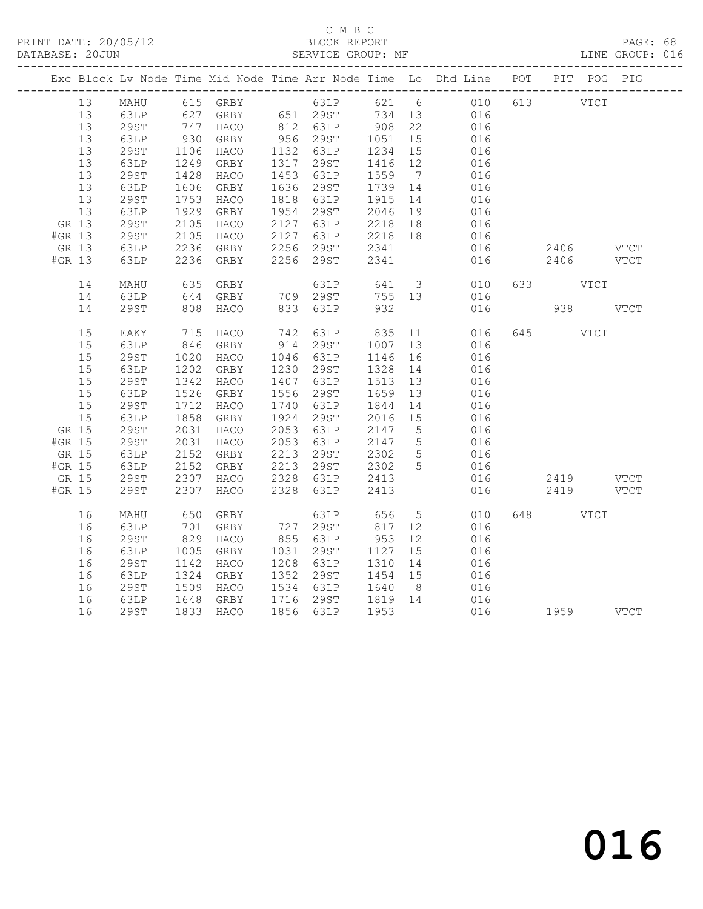C M B C

PRINT DATE: 20/05/12 BLOCK REPORT

DATABASE: 20JUN SERVICE GROUP: MF LINE GROUP: 016

| Exc | Block | Lv | Node | Time | Mid Node | Time | Arr Node | Time | Lo | Dhd Line | POT | PIT | POG | PIG |
|---|---|---|---|---|---|---|---|---|---|---|---|---|---|---|
| | 13 | | MAHU | 615 | GRBY | | 63LP | 621 | 6 | 010 | 613 | | VTCT | |
| | 13 | | 63LP | 627 | GRBY | 651 | 29ST | 734 | 13 | 016 | | | | |
| | 13 | | 29ST | 747 | HACO | 812 | 63LP | 908 | 22 | 016 | | | | |
| | 13 | | 63LP | 930 | GRBY | 956 | 29ST | 1051 | 15 | 016 | | | | |
| | 13 | | 29ST | 1106 | HACO | 1132 | 63LP | 1234 | 15 | 016 | | | | |
| | 13 | | 63LP | 1249 | GRBY | 1317 | 29ST | 1416 | 12 | 016 | | | | |
| | 13 | | 29ST | 1428 | HACO | 1453 | 63LP | 1559 | 7 | 016 | | | | |
| | 13 | | 63LP | 1606 | GRBY | 1636 | 29ST | 1739 | 14 | 016 | | | | |
| | 13 | | 29ST | 1753 | HACO | 1818 | 63LP | 1915 | 14 | 016 | | | | |
| | 13 | | 63LP | 1929 | GRBY | 1954 | 29ST | 2046 | 19 | 016 | | | | |
| GR | 13 | | 29ST | 2105 | HACO | 2127 | 63LP | 2218 | 18 | 016 | | | | |
| #GR | 13 | | 29ST | 2105 | HACO | 2127 | 63LP | 2218 | 18 | 016 | | | | |
| GR | 13 | | 63LP | 2236 | GRBY | 2256 | 29ST | 2341 | | 016 | | 2406 | | VTCT |
| #GR | 13 | | 63LP | 2236 | GRBY | 2256 | 29ST | 2341 | | 016 | | 2406 | | VTCT |
| | 14 | | MAHU | 635 | GRBY | | 63LP | 641 | 3 | 010 | 633 | | VTCT | |
| | 14 | | 63LP | 644 | GRBY | 709 | 29ST | 755 | 13 | 016 | | | | |
| | 14 | | 29ST | 808 | HACO | 833 | 63LP | 932 | | 016 | | 938 | | VTCT |
| | 15 | | EAKY | 715 | HACO | 742 | 63LP | 835 | 11 | 016 | 645 | | VTCT | |
| | 15 | | 63LP | 846 | GRBY | 914 | 29ST | 1007 | 13 | 016 | | | | |
| | 15 | | 29ST | 1020 | HACO | 1046 | 63LP | 1146 | 16 | 016 | | | | |
| | 15 | | 63LP | 1202 | GRBY | 1230 | 29ST | 1328 | 14 | 016 | | | | |
| | 15 | | 29ST | 1342 | HACO | 1407 | 63LP | 1513 | 13 | 016 | | | | |
| | 15 | | 63LP | 1526 | GRBY | 1556 | 29ST | 1659 | 13 | 016 | | | | |
| | 15 | | 29ST | 1712 | HACO | 1740 | 63LP | 1844 | 14 | 016 | | | | |
| | 15 | | 63LP | 1858 | GRBY | 1924 | 29ST | 2016 | 15 | 016 | | | | |
| GR | 15 | | 29ST | 2031 | HACO | 2053 | 63LP | 2147 | 5 | 016 | | | | |
| #GR | 15 | | 29ST | 2031 | HACO | 2053 | 63LP | 2147 | 5 | 016 | | | | |
| GR | 15 | | 63LP | 2152 | GRBY | 2213 | 29ST | 2302 | 5 | 016 | | | | |
| #GR | 15 | | 63LP | 2152 | GRBY | 2213 | 29ST | 2302 | 5 | 016 | | | | |
| GR | 15 | | 29ST | 2307 | HACO | 2328 | 63LP | 2413 | | 016 | | 2419 | | VTCT |
| #GR | 15 | | 29ST | 2307 | HACO | 2328 | 63LP | 2413 | | 016 | | 2419 | | VTCT |
| | 16 | | MAHU | 650 | GRBY | | 63LP | 656 | 5 | 010 | 648 | | VTCT | |
| | 16 | | 63LP | 701 | GRBY | 727 | 29ST | 817 | 12 | 016 | | | | |
| | 16 | | 29ST | 829 | HACO | 855 | 63LP | 953 | 12 | 016 | | | | |
| | 16 | | 63LP | 1005 | GRBY | 1031 | 29ST | 1127 | 15 | 016 | | | | |
| | 16 | | 29ST | 1142 | HACO | 1208 | 63LP | 1310 | 14 | 016 | | | | |
| | 16 | | 63LP | 1324 | GRBY | 1352 | 29ST | 1454 | 15 | 016 | | | | |
| | 16 | | 29ST | 1509 | HACO | 1534 | 63LP | 1640 | 8 | 016 | | | | |
| | 16 | | 63LP | 1648 | GRBY | 1716 | 29ST | 1819 | 14 | 016 | | | | |
| | 16 | | 29ST | 1833 | HACO | 1856 | 63LP | 1953 | | 016 | | 1959 | | VTCT |

016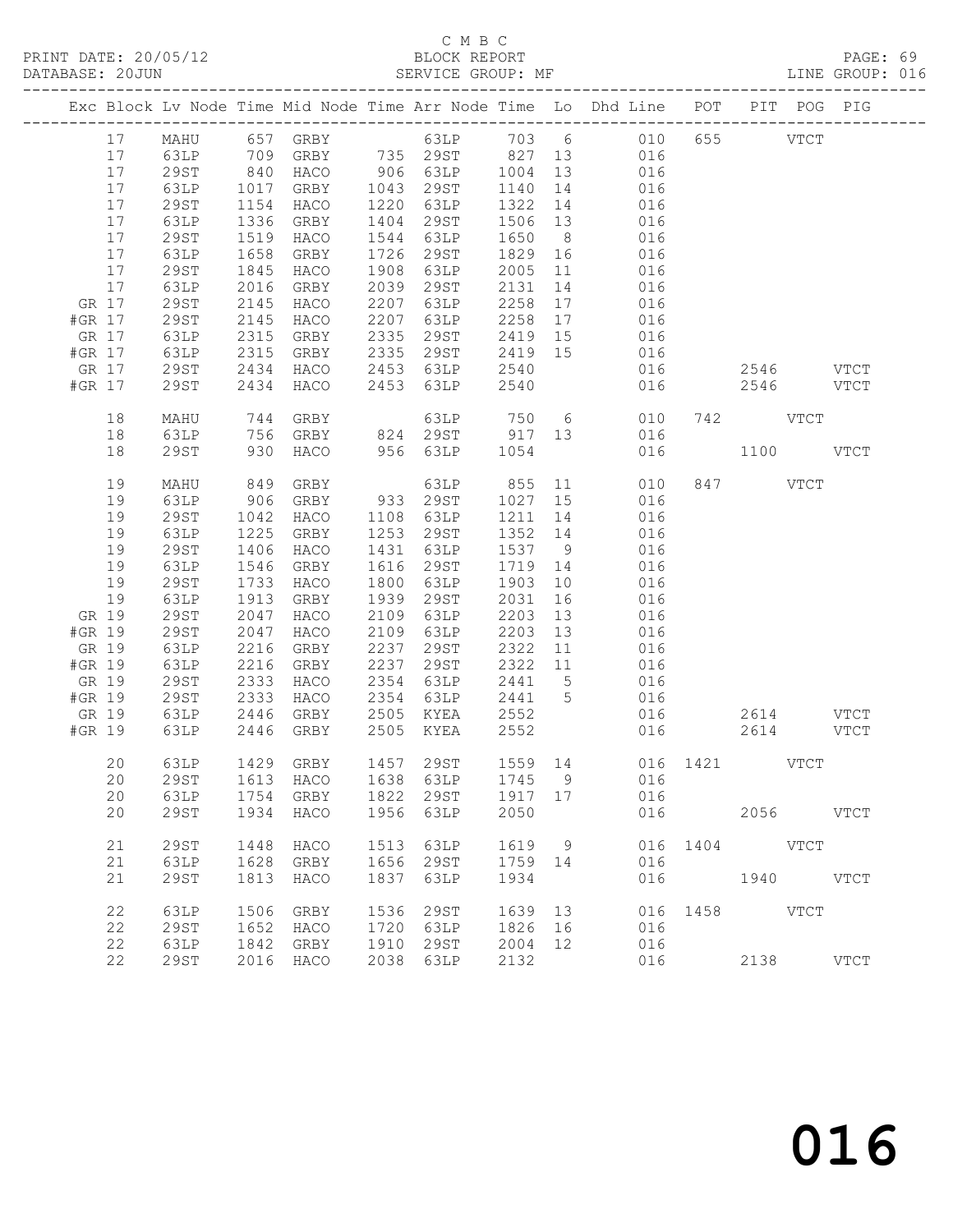C M B C

PRINT DATE: 20/05/12 BLOCK REPORT

DATABASE: 20JUN SERVICE GROUP: MF LINE GROUP: 016

| Exc | Block | Lv | Node | Time | Mid Node | Time | Arr Node | Time | Lo | Dhd Line | POT | PIT | POG | PIG |
|---|---|---|---|---|---|---|---|---|---|---|---|---|---|---|
| | 17 | | MAHU | 657 | GRBY | | 63LP | 703 | 6 | 010 | 655 | | VTCT | |
| | 17 | | 63LP | 709 | GRBY | 735 | 29ST | 827 | 13 | 016 | | | | |
| | 17 | | 29ST | 840 | HACO | 906 | 63LP | 1004 | 13 | 016 | | | | |
| | 17 | | 63LP | 1017 | GRBY | 1043 | 29ST | 1140 | 14 | 016 | | | | |
| | 17 | | 29ST | 1154 | HACO | 1220 | 63LP | 1322 | 14 | 016 | | | | |
| | 17 | | 63LP | 1336 | GRBY | 1404 | 29ST | 1506 | 13 | 016 | | | | |
| | 17 | | 29ST | 1519 | HACO | 1544 | 63LP | 1650 | 8 | 016 | | | | |
| | 17 | | 63LP | 1658 | GRBY | 1726 | 29ST | 1829 | 16 | 016 | | | | |
| | 17 | | 29ST | 1845 | HACO | 1908 | 63LP | 2005 | 11 | 016 | | | | |
| | 17 | | 63LP | 2016 | GRBY | 2039 | 29ST | 2131 | 14 | 016 | | | | |
| GR | 17 | | 29ST | 2145 | HACO | 2207 | 63LP | 2258 | 17 | 016 | | | | |
| #GR | 17 | | 29ST | 2145 | HACO | 2207 | 63LP | 2258 | 17 | 016 | | | | |
| GR | 17 | | 63LP | 2315 | GRBY | 2335 | 29ST | 2419 | 15 | 016 | | | | |
| #GR | 17 | | 63LP | 2315 | GRBY | 2335 | 29ST | 2419 | 15 | 016 | | | | |
| GR | 17 | | 29ST | 2434 | HACO | 2453 | 63LP | 2540 | | 016 | | 2546 | | VTCT |
| #GR | 17 | | 29ST | 2434 | HACO | 2453 | 63LP | 2540 | | 016 | | 2546 | | VTCT |
| | 18 | | MAHU | 744 | GRBY | | 63LP | 750 | 6 | 010 | 742 | | VTCT | |
| | 18 | | 63LP | 756 | GRBY | 824 | 29ST | 917 | 13 | 016 | | | | |
| | 18 | | 29ST | 930 | HACO | 956 | 63LP | 1054 | | 016 | | 1100 | | VTCT |
| | 19 | | MAHU | 849 | GRBY | | 63LP | 855 | 11 | 010 | 847 | | VTCT | |
| | 19 | | 63LP | 906 | GRBY | 933 | 29ST | 1027 | 15 | 016 | | | | |
| | 19 | | 29ST | 1042 | HACO | 1108 | 63LP | 1211 | 14 | 016 | | | | |
| | 19 | | 63LP | 1225 | GRBY | 1253 | 29ST | 1352 | 14 | 016 | | | | |
| | 19 | | 29ST | 1406 | HACO | 1431 | 63LP | 1537 | 9 | 016 | | | | |
| | 19 | | 63LP | 1546 | GRBY | 1616 | 29ST | 1719 | 14 | 016 | | | | |
| | 19 | | 29ST | 1733 | HACO | 1800 | 63LP | 1903 | 10 | 016 | | | | |
| | 19 | | 63LP | 1913 | GRBY | 1939 | 29ST | 2031 | 16 | 016 | | | | |
| GR | 19 | | 29ST | 2047 | HACO | 2109 | 63LP | 2203 | 13 | 016 | | | | |
| #GR | 19 | | 29ST | 2047 | HACO | 2109 | 63LP | 2203 | 13 | 016 | | | | |
| GR | 19 | | 63LP | 2216 | GRBY | 2237 | 29ST | 2322 | 11 | 016 | | | | |
| #GR | 19 | | 63LP | 2216 | GRBY | 2237 | 29ST | 2322 | 11 | 016 | | | | |
| GR | 19 | | 29ST | 2333 | HACO | 2354 | 63LP | 2441 | 5 | 016 | | | | |
| #GR | 19 | | 29ST | 2333 | HACO | 2354 | 63LP | 2441 | 5 | 016 | | | | |
| GR | 19 | | 63LP | 2446 | GRBY | 2505 | KYEA | 2552 | | 016 | | 2614 | | VTCT |
| #GR | 19 | | 63LP | 2446 | GRBY | 2505 | KYEA | 2552 | | 016 | | 2614 | | VTCT |
| | 20 | | 63LP | 1429 | GRBY | 1457 | 29ST | 1559 | 14 | 016 | 1421 | | VTCT | |
| | 20 | | 29ST | 1613 | HACO | 1638 | 63LP | 1745 | 9 | 016 | | | | |
| | 20 | | 63LP | 1754 | GRBY | 1822 | 29ST | 1917 | 17 | 016 | | | | |
| | 20 | | 29ST | 1934 | HACO | 1956 | 63LP | 2050 | | 016 | | 2056 | | VTCT |
| | 21 | | 29ST | 1448 | HACO | 1513 | 63LP | 1619 | 9 | 016 | 1404 | | VTCT | |
| | 21 | | 63LP | 1628 | GRBY | 1656 | 29ST | 1759 | 14 | 016 | | | | |
| | 21 | | 29ST | 1813 | HACO | 1837 | 63LP | 1934 | | 016 | | 1940 | | VTCT |
| | 22 | | 63LP | 1506 | GRBY | 1536 | 29ST | 1639 | 13 | 016 | 1458 | | VTCT | |
| | 22 | | 29ST | 1652 | HACO | 1720 | 63LP | 1826 | 16 | 016 | | | | |
| | 22 | | 63LP | 1842 | GRBY | 1910 | 29ST | 2004 | 12 | 016 | | | | |
| | 22 | | 29ST | 2016 | HACO | 2038 | 63LP | 2132 | | 016 | | 2138 | | VTCT |

016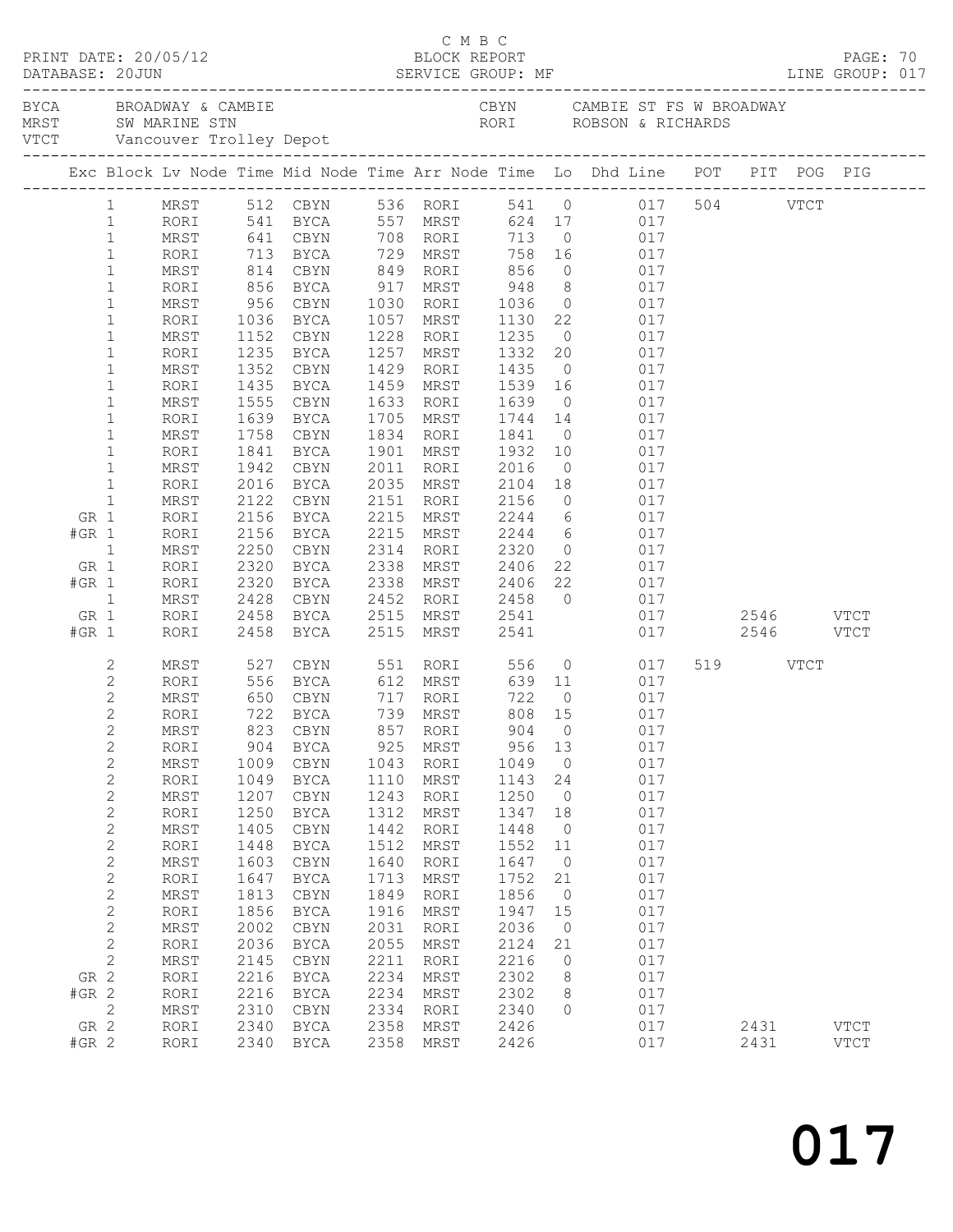C M B C
BLOCK REPORT
SERVICE GROUP: MF

PRINT DATE: 20/05/12
DATABASE: 20JUN
LINE GROUP: 017

BYCA BROADWAY & CAMBIE
MRST SW MARINE STN
VTCT Vancouver Trolley Depot

CBYN CAMBIE ST FS W BROADWAY
RORI ROBSON & RICHARDS

| Exc | Block | Lv Node | Time | Mid Node | Time | Arr Node | Time | Lo | Dhd Line | POT | PIT | POG | PIG |
|---|---|---|---|---|---|---|---|---|---|---|---|---|---|
| | 1 | MRST | 512 | CBYN | 536 | RORI | 541 | 0 | 017 | 504 | | VTCT | |
| | 1 | RORI | 541 | BYCA | 557 | MRST | 624 | 17 | 017 | | | | |
| | 1 | MRST | 641 | CBYN | 708 | RORI | 713 | 0 | 017 | | | | |
| | 1 | RORI | 713 | BYCA | 729 | MRST | 758 | 16 | 017 | | | | |
| | 1 | MRST | 814 | CBYN | 849 | RORI | 856 | 0 | 017 | | | | |
| | 1 | RORI | 856 | BYCA | 917 | MRST | 948 | 8 | 017 | | | | |
| | 1 | MRST | 956 | CBYN | 1030 | RORI | 1036 | 0 | 017 | | | | |
| | 1 | RORI | 1036 | BYCA | 1057 | MRST | 1130 | 22 | 017 | | | | |
| | 1 | MRST | 1152 | CBYN | 1228 | RORI | 1235 | 0 | 017 | | | | |
| | 1 | RORI | 1235 | BYCA | 1257 | MRST | 1332 | 20 | 017 | | | | |
| | 1 | MRST | 1352 | CBYN | 1429 | RORI | 1435 | 0 | 017 | | | | |
| | 1 | RORI | 1435 | BYCA | 1459 | MRST | 1539 | 16 | 017 | | | | |
| | 1 | MRST | 1555 | CBYN | 1633 | RORI | 1639 | 0 | 017 | | | | |
| | 1 | RORI | 1639 | BYCA | 1705 | MRST | 1744 | 14 | 017 | | | | |
| | 1 | MRST | 1758 | CBYN | 1834 | RORI | 1841 | 0 | 017 | | | | |
| | 1 | RORI | 1841 | BYCA | 1901 | MRST | 1932 | 10 | 017 | | | | |
| | 1 | MRST | 1942 | CBYN | 2011 | RORI | 2016 | 0 | 017 | | | | |
| | 1 | RORI | 2016 | BYCA | 2035 | MRST | 2104 | 18 | 017 | | | | |
| | 1 | MRST | 2122 | CBYN | 2151 | RORI | 2156 | 0 | 017 | | | | |
| GR | 1 | RORI | 2156 | BYCA | 2215 | MRST | 2244 | 6 | 017 | | | | |
| #GR | 1 | RORI | 2156 | BYCA | 2215 | MRST | 2244 | 6 | 017 | | | | |
| | 1 | MRST | 2250 | CBYN | 2314 | RORI | 2320 | 0 | 017 | | | | |
| GR | 1 | RORI | 2320 | BYCA | 2338 | MRST | 2406 | 22 | 017 | | | | |
| #GR | 1 | RORI | 2320 | BYCA | 2338 | MRST | 2406 | 22 | 017 | | | | |
| | 1 | MRST | 2428 | CBYN | 2452 | RORI | 2458 | 0 | 017 | | | | |
| GR | 1 | RORI | 2458 | BYCA | 2515 | MRST | 2541 | | 017 | | 2546 | | VTCT |
| #GR | 1 | RORI | 2458 | BYCA | 2515 | MRST | 2541 | | 017 | | 2546 | | VTCT |
| | 2 | MRST | 527 | CBYN | 551 | RORI | 556 | 0 | 017 | 519 | | VTCT | |
| | 2 | RORI | 556 | BYCA | 612 | MRST | 639 | 11 | 017 | | | | |
| | 2 | MRST | 650 | CBYN | 717 | RORI | 722 | 0 | 017 | | | | |
| | 2 | RORI | 722 | BYCA | 739 | MRST | 808 | 15 | 017 | | | | |
| | 2 | MRST | 823 | CBYN | 857 | RORI | 904 | 0 | 017 | | | | |
| | 2 | RORI | 904 | BYCA | 925 | MRST | 956 | 13 | 017 | | | | |
| | 2 | MRST | 1009 | CBYN | 1043 | RORI | 1049 | 0 | 017 | | | | |
| | 2 | RORI | 1049 | BYCA | 1110 | MRST | 1143 | 24 | 017 | | | | |
| | 2 | MRST | 1207 | CBYN | 1243 | RORI | 1250 | 0 | 017 | | | | |
| | 2 | RORI | 1250 | BYCA | 1312 | MRST | 1347 | 18 | 017 | | | | |
| | 2 | MRST | 1405 | CBYN | 1442 | RORI | 1448 | 0 | 017 | | | | |
| | 2 | RORI | 1448 | BYCA | 1512 | MRST | 1552 | 11 | 017 | | | | |
| | 2 | MRST | 1603 | CBYN | 1640 | RORI | 1647 | 0 | 017 | | | | |
| | 2 | RORI | 1647 | BYCA | 1713 | MRST | 1752 | 21 | 017 | | | | |
| | 2 | MRST | 1813 | CBYN | 1849 | RORI | 1856 | 0 | 017 | | | | |
| | 2 | RORI | 1856 | BYCA | 1916 | MRST | 1947 | 15 | 017 | | | | |
| | 2 | MRST | 2002 | CBYN | 2031 | RORI | 2036 | 0 | 017 | | | | |
| | 2 | RORI | 2036 | BYCA | 2055 | MRST | 2124 | 21 | 017 | | | | |
| | 2 | MRST | 2145 | CBYN | 2211 | RORI | 2216 | 0 | 017 | | | | |
| GR | 2 | RORI | 2216 | BYCA | 2234 | MRST | 2302 | 8 | 017 | | | | |
| #GR | 2 | RORI | 2216 | BYCA | 2234 | MRST | 2302 | 8 | 017 | | | | |
| | 2 | MRST | 2310 | CBYN | 2334 | RORI | 2340 | 0 | 017 | | | | |
| GR | 2 | RORI | 2340 | BYCA | 2358 | MRST | 2426 | | 017 | | 2431 | | VTCT |
| #GR | 2 | RORI | 2340 | BYCA | 2358 | MRST | 2426 | | 017 | | 2431 | | VTCT |

017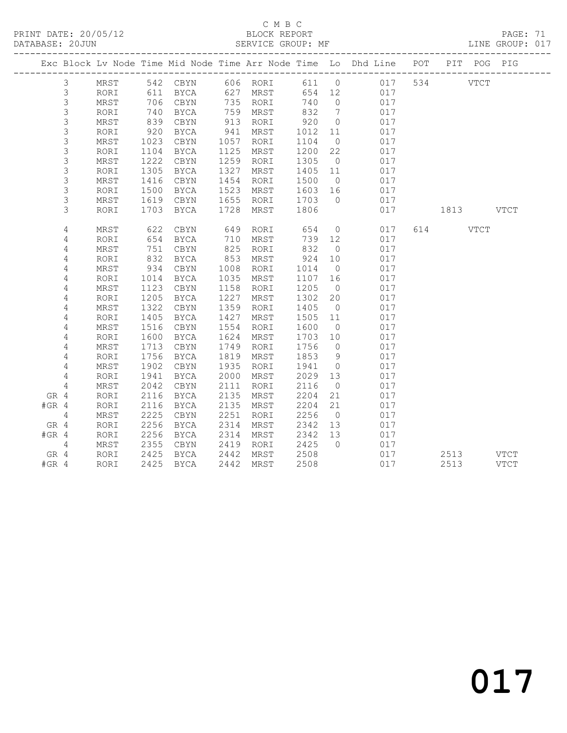C M B C

PRINT DATE: 20/05/12 BLOCK REPORT PAGE: 71
DATABASE: 20JUN SERVICE GROUP: MF LINE GROUP: 017

| Exc | Block | Lv | Node | Time | Mid Node | Time | Arr Node | Time | Lo | Dhd Line | POT | PIT | POG | PIG |
|---|---|---|---|---|---|---|---|---|---|---|---|---|---|---|
| | 3 | | MRST | 542 | CBYN | 606 | RORI | 611 | 0 | 017 | 534 | | VTCT | |
| | 3 | | RORI | 611 | BYCA | 627 | MRST | 654 | 12 | 017 | | | | |
| | 3 | | MRST | 706 | CBYN | 735 | RORI | 740 | 0 | 017 | | | | |
| | 3 | | RORI | 740 | BYCA | 759 | MRST | 832 | 7 | 017 | | | | |
| | 3 | | MRST | 839 | CBYN | 913 | RORI | 920 | 0 | 017 | | | | |
| | 3 | | RORI | 920 | BYCA | 941 | MRST | 1012 | 11 | 017 | | | | |
| | 3 | | MRST | 1023 | CBYN | 1057 | RORI | 1104 | 0 | 017 | | | | |
| | 3 | | RORI | 1104 | BYCA | 1125 | MRST | 1200 | 22 | 017 | | | | |
| | 3 | | MRST | 1222 | CBYN | 1259 | RORI | 1305 | 0 | 017 | | | | |
| | 3 | | RORI | 1305 | BYCA | 1327 | MRST | 1405 | 11 | 017 | | | | |
| | 3 | | MRST | 1416 | CBYN | 1454 | RORI | 1500 | 0 | 017 | | | | |
| | 3 | | RORI | 1500 | BYCA | 1523 | MRST | 1603 | 16 | 017 | | | | |
| | 3 | | MRST | 1619 | CBYN | 1655 | RORI | 1703 | 0 | 017 | | | | |
| | 3 | | RORI | 1703 | BYCA | 1728 | MRST | 1806 | | 017 | | 1813 | | VTCT |
| | 4 | | MRST | 622 | CBYN | 649 | RORI | 654 | 0 | 017 | 614 | | VTCT | |
| | 4 | | RORI | 654 | BYCA | 710 | MRST | 739 | 12 | 017 | | | | |
| | 4 | | MRST | 751 | CBYN | 825 | RORI | 832 | 0 | 017 | | | | |
| | 4 | | RORI | 832 | BYCA | 853 | MRST | 924 | 10 | 017 | | | | |
| | 4 | | MRST | 934 | CBYN | 1008 | RORI | 1014 | 0 | 017 | | | | |
| | 4 | | RORI | 1014 | BYCA | 1035 | MRST | 1107 | 16 | 017 | | | | |
| | 4 | | MRST | 1123 | CBYN | 1158 | RORI | 1205 | 0 | 017 | | | | |
| | 4 | | RORI | 1205 | BYCA | 1227 | MRST | 1302 | 20 | 017 | | | | |
| | 4 | | MRST | 1322 | CBYN | 1359 | RORI | 1405 | 0 | 017 | | | | |
| | 4 | | RORI | 1405 | BYCA | 1427 | MRST | 1505 | 11 | 017 | | | | |
| | 4 | | MRST | 1516 | CBYN | 1554 | RORI | 1600 | 0 | 017 | | | | |
| | 4 | | RORI | 1600 | BYCA | 1624 | MRST | 1703 | 10 | 017 | | | | |
| | 4 | | MRST | 1713 | CBYN | 1749 | RORI | 1756 | 0 | 017 | | | | |
| | 4 | | RORI | 1756 | BYCA | 1819 | MRST | 1853 | 9 | 017 | | | | |
| | 4 | | MRST | 1902 | CBYN | 1935 | RORI | 1941 | 0 | 017 | | | | |
| | 4 | | RORI | 1941 | BYCA | 2000 | MRST | 2029 | 13 | 017 | | | | |
| | 4 | | MRST | 2042 | CBYN | 2111 | RORI | 2116 | 0 | 017 | | | | |
| GR | 4 | | RORI | 2116 | BYCA | 2135 | MRST | 2204 | 21 | 017 | | | | |
| #GR | 4 | | RORI | 2116 | BYCA | 2135 | MRST | 2204 | 21 | 017 | | | | |
| | 4 | | MRST | 2225 | CBYN | 2251 | RORI | 2256 | 0 | 017 | | | | |
| GR | 4 | | RORI | 2256 | BYCA | 2314 | MRST | 2342 | 13 | 017 | | | | |
| #GR | 4 | | RORI | 2256 | BYCA | 2314 | MRST | 2342 | 13 | 017 | | | | |
| | 4 | | MRST | 2355 | CBYN | 2419 | RORI | 2425 | 0 | 017 | | | | |
| GR | 4 | | RORI | 2425 | BYCA | 2442 | MRST | 2508 | | 017 | | 2513 | | VTCT |
| #GR | 4 | | RORI | 2425 | BYCA | 2442 | MRST | 2508 | | 017 | | 2513 | | VTCT |

017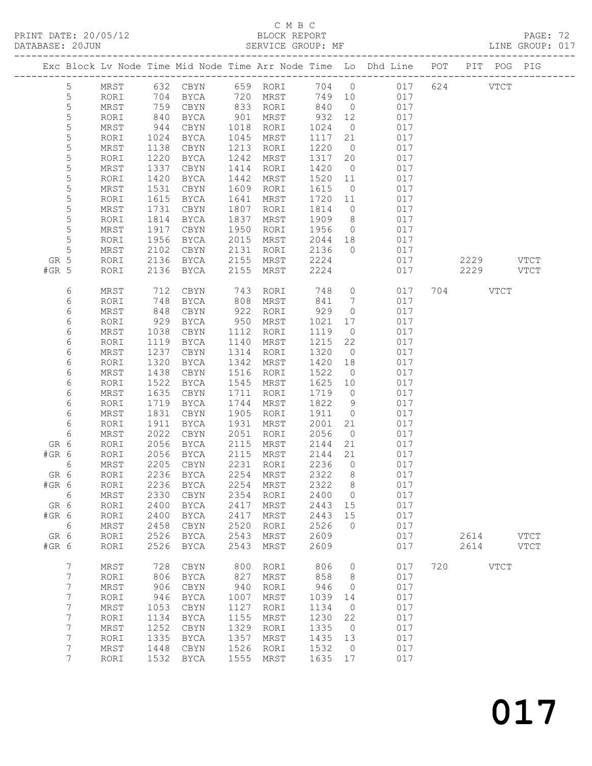C M B C

PRINT DATE: 20/05/12 BLOCK REPORT

DATABASE: 20JUN SERVICE GROUP: MF LINE GROUP: 017

| Exc | Block | Lv | Node | Time | Mid Node | Time | Arr Node | Time | Lo | Dhd Line | POT | PIT | POG | PIG |
|---|---|---|---|---|---|---|---|---|---|---|---|---|---|---|
| | 5 | | MRST | 632 | CBYN | 659 | RORI | 704 | 0 | 017 | 624 | | VTCT | |
| | 5 | | RORI | 704 | BYCA | 720 | MRST | 749 | 10 | 017 | | | | |
| | 5 | | MRST | 759 | CBYN | 833 | RORI | 840 | 0 | 017 | | | | |
| | 5 | | RORI | 840 | BYCA | 901 | MRST | 932 | 12 | 017 | | | | |
| | 5 | | MRST | 944 | CBYN | 1018 | RORI | 1024 | 0 | 017 | | | | |
| | 5 | | RORI | 1024 | BYCA | 1045 | MRST | 1117 | 21 | 017 | | | | |
| | 5 | | MRST | 1138 | CBYN | 1213 | RORI | 1220 | 0 | 017 | | | | |
| | 5 | | RORI | 1220 | BYCA | 1242 | MRST | 1317 | 20 | 017 | | | | |
| | 5 | | MRST | 1337 | CBYN | 1414 | RORI | 1420 | 0 | 017 | | | | |
| | 5 | | RORI | 1420 | BYCA | 1442 | MRST | 1520 | 11 | 017 | | | | |
| | 5 | | MRST | 1531 | CBYN | 1609 | RORI | 1615 | 0 | 017 | | | | |
| | 5 | | RORI | 1615 | BYCA | 1641 | MRST | 1720 | 11 | 017 | | | | |
| | 5 | | MRST | 1731 | CBYN | 1807 | RORI | 1814 | 0 | 017 | | | | |
| | 5 | | RORI | 1814 | BYCA | 1837 | MRST | 1909 | 8 | 017 | | | | |
| | 5 | | MRST | 1917 | CBYN | 1950 | RORI | 1956 | 0 | 017 | | | | |
| | 5 | | RORI | 1956 | BYCA | 2015 | MRST | 2044 | 18 | 017 | | | | |
| | 5 | | MRST | 2102 | CBYN | 2131 | RORI | 2136 | 0 | 017 | | | | |
| GR | 5 | | RORI | 2136 | BYCA | 2155 | MRST | 2224 | | 017 | | 2229 | | VTCT |
| #GR | 5 | | RORI | 2136 | BYCA | 2155 | MRST | 2224 | | 017 | | 2229 | | VTCT |
| | 6 | | MRST | 712 | CBYN | 743 | RORI | 748 | 0 | 017 | 704 | | VTCT | |
| | 6 | | RORI | 748 | BYCA | 808 | MRST | 841 | 7 | 017 | | | | |
| | 6 | | MRST | 848 | CBYN | 922 | RORI | 929 | 0 | 017 | | | | |
| | 6 | | RORI | 929 | BYCA | 950 | MRST | 1021 | 17 | 017 | | | | |
| | 6 | | MRST | 1038 | CBYN | 1112 | RORI | 1119 | 0 | 017 | | | | |
| | 6 | | RORI | 1119 | BYCA | 1140 | MRST | 1215 | 22 | 017 | | | | |
| | 6 | | MRST | 1237 | CBYN | 1314 | RORI | 1320 | 0 | 017 | | | | |
| | 6 | | RORI | 1320 | BYCA | 1342 | MRST | 1420 | 18 | 017 | | | | |
| | 6 | | MRST | 1438 | CBYN | 1516 | RORI | 1522 | 0 | 017 | | | | |
| | 6 | | RORI | 1522 | BYCA | 1545 | MRST | 1625 | 10 | 017 | | | | |
| | 6 | | MRST | 1635 | CBYN | 1711 | RORI | 1719 | 0 | 017 | | | | |
| | 6 | | RORI | 1719 | BYCA | 1744 | MRST | 1822 | 9 | 017 | | | | |
| | 6 | | MRST | 1831 | CBYN | 1905 | RORI | 1911 | 0 | 017 | | | | |
| | 6 | | RORI | 1911 | BYCA | 1931 | MRST | 2001 | 21 | 017 | | | | |
| | 6 | | MRST | 2022 | CBYN | 2051 | RORI | 2056 | 0 | 017 | | | | |
| GR | 6 | | RORI | 2056 | BYCA | 2115 | MRST | 2144 | 21 | 017 | | | | |
| #GR | 6 | | RORI | 2056 | BYCA | 2115 | MRST | 2144 | 21 | 017 | | | | |
| | 6 | | MRST | 2205 | CBYN | 2231 | RORI | 2236 | 0 | 017 | | | | |
| GR | 6 | | RORI | 2236 | BYCA | 2254 | MRST | 2322 | 8 | 017 | | | | |
| #GR | 6 | | RORI | 2236 | BYCA | 2254 | MRST | 2322 | 8 | 017 | | | | |
| | 6 | | MRST | 2330 | CBYN | 2354 | RORI | 2400 | 0 | 017 | | | | |
| GR | 6 | | RORI | 2400 | BYCA | 2417 | MRST | 2443 | 15 | 017 | | | | |
| #GR | 6 | | RORI | 2400 | BYCA | 2417 | MRST | 2443 | 15 | 017 | | | | |
| | 6 | | MRST | 2458 | CBYN | 2520 | RORI | 2526 | 0 | 017 | | | | |
| GR | 6 | | RORI | 2526 | BYCA | 2543 | MRST | 2609 | | 017 | | 2614 | | VTCT |
| #GR | 6 | | RORI | 2526 | BYCA | 2543 | MRST | 2609 | | 017 | | 2614 | | VTCT |
| | 7 | | MRST | 728 | CBYN | 800 | RORI | 806 | 0 | 017 | 720 | | VTCT | |
| | 7 | | RORI | 806 | BYCA | 827 | MRST | 858 | 8 | 017 | | | | |
| | 7 | | MRST | 906 | CBYN | 940 | RORI | 946 | 0 | 017 | | | | |
| | 7 | | RORI | 946 | BYCA | 1007 | MRST | 1039 | 14 | 017 | | | | |
| | 7 | | MRST | 1053 | CBYN | 1127 | RORI | 1134 | 0 | 017 | | | | |
| | 7 | | RORI | 1134 | BYCA | 1155 | MRST | 1230 | 22 | 017 | | | | |
| | 7 | | MRST | 1252 | CBYN | 1329 | RORI | 1335 | 0 | 017 | | | | |
| | 7 | | RORI | 1335 | BYCA | 1357 | MRST | 1435 | 13 | 017 | | | | |
| | 7 | | MRST | 1448 | CBYN | 1526 | RORI | 1532 | 0 | 017 | | | | |
| | 7 | | RORI | 1532 | BYCA | 1555 | MRST | 1635 | 17 | 017 | | | | |

# 017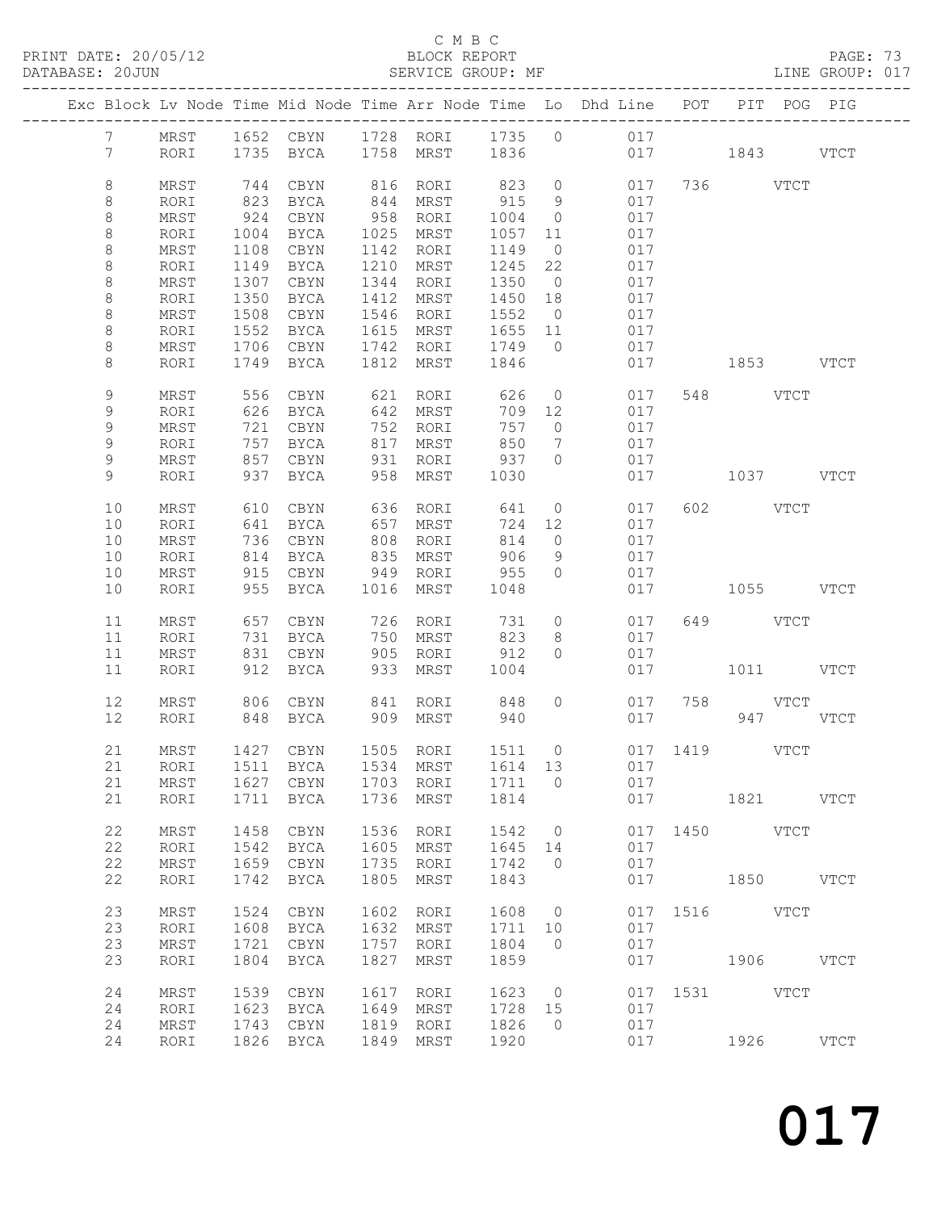C M B C

BLOCK REPORT

SERVICE GROUP: MF

LINE GROUP: 017

| Exc | Block | Lv | Node | Time | Mid Node | Time | Arr Node | Time | Lo | Dhd Line | POT | PIT | POG | PIG |
|---|---|---|---|---|---|---|---|---|---|---|---|---|---|---|
| | 7 | | MRST | 1652 | CBYN | 1728 | RORI | 1735 | 0 | 017 | | | | |
| | 7 | | RORI | 1735 | BYCA | 1758 | MRST | 1836 | | 017 | | 1843 | | VTCT |
| | 8 | | MRST | 744 | CBYN | 816 | RORI | 823 | 0 | 017 | 736 | | VTCT | |
| | 8 | | RORI | 823 | BYCA | 844 | MRST | 915 | 9 | 017 | | | | |
| | 8 | | MRST | 924 | CBYN | 958 | RORI | 1004 | 0 | 017 | | | | |
| | 8 | | RORI | 1004 | BYCA | 1025 | MRST | 1057 | 11 | 017 | | | | |
| | 8 | | MRST | 1108 | CBYN | 1142 | RORI | 1149 | 0 | 017 | | | | |
| | 8 | | RORI | 1149 | BYCA | 1210 | MRST | 1245 | 22 | 017 | | | | |
| | 8 | | MRST | 1307 | CBYN | 1344 | RORI | 1350 | 0 | 017 | | | | |
| | 8 | | RORI | 1350 | BYCA | 1412 | MRST | 1450 | 18 | 017 | | | | |
| | 8 | | MRST | 1508 | CBYN | 1546 | RORI | 1552 | 0 | 017 | | | | |
| | 8 | | RORI | 1552 | BYCA | 1615 | MRST | 1655 | 11 | 017 | | | | |
| | 8 | | MRST | 1706 | CBYN | 1742 | RORI | 1749 | 0 | 017 | | | | |
| | 8 | | RORI | 1749 | BYCA | 1812 | MRST | 1846 | | 017 | | 1853 | | VTCT |
| | 9 | | MRST | 556 | CBYN | 621 | RORI | 626 | 0 | 017 | 548 | | VTCT | |
| | 9 | | RORI | 626 | BYCA | 642 | MRST | 709 | 12 | 017 | | | | |
| | 9 | | MRST | 721 | CBYN | 752 | RORI | 757 | 0 | 017 | | | | |
| | 9 | | RORI | 757 | BYCA | 817 | MRST | 850 | 7 | 017 | | | | |
| | 9 | | MRST | 857 | CBYN | 931 | RORI | 937 | 0 | 017 | | | | |
| | 9 | | RORI | 937 | BYCA | 958 | MRST | 1030 | | 017 | | 1037 | | VTCT |
| | 10 | | MRST | 610 | CBYN | 636 | RORI | 641 | 0 | 017 | 602 | | VTCT | |
| | 10 | | RORI | 641 | BYCA | 657 | MRST | 724 | 12 | 017 | | | | |
| | 10 | | MRST | 736 | CBYN | 808 | RORI | 814 | 0 | 017 | | | | |
| | 10 | | RORI | 814 | BYCA | 835 | MRST | 906 | 9 | 017 | | | | |
| | 10 | | MRST | 915 | CBYN | 949 | RORI | 955 | 0 | 017 | | | | |
| | 10 | | RORI | 955 | BYCA | 1016 | MRST | 1048 | | 017 | | 1055 | | VTCT |
| | 11 | | MRST | 657 | CBYN | 726 | RORI | 731 | 0 | 017 | 649 | | VTCT | |
| | 11 | | RORI | 731 | BYCA | 750 | MRST | 823 | 8 | 017 | | | | |
| | 11 | | MRST | 831 | CBYN | 905 | RORI | 912 | 0 | 017 | | | | |
| | 11 | | RORI | 912 | BYCA | 933 | MRST | 1004 | | 017 | | 1011 | | VTCT |
| | 12 | | MRST | 806 | CBYN | 841 | RORI | 848 | 0 | 017 | 758 | | VTCT | |
| | 12 | | RORI | 848 | BYCA | 909 | MRST | 940 | | 017 | | 947 | | VTCT |
| | 21 | | MRST | 1427 | CBYN | 1505 | RORI | 1511 | 0 | 017 | 1419 | | VTCT | |
| | 21 | | RORI | 1511 | BYCA | 1534 | MRST | 1614 | 13 | 017 | | | | |
| | 21 | | MRST | 1627 | CBYN | 1703 | RORI | 1711 | 0 | 017 | | | | |
| | 21 | | RORI | 1711 | BYCA | 1736 | MRST | 1814 | | 017 | | 1821 | | VTCT |
| | 22 | | MRST | 1458 | CBYN | 1536 | RORI | 1542 | 0 | 017 | 1450 | | VTCT | |
| | 22 | | RORI | 1542 | BYCA | 1605 | MRST | 1645 | 14 | 017 | | | | |
| | 22 | | MRST | 1659 | CBYN | 1735 | RORI | 1742 | 0 | 017 | | | | |
| | 22 | | RORI | 1742 | BYCA | 1805 | MRST | 1843 | | 017 | | 1850 | | VTCT |
| | 23 | | MRST | 1524 | CBYN | 1602 | RORI | 1608 | 0 | 017 | 1516 | | VTCT | |
| | 23 | | RORI | 1608 | BYCA | 1632 | MRST | 1711 | 10 | 017 | | | | |
| | 23 | | MRST | 1721 | CBYN | 1757 | RORI | 1804 | 0 | 017 | | | | |
| | 23 | | RORI | 1804 | BYCA | 1827 | MRST | 1859 | | 017 | | 1906 | | VTCT |
| | 24 | | MRST | 1539 | CBYN | 1617 | RORI | 1623 | 0 | 017 | 1531 | | VTCT | |
| | 24 | | RORI | 1623 | BYCA | 1649 | MRST | 1728 | 15 | 017 | | | | |
| | 24 | | MRST | 1743 | CBYN | 1819 | RORI | 1826 | 0 | 017 | | | | |
| | 24 | | RORI | 1826 | BYCA | 1849 | MRST | 1920 | | 017 | | 1926 | | VTCT |

017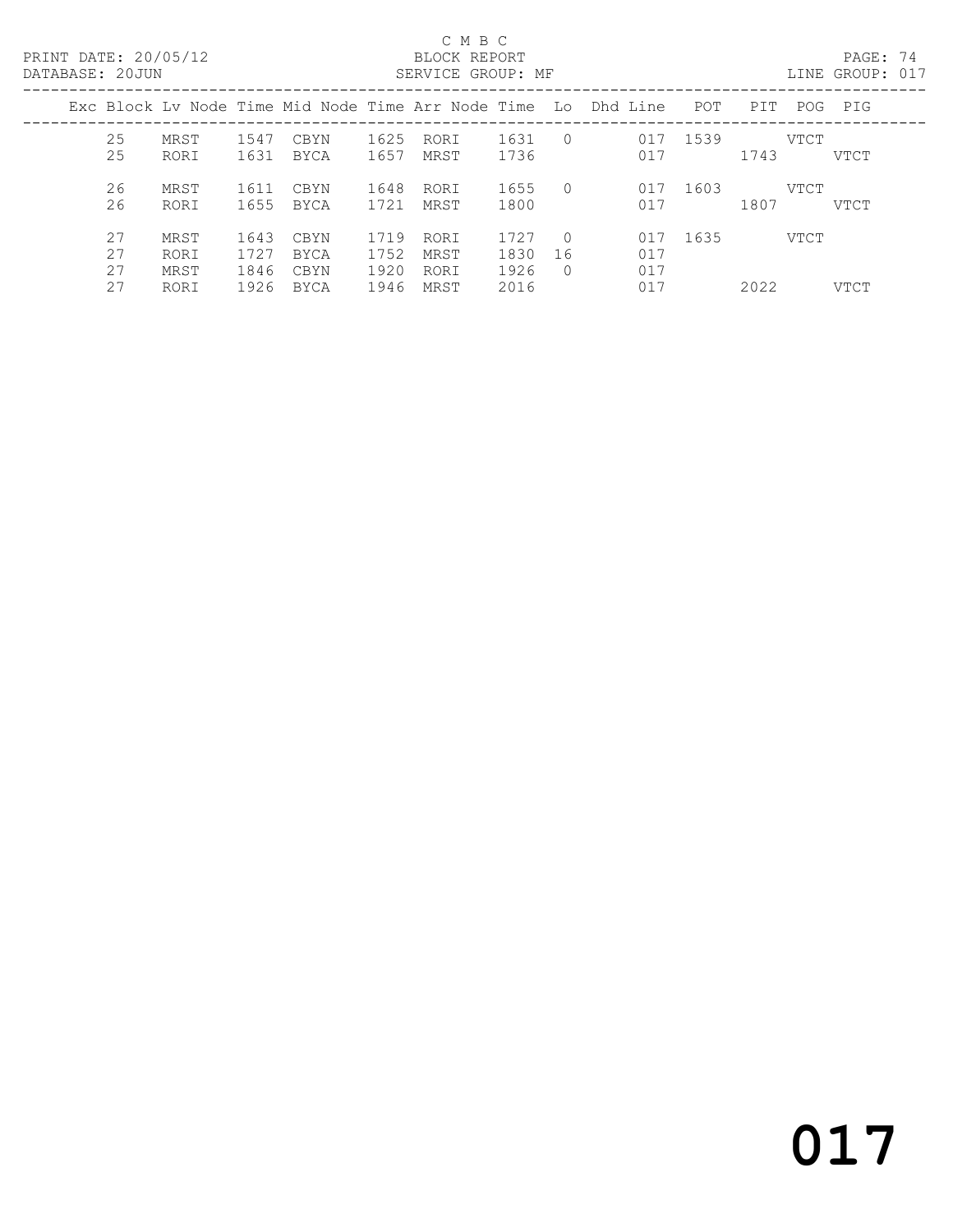C M B C
BLOCK REPORT
SERVICE GROUP: MF

PRINT DATE: 20/05/12
DATABASE: 20JUN

LINE GROUP: 017

| Exc | Block | Lv Node | Time | Mid Node | Time | Arr Node | Time | Lo | Dhd Line | POT | PIT | POG | PIG |
|---|---|---|---|---|---|---|---|---|---|---|---|---|---|
| | 25 | MRST | 1547 | CBYN | 1625 | RORI | 1631 | 0 | 017 | 1539 | | VTCT | |
| | 25 | RORI | 1631 | BYCA | 1657 | MRST | 1736 | | 017 | | 1743 | | VTCT |
| | 26 | MRST | 1611 | CBYN | 1648 | RORI | 1655 | 0 | 017 | 1603 | | VTCT | |
| | 26 | RORI | 1655 | BYCA | 1721 | MRST | 1800 | | 017 | | 1807 | | VTCT |
| | 27 | MRST | 1643 | CBYN | 1719 | RORI | 1727 | 0 | 017 | 1635 | | VTCT | |
| | 27 | RORI | 1727 | BYCA | 1752 | MRST | 1830 | 16 | 017 | | | | |
| | 27 | MRST | 1846 | CBYN | 1920 | RORI | 1926 | 0 | 017 | | | | |
| | 27 | RORI | 1926 | BYCA | 1946 | MRST | 2016 | | 017 | | 2022 | | VTCT |

017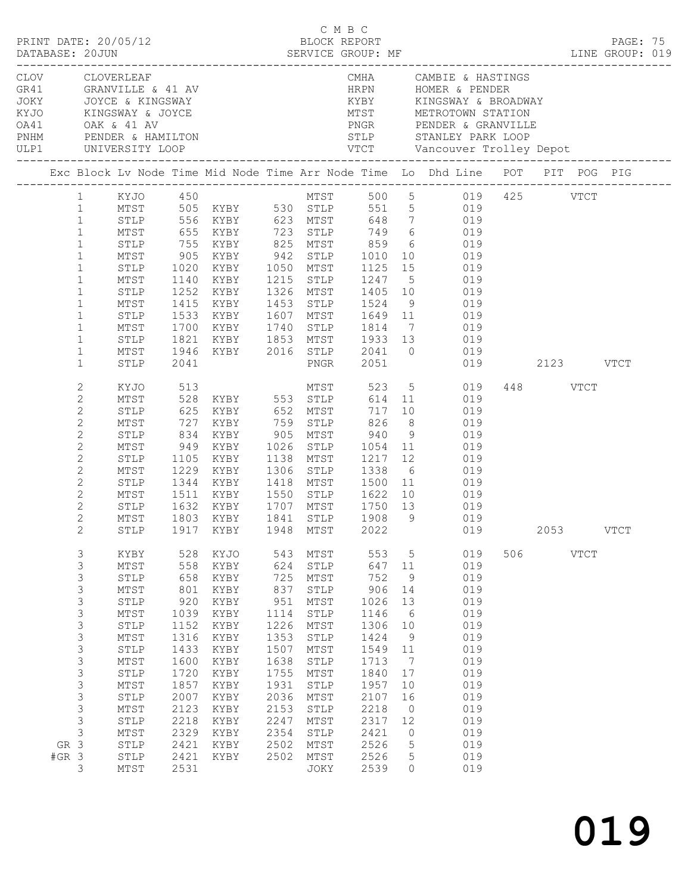C M B C

PRINT DATE: 20/05/12 BLOCK REPORT
DATABASE: 20JUN SERVICE GROUP: MF LINE GROUP: 019

| Code | Location | Code | Location |
|---|---|---|---|
| CLOV | CLOVERLEAF | CMHA | CAMBIE & HASTINGS |
| GR41 | GRANVILLE & 41 AV | HRPN | HOMER & PENDER |
| JOKY | JOYCE & KINGSWAY | KYBY | KINGSWAY & BROADWAY |
| KYJO | KINGSWAY & JOYCE | MTST | METROTOWN STATION |
| OA41 | OAK & 41 AV | PNGR | PENDER & GRANVILLE |
| PNHM | PENDER & HAMILTON | STLP | STANLEY PARK LOOP |
| ULP1 | UNIVERSITY LOOP | VTCT | Vancouver Trolley Depot |

| Exc | Block | Lv Node | Time | Mid Node | Time | Arr Node | Time | Lo | Dhd Line | POT | PIT | POG | PIG |
|---|---|---|---|---|---|---|---|---|---|---|---|---|---|
| | 1 | KYJO | 450 | | | MTST | 500 | 5 | 019 | 425 | | VTCT | |
| | 1 | MTST | 505 | KYBY | 530 | STLP | 551 | 5 | 019 | | | | |
| | 1 | STLP | 556 | KYBY | 623 | MTST | 648 | 7 | 019 | | | | |
| | 1 | MTST | 655 | KYBY | 723 | STLP | 749 | 6 | 019 | | | | |
| | 1 | STLP | 755 | KYBY | 825 | MTST | 859 | 6 | 019 | | | | |
| | 1 | MTST | 905 | KYBY | 942 | STLP | 1010 | 10 | 019 | | | | |
| | 1 | STLP | 1020 | KYBY | 1050 | MTST | 1125 | 15 | 019 | | | | |
| | 1 | MTST | 1140 | KYBY | 1215 | STLP | 1247 | 5 | 019 | | | | |
| | 1 | STLP | 1252 | KYBY | 1326 | MTST | 1405 | 10 | 019 | | | | |
| | 1 | MTST | 1415 | KYBY | 1453 | STLP | 1524 | 9 | 019 | | | | |
| | 1 | STLP | 1533 | KYBY | 1607 | MTST | 1649 | 11 | 019 | | | | |
| | 1 | MTST | 1700 | KYBY | 1740 | STLP | 1814 | 7 | 019 | | | | |
| | 1 | STLP | 1821 | KYBY | 1853 | MTST | 1933 | 13 | 019 | | | | |
| | 1 | MTST | 1946 | KYBY | 2016 | STLP | 2041 | 0 | 019 | | | | |
| | 1 | STLP | 2041 | | | PNGR | 2051 | | 019 | | 2123 | | VTCT |
| | 2 | KYJO | 513 | | | MTST | 523 | 5 | 019 | 448 | | VTCT | |
| | 2 | MTST | 528 | KYBY | 553 | STLP | 614 | 11 | 019 | | | | |
| | 2 | STLP | 625 | KYBY | 652 | MTST | 717 | 10 | 019 | | | | |
| | 2 | MTST | 727 | KYBY | 759 | STLP | 826 | 8 | 019 | | | | |
| | 2 | STLP | 834 | KYBY | 905 | MTST | 940 | 9 | 019 | | | | |
| | 2 | MTST | 949 | KYBY | 1026 | STLP | 1054 | 11 | 019 | | | | |
| | 2 | STLP | 1105 | KYBY | 1138 | MTST | 1217 | 12 | 019 | | | | |
| | 2 | MTST | 1229 | KYBY | 1306 | STLP | 1338 | 6 | 019 | | | | |
| | 2 | STLP | 1344 | KYBY | 1418 | MTST | 1500 | 11 | 019 | | | | |
| | 2 | MTST | 1511 | KYBY | 1550 | STLP | 1622 | 10 | 019 | | | | |
| | 2 | STLP | 1632 | KYBY | 1707 | MTST | 1750 | 13 | 019 | | | | |
| | 2 | MTST | 1803 | KYBY | 1841 | STLP | 1908 | 9 | 019 | | | | |
| | 2 | STLP | 1917 | KYBY | 1948 | MTST | 2022 | | 019 | | 2053 | | VTCT |
| | 3 | KYBY | 528 | KYJO | 543 | MTST | 553 | 5 | 019 | 506 | | VTCT | |
| | 3 | MTST | 558 | KYBY | 624 | STLP | 647 | 11 | 019 | | | | |
| | 3 | STLP | 658 | KYBY | 725 | MTST | 752 | 9 | 019 | | | | |
| | 3 | MTST | 801 | KYBY | 837 | STLP | 906 | 14 | 019 | | | | |
| | 3 | STLP | 920 | KYBY | 951 | MTST | 1026 | 13 | 019 | | | | |
| | 3 | MTST | 1039 | KYBY | 1114 | STLP | 1146 | 6 | 019 | | | | |
| | 3 | STLP | 1152 | KYBY | 1226 | MTST | 1306 | 10 | 019 | | | | |
| | 3 | MTST | 1316 | KYBY | 1353 | STLP | 1424 | 9 | 019 | | | | |
| | 3 | STLP | 1433 | KYBY | 1507 | MTST | 1549 | 11 | 019 | | | | |
| | 3 | MTST | 1600 | KYBY | 1638 | STLP | 1713 | 7 | 019 | | | | |
| | 3 | STLP | 1720 | KYBY | 1755 | MTST | 1840 | 17 | 019 | | | | |
| | 3 | MTST | 1857 | KYBY | 1931 | STLP | 1957 | 10 | 019 | | | | |
| | 3 | STLP | 2007 | KYBY | 2036 | MTST | 2107 | 16 | 019 | | | | |
| | 3 | MTST | 2123 | KYBY | 2153 | STLP | 2218 | 0 | 019 | | | | |
| | 3 | STLP | 2218 | KYBY | 2247 | MTST | 2317 | 12 | 019 | | | | |
| | 3 | MTST | 2329 | KYBY | 2354 | STLP | 2421 | 0 | 019 | | | | |
| GR | 3 | STLP | 2421 | KYBY | 2502 | MTST | 2526 | 5 | 019 | | | | |
| #GR | 3 | STLP | 2421 | KYBY | 2502 | MTST | 2526 | 5 | 019 | | | | |
| | 3 | MTST | 2531 | | | JOKY | 2539 | 0 | 019 | | | | |

019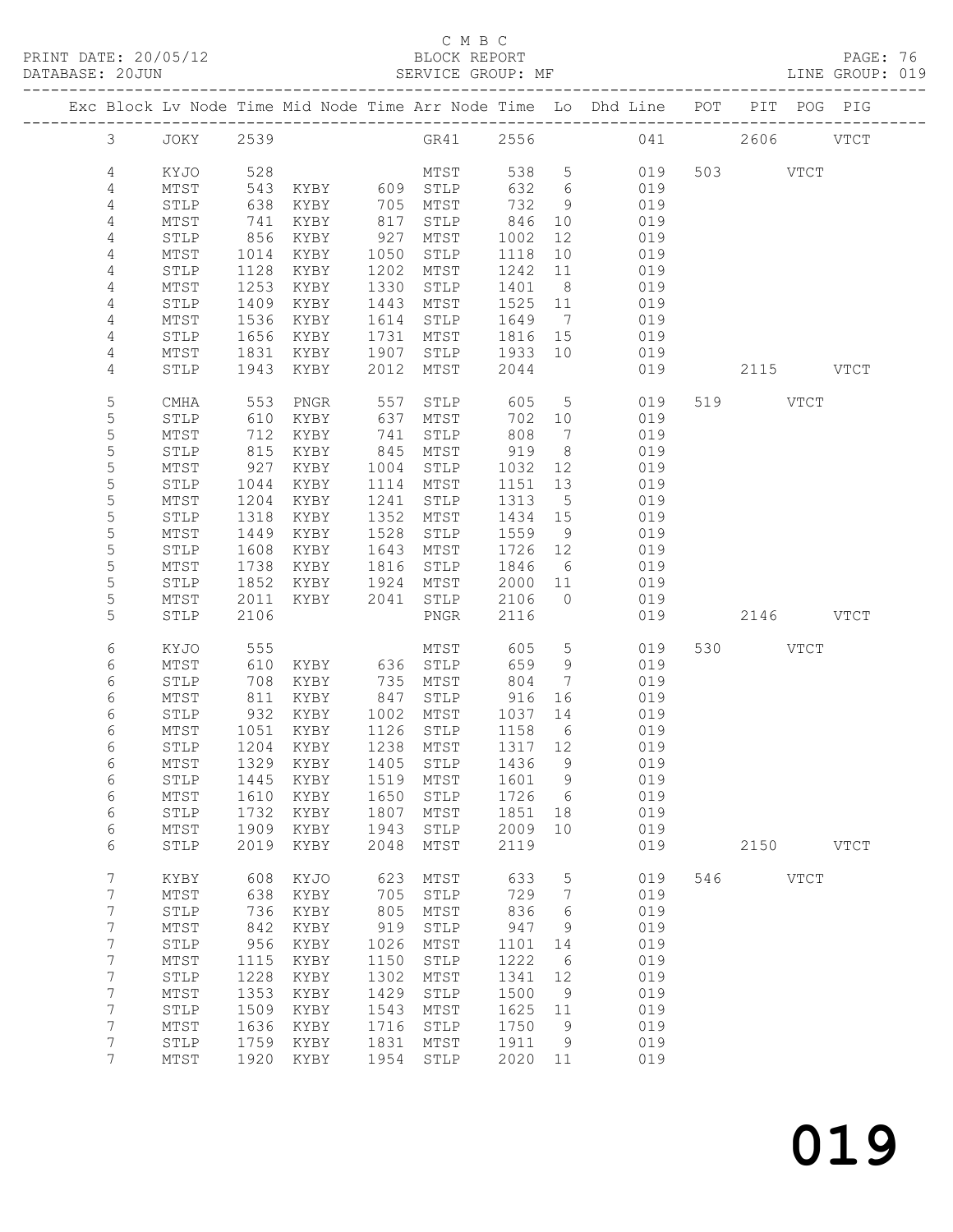C M B C
PRINT DATE: 20/05/12 BLOCK REPORT
DATABASE: 20JUN SERVICE GROUP: MF LINE GROUP: 019

| Exc | Block | Lv | Node | Time | Mid Node | Time | Arr Node | Time | Lo | Dhd Line | POT | PIT | POG | PIG |
|---|---|---|---|---|---|---|---|---|---|---|---|---|---|---|
| | 3 | | JOKY | 2539 | | | GR41 | 2556 | | 041 | | 2606 | | VTCT |
| | 4 | | KYJO | 528 | | | MTST | 538 | 5 | 019 | 503 | | VTCT | |
| | 4 | | MTST | 543 | KYBY | 609 | STLP | 632 | 6 | 019 | | | | |
| | 4 | | STLP | 638 | KYBY | 705 | MTST | 732 | 9 | 019 | | | | |
| | 4 | | MTST | 741 | KYBY | 817 | STLP | 846 | 10 | 019 | | | | |
| | 4 | | STLP | 856 | KYBY | 927 | MTST | 1002 | 12 | 019 | | | | |
| | 4 | | MTST | 1014 | KYBY | 1050 | STLP | 1118 | 10 | 019 | | | | |
| | 4 | | STLP | 1128 | KYBY | 1202 | MTST | 1242 | 11 | 019 | | | | |
| | 4 | | MTST | 1253 | KYBY | 1330 | STLP | 1401 | 8 | 019 | | | | |
| | 4 | | STLP | 1409 | KYBY | 1443 | MTST | 1525 | 11 | 019 | | | | |
| | 4 | | MTST | 1536 | KYBY | 1614 | STLP | 1649 | 7 | 019 | | | | |
| | 4 | | STLP | 1656 | KYBY | 1731 | MTST | 1816 | 15 | 019 | | | | |
| | 4 | | MTST | 1831 | KYBY | 1907 | STLP | 1933 | 10 | 019 | | | | |
| | 4 | | STLP | 1943 | KYBY | 2012 | MTST | 2044 | | 019 | | 2115 | | VTCT |
| | 5 | | CMHA | 553 | PNGR | 557 | STLP | 605 | 5 | 019 | 519 | | VTCT | |
| | 5 | | STLP | 610 | KYBY | 637 | MTST | 702 | 10 | 019 | | | | |
| | 5 | | MTST | 712 | KYBY | 741 | STLP | 808 | 7 | 019 | | | | |
| | 5 | | STLP | 815 | KYBY | 845 | MTST | 919 | 8 | 019 | | | | |
| | 5 | | MTST | 927 | KYBY | 1004 | STLP | 1032 | 12 | 019 | | | | |
| | 5 | | STLP | 1044 | KYBY | 1114 | MTST | 1151 | 13 | 019 | | | | |
| | 5 | | MTST | 1204 | KYBY | 1241 | STLP | 1313 | 5 | 019 | | | | |
| | 5 | | STLP | 1318 | KYBY | 1352 | MTST | 1434 | 15 | 019 | | | | |
| | 5 | | MTST | 1449 | KYBY | 1528 | STLP | 1559 | 9 | 019 | | | | |
| | 5 | | STLP | 1608 | KYBY | 1643 | MTST | 1726 | 12 | 019 | | | | |
| | 5 | | MTST | 1738 | KYBY | 1816 | STLP | 1846 | 6 | 019 | | | | |
| | 5 | | STLP | 1852 | KYBY | 1924 | MTST | 2000 | 11 | 019 | | | | |
| | 5 | | MTST | 2011 | KYBY | 2041 | STLP | 2106 | 0 | 019 | | | | |
| | 5 | | STLP | 2106 | | | PNGR | 2116 | | 019 | | 2146 | | VTCT |
| | 6 | | KYJO | 555 | | | MTST | 605 | 5 | 019 | 530 | | VTCT | |
| | 6 | | MTST | 610 | KYBY | 636 | STLP | 659 | 9 | 019 | | | | |
| | 6 | | STLP | 708 | KYBY | 735 | MTST | 804 | 7 | 019 | | | | |
| | 6 | | MTST | 811 | KYBY | 847 | STLP | 916 | 16 | 019 | | | | |
| | 6 | | STLP | 932 | KYBY | 1002 | MTST | 1037 | 14 | 019 | | | | |
| | 6 | | MTST | 1051 | KYBY | 1126 | STLP | 1158 | 6 | 019 | | | | |
| | 6 | | STLP | 1204 | KYBY | 1238 | MTST | 1317 | 12 | 019 | | | | |
| | 6 | | MTST | 1329 | KYBY | 1405 | STLP | 1436 | 9 | 019 | | | | |
| | 6 | | STLP | 1445 | KYBY | 1519 | MTST | 1601 | 9 | 019 | | | | |
| | 6 | | MTST | 1610 | KYBY | 1650 | STLP | 1726 | 6 | 019 | | | | |
| | 6 | | STLP | 1732 | KYBY | 1807 | MTST | 1851 | 18 | 019 | | | | |
| | 6 | | MTST | 1909 | KYBY | 1943 | STLP | 2009 | 10 | 019 | | | | |
| | 6 | | STLP | 2019 | KYBY | 2048 | MTST | 2119 | | 019 | | 2150 | | VTCT |
| | 7 | | KYBY | 608 | KYJO | 623 | MTST | 633 | 5 | 019 | 546 | | VTCT | |
| | 7 | | MTST | 638 | KYBY | 705 | STLP | 729 | 7 | 019 | | | | |
| | 7 | | STLP | 736 | KYBY | 805 | MTST | 836 | 6 | 019 | | | | |
| | 7 | | MTST | 842 | KYBY | 919 | STLP | 947 | 9 | 019 | | | | |
| | 7 | | STLP | 956 | KYBY | 1026 | MTST | 1101 | 14 | 019 | | | | |
| | 7 | | MTST | 1115 | KYBY | 1150 | STLP | 1222 | 6 | 019 | | | | |
| | 7 | | STLP | 1228 | KYBY | 1302 | MTST | 1341 | 12 | 019 | | | | |
| | 7 | | MTST | 1353 | KYBY | 1429 | STLP | 1500 | 9 | 019 | | | | |
| | 7 | | STLP | 1509 | KYBY | 1543 | MTST | 1625 | 11 | 019 | | | | |
| | 7 | | MTST | 1636 | KYBY | 1716 | STLP | 1750 | 9 | 019 | | | | |
| | 7 | | STLP | 1759 | KYBY | 1831 | MTST | 1911 | 9 | 019 | | | | |
| | 7 | | MTST | 1920 | KYBY | 1954 | STLP | 2020 | 11 | 019 | | | | |

019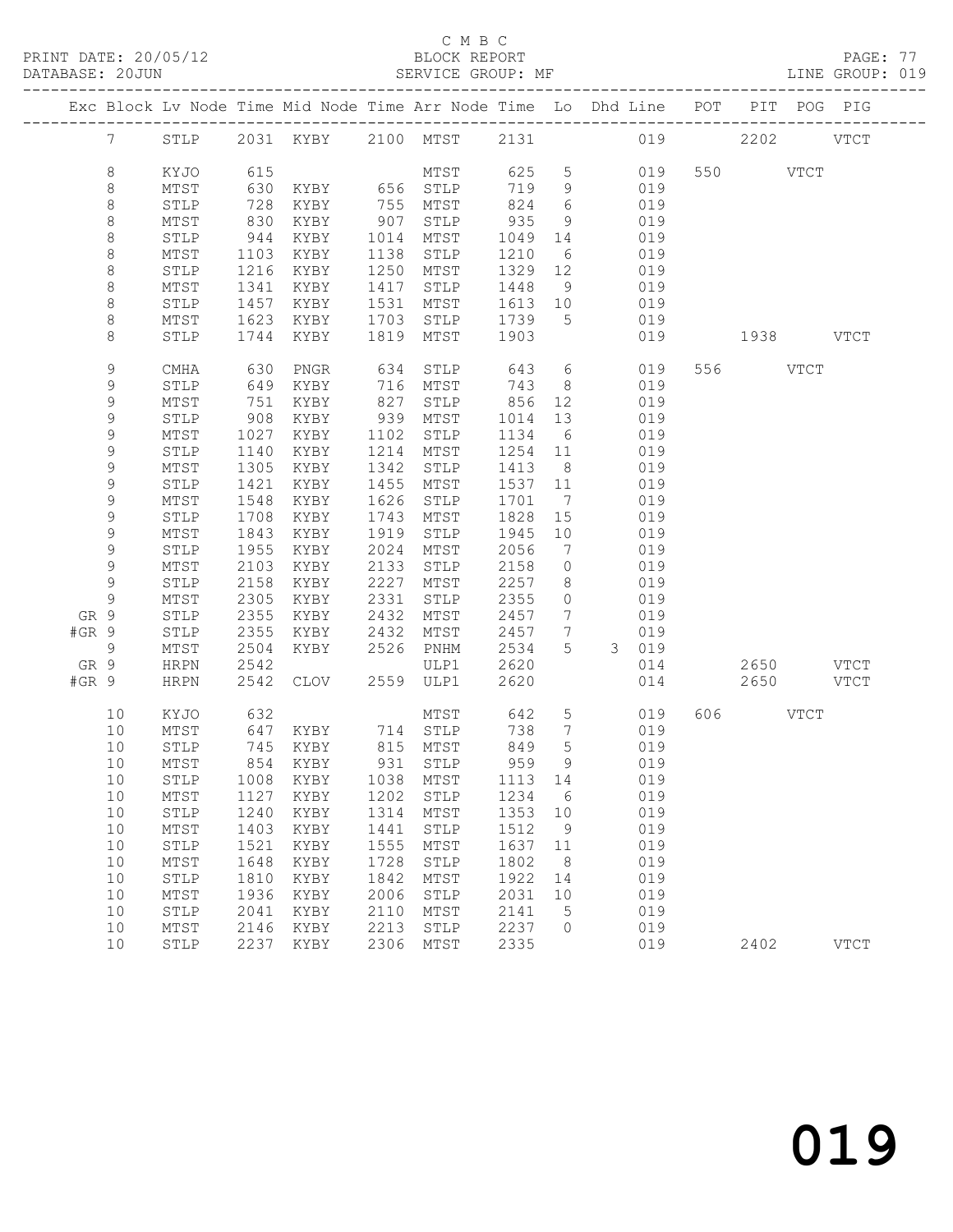C M B C
PRINT DATE: 20/05/12 BLOCK REPORT PAGE: 77
DATABASE: 20JUN SERVICE GROUP: MF LINE GROUP: 019

| Exc | Block | Lv | Node | Time | Mid Node | Time | Arr Node | Time | Lo | Dhd | Line | POT | PIT | POG | PIG |
|---|---|---|---|---|---|---|---|---|---|---|---|---|---|---|---|
| | 7 | | STLP | 2031 | KYBY | 2100 | MTST | 2131 | | | 019 | | 2202 | | VTCT |
| | 8 | | KYJO | 615 | | | MTST | 625 | 5 | | 019 | 550 | | VTCT | |
| | 8 | | MTST | 630 | KYBY | 656 | STLP | 719 | 9 | | 019 | | | | |
| | 8 | | STLP | 728 | KYBY | 755 | MTST | 824 | 6 | | 019 | | | | |
| | 8 | | MTST | 830 | KYBY | 907 | STLP | 935 | 9 | | 019 | | | | |
| | 8 | | STLP | 944 | KYBY | 1014 | MTST | 1049 | 14 | | 019 | | | | |
| | 8 | | MTST | 1103 | KYBY | 1138 | STLP | 1210 | 6 | | 019 | | | | |
| | 8 | | STLP | 1216 | KYBY | 1250 | MTST | 1329 | 12 | | 019 | | | | |
| | 8 | | MTST | 1341 | KYBY | 1417 | STLP | 1448 | 9 | | 019 | | | | |
| | 8 | | STLP | 1457 | KYBY | 1531 | MTST | 1613 | 10 | | 019 | | | | |
| | 8 | | MTST | 1623 | KYBY | 1703 | STLP | 1739 | 5 | | 019 | | | | |
| | 8 | | STLP | 1744 | KYBY | 1819 | MTST | 1903 | | | 019 | | 1938 | | VTCT |
| | 9 | | CMHA | 630 | PNGR | 634 | STLP | 643 | 6 | | 019 | 556 | | VTCT | |
| | 9 | | STLP | 649 | KYBY | 716 | MTST | 743 | 8 | | 019 | | | | |
| | 9 | | MTST | 751 | KYBY | 827 | STLP | 856 | 12 | | 019 | | | | |
| | 9 | | STLP | 908 | KYBY | 939 | MTST | 1014 | 13 | | 019 | | | | |
| | 9 | | MTST | 1027 | KYBY | 1102 | STLP | 1134 | 6 | | 019 | | | | |
| | 9 | | STLP | 1140 | KYBY | 1214 | MTST | 1254 | 11 | | 019 | | | | |
| | 9 | | MTST | 1305 | KYBY | 1342 | STLP | 1413 | 8 | | 019 | | | | |
| | 9 | | STLP | 1421 | KYBY | 1455 | MTST | 1537 | 11 | | 019 | | | | |
| | 9 | | MTST | 1548 | KYBY | 1626 | STLP | 1701 | 7 | | 019 | | | | |
| | 9 | | STLP | 1708 | KYBY | 1743 | MTST | 1828 | 15 | | 019 | | | | |
| | 9 | | MTST | 1843 | KYBY | 1919 | STLP | 1945 | 10 | | 019 | | | | |
| | 9 | | STLP | 1955 | KYBY | 2024 | MTST | 2056 | 7 | | 019 | | | | |
| | 9 | | MTST | 2103 | KYBY | 2133 | STLP | 2158 | 0 | | 019 | | | | |
| | 9 | | STLP | 2158 | KYBY | 2227 | MTST | 2257 | 8 | | 019 | | | | |
| | 9 | | MTST | 2305 | KYBY | 2331 | STLP | 2355 | 0 | | 019 | | | | |
| GR | 9 | | STLP | 2355 | KYBY | 2432 | MTST | 2457 | 7 | | 019 | | | | |
| #GR | 9 | | STLP | 2355 | KYBY | 2432 | MTST | 2457 | 7 | | 019 | | | | |
| | 9 | | MTST | 2504 | KYBY | 2526 | PNHM | 2534 | 5 | 3 | 019 | | | | |
| GR | 9 | | HRPN | 2542 | | | ULP1 | 2620 | | | 014 | | 2650 | | VTCT |
| #GR | 9 | | HRPN | 2542 | CLOV | 2559 | ULP1 | 2620 | | | 014 | | 2650 | | VTCT |
| | 10 | | KYJO | 632 | | | MTST | 642 | 5 | | 019 | 606 | | VTCT | |
| | 10 | | MTST | 647 | KYBY | 714 | STLP | 738 | 7 | | 019 | | | | |
| | 10 | | STLP | 745 | KYBY | 815 | MTST | 849 | 5 | | 019 | | | | |
| | 10 | | MTST | 854 | KYBY | 931 | STLP | 959 | 9 | | 019 | | | | |
| | 10 | | STLP | 1008 | KYBY | 1038 | MTST | 1113 | 14 | | 019 | | | | |
| | 10 | | MTST | 1127 | KYBY | 1202 | STLP | 1234 | 6 | | 019 | | | | |
| | 10 | | STLP | 1240 | KYBY | 1314 | MTST | 1353 | 10 | | 019 | | | | |
| | 10 | | MTST | 1403 | KYBY | 1441 | STLP | 1512 | 9 | | 019 | | | | |
| | 10 | | STLP | 1521 | KYBY | 1555 | MTST | 1637 | 11 | | 019 | | | | |
| | 10 | | MTST | 1648 | KYBY | 1728 | STLP | 1802 | 8 | | 019 | | | | |
| | 10 | | STLP | 1810 | KYBY | 1842 | MTST | 1922 | 14 | | 019 | | | | |
| | 10 | | MTST | 1936 | KYBY | 2006 | STLP | 2031 | 10 | | 019 | | | | |
| | 10 | | STLP | 2041 | KYBY | 2110 | MTST | 2141 | 5 | | 019 | | | | |
| | 10 | | MTST | 2146 | KYBY | 2213 | STLP | 2237 | 0 | | 019 | | | | |
| | 10 | | STLP | 2237 | KYBY | 2306 | MTST | 2335 | | | 019 | | 2402 | | VTCT |

019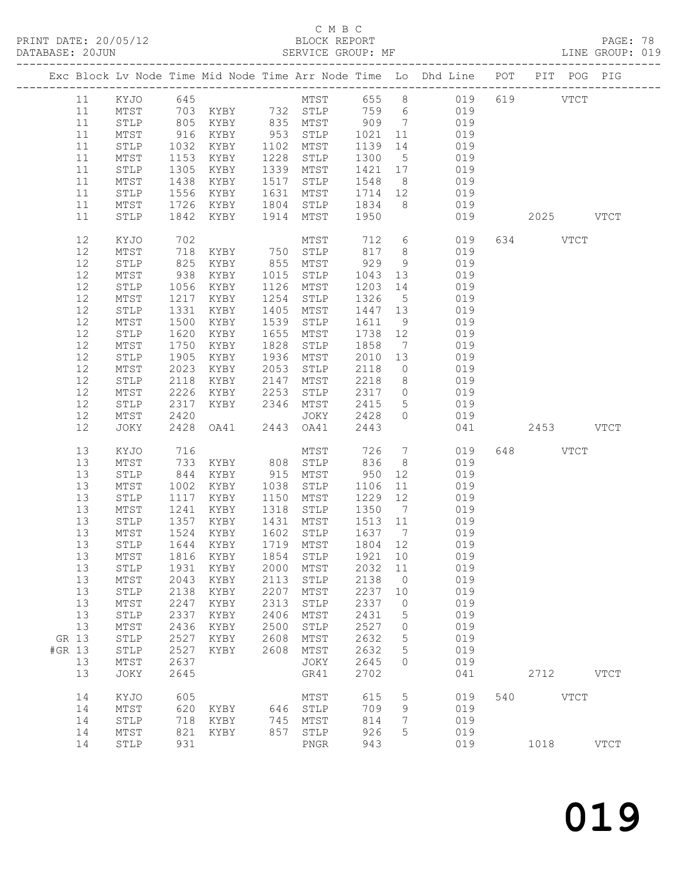C M B C
BLOCK REPORT
SERVICE GROUP: MF

PRINT DATE: 20/05/12
DATABASE: 20JUN
LINE GROUP: 019

| Exc | Block | Lv Node | Time | Mid Node | Time | Arr Node | Time | Lo | Dhd Line | POT | PIT | POG | PIG |
|---|---|---|---|---|---|---|---|---|---|---|---|---|---|
| | 11 | KYJO | 645 | | | MTST | 655 | 8 | 019 | 619 | | VTCT | |
| | 11 | MTST | 703 | KYBY | 732 | STLP | 759 | 6 | 019 | | | | |
| | 11 | STLP | 805 | KYBY | 835 | MTST | 909 | 7 | 019 | | | | |
| | 11 | MTST | 916 | KYBY | 953 | STLP | 1021 | 11 | 019 | | | | |
| | 11 | STLP | 1032 | KYBY | 1102 | MTST | 1139 | 14 | 019 | | | | |
| | 11 | MTST | 1153 | KYBY | 1228 | STLP | 1300 | 5 | 019 | | | | |
| | 11 | STLP | 1305 | KYBY | 1339 | MTST | 1421 | 17 | 019 | | | | |
| | 11 | MTST | 1438 | KYBY | 1517 | STLP | 1548 | 8 | 019 | | | | |
| | 11 | STLP | 1556 | KYBY | 1631 | MTST | 1714 | 12 | 019 | | | | |
| | 11 | MTST | 1726 | KYBY | 1804 | STLP | 1834 | 8 | 019 | | | | |
| | 11 | STLP | 1842 | KYBY | 1914 | MTST | 1950 | | 019 | | 2025 | | VTCT |
| | 12 | KYJO | 702 | | | MTST | 712 | 6 | 019 | 634 | | VTCT | |
| | 12 | MTST | 718 | KYBY | 750 | STLP | 817 | 8 | 019 | | | | |
| | 12 | STLP | 825 | KYBY | 855 | MTST | 929 | 9 | 019 | | | | |
| | 12 | MTST | 938 | KYBY | 1015 | STLP | 1043 | 13 | 019 | | | | |
| | 12 | STLP | 1056 | KYBY | 1126 | MTST | 1203 | 14 | 019 | | | | |
| | 12 | MTST | 1217 | KYBY | 1254 | STLP | 1326 | 5 | 019 | | | | |
| | 12 | STLP | 1331 | KYBY | 1405 | MTST | 1447 | 13 | 019 | | | | |
| | 12 | MTST | 1500 | KYBY | 1539 | STLP | 1611 | 9 | 019 | | | | |
| | 12 | STLP | 1620 | KYBY | 1655 | MTST | 1738 | 12 | 019 | | | | |
| | 12 | MTST | 1750 | KYBY | 1828 | STLP | 1858 | 7 | 019 | | | | |
| | 12 | STLP | 1905 | KYBY | 1936 | MTST | 2010 | 13 | 019 | | | | |
| | 12 | MTST | 2023 | KYBY | 2053 | STLP | 2118 | 0 | 019 | | | | |
| | 12 | STLP | 2118 | KYBY | 2147 | MTST | 2218 | 8 | 019 | | | | |
| | 12 | MTST | 2226 | KYBY | 2253 | STLP | 2317 | 0 | 019 | | | | |
| | 12 | STLP | 2317 | KYBY | 2346 | MTST | 2415 | 5 | 019 | | | | |
| | 12 | MTST | 2420 | | | JOKY | 2428 | 0 | 019 | | | | |
| | 12 | JOKY | 2428 | OA41 | 2443 | OA41 | 2443 | | 041 | | 2453 | | VTCT |
| | 13 | KYJO | 716 | | | MTST | 726 | 7 | 019 | 648 | | VTCT | |
| | 13 | MTST | 733 | KYBY | 808 | STLP | 836 | 8 | 019 | | | | |
| | 13 | STLP | 844 | KYBY | 915 | MTST | 950 | 12 | 019 | | | | |
| | 13 | MTST | 1002 | KYBY | 1038 | STLP | 1106 | 11 | 019 | | | | |
| | 13 | STLP | 1117 | KYBY | 1150 | MTST | 1229 | 12 | 019 | | | | |
| | 13 | MTST | 1241 | KYBY | 1318 | STLP | 1350 | 7 | 019 | | | | |
| | 13 | STLP | 1357 | KYBY | 1431 | MTST | 1513 | 11 | 019 | | | | |
| | 13 | MTST | 1524 | KYBY | 1602 | STLP | 1637 | 7 | 019 | | | | |
| | 13 | STLP | 1644 | KYBY | 1719 | MTST | 1804 | 12 | 019 | | | | |
| | 13 | MTST | 1816 | KYBY | 1854 | STLP | 1921 | 10 | 019 | | | | |
| | 13 | STLP | 1931 | KYBY | 2000 | MTST | 2032 | 11 | 019 | | | | |
| | 13 | MTST | 2043 | KYBY | 2113 | STLP | 2138 | 0 | 019 | | | | |
| | 13 | STLP | 2138 | KYBY | 2207 | MTST | 2237 | 10 | 019 | | | | |
| | 13 | MTST | 2247 | KYBY | 2313 | STLP | 2337 | 0 | 019 | | | | |
| | 13 | STLP | 2337 | KYBY | 2406 | MTST | 2431 | 5 | 019 | | | | |
| | 13 | MTST | 2436 | KYBY | 2500 | STLP | 2527 | 0 | 019 | | | | |
| GR | 13 | STLP | 2527 | KYBY | 2608 | MTST | 2632 | 5 | 019 | | | | |
| #GR | 13 | STLP | 2527 | KYBY | 2608 | MTST | 2632 | 5 | 019 | | | | |
| | 13 | MTST | 2637 | | | JOKY | 2645 | 0 | 019 | | | | |
| | 13 | JOKY | 2645 | | | GR41 | 2702 | | 041 | | 2712 | | VTCT |
| | 14 | KYJO | 605 | | | MTST | 615 | 5 | 019 | 540 | | VTCT | |
| | 14 | MTST | 620 | KYBY | 646 | STLP | 709 | 9 | 019 | | | | |
| | 14 | STLP | 718 | KYBY | 745 | MTST | 814 | 7 | 019 | | | | |
| | 14 | MTST | 821 | KYBY | 857 | STLP | 926 | 5 | 019 | | | | |
| | 14 | STLP | 931 | | | PNGR | 943 | | 019 | | 1018 | | VTCT |

019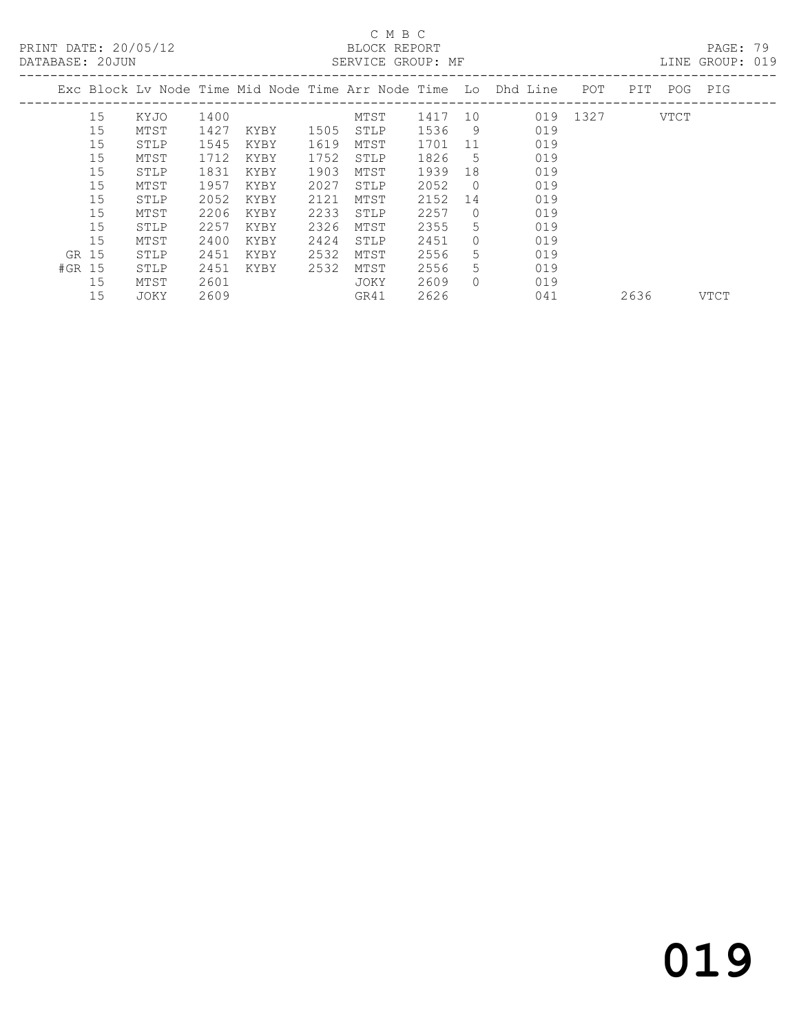C M B C

PRINT DATE: 20/05/12 BLOCK REPORT
DATABASE: 20JUN SERVICE GROUP: MF LINE GROUP: 019

| Exc | Block | Lv | Node | Time | Mid Node | Time | Arr Node | Time | Lo | Dhd Line | POT | PIT | POG | PIG |
|---|---|---|---|---|---|---|---|---|---|---|---|---|---|---|
| | 15 | | KYJO | 1400 | | | MTST | 1417 | 10 | 019 | 1327 | | VTCT | |
| | 15 | | MTST | 1427 | KYBY | 1505 | STLP | 1536 | 9 | 019 | | | | |
| | 15 | | STLP | 1545 | KYBY | 1619 | MTST | 1701 | 11 | 019 | | | | |
| | 15 | | MTST | 1712 | KYBY | 1752 | STLP | 1826 | 5 | 019 | | | | |
| | 15 | | STLP | 1831 | KYBY | 1903 | MTST | 1939 | 18 | 019 | | | | |
| | 15 | | MTST | 1957 | KYBY | 2027 | STLP | 2052 | 0 | 019 | | | | |
| | 15 | | STLP | 2052 | KYBY | 2121 | MTST | 2152 | 14 | 019 | | | | |
| | 15 | | MTST | 2206 | KYBY | 2233 | STLP | 2257 | 0 | 019 | | | | |
| | 15 | | STLP | 2257 | KYBY | 2326 | MTST | 2355 | 5 | 019 | | | | |
| | 15 | | MTST | 2400 | KYBY | 2424 | STLP | 2451 | 0 | 019 | | | | |
| GR | 15 | | STLP | 2451 | KYBY | 2532 | MTST | 2556 | 5 | 019 | | | | |
| #GR | 15 | | STLP | 2451 | KYBY | 2532 | MTST | 2556 | 5 | 019 | | | | |
| | 15 | | MTST | 2601 | | | JOKY | 2609 | 0 | 019 | | | | |
| | 15 | | JOKY | 2609 | | | GR41 | 2626 | | 041 | | 2636 | | VTCT |

019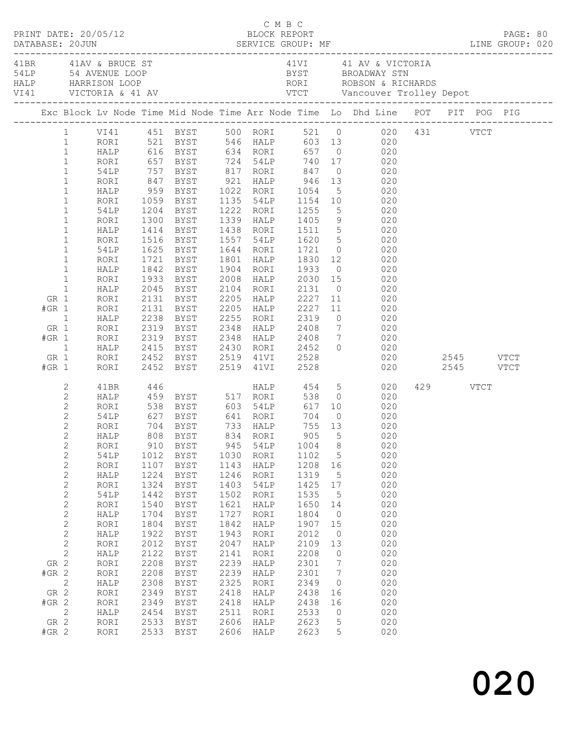C M B C
PRINT DATE: 20/05/12 BLOCK REPORT
DATABASE: 20JUN SERVICE GROUP: MF LINE GROUP: 020

| | | | |
|---|---|---|---|
| 41BR | 41AV & BRUCE ST | 41VI | 41 AV & VICTORIA |
| 54LP | 54 AVENUE LOOP | BYST | BROADWAY STN |
| HALP | HARRISON LOOP | RORI | ROBSON & RICHARDS |
| VI41 | VICTORIA & 41 AV | VTCT | Vancouver Trolley Depot |

| Exc | Block | Lv Node | Time | Mid Node | Time | Arr Node | Time | Lo | Dhd Line | POT | PIT | POG | PIG |
|---|---|---|---|---|---|---|---|---|---|---|---|---|---|
| | 1 | VI41 | 451 | BYST | 500 | RORI | 521 | 0 | 020 | 431 | | VTCT | |
| | 1 | RORI | 521 | BYST | 546 | HALP | 603 | 13 | 020 | | | | |
| | 1 | HALP | 616 | BYST | 634 | RORI | 657 | 0 | 020 | | | | |
| | 1 | RORI | 657 | BYST | 724 | 54LP | 740 | 17 | 020 | | | | |
| | 1 | 54LP | 757 | BYST | 817 | RORI | 847 | 0 | 020 | | | | |
| | 1 | RORI | 847 | BYST | 921 | HALP | 946 | 13 | 020 | | | | |
| | 1 | HALP | 959 | BYST | 1022 | RORI | 1054 | 5 | 020 | | | | |
| | 1 | RORI | 1059 | BYST | 1135 | 54LP | 1154 | 10 | 020 | | | | |
| | 1 | 54LP | 1204 | BYST | 1222 | RORI | 1255 | 5 | 020 | | | | |
| | 1 | RORI | 1300 | BYST | 1339 | HALP | 1405 | 9 | 020 | | | | |
| | 1 | HALP | 1414 | BYST | 1438 | RORI | 1511 | 5 | 020 | | | | |
| | 1 | RORI | 1516 | BYST | 1557 | 54LP | 1620 | 5 | 020 | | | | |
| | 1 | 54LP | 1625 | BYST | 1644 | RORI | 1721 | 0 | 020 | | | | |
| | 1 | RORI | 1721 | BYST | 1801 | HALP | 1830 | 12 | 020 | | | | |
| | 1 | HALP | 1842 | BYST | 1904 | RORI | 1933 | 0 | 020 | | | | |
| | 1 | RORI | 1933 | BYST | 2008 | HALP | 2030 | 15 | 020 | | | | |
| | 1 | HALP | 2045 | BYST | 2104 | RORI | 2131 | 0 | 020 | | | | |
| GR | 1 | RORI | 2131 | BYST | 2205 | HALP | 2227 | 11 | 020 | | | | |
| #GR | 1 | RORI | 2131 | BYST | 2205 | HALP | 2227 | 11 | 020 | | | | |
| | 1 | HALP | 2238 | BYST | 2255 | RORI | 2319 | 0 | 020 | | | | |
| GR | 1 | RORI | 2319 | BYST | 2348 | HALP | 2408 | 7 | 020 | | | | |
| #GR | 1 | RORI | 2319 | BYST | 2348 | HALP | 2408 | 7 | 020 | | | | |
| | 1 | HALP | 2415 | BYST | 2430 | RORI | 2452 | 0 | 020 | | | | |
| GR | 1 | RORI | 2452 | BYST | 2519 | 41VI | 2528 | | 020 | | 2545 | | VTCT |
| #GR | 1 | RORI | 2452 | BYST | 2519 | 41VI | 2528 | | 020 | | 2545 | | VTCT |
| | 2 | 41BR | 446 | | | HALP | 454 | 5 | 020 | 429 | | VTCT | |
| | 2 | HALP | 459 | BYST | 517 | RORI | 538 | 0 | 020 | | | | |
| | 2 | RORI | 538 | BYST | 603 | 54LP | 617 | 10 | 020 | | | | |
| | 2 | 54LP | 627 | BYST | 641 | RORI | 704 | 0 | 020 | | | | |
| | 2 | RORI | 704 | BYST | 733 | HALP | 755 | 13 | 020 | | | | |
| | 2 | HALP | 808 | BYST | 834 | RORI | 905 | 5 | 020 | | | | |
| | 2 | RORI | 910 | BYST | 945 | 54LP | 1004 | 8 | 020 | | | | |
| | 2 | 54LP | 1012 | BYST | 1030 | RORI | 1102 | 5 | 020 | | | | |
| | 2 | RORI | 1107 | BYST | 1143 | HALP | 1208 | 16 | 020 | | | | |
| | 2 | HALP | 1224 | BYST | 1246 | RORI | 1319 | 5 | 020 | | | | |
| | 2 | RORI | 1324 | BYST | 1403 | 54LP | 1425 | 17 | 020 | | | | |
| | 2 | 54LP | 1442 | BYST | 1502 | RORI | 1535 | 5 | 020 | | | | |
| | 2 | RORI | 1540 | BYST | 1621 | HALP | 1650 | 14 | 020 | | | | |
| | 2 | HALP | 1704 | BYST | 1727 | RORI | 1804 | 0 | 020 | | | | |
| | 2 | RORI | 1804 | BYST | 1842 | HALP | 1907 | 15 | 020 | | | | |
| | 2 | HALP | 1922 | BYST | 1943 | RORI | 2012 | 0 | 020 | | | | |
| | 2 | RORI | 2012 | BYST | 2047 | HALP | 2109 | 13 | 020 | | | | |
| | 2 | HALP | 2122 | BYST | 2141 | RORI | 2208 | 0 | 020 | | | | |
| GR | 2 | RORI | 2208 | BYST | 2239 | HALP | 2301 | 7 | 020 | | | | |
| #GR | 2 | RORI | 2208 | BYST | 2239 | HALP | 2301 | 7 | 020 | | | | |
| | 2 | HALP | 2308 | BYST | 2325 | RORI | 2349 | 0 | 020 | | | | |
| GR | 2 | RORI | 2349 | BYST | 2418 | HALP | 2438 | 16 | 020 | | | | |
| #GR | 2 | RORI | 2349 | BYST | 2418 | HALP | 2438 | 16 | 020 | | | | |
| | 2 | HALP | 2454 | BYST | 2511 | RORI | 2533 | 0 | 020 | | | | |
| GR | 2 | RORI | 2533 | BYST | 2606 | HALP | 2623 | 5 | 020 | | | | |
| #GR | 2 | RORI | 2533 | BYST | 2606 | HALP | 2623 | 5 | 020 | | | | |

020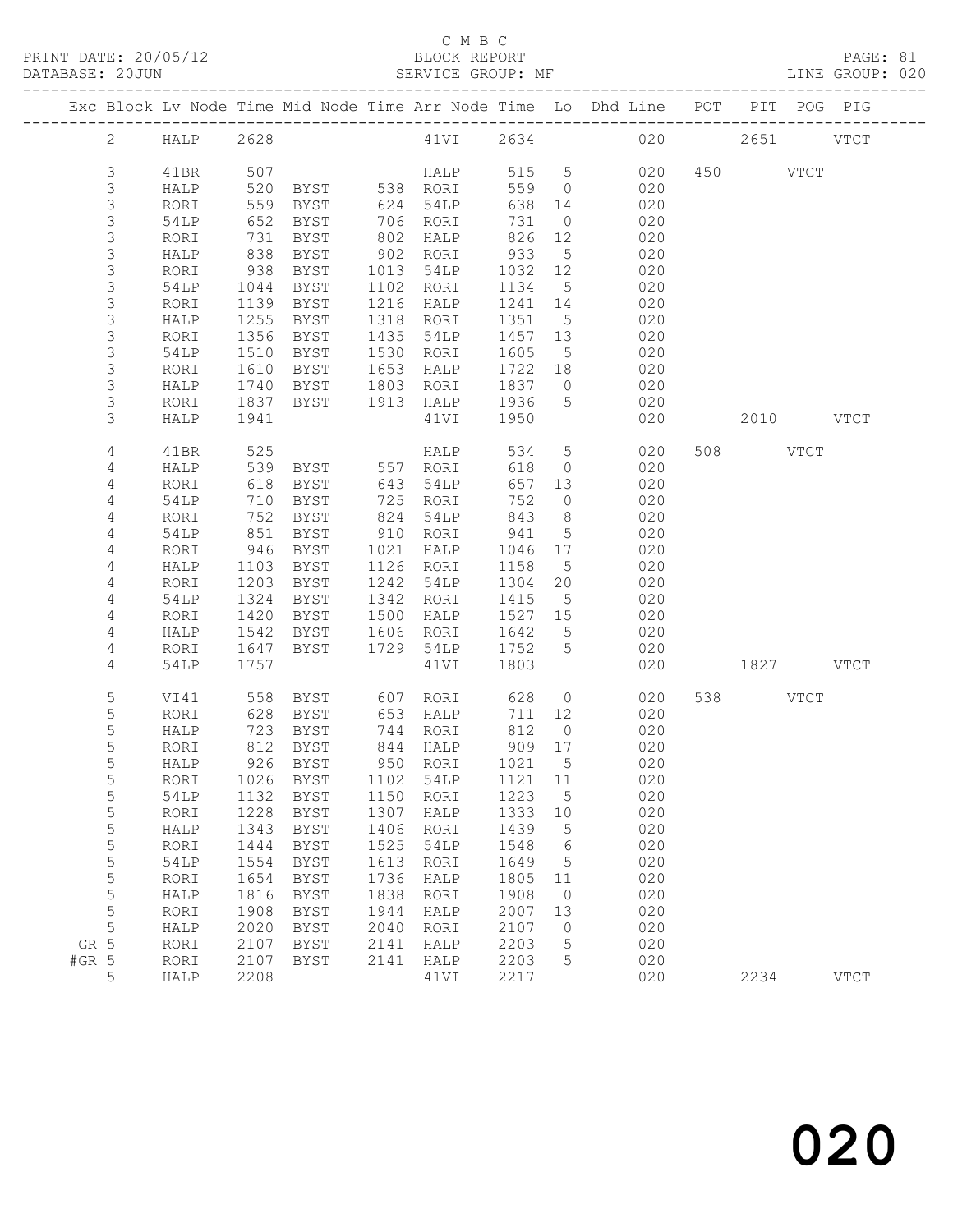C M B C
PRINT DATE: 20/05/12 BLOCK REPORT PAGE: 81
DATABASE: 20JUN SERVICE GROUP: MF LINE GROUP: 020

| Exc | Block | Lv | Node | Time | Mid Node | Time | Arr Node | Time | Lo | Dhd Line | POT | PIT | POG | PIG |
|---|---|---|---|---|---|---|---|---|---|---|---|---|---|---|
| | 2 | | HALP | 2628 | | | 41VI | 2634 | | 020 | | 2651 | | VTCT |
| | 3 | | 41BR | 507 | | | HALP | 515 | 5 | 020 | 450 | | VTCT | |
| | 3 | | HALP | 520 | BYST | 538 | RORI | 559 | 0 | 020 | | | | |
| | 3 | | RORI | 559 | BYST | 624 | 54LP | 638 | 14 | 020 | | | | |
| | 3 | | 54LP | 652 | BYST | 706 | RORI | 731 | 0 | 020 | | | | |
| | 3 | | RORI | 731 | BYST | 802 | HALP | 826 | 12 | 020 | | | | |
| | 3 | | HALP | 838 | BYST | 902 | RORI | 933 | 5 | 020 | | | | |
| | 3 | | RORI | 938 | BYST | 1013 | 54LP | 1032 | 12 | 020 | | | | |
| | 3 | | 54LP | 1044 | BYST | 1102 | RORI | 1134 | 5 | 020 | | | | |
| | 3 | | RORI | 1139 | BYST | 1216 | HALP | 1241 | 14 | 020 | | | | |
| | 3 | | HALP | 1255 | BYST | 1318 | RORI | 1351 | 5 | 020 | | | | |
| | 3 | | RORI | 1356 | BYST | 1435 | 54LP | 1457 | 13 | 020 | | | | |
| | 3 | | 54LP | 1510 | BYST | 1530 | RORI | 1605 | 5 | 020 | | | | |
| | 3 | | RORI | 1610 | BYST | 1653 | HALP | 1722 | 18 | 020 | | | | |
| | 3 | | HALP | 1740 | BYST | 1803 | RORI | 1837 | 0 | 020 | | | | |
| | 3 | | RORI | 1837 | BYST | 1913 | HALP | 1936 | 5 | 020 | | | | |
| | 3 | | HALP | 1941 | | | 41VI | 1950 | | 020 | | 2010 | | VTCT |
| | 4 | | 41BR | 525 | | | HALP | 534 | 5 | 020 | 508 | | VTCT | |
| | 4 | | HALP | 539 | BYST | 557 | RORI | 618 | 0 | 020 | | | | |
| | 4 | | RORI | 618 | BYST | 643 | 54LP | 657 | 13 | 020 | | | | |
| | 4 | | 54LP | 710 | BYST | 725 | RORI | 752 | 0 | 020 | | | | |
| | 4 | | RORI | 752 | BYST | 824 | 54LP | 843 | 8 | 020 | | | | |
| | 4 | | 54LP | 851 | BYST | 910 | RORI | 941 | 5 | 020 | | | | |
| | 4 | | RORI | 946 | BYST | 1021 | HALP | 1046 | 17 | 020 | | | | |
| | 4 | | HALP | 1103 | BYST | 1126 | RORI | 1158 | 5 | 020 | | | | |
| | 4 | | RORI | 1203 | BYST | 1242 | 54LP | 1304 | 20 | 020 | | | | |
| | 4 | | 54LP | 1324 | BYST | 1342 | RORI | 1415 | 5 | 020 | | | | |
| | 4 | | RORI | 1420 | BYST | 1500 | HALP | 1527 | 15 | 020 | | | | |
| | 4 | | HALP | 1542 | BYST | 1606 | RORI | 1642 | 5 | 020 | | | | |
| | 4 | | RORI | 1647 | BYST | 1729 | 54LP | 1752 | 5 | 020 | | | | |
| | 4 | | 54LP | 1757 | | | 41VI | 1803 | | 020 | | 1827 | | VTCT |
| | 5 | | VI41 | 558 | BYST | 607 | RORI | 628 | 0 | 020 | 538 | | VTCT | |
| | 5 | | RORI | 628 | BYST | 653 | HALP | 711 | 12 | 020 | | | | |
| | 5 | | HALP | 723 | BYST | 744 | RORI | 812 | 0 | 020 | | | | |
| | 5 | | RORI | 812 | BYST | 844 | HALP | 909 | 17 | 020 | | | | |
| | 5 | | HALP | 926 | BYST | 950 | RORI | 1021 | 5 | 020 | | | | |
| | 5 | | RORI | 1026 | BYST | 1102 | 54LP | 1121 | 11 | 020 | | | | |
| | 5 | | 54LP | 1132 | BYST | 1150 | RORI | 1223 | 5 | 020 | | | | |
| | 5 | | RORI | 1228 | BYST | 1307 | HALP | 1333 | 10 | 020 | | | | |
| | 5 | | HALP | 1343 | BYST | 1406 | RORI | 1439 | 5 | 020 | | | | |
| | 5 | | RORI | 1444 | BYST | 1525 | 54LP | 1548 | 6 | 020 | | | | |
| | 5 | | 54LP | 1554 | BYST | 1613 | RORI | 1649 | 5 | 020 | | | | |
| | 5 | | RORI | 1654 | BYST | 1736 | HALP | 1805 | 11 | 020 | | | | |
| | 5 | | HALP | 1816 | BYST | 1838 | RORI | 1908 | 0 | 020 | | | | |
| | 5 | | RORI | 1908 | BYST | 1944 | HALP | 2007 | 13 | 020 | | | | |
| | 5 | | HALP | 2020 | BYST | 2040 | RORI | 2107 | 0 | 020 | | | | |
| GR | 5 | | RORI | 2107 | BYST | 2141 | HALP | 2203 | 5 | 020 | | | | |
| #GR | 5 | | RORI | 2107 | BYST | 2141 | HALP | 2203 | 5 | 020 | | | | |
| | 5 | | HALP | 2208 | | | 41VI | 2217 | | 020 | | 2234 | | VTCT |

020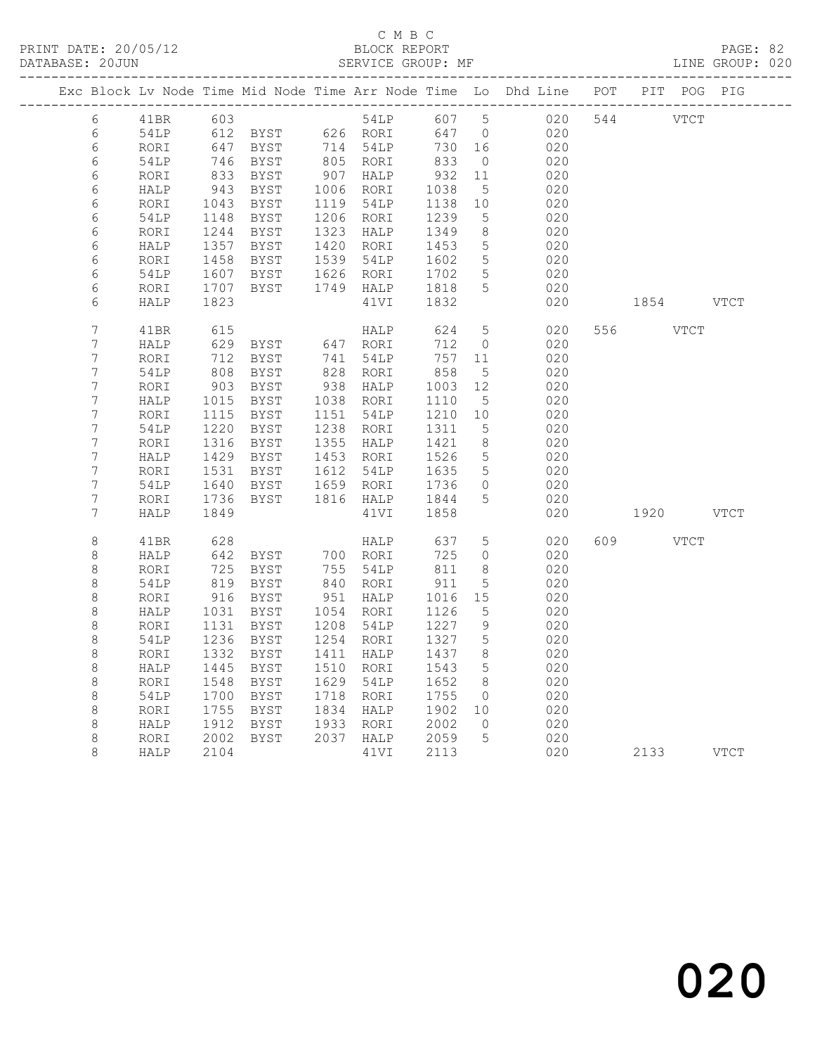C M B C
BLOCK REPORT
SERVICE GROUP: MF

PRINT DATE: 20/05/12
DATABASE: 20JUN
LINE GROUP: 020

| Exc | Block | Lv | Node | Time | Mid Node | Time | Arr Node | Time | Lo | Dhd Line | POT | PIT | POG | PIG |
|---|---|---|---|---|---|---|---|---|---|---|---|---|---|---|
| | 6 | | 41BR | 603 | | | 54LP | 607 | 5 | 020 | 544 | | VTCT | |
| | 6 | | 54LP | 612 | BYST | 626 | RORI | 647 | 0 | 020 | | | | |
| | 6 | | RORI | 647 | BYST | 714 | 54LP | 730 | 16 | 020 | | | | |
| | 6 | | 54LP | 746 | BYST | 805 | RORI | 833 | 0 | 020 | | | | |
| | 6 | | RORI | 833 | BYST | 907 | HALP | 932 | 11 | 020 | | | | |
| | 6 | | HALP | 943 | BYST | 1006 | RORI | 1038 | 5 | 020 | | | | |
| | 6 | | RORI | 1043 | BYST | 1119 | 54LP | 1138 | 10 | 020 | | | | |
| | 6 | | 54LP | 1148 | BYST | 1206 | RORI | 1239 | 5 | 020 | | | | |
| | 6 | | RORI | 1244 | BYST | 1323 | HALP | 1349 | 8 | 020 | | | | |
| | 6 | | HALP | 1357 | BYST | 1420 | RORI | 1453 | 5 | 020 | | | | |
| | 6 | | RORI | 1458 | BYST | 1539 | 54LP | 1602 | 5 | 020 | | | | |
| | 6 | | 54LP | 1607 | BYST | 1626 | RORI | 1702 | 5 | 020 | | | | |
| | 6 | | RORI | 1707 | BYST | 1749 | HALP | 1818 | 5 | 020 | | | | |
| | 6 | | HALP | 1823 | | | 41VI | 1832 | | 020 | | 1854 | | VTCT |
| | 7 | | 41BR | 615 | | | HALP | 624 | 5 | 020 | 556 | | VTCT | |
| | 7 | | HALP | 629 | BYST | 647 | RORI | 712 | 0 | 020 | | | | |
| | 7 | | RORI | 712 | BYST | 741 | 54LP | 757 | 11 | 020 | | | | |
| | 7 | | 54LP | 808 | BYST | 828 | RORI | 858 | 5 | 020 | | | | |
| | 7 | | RORI | 903 | BYST | 938 | HALP | 1003 | 12 | 020 | | | | |
| | 7 | | HALP | 1015 | BYST | 1038 | RORI | 1110 | 5 | 020 | | | | |
| | 7 | | RORI | 1115 | BYST | 1151 | 54LP | 1210 | 10 | 020 | | | | |
| | 7 | | 54LP | 1220 | BYST | 1238 | RORI | 1311 | 5 | 020 | | | | |
| | 7 | | RORI | 1316 | BYST | 1355 | HALP | 1421 | 8 | 020 | | | | |
| | 7 | | HALP | 1429 | BYST | 1453 | RORI | 1526 | 5 | 020 | | | | |
| | 7 | | RORI | 1531 | BYST | 1612 | 54LP | 1635 | 5 | 020 | | | | |
| | 7 | | 54LP | 1640 | BYST | 1659 | RORI | 1736 | 0 | 020 | | | | |
| | 7 | | RORI | 1736 | BYST | 1816 | HALP | 1844 | 5 | 020 | | | | |
| | 7 | | HALP | 1849 | | | 41VI | 1858 | | 020 | | 1920 | | VTCT |
| | 8 | | 41BR | 628 | | | HALP | 637 | 5 | 020 | 609 | | VTCT | |
| | 8 | | HALP | 642 | BYST | 700 | RORI | 725 | 0 | 020 | | | | |
| | 8 | | RORI | 725 | BYST | 755 | 54LP | 811 | 8 | 020 | | | | |
| | 8 | | 54LP | 819 | BYST | 840 | RORI | 911 | 5 | 020 | | | | |
| | 8 | | RORI | 916 | BYST | 951 | HALP | 1016 | 15 | 020 | | | | |
| | 8 | | HALP | 1031 | BYST | 1054 | RORI | 1126 | 5 | 020 | | | | |
| | 8 | | RORI | 1131 | BYST | 1208 | 54LP | 1227 | 9 | 020 | | | | |
| | 8 | | 54LP | 1236 | BYST | 1254 | RORI | 1327 | 5 | 020 | | | | |
| | 8 | | RORI | 1332 | BYST | 1411 | HALP | 1437 | 8 | 020 | | | | |
| | 8 | | HALP | 1445 | BYST | 1510 | RORI | 1543 | 5 | 020 | | | | |
| | 8 | | RORI | 1548 | BYST | 1629 | 54LP | 1652 | 8 | 020 | | | | |
| | 8 | | 54LP | 1700 | BYST | 1718 | RORI | 1755 | 0 | 020 | | | | |
| | 8 | | RORI | 1755 | BYST | 1834 | HALP | 1902 | 10 | 020 | | | | |
| | 8 | | HALP | 1912 | BYST | 1933 | RORI | 2002 | 0 | 020 | | | | |
| | 8 | | RORI | 2002 | BYST | 2037 | HALP | 2059 | 5 | 020 | | | | |
| | 8 | | HALP | 2104 | | | 41VI | 2113 | | 020 | | 2133 | | VTCT |

020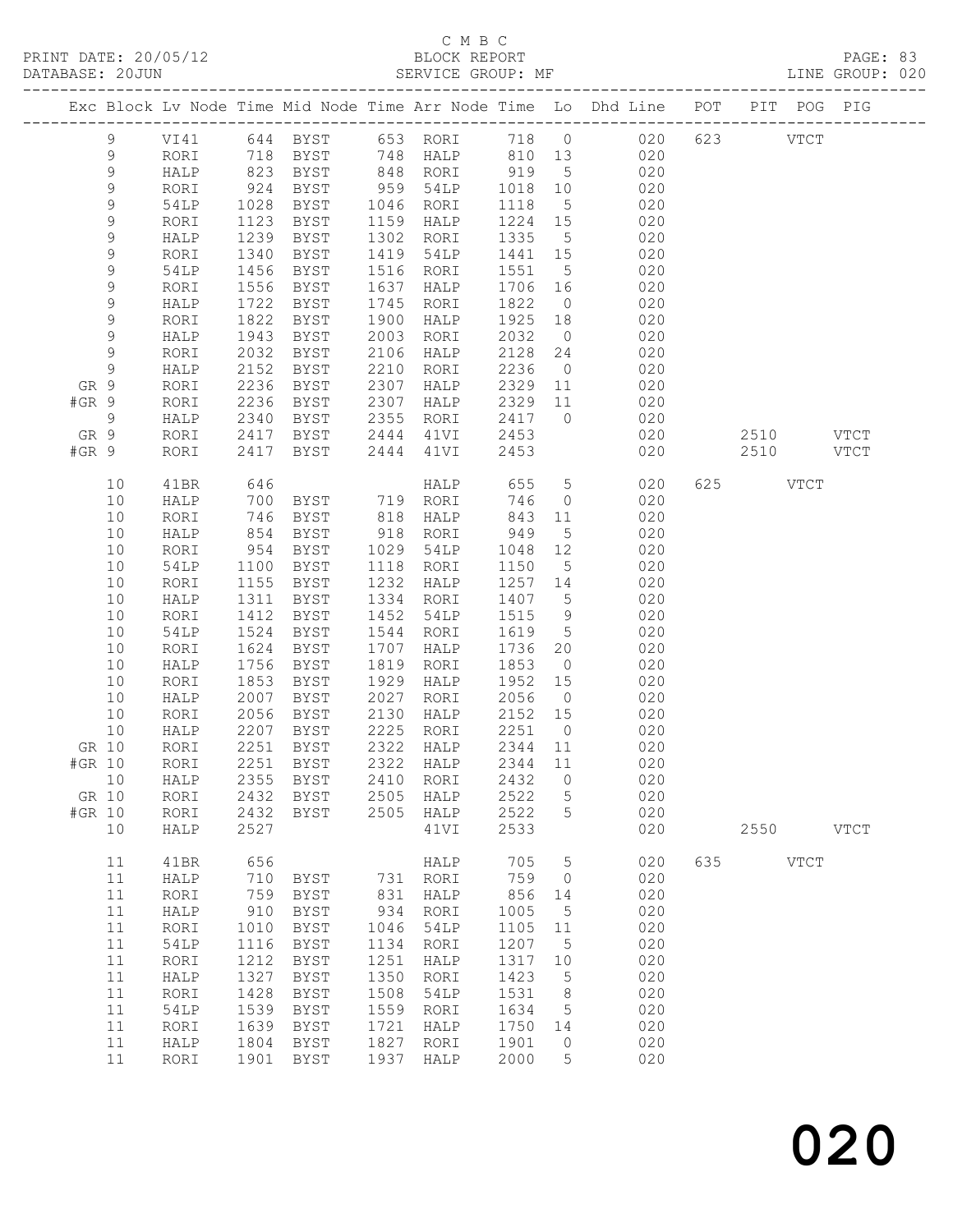C M B C
PRINT DATE: 20/05/12 BLOCK REPORT
DATABASE: 20JUN SERVICE GROUP: MF LINE GROUP: 020

| Exc | Block | Lv Node | Time | Mid Node | Time | Arr Node | Time | Lo | Dhd Line | POT | PIT | POG | PIG |
|---|---|---|---|---|---|---|---|---|---|---|---|---|---|
| | 9 | VI41 | 644 | BYST | 653 | RORI | 718 | 0 | 020 | 623 | | VTCT | |
| | 9 | RORI | 718 | BYST | 748 | HALP | 810 | 13 | 020 | | | | |
| | 9 | HALP | 823 | BYST | 848 | RORI | 919 | 5 | 020 | | | | |
| | 9 | RORI | 924 | BYST | 959 | 54LP | 1018 | 10 | 020 | | | | |
| | 9 | 54LP | 1028 | BYST | 1046 | RORI | 1118 | 5 | 020 | | | | |
| | 9 | RORI | 1123 | BYST | 1159 | HALP | 1224 | 15 | 020 | | | | |
| | 9 | HALP | 1239 | BYST | 1302 | RORI | 1335 | 5 | 020 | | | | |
| | 9 | RORI | 1340 | BYST | 1419 | 54LP | 1441 | 15 | 020 | | | | |
| | 9 | 54LP | 1456 | BYST | 1516 | RORI | 1551 | 5 | 020 | | | | |
| | 9 | RORI | 1556 | BYST | 1637 | HALP | 1706 | 16 | 020 | | | | |
| | 9 | HALP | 1722 | BYST | 1745 | RORI | 1822 | 0 | 020 | | | | |
| | 9 | RORI | 1822 | BYST | 1900 | HALP | 1925 | 18 | 020 | | | | |
| | 9 | HALP | 1943 | BYST | 2003 | RORI | 2032 | 0 | 020 | | | | |
| | 9 | RORI | 2032 | BYST | 2106 | HALP | 2128 | 24 | 020 | | | | |
| | 9 | HALP | 2152 | BYST | 2210 | RORI | 2236 | 0 | 020 | | | | |
| GR | 9 | RORI | 2236 | BYST | 2307 | HALP | 2329 | 11 | 020 | | | | |
| #GR | 9 | RORI | 2236 | BYST | 2307 | HALP | 2329 | 11 | 020 | | | | |
| | 9 | HALP | 2340 | BYST | 2355 | RORI | 2417 | 0 | 020 | | | | |
| GR | 9 | RORI | 2417 | BYST | 2444 | 41VI | 2453 | | 020 | | 2510 | | VTCT |
| #GR | 9 | RORI | 2417 | BYST | 2444 | 41VI | 2453 | | 020 | | 2510 | | VTCT |
| | 10 | 41BR | 646 | | | HALP | 655 | 5 | 020 | 625 | | VTCT | |
| | 10 | HALP | 700 | BYST | 719 | RORI | 746 | 0 | 020 | | | | |
| | 10 | RORI | 746 | BYST | 818 | HALP | 843 | 11 | 020 | | | | |
| | 10 | HALP | 854 | BYST | 918 | RORI | 949 | 5 | 020 | | | | |
| | 10 | RORI | 954 | BYST | 1029 | 54LP | 1048 | 12 | 020 | | | | |
| | 10 | 54LP | 1100 | BYST | 1118 | RORI | 1150 | 5 | 020 | | | | |
| | 10 | RORI | 1155 | BYST | 1232 | HALP | 1257 | 14 | 020 | | | | |
| | 10 | HALP | 1311 | BYST | 1334 | RORI | 1407 | 5 | 020 | | | | |
| | 10 | RORI | 1412 | BYST | 1452 | 54LP | 1515 | 9 | 020 | | | | |
| | 10 | 54LP | 1524 | BYST | 1544 | RORI | 1619 | 5 | 020 | | | | |
| | 10 | RORI | 1624 | BYST | 1707 | HALP | 1736 | 20 | 020 | | | | |
| | 10 | HALP | 1756 | BYST | 1819 | RORI | 1853 | 0 | 020 | | | | |
| | 10 | RORI | 1853 | BYST | 1929 | HALP | 1952 | 15 | 020 | | | | |
| | 10 | HALP | 2007 | BYST | 2027 | RORI | 2056 | 0 | 020 | | | | |
| | 10 | RORI | 2056 | BYST | 2130 | HALP | 2152 | 15 | 020 | | | | |
| | 10 | HALP | 2207 | BYST | 2225 | RORI | 2251 | 0 | 020 | | | | |
| GR | 10 | RORI | 2251 | BYST | 2322 | HALP | 2344 | 11 | 020 | | | | |
| #GR | 10 | RORI | 2251 | BYST | 2322 | HALP | 2344 | 11 | 020 | | | | |
| | 10 | HALP | 2355 | BYST | 2410 | RORI | 2432 | 0 | 020 | | | | |
| GR | 10 | RORI | 2432 | BYST | 2505 | HALP | 2522 | 5 | 020 | | | | |
| #GR | 10 | RORI | 2432 | BYST | 2505 | HALP | 2522 | 5 | 020 | | | | |
| | 10 | HALP | 2527 | | | 41VI | 2533 | | 020 | | 2550 | | VTCT |
| | 11 | 41BR | 656 | | | HALP | 705 | 5 | 020 | 635 | | VTCT | |
| | 11 | HALP | 710 | BYST | 731 | RORI | 759 | 0 | 020 | | | | |
| | 11 | RORI | 759 | BYST | 831 | HALP | 856 | 14 | 020 | | | | |
| | 11 | HALP | 910 | BYST | 934 | RORI | 1005 | 5 | 020 | | | | |
| | 11 | RORI | 1010 | BYST | 1046 | 54LP | 1105 | 11 | 020 | | | | |
| | 11 | 54LP | 1116 | BYST | 1134 | RORI | 1207 | 5 | 020 | | | | |
| | 11 | RORI | 1212 | BYST | 1251 | HALP | 1317 | 10 | 020 | | | | |
| | 11 | HALP | 1327 | BYST | 1350 | RORI | 1423 | 5 | 020 | | | | |
| | 11 | RORI | 1428 | BYST | 1508 | 54LP | 1531 | 8 | 020 | | | | |
| | 11 | 54LP | 1539 | BYST | 1559 | RORI | 1634 | 5 | 020 | | | | |
| | 11 | RORI | 1639 | BYST | 1721 | HALP | 1750 | 14 | 020 | | | | |
| | 11 | HALP | 1804 | BYST | 1827 | RORI | 1901 | 0 | 020 | | | | |
| | 11 | RORI | 1901 | BYST | 1937 | HALP | 2000 | 5 | 020 | | | | |

020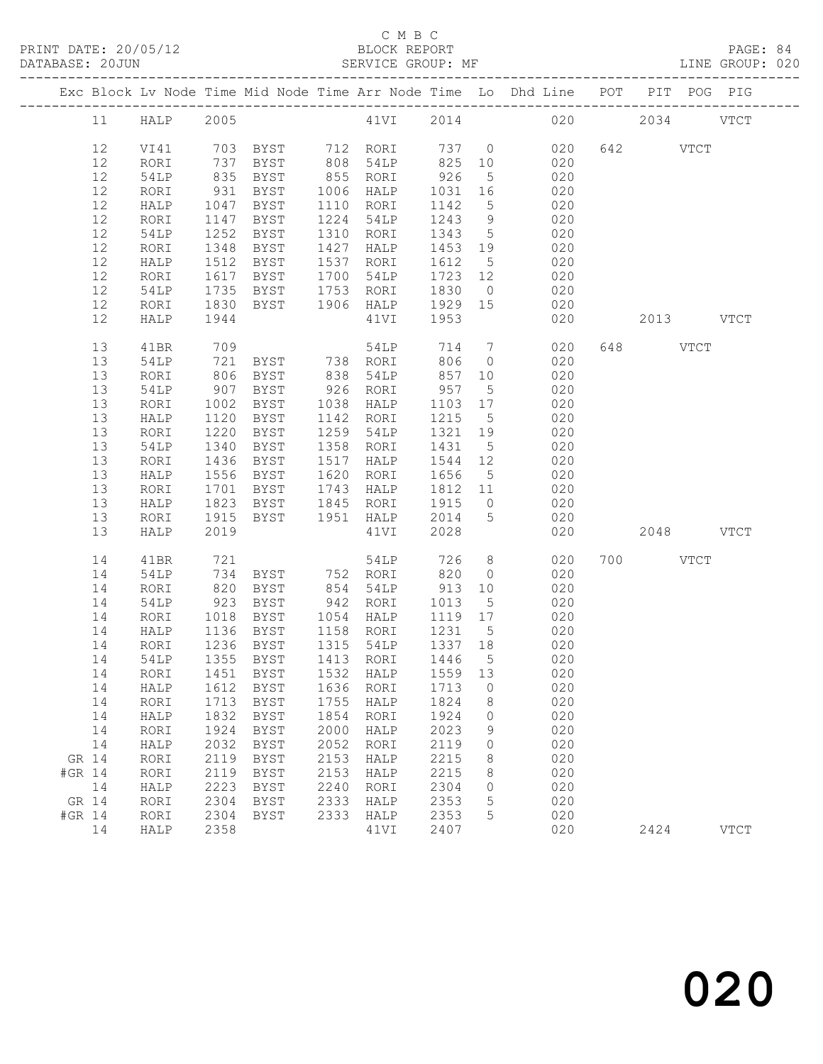C M B C

PRINT DATE: 20/05/12 BLOCK REPORT PAGE: 84
DATABASE: 20JUN SERVICE GROUP: MF LINE GROUP: 020

| Exc | Block | Lv Node | Time | Mid Node | Time | Arr Node | Time | Lo | Dhd Line | POT | PIT | POG | PIG |
|---|---|---|---|---|---|---|---|---|---|---|---|---|---|
| | 11 | HALP | 2005 | | | 41VI | 2014 | | 020 | | 2034 | | VTCT |
| | 12 | VI41 | 703 | BYST | 712 | RORI | 737 | 0 | 020 | 642 | | VTCT | |
| | 12 | RORI | 737 | BYST | 808 | 54LP | 825 | 10 | 020 | | | | |
| | 12 | 54LP | 835 | BYST | 855 | RORI | 926 | 5 | 020 | | | | |
| | 12 | RORI | 931 | BYST | 1006 | HALP | 1031 | 16 | 020 | | | | |
| | 12 | HALP | 1047 | BYST | 1110 | RORI | 1142 | 5 | 020 | | | | |
| | 12 | RORI | 1147 | BYST | 1224 | 54LP | 1243 | 9 | 020 | | | | |
| | 12 | 54LP | 1252 | BYST | 1310 | RORI | 1343 | 5 | 020 | | | | |
| | 12 | RORI | 1348 | BYST | 1427 | HALP | 1453 | 19 | 020 | | | | |
| | 12 | HALP | 1512 | BYST | 1537 | RORI | 1612 | 5 | 020 | | | | |
| | 12 | RORI | 1617 | BYST | 1700 | 54LP | 1723 | 12 | 020 | | | | |
| | 12 | 54LP | 1735 | BYST | 1753 | RORI | 1830 | 0 | 020 | | | | |
| | 12 | RORI | 1830 | BYST | 1906 | HALP | 1929 | 15 | 020 | | | | |
| | 12 | HALP | 1944 | | | 41VI | 1953 | | 020 | | 2013 | | VTCT |
| | 13 | 41BR | 709 | | | 54LP | 714 | 7 | 020 | 648 | | VTCT | |
| | 13 | 54LP | 721 | BYST | 738 | RORI | 806 | 0 | 020 | | | | |
| | 13 | RORI | 806 | BYST | 838 | 54LP | 857 | 10 | 020 | | | | |
| | 13 | 54LP | 907 | BYST | 926 | RORI | 957 | 5 | 020 | | | | |
| | 13 | RORI | 1002 | BYST | 1038 | HALP | 1103 | 17 | 020 | | | | |
| | 13 | HALP | 1120 | BYST | 1142 | RORI | 1215 | 5 | 020 | | | | |
| | 13 | RORI | 1220 | BYST | 1259 | 54LP | 1321 | 19 | 020 | | | | |
| | 13 | 54LP | 1340 | BYST | 1358 | RORI | 1431 | 5 | 020 | | | | |
| | 13 | RORI | 1436 | BYST | 1517 | HALP | 1544 | 12 | 020 | | | | |
| | 13 | HALP | 1556 | BYST | 1620 | RORI | 1656 | 5 | 020 | | | | |
| | 13 | RORI | 1701 | BYST | 1743 | HALP | 1812 | 11 | 020 | | | | |
| | 13 | HALP | 1823 | BYST | 1845 | RORI | 1915 | 0 | 020 | | | | |
| | 13 | RORI | 1915 | BYST | 1951 | HALP | 2014 | 5 | 020 | | | | |
| | 13 | HALP | 2019 | | | 41VI | 2028 | | 020 | | 2048 | | VTCT |
| | 14 | 41BR | 721 | | | 54LP | 726 | 8 | 020 | 700 | | VTCT | |
| | 14 | 54LP | 734 | BYST | 752 | RORI | 820 | 0 | 020 | | | | |
| | 14 | RORI | 820 | BYST | 854 | 54LP | 913 | 10 | 020 | | | | |
| | 14 | 54LP | 923 | BYST | 942 | RORI | 1013 | 5 | 020 | | | | |
| | 14 | RORI | 1018 | BYST | 1054 | HALP | 1119 | 17 | 020 | | | | |
| | 14 | HALP | 1136 | BYST | 1158 | RORI | 1231 | 5 | 020 | | | | |
| | 14 | RORI | 1236 | BYST | 1315 | 54LP | 1337 | 18 | 020 | | | | |
| | 14 | 54LP | 1355 | BYST | 1413 | RORI | 1446 | 5 | 020 | | | | |
| | 14 | RORI | 1451 | BYST | 1532 | HALP | 1559 | 13 | 020 | | | | |
| | 14 | HALP | 1612 | BYST | 1636 | RORI | 1713 | 0 | 020 | | | | |
| | 14 | RORI | 1713 | BYST | 1755 | HALP | 1824 | 8 | 020 | | | | |
| | 14 | HALP | 1832 | BYST | 1854 | RORI | 1924 | 0 | 020 | | | | |
| | 14 | RORI | 1924 | BYST | 2000 | HALP | 2023 | 9 | 020 | | | | |
| | 14 | HALP | 2032 | BYST | 2052 | RORI | 2119 | 0 | 020 | | | | |
| GR | 14 | RORI | 2119 | BYST | 2153 | HALP | 2215 | 8 | 020 | | | | |
| #GR | 14 | RORI | 2119 | BYST | 2153 | HALP | 2215 | 8 | 020 | | | | |
| | 14 | HALP | 2223 | BYST | 2240 | RORI | 2304 | 0 | 020 | | | | |
| GR | 14 | RORI | 2304 | BYST | 2333 | HALP | 2353 | 5 | 020 | | | | |
| #GR | 14 | RORI | 2304 | BYST | 2333 | HALP | 2353 | 5 | 020 | | | | |
| | 14 | HALP | 2358 | | | 41VI | 2407 | | 020 | | 2424 | | VTCT |

020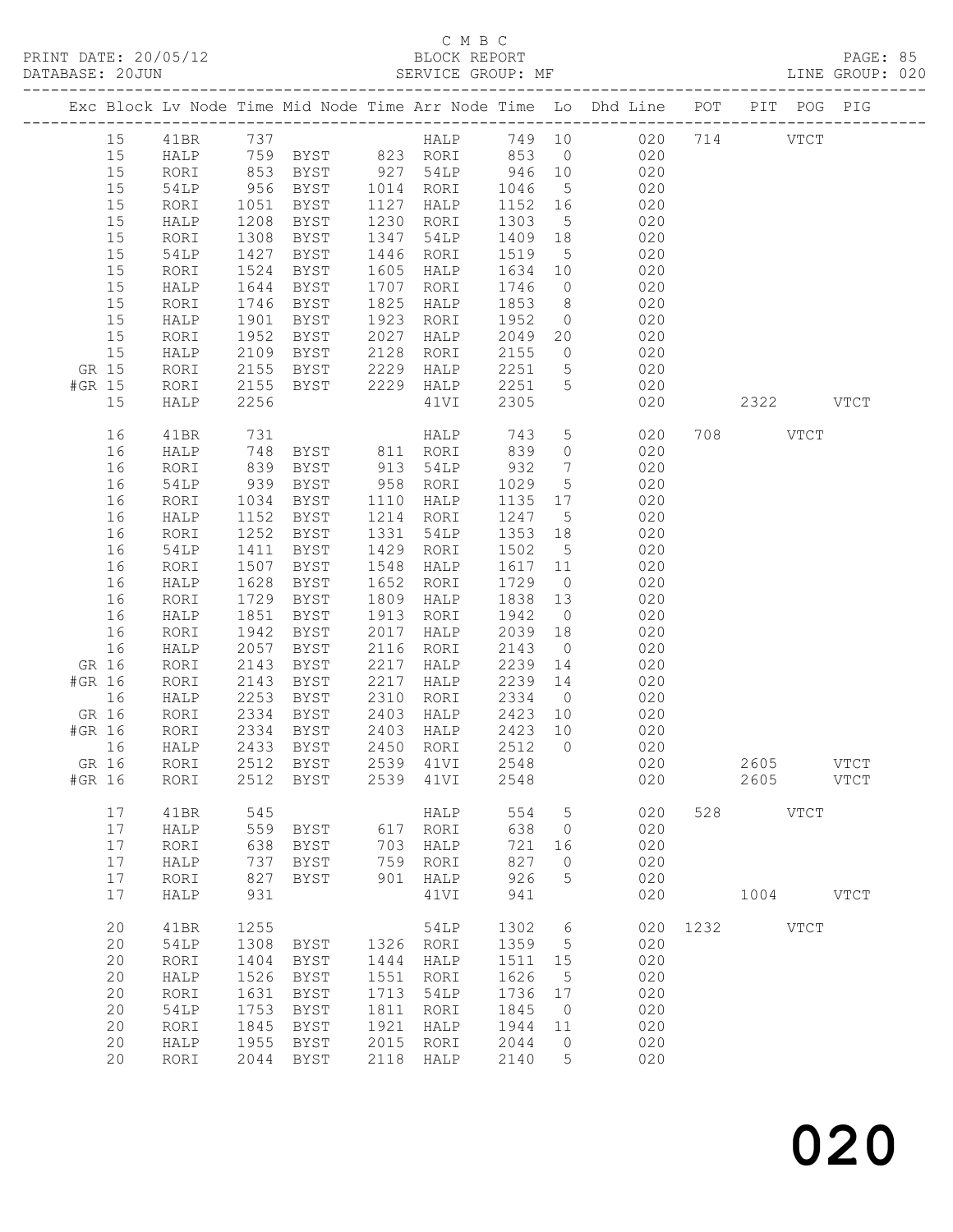C M B C

BLOCK REPORT

SERVICE GROUP: MF

PRINT DATE: 20/05/12

DATABASE: 20JUN

LINE GROUP: 020

| Exc | Block | Lv | Node | Time | Mid Node | Time | Arr Node | Time | Lo | Dhd Line | POT | PIT | POG | PIG |
|---|---|---|---|---|---|---|---|---|---|---|---|---|---|---|
| | 15 | | 41BR | 737 | | | HALP | 749 | 10 | 020 | 714 | | VTCT | |
| | 15 | | HALP | 759 | BYST | 823 | RORI | 853 | 0 | 020 | | | | |
| | 15 | | RORI | 853 | BYST | 927 | 54LP | 946 | 10 | 020 | | | | |
| | 15 | | 54LP | 956 | BYST | 1014 | RORI | 1046 | 5 | 020 | | | | |
| | 15 | | RORI | 1051 | BYST | 1127 | HALP | 1152 | 16 | 020 | | | | |
| | 15 | | HALP | 1208 | BYST | 1230 | RORI | 1303 | 5 | 020 | | | | |
| | 15 | | RORI | 1308 | BYST | 1347 | 54LP | 1409 | 18 | 020 | | | | |
| | 15 | | 54LP | 1427 | BYST | 1446 | RORI | 1519 | 5 | 020 | | | | |
| | 15 | | RORI | 1524 | BYST | 1605 | HALP | 1634 | 10 | 020 | | | | |
| | 15 | | HALP | 1644 | BYST | 1707 | RORI | 1746 | 0 | 020 | | | | |
| | 15 | | RORI | 1746 | BYST | 1825 | HALP | 1853 | 8 | 020 | | | | |
| | 15 | | HALP | 1901 | BYST | 1923 | RORI | 1952 | 0 | 020 | | | | |
| | 15 | | RORI | 1952 | BYST | 2027 | HALP | 2049 | 20 | 020 | | | | |
| | 15 | | HALP | 2109 | BYST | 2128 | RORI | 2155 | 0 | 020 | | | | |
| GR | 15 | | RORI | 2155 | BYST | 2229 | HALP | 2251 | 5 | 020 | | | | |
| #GR | 15 | | RORI | 2155 | BYST | 2229 | HALP | 2251 | 5 | 020 | | | | |
| | 15 | | HALP | 2256 | | | 41VI | 2305 | | 020 | | 2322 | | VTCT |
| | 16 | | 41BR | 731 | | | HALP | 743 | 5 | 020 | 708 | | VTCT | |
| | 16 | | HALP | 748 | BYST | 811 | RORI | 839 | 0 | 020 | | | | |
| | 16 | | RORI | 839 | BYST | 913 | 54LP | 932 | 7 | 020 | | | | |
| | 16 | | 54LP | 939 | BYST | 958 | RORI | 1029 | 5 | 020 | | | | |
| | 16 | | RORI | 1034 | BYST | 1110 | HALP | 1135 | 17 | 020 | | | | |
| | 16 | | HALP | 1152 | BYST | 1214 | RORI | 1247 | 5 | 020 | | | | |
| | 16 | | RORI | 1252 | BYST | 1331 | 54LP | 1353 | 18 | 020 | | | | |
| | 16 | | 54LP | 1411 | BYST | 1429 | RORI | 1502 | 5 | 020 | | | | |
| | 16 | | RORI | 1507 | BYST | 1548 | HALP | 1617 | 11 | 020 | | | | |
| | 16 | | HALP | 1628 | BYST | 1652 | RORI | 1729 | 0 | 020 | | | | |
| | 16 | | RORI | 1729 | BYST | 1809 | HALP | 1838 | 13 | 020 | | | | |
| | 16 | | HALP | 1851 | BYST | 1913 | RORI | 1942 | 0 | 020 | | | | |
| | 16 | | RORI | 1942 | BYST | 2017 | HALP | 2039 | 18 | 020 | | | | |
| | 16 | | HALP | 2057 | BYST | 2116 | RORI | 2143 | 0 | 020 | | | | |
| GR | 16 | | RORI | 2143 | BYST | 2217 | HALP | 2239 | 14 | 020 | | | | |
| #GR | 16 | | RORI | 2143 | BYST | 2217 | HALP | 2239 | 14 | 020 | | | | |
| | 16 | | HALP | 2253 | BYST | 2310 | RORI | 2334 | 0 | 020 | | | | |
| GR | 16 | | RORI | 2334 | BYST | 2403 | HALP | 2423 | 10 | 020 | | | | |
| #GR | 16 | | RORI | 2334 | BYST | 2403 | HALP | 2423 | 10 | 020 | | | | |
| | 16 | | HALP | 2433 | BYST | 2450 | RORI | 2512 | 0 | 020 | | | | |
| GR | 16 | | RORI | 2512 | BYST | 2539 | 41VI | 2548 | | 020 | | 2605 | | VTCT |
| #GR | 16 | | RORI | 2512 | BYST | 2539 | 41VI | 2548 | | 020 | | 2605 | | VTCT |
| | 17 | | 41BR | 545 | | | HALP | 554 | 5 | 020 | 528 | | VTCT | |
| | 17 | | HALP | 559 | BYST | 617 | RORI | 638 | 0 | 020 | | | | |
| | 17 | | RORI | 638 | BYST | 703 | HALP | 721 | 16 | 020 | | | | |
| | 17 | | HALP | 737 | BYST | 759 | RORI | 827 | 0 | 020 | | | | |
| | 17 | | RORI | 827 | BYST | 901 | HALP | 926 | 5 | 020 | | | | |
| | 17 | | HALP | 931 | | | 41VI | 941 | | 020 | | 1004 | | VTCT |
| | 20 | | 41BR | 1255 | | | 54LP | 1302 | 6 | 020 | 1232 | | VTCT | |
| | 20 | | 54LP | 1308 | BYST | 1326 | RORI | 1359 | 5 | 020 | | | | |
| | 20 | | RORI | 1404 | BYST | 1444 | HALP | 1511 | 15 | 020 | | | | |
| | 20 | | HALP | 1526 | BYST | 1551 | RORI | 1626 | 5 | 020 | | | | |
| | 20 | | RORI | 1631 | BYST | 1713 | 54LP | 1736 | 17 | 020 | | | | |
| | 20 | | 54LP | 1753 | BYST | 1811 | RORI | 1845 | 0 | 020 | | | | |
| | 20 | | RORI | 1845 | BYST | 1921 | HALP | 1944 | 11 | 020 | | | | |
| | 20 | | HALP | 1955 | BYST | 2015 | RORI | 2044 | 0 | 020 | | | | |
| | 20 | | RORI | 2044 | BYST | 2118 | HALP | 2140 | 5 | 020 | | | | |

020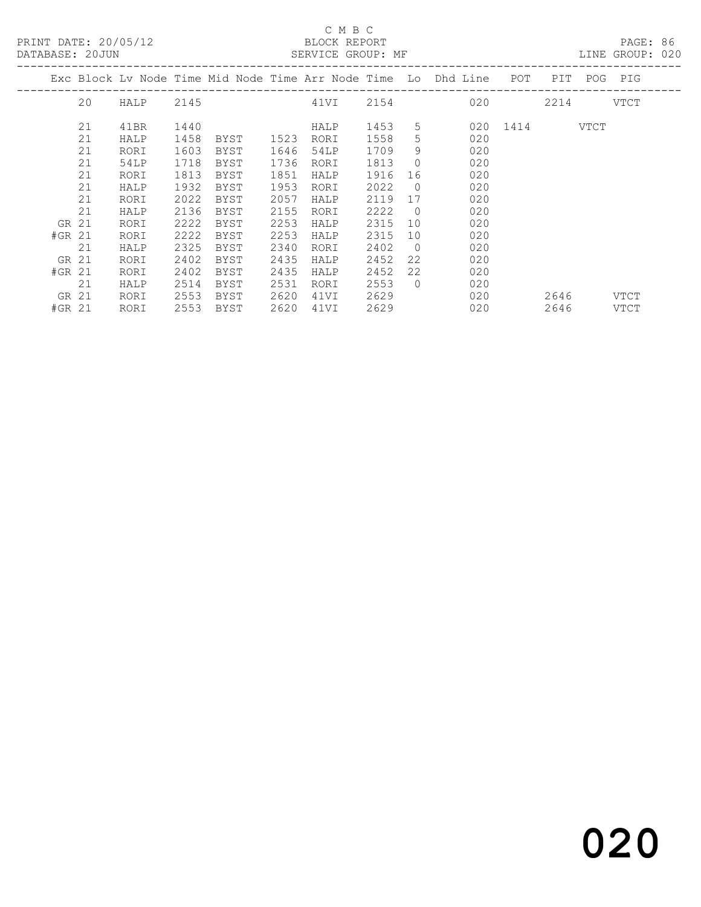C M B C

BLOCK REPORT

SERVICE GROUP: MF

PRINT DATE: 20/05/12

DATABASE: 20JUN

LINE GROUP: 020

| Exc | Block | Lv Node | Time | Mid Node | Time | Arr Node | Time | Lo | Dhd Line | POT | PIT | POG | PIG |
|---|---|---|---|---|---|---|---|---|---|---|---|---|---|
| | 20 | HALP | 2145 | | | 41VI | 2154 | | 020 | | 2214 | | VTCT |
| | 21 | 41BR | 1440 | | | HALP | 1453 | 5 | 020 | 1414 | | VTCT | |
| | 21 | HALP | 1458 | BYST | 1523 | RORI | 1558 | 5 | 020 | | | | |
| | 21 | RORI | 1603 | BYST | 1646 | 54LP | 1709 | 9 | 020 | | | | |
| | 21 | 54LP | 1718 | BYST | 1736 | RORI | 1813 | 0 | 020 | | | | |
| | 21 | RORI | 1813 | BYST | 1851 | HALP | 1916 | 16 | 020 | | | | |
| | 21 | HALP | 1932 | BYST | 1953 | RORI | 2022 | 0 | 020 | | | | |
| | 21 | RORI | 2022 | BYST | 2057 | HALP | 2119 | 17 | 020 | | | | |
| | 21 | HALP | 2136 | BYST | 2155 | RORI | 2222 | 0 | 020 | | | | |
| GR | 21 | RORI | 2222 | BYST | 2253 | HALP | 2315 | 10 | 020 | | | | |
| #GR | 21 | RORI | 2222 | BYST | 2253 | HALP | 2315 | 10 | 020 | | | | |
| | 21 | HALP | 2325 | BYST | 2340 | RORI | 2402 | 0 | 020 | | | | |
| GR | 21 | RORI | 2402 | BYST | 2435 | HALP | 2452 | 22 | 020 | | | | |
| #GR | 21 | RORI | 2402 | BYST | 2435 | HALP | 2452 | 22 | 020 | | | | |
| | 21 | HALP | 2514 | BYST | 2531 | RORI | 2553 | 0 | 020 | | | | |
| GR | 21 | RORI | 2553 | BYST | 2620 | 41VI | 2629 | | 020 | | 2646 | | VTCT |
| #GR | 21 | RORI | 2553 | BYST | 2620 | 41VI | 2629 | | 020 | | 2646 | | VTCT |

020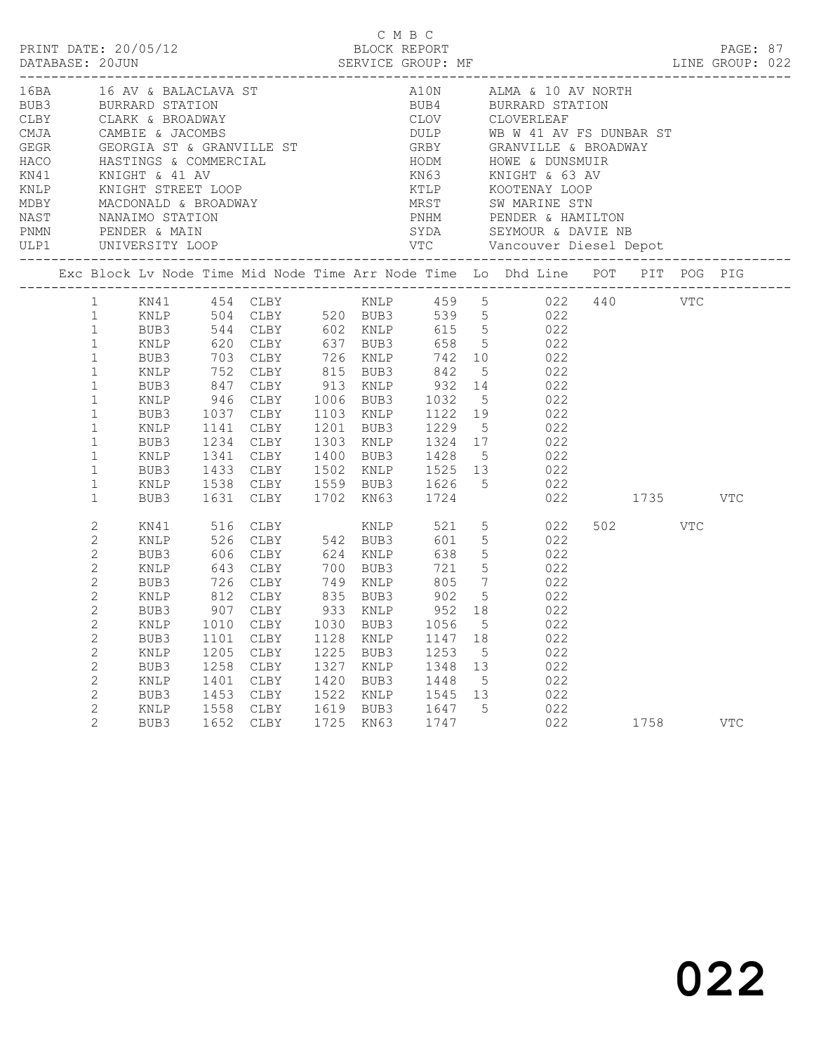C M B C

PRINT DATE: 20/05/12 BLOCK REPORT PAGE: 87
DATABASE: 20JUN SERVICE GROUP: MF LINE GROUP: 022

| Code | Name | Code | Name |
|---|---|---|---|
| 16BA | 16 AV & BALACLAVA ST | A10N | ALMA & 10 AV NORTH |
| BUB3 | BURRARD STATION | BUB4 | BURRARD STATION |
| CLBY | CLARK & BROADWAY | CLOV | CLOVERLEAF |
| CMJA | CAMBIE & JACOMBS | DULP | WB W 41 AV FS DUNBAR ST |
| GEGR | GEORGIA ST & GRANVILLE ST | GRBY | GRANVILLE & BROADWAY |
| HACO | HASTINGS & COMMERCIAL | HODM | HOWE & DUNSMUIR |
| KN41 | KNIGHT & 41 AV | KN63 | KNIGHT & 63 AV |
| KNLP | KNIGHT STREET LOOP | KTLP | KOOTENAY LOOP |
| MDBY | MACDONALD & BROADWAY | MRST | SW MARINE STN |
| NAST | NANAIMO STATION | PNHM | PENDER & HAMILTON |
| PNMN | PENDER & MAIN | SYDA | SEYMOUR & DAVIE NB |
| ULP1 | UNIVERSITY LOOP | VTC | Vancouver Diesel Depot |

| Exc | Block | Lv Node | Time | Mid Node | Time | Arr Node | Time | Lo | Dhd Line | POT | PIT | POG | PIG |
|---|---|---|---|---|---|---|---|---|---|---|---|---|---|
| | 1 | KN41 | 454 | CLBY | | KNLP | 459 | 5 | 022 | 440 | | VTC | |
| | 1 | KNLP | 504 | CLBY | 520 | BUB3 | 539 | 5 | 022 | | | | |
| | 1 | BUB3 | 544 | CLBY | 602 | KNLP | 615 | 5 | 022 | | | | |
| | 1 | KNLP | 620 | CLBY | 637 | BUB3 | 658 | 5 | 022 | | | | |
| | 1 | BUB3 | 703 | CLBY | 726 | KNLP | 742 | 10 | 022 | | | | |
| | 1 | KNLP | 752 | CLBY | 815 | BUB3 | 842 | 5 | 022 | | | | |
| | 1 | BUB3 | 847 | CLBY | 913 | KNLP | 932 | 14 | 022 | | | | |
| | 1 | KNLP | 946 | CLBY | 1006 | BUB3 | 1032 | 5 | 022 | | | | |
| | 1 | BUB3 | 1037 | CLBY | 1103 | KNLP | 1122 | 19 | 022 | | | | |
| | 1 | KNLP | 1141 | CLBY | 1201 | BUB3 | 1229 | 5 | 022 | | | | |
| | 1 | BUB3 | 1234 | CLBY | 1303 | KNLP | 1324 | 17 | 022 | | | | |
| | 1 | KNLP | 1341 | CLBY | 1400 | BUB3 | 1428 | 5 | 022 | | | | |
| | 1 | BUB3 | 1433 | CLBY | 1502 | KNLP | 1525 | 13 | 022 | | | | |
| | 1 | KNLP | 1538 | CLBY | 1559 | BUB3 | 1626 | 5 | 022 | | | | |
| | 1 | BUB3 | 1631 | CLBY | 1702 | KN63 | 1724 | | 022 | | 1735 | | VTC |
| | 2 | KN41 | 516 | CLBY | | KNLP | 521 | 5 | 022 | 502 | | VTC | |
| | 2 | KNLP | 526 | CLBY | 542 | BUB3 | 601 | 5 | 022 | | | | |
| | 2 | BUB3 | 606 | CLBY | 624 | KNLP | 638 | 5 | 022 | | | | |
| | 2 | KNLP | 643 | CLBY | 700 | BUB3 | 721 | 5 | 022 | | | | |
| | 2 | BUB3 | 726 | CLBY | 749 | KNLP | 805 | 7 | 022 | | | | |
| | 2 | KNLP | 812 | CLBY | 835 | BUB3 | 902 | 5 | 022 | | | | |
| | 2 | BUB3 | 907 | CLBY | 933 | KNLP | 952 | 18 | 022 | | | | |
| | 2 | KNLP | 1010 | CLBY | 1030 | BUB3 | 1056 | 5 | 022 | | | | |
| | 2 | BUB3 | 1101 | CLBY | 1128 | KNLP | 1147 | 18 | 022 | | | | |
| | 2 | KNLP | 1205 | CLBY | 1225 | BUB3 | 1253 | 5 | 022 | | | | |
| | 2 | BUB3 | 1258 | CLBY | 1327 | KNLP | 1348 | 13 | 022 | | | | |
| | 2 | KNLP | 1401 | CLBY | 1420 | BUB3 | 1448 | 5 | 022 | | | | |
| | 2 | BUB3 | 1453 | CLBY | 1522 | KNLP | 1545 | 13 | 022 | | | | |
| | 2 | KNLP | 1558 | CLBY | 1619 | BUB3 | 1647 | 5 | 022 | | | | |
| | 2 | BUB3 | 1652 | CLBY | 1725 | KN63 | 1747 | | 022 | | 1758 | | VTC |

022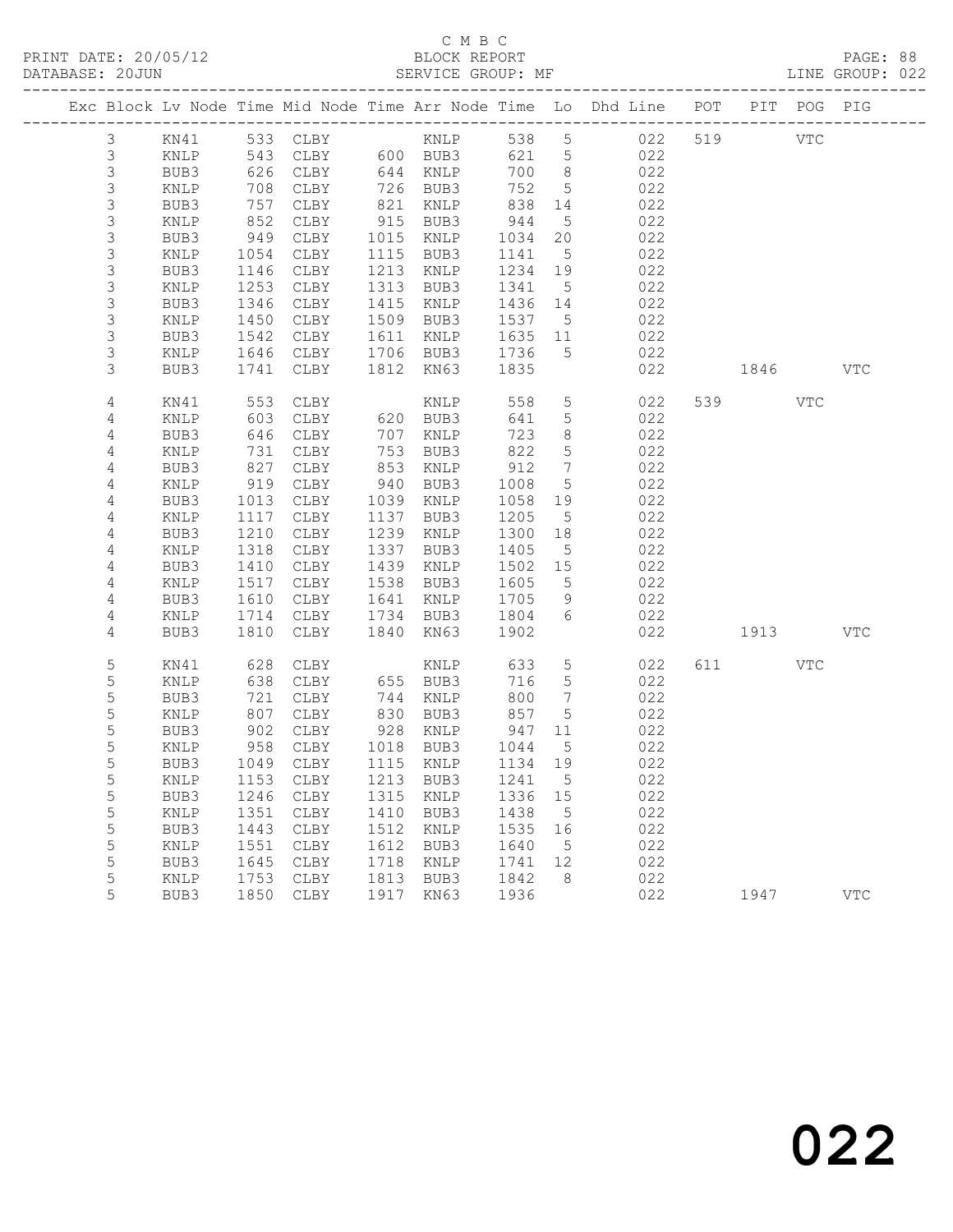C M B C
PRINT DATE: 20/05/12 BLOCK REPORT
DATABASE: 20JUN SERVICE GROUP: MF LINE GROUP: 022

| Exc | Block | Lv | Node | Time | Mid Node | Time | Arr Node | Time | Lo | Dhd Line | POT | PIT | POG | PIG |
|---|---|---|---|---|---|---|---|---|---|---|---|---|---|---|
| | 3 | | KN41 | 533 | CLBY | | KNLP | 538 | 5 | 022 | 519 | | VTC | |
| | 3 | | KNLP | 543 | CLBY | 600 | BUB3 | 621 | 5 | 022 | | | | |
| | 3 | | BUB3 | 626 | CLBY | 644 | KNLP | 700 | 8 | 022 | | | | |
| | 3 | | KNLP | 708 | CLBY | 726 | BUB3 | 752 | 5 | 022 | | | | |
| | 3 | | BUB3 | 757 | CLBY | 821 | KNLP | 838 | 14 | 022 | | | | |
| | 3 | | KNLP | 852 | CLBY | 915 | BUB3 | 944 | 5 | 022 | | | | |
| | 3 | | BUB3 | 949 | CLBY | 1015 | KNLP | 1034 | 20 | 022 | | | | |
| | 3 | | KNLP | 1054 | CLBY | 1115 | BUB3 | 1141 | 5 | 022 | | | | |
| | 3 | | BUB3 | 1146 | CLBY | 1213 | KNLP | 1234 | 19 | 022 | | | | |
| | 3 | | KNLP | 1253 | CLBY | 1313 | BUB3 | 1341 | 5 | 022 | | | | |
| | 3 | | BUB3 | 1346 | CLBY | 1415 | KNLP | 1436 | 14 | 022 | | | | |
| | 3 | | KNLP | 1450 | CLBY | 1509 | BUB3 | 1537 | 5 | 022 | | | | |
| | 3 | | BUB3 | 1542 | CLBY | 1611 | KNLP | 1635 | 11 | 022 | | | | |
| | 3 | | KNLP | 1646 | CLBY | 1706 | BUB3 | 1736 | 5 | 022 | | | | |
| | 3 | | BUB3 | 1741 | CLBY | 1812 | KN63 | 1835 | | 022 | | 1846 | | VTC |
| | 4 | | KN41 | 553 | CLBY | | KNLP | 558 | 5 | 022 | 539 | | VTC | |
| | 4 | | KNLP | 603 | CLBY | 620 | BUB3 | 641 | 5 | 022 | | | | |
| | 4 | | BUB3 | 646 | CLBY | 707 | KNLP | 723 | 8 | 022 | | | | |
| | 4 | | KNLP | 731 | CLBY | 753 | BUB3 | 822 | 5 | 022 | | | | |
| | 4 | | BUB3 | 827 | CLBY | 853 | KNLP | 912 | 7 | 022 | | | | |
| | 4 | | KNLP | 919 | CLBY | 940 | BUB3 | 1008 | 5 | 022 | | | | |
| | 4 | | BUB3 | 1013 | CLBY | 1039 | KNLP | 1058 | 19 | 022 | | | | |
| | 4 | | KNLP | 1117 | CLBY | 1137 | BUB3 | 1205 | 5 | 022 | | | | |
| | 4 | | BUB3 | 1210 | CLBY | 1239 | KNLP | 1300 | 18 | 022 | | | | |
| | 4 | | KNLP | 1318 | CLBY | 1337 | BUB3 | 1405 | 5 | 022 | | | | |
| | 4 | | BUB3 | 1410 | CLBY | 1439 | KNLP | 1502 | 15 | 022 | | | | |
| | 4 | | KNLP | 1517 | CLBY | 1538 | BUB3 | 1605 | 5 | 022 | | | | |
| | 4 | | BUB3 | 1610 | CLBY | 1641 | KNLP | 1705 | 9 | 022 | | | | |
| | 4 | | KNLP | 1714 | CLBY | 1734 | BUB3 | 1804 | 6 | 022 | | | | |
| | 4 | | BUB3 | 1810 | CLBY | 1840 | KN63 | 1902 | | 022 | | 1913 | | VTC |
| | 5 | | KN41 | 628 | CLBY | | KNLP | 633 | 5 | 022 | 611 | | VTC | |
| | 5 | | KNLP | 638 | CLBY | 655 | BUB3 | 716 | 5 | 022 | | | | |
| | 5 | | BUB3 | 721 | CLBY | 744 | KNLP | 800 | 7 | 022 | | | | |
| | 5 | | KNLP | 807 | CLBY | 830 | BUB3 | 857 | 5 | 022 | | | | |
| | 5 | | BUB3 | 902 | CLBY | 928 | KNLP | 947 | 11 | 022 | | | | |
| | 5 | | KNLP | 958 | CLBY | 1018 | BUB3 | 1044 | 5 | 022 | | | | |
| | 5 | | BUB3 | 1049 | CLBY | 1115 | KNLP | 1134 | 19 | 022 | | | | |
| | 5 | | KNLP | 1153 | CLBY | 1213 | BUB3 | 1241 | 5 | 022 | | | | |
| | 5 | | BUB3 | 1246 | CLBY | 1315 | KNLP | 1336 | 15 | 022 | | | | |
| | 5 | | KNLP | 1351 | CLBY | 1410 | BUB3 | 1438 | 5 | 022 | | | | |
| | 5 | | BUB3 | 1443 | CLBY | 1512 | KNLP | 1535 | 16 | 022 | | | | |
| | 5 | | KNLP | 1551 | CLBY | 1612 | BUB3 | 1640 | 5 | 022 | | | | |
| | 5 | | BUB3 | 1645 | CLBY | 1718 | KNLP | 1741 | 12 | 022 | | | | |
| | 5 | | KNLP | 1753 | CLBY | 1813 | BUB3 | 1842 | 8 | 022 | | | | |
| | 5 | | BUB3 | 1850 | CLBY | 1917 | KN63 | 1936 | | 022 | | 1947 | | VTC |

022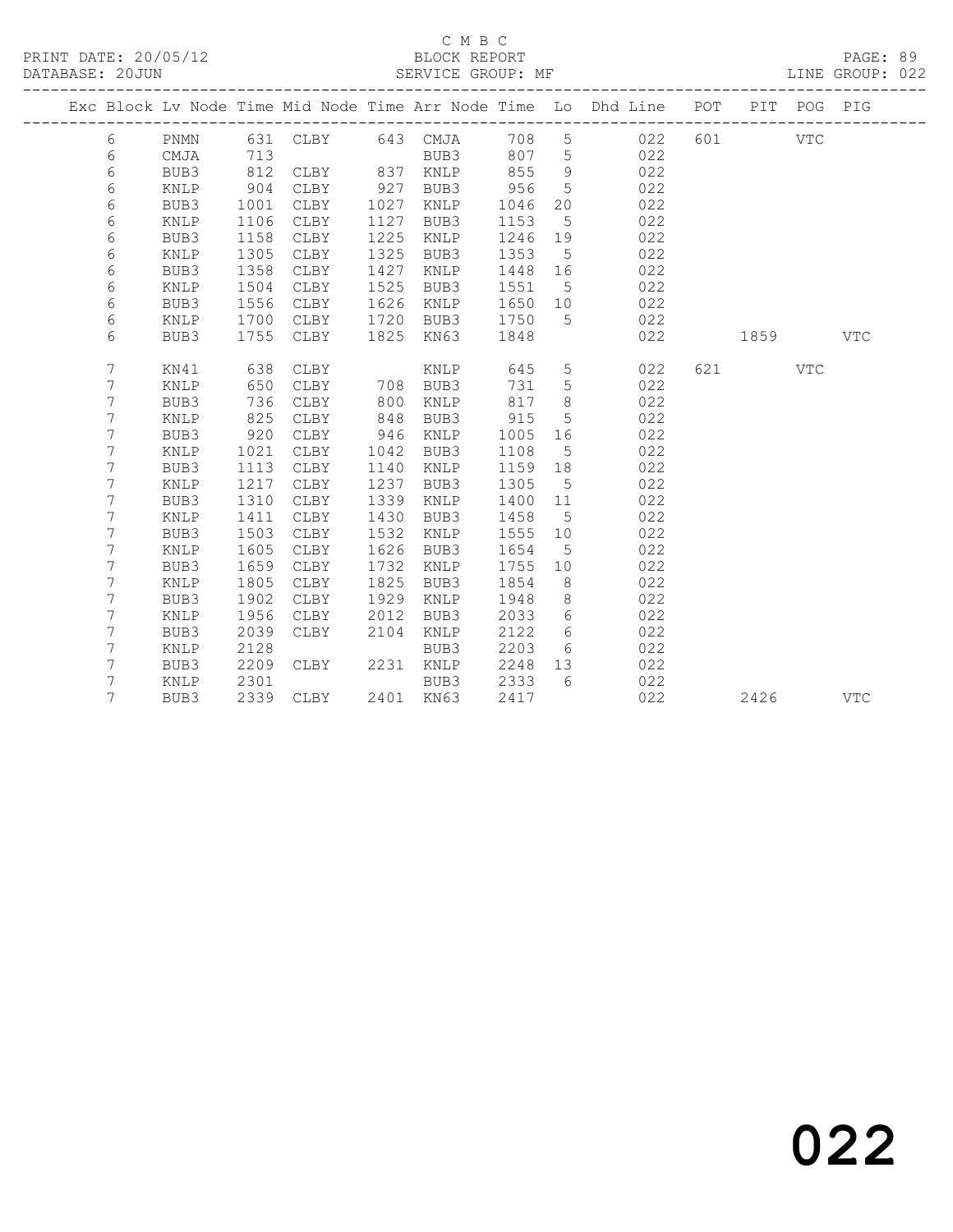C M B C
BLOCK REPORT
SERVICE GROUP: MF

PRINT DATE: 20/05/12
DATABASE: 20JUN
LINE GROUP: 022

| Exc | Block | Lv | Node | Time | Mid Node | Time | Arr Node | Time | Lo | Dhd Line | POT | PIT | POG | PIG |
|---|---|---|---|---|---|---|---|---|---|---|---|---|---|---|
| | 6 | | PNMN | 631 | CLBY | 643 | CMJA | 708 | 5 | 022 | 601 | | VTC | |
| | 6 | | CMJA | 713 | | | BUB3 | 807 | 5 | 022 | | | | |
| | 6 | | BUB3 | 812 | CLBY | 837 | KNLP | 855 | 9 | 022 | | | | |
| | 6 | | KNLP | 904 | CLBY | 927 | BUB3 | 956 | 5 | 022 | | | | |
| | 6 | | BUB3 | 1001 | CLBY | 1027 | KNLP | 1046 | 20 | 022 | | | | |
| | 6 | | KNLP | 1106 | CLBY | 1127 | BUB3 | 1153 | 5 | 022 | | | | |
| | 6 | | BUB3 | 1158 | CLBY | 1225 | KNLP | 1246 | 19 | 022 | | | | |
| | 6 | | KNLP | 1305 | CLBY | 1325 | BUB3 | 1353 | 5 | 022 | | | | |
| | 6 | | BUB3 | 1358 | CLBY | 1427 | KNLP | 1448 | 16 | 022 | | | | |
| | 6 | | KNLP | 1504 | CLBY | 1525 | BUB3 | 1551 | 5 | 022 | | | | |
| | 6 | | BUB3 | 1556 | CLBY | 1626 | KNLP | 1650 | 10 | 022 | | | | |
| | 6 | | KNLP | 1700 | CLBY | 1720 | BUB3 | 1750 | 5 | 022 | | | | |
| | 6 | | BUB3 | 1755 | CLBY | 1825 | KN63 | 1848 | | 022 | | 1859 | | VTC |
| | 7 | | KN41 | 638 | CLBY | | KNLP | 645 | 5 | 022 | 621 | | VTC | |
| | 7 | | KNLP | 650 | CLBY | 708 | BUB3 | 731 | 5 | 022 | | | | |
| | 7 | | BUB3 | 736 | CLBY | 800 | KNLP | 817 | 8 | 022 | | | | |
| | 7 | | KNLP | 825 | CLBY | 848 | BUB3 | 915 | 5 | 022 | | | | |
| | 7 | | BUB3 | 920 | CLBY | 946 | KNLP | 1005 | 16 | 022 | | | | |
| | 7 | | KNLP | 1021 | CLBY | 1042 | BUB3 | 1108 | 5 | 022 | | | | |
| | 7 | | BUB3 | 1113 | CLBY | 1140 | KNLP | 1159 | 18 | 022 | | | | |
| | 7 | | KNLP | 1217 | CLBY | 1237 | BUB3 | 1305 | 5 | 022 | | | | |
| | 7 | | BUB3 | 1310 | CLBY | 1339 | KNLP | 1400 | 11 | 022 | | | | |
| | 7 | | KNLP | 1411 | CLBY | 1430 | BUB3 | 1458 | 5 | 022 | | | | |
| | 7 | | BUB3 | 1503 | CLBY | 1532 | KNLP | 1555 | 10 | 022 | | | | |
| | 7 | | KNLP | 1605 | CLBY | 1626 | BUB3 | 1654 | 5 | 022 | | | | |
| | 7 | | BUB3 | 1659 | CLBY | 1732 | KNLP | 1755 | 10 | 022 | | | | |
| | 7 | | KNLP | 1805 | CLBY | 1825 | BUB3 | 1854 | 8 | 022 | | | | |
| | 7 | | BUB3 | 1902 | CLBY | 1929 | KNLP | 1948 | 8 | 022 | | | | |
| | 7 | | KNLP | 1956 | CLBY | 2012 | BUB3 | 2033 | 6 | 022 | | | | |
| | 7 | | BUB3 | 2039 | CLBY | 2104 | KNLP | 2122 | 6 | 022 | | | | |
| | 7 | | KNLP | 2128 | | | BUB3 | 2203 | 6 | 022 | | | | |
| | 7 | | BUB3 | 2209 | CLBY | 2231 | KNLP | 2248 | 13 | 022 | | | | |
| | 7 | | KNLP | 2301 | | | BUB3 | 2333 | 6 | 022 | | | | |
| | 7 | | BUB3 | 2339 | CLBY | 2401 | KN63 | 2417 | | 022 | | 2426 | | VTC |

022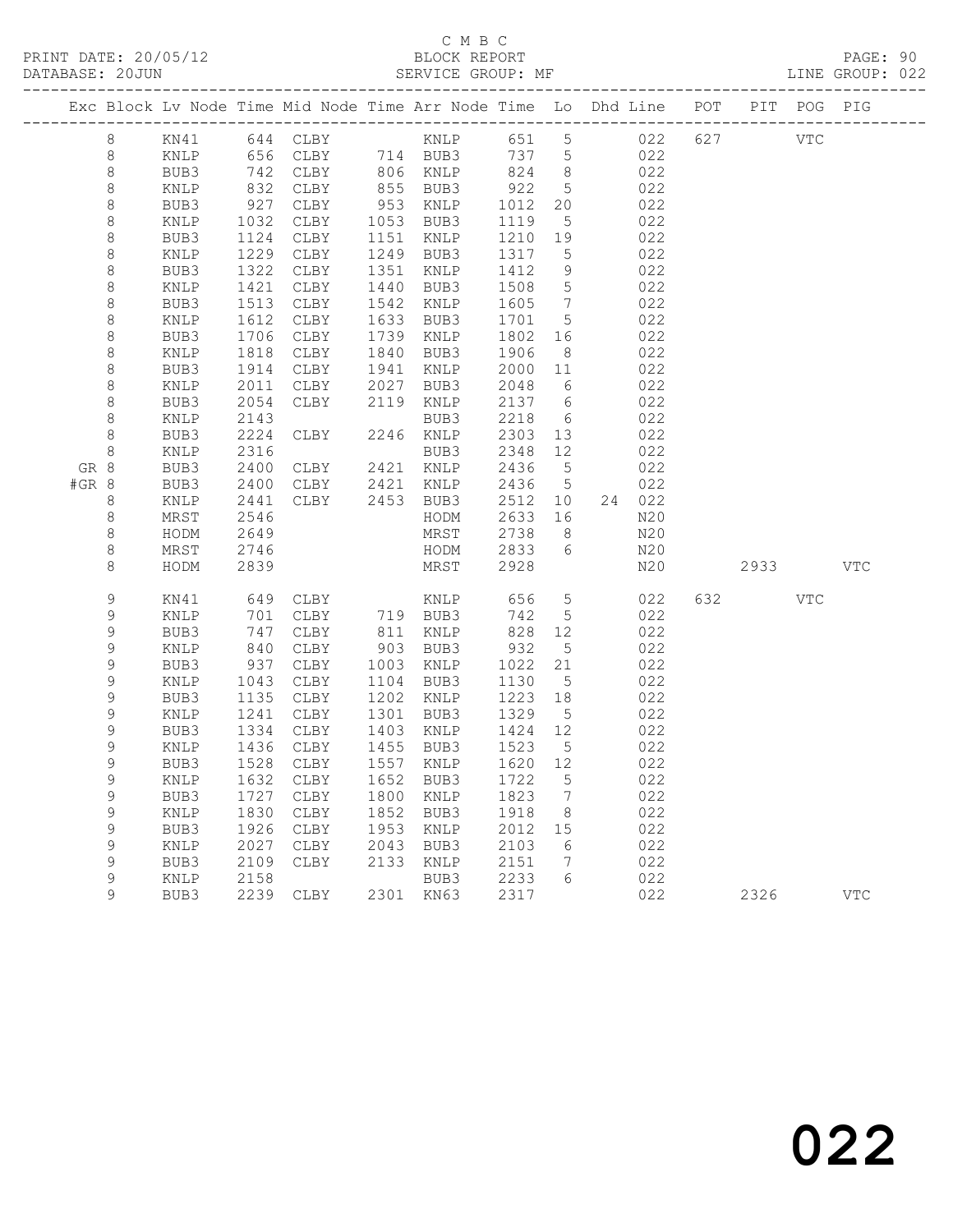C M B C

PRINT DATE: 20/05/12 BLOCK REPORT PAGE: 90
DATABASE: 20JUN SERVICE GROUP: MF LINE GROUP: 022

| Exc | Block | Lv | Node | Time | Mid Node | Time | Arr Node | Time | Lo | Dhd | Line | POT | PIT | POG | PIG |
|---|---|---|---|---|---|---|---|---|---|---|---|---|---|---|---|
| | 8 | | KN41 | 644 | CLBY | | KNLP | 651 | 5 | | 022 | 627 | | VTC | |
| | 8 | | KNLP | 656 | CLBY | 714 | BUB3 | 737 | 5 | | 022 | | | | |
| | 8 | | BUB3 | 742 | CLBY | 806 | KNLP | 824 | 8 | | 022 | | | | |
| | 8 | | KNLP | 832 | CLBY | 855 | BUB3 | 922 | 5 | | 022 | | | | |
| | 8 | | BUB3 | 927 | CLBY | 953 | KNLP | 1012 | 20 | | 022 | | | | |
| | 8 | | KNLP | 1032 | CLBY | 1053 | BUB3 | 1119 | 5 | | 022 | | | | |
| | 8 | | BUB3 | 1124 | CLBY | 1151 | KNLP | 1210 | 19 | | 022 | | | | |
| | 8 | | KNLP | 1229 | CLBY | 1249 | BUB3 | 1317 | 5 | | 022 | | | | |
| | 8 | | BUB3 | 1322 | CLBY | 1351 | KNLP | 1412 | 9 | | 022 | | | | |
| | 8 | | KNLP | 1421 | CLBY | 1440 | BUB3 | 1508 | 5 | | 022 | | | | |
| | 8 | | BUB3 | 1513 | CLBY | 1542 | KNLP | 1605 | 7 | | 022 | | | | |
| | 8 | | KNLP | 1612 | CLBY | 1633 | BUB3 | 1701 | 5 | | 022 | | | | |
| | 8 | | BUB3 | 1706 | CLBY | 1739 | KNLP | 1802 | 16 | | 022 | | | | |
| | 8 | | KNLP | 1818 | CLBY | 1840 | BUB3 | 1906 | 8 | | 022 | | | | |
| | 8 | | BUB3 | 1914 | CLBY | 1941 | KNLP | 2000 | 11 | | 022 | | | | |
| | 8 | | KNLP | 2011 | CLBY | 2027 | BUB3 | 2048 | 6 | | 022 | | | | |
| | 8 | | BUB3 | 2054 | CLBY | 2119 | KNLP | 2137 | 6 | | 022 | | | | |
| | 8 | | KNLP | 2143 | | | BUB3 | 2218 | 6 | | 022 | | | | |
| | 8 | | BUB3 | 2224 | CLBY | 2246 | KNLP | 2303 | 13 | | 022 | | | | |
| | 8 | | KNLP | 2316 | | | BUB3 | 2348 | 12 | | 022 | | | | |
| GR | 8 | | BUB3 | 2400 | CLBY | 2421 | KNLP | 2436 | 5 | | 022 | | | | |
| #GR | 8 | | BUB3 | 2400 | CLBY | 2421 | KNLP | 2436 | 5 | | 022 | | | | |
| | 8 | | KNLP | 2441 | CLBY | 2453 | BUB3 | 2512 | 10 | 24 | 022 | | | | |
| | 8 | | MRST | 2546 | | | HODM | 2633 | 16 | | N20 | | | | |
| | 8 | | HODM | 2649 | | | MRST | 2738 | 8 | | N20 | | | | |
| | 8 | | MRST | 2746 | | | HODM | 2833 | 6 | | N20 | | | | |
| | 8 | | HODM | 2839 | | | MRST | 2928 | | | N20 | | 2933 | | VTC |
| | 9 | | KN41 | 649 | CLBY | | KNLP | 656 | 5 | | 022 | 632 | | VTC | |
| | 9 | | KNLP | 701 | CLBY | 719 | BUB3 | 742 | 5 | | 022 | | | | |
| | 9 | | BUB3 | 747 | CLBY | 811 | KNLP | 828 | 12 | | 022 | | | | |
| | 9 | | KNLP | 840 | CLBY | 903 | BUB3 | 932 | 5 | | 022 | | | | |
| | 9 | | BUB3 | 937 | CLBY | 1003 | KNLP | 1022 | 21 | | 022 | | | | |
| | 9 | | KNLP | 1043 | CLBY | 1104 | BUB3 | 1130 | 5 | | 022 | | | | |
| | 9 | | BUB3 | 1135 | CLBY | 1202 | KNLP | 1223 | 18 | | 022 | | | | |
| | 9 | | KNLP | 1241 | CLBY | 1301 | BUB3 | 1329 | 5 | | 022 | | | | |
| | 9 | | BUB3 | 1334 | CLBY | 1403 | KNLP | 1424 | 12 | | 022 | | | | |
| | 9 | | KNLP | 1436 | CLBY | 1455 | BUB3 | 1523 | 5 | | 022 | | | | |
| | 9 | | BUB3 | 1528 | CLBY | 1557 | KNLP | 1620 | 12 | | 022 | | | | |
| | 9 | | KNLP | 1632 | CLBY | 1652 | BUB3 | 1722 | 5 | | 022 | | | | |
| | 9 | | BUB3 | 1727 | CLBY | 1800 | KNLP | 1823 | 7 | | 022 | | | | |
| | 9 | | KNLP | 1830 | CLBY | 1852 | BUB3 | 1918 | 8 | | 022 | | | | |
| | 9 | | BUB3 | 1926 | CLBY | 1953 | KNLP | 2012 | 15 | | 022 | | | | |
| | 9 | | KNLP | 2027 | CLBY | 2043 | BUB3 | 2103 | 6 | | 022 | | | | |
| | 9 | | BUB3 | 2109 | CLBY | 2133 | KNLP | 2151 | 7 | | 022 | | | | |
| | 9 | | KNLP | 2158 | | | BUB3 | 2233 | 6 | | 022 | | | | |
| | 9 | | BUB3 | 2239 | CLBY | 2301 | KN63 | 2317 | | | 022 | | 2326 | | VTC |

022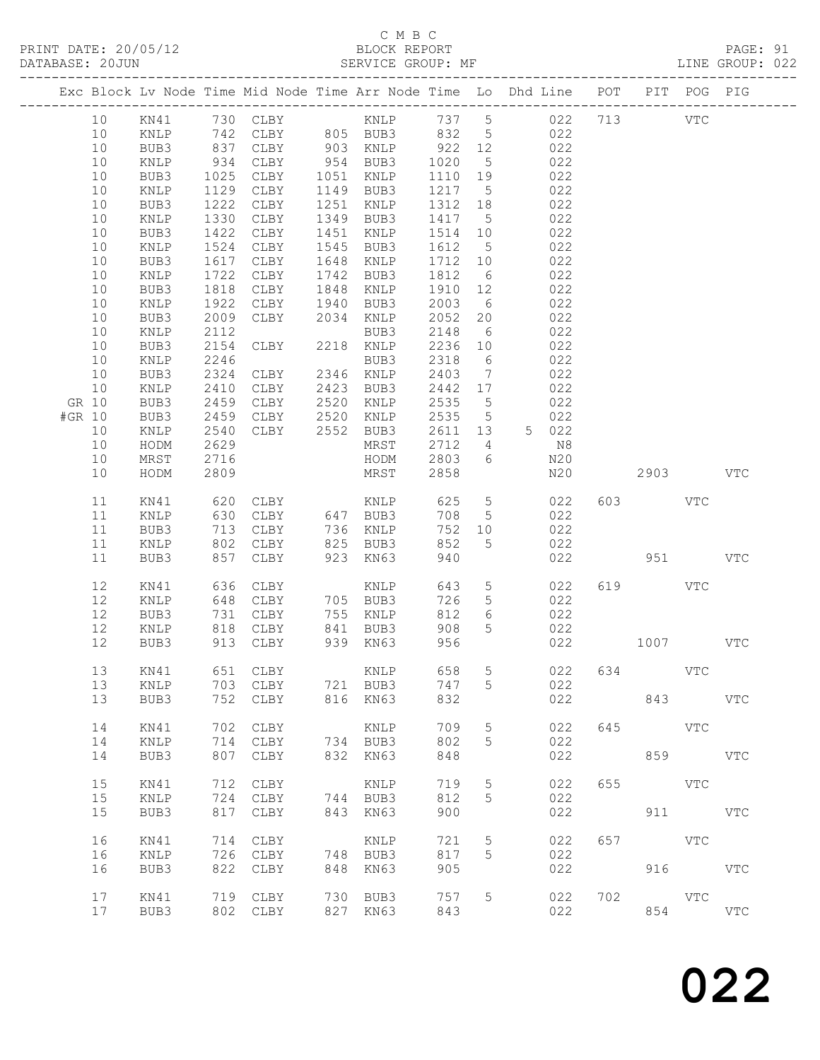C M B C

PRINT DATE: 20/05/12 BLOCK REPORT PAGE: 91
DATABASE: 20JUN SERVICE GROUP: MF LINE GROUP: 022

| Exc | Block | Lv | Node | Time | Mid Node | Time | Arr Node | Time | Lo | Dhd Line | POT | PIT | POG | PIG |
|---|---|---|---|---|---|---|---|---|---|---|---|---|---|---|
| | 10 | | KN41 | 730 | CLBY | | KNLP | 737 | 5 | 022 | 713 | | VTC | |
| | 10 | | KNLP | 742 | CLBY | 805 | BUB3 | 832 | 5 | 022 | | | | |
| | 10 | | BUB3 | 837 | CLBY | 903 | KNLP | 922 | 12 | 022 | | | | |
| | 10 | | KNLP | 934 | CLBY | 954 | BUB3 | 1020 | 5 | 022 | | | | |
| | 10 | | BUB3 | 1025 | CLBY | 1051 | KNLP | 1110 | 19 | 022 | | | | |
| | 10 | | KNLP | 1129 | CLBY | 1149 | BUB3 | 1217 | 5 | 022 | | | | |
| | 10 | | BUB3 | 1222 | CLBY | 1251 | KNLP | 1312 | 18 | 022 | | | | |
| | 10 | | KNLP | 1330 | CLBY | 1349 | BUB3 | 1417 | 5 | 022 | | | | |
| | 10 | | BUB3 | 1422 | CLBY | 1451 | KNLP | 1514 | 10 | 022 | | | | |
| | 10 | | KNLP | 1524 | CLBY | 1545 | BUB3 | 1612 | 5 | 022 | | | | |
| | 10 | | BUB3 | 1617 | CLBY | 1648 | KNLP | 1712 | 10 | 022 | | | | |
| | 10 | | KNLP | 1722 | CLBY | 1742 | BUB3 | 1812 | 6 | 022 | | | | |
| | 10 | | BUB3 | 1818 | CLBY | 1848 | KNLP | 1910 | 12 | 022 | | | | |
| | 10 | | KNLP | 1922 | CLBY | 1940 | BUB3 | 2003 | 6 | 022 | | | | |
| | 10 | | BUB3 | 2009 | CLBY | 2034 | KNLP | 2052 | 20 | 022 | | | | |
| | 10 | | KNLP | 2112 | | | BUB3 | 2148 | 6 | 022 | | | | |
| | 10 | | BUB3 | 2154 | CLBY | 2218 | KNLP | 2236 | 10 | 022 | | | | |
| | 10 | | KNLP | 2246 | | | BUB3 | 2318 | 6 | 022 | | | | |
| | 10 | | BUB3 | 2324 | CLBY | 2346 | KNLP | 2403 | 7 | 022 | | | | |
| | 10 | | KNLP | 2410 | CLBY | 2423 | BUB3 | 2442 | 17 | 022 | | | | |
| GR | 10 | | BUB3 | 2459 | CLBY | 2520 | KNLP | 2535 | 5 | 022 | | | | |
| #GR | 10 | | BUB3 | 2459 | CLBY | 2520 | KNLP | 2535 | 5 | 022 | | | | |
| | 10 | | KNLP | 2540 | CLBY | 2552 | BUB3 | 2611 | 13 | 5 022 | | | | |
| | 10 | | HODM | 2629 | | | MRST | 2712 | 4 | N8 | | | | |
| | 10 | | MRST | 2716 | | | HODM | 2803 | 6 | N20 | | | | |
| | 10 | | HODM | 2809 | | | MRST | 2858 | | N20 | | 2903 | | VTC |
| | 11 | | KN41 | 620 | CLBY | | KNLP | 625 | 5 | 022 | 603 | | VTC | |
| | 11 | | KNLP | 630 | CLBY | 647 | BUB3 | 708 | 5 | 022 | | | | |
| | 11 | | BUB3 | 713 | CLBY | 736 | KNLP | 752 | 10 | 022 | | | | |
| | 11 | | KNLP | 802 | CLBY | 825 | BUB3 | 852 | 5 | 022 | | | | |
| | 11 | | BUB3 | 857 | CLBY | 923 | KN63 | 940 | | 022 | | 951 | | VTC |
| | 12 | | KN41 | 636 | CLBY | | KNLP | 643 | 5 | 022 | 619 | | VTC | |
| | 12 | | KNLP | 648 | CLBY | 705 | BUB3 | 726 | 5 | 022 | | | | |
| | 12 | | BUB3 | 731 | CLBY | 755 | KNLP | 812 | 6 | 022 | | | | |
| | 12 | | KNLP | 818 | CLBY | 841 | BUB3 | 908 | 5 | 022 | | | | |
| | 12 | | BUB3 | 913 | CLBY | 939 | KN63 | 956 | | 022 | | 1007 | | VTC |
| | 13 | | KN41 | 651 | CLBY | | KNLP | 658 | 5 | 022 | 634 | | VTC | |
| | 13 | | KNLP | 703 | CLBY | 721 | BUB3 | 747 | 5 | 022 | | | | |
| | 13 | | BUB3 | 752 | CLBY | 816 | KN63 | 832 | | 022 | | 843 | | VTC |
| | 14 | | KN41 | 702 | CLBY | | KNLP | 709 | 5 | 022 | 645 | | VTC | |
| | 14 | | KNLP | 714 | CLBY | 734 | BUB3 | 802 | 5 | 022 | | | | |
| | 14 | | BUB3 | 807 | CLBY | 832 | KN63 | 848 | | 022 | | 859 | | VTC |
| | 15 | | KN41 | 712 | CLBY | | KNLP | 719 | 5 | 022 | 655 | | VTC | |
| | 15 | | KNLP | 724 | CLBY | 744 | BUB3 | 812 | 5 | 022 | | | | |
| | 15 | | BUB3 | 817 | CLBY | 843 | KN63 | 900 | | 022 | | 911 | | VTC |
| | 16 | | KN41 | 714 | CLBY | | KNLP | 721 | 5 | 022 | 657 | | VTC | |
| | 16 | | KNLP | 726 | CLBY | 748 | BUB3 | 817 | 5 | 022 | | | | |
| | 16 | | BUB3 | 822 | CLBY | 848 | KN63 | 905 | | 022 | | 916 | | VTC |
| | 17 | | KN41 | 719 | CLBY | 730 | BUB3 | 757 | 5 | 022 | 702 | | VTC | |
| | 17 | | BUB3 | 802 | CLBY | 827 | KN63 | 843 | | 022 | | 854 | | VTC |

022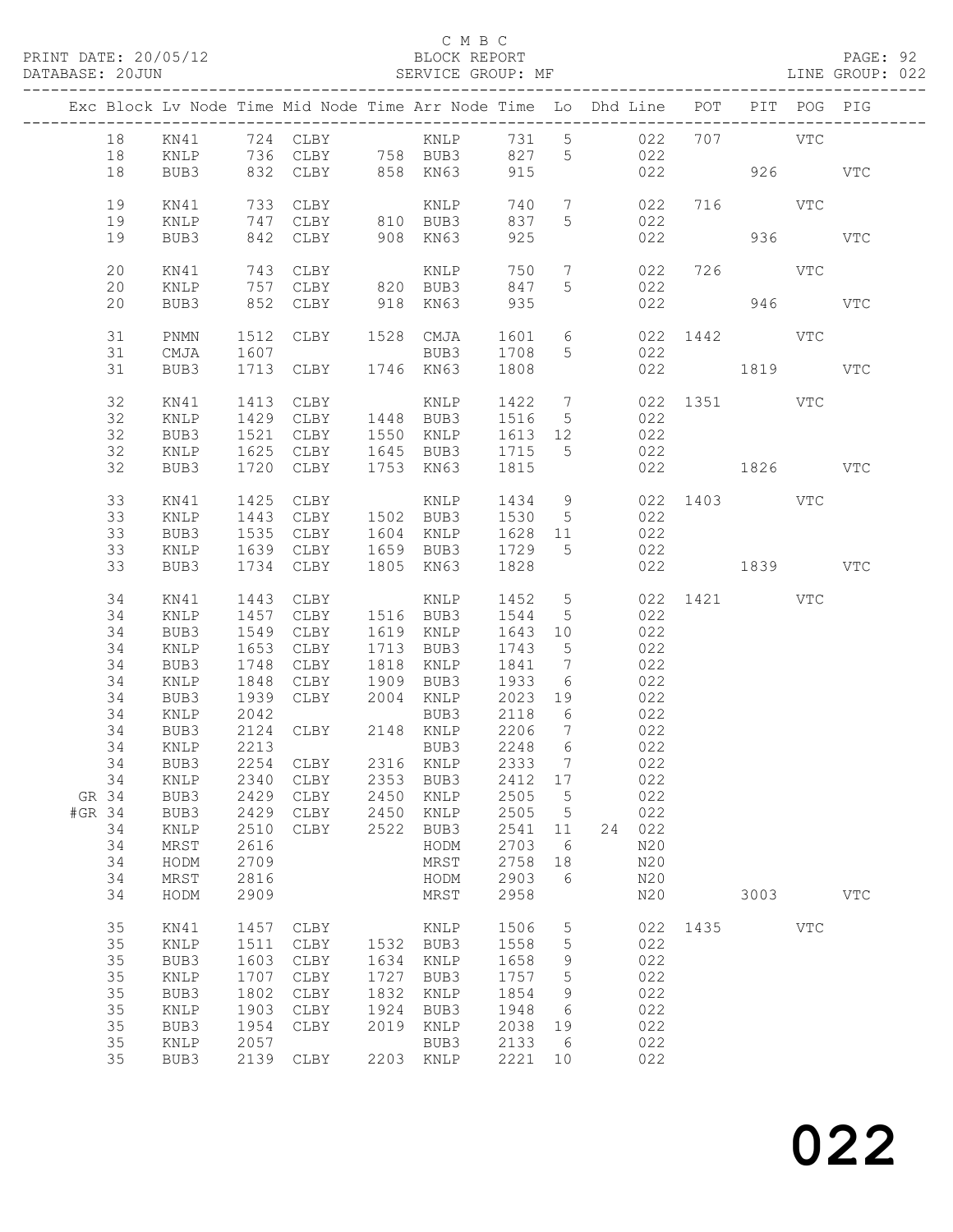C M B C
BLOCK REPORT
SERVICE GROUP: MF

PRINT DATE: 20/05/12
DATABASE: 20JUN
LINE GROUP: 022

| Exc | Block | Lv | Node | Time | Mid Node | Time | Arr Node | Time | Lo | Dhd Line | POT | PIT | POG | PIG |
|---|---|---|---|---|---|---|---|---|---|---|---|---|---|---|
| | 18 | | KN41 | 724 | CLBY | | KNLP | 731 | 5 | 022 | 707 | | VTC | |
| | 18 | | KNLP | 736 | CLBY | 758 | BUB3 | 827 | 5 | 022 | | | | |
| | 18 | | BUB3 | 832 | CLBY | 858 | KN63 | 915 | | 022 | | 926 | | VTC |
| | 19 | | KN41 | 733 | CLBY | | KNLP | 740 | 7 | 022 | 716 | | VTC | |
| | 19 | | KNLP | 747 | CLBY | 810 | BUB3 | 837 | 5 | 022 | | | | |
| | 19 | | BUB3 | 842 | CLBY | 908 | KN63 | 925 | | 022 | | 936 | | VTC |
| | 20 | | KN41 | 743 | CLBY | | KNLP | 750 | 7 | 022 | 726 | | VTC | |
| | 20 | | KNLP | 757 | CLBY | 820 | BUB3 | 847 | 5 | 022 | | | | |
| | 20 | | BUB3 | 852 | CLBY | 918 | KN63 | 935 | | 022 | | 946 | | VTC |
| | 31 | | PNMN | 1512 | CLBY | 1528 | CMJA | 1601 | 6 | 022 | 1442 | | VTC | |
| | 31 | | CMJA | 1607 | | | BUB3 | 1708 | 5 | 022 | | | | |
| | 31 | | BUB3 | 1713 | CLBY | 1746 | KN63 | 1808 | | 022 | | 1819 | | VTC |
| | 32 | | KN41 | 1413 | CLBY | | KNLP | 1422 | 7 | 022 | 1351 | | VTC | |
| | 32 | | KNLP | 1429 | CLBY | 1448 | BUB3 | 1516 | 5 | 022 | | | | |
| | 32 | | BUB3 | 1521 | CLBY | 1550 | KNLP | 1613 | 12 | 022 | | | | |
| | 32 | | KNLP | 1625 | CLBY | 1645 | BUB3 | 1715 | 5 | 022 | | | | |
| | 32 | | BUB3 | 1720 | CLBY | 1753 | KN63 | 1815 | | 022 | | 1826 | | VTC |
| | 33 | | KN41 | 1425 | CLBY | | KNLP | 1434 | 9 | 022 | 1403 | | VTC | |
| | 33 | | KNLP | 1443 | CLBY | 1502 | BUB3 | 1530 | 5 | 022 | | | | |
| | 33 | | BUB3 | 1535 | CLBY | 1604 | KNLP | 1628 | 11 | 022 | | | | |
| | 33 | | KNLP | 1639 | CLBY | 1659 | BUB3 | 1729 | 5 | 022 | | | | |
| | 33 | | BUB3 | 1734 | CLBY | 1805 | KN63 | 1828 | | 022 | | 1839 | | VTC |
| | 34 | | KN41 | 1443 | CLBY | | KNLP | 1452 | 5 | 022 | 1421 | | VTC | |
| | 34 | | KNLP | 1457 | CLBY | 1516 | BUB3 | 1544 | 5 | 022 | | | | |
| | 34 | | BUB3 | 1549 | CLBY | 1619 | KNLP | 1643 | 10 | 022 | | | | |
| | 34 | | KNLP | 1653 | CLBY | 1713 | BUB3 | 1743 | 5 | 022 | | | | |
| | 34 | | BUB3 | 1748 | CLBY | 1818 | KNLP | 1841 | 7 | 022 | | | | |
| | 34 | | KNLP | 1848 | CLBY | 1909 | BUB3 | 1933 | 6 | 022 | | | | |
| | 34 | | BUB3 | 1939 | CLBY | 2004 | KNLP | 2023 | 19 | 022 | | | | |
| | 34 | | KNLP | 2042 | | | BUB3 | 2118 | 6 | 022 | | | | |
| | 34 | | BUB3 | 2124 | CLBY | 2148 | KNLP | 2206 | 7 | 022 | | | | |
| | 34 | | KNLP | 2213 | | | BUB3 | 2248 | 6 | 022 | | | | |
| | 34 | | BUB3 | 2254 | CLBY | 2316 | KNLP | 2333 | 7 | 022 | | | | |
| | 34 | | KNLP | 2340 | CLBY | 2353 | BUB3 | 2412 | 17 | 022 | | | | |
| GR | 34 | | BUB3 | 2429 | CLBY | 2450 | KNLP | 2505 | 5 | 022 | | | | |
| #GR | 34 | | BUB3 | 2429 | CLBY | 2450 | KNLP | 2505 | 5 | 022 | | | | |
| | 34 | | KNLP | 2510 | CLBY | 2522 | BUB3 | 2541 | 11 | 24 022 | | | | |
| | 34 | | MRST | 2616 | | | HODM | 2703 | 6 | N20 | | | | |
| | 34 | | HODM | 2709 | | | MRST | 2758 | 18 | N20 | | | | |
| | 34 | | MRST | 2816 | | | HODM | 2903 | 6 | N20 | | | | |
| | 34 | | HODM | 2909 | | | MRST | 2958 | | N20 | | 3003 | | VTC |
| | 35 | | KN41 | 1457 | CLBY | | KNLP | 1506 | 5 | 022 | 1435 | | VTC | |
| | 35 | | KNLP | 1511 | CLBY | 1532 | BUB3 | 1558 | 5 | 022 | | | | |
| | 35 | | BUB3 | 1603 | CLBY | 1634 | KNLP | 1658 | 9 | 022 | | | | |
| | 35 | | KNLP | 1707 | CLBY | 1727 | BUB3 | 1757 | 5 | 022 | | | | |
| | 35 | | BUB3 | 1802 | CLBY | 1832 | KNLP | 1854 | 9 | 022 | | | | |
| | 35 | | KNLP | 1903 | CLBY | 1924 | BUB3 | 1948 | 6 | 022 | | | | |
| | 35 | | BUB3 | 1954 | CLBY | 2019 | KNLP | 2038 | 19 | 022 | | | | |
| | 35 | | KNLP | 2057 | | | BUB3 | 2133 | 6 | 022 | | | | |
| | 35 | | BUB3 | 2139 | CLBY | 2203 | KNLP | 2221 | 10 | 022 | | | | |

022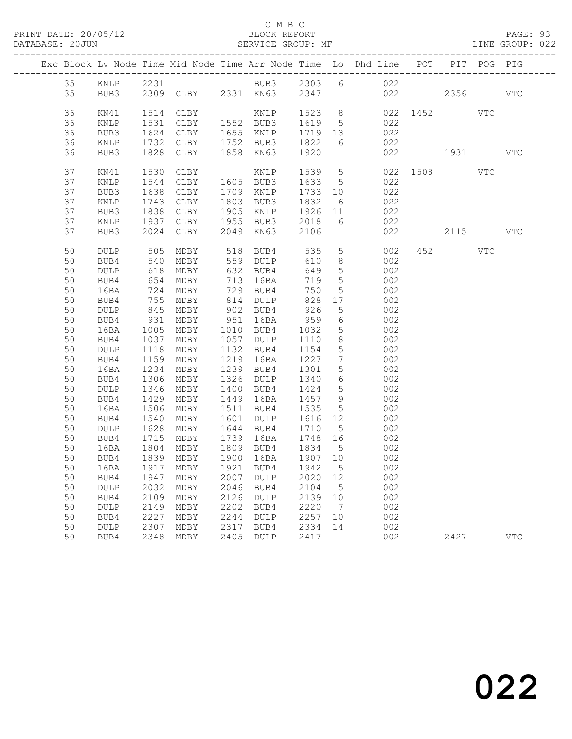C M B C
BLOCK REPORT
SERVICE GROUP: MF

PRINT DATE: 20/05/12
DATABASE: 20JUN
LINE GROUP: 022

| Exc | Block | Lv | Node | Time | Mid Node | Time | Arr Node | Time | Lo | Dhd Line | POT | PIT | POG | PIG |
|---|---|---|---|---|---|---|---|---|---|---|---|---|---|---|
| | 35 | | KNLP | 2231 | | | BUB3 | 2303 | 6 | 022 | | | | |
| | 35 | | BUB3 | 2309 | CLBY | 2331 | KN63 | 2347 | | 022 | | 2356 | | VTC |
| | 36 | | KN41 | 1514 | CLBY | | KNLP | 1523 | 8 | 022 | 1452 | | VTC | |
| | 36 | | KNLP | 1531 | CLBY | 1552 | BUB3 | 1619 | 5 | 022 | | | | |
| | 36 | | BUB3 | 1624 | CLBY | 1655 | KNLP | 1719 | 13 | 022 | | | | |
| | 36 | | KNLP | 1732 | CLBY | 1752 | BUB3 | 1822 | 6 | 022 | | | | |
| | 36 | | BUB3 | 1828 | CLBY | 1858 | KN63 | 1920 | | 022 | | 1931 | | VTC |
| | 37 | | KN41 | 1530 | CLBY | | KNLP | 1539 | 5 | 022 | 1508 | | VTC | |
| | 37 | | KNLP | 1544 | CLBY | 1605 | BUB3 | 1633 | 5 | 022 | | | | |
| | 37 | | BUB3 | 1638 | CLBY | 1709 | KNLP | 1733 | 10 | 022 | | | | |
| | 37 | | KNLP | 1743 | CLBY | 1803 | BUB3 | 1832 | 6 | 022 | | | | |
| | 37 | | BUB3 | 1838 | CLBY | 1905 | KNLP | 1926 | 11 | 022 | | | | |
| | 37 | | KNLP | 1937 | CLBY | 1955 | BUB3 | 2018 | 6 | 022 | | | | |
| | 37 | | BUB3 | 2024 | CLBY | 2049 | KN63 | 2106 | | 022 | | 2115 | | VTC |
| | 50 | | DULP | 505 | MDBY | 518 | BUB4 | 535 | 5 | 002 | 452 | | VTC | |
| | 50 | | BUB4 | 540 | MDBY | 559 | DULP | 610 | 8 | 002 | | | | |
| | 50 | | DULP | 618 | MDBY | 632 | BUB4 | 649 | 5 | 002 | | | | |
| | 50 | | BUB4 | 654 | MDBY | 713 | 16BA | 719 | 5 | 002 | | | | |
| | 50 | | 16BA | 724 | MDBY | 729 | BUB4 | 750 | 5 | 002 | | | | |
| | 50 | | BUB4 | 755 | MDBY | 814 | DULP | 828 | 17 | 002 | | | | |
| | 50 | | DULP | 845 | MDBY | 902 | BUB4 | 926 | 5 | 002 | | | | |
| | 50 | | BUB4 | 931 | MDBY | 951 | 16BA | 959 | 6 | 002 | | | | |
| | 50 | | 16BA | 1005 | MDBY | 1010 | BUB4 | 1032 | 5 | 002 | | | | |
| | 50 | | BUB4 | 1037 | MDBY | 1057 | DULP | 1110 | 8 | 002 | | | | |
| | 50 | | DULP | 1118 | MDBY | 1132 | BUB4 | 1154 | 5 | 002 | | | | |
| | 50 | | BUB4 | 1159 | MDBY | 1219 | 16BA | 1227 | 7 | 002 | | | | |
| | 50 | | 16BA | 1234 | MDBY | 1239 | BUB4 | 1301 | 5 | 002 | | | | |
| | 50 | | BUB4 | 1306 | MDBY | 1326 | DULP | 1340 | 6 | 002 | | | | |
| | 50 | | DULP | 1346 | MDBY | 1400 | BUB4 | 1424 | 5 | 002 | | | | |
| | 50 | | BUB4 | 1429 | MDBY | 1449 | 16BA | 1457 | 9 | 002 | | | | |
| | 50 | | 16BA | 1506 | MDBY | 1511 | BUB4 | 1535 | 5 | 002 | | | | |
| | 50 | | BUB4 | 1540 | MDBY | 1601 | DULP | 1616 | 12 | 002 | | | | |
| | 50 | | DULP | 1628 | MDBY | 1644 | BUB4 | 1710 | 5 | 002 | | | | |
| | 50 | | BUB4 | 1715 | MDBY | 1739 | 16BA | 1748 | 16 | 002 | | | | |
| | 50 | | 16BA | 1804 | MDBY | 1809 | BUB4 | 1834 | 5 | 002 | | | | |
| | 50 | | BUB4 | 1839 | MDBY | 1900 | 16BA | 1907 | 10 | 002 | | | | |
| | 50 | | 16BA | 1917 | MDBY | 1921 | BUB4 | 1942 | 5 | 002 | | | | |
| | 50 | | BUB4 | 1947 | MDBY | 2007 | DULP | 2020 | 12 | 002 | | | | |
| | 50 | | DULP | 2032 | MDBY | 2046 | BUB4 | 2104 | 5 | 002 | | | | |
| | 50 | | BUB4 | 2109 | MDBY | 2126 | DULP | 2139 | 10 | 002 | | | | |
| | 50 | | DULP | 2149 | MDBY | 2202 | BUB4 | 2220 | 7 | 002 | | | | |
| | 50 | | BUB4 | 2227 | MDBY | 2244 | DULP | 2257 | 10 | 002 | | | | |
| | 50 | | DULP | 2307 | MDBY | 2317 | BUB4 | 2334 | 14 | 002 | | | | |
| | 50 | | BUB4 | 2348 | MDBY | 2405 | DULP | 2417 | | 002 | | 2427 | | VTC |

022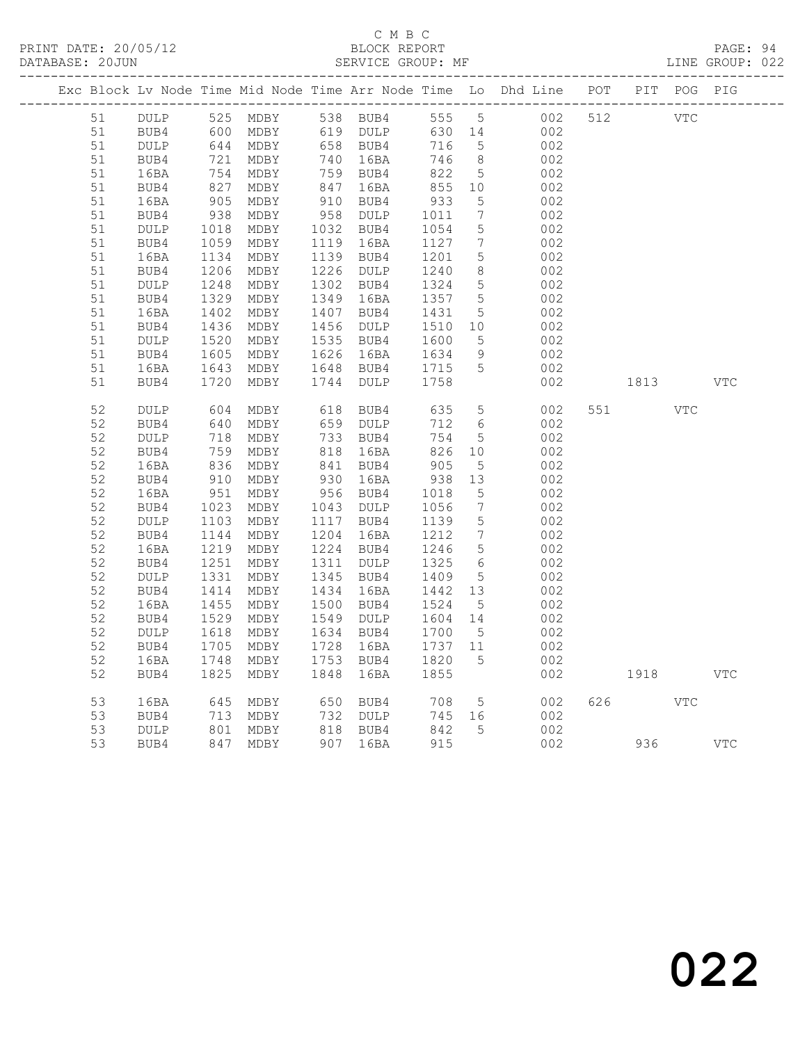C M B C
PRINT DATE: 20/05/12 BLOCK REPORT
DATABASE: 20JUN SERVICE GROUP: MF LINE GROUP: 022

| Exc | Block | Lv | Node | Time | Mid Node | Time | Arr Node | Time | Lo | Dhd Line | POT | PIT | POG | PIG |
|---|---|---|---|---|---|---|---|---|---|---|---|---|---|---|
| | 51 | | DULP | 525 | MDBY | 538 | BUB4 | 555 | 5 | 002 | 512 | | VTC | |
| | 51 | | BUB4 | 600 | MDBY | 619 | DULP | 630 | 14 | 002 | | | | |
| | 51 | | DULP | 644 | MDBY | 658 | BUB4 | 716 | 5 | 002 | | | | |
| | 51 | | BUB4 | 721 | MDBY | 740 | 16BA | 746 | 8 | 002 | | | | |
| | 51 | | 16BA | 754 | MDBY | 759 | BUB4 | 822 | 5 | 002 | | | | |
| | 51 | | BUB4 | 827 | MDBY | 847 | 16BA | 855 | 10 | 002 | | | | |
| | 51 | | 16BA | 905 | MDBY | 910 | BUB4 | 933 | 5 | 002 | | | | |
| | 51 | | BUB4 | 938 | MDBY | 958 | DULP | 1011 | 7 | 002 | | | | |
| | 51 | | DULP | 1018 | MDBY | 1032 | BUB4 | 1054 | 5 | 002 | | | | |
| | 51 | | BUB4 | 1059 | MDBY | 1119 | 16BA | 1127 | 7 | 002 | | | | |
| | 51 | | 16BA | 1134 | MDBY | 1139 | BUB4 | 1201 | 5 | 002 | | | | |
| | 51 | | BUB4 | 1206 | MDBY | 1226 | DULP | 1240 | 8 | 002 | | | | |
| | 51 | | DULP | 1248 | MDBY | 1302 | BUB4 | 1324 | 5 | 002 | | | | |
| | 51 | | BUB4 | 1329 | MDBY | 1349 | 16BA | 1357 | 5 | 002 | | | | |
| | 51 | | 16BA | 1402 | MDBY | 1407 | BUB4 | 1431 | 5 | 002 | | | | |
| | 51 | | BUB4 | 1436 | MDBY | 1456 | DULP | 1510 | 10 | 002 | | | | |
| | 51 | | DULP | 1520 | MDBY | 1535 | BUB4 | 1600 | 5 | 002 | | | | |
| | 51 | | BUB4 | 1605 | MDBY | 1626 | 16BA | 1634 | 9 | 002 | | | | |
| | 51 | | 16BA | 1643 | MDBY | 1648 | BUB4 | 1715 | 5 | 002 | | | | |
| | 51 | | BUB4 | 1720 | MDBY | 1744 | DULP | 1758 | | 002 | | 1813 | | VTC |
| | 52 | | DULP | 604 | MDBY | 618 | BUB4 | 635 | 5 | 002 | 551 | | VTC | |
| | 52 | | BUB4 | 640 | MDBY | 659 | DULP | 712 | 6 | 002 | | | | |
| | 52 | | DULP | 718 | MDBY | 733 | BUB4 | 754 | 5 | 002 | | | | |
| | 52 | | BUB4 | 759 | MDBY | 818 | 16BA | 826 | 10 | 002 | | | | |
| | 52 | | 16BA | 836 | MDBY | 841 | BUB4 | 905 | 5 | 002 | | | | |
| | 52 | | BUB4 | 910 | MDBY | 930 | 16BA | 938 | 13 | 002 | | | | |
| | 52 | | 16BA | 951 | MDBY | 956 | BUB4 | 1018 | 5 | 002 | | | | |
| | 52 | | BUB4 | 1023 | MDBY | 1043 | DULP | 1056 | 7 | 002 | | | | |
| | 52 | | DULP | 1103 | MDBY | 1117 | BUB4 | 1139 | 5 | 002 | | | | |
| | 52 | | BUB4 | 1144 | MDBY | 1204 | 16BA | 1212 | 7 | 002 | | | | |
| | 52 | | 16BA | 1219 | MDBY | 1224 | BUB4 | 1246 | 5 | 002 | | | | |
| | 52 | | BUB4 | 1251 | MDBY | 1311 | DULP | 1325 | 6 | 002 | | | | |
| | 52 | | DULP | 1331 | MDBY | 1345 | BUB4 | 1409 | 5 | 002 | | | | |
| | 52 | | BUB4 | 1414 | MDBY | 1434 | 16BA | 1442 | 13 | 002 | | | | |
| | 52 | | 16BA | 1455 | MDBY | 1500 | BUB4 | 1524 | 5 | 002 | | | | |
| | 52 | | BUB4 | 1529 | MDBY | 1549 | DULP | 1604 | 14 | 002 | | | | |
| | 52 | | DULP | 1618 | MDBY | 1634 | BUB4 | 1700 | 5 | 002 | | | | |
| | 52 | | BUB4 | 1705 | MDBY | 1728 | 16BA | 1737 | 11 | 002 | | | | |
| | 52 | | 16BA | 1748 | MDBY | 1753 | BUB4 | 1820 | 5 | 002 | | | | |
| | 52 | | BUB4 | 1825 | MDBY | 1848 | 16BA | 1855 | | 002 | | 1918 | | VTC |
| | 53 | | 16BA | 645 | MDBY | 650 | BUB4 | 708 | 5 | 002 | 626 | | VTC | |
| | 53 | | BUB4 | 713 | MDBY | 732 | DULP | 745 | 16 | 002 | | | | |
| | 53 | | DULP | 801 | MDBY | 818 | BUB4 | 842 | 5 | 002 | | | | |
| | 53 | | BUB4 | 847 | MDBY | 907 | 16BA | 915 | | 002 | | 936 | | VTC |

022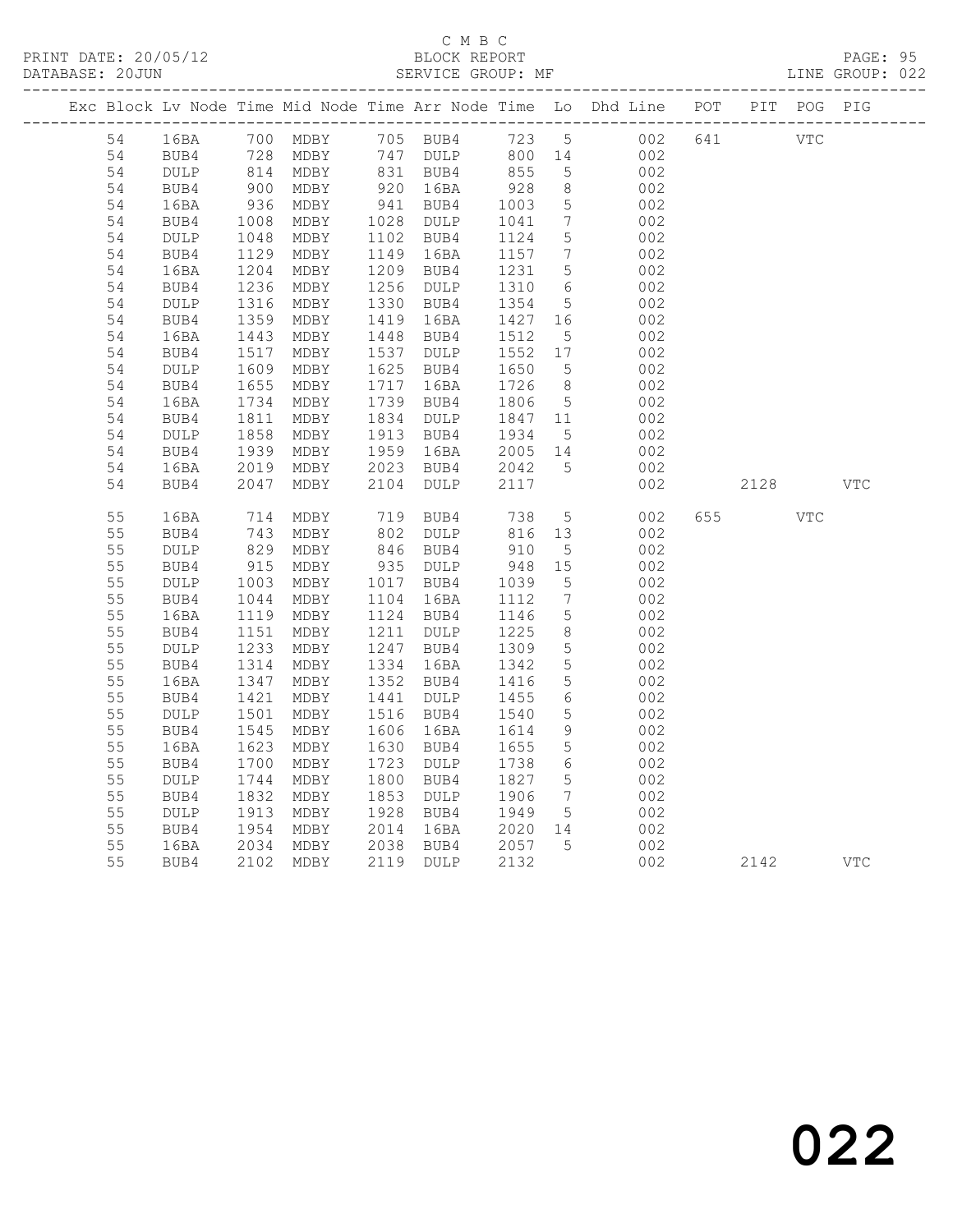C M B C
BLOCK REPORT
SERVICE GROUP: MF

PRINT DATE: 20/05/12
DATABASE: 20JUN
LINE GROUP: 022

| Exc | Block | Lv | Node | Time | Mid Node | Time | Arr Node | Time | Lo | Dhd Line | POT | PIT | POG | PIG |
|---|---|---|---|---|---|---|---|---|---|---|---|---|---|---|
| | 54 | | 16BA | 700 | MDBY | 705 | BUB4 | 723 | 5 | 002 | 641 | | VTC | |
| | 54 | | BUB4 | 728 | MDBY | 747 | DULP | 800 | 14 | 002 | | | | |
| | 54 | | DULP | 814 | MDBY | 831 | BUB4 | 855 | 5 | 002 | | | | |
| | 54 | | BUB4 | 900 | MDBY | 920 | 16BA | 928 | 8 | 002 | | | | |
| | 54 | | 16BA | 936 | MDBY | 941 | BUB4 | 1003 | 5 | 002 | | | | |
| | 54 | | BUB4 | 1008 | MDBY | 1028 | DULP | 1041 | 7 | 002 | | | | |
| | 54 | | DULP | 1048 | MDBY | 1102 | BUB4 | 1124 | 5 | 002 | | | | |
| | 54 | | BUB4 | 1129 | MDBY | 1149 | 16BA | 1157 | 7 | 002 | | | | |
| | 54 | | 16BA | 1204 | MDBY | 1209 | BUB4 | 1231 | 5 | 002 | | | | |
| | 54 | | BUB4 | 1236 | MDBY | 1256 | DULP | 1310 | 6 | 002 | | | | |
| | 54 | | DULP | 1316 | MDBY | 1330 | BUB4 | 1354 | 5 | 002 | | | | |
| | 54 | | BUB4 | 1359 | MDBY | 1419 | 16BA | 1427 | 16 | 002 | | | | |
| | 54 | | 16BA | 1443 | MDBY | 1448 | BUB4 | 1512 | 5 | 002 | | | | |
| | 54 | | BUB4 | 1517 | MDBY | 1537 | DULP | 1552 | 17 | 002 | | | | |
| | 54 | | DULP | 1609 | MDBY | 1625 | BUB4 | 1650 | 5 | 002 | | | | |
| | 54 | | BUB4 | 1655 | MDBY | 1717 | 16BA | 1726 | 8 | 002 | | | | |
| | 54 | | 16BA | 1734 | MDBY | 1739 | BUB4 | 1806 | 5 | 002 | | | | |
| | 54 | | BUB4 | 1811 | MDBY | 1834 | DULP | 1847 | 11 | 002 | | | | |
| | 54 | | DULP | 1858 | MDBY | 1913 | BUB4 | 1934 | 5 | 002 | | | | |
| | 54 | | BUB4 | 1939 | MDBY | 1959 | 16BA | 2005 | 14 | 002 | | | | |
| | 54 | | 16BA | 2019 | MDBY | 2023 | BUB4 | 2042 | 5 | 002 | | | | |
| | 54 | | BUB4 | 2047 | MDBY | 2104 | DULP | 2117 | | 002 | | 2128 | | VTC |
| | 55 | | 16BA | 714 | MDBY | 719 | BUB4 | 738 | 5 | 002 | 655 | | VTC | |
| | 55 | | BUB4 | 743 | MDBY | 802 | DULP | 816 | 13 | 002 | | | | |
| | 55 | | DULP | 829 | MDBY | 846 | BUB4 | 910 | 5 | 002 | | | | |
| | 55 | | BUB4 | 915 | MDBY | 935 | DULP | 948 | 15 | 002 | | | | |
| | 55 | | DULP | 1003 | MDBY | 1017 | BUB4 | 1039 | 5 | 002 | | | | |
| | 55 | | BUB4 | 1044 | MDBY | 1104 | 16BA | 1112 | 7 | 002 | | | | |
| | 55 | | 16BA | 1119 | MDBY | 1124 | BUB4 | 1146 | 5 | 002 | | | | |
| | 55 | | BUB4 | 1151 | MDBY | 1211 | DULP | 1225 | 8 | 002 | | | | |
| | 55 | | DULP | 1233 | MDBY | 1247 | BUB4 | 1309 | 5 | 002 | | | | |
| | 55 | | BUB4 | 1314 | MDBY | 1334 | 16BA | 1342 | 5 | 002 | | | | |
| | 55 | | 16BA | 1347 | MDBY | 1352 | BUB4 | 1416 | 5 | 002 | | | | |
| | 55 | | BUB4 | 1421 | MDBY | 1441 | DULP | 1455 | 6 | 002 | | | | |
| | 55 | | DULP | 1501 | MDBY | 1516 | BUB4 | 1540 | 5 | 002 | | | | |
| | 55 | | BUB4 | 1545 | MDBY | 1606 | 16BA | 1614 | 9 | 002 | | | | |
| | 55 | | 16BA | 1623 | MDBY | 1630 | BUB4 | 1655 | 5 | 002 | | | | |
| | 55 | | BUB4 | 1700 | MDBY | 1723 | DULP | 1738 | 6 | 002 | | | | |
| | 55 | | DULP | 1744 | MDBY | 1800 | BUB4 | 1827 | 5 | 002 | | | | |
| | 55 | | BUB4 | 1832 | MDBY | 1853 | DULP | 1906 | 7 | 002 | | | | |
| | 55 | | DULP | 1913 | MDBY | 1928 | BUB4 | 1949 | 5 | 002 | | | | |
| | 55 | | BUB4 | 1954 | MDBY | 2014 | 16BA | 2020 | 14 | 002 | | | | |
| | 55 | | 16BA | 2034 | MDBY | 2038 | BUB4 | 2057 | 5 | 002 | | | | |
| | 55 | | BUB4 | 2102 | MDBY | 2119 | DULP | 2132 | | 002 | | 2142 | | VTC |

022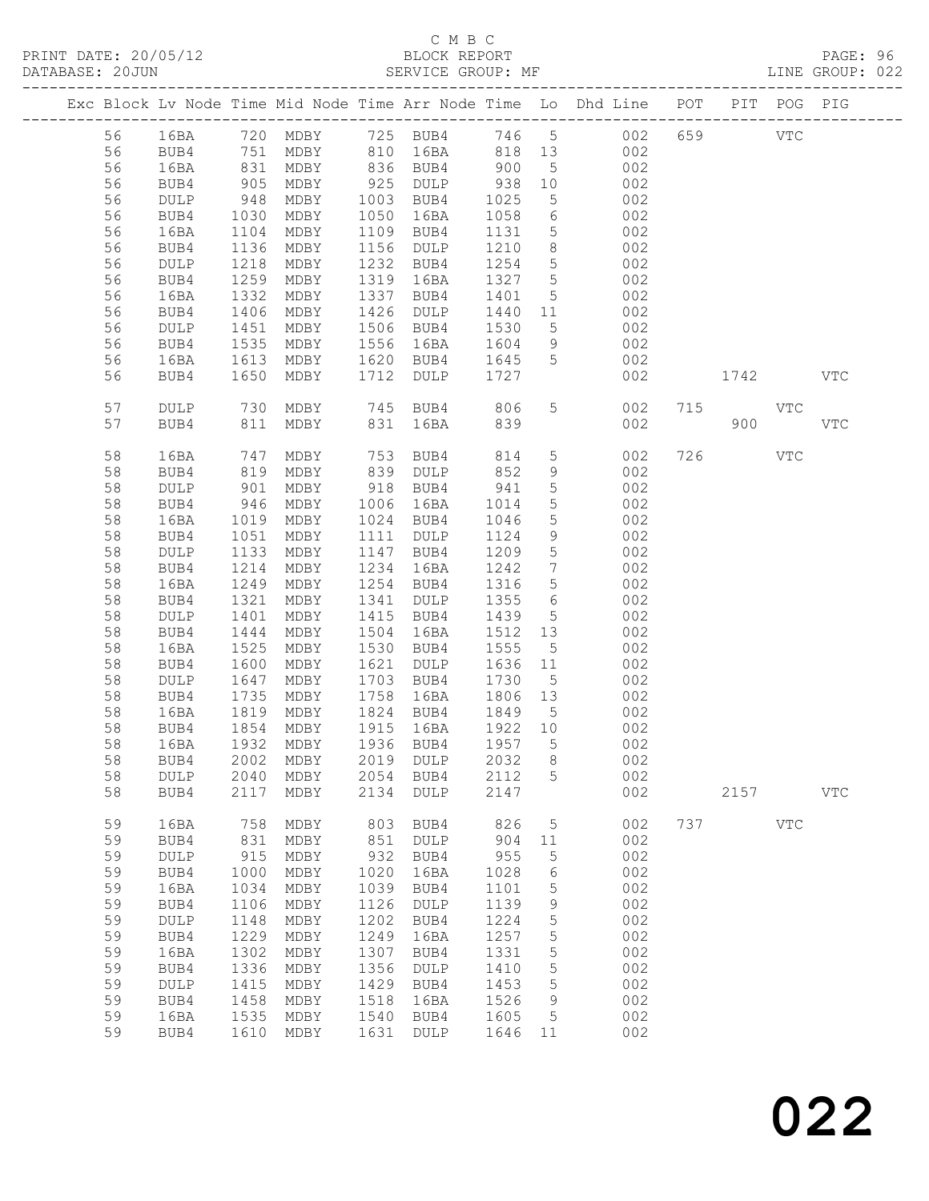C M B C

PRINT DATE: 20/05/12 BLOCK REPORT PAGE: 96
DATABASE: 20JUN SERVICE GROUP: MF LINE GROUP: 022

| Exc | Block | Lv | Node | Time | Mid Node | Time | Arr Node | Time | Lo | Dhd Line | POT | PIT | POG | PIG |
|---|---|---|---|---|---|---|---|---|---|---|---|---|---|---|
| | 56 | | 16BA | 720 | MDBY | 725 | BUB4 | 746 | 5 | 002 | 659 | | VTC | |
| | 56 | | BUB4 | 751 | MDBY | 810 | 16BA | 818 | 13 | 002 | | | | |
| | 56 | | 16BA | 831 | MDBY | 836 | BUB4 | 900 | 5 | 002 | | | | |
| | 56 | | BUB4 | 905 | MDBY | 925 | DULP | 938 | 10 | 002 | | | | |
| | 56 | | DULP | 948 | MDBY | 1003 | BUB4 | 1025 | 5 | 002 | | | | |
| | 56 | | BUB4 | 1030 | MDBY | 1050 | 16BA | 1058 | 6 | 002 | | | | |
| | 56 | | 16BA | 1104 | MDBY | 1109 | BUB4 | 1131 | 5 | 002 | | | | |
| | 56 | | BUB4 | 1136 | MDBY | 1156 | DULP | 1210 | 8 | 002 | | | | |
| | 56 | | DULP | 1218 | MDBY | 1232 | BUB4 | 1254 | 5 | 002 | | | | |
| | 56 | | BUB4 | 1259 | MDBY | 1319 | 16BA | 1327 | 5 | 002 | | | | |
| | 56 | | 16BA | 1332 | MDBY | 1337 | BUB4 | 1401 | 5 | 002 | | | | |
| | 56 | | BUB4 | 1406 | MDBY | 1426 | DULP | 1440 | 11 | 002 | | | | |
| | 56 | | DULP | 1451 | MDBY | 1506 | BUB4 | 1530 | 5 | 002 | | | | |
| | 56 | | BUB4 | 1535 | MDBY | 1556 | 16BA | 1604 | 9 | 002 | | | | |
| | 56 | | 16BA | 1613 | MDBY | 1620 | BUB4 | 1645 | 5 | 002 | | | | |
| | 56 | | BUB4 | 1650 | MDBY | 1712 | DULP | 1727 | | 002 | | 1742 | | VTC |
| | 57 | | DULP | 730 | MDBY | 745 | BUB4 | 806 | 5 | 002 | 715 | | VTC | |
| | 57 | | BUB4 | 811 | MDBY | 831 | 16BA | 839 | | 002 | | 900 | | VTC |
| | 58 | | 16BA | 747 | MDBY | 753 | BUB4 | 814 | 5 | 002 | 726 | | VTC | |
| | 58 | | BUB4 | 819 | MDBY | 839 | DULP | 852 | 9 | 002 | | | | |
| | 58 | | DULP | 901 | MDBY | 918 | BUB4 | 941 | 5 | 002 | | | | |
| | 58 | | BUB4 | 946 | MDBY | 1006 | 16BA | 1014 | 5 | 002 | | | | |
| | 58 | | 16BA | 1019 | MDBY | 1024 | BUB4 | 1046 | 5 | 002 | | | | |
| | 58 | | BUB4 | 1051 | MDBY | 1111 | DULP | 1124 | 9 | 002 | | | | |
| | 58 | | DULP | 1133 | MDBY | 1147 | BUB4 | 1209 | 5 | 002 | | | | |
| | 58 | | BUB4 | 1214 | MDBY | 1234 | 16BA | 1242 | 7 | 002 | | | | |
| | 58 | | 16BA | 1249 | MDBY | 1254 | BUB4 | 1316 | 5 | 002 | | | | |
| | 58 | | BUB4 | 1321 | MDBY | 1341 | DULP | 1355 | 6 | 002 | | | | |
| | 58 | | DULP | 1401 | MDBY | 1415 | BUB4 | 1439 | 5 | 002 | | | | |
| | 58 | | BUB4 | 1444 | MDBY | 1504 | 16BA | 1512 | 13 | 002 | | | | |
| | 58 | | 16BA | 1525 | MDBY | 1530 | BUB4 | 1555 | 5 | 002 | | | | |
| | 58 | | BUB4 | 1600 | MDBY | 1621 | DULP | 1636 | 11 | 002 | | | | |
| | 58 | | DULP | 1647 | MDBY | 1703 | BUB4 | 1730 | 5 | 002 | | | | |
| | 58 | | BUB4 | 1735 | MDBY | 1758 | 16BA | 1806 | 13 | 002 | | | | |
| | 58 | | 16BA | 1819 | MDBY | 1824 | BUB4 | 1849 | 5 | 002 | | | | |
| | 58 | | BUB4 | 1854 | MDBY | 1915 | 16BA | 1922 | 10 | 002 | | | | |
| | 58 | | 16BA | 1932 | MDBY | 1936 | BUB4 | 1957 | 5 | 002 | | | | |
| | 58 | | BUB4 | 2002 | MDBY | 2019 | DULP | 2032 | 8 | 002 | | | | |
| | 58 | | DULP | 2040 | MDBY | 2054 | BUB4 | 2112 | 5 | 002 | | | | |
| | 58 | | BUB4 | 2117 | MDBY | 2134 | DULP | 2147 | | 002 | | 2157 | | VTC |
| | 59 | | 16BA | 758 | MDBY | 803 | BUB4 | 826 | 5 | 002 | 737 | | VTC | |
| | 59 | | BUB4 | 831 | MDBY | 851 | DULP | 904 | 11 | 002 | | | | |
| | 59 | | DULP | 915 | MDBY | 932 | BUB4 | 955 | 5 | 002 | | | | |
| | 59 | | BUB4 | 1000 | MDBY | 1020 | 16BA | 1028 | 6 | 002 | | | | |
| | 59 | | 16BA | 1034 | MDBY | 1039 | BUB4 | 1101 | 5 | 002 | | | | |
| | 59 | | BUB4 | 1106 | MDBY | 1126 | DULP | 1139 | 9 | 002 | | | | |
| | 59 | | DULP | 1148 | MDBY | 1202 | BUB4 | 1224 | 5 | 002 | | | | |
| | 59 | | BUB4 | 1229 | MDBY | 1249 | 16BA | 1257 | 5 | 002 | | | | |
| | 59 | | 16BA | 1302 | MDBY | 1307 | BUB4 | 1331 | 5 | 002 | | | | |
| | 59 | | BUB4 | 1336 | MDBY | 1356 | DULP | 1410 | 5 | 002 | | | | |
| | 59 | | DULP | 1415 | MDBY | 1429 | BUB4 | 1453 | 5 | 002 | | | | |
| | 59 | | BUB4 | 1458 | MDBY | 1518 | 16BA | 1526 | 9 | 002 | | | | |
| | 59 | | 16BA | 1535 | MDBY | 1540 | BUB4 | 1605 | 5 | 002 | | | | |
| | 59 | | BUB4 | 1610 | MDBY | 1631 | DULP | 1646 | 11 | 002 | | | | |

# 022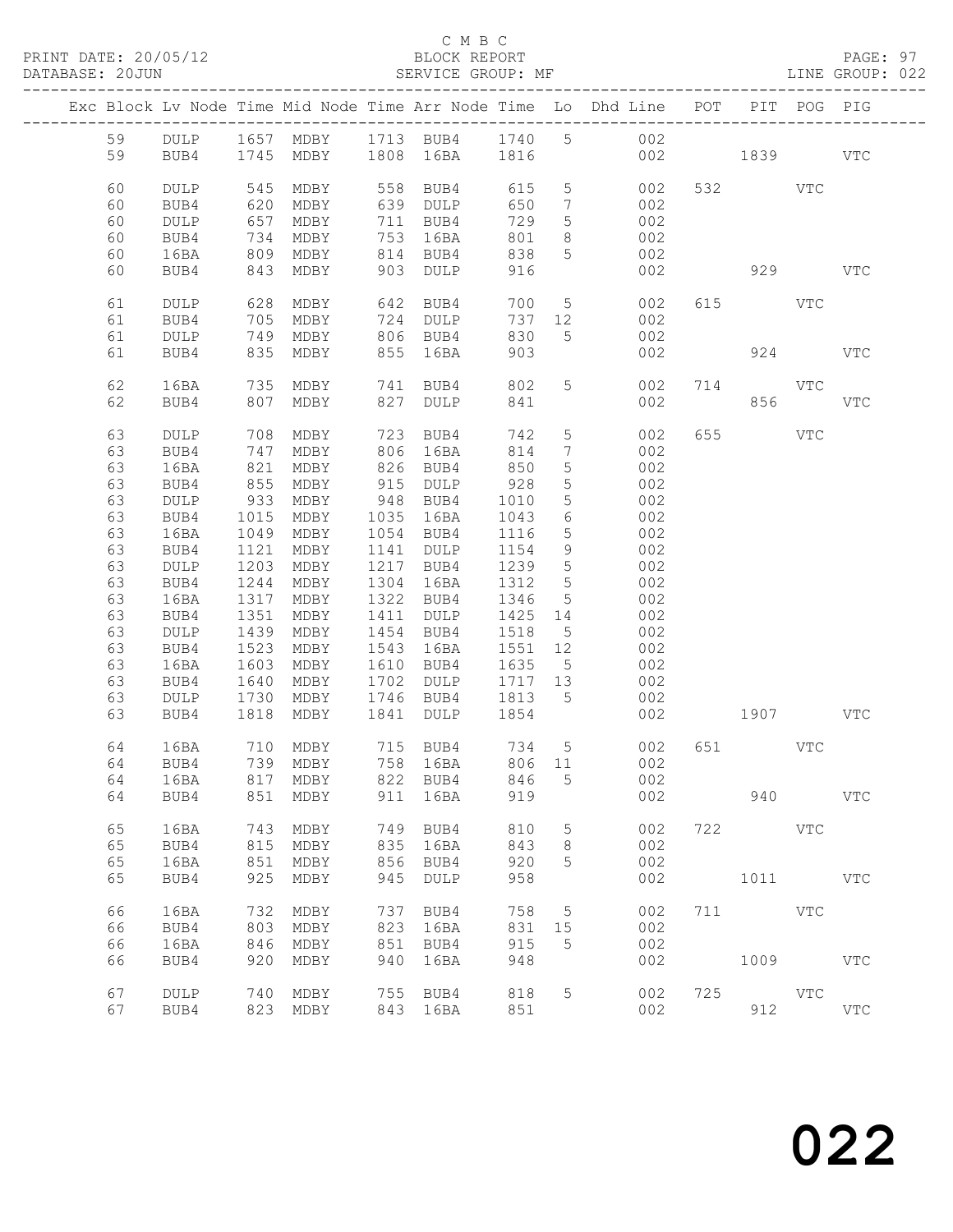C M B C
BLOCK REPORT
SERVICE GROUP: MF

PRINT DATE: 20/05/12
DATABASE: 20JUN
LINE GROUP: 022

| Exc | Block | Lv | Node | Time | Mid Node | Time | Arr Node | Time | Lo | Dhd Line | POT | PIT | POG | PIG |
|---|---|---|---|---|---|---|---|---|---|---|---|---|---|---|
| | 59 | | DULP | 1657 | MDBY | 1713 | BUB4 | 1740 | 5 | 002 | | | | |
| | 59 | | BUB4 | 1745 | MDBY | 1808 | 16BA | 1816 | | 002 | | 1839 | | VTC |
| | 60 | | DULP | 545 | MDBY | 558 | BUB4 | 615 | 5 | 002 | 532 | | VTC | |
| | 60 | | BUB4 | 620 | MDBY | 639 | DULP | 650 | 7 | 002 | | | | |
| | 60 | | DULP | 657 | MDBY | 711 | BUB4 | 729 | 5 | 002 | | | | |
| | 60 | | BUB4 | 734 | MDBY | 753 | 16BA | 801 | 8 | 002 | | | | |
| | 60 | | 16BA | 809 | MDBY | 814 | BUB4 | 838 | 5 | 002 | | | | |
| | 60 | | BUB4 | 843 | MDBY | 903 | DULP | 916 | | 002 | | 929 | | VTC |
| | 61 | | DULP | 628 | MDBY | 642 | BUB4 | 700 | 5 | 002 | 615 | | VTC | |
| | 61 | | BUB4 | 705 | MDBY | 724 | DULP | 737 | 12 | 002 | | | | |
| | 61 | | DULP | 749 | MDBY | 806 | BUB4 | 830 | 5 | 002 | | | | |
| | 61 | | BUB4 | 835 | MDBY | 855 | 16BA | 903 | | 002 | | 924 | | VTC |
| | 62 | | 16BA | 735 | MDBY | 741 | BUB4 | 802 | 5 | 002 | 714 | | VTC | |
| | 62 | | BUB4 | 807 | MDBY | 827 | DULP | 841 | | 002 | | 856 | | VTC |
| | 63 | | DULP | 708 | MDBY | 723 | BUB4 | 742 | 5 | 002 | 655 | | VTC | |
| | 63 | | BUB4 | 747 | MDBY | 806 | 16BA | 814 | 7 | 002 | | | | |
| | 63 | | 16BA | 821 | MDBY | 826 | BUB4 | 850 | 5 | 002 | | | | |
| | 63 | | BUB4 | 855 | MDBY | 915 | DULP | 928 | 5 | 002 | | | | |
| | 63 | | DULP | 933 | MDBY | 948 | BUB4 | 1010 | 5 | 002 | | | | |
| | 63 | | BUB4 | 1015 | MDBY | 1035 | 16BA | 1043 | 6 | 002 | | | | |
| | 63 | | 16BA | 1049 | MDBY | 1054 | BUB4 | 1116 | 5 | 002 | | | | |
| | 63 | | BUB4 | 1121 | MDBY | 1141 | DULP | 1154 | 9 | 002 | | | | |
| | 63 | | DULP | 1203 | MDBY | 1217 | BUB4 | 1239 | 5 | 002 | | | | |
| | 63 | | BUB4 | 1244 | MDBY | 1304 | 16BA | 1312 | 5 | 002 | | | | |
| | 63 | | 16BA | 1317 | MDBY | 1322 | BUB4 | 1346 | 5 | 002 | | | | |
| | 63 | | BUB4 | 1351 | MDBY | 1411 | DULP | 1425 | 14 | 002 | | | | |
| | 63 | | DULP | 1439 | MDBY | 1454 | BUB4 | 1518 | 5 | 002 | | | | |
| | 63 | | BUB4 | 1523 | MDBY | 1543 | 16BA | 1551 | 12 | 002 | | | | |
| | 63 | | 16BA | 1603 | MDBY | 1610 | BUB4 | 1635 | 5 | 002 | | | | |
| | 63 | | BUB4 | 1640 | MDBY | 1702 | DULP | 1717 | 13 | 002 | | | | |
| | 63 | | DULP | 1730 | MDBY | 1746 | BUB4 | 1813 | 5 | 002 | | | | |
| | 63 | | BUB4 | 1818 | MDBY | 1841 | DULP | 1854 | | 002 | | 1907 | | VTC |
| | 64 | | 16BA | 710 | MDBY | 715 | BUB4 | 734 | 5 | 002 | 651 | | VTC | |
| | 64 | | BUB4 | 739 | MDBY | 758 | 16BA | 806 | 11 | 002 | | | | |
| | 64 | | 16BA | 817 | MDBY | 822 | BUB4 | 846 | 5 | 002 | | | | |
| | 64 | | BUB4 | 851 | MDBY | 911 | 16BA | 919 | | 002 | | 940 | | VTC |
| | 65 | | 16BA | 743 | MDBY | 749 | BUB4 | 810 | 5 | 002 | 722 | | VTC | |
| | 65 | | BUB4 | 815 | MDBY | 835 | 16BA | 843 | 8 | 002 | | | | |
| | 65 | | 16BA | 851 | MDBY | 856 | BUB4 | 920 | 5 | 002 | | | | |
| | 65 | | BUB4 | 925 | MDBY | 945 | DULP | 958 | | 002 | | 1011 | | VTC |
| | 66 | | 16BA | 732 | MDBY | 737 | BUB4 | 758 | 5 | 002 | 711 | | VTC | |
| | 66 | | BUB4 | 803 | MDBY | 823 | 16BA | 831 | 15 | 002 | | | | |
| | 66 | | 16BA | 846 | MDBY | 851 | BUB4 | 915 | 5 | 002 | | | | |
| | 66 | | BUB4 | 920 | MDBY | 940 | 16BA | 948 | | 002 | | 1009 | | VTC |
| | 67 | | DULP | 740 | MDBY | 755 | BUB4 | 818 | 5 | 002 | 725 | | VTC | |
| | 67 | | BUB4 | 823 | MDBY | 843 | 16BA | 851 | | 002 | | 912 | | VTC |

022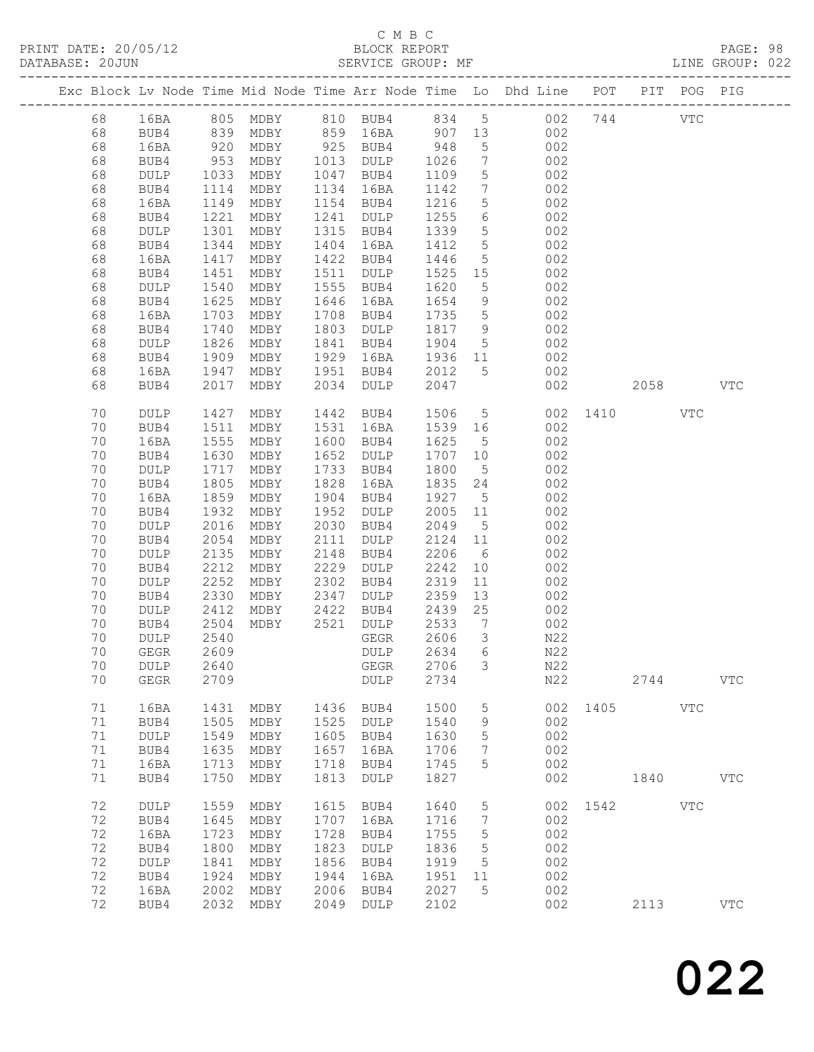C M B C
BLOCK REPORT
SERVICE GROUP: MF

PRINT DATE: 20/05/12
DATABASE: 20JUN
LINE GROUP: 022

| Exc | Block | Lv | Node | Time | Mid Node | Time | Arr Node | Time | Lo | Dhd Line | POT | PIT | POG | PIG |
|---|---|---|---|---|---|---|---|---|---|---|---|---|---|---|
| | 68 | | 16BA | 805 | MDBY | 810 | BUB4 | 834 | 5 | 002 | 744 | | VTC | |
| | 68 | | BUB4 | 839 | MDBY | 859 | 16BA | 907 | 13 | 002 | | | | |
| | 68 | | 16BA | 920 | MDBY | 925 | BUB4 | 948 | 5 | 002 | | | | |
| | 68 | | BUB4 | 953 | MDBY | 1013 | DULP | 1026 | 7 | 002 | | | | |
| | 68 | | DULP | 1033 | MDBY | 1047 | BUB4 | 1109 | 5 | 002 | | | | |
| | 68 | | BUB4 | 1114 | MDBY | 1134 | 16BA | 1142 | 7 | 002 | | | | |
| | 68 | | 16BA | 1149 | MDBY | 1154 | BUB4 | 1216 | 5 | 002 | | | | |
| | 68 | | BUB4 | 1221 | MDBY | 1241 | DULP | 1255 | 6 | 002 | | | | |
| | 68 | | DULP | 1301 | MDBY | 1315 | BUB4 | 1339 | 5 | 002 | | | | |
| | 68 | | BUB4 | 1344 | MDBY | 1404 | 16BA | 1412 | 5 | 002 | | | | |
| | 68 | | 16BA | 1417 | MDBY | 1422 | BUB4 | 1446 | 5 | 002 | | | | |
| | 68 | | BUB4 | 1451 | MDBY | 1511 | DULP | 1525 | 15 | 002 | | | | |
| | 68 | | DULP | 1540 | MDBY | 1555 | BUB4 | 1620 | 5 | 002 | | | | |
| | 68 | | BUB4 | 1625 | MDBY | 1646 | 16BA | 1654 | 9 | 002 | | | | |
| | 68 | | 16BA | 1703 | MDBY | 1708 | BUB4 | 1735 | 5 | 002 | | | | |
| | 68 | | BUB4 | 1740 | MDBY | 1803 | DULP | 1817 | 9 | 002 | | | | |
| | 68 | | DULP | 1826 | MDBY | 1841 | BUB4 | 1904 | 5 | 002 | | | | |
| | 68 | | BUB4 | 1909 | MDBY | 1929 | 16BA | 1936 | 11 | 002 | | | | |
| | 68 | | 16BA | 1947 | MDBY | 1951 | BUB4 | 2012 | 5 | 002 | | | | |
| | 68 | | BUB4 | 2017 | MDBY | 2034 | DULP | 2047 | | 002 | | 2058 | | VTC |
| | 70 | | DULP | 1427 | MDBY | 1442 | BUB4 | 1506 | 5 | 002 | 1410 | | VTC | |
| | 70 | | BUB4 | 1511 | MDBY | 1531 | 16BA | 1539 | 16 | 002 | | | | |
| | 70 | | 16BA | 1555 | MDBY | 1600 | BUB4 | 1625 | 5 | 002 | | | | |
| | 70 | | BUB4 | 1630 | MDBY | 1652 | DULP | 1707 | 10 | 002 | | | | |
| | 70 | | DULP | 1717 | MDBY | 1733 | BUB4 | 1800 | 5 | 002 | | | | |
| | 70 | | BUB4 | 1805 | MDBY | 1828 | 16BA | 1835 | 24 | 002 | | | | |
| | 70 | | 16BA | 1859 | MDBY | 1904 | BUB4 | 1927 | 5 | 002 | | | | |
| | 70 | | BUB4 | 1932 | MDBY | 1952 | DULP | 2005 | 11 | 002 | | | | |
| | 70 | | DULP | 2016 | MDBY | 2030 | BUB4 | 2049 | 5 | 002 | | | | |
| | 70 | | BUB4 | 2054 | MDBY | 2111 | DULP | 2124 | 11 | 002 | | | | |
| | 70 | | DULP | 2135 | MDBY | 2148 | BUB4 | 2206 | 6 | 002 | | | | |
| | 70 | | BUB4 | 2212 | MDBY | 2229 | DULP | 2242 | 10 | 002 | | | | |
| | 70 | | DULP | 2252 | MDBY | 2302 | BUB4 | 2319 | 11 | 002 | | | | |
| | 70 | | BUB4 | 2330 | MDBY | 2347 | DULP | 2359 | 13 | 002 | | | | |
| | 70 | | DULP | 2412 | MDBY | 2422 | BUB4 | 2439 | 25 | 002 | | | | |
| | 70 | | BUB4 | 2504 | MDBY | 2521 | DULP | 2533 | 7 | 002 | | | | |
| | 70 | | DULP | 2540 | | | GEGR | 2606 | 3 | N22 | | | | |
| | 70 | | GEGR | 2609 | | | DULP | 2634 | 6 | N22 | | | | |
| | 70 | | DULP | 2640 | | | GEGR | 2706 | 3 | N22 | | | | |
| | 70 | | GEGR | 2709 | | | DULP | 2734 | | N22 | | 2744 | | VTC |
| | 71 | | 16BA | 1431 | MDBY | 1436 | BUB4 | 1500 | 5 | 002 | 1405 | | VTC | |
| | 71 | | BUB4 | 1505 | MDBY | 1525 | DULP | 1540 | 9 | 002 | | | | |
| | 71 | | DULP | 1549 | MDBY | 1605 | BUB4 | 1630 | 5 | 002 | | | | |
| | 71 | | BUB4 | 1635 | MDBY | 1657 | 16BA | 1706 | 7 | 002 | | | | |
| | 71 | | 16BA | 1713 | MDBY | 1718 | BUB4 | 1745 | 5 | 002 | | | | |
| | 71 | | BUB4 | 1750 | MDBY | 1813 | DULP | 1827 | | 002 | | 1840 | | VTC |
| | 72 | | DULP | 1559 | MDBY | 1615 | BUB4 | 1640 | 5 | 002 | 1542 | | VTC | |
| | 72 | | BUB4 | 1645 | MDBY | 1707 | 16BA | 1716 | 7 | 002 | | | | |
| | 72 | | 16BA | 1723 | MDBY | 1728 | BUB4 | 1755 | 5 | 002 | | | | |
| | 72 | | BUB4 | 1800 | MDBY | 1823 | DULP | 1836 | 5 | 002 | | | | |
| | 72 | | DULP | 1841 | MDBY | 1856 | BUB4 | 1919 | 5 | 002 | | | | |
| | 72 | | BUB4 | 1924 | MDBY | 1944 | 16BA | 1951 | 11 | 002 | | | | |
| | 72 | | 16BA | 2002 | MDBY | 2006 | BUB4 | 2027 | 5 | 002 | | | | |
| | 72 | | BUB4 | 2032 | MDBY | 2049 | DULP | 2102 | | 002 | | 2113 | | VTC |

022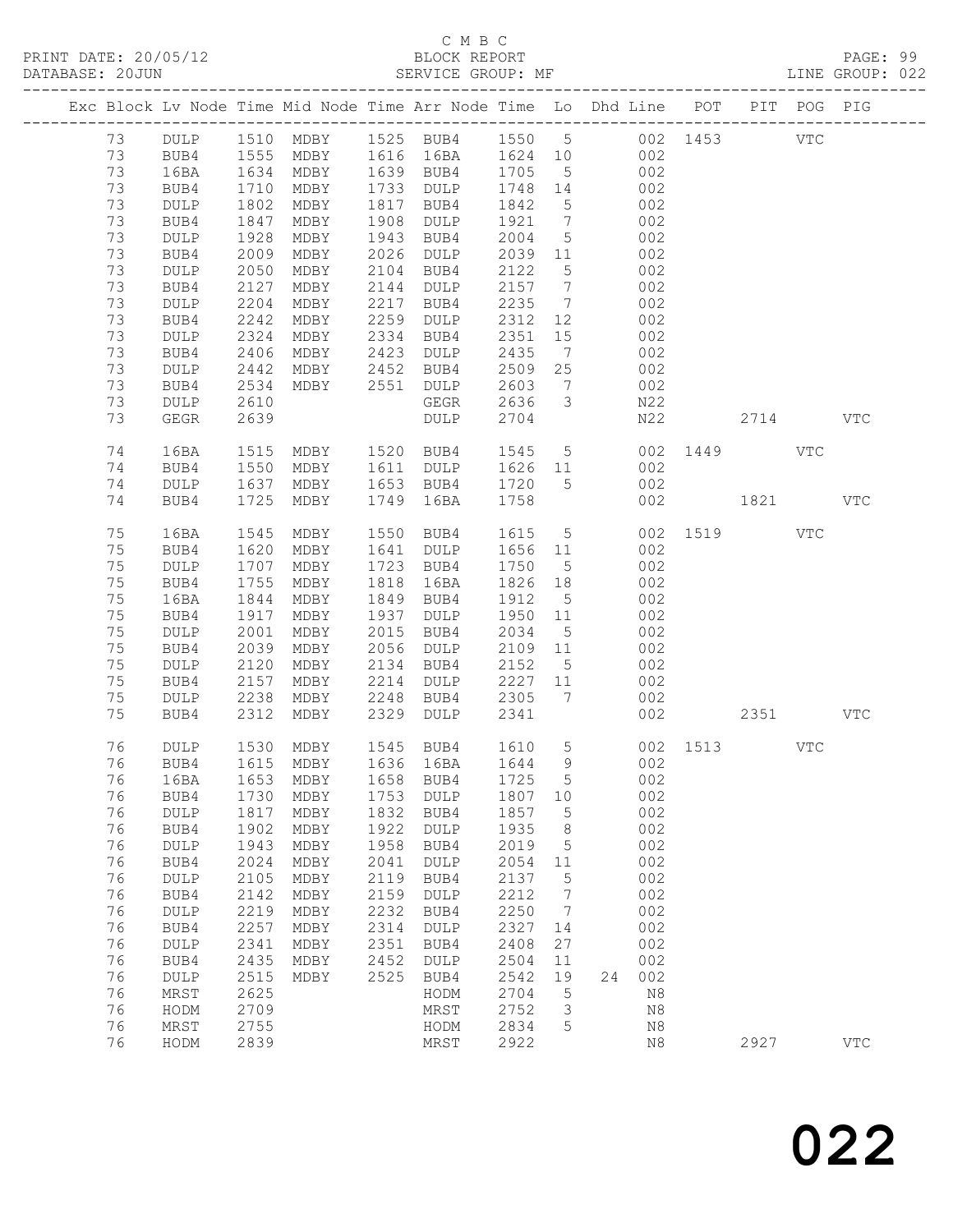C M B C
BLOCK REPORT
SERVICE GROUP: MF

PRINT DATE: 20/05/12
DATABASE: 20JUN
LINE GROUP: 022

| Exc | Block | Lv | Node | Time | Mid Node | Time | Arr Node | Time | Lo | Dhd Line | POT | PIT | POG | PIG |
|---|---|---|---|---|---|---|---|---|---|---|---|---|---|---|
| | 73 | | DULP | 1510 | MDBY | 1525 | BUB4 | 1550 | 5 | 002 | 1453 | | VTC | |
| | 73 | | BUB4 | 1555 | MDBY | 1616 | 16BA | 1624 | 10 | 002 | | | | |
| | 73 | | 16BA | 1634 | MDBY | 1639 | BUB4 | 1705 | 5 | 002 | | | | |
| | 73 | | BUB4 | 1710 | MDBY | 1733 | DULP | 1748 | 14 | 002 | | | | |
| | 73 | | DULP | 1802 | MDBY | 1817 | BUB4 | 1842 | 5 | 002 | | | | |
| | 73 | | BUB4 | 1847 | MDBY | 1908 | DULP | 1921 | 7 | 002 | | | | |
| | 73 | | DULP | 1928 | MDBY | 1943 | BUB4 | 2004 | 5 | 002 | | | | |
| | 73 | | BUB4 | 2009 | MDBY | 2026 | DULP | 2039 | 11 | 002 | | | | |
| | 73 | | DULP | 2050 | MDBY | 2104 | BUB4 | 2122 | 5 | 002 | | | | |
| | 73 | | BUB4 | 2127 | MDBY | 2144 | DULP | 2157 | 7 | 002 | | | | |
| | 73 | | DULP | 2204 | MDBY | 2217 | BUB4 | 2235 | 7 | 002 | | | | |
| | 73 | | BUB4 | 2242 | MDBY | 2259 | DULP | 2312 | 12 | 002 | | | | |
| | 73 | | DULP | 2324 | MDBY | 2334 | BUB4 | 2351 | 15 | 002 | | | | |
| | 73 | | BUB4 | 2406 | MDBY | 2423 | DULP | 2435 | 7 | 002 | | | | |
| | 73 | | DULP | 2442 | MDBY | 2452 | BUB4 | 2509 | 25 | 002 | | | | |
| | 73 | | BUB4 | 2534 | MDBY | 2551 | DULP | 2603 | 7 | 002 | | | | |
| | 73 | | DULP | 2610 | | | GEGR | 2636 | 3 | N22 | | | | |
| | 73 | | GEGR | 2639 | | | DULP | 2704 | | N22 | | 2714 | | VTC |
| | 74 | | 16BA | 1515 | MDBY | 1520 | BUB4 | 1545 | 5 | 002 | 1449 | | VTC | |
| | 74 | | BUB4 | 1550 | MDBY | 1611 | DULP | 1626 | 11 | 002 | | | | |
| | 74 | | DULP | 1637 | MDBY | 1653 | BUB4 | 1720 | 5 | 002 | | | | |
| | 74 | | BUB4 | 1725 | MDBY | 1749 | 16BA | 1758 | | 002 | | 1821 | | VTC |
| | 75 | | 16BA | 1545 | MDBY | 1550 | BUB4 | 1615 | 5 | 002 | 1519 | | VTC | |
| | 75 | | BUB4 | 1620 | MDBY | 1641 | DULP | 1656 | 11 | 002 | | | | |
| | 75 | | DULP | 1707 | MDBY | 1723 | BUB4 | 1750 | 5 | 002 | | | | |
| | 75 | | BUB4 | 1755 | MDBY | 1818 | 16BA | 1826 | 18 | 002 | | | | |
| | 75 | | 16BA | 1844 | MDBY | 1849 | BUB4 | 1912 | 5 | 002 | | | | |
| | 75 | | BUB4 | 1917 | MDBY | 1937 | DULP | 1950 | 11 | 002 | | | | |
| | 75 | | DULP | 2001 | MDBY | 2015 | BUB4 | 2034 | 5 | 002 | | | | |
| | 75 | | BUB4 | 2039 | MDBY | 2056 | DULP | 2109 | 11 | 002 | | | | |
| | 75 | | DULP | 2120 | MDBY | 2134 | BUB4 | 2152 | 5 | 002 | | | | |
| | 75 | | BUB4 | 2157 | MDBY | 2214 | DULP | 2227 | 11 | 002 | | | | |
| | 75 | | DULP | 2238 | MDBY | 2248 | BUB4 | 2305 | 7 | 002 | | | | |
| | 75 | | BUB4 | 2312 | MDBY | 2329 | DULP | 2341 | | 002 | | 2351 | | VTC |
| | 76 | | DULP | 1530 | MDBY | 1545 | BUB4 | 1610 | 5 | 002 | 1513 | | VTC | |
| | 76 | | BUB4 | 1615 | MDBY | 1636 | 16BA | 1644 | 9 | 002 | | | | |
| | 76 | | 16BA | 1653 | MDBY | 1658 | BUB4 | 1725 | 5 | 002 | | | | |
| | 76 | | BUB4 | 1730 | MDBY | 1753 | DULP | 1807 | 10 | 002 | | | | |
| | 76 | | DULP | 1817 | MDBY | 1832 | BUB4 | 1857 | 5 | 002 | | | | |
| | 76 | | BUB4 | 1902 | MDBY | 1922 | DULP | 1935 | 8 | 002 | | | | |
| | 76 | | DULP | 1943 | MDBY | 1958 | BUB4 | 2019 | 5 | 002 | | | | |
| | 76 | | BUB4 | 2024 | MDBY | 2041 | DULP | 2054 | 11 | 002 | | | | |
| | 76 | | DULP | 2105 | MDBY | 2119 | BUB4 | 2137 | 5 | 002 | | | | |
| | 76 | | BUB4 | 2142 | MDBY | 2159 | DULP | 2212 | 7 | 002 | | | | |
| | 76 | | DULP | 2219 | MDBY | 2232 | BUB4 | 2250 | 7 | 002 | | | | |
| | 76 | | BUB4 | 2257 | MDBY | 2314 | DULP | 2327 | 14 | 002 | | | | |
| | 76 | | DULP | 2341 | MDBY | 2351 | BUB4 | 2408 | 27 | 002 | | | | |
| | 76 | | BUB4 | 2435 | MDBY | 2452 | DULP | 2504 | 11 | 002 | | | | |
| | 76 | | DULP | 2515 | MDBY | 2525 | BUB4 | 2542 | 19 | 24 002 | | | | |
| | 76 | | MRST | 2625 | | | HODM | 2704 | 5 | N8 | | | | |
| | 76 | | HODM | 2709 | | | MRST | 2752 | 3 | N8 | | | | |
| | 76 | | MRST | 2755 | | | HODM | 2834 | 5 | N8 | | | | |
| | 76 | | HODM | 2839 | | | MRST | 2922 | | N8 | | 2927 | | VTC |

022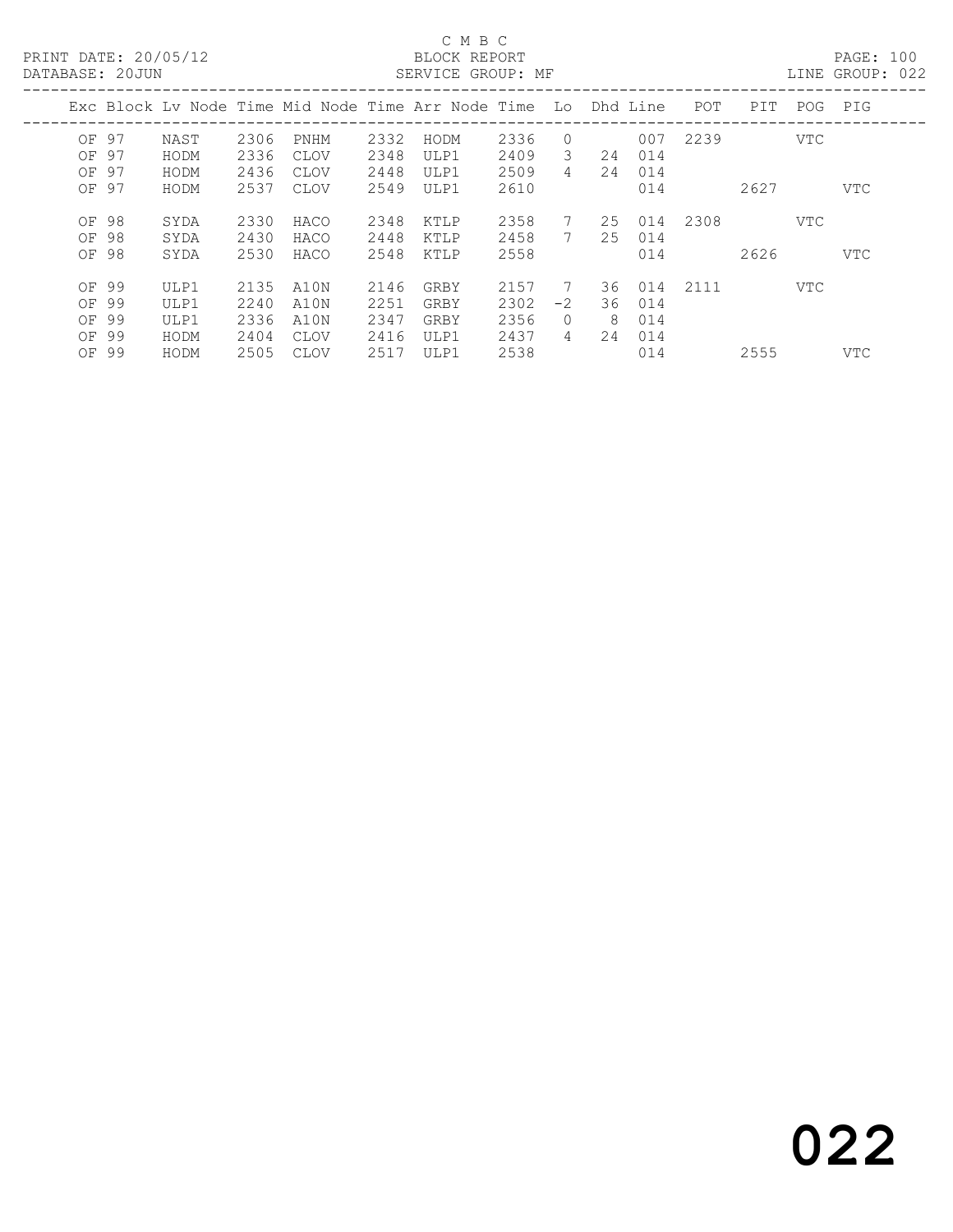C M B C

PRINT DATE: 20/05/12 BLOCK REPORT
DATABASE: 20JUN SERVICE GROUP: MF LINE GROUP: 022

| Exc | Block | Lv | Node | Time | Mid Node | Time | Arr Node | Time | Lo | Dhd | Line | POT | PIT | POG | PIG |
|---|---|---|---|---|---|---|---|---|---|---|---|---|---|---|---|
| OF | 97 | | NAST | 2306 | PNHM | 2332 | HODM | 2336 | 0 | | 007 | 2239 | | VTC | |
| OF | 97 | | HODM | 2336 | CLOV | 2348 | ULP1 | 2409 | 3 | 24 | 014 | | | | |
| OF | 97 | | HODM | 2436 | CLOV | 2448 | ULP1 | 2509 | 4 | 24 | 014 | | | | |
| OF | 97 | | HODM | 2537 | CLOV | 2549 | ULP1 | 2610 | | | 014 | | 2627 | | VTC |
| OF | 98 | | SYDA | 2330 | HACO | 2348 | KTLP | 2358 | 7 | 25 | 014 | 2308 | | VTC | |
| OF | 98 | | SYDA | 2430 | HACO | 2448 | KTLP | 2458 | 7 | 25 | 014 | | | | |
| OF | 98 | | SYDA | 2530 | HACO | 2548 | KTLP | 2558 | | | 014 | | 2626 | | VTC |
| OF | 99 | | ULP1 | 2135 | A10N | 2146 | GRBY | 2157 | 7 | 36 | 014 | 2111 | | VTC | |
| OF | 99 | | ULP1 | 2240 | A10N | 2251 | GRBY | 2302 | -2 | 36 | 014 | | | | |
| OF | 99 | | ULP1 | 2336 | A10N | 2347 | GRBY | 2356 | 0 | 8 | 014 | | | | |
| OF | 99 | | HODM | 2404 | CLOV | 2416 | ULP1 | 2437 | 4 | 24 | 014 | | | | |
| OF | 99 | | HODM | 2505 | CLOV | 2517 | ULP1 | 2538 | | | 014 | | 2555 | | VTC |

022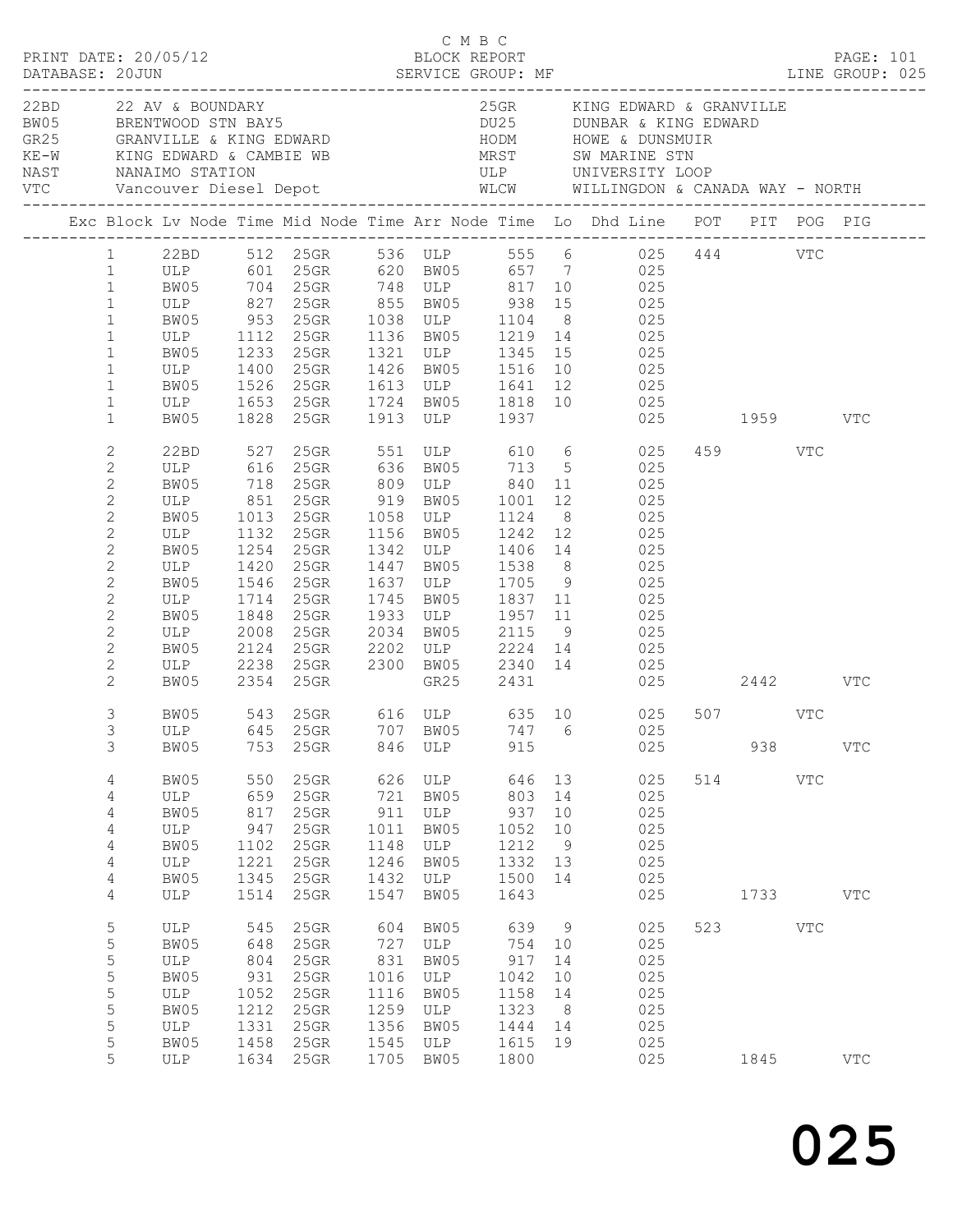C M B C

PRINT DATE: 20/05/12 BLOCK REPORT PAGE: 101
DATABASE: 20JUN SERVICE GROUP: MF LINE GROUP: 025

| Code | Description | Code | Description |
|---|---|---|---|
| 22BD | 22 AV & BOUNDARY | 25GR | KING EDWARD & GRANVILLE |
| BW05 | BRENTWOOD STN BAY5 | DU25 | DUNBAR & KING EDWARD |
| GR25 | GRANVILLE & KING EDWARD | HODM | HOWE & DUNSMUIR |
| KE-W | KING EDWARD & CAMBIE WB | MRST | SW MARINE STN |
| NAST | NANAIMO STATION | ULP | UNIVERSITY LOOP |
| VTC | Vancouver Diesel Depot | WLCW | WILLINGDON & CANADA WAY - NORTH |

| Exc | Block | Lv Node | Time | Mid Node | Time | Arr Node | Time | Lo | Dhd Line | POT | PIT | POG | PIG |
|---|---|---|---|---|---|---|---|---|---|---|---|---|---|
| | 1 | 22BD | 512 | 25GR | 536 | ULP | 555 | 6 | 025 | 444 | | VTC | |
| | 1 | ULP | 601 | 25GR | 620 | BW05 | 657 | 7 | 025 | | | | |
| | 1 | BW05 | 704 | 25GR | 748 | ULP | 817 | 10 | 025 | | | | |
| | 1 | ULP | 827 | 25GR | 855 | BW05 | 938 | 15 | 025 | | | | |
| | 1 | BW05 | 953 | 25GR | 1038 | ULP | 1104 | 8 | 025 | | | | |
| | 1 | ULP | 1112 | 25GR | 1136 | BW05 | 1219 | 14 | 025 | | | | |
| | 1 | BW05 | 1233 | 25GR | 1321 | ULP | 1345 | 15 | 025 | | | | |
| | 1 | ULP | 1400 | 25GR | 1426 | BW05 | 1516 | 10 | 025 | | | | |
| | 1 | BW05 | 1526 | 25GR | 1613 | ULP | 1641 | 12 | 025 | | | | |
| | 1 | ULP | 1653 | 25GR | 1724 | BW05 | 1818 | 10 | 025 | | | | |
| | 1 | BW05 | 1828 | 25GR | 1913 | ULP | 1937 | | 025 | | 1959 | | VTC |
| | 2 | 22BD | 527 | 25GR | 551 | ULP | 610 | 6 | 025 | 459 | | VTC | |
| | 2 | ULP | 616 | 25GR | 636 | BW05 | 713 | 5 | 025 | | | | |
| | 2 | BW05 | 718 | 25GR | 809 | ULP | 840 | 11 | 025 | | | | |
| | 2 | ULP | 851 | 25GR | 919 | BW05 | 1001 | 12 | 025 | | | | |
| | 2 | BW05 | 1013 | 25GR | 1058 | ULP | 1124 | 8 | 025 | | | | |
| | 2 | ULP | 1132 | 25GR | 1156 | BW05 | 1242 | 12 | 025 | | | | |
| | 2 | BW05 | 1254 | 25GR | 1342 | ULP | 1406 | 14 | 025 | | | | |
| | 2 | ULP | 1420 | 25GR | 1447 | BW05 | 1538 | 8 | 025 | | | | |
| | 2 | BW05 | 1546 | 25GR | 1637 | ULP | 1705 | 9 | 025 | | | | |
| | 2 | ULP | 1714 | 25GR | 1745 | BW05 | 1837 | 11 | 025 | | | | |
| | 2 | BW05 | 1848 | 25GR | 1933 | ULP | 1957 | 11 | 025 | | | | |
| | 2 | ULP | 2008 | 25GR | 2034 | BW05 | 2115 | 9 | 025 | | | | |
| | 2 | BW05 | 2124 | 25GR | 2202 | ULP | 2224 | 14 | 025 | | | | |
| | 2 | ULP | 2238 | 25GR | 2300 | BW05 | 2340 | 14 | 025 | | | | |
| | 2 | BW05 | 2354 | 25GR | | GR25 | 2431 | | 025 | | 2442 | | VTC |
| | 3 | BW05 | 543 | 25GR | 616 | ULP | 635 | 10 | 025 | 507 | | VTC | |
| | 3 | ULP | 645 | 25GR | 707 | BW05 | 747 | 6 | 025 | | | | |
| | 3 | BW05 | 753 | 25GR | 846 | ULP | 915 | | 025 | | 938 | | VTC |
| | 4 | BW05 | 550 | 25GR | 626 | ULP | 646 | 13 | 025 | 514 | | VTC | |
| | 4 | ULP | 659 | 25GR | 721 | BW05 | 803 | 14 | 025 | | | | |
| | 4 | BW05 | 817 | 25GR | 911 | ULP | 937 | 10 | 025 | | | | |
| | 4 | ULP | 947 | 25GR | 1011 | BW05 | 1052 | 10 | 025 | | | | |
| | 4 | BW05 | 1102 | 25GR | 1148 | ULP | 1212 | 9 | 025 | | | | |
| | 4 | ULP | 1221 | 25GR | 1246 | BW05 | 1332 | 13 | 025 | | | | |
| | 4 | BW05 | 1345 | 25GR | 1432 | ULP | 1500 | 14 | 025 | | | | |
| | 4 | ULP | 1514 | 25GR | 1547 | BW05 | 1643 | | 025 | | 1733 | | VTC |
| | 5 | ULP | 545 | 25GR | 604 | BW05 | 639 | 9 | 025 | 523 | | VTC | |
| | 5 | BW05 | 648 | 25GR | 727 | ULP | 754 | 10 | 025 | | | | |
| | 5 | ULP | 804 | 25GR | 831 | BW05 | 917 | 14 | 025 | | | | |
| | 5 | BW05 | 931 | 25GR | 1016 | ULP | 1042 | 10 | 025 | | | | |
| | 5 | ULP | 1052 | 25GR | 1116 | BW05 | 1158 | 14 | 025 | | | | |
| | 5 | BW05 | 1212 | 25GR | 1259 | ULP | 1323 | 8 | 025 | | | | |
| | 5 | ULP | 1331 | 25GR | 1356 | BW05 | 1444 | 14 | 025 | | | | |
| | 5 | BW05 | 1458 | 25GR | 1545 | ULP | 1615 | 19 | 025 | | | | |
| | 5 | ULP | 1634 | 25GR | 1705 | BW05 | 1800 | | 025 | | 1845 | | VTC |

025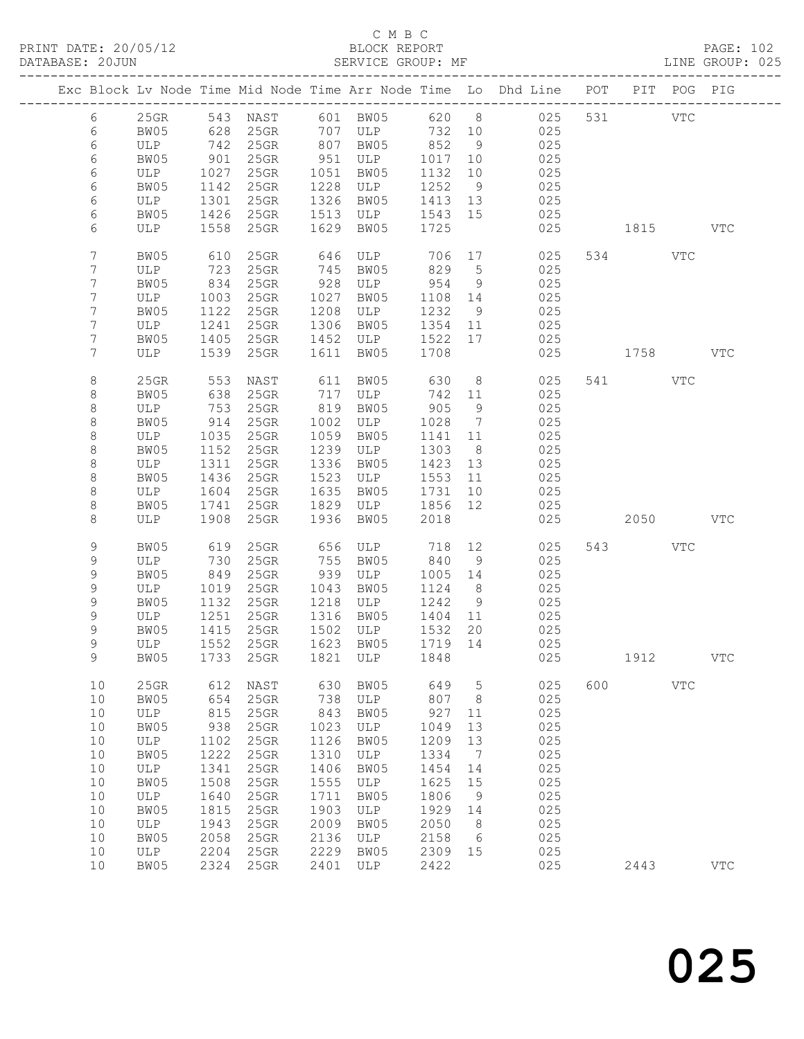C M B C
PRINT DATE: 20/05/12 BLOCK REPORT
DATABASE: 20JUN SERVICE GROUP: MF LINE GROUP: 025

| Exc | Block | Lv | Node | Time | Mid Node | Time | Arr Node | Time | Lo | Dhd Line | POT | PIT | POG | PIG |
|---|---|---|---|---|---|---|---|---|---|---|---|---|---|---|
| | 6 | | 25GR | 543 | NAST | 601 | BW05 | 620 | 8 | 025 | 531 | | VTC | |
| | 6 | | BW05 | 628 | 25GR | 707 | ULP | 732 | 10 | 025 | | | | |
| | 6 | | ULP | 742 | 25GR | 807 | BW05 | 852 | 9 | 025 | | | | |
| | 6 | | BW05 | 901 | 25GR | 951 | ULP | 1017 | 10 | 025 | | | | |
| | 6 | | ULP | 1027 | 25GR | 1051 | BW05 | 1132 | 10 | 025 | | | | |
| | 6 | | BW05 | 1142 | 25GR | 1228 | ULP | 1252 | 9 | 025 | | | | |
| | 6 | | ULP | 1301 | 25GR | 1326 | BW05 | 1413 | 13 | 025 | | | | |
| | 6 | | BW05 | 1426 | 25GR | 1513 | ULP | 1543 | 15 | 025 | | | | |
| | 6 | | ULP | 1558 | 25GR | 1629 | BW05 | 1725 | | 025 | | 1815 | | VTC |
| | 7 | | BW05 | 610 | 25GR | 646 | ULP | 706 | 17 | 025 | 534 | | VTC | |
| | 7 | | ULP | 723 | 25GR | 745 | BW05 | 829 | 5 | 025 | | | | |
| | 7 | | BW05 | 834 | 25GR | 928 | ULP | 954 | 9 | 025 | | | | |
| | 7 | | ULP | 1003 | 25GR | 1027 | BW05 | 1108 | 14 | 025 | | | | |
| | 7 | | BW05 | 1122 | 25GR | 1208 | ULP | 1232 | 9 | 025 | | | | |
| | 7 | | ULP | 1241 | 25GR | 1306 | BW05 | 1354 | 11 | 025 | | | | |
| | 7 | | BW05 | 1405 | 25GR | 1452 | ULP | 1522 | 17 | 025 | | | | |
| | 7 | | ULP | 1539 | 25GR | 1611 | BW05 | 1708 | | 025 | | 1758 | | VTC |
| | 8 | | 25GR | 553 | NAST | 611 | BW05 | 630 | 8 | 025 | 541 | | VTC | |
| | 8 | | BW05 | 638 | 25GR | 717 | ULP | 742 | 11 | 025 | | | | |
| | 8 | | ULP | 753 | 25GR | 819 | BW05 | 905 | 9 | 025 | | | | |
| | 8 | | BW05 | 914 | 25GR | 1002 | ULP | 1028 | 7 | 025 | | | | |
| | 8 | | ULP | 1035 | 25GR | 1059 | BW05 | 1141 | 11 | 025 | | | | |
| | 8 | | BW05 | 1152 | 25GR | 1239 | ULP | 1303 | 8 | 025 | | | | |
| | 8 | | ULP | 1311 | 25GR | 1336 | BW05 | 1423 | 13 | 025 | | | | |
| | 8 | | BW05 | 1436 | 25GR | 1523 | ULP | 1553 | 11 | 025 | | | | |
| | 8 | | ULP | 1604 | 25GR | 1635 | BW05 | 1731 | 10 | 025 | | | | |
| | 8 | | BW05 | 1741 | 25GR | 1829 | ULP | 1856 | 12 | 025 | | | | |
| | 8 | | ULP | 1908 | 25GR | 1936 | BW05 | 2018 | | 025 | | 2050 | | VTC |
| | 9 | | BW05 | 619 | 25GR | 656 | ULP | 718 | 12 | 025 | 543 | | VTC | |
| | 9 | | ULP | 730 | 25GR | 755 | BW05 | 840 | 9 | 025 | | | | |
| | 9 | | BW05 | 849 | 25GR | 939 | ULP | 1005 | 14 | 025 | | | | |
| | 9 | | ULP | 1019 | 25GR | 1043 | BW05 | 1124 | 8 | 025 | | | | |
| | 9 | | BW05 | 1132 | 25GR | 1218 | ULP | 1242 | 9 | 025 | | | | |
| | 9 | | ULP | 1251 | 25GR | 1316 | BW05 | 1404 | 11 | 025 | | | | |
| | 9 | | BW05 | 1415 | 25GR | 1502 | ULP | 1532 | 20 | 025 | | | | |
| | 9 | | ULP | 1552 | 25GR | 1623 | BW05 | 1719 | 14 | 025 | | | | |
| | 9 | | BW05 | 1733 | 25GR | 1821 | ULP | 1848 | | 025 | | 1912 | | VTC |
| | 10 | | 25GR | 612 | NAST | 630 | BW05 | 649 | 5 | 025 | 600 | | VTC | |
| | 10 | | BW05 | 654 | 25GR | 738 | ULP | 807 | 8 | 025 | | | | |
| | 10 | | ULP | 815 | 25GR | 843 | BW05 | 927 | 11 | 025 | | | | |
| | 10 | | BW05 | 938 | 25GR | 1023 | ULP | 1049 | 13 | 025 | | | | |
| | 10 | | ULP | 1102 | 25GR | 1126 | BW05 | 1209 | 13 | 025 | | | | |
| | 10 | | BW05 | 1222 | 25GR | 1310 | ULP | 1334 | 7 | 025 | | | | |
| | 10 | | ULP | 1341 | 25GR | 1406 | BW05 | 1454 | 14 | 025 | | | | |
| | 10 | | BW05 | 1508 | 25GR | 1555 | ULP | 1625 | 15 | 025 | | | | |
| | 10 | | ULP | 1640 | 25GR | 1711 | BW05 | 1806 | 9 | 025 | | | | |
| | 10 | | BW05 | 1815 | 25GR | 1903 | ULP | 1929 | 14 | 025 | | | | |
| | 10 | | ULP | 1943 | 25GR | 2009 | BW05 | 2050 | 8 | 025 | | | | |
| | 10 | | BW05 | 2058 | 25GR | 2136 | ULP | 2158 | 6 | 025 | | | | |
| | 10 | | ULP | 2204 | 25GR | 2229 | BW05 | 2309 | 15 | 025 | | | | |
| | 10 | | BW05 | 2324 | 25GR | 2401 | ULP | 2422 | | 025 | | 2443 | | VTC |

025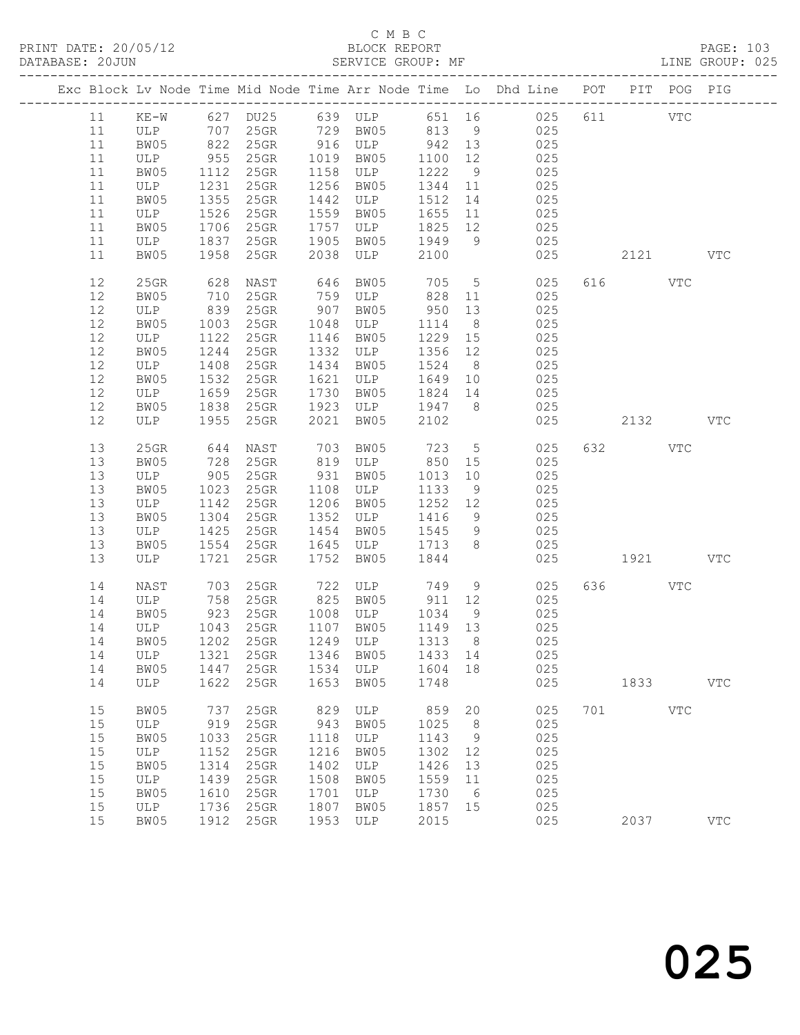C M B C

PRINT DATE: 20/05/12 BLOCK REPORT PAGE: 103
DATABASE: 20JUN SERVICE GROUP: MF LINE GROUP: 025

| Exc | Block | Lv Node | Time | Mid Node | Time | Arr Node | Time | Lo | Dhd Line | POT | PIT | POG | PIG |
|---|---|---|---|---|---|---|---|---|---|---|---|---|---|
| | 11 | KE-W | 627 | DU25 | 639 | ULP | 651 | 16 | 025 | 611 | | VTC | |
| | 11 | ULP | 707 | 25GR | 729 | BW05 | 813 | 9 | 025 | | | | |
| | 11 | BW05 | 822 | 25GR | 916 | ULP | 942 | 13 | 025 | | | | |
| | 11 | ULP | 955 | 25GR | 1019 | BW05 | 1100 | 12 | 025 | | | | |
| | 11 | BW05 | 1112 | 25GR | 1158 | ULP | 1222 | 9 | 025 | | | | |
| | 11 | ULP | 1231 | 25GR | 1256 | BW05 | 1344 | 11 | 025 | | | | |
| | 11 | BW05 | 1355 | 25GR | 1442 | ULP | 1512 | 14 | 025 | | | | |
| | 11 | ULP | 1526 | 25GR | 1559 | BW05 | 1655 | 11 | 025 | | | | |
| | 11 | BW05 | 1706 | 25GR | 1757 | ULP | 1825 | 12 | 025 | | | | |
| | 11 | ULP | 1837 | 25GR | 1905 | BW05 | 1949 | 9 | 025 | | | | |
| | 11 | BW05 | 1958 | 25GR | 2038 | ULP | 2100 | | 025 | | 2121 | | VTC |
| | 12 | 25GR | 628 | NAST | 646 | BW05 | 705 | 5 | 025 | 616 | | VTC | |
| | 12 | BW05 | 710 | 25GR | 759 | ULP | 828 | 11 | 025 | | | | |
| | 12 | ULP | 839 | 25GR | 907 | BW05 | 950 | 13 | 025 | | | | |
| | 12 | BW05 | 1003 | 25GR | 1048 | ULP | 1114 | 8 | 025 | | | | |
| | 12 | ULP | 1122 | 25GR | 1146 | BW05 | 1229 | 15 | 025 | | | | |
| | 12 | BW05 | 1244 | 25GR | 1332 | ULP | 1356 | 12 | 025 | | | | |
| | 12 | ULP | 1408 | 25GR | 1434 | BW05 | 1524 | 8 | 025 | | | | |
| | 12 | BW05 | 1532 | 25GR | 1621 | ULP | 1649 | 10 | 025 | | | | |
| | 12 | ULP | 1659 | 25GR | 1730 | BW05 | 1824 | 14 | 025 | | | | |
| | 12 | BW05 | 1838 | 25GR | 1923 | ULP | 1947 | 8 | 025 | | | | |
| | 12 | ULP | 1955 | 25GR | 2021 | BW05 | 2102 | | 025 | | 2132 | | VTC |
| | 13 | 25GR | 644 | NAST | 703 | BW05 | 723 | 5 | 025 | 632 | | VTC | |
| | 13 | BW05 | 728 | 25GR | 819 | ULP | 850 | 15 | 025 | | | | |
| | 13 | ULP | 905 | 25GR | 931 | BW05 | 1013 | 10 | 025 | | | | |
| | 13 | BW05 | 1023 | 25GR | 1108 | ULP | 1133 | 9 | 025 | | | | |
| | 13 | ULP | 1142 | 25GR | 1206 | BW05 | 1252 | 12 | 025 | | | | |
| | 13 | BW05 | 1304 | 25GR | 1352 | ULP | 1416 | 9 | 025 | | | | |
| | 13 | ULP | 1425 | 25GR | 1454 | BW05 | 1545 | 9 | 025 | | | | |
| | 13 | BW05 | 1554 | 25GR | 1645 | ULP | 1713 | 8 | 025 | | | | |
| | 13 | ULP | 1721 | 25GR | 1752 | BW05 | 1844 | | 025 | | 1921 | | VTC |
| | 14 | NAST | 703 | 25GR | 722 | ULP | 749 | 9 | 025 | 636 | | VTC | |
| | 14 | ULP | 758 | 25GR | 825 | BW05 | 911 | 12 | 025 | | | | |
| | 14 | BW05 | 923 | 25GR | 1008 | ULP | 1034 | 9 | 025 | | | | |
| | 14 | ULP | 1043 | 25GR | 1107 | BW05 | 1149 | 13 | 025 | | | | |
| | 14 | BW05 | 1202 | 25GR | 1249 | ULP | 1313 | 8 | 025 | | | | |
| | 14 | ULP | 1321 | 25GR | 1346 | BW05 | 1433 | 14 | 025 | | | | |
| | 14 | BW05 | 1447 | 25GR | 1534 | ULP | 1604 | 18 | 025 | | | | |
| | 14 | ULP | 1622 | 25GR | 1653 | BW05 | 1748 | | 025 | | 1833 | | VTC |
| | 15 | BW05 | 737 | 25GR | 829 | ULP | 859 | 20 | 025 | 701 | | VTC | |
| | 15 | ULP | 919 | 25GR | 943 | BW05 | 1025 | 8 | 025 | | | | |
| | 15 | BW05 | 1033 | 25GR | 1118 | ULP | 1143 | 9 | 025 | | | | |
| | 15 | ULP | 1152 | 25GR | 1216 | BW05 | 1302 | 12 | 025 | | | | |
| | 15 | BW05 | 1314 | 25GR | 1402 | ULP | 1426 | 13 | 025 | | | | |
| | 15 | ULP | 1439 | 25GR | 1508 | BW05 | 1559 | 11 | 025 | | | | |
| | 15 | BW05 | 1610 | 25GR | 1701 | ULP | 1730 | 6 | 025 | | | | |
| | 15 | ULP | 1736 | 25GR | 1807 | BW05 | 1857 | 15 | 025 | | | | |
| | 15 | BW05 | 1912 | 25GR | 1953 | ULP | 2015 | | 025 | | 2037 | | VTC |

025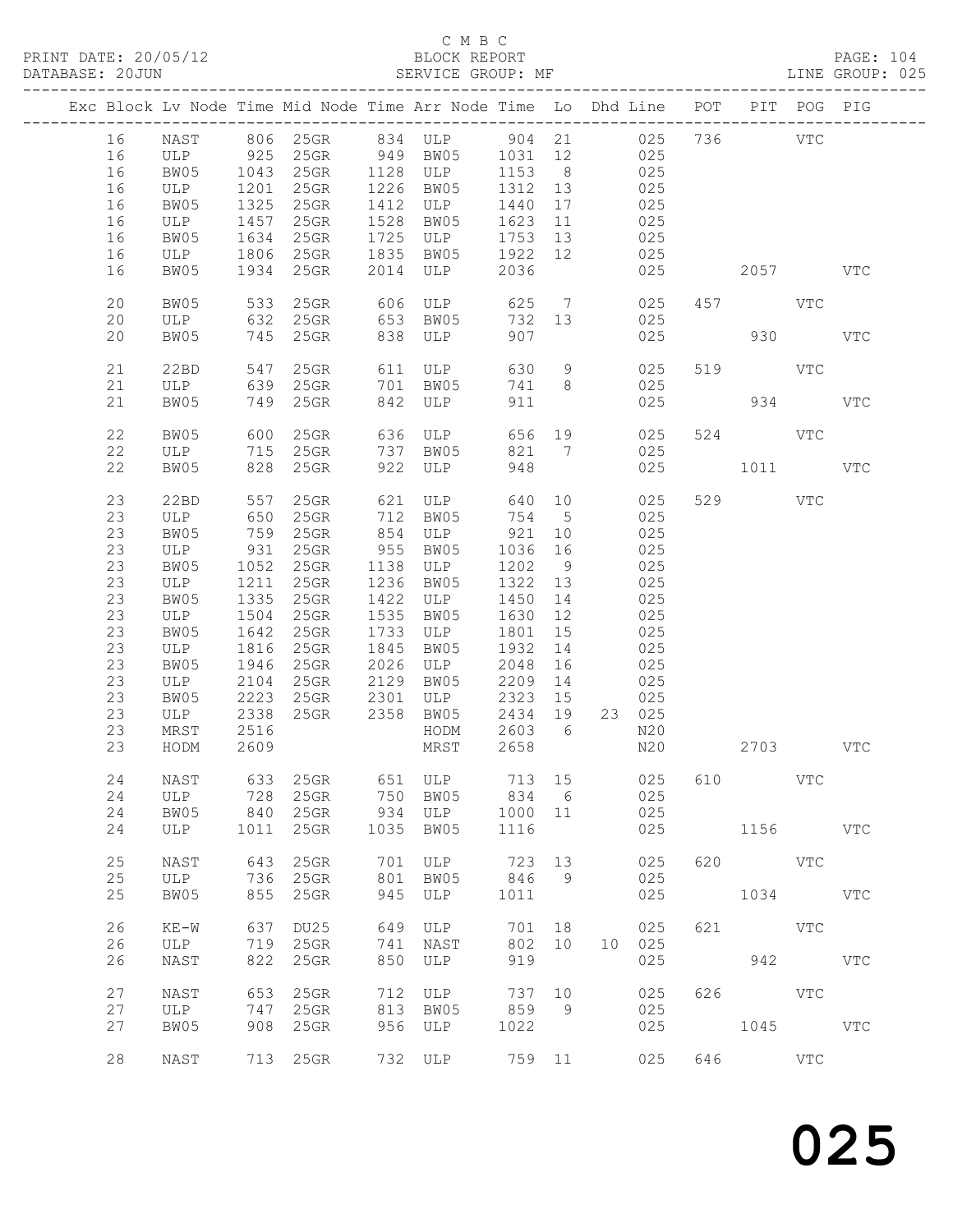C M B C

PRINT DATE: 20/05/12 BLOCK REPORT PAGE: 104
DATABASE: 20JUN SERVICE GROUP: MF LINE GROUP: 025

| Exc | Block | Lv | Node | Time | Mid Node | Time | Arr Node | Time | Lo | Dhd | Line | POT | PIT | POG | PIG |
|---|---|---|---|---|---|---|---|---|---|---|---|---|---|---|---|
| | 16 | | NAST | 806 | 25GR | 834 | ULP | 904 | 21 | | 025 | 736 | | VTC | |
| | 16 | | ULP | 925 | 25GR | 949 | BW05 | 1031 | 12 | | 025 | | | | |
| | 16 | | BW05 | 1043 | 25GR | 1128 | ULP | 1153 | 8 | | 025 | | | | |
| | 16 | | ULP | 1201 | 25GR | 1226 | BW05 | 1312 | 13 | | 025 | | | | |
| | 16 | | BW05 | 1325 | 25GR | 1412 | ULP | 1440 | 17 | | 025 | | | | |
| | 16 | | ULP | 1457 | 25GR | 1528 | BW05 | 1623 | 11 | | 025 | | | | |
| | 16 | | BW05 | 1634 | 25GR | 1725 | ULP | 1753 | 13 | | 025 | | | | |
| | 16 | | ULP | 1806 | 25GR | 1835 | BW05 | 1922 | 12 | | 025 | | | | |
| | 16 | | BW05 | 1934 | 25GR | 2014 | ULP | 2036 | | | 025 | | 2057 | | VTC |
| | 20 | | BW05 | 533 | 25GR | 606 | ULP | 625 | 7 | | 025 | 457 | | VTC | |
| | 20 | | ULP | 632 | 25GR | 653 | BW05 | 732 | 13 | | 025 | | | | |
| | 20 | | BW05 | 745 | 25GR | 838 | ULP | 907 | | | 025 | | 930 | | VTC |
| | 21 | | 22BD | 547 | 25GR | 611 | ULP | 630 | 9 | | 025 | 519 | | VTC | |
| | 21 | | ULP | 639 | 25GR | 701 | BW05 | 741 | 8 | | 025 | | | | |
| | 21 | | BW05 | 749 | 25GR | 842 | ULP | 911 | | | 025 | | 934 | | VTC |
| | 22 | | BW05 | 600 | 25GR | 636 | ULP | 656 | 19 | | 025 | 524 | | VTC | |
| | 22 | | ULP | 715 | 25GR | 737 | BW05 | 821 | 7 | | 025 | | | | |
| | 22 | | BW05 | 828 | 25GR | 922 | ULP | 948 | | | 025 | | 1011 | | VTC |
| | 23 | | 22BD | 557 | 25GR | 621 | ULP | 640 | 10 | | 025 | 529 | | VTC | |
| | 23 | | ULP | 650 | 25GR | 712 | BW05 | 754 | 5 | | 025 | | | | |
| | 23 | | BW05 | 759 | 25GR | 854 | ULP | 921 | 10 | | 025 | | | | |
| | 23 | | ULP | 931 | 25GR | 955 | BW05 | 1036 | 16 | | 025 | | | | |
| | 23 | | BW05 | 1052 | 25GR | 1138 | ULP | 1202 | 9 | | 025 | | | | |
| | 23 | | ULP | 1211 | 25GR | 1236 | BW05 | 1322 | 13 | | 025 | | | | |
| | 23 | | BW05 | 1335 | 25GR | 1422 | ULP | 1450 | 14 | | 025 | | | | |
| | 23 | | ULP | 1504 | 25GR | 1535 | BW05 | 1630 | 12 | | 025 | | | | |
| | 23 | | BW05 | 1642 | 25GR | 1733 | ULP | 1801 | 15 | | 025 | | | | |
| | 23 | | ULP | 1816 | 25GR | 1845 | BW05 | 1932 | 14 | | 025 | | | | |
| | 23 | | BW05 | 1946 | 25GR | 2026 | ULP | 2048 | 16 | | 025 | | | | |
| | 23 | | ULP | 2104 | 25GR | 2129 | BW05 | 2209 | 14 | | 025 | | | | |
| | 23 | | BW05 | 2223 | 25GR | 2301 | ULP | 2323 | 15 | | 025 | | | | |
| | 23 | | ULP | 2338 | 25GR | 2358 | BW05 | 2434 | 19 | 23 | 025 | | | | |
| | 23 | | MRST | 2516 | | | HODM | 2603 | 6 | | N20 | | | | |
| | 23 | | HODM | 2609 | | | MRST | 2658 | | | N20 | | 2703 | | VTC |
| | 24 | | NAST | 633 | 25GR | 651 | ULP | 713 | 15 | | 025 | 610 | | VTC | |
| | 24 | | ULP | 728 | 25GR | 750 | BW05 | 834 | 6 | | 025 | | | | |
| | 24 | | BW05 | 840 | 25GR | 934 | ULP | 1000 | 11 | | 025 | | | | |
| | 24 | | ULP | 1011 | 25GR | 1035 | BW05 | 1116 | | | 025 | | 1156 | | VTC |
| | 25 | | NAST | 643 | 25GR | 701 | ULP | 723 | 13 | | 025 | 620 | | VTC | |
| | 25 | | ULP | 736 | 25GR | 801 | BW05 | 846 | 9 | | 025 | | | | |
| | 25 | | BW05 | 855 | 25GR | 945 | ULP | 1011 | | | 025 | | 1034 | | VTC |
| | 26 | | KE-W | 637 | DU25 | 649 | ULP | 701 | 18 | | 025 | 621 | | VTC | |
| | 26 | | ULP | 719 | 25GR | 741 | NAST | 802 | 10 | 10 | 025 | | | | |
| | 26 | | NAST | 822 | 25GR | 850 | ULP | 919 | | | 025 | | 942 | | VTC |
| | 27 | | NAST | 653 | 25GR | 712 | ULP | 737 | 10 | | 025 | 626 | | VTC | |
| | 27 | | ULP | 747 | 25GR | 813 | BW05 | 859 | 9 | | 025 | | | | |
| | 27 | | BW05 | 908 | 25GR | 956 | ULP | 1022 | | | 025 | | 1045 | | VTC |
| | 28 | | NAST | 713 | 25GR | 732 | ULP | 759 | 11 | | 025 | 646 | | VTC | |

025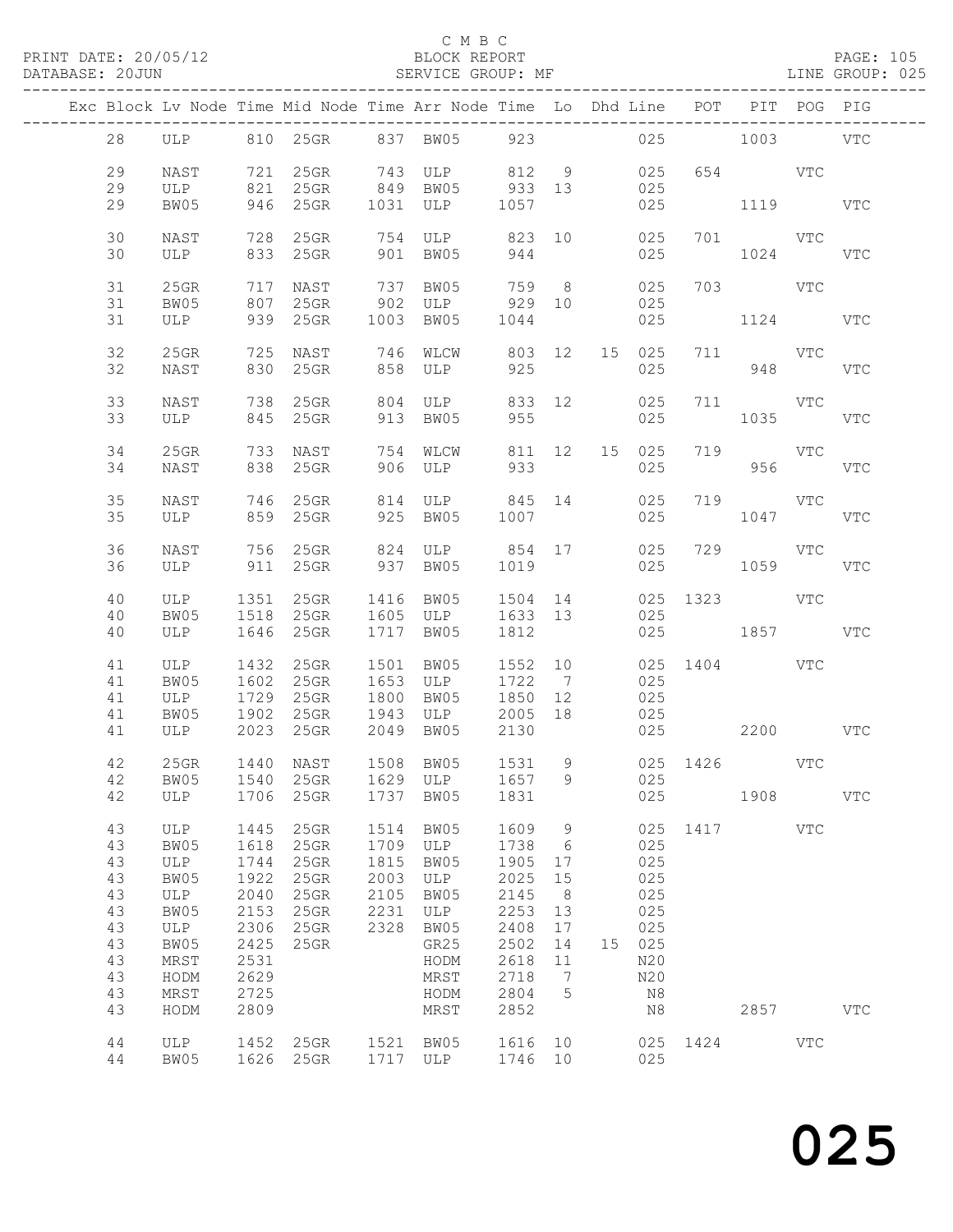C M B C
BLOCK REPORT
SERVICE GROUP: MF

PRINT DATE: 20/05/12
DATABASE: 20JUN
LINE GROUP: 025

| Exc | Block | Lv | Node | Time | Mid Node | Time | Arr Node | Time | Lo | Dhd | Line | POT | PIT | POG | PIG |
|---|---|---|---|---|---|---|---|---|---|---|---|---|---|---|---|
| | 28 | | ULP | 810 | 25GR | 837 | BW05 | 923 | | | 025 | | 1003 | | VTC |
| | 29 | | NAST | 721 | 25GR | 743 | ULP | 812 | 9 | | 025 | 654 | | VTC | |
| | 29 | | ULP | 821 | 25GR | 849 | BW05 | 933 | 13 | | 025 | | | | |
| | 29 | | BW05 | 946 | 25GR | 1031 | ULP | 1057 | | | 025 | | 1119 | | VTC |
| | 30 | | NAST | 728 | 25GR | 754 | ULP | 823 | 10 | | 025 | 701 | | VTC | |
| | 30 | | ULP | 833 | 25GR | 901 | BW05 | 944 | | | 025 | | 1024 | | VTC |
| | 31 | | 25GR | 717 | NAST | 737 | BW05 | 759 | 8 | | 025 | 703 | | VTC | |
| | 31 | | BW05 | 807 | 25GR | 902 | ULP | 929 | 10 | | 025 | | | | |
| | 31 | | ULP | 939 | 25GR | 1003 | BW05 | 1044 | | | 025 | | 1124 | | VTC |
| | 32 | | 25GR | 725 | NAST | 746 | WLCW | 803 | 12 | 15 | 025 | 711 | | VTC | |
| | 32 | | NAST | 830 | 25GR | 858 | ULP | 925 | | | 025 | | 948 | | VTC |
| | 33 | | NAST | 738 | 25GR | 804 | ULP | 833 | 12 | | 025 | 711 | | VTC | |
| | 33 | | ULP | 845 | 25GR | 913 | BW05 | 955 | | | 025 | | 1035 | | VTC |
| | 34 | | 25GR | 733 | NAST | 754 | WLCW | 811 | 12 | 15 | 025 | 719 | | VTC | |
| | 34 | | NAST | 838 | 25GR | 906 | ULP | 933 | | | 025 | | 956 | | VTC |
| | 35 | | NAST | 746 | 25GR | 814 | ULP | 845 | 14 | | 025 | 719 | | VTC | |
| | 35 | | ULP | 859 | 25GR | 925 | BW05 | 1007 | | | 025 | | 1047 | | VTC |
| | 36 | | NAST | 756 | 25GR | 824 | ULP | 854 | 17 | | 025 | 729 | | VTC | |
| | 36 | | ULP | 911 | 25GR | 937 | BW05 | 1019 | | | 025 | | 1059 | | VTC |
| | 40 | | ULP | 1351 | 25GR | 1416 | BW05 | 1504 | 14 | | 025 | 1323 | | VTC | |
| | 40 | | BW05 | 1518 | 25GR | 1605 | ULP | 1633 | 13 | | 025 | | | | |
| | 40 | | ULP | 1646 | 25GR | 1717 | BW05 | 1812 | | | 025 | | 1857 | | VTC |
| | 41 | | ULP | 1432 | 25GR | 1501 | BW05 | 1552 | 10 | | 025 | 1404 | | VTC | |
| | 41 | | BW05 | 1602 | 25GR | 1653 | ULP | 1722 | 7 | | 025 | | | | |
| | 41 | | ULP | 1729 | 25GR | 1800 | BW05 | 1850 | 12 | | 025 | | | | |
| | 41 | | BW05 | 1902 | 25GR | 1943 | ULP | 2005 | 18 | | 025 | | | | |
| | 41 | | ULP | 2023 | 25GR | 2049 | BW05 | 2130 | | | 025 | | 2200 | | VTC |
| | 42 | | 25GR | 1440 | NAST | 1508 | BW05 | 1531 | 9 | | 025 | 1426 | | VTC | |
| | 42 | | BW05 | 1540 | 25GR | 1629 | ULP | 1657 | 9 | | 025 | | | | |
| | 42 | | ULP | 1706 | 25GR | 1737 | BW05 | 1831 | | | 025 | | 1908 | | VTC |
| | 43 | | ULP | 1445 | 25GR | 1514 | BW05 | 1609 | 9 | | 025 | 1417 | | VTC | |
| | 43 | | BW05 | 1618 | 25GR | 1709 | ULP | 1738 | 6 | | 025 | | | | |
| | 43 | | ULP | 1744 | 25GR | 1815 | BW05 | 1905 | 17 | | 025 | | | | |
| | 43 | | BW05 | 1922 | 25GR | 2003 | ULP | 2025 | 15 | | 025 | | | | |
| | 43 | | ULP | 2040 | 25GR | 2105 | BW05 | 2145 | 8 | | 025 | | | | |
| | 43 | | BW05 | 2153 | 25GR | 2231 | ULP | 2253 | 13 | | 025 | | | | |
| | 43 | | ULP | 2306 | 25GR | 2328 | BW05 | 2408 | 17 | | 025 | | | | |
| | 43 | | BW05 | 2425 | 25GR | | GR25 | 2502 | 14 | 15 | 025 | | | | |
| | 43 | | MRST | 2531 | | | HODM | 2618 | 11 | | N20 | | | | |
| | 43 | | HODM | 2629 | | | MRST | 2718 | 7 | | N20 | | | | |
| | 43 | | MRST | 2725 | | | HODM | 2804 | 5 | | N8 | | | | |
| | 43 | | HODM | 2809 | | | MRST | 2852 | | | N8 | | 2857 | | VTC |
| | 44 | | ULP | 1452 | 25GR | 1521 | BW05 | 1616 | 10 | | 025 | 1424 | | VTC | |
| | 44 | | BW05 | 1626 | 25GR | 1717 | ULP | 1746 | 10 | | 025 | | | | |

025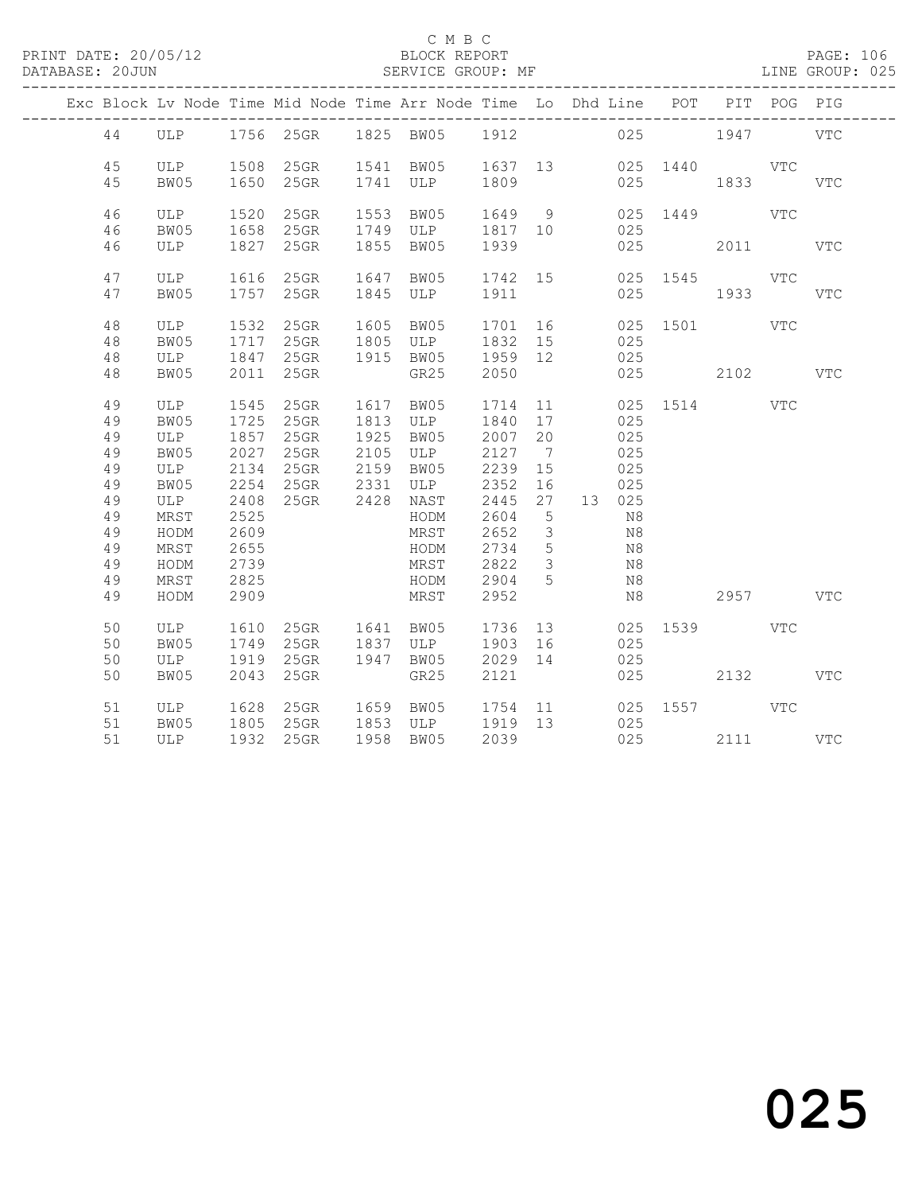C M B C
PRINT DATE: 20/05/12 BLOCK REPORT
DATABASE: 20JUN SERVICE GROUP: MF LINE GROUP: 025

| Exc | Block | Lv | Node | Time | Mid Node | Time | Arr Node | Time | Lo | Dhd Line | POT | PIT | POG | PIG |
|---|---|---|---|---|---|---|---|---|---|---|---|---|---|---|
| | 44 | | ULP | 1756 | 25GR | 1825 | BW05 | 1912 | | 025 | | 1947 | | VTC |
| | 45 | | ULP | 1508 | 25GR | 1541 | BW05 | 1637 | 13 | 025 | 1440 | | VTC | |
| | 45 | | BW05 | 1650 | 25GR | 1741 | ULP | 1809 | | 025 | | 1833 | | VTC |
| | 46 | | ULP | 1520 | 25GR | 1553 | BW05 | 1649 | 9 | 025 | 1449 | | VTC | |
| | 46 | | BW05 | 1658 | 25GR | 1749 | ULP | 1817 | 10 | 025 | | | | |
| | 46 | | ULP | 1827 | 25GR | 1855 | BW05 | 1939 | | 025 | | 2011 | | VTC |
| | 47 | | ULP | 1616 | 25GR | 1647 | BW05 | 1742 | 15 | 025 | 1545 | | VTC | |
| | 47 | | BW05 | 1757 | 25GR | 1845 | ULP | 1911 | | 025 | | 1933 | | VTC |
| | 48 | | ULP | 1532 | 25GR | 1605 | BW05 | 1701 | 16 | 025 | 1501 | | VTC | |
| | 48 | | BW05 | 1717 | 25GR | 1805 | ULP | 1832 | 15 | 025 | | | | |
| | 48 | | ULP | 1847 | 25GR | 1915 | BW05 | 1959 | 12 | 025 | | | | |
| | 48 | | BW05 | 2011 | 25GR | | GR25 | 2050 | | 025 | | 2102 | | VTC |
| | 49 | | ULP | 1545 | 25GR | 1617 | BW05 | 1714 | 11 | 025 | 1514 | | VTC | |
| | 49 | | BW05 | 1725 | 25GR | 1813 | ULP | 1840 | 17 | 025 | | | | |
| | 49 | | ULP | 1857 | 25GR | 1925 | BW05 | 2007 | 20 | 025 | | | | |
| | 49 | | BW05 | 2027 | 25GR | 2105 | ULP | 2127 | 7 | 025 | | | | |
| | 49 | | ULP | 2134 | 25GR | 2159 | BW05 | 2239 | 15 | 025 | | | | |
| | 49 | | BW05 | 2254 | 25GR | 2331 | ULP | 2352 | 16 | 025 | | | | |
| | 49 | | ULP | 2408 | 25GR | 2428 | NAST | 2445 | 27 | 13 025 | | | | |
| | 49 | | MRST | 2525 | | | HODM | 2604 | 5 | N8 | | | | |
| | 49 | | HODM | 2609 | | | MRST | 2652 | 3 | N8 | | | | |
| | 49 | | MRST | 2655 | | | HODM | 2734 | 5 | N8 | | | | |
| | 49 | | HODM | 2739 | | | MRST | 2822 | 3 | N8 | | | | |
| | 49 | | MRST | 2825 | | | HODM | 2904 | 5 | N8 | | | | |
| | 49 | | HODM | 2909 | | | MRST | 2952 | | N8 | | 2957 | | VTC |
| | 50 | | ULP | 1610 | 25GR | 1641 | BW05 | 1736 | 13 | 025 | 1539 | | VTC | |
| | 50 | | BW05 | 1749 | 25GR | 1837 | ULP | 1903 | 16 | 025 | | | | |
| | 50 | | ULP | 1919 | 25GR | 1947 | BW05 | 2029 | 14 | 025 | | | | |
| | 50 | | BW05 | 2043 | 25GR | | GR25 | 2121 | | 025 | | 2132 | | VTC |
| | 51 | | ULP | 1628 | 25GR | 1659 | BW05 | 1754 | 11 | 025 | 1557 | | VTC | |
| | 51 | | BW05 | 1805 | 25GR | 1853 | ULP | 1919 | 13 | 025 | | | | |
| | 51 | | ULP | 1932 | 25GR | 1958 | BW05 | 2039 | | 025 | | 2111 | | VTC |

025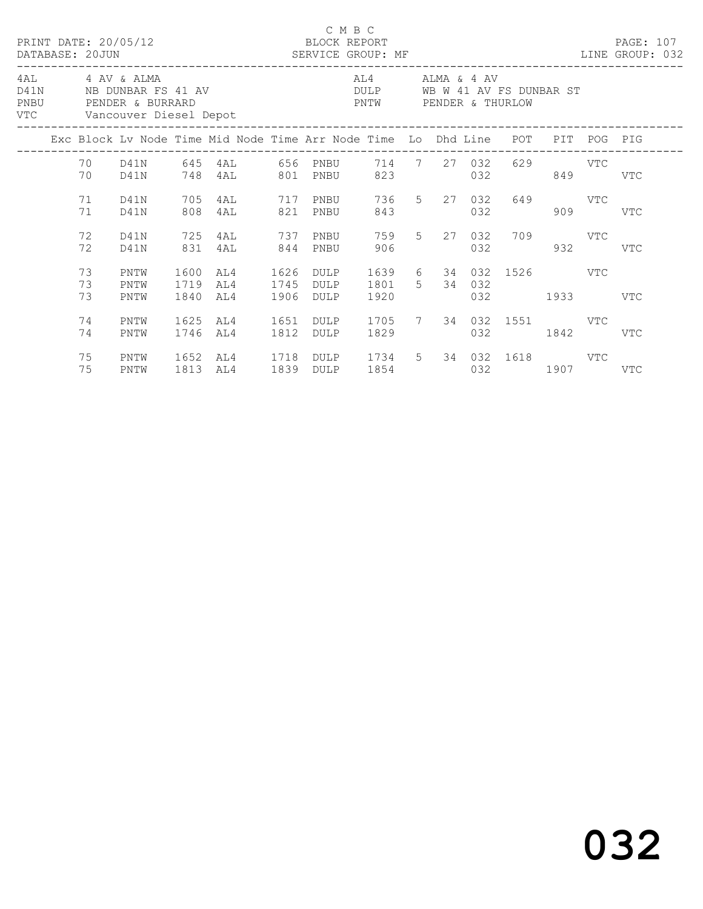C M B C
BLOCK REPORT
SERVICE GROUP: MF

PRINT DATE: 20/05/12
DATABASE: 20JUN
LINE GROUP: 032

| Code | Description | Code | Description |
|---|---|---|---|
| 4AL | 4 AV & ALMA | AL4 | ALMA & 4 AV |
| D41N | NB DUNBAR FS 41 AV | DULP | WB W 41 AV FS DUNBAR ST |
| PNBU | PENDER & BURRARD | PNTW | PENDER & THURLOW |
| VTC | Vancouver Diesel Depot | | |

| Exc | Block | Lv Node | Time | Mid Node | Time | Arr Node | Time | Lo | Dhd | Line | POT | PIT | POG | PIG |
|---|---|---|---|---|---|---|---|---|---|---|---|---|---|---|
| | 70 | D41N | 645 | 4AL | 656 | PNBU | 714 | 7 | 27 | 032 | 629 | | VTC | |
| | 70 | D41N | 748 | 4AL | 801 | PNBU | 823 | | | 032 | | 849 | | VTC |
| | 71 | D41N | 705 | 4AL | 717 | PNBU | 736 | 5 | 27 | 032 | 649 | | VTC | |
| | 71 | D41N | 808 | 4AL | 821 | PNBU | 843 | | | 032 | | 909 | | VTC |
| | 72 | D41N | 725 | 4AL | 737 | PNBU | 759 | 5 | 27 | 032 | 709 | | VTC | |
| | 72 | D41N | 831 | 4AL | 844 | PNBU | 906 | | | 032 | | 932 | | VTC |
| | 73 | PNTW | 1600 | AL4 | 1626 | DULP | 1639 | 6 | 34 | 032 | 1526 | | VTC | |
| | 73 | PNTW | 1719 | AL4 | 1745 | DULP | 1801 | 5 | 34 | 032 | | | | |
| | 73 | PNTW | 1840 | AL4 | 1906 | DULP | 1920 | | | 032 | | 1933 | | VTC |
| | 74 | PNTW | 1625 | AL4 | 1651 | DULP | 1705 | 7 | 34 | 032 | 1551 | | VTC | |
| | 74 | PNTW | 1746 | AL4 | 1812 | DULP | 1829 | | | 032 | | 1842 | | VTC |
| | 75 | PNTW | 1652 | AL4 | 1718 | DULP | 1734 | 5 | 34 | 032 | 1618 | | VTC | |
| | 75 | PNTW | 1813 | AL4 | 1839 | DULP | 1854 | | | 032 | | 1907 | | VTC |

032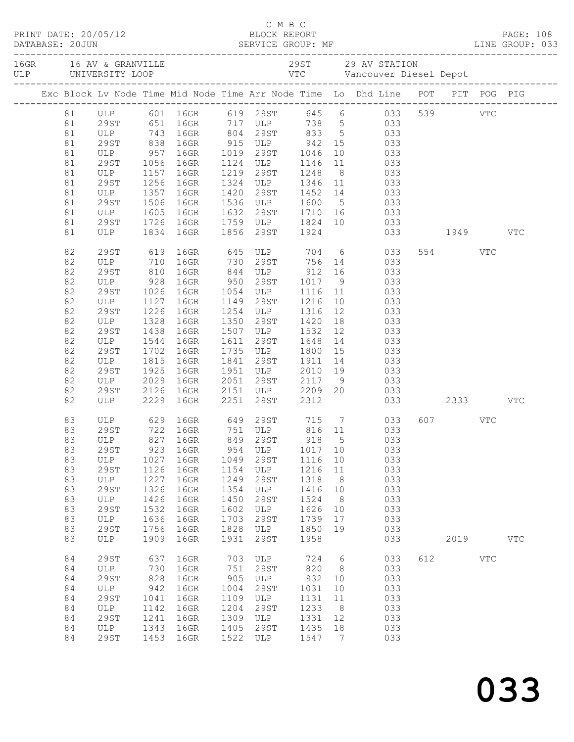C M B C
PRINT DATE: 20/05/12 BLOCK REPORT
DATABASE: 20JUN SERVICE GROUP: MF LINE GROUP: 033

16GR 16 AV & GRANVILLE 29ST 29 AV STATION
ULP UNIVERSITY LOOP VTC Vancouver Diesel Depot

| Exc | Block | Lv Node | Time | Mid Node | Time | Arr Node | Time | Lo | Dhd Line | POT | PIT | POG | PIG |
|---|---|---|---|---|---|---|---|---|---|---|---|---|---|
| | 81 | ULP | 601 | 16GR | 619 | 29ST | 645 | 6 | 033 | 539 | | VTC | |
| | 81 | 29ST | 651 | 16GR | 717 | ULP | 738 | 5 | 033 | | | | |
| | 81 | ULP | 743 | 16GR | 804 | 29ST | 833 | 5 | 033 | | | | |
| | 81 | 29ST | 838 | 16GR | 915 | ULP | 942 | 15 | 033 | | | | |
| | 81 | ULP | 957 | 16GR | 1019 | 29ST | 1046 | 10 | 033 | | | | |
| | 81 | 29ST | 1056 | 16GR | 1124 | ULP | 1146 | 11 | 033 | | | | |
| | 81 | ULP | 1157 | 16GR | 1219 | 29ST | 1248 | 8 | 033 | | | | |
| | 81 | 29ST | 1256 | 16GR | 1324 | ULP | 1346 | 11 | 033 | | | | |
| | 81 | ULP | 1357 | 16GR | 1420 | 29ST | 1452 | 14 | 033 | | | | |
| | 81 | 29ST | 1506 | 16GR | 1536 | ULP | 1600 | 5 | 033 | | | | |
| | 81 | ULP | 1605 | 16GR | 1632 | 29ST | 1710 | 16 | 033 | | | | |
| | 81 | 29ST | 1726 | 16GR | 1759 | ULP | 1824 | 10 | 033 | | | | |
| | 81 | ULP | 1834 | 16GR | 1856 | 29ST | 1924 | | 033 | | 1949 | | VTC |
| | 82 | 29ST | 619 | 16GR | 645 | ULP | 704 | 6 | 033 | 554 | | VTC | |
| | 82 | ULP | 710 | 16GR | 730 | 29ST | 756 | 14 | 033 | | | | |
| | 82 | 29ST | 810 | 16GR | 844 | ULP | 912 | 16 | 033 | | | | |
| | 82 | ULP | 928 | 16GR | 950 | 29ST | 1017 | 9 | 033 | | | | |
| | 82 | 29ST | 1026 | 16GR | 1054 | ULP | 1116 | 11 | 033 | | | | |
| | 82 | ULP | 1127 | 16GR | 1149 | 29ST | 1216 | 10 | 033 | | | | |
| | 82 | 29ST | 1226 | 16GR | 1254 | ULP | 1316 | 12 | 033 | | | | |
| | 82 | ULP | 1328 | 16GR | 1350 | 29ST | 1420 | 18 | 033 | | | | |
| | 82 | 29ST | 1438 | 16GR | 1507 | ULP | 1532 | 12 | 033 | | | | |
| | 82 | ULP | 1544 | 16GR | 1611 | 29ST | 1648 | 14 | 033 | | | | |
| | 82 | 29ST | 1702 | 16GR | 1735 | ULP | 1800 | 15 | 033 | | | | |
| | 82 | ULP | 1815 | 16GR | 1841 | 29ST | 1911 | 14 | 033 | | | | |
| | 82 | 29ST | 1925 | 16GR | 1951 | ULP | 2010 | 19 | 033 | | | | |
| | 82 | ULP | 2029 | 16GR | 2051 | 29ST | 2117 | 9 | 033 | | | | |
| | 82 | 29ST | 2126 | 16GR | 2151 | ULP | 2209 | 20 | 033 | | | | |
| | 82 | ULP | 2229 | 16GR | 2251 | 29ST | 2312 | | 033 | | 2333 | | VTC |
| | 83 | ULP | 629 | 16GR | 649 | 29ST | 715 | 7 | 033 | 607 | | VTC | |
| | 83 | 29ST | 722 | 16GR | 751 | ULP | 816 | 11 | 033 | | | | |
| | 83 | ULP | 827 | 16GR | 849 | 29ST | 918 | 5 | 033 | | | | |
| | 83 | 29ST | 923 | 16GR | 954 | ULP | 1017 | 10 | 033 | | | | |
| | 83 | ULP | 1027 | 16GR | 1049 | 29ST | 1116 | 10 | 033 | | | | |
| | 83 | 29ST | 1126 | 16GR | 1154 | ULP | 1216 | 11 | 033 | | | | |
| | 83 | ULP | 1227 | 16GR | 1249 | 29ST | 1318 | 8 | 033 | | | | |
| | 83 | 29ST | 1326 | 16GR | 1354 | ULP | 1416 | 10 | 033 | | | | |
| | 83 | ULP | 1426 | 16GR | 1450 | 29ST | 1524 | 8 | 033 | | | | |
| | 83 | 29ST | 1532 | 16GR | 1602 | ULP | 1626 | 10 | 033 | | | | |
| | 83 | ULP | 1636 | 16GR | 1703 | 29ST | 1739 | 17 | 033 | | | | |
| | 83 | 29ST | 1756 | 16GR | 1828 | ULP | 1850 | 19 | 033 | | | | |
| | 83 | ULP | 1909 | 16GR | 1931 | 29ST | 1958 | | 033 | | 2019 | | VTC |
| | 84 | 29ST | 637 | 16GR | 703 | ULP | 724 | 6 | 033 | 612 | | VTC | |
| | 84 | ULP | 730 | 16GR | 751 | 29ST | 820 | 8 | 033 | | | | |
| | 84 | 29ST | 828 | 16GR | 905 | ULP | 932 | 10 | 033 | | | | |
| | 84 | ULP | 942 | 16GR | 1004 | 29ST | 1031 | 10 | 033 | | | | |
| | 84 | 29ST | 1041 | 16GR | 1109 | ULP | 1131 | 11 | 033 | | | | |
| | 84 | ULP | 1142 | 16GR | 1204 | 29ST | 1233 | 8 | 033 | | | | |
| | 84 | 29ST | 1241 | 16GR | 1309 | ULP | 1331 | 12 | 033 | | | | |
| | 84 | ULP | 1343 | 16GR | 1405 | 29ST | 1435 | 18 | 033 | | | | |
| | 84 | 29ST | 1453 | 16GR | 1522 | ULP | 1547 | 7 | 033 | | | | |

033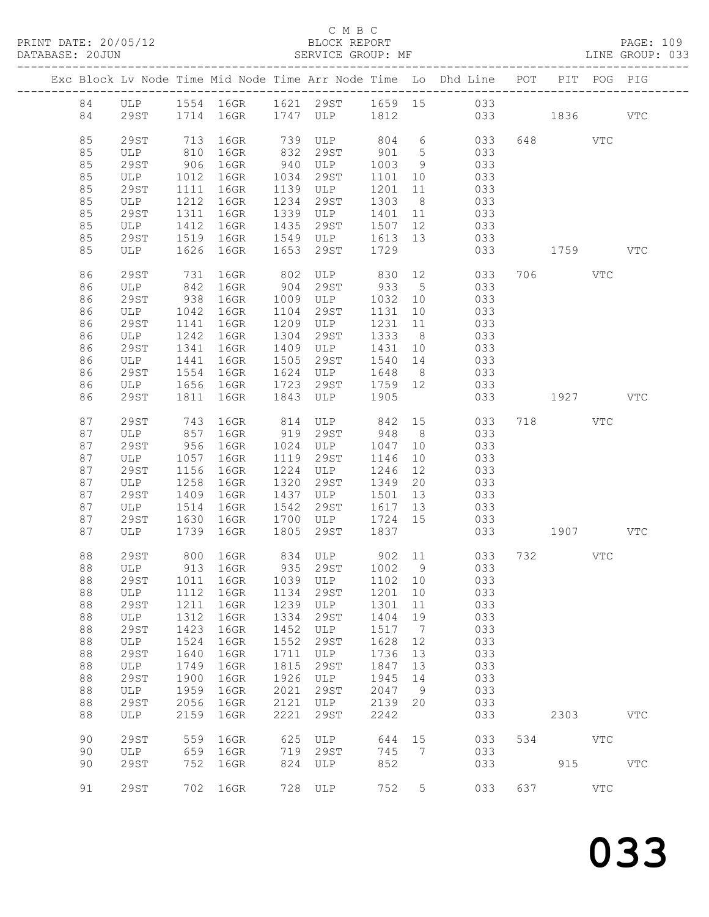C M B C
BLOCK REPORT
SERVICE GROUP: MF

PRINT DATE: 20/05/12
DATABASE: 20JUN
LINE GROUP: 033

| Exc | Block | Lv | Node | Time | Mid Node | Time | Arr Node | Time | Lo | Dhd Line | POT | PIT | POG | PIG |
|---|---|---|---|---|---|---|---|---|---|---|---|---|---|---|
| | 84 | | ULP | 1554 | 16GR | 1621 | 29ST | 1659 | 15 | 033 | | | | |
| | 84 | | 29ST | 1714 | 16GR | 1747 | ULP | 1812 | | 033 | | 1836 | | VTC |
| | 85 | | 29ST | 713 | 16GR | 739 | ULP | 804 | 6 | 033 | 648 | | VTC | |
| | 85 | | ULP | 810 | 16GR | 832 | 29ST | 901 | 5 | 033 | | | | |
| | 85 | | 29ST | 906 | 16GR | 940 | ULP | 1003 | 9 | 033 | | | | |
| | 85 | | ULP | 1012 | 16GR | 1034 | 29ST | 1101 | 10 | 033 | | | | |
| | 85 | | 29ST | 1111 | 16GR | 1139 | ULP | 1201 | 11 | 033 | | | | |
| | 85 | | ULP | 1212 | 16GR | 1234 | 29ST | 1303 | 8 | 033 | | | | |
| | 85 | | 29ST | 1311 | 16GR | 1339 | ULP | 1401 | 11 | 033 | | | | |
| | 85 | | ULP | 1412 | 16GR | 1435 | 29ST | 1507 | 12 | 033 | | | | |
| | 85 | | 29ST | 1519 | 16GR | 1549 | ULP | 1613 | 13 | 033 | | | | |
| | 85 | | ULP | 1626 | 16GR | 1653 | 29ST | 1729 | | 033 | | 1759 | | VTC |
| | 86 | | 29ST | 731 | 16GR | 802 | ULP | 830 | 12 | 033 | 706 | | VTC | |
| | 86 | | ULP | 842 | 16GR | 904 | 29ST | 933 | 5 | 033 | | | | |
| | 86 | | 29ST | 938 | 16GR | 1009 | ULP | 1032 | 10 | 033 | | | | |
| | 86 | | ULP | 1042 | 16GR | 1104 | 29ST | 1131 | 10 | 033 | | | | |
| | 86 | | 29ST | 1141 | 16GR | 1209 | ULP | 1231 | 11 | 033 | | | | |
| | 86 | | ULP | 1242 | 16GR | 1304 | 29ST | 1333 | 8 | 033 | | | | |
| | 86 | | 29ST | 1341 | 16GR | 1409 | ULP | 1431 | 10 | 033 | | | | |
| | 86 | | ULP | 1441 | 16GR | 1505 | 29ST | 1540 | 14 | 033 | | | | |
| | 86 | | 29ST | 1554 | 16GR | 1624 | ULP | 1648 | 8 | 033 | | | | |
| | 86 | | ULP | 1656 | 16GR | 1723 | 29ST | 1759 | 12 | 033 | | | | |
| | 86 | | 29ST | 1811 | 16GR | 1843 | ULP | 1905 | | 033 | | 1927 | | VTC |
| | 87 | | 29ST | 743 | 16GR | 814 | ULP | 842 | 15 | 033 | 718 | | VTC | |
| | 87 | | ULP | 857 | 16GR | 919 | 29ST | 948 | 8 | 033 | | | | |
| | 87 | | 29ST | 956 | 16GR | 1024 | ULP | 1047 | 10 | 033 | | | | |
| | 87 | | ULP | 1057 | 16GR | 1119 | 29ST | 1146 | 10 | 033 | | | | |
| | 87 | | 29ST | 1156 | 16GR | 1224 | ULP | 1246 | 12 | 033 | | | | |
| | 87 | | ULP | 1258 | 16GR | 1320 | 29ST | 1349 | 20 | 033 | | | | |
| | 87 | | 29ST | 1409 | 16GR | 1437 | ULP | 1501 | 13 | 033 | | | | |
| | 87 | | ULP | 1514 | 16GR | 1542 | 29ST | 1617 | 13 | 033 | | | | |
| | 87 | | 29ST | 1630 | 16GR | 1700 | ULP | 1724 | 15 | 033 | | | | |
| | 87 | | ULP | 1739 | 16GR | 1805 | 29ST | 1837 | | 033 | | 1907 | | VTC |
| | 88 | | 29ST | 800 | 16GR | 834 | ULP | 902 | 11 | 033 | 732 | | VTC | |
| | 88 | | ULP | 913 | 16GR | 935 | 29ST | 1002 | 9 | 033 | | | | |
| | 88 | | 29ST | 1011 | 16GR | 1039 | ULP | 1102 | 10 | 033 | | | | |
| | 88 | | ULP | 1112 | 16GR | 1134 | 29ST | 1201 | 10 | 033 | | | | |
| | 88 | | 29ST | 1211 | 16GR | 1239 | ULP | 1301 | 11 | 033 | | | | |
| | 88 | | ULP | 1312 | 16GR | 1334 | 29ST | 1404 | 19 | 033 | | | | |
| | 88 | | 29ST | 1423 | 16GR | 1452 | ULP | 1517 | 7 | 033 | | | | |
| | 88 | | ULP | 1524 | 16GR | 1552 | 29ST | 1628 | 12 | 033 | | | | |
| | 88 | | 29ST | 1640 | 16GR | 1711 | ULP | 1736 | 13 | 033 | | | | |
| | 88 | | ULP | 1749 | 16GR | 1815 | 29ST | 1847 | 13 | 033 | | | | |
| | 88 | | 29ST | 1900 | 16GR | 1926 | ULP | 1945 | 14 | 033 | | | | |
| | 88 | | ULP | 1959 | 16GR | 2021 | 29ST | 2047 | 9 | 033 | | | | |
| | 88 | | 29ST | 2056 | 16GR | 2121 | ULP | 2139 | 20 | 033 | | | | |
| | 88 | | ULP | 2159 | 16GR | 2221 | 29ST | 2242 | | 033 | | 2303 | | VTC |
| | 90 | | 29ST | 559 | 16GR | 625 | ULP | 644 | 15 | 033 | 534 | | VTC | |
| | 90 | | ULP | 659 | 16GR | 719 | 29ST | 745 | 7 | 033 | | | | |
| | 90 | | 29ST | 752 | 16GR | 824 | ULP | 852 | | 033 | | 915 | | VTC |
| | 91 | | 29ST | 702 | 16GR | 728 | ULP | 752 | 5 | 033 | 637 | | VTC | |

033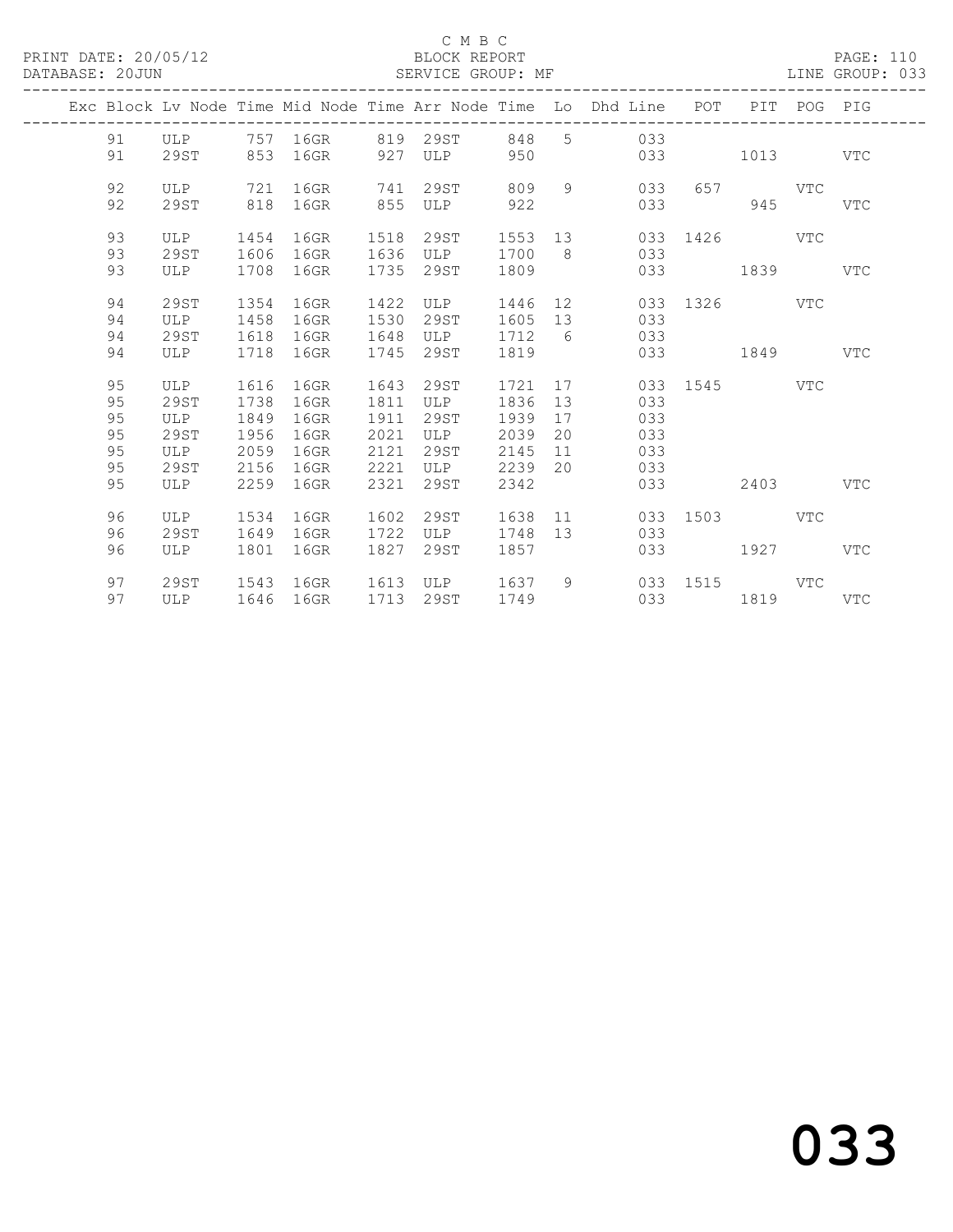PRINT DATE: 20/05/12 C M B C BLOCK REPORT
DATABASE: 20JUN SERVICE GROUP: MF LINE GROUP: 033

| Exc | Block | Lv Node | Time | Mid Node | Time | Arr Node | Time | Lo | Dhd Line | POT | PIT | POG | PIG |
|---|---|---|---|---|---|---|---|---|---|---|---|---|---|
| | 91 | ULP | 757 | 16GR | 819 | 29ST | 848 | 5 | 033 | | | | |
| | 91 | 29ST | 853 | 16GR | 927 | ULP | 950 | | 033 | | 1013 | | VTC |
| | 92 | ULP | 721 | 16GR | 741 | 29ST | 809 | 9 | 033 | 657 | | VTC | |
| | 92 | 29ST | 818 | 16GR | 855 | ULP | 922 | | 033 | | 945 | | VTC |
| | 93 | ULP | 1454 | 16GR | 1518 | 29ST | 1553 | 13 | 033 | 1426 | | VTC | |
| | 93 | 29ST | 1606 | 16GR | 1636 | ULP | 1700 | 8 | 033 | | | | |
| | 93 | ULP | 1708 | 16GR | 1735 | 29ST | 1809 | | 033 | | 1839 | | VTC |
| | 94 | 29ST | 1354 | 16GR | 1422 | ULP | 1446 | 12 | 033 | 1326 | | VTC | |
| | 94 | ULP | 1458 | 16GR | 1530 | 29ST | 1605 | 13 | 033 | | | | |
| | 94 | 29ST | 1618 | 16GR | 1648 | ULP | 1712 | 6 | 033 | | | | |
| | 94 | ULP | 1718 | 16GR | 1745 | 29ST | 1819 | | 033 | | 1849 | | VTC |
| | 95 | ULP | 1616 | 16GR | 1643 | 29ST | 1721 | 17 | 033 | 1545 | | VTC | |
| | 95 | 29ST | 1738 | 16GR | 1811 | ULP | 1836 | 13 | 033 | | | | |
| | 95 | ULP | 1849 | 16GR | 1911 | 29ST | 1939 | 17 | 033 | | | | |
| | 95 | 29ST | 1956 | 16GR | 2021 | ULP | 2039 | 20 | 033 | | | | |
| | 95 | ULP | 2059 | 16GR | 2121 | 29ST | 2145 | 11 | 033 | | | | |
| | 95 | 29ST | 2156 | 16GR | 2221 | ULP | 2239 | 20 | 033 | | | | |
| | 95 | ULP | 2259 | 16GR | 2321 | 29ST | 2342 | | 033 | | 2403 | | VTC |
| | 96 | ULP | 1534 | 16GR | 1602 | 29ST | 1638 | 11 | 033 | 1503 | | VTC | |
| | 96 | 29ST | 1649 | 16GR | 1722 | ULP | 1748 | 13 | 033 | | | | |
| | 96 | ULP | 1801 | 16GR | 1827 | 29ST | 1857 | | 033 | | 1927 | | VTC |
| | 97 | 29ST | 1543 | 16GR | 1613 | ULP | 1637 | 9 | 033 | 1515 | | VTC | |
| | 97 | ULP | 1646 | 16GR | 1713 | 29ST | 1749 | | 033 | | 1819 | | VTC |

033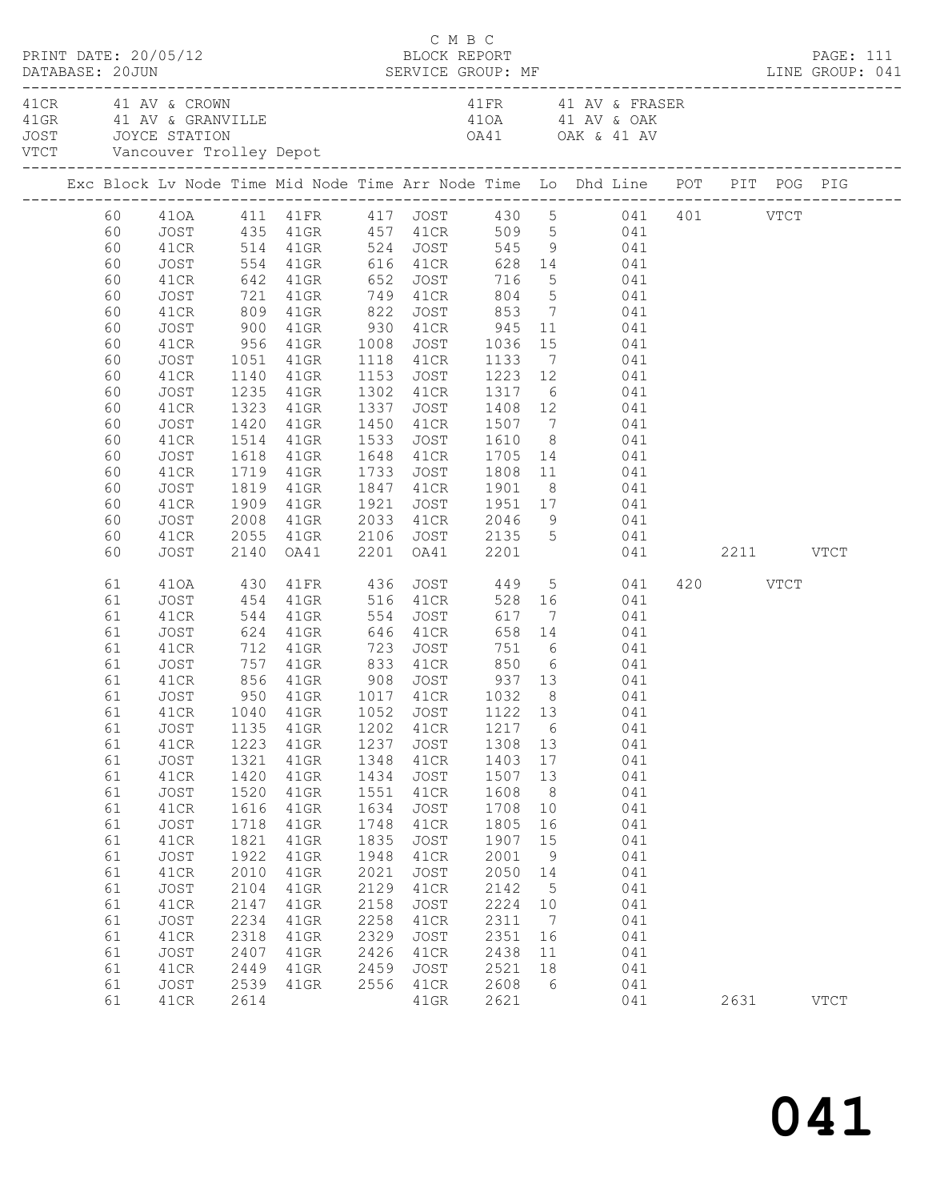C M B C
BLOCK REPORT
SERVICE GROUP: MF

PRINT DATE: 20/05/12
DATABASE: 20JUN
LINE GROUP: 041

| | | | |
|---|---|---|---|
| 41CR | 41 AV & CROWN | 41FR | 41 AV & FRASER |
| 41GR | 41 AV & GRANVILLE | 41OA | 41 AV & OAK |
| JOST | JOYCE STATION | OA41 | OAK & 41 AV |
| VTCT | Vancouver Trolley Depot | | |

| Exc | Block | Lv | Node | Time | Mid Node | Time | Arr Node | Time | Lo | Dhd Line | POT | PIT | POG | PIG |
|---|---|---|---|---|---|---|---|---|---|---|---|---|---|---|
| | 60 | | 41OA | 411 | 41FR | 417 | JOST | 430 | 5 | 041 | 401 | | VTCT | |
| | 60 | | JOST | 435 | 41GR | 457 | 41CR | 509 | 5 | 041 | | | | |
| | 60 | | 41CR | 514 | 41GR | 524 | JOST | 545 | 9 | 041 | | | | |
| | 60 | | JOST | 554 | 41GR | 616 | 41CR | 628 | 14 | 041 | | | | |
| | 60 | | 41CR | 642 | 41GR | 652 | JOST | 716 | 5 | 041 | | | | |
| | 60 | | JOST | 721 | 41GR | 749 | 41CR | 804 | 5 | 041 | | | | |
| | 60 | | 41CR | 809 | 41GR | 822 | JOST | 853 | 7 | 041 | | | | |
| | 60 | | JOST | 900 | 41GR | 930 | 41CR | 945 | 11 | 041 | | | | |
| | 60 | | 41CR | 956 | 41GR | 1008 | JOST | 1036 | 15 | 041 | | | | |
| | 60 | | JOST | 1051 | 41GR | 1118 | 41CR | 1133 | 7 | 041 | | | | |
| | 60 | | 41CR | 1140 | 41GR | 1153 | JOST | 1223 | 12 | 041 | | | | |
| | 60 | | JOST | 1235 | 41GR | 1302 | 41CR | 1317 | 6 | 041 | | | | |
| | 60 | | 41CR | 1323 | 41GR | 1337 | JOST | 1408 | 12 | 041 | | | | |
| | 60 | | JOST | 1420 | 41GR | 1450 | 41CR | 1507 | 7 | 041 | | | | |
| | 60 | | 41CR | 1514 | 41GR | 1533 | JOST | 1610 | 8 | 041 | | | | |
| | 60 | | JOST | 1618 | 41GR | 1648 | 41CR | 1705 | 14 | 041 | | | | |
| | 60 | | 41CR | 1719 | 41GR | 1733 | JOST | 1808 | 11 | 041 | | | | |
| | 60 | | JOST | 1819 | 41GR | 1847 | 41CR | 1901 | 8 | 041 | | | | |
| | 60 | | 41CR | 1909 | 41GR | 1921 | JOST | 1951 | 17 | 041 | | | | |
| | 60 | | JOST | 2008 | 41GR | 2033 | 41CR | 2046 | 9 | 041 | | | | |
| | 60 | | 41CR | 2055 | 41GR | 2106 | JOST | 2135 | 5 | 041 | | | | |
| | 60 | | JOST | 2140 | OA41 | 2201 | OA41 | 2201 | | 041 | | 2211 | | VTCT |
| | 61 | | 41OA | 430 | 41FR | 436 | JOST | 449 | 5 | 041 | 420 | | VTCT | |
| | 61 | | JOST | 454 | 41GR | 516 | 41CR | 528 | 16 | 041 | | | | |
| | 61 | | 41CR | 544 | 41GR | 554 | JOST | 617 | 7 | 041 | | | | |
| | 61 | | JOST | 624 | 41GR | 646 | 41CR | 658 | 14 | 041 | | | | |
| | 61 | | 41CR | 712 | 41GR | 723 | JOST | 751 | 6 | 041 | | | | |
| | 61 | | JOST | 757 | 41GR | 833 | 41CR | 850 | 6 | 041 | | | | |
| | 61 | | 41CR | 856 | 41GR | 908 | JOST | 937 | 13 | 041 | | | | |
| | 61 | | JOST | 950 | 41GR | 1017 | 41CR | 1032 | 8 | 041 | | | | |
| | 61 | | 41CR | 1040 | 41GR | 1052 | JOST | 1122 | 13 | 041 | | | | |
| | 61 | | JOST | 1135 | 41GR | 1202 | 41CR | 1217 | 6 | 041 | | | | |
| | 61 | | 41CR | 1223 | 41GR | 1237 | JOST | 1308 | 13 | 041 | | | | |
| | 61 | | JOST | 1321 | 41GR | 1348 | 41CR | 1403 | 17 | 041 | | | | |
| | 61 | | 41CR | 1420 | 41GR | 1434 | JOST | 1507 | 13 | 041 | | | | |
| | 61 | | JOST | 1520 | 41GR | 1551 | 41CR | 1608 | 8 | 041 | | | | |
| | 61 | | 41CR | 1616 | 41GR | 1634 | JOST | 1708 | 10 | 041 | | | | |
| | 61 | | JOST | 1718 | 41GR | 1748 | 41CR | 1805 | 16 | 041 | | | | |
| | 61 | | 41CR | 1821 | 41GR | 1835 | JOST | 1907 | 15 | 041 | | | | |
| | 61 | | JOST | 1922 | 41GR | 1948 | 41CR | 2001 | 9 | 041 | | | | |
| | 61 | | 41CR | 2010 | 41GR | 2021 | JOST | 2050 | 14 | 041 | | | | |
| | 61 | | JOST | 2104 | 41GR | 2129 | 41CR | 2142 | 5 | 041 | | | | |
| | 61 | | 41CR | 2147 | 41GR | 2158 | JOST | 2224 | 10 | 041 | | | | |
| | 61 | | JOST | 2234 | 41GR | 2258 | 41CR | 2311 | 7 | 041 | | | | |
| | 61 | | 41CR | 2318 | 41GR | 2329 | JOST | 2351 | 16 | 041 | | | | |
| | 61 | | JOST | 2407 | 41GR | 2426 | 41CR | 2438 | 11 | 041 | | | | |
| | 61 | | 41CR | 2449 | 41GR | 2459 | JOST | 2521 | 18 | 041 | | | | |
| | 61 | | JOST | 2539 | 41GR | 2556 | 41CR | 2608 | 6 | 041 | | | | |
| | 61 | | 41CR | 2614 | | | 41GR | 2621 | | 041 | | 2631 | | VTCT |

041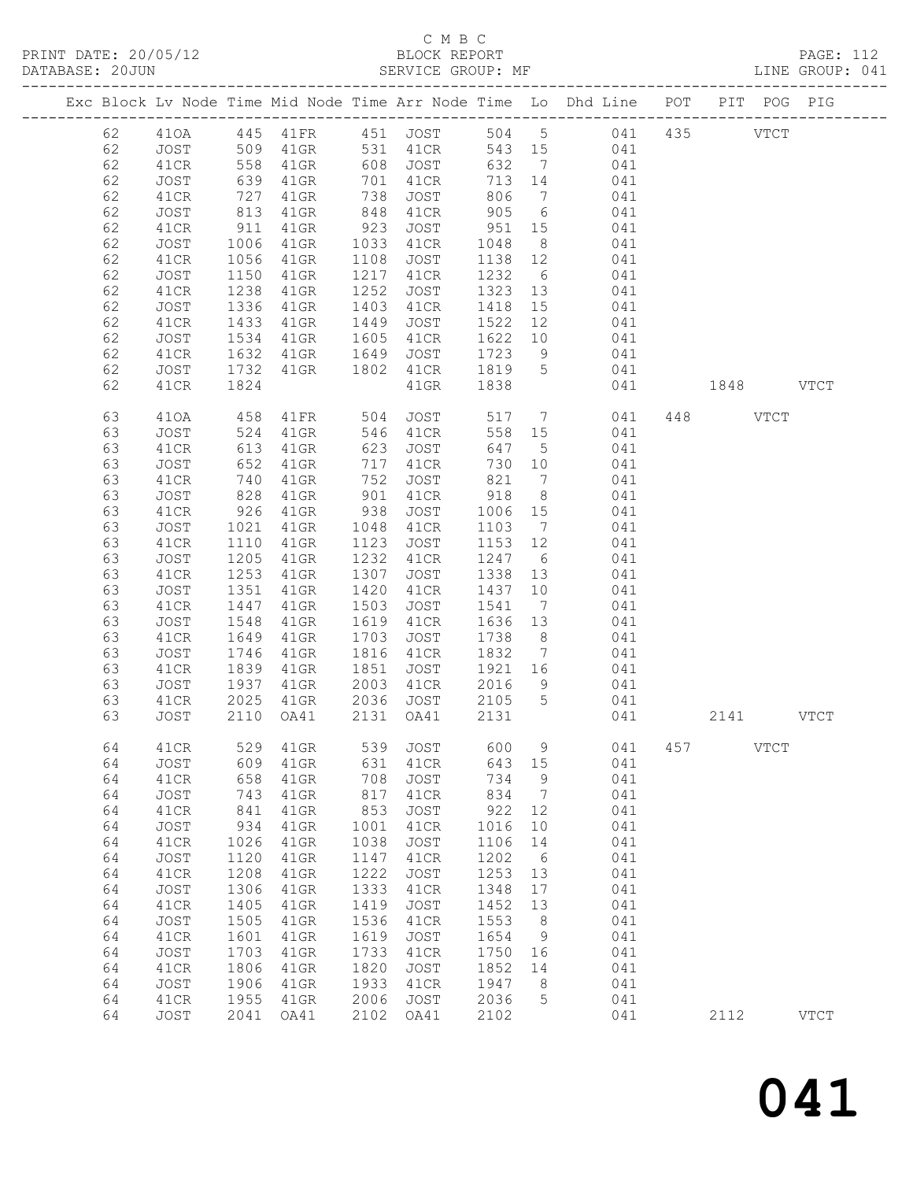C M B C

PRINT DATE: 20/05/12 BLOCK REPORT PAGE: 112
DATABASE: 20JUN SERVICE GROUP: MF LINE GROUP: 041

| Exc | Block | Lv | Node | Time | Mid Node | Time | Arr Node | Time | Lo | Dhd Line | POT | PIT | POG | PIG |
|---|---|---|---|---|---|---|---|---|---|---|---|---|---|---|
| | 62 | | 41OA | 445 | 41FR | 451 | JOST | 504 | 5 | 041 | 435 | | VTCT | |
| | 62 | | JOST | 509 | 41GR | 531 | 41CR | 543 | 15 | 041 | | | | |
| | 62 | | 41CR | 558 | 41GR | 608 | JOST | 632 | 7 | 041 | | | | |
| | 62 | | JOST | 639 | 41GR | 701 | 41CR | 713 | 14 | 041 | | | | |
| | 62 | | 41CR | 727 | 41GR | 738 | JOST | 806 | 7 | 041 | | | | |
| | 62 | | JOST | 813 | 41GR | 848 | 41CR | 905 | 6 | 041 | | | | |
| | 62 | | 41CR | 911 | 41GR | 923 | JOST | 951 | 15 | 041 | | | | |
| | 62 | | JOST | 1006 | 41GR | 1033 | 41CR | 1048 | 8 | 041 | | | | |
| | 62 | | 41CR | 1056 | 41GR | 1108 | JOST | 1138 | 12 | 041 | | | | |
| | 62 | | JOST | 1150 | 41GR | 1217 | 41CR | 1232 | 6 | 041 | | | | |
| | 62 | | 41CR | 1238 | 41GR | 1252 | JOST | 1323 | 13 | 041 | | | | |
| | 62 | | JOST | 1336 | 41GR | 1403 | 41CR | 1418 | 15 | 041 | | | | |
| | 62 | | 41CR | 1433 | 41GR | 1449 | JOST | 1522 | 12 | 041 | | | | |
| | 62 | | JOST | 1534 | 41GR | 1605 | 41CR | 1622 | 10 | 041 | | | | |
| | 62 | | 41CR | 1632 | 41GR | 1649 | JOST | 1723 | 9 | 041 | | | | |
| | 62 | | JOST | 1732 | 41GR | 1802 | 41CR | 1819 | 5 | 041 | | | | |
| | 62 | | 41CR | 1824 | | | 41GR | 1838 | | 041 | | 1848 | | VTCT |
| | 63 | | 41OA | 458 | 41FR | 504 | JOST | 517 | 7 | 041 | 448 | | VTCT | |
| | 63 | | JOST | 524 | 41GR | 546 | 41CR | 558 | 15 | 041 | | | | |
| | 63 | | 41CR | 613 | 41GR | 623 | JOST | 647 | 5 | 041 | | | | |
| | 63 | | JOST | 652 | 41GR | 717 | 41CR | 730 | 10 | 041 | | | | |
| | 63 | | 41CR | 740 | 41GR | 752 | JOST | 821 | 7 | 041 | | | | |
| | 63 | | JOST | 828 | 41GR | 901 | 41CR | 918 | 8 | 041 | | | | |
| | 63 | | 41CR | 926 | 41GR | 938 | JOST | 1006 | 15 | 041 | | | | |
| | 63 | | JOST | 1021 | 41GR | 1048 | 41CR | 1103 | 7 | 041 | | | | |
| | 63 | | 41CR | 1110 | 41GR | 1123 | JOST | 1153 | 12 | 041 | | | | |
| | 63 | | JOST | 1205 | 41GR | 1232 | 41CR | 1247 | 6 | 041 | | | | |
| | 63 | | 41CR | 1253 | 41GR | 1307 | JOST | 1338 | 13 | 041 | | | | |
| | 63 | | JOST | 1351 | 41GR | 1420 | 41CR | 1437 | 10 | 041 | | | | |
| | 63 | | 41CR | 1447 | 41GR | 1503 | JOST | 1541 | 7 | 041 | | | | |
| | 63 | | JOST | 1548 | 41GR | 1619 | 41CR | 1636 | 13 | 041 | | | | |
| | 63 | | 41CR | 1649 | 41GR | 1703 | JOST | 1738 | 8 | 041 | | | | |
| | 63 | | JOST | 1746 | 41GR | 1816 | 41CR | 1832 | 7 | 041 | | | | |
| | 63 | | 41CR | 1839 | 41GR | 1851 | JOST | 1921 | 16 | 041 | | | | |
| | 63 | | JOST | 1937 | 41GR | 2003 | 41CR | 2016 | 9 | 041 | | | | |
| | 63 | | 41CR | 2025 | 41GR | 2036 | JOST | 2105 | 5 | 041 | | | | |
| | 63 | | JOST | 2110 | OA41 | 2131 | OA41 | 2131 | | 041 | | 2141 | | VTCT |
| | 64 | | 41CR | 529 | 41GR | 539 | JOST | 600 | 9 | 041 | 457 | | VTCT | |
| | 64 | | JOST | 609 | 41GR | 631 | 41CR | 643 | 15 | 041 | | | | |
| | 64 | | 41CR | 658 | 41GR | 708 | JOST | 734 | 9 | 041 | | | | |
| | 64 | | JOST | 743 | 41GR | 817 | 41CR | 834 | 7 | 041 | | | | |
| | 64 | | 41CR | 841 | 41GR | 853 | JOST | 922 | 12 | 041 | | | | |
| | 64 | | JOST | 934 | 41GR | 1001 | 41CR | 1016 | 10 | 041 | | | | |
| | 64 | | 41CR | 1026 | 41GR | 1038 | JOST | 1106 | 14 | 041 | | | | |
| | 64 | | JOST | 1120 | 41GR | 1147 | 41CR | 1202 | 6 | 041 | | | | |
| | 64 | | 41CR | 1208 | 41GR | 1222 | JOST | 1253 | 13 | 041 | | | | |
| | 64 | | JOST | 1306 | 41GR | 1333 | 41CR | 1348 | 17 | 041 | | | | |
| | 64 | | 41CR | 1405 | 41GR | 1419 | JOST | 1452 | 13 | 041 | | | | |
| | 64 | | JOST | 1505 | 41GR | 1536 | 41CR | 1553 | 8 | 041 | | | | |
| | 64 | | 41CR | 1601 | 41GR | 1619 | JOST | 1654 | 9 | 041 | | | | |
| | 64 | | JOST | 1703 | 41GR | 1733 | 41CR | 1750 | 16 | 041 | | | | |
| | 64 | | 41CR | 1806 | 41GR | 1820 | JOST | 1852 | 14 | 041 | | | | |
| | 64 | | JOST | 1906 | 41GR | 1933 | 41CR | 1947 | 8 | 041 | | | | |
| | 64 | | 41CR | 1955 | 41GR | 2006 | JOST | 2036 | 5 | 041 | | | | |
| | 64 | | JOST | 2041 | OA41 | 2102 | OA41 | 2102 | | 041 | | 2112 | | VTCT |

041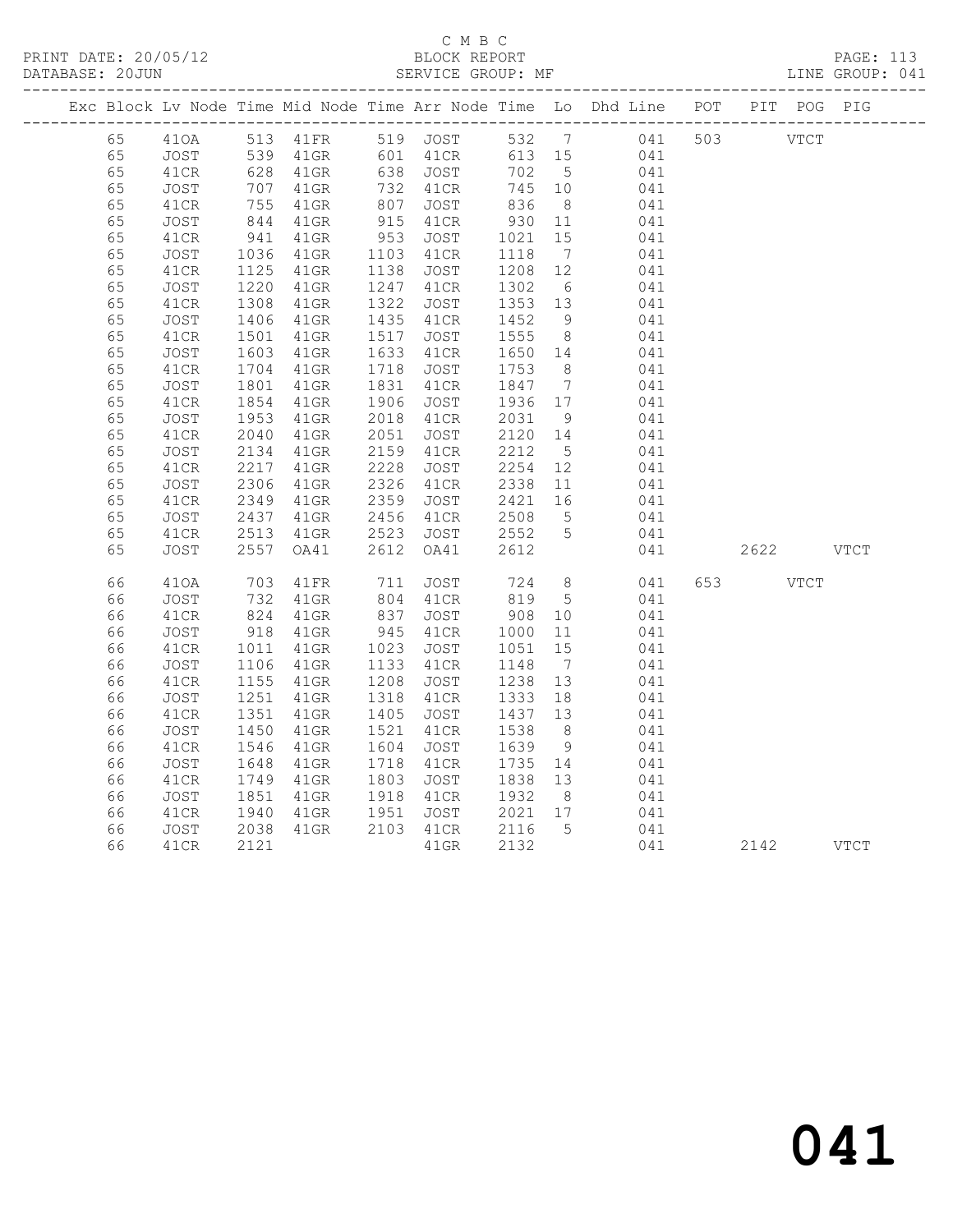C M B C
PRINT DATE: 20/05/12 BLOCK REPORT PAGE: 113
DATABASE: 20JUN SERVICE GROUP: MF LINE GROUP: 041

| Exc | Block | Lv | Node | Time | Mid Node | Time | Arr Node | Time | Lo | Dhd Line | POT | PIT | POG | PIG |
|---|---|---|---|---|---|---|---|---|---|---|---|---|---|---|
| | 65 | | 41OA | 513 | 41FR | 519 | JOST | 532 | 7 | 041 | 503 | | VTCT | |
| | 65 | | JOST | 539 | 41GR | 601 | 41CR | 613 | 15 | 041 | | | | |
| | 65 | | 41CR | 628 | 41GR | 638 | JOST | 702 | 5 | 041 | | | | |
| | 65 | | JOST | 707 | 41GR | 732 | 41CR | 745 | 10 | 041 | | | | |
| | 65 | | 41CR | 755 | 41GR | 807 | JOST | 836 | 8 | 041 | | | | |
| | 65 | | JOST | 844 | 41GR | 915 | 41CR | 930 | 11 | 041 | | | | |
| | 65 | | 41CR | 941 | 41GR | 953 | JOST | 1021 | 15 | 041 | | | | |
| | 65 | | JOST | 1036 | 41GR | 1103 | 41CR | 1118 | 7 | 041 | | | | |
| | 65 | | 41CR | 1125 | 41GR | 1138 | JOST | 1208 | 12 | 041 | | | | |
| | 65 | | JOST | 1220 | 41GR | 1247 | 41CR | 1302 | 6 | 041 | | | | |
| | 65 | | 41CR | 1308 | 41GR | 1322 | JOST | 1353 | 13 | 041 | | | | |
| | 65 | | JOST | 1406 | 41GR | 1435 | 41CR | 1452 | 9 | 041 | | | | |
| | 65 | | 41CR | 1501 | 41GR | 1517 | JOST | 1555 | 8 | 041 | | | | |
| | 65 | | JOST | 1603 | 41GR | 1633 | 41CR | 1650 | 14 | 041 | | | | |
| | 65 | | 41CR | 1704 | 41GR | 1718 | JOST | 1753 | 8 | 041 | | | | |
| | 65 | | JOST | 1801 | 41GR | 1831 | 41CR | 1847 | 7 | 041 | | | | |
| | 65 | | 41CR | 1854 | 41GR | 1906 | JOST | 1936 | 17 | 041 | | | | |
| | 65 | | JOST | 1953 | 41GR | 2018 | 41CR | 2031 | 9 | 041 | | | | |
| | 65 | | 41CR | 2040 | 41GR | 2051 | JOST | 2120 | 14 | 041 | | | | |
| | 65 | | JOST | 2134 | 41GR | 2159 | 41CR | 2212 | 5 | 041 | | | | |
| | 65 | | 41CR | 2217 | 41GR | 2228 | JOST | 2254 | 12 | 041 | | | | |
| | 65 | | JOST | 2306 | 41GR | 2326 | 41CR | 2338 | 11 | 041 | | | | |
| | 65 | | 41CR | 2349 | 41GR | 2359 | JOST | 2421 | 16 | 041 | | | | |
| | 65 | | JOST | 2437 | 41GR | 2456 | 41CR | 2508 | 5 | 041 | | | | |
| | 65 | | 41CR | 2513 | 41GR | 2523 | JOST | 2552 | 5 | 041 | | | | |
| | 65 | | JOST | 2557 | OA41 | 2612 | OA41 | 2612 | | 041 | | 2622 | | VTCT |
| | 66 | | 41OA | 703 | 41FR | 711 | JOST | 724 | 8 | 041 | 653 | | VTCT | |
| | 66 | | JOST | 732 | 41GR | 804 | 41CR | 819 | 5 | 041 | | | | |
| | 66 | | 41CR | 824 | 41GR | 837 | JOST | 908 | 10 | 041 | | | | |
| | 66 | | JOST | 918 | 41GR | 945 | 41CR | 1000 | 11 | 041 | | | | |
| | 66 | | 41CR | 1011 | 41GR | 1023 | JOST | 1051 | 15 | 041 | | | | |
| | 66 | | JOST | 1106 | 41GR | 1133 | 41CR | 1148 | 7 | 041 | | | | |
| | 66 | | 41CR | 1155 | 41GR | 1208 | JOST | 1238 | 13 | 041 | | | | |
| | 66 | | JOST | 1251 | 41GR | 1318 | 41CR | 1333 | 18 | 041 | | | | |
| | 66 | | 41CR | 1351 | 41GR | 1405 | JOST | 1437 | 13 | 041 | | | | |
| | 66 | | JOST | 1450 | 41GR | 1521 | 41CR | 1538 | 8 | 041 | | | | |
| | 66 | | 41CR | 1546 | 41GR | 1604 | JOST | 1639 | 9 | 041 | | | | |
| | 66 | | JOST | 1648 | 41GR | 1718 | 41CR | 1735 | 14 | 041 | | | | |
| | 66 | | 41CR | 1749 | 41GR | 1803 | JOST | 1838 | 13 | 041 | | | | |
| | 66 | | JOST | 1851 | 41GR | 1918 | 41CR | 1932 | 8 | 041 | | | | |
| | 66 | | 41CR | 1940 | 41GR | 1951 | JOST | 2021 | 17 | 041 | | | | |
| | 66 | | JOST | 2038 | 41GR | 2103 | 41CR | 2116 | 5 | 041 | | | | |
| | 66 | | 41CR | 2121 | | | 41GR | 2132 | | 041 | | 2142 | | VTCT |

041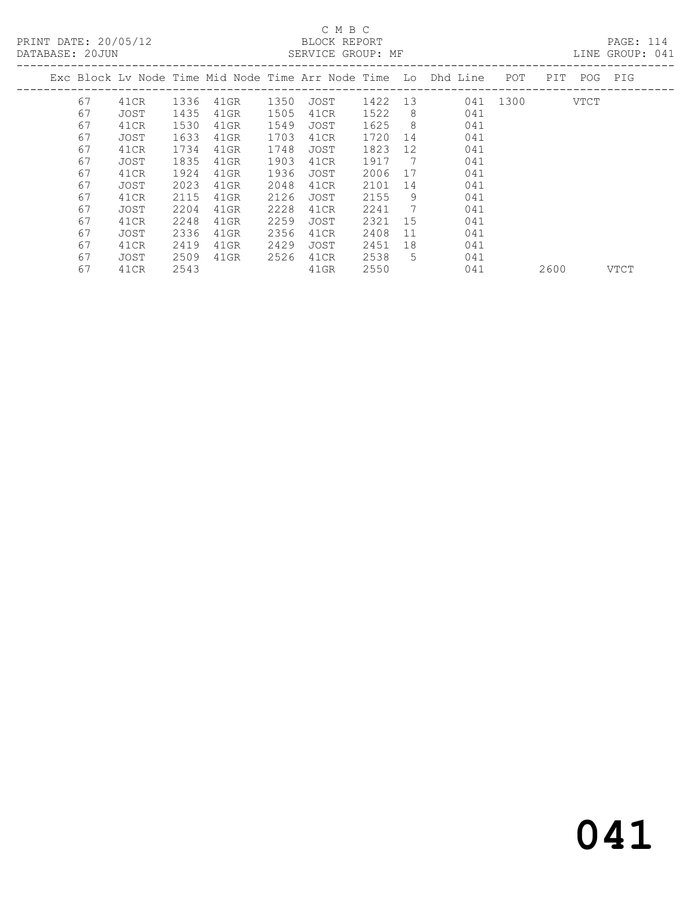C M B C

PRINT DATE: 20/05/12 BLOCK REPORT

DATABASE: 20JUN SERVICE GROUP: MF LINE GROUP: 041

| Exc | Block | Lv | Node | Time | Mid Node | Time | Arr Node | Time | Lo | Dhd Line | POT | PIT | POG | PIG |
|---|---|---|---|---|---|---|---|---|---|---|---|---|---|---|
| | 67 | | 41CR | 1336 | 41GR | 1350 | JOST | 1422 | 13 | 041 | 1300 | | VTCT | |
| | 67 | | JOST | 1435 | 41GR | 1505 | 41CR | 1522 | 8 | 041 | | | | |
| | 67 | | 41CR | 1530 | 41GR | 1549 | JOST | 1625 | 8 | 041 | | | | |
| | 67 | | JOST | 1633 | 41GR | 1703 | 41CR | 1720 | 14 | 041 | | | | |
| | 67 | | 41CR | 1734 | 41GR | 1748 | JOST | 1823 | 12 | 041 | | | | |
| | 67 | | JOST | 1835 | 41GR | 1903 | 41CR | 1917 | 7 | 041 | | | | |
| | 67 | | 41CR | 1924 | 41GR | 1936 | JOST | 2006 | 17 | 041 | | | | |
| | 67 | | JOST | 2023 | 41GR | 2048 | 41CR | 2101 | 14 | 041 | | | | |
| | 67 | | 41CR | 2115 | 41GR | 2126 | JOST | 2155 | 9 | 041 | | | | |
| | 67 | | JOST | 2204 | 41GR | 2228 | 41CR | 2241 | 7 | 041 | | | | |
| | 67 | | 41CR | 2248 | 41GR | 2259 | JOST | 2321 | 15 | 041 | | | | |
| | 67 | | JOST | 2336 | 41GR | 2356 | 41CR | 2408 | 11 | 041 | | | | |
| | 67 | | 41CR | 2419 | 41GR | 2429 | JOST | 2451 | 18 | 041 | | | | |
| | 67 | | JOST | 2509 | 41GR | 2526 | 41CR | 2538 | 5 | 041 | | | | |
| | 67 | | 41CR | 2543 | | | 41GR | 2550 | | 041 | | 2600 | | VTCT |

041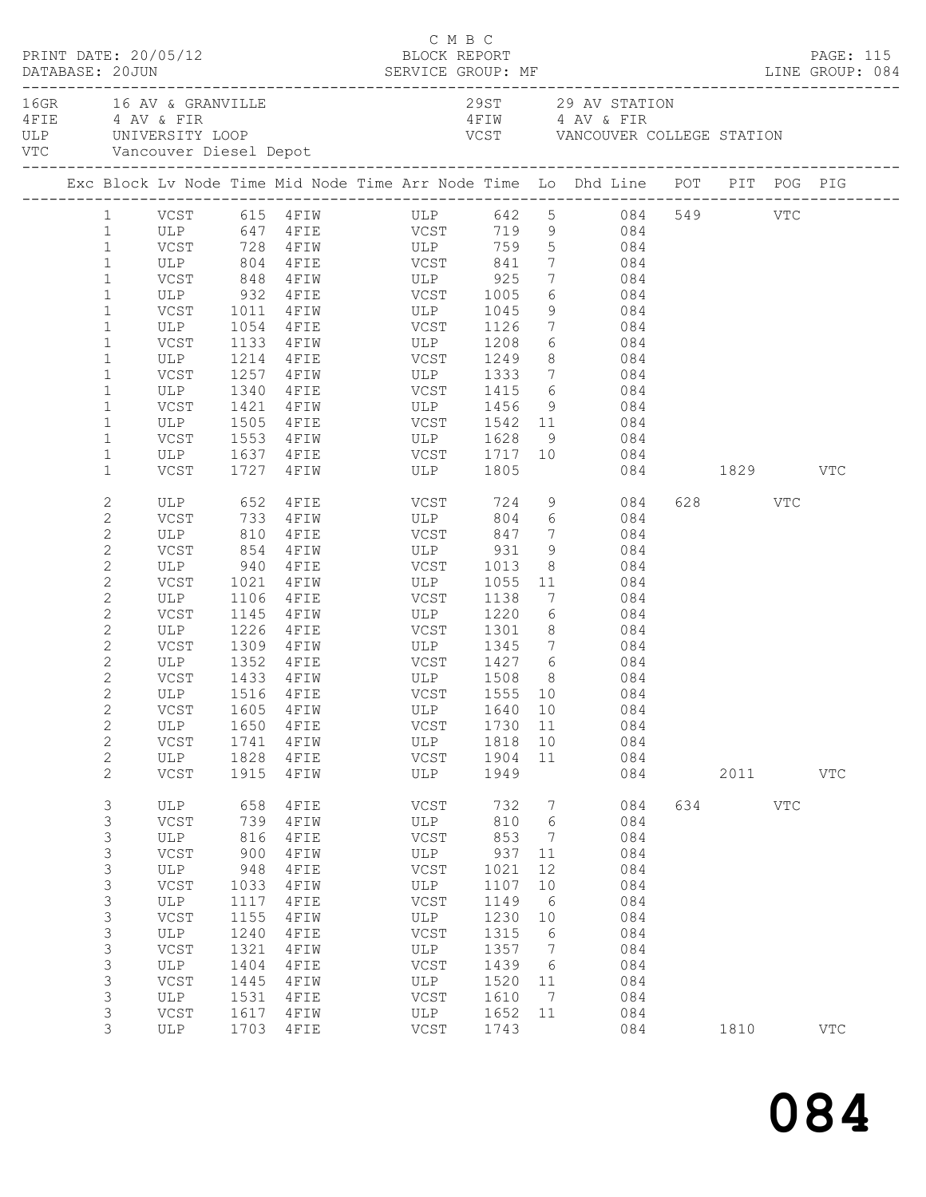C M B C

PRINT DATE: 20/05/12 BLOCK REPORT
DATABASE: 20JUN SERVICE GROUP: MF LINE GROUP: 084

| | | | |
|---|---|---|---|
| 16GR | 16 AV & GRANVILLE | 29ST | 29 AV STATION |
| 4FIE | 4 AV & FIR | 4FIW | 4 AV & FIR |
| ULP | UNIVERSITY LOOP | VCST | VANCOUVER COLLEGE STATION |
| VTC | Vancouver Diesel Depot | | |

| Exc | Block | Lv Node | Time | Mid Node | Time | Arr Node | Time | Lo | Dhd | Line | POT | PIT | POG | PIG |
|---|---|---|---|---|---|---|---|---|---|---|---|---|---|---|
| | 1 | VCST | 615 | 4FIW | | ULP | 642 | 5 | | 084 | 549 | | VTC | |
| | 1 | ULP | 647 | 4FIE | | VCST | 719 | 9 | | 084 | | | | |
| | 1 | VCST | 728 | 4FIW | | ULP | 759 | 5 | | 084 | | | | |
| | 1 | ULP | 804 | 4FIE | | VCST | 841 | 7 | | 084 | | | | |
| | 1 | VCST | 848 | 4FIW | | ULP | 925 | 7 | | 084 | | | | |
| | 1 | ULP | 932 | 4FIE | | VCST | 1005 | 6 | | 084 | | | | |
| | 1 | VCST | 1011 | 4FIW | | ULP | 1045 | 9 | | 084 | | | | |
| | 1 | ULP | 1054 | 4FIE | | VCST | 1126 | 7 | | 084 | | | | |
| | 1 | VCST | 1133 | 4FIW | | ULP | 1208 | 6 | | 084 | | | | |
| | 1 | ULP | 1214 | 4FIE | | VCST | 1249 | 8 | | 084 | | | | |
| | 1 | VCST | 1257 | 4FIW | | ULP | 1333 | 7 | | 084 | | | | |
| | 1 | ULP | 1340 | 4FIE | | VCST | 1415 | 6 | | 084 | | | | |
| | 1 | VCST | 1421 | 4FIW | | ULP | 1456 | 9 | | 084 | | | | |
| | 1 | ULP | 1505 | 4FIE | | VCST | 1542 | 11 | | 084 | | | | |
| | 1 | VCST | 1553 | 4FIW | | ULP | 1628 | 9 | | 084 | | | | |
| | 1 | ULP | 1637 | 4FIE | | VCST | 1717 | 10 | | 084 | | | | |
| | 1 | VCST | 1727 | 4FIW | | ULP | 1805 | | | 084 | | 1829 | | VTC |
| | 2 | ULP | 652 | 4FIE | | VCST | 724 | 9 | | 084 | 628 | | VTC | |
| | 2 | VCST | 733 | 4FIW | | ULP | 804 | 6 | | 084 | | | | |
| | 2 | ULP | 810 | 4FIE | | VCST | 847 | 7 | | 084 | | | | |
| | 2 | VCST | 854 | 4FIW | | ULP | 931 | 9 | | 084 | | | | |
| | 2 | ULP | 940 | 4FIE | | VCST | 1013 | 8 | | 084 | | | | |
| | 2 | VCST | 1021 | 4FIW | | ULP | 1055 | 11 | | 084 | | | | |
| | 2 | ULP | 1106 | 4FIE | | VCST | 1138 | 7 | | 084 | | | | |
| | 2 | VCST | 1145 | 4FIW | | ULP | 1220 | 6 | | 084 | | | | |
| | 2 | ULP | 1226 | 4FIE | | VCST | 1301 | 8 | | 084 | | | | |
| | 2 | VCST | 1309 | 4FIW | | ULP | 1345 | 7 | | 084 | | | | |
| | 2 | ULP | 1352 | 4FIE | | VCST | 1427 | 6 | | 084 | | | | |
| | 2 | VCST | 1433 | 4FIW | | ULP | 1508 | 8 | | 084 | | | | |
| | 2 | ULP | 1516 | 4FIE | | VCST | 1555 | 10 | | 084 | | | | |
| | 2 | VCST | 1605 | 4FIW | | ULP | 1640 | 10 | | 084 | | | | |
| | 2 | ULP | 1650 | 4FIE | | VCST | 1730 | 11 | | 084 | | | | |
| | 2 | VCST | 1741 | 4FIW | | ULP | 1818 | 10 | | 084 | | | | |
| | 2 | ULP | 1828 | 4FIE | | VCST | 1904 | 11 | | 084 | | | | |
| | 2 | VCST | 1915 | 4FIW | | ULP | 1949 | | | 084 | | 2011 | | VTC |
| | 3 | ULP | 658 | 4FIE | | VCST | 732 | 7 | | 084 | 634 | | VTC | |
| | 3 | VCST | 739 | 4FIW | | ULP | 810 | 6 | | 084 | | | | |
| | 3 | ULP | 816 | 4FIE | | VCST | 853 | 7 | | 084 | | | | |
| | 3 | VCST | 900 | 4FIW | | ULP | 937 | 11 | | 084 | | | | |
| | 3 | ULP | 948 | 4FIE | | VCST | 1021 | 12 | | 084 | | | | |
| | 3 | VCST | 1033 | 4FIW | | ULP | 1107 | 10 | | 084 | | | | |
| | 3 | ULP | 1117 | 4FIE | | VCST | 1149 | 6 | | 084 | | | | |
| | 3 | VCST | 1155 | 4FIW | | ULP | 1230 | 10 | | 084 | | | | |
| | 3 | ULP | 1240 | 4FIE | | VCST | 1315 | 6 | | 084 | | | | |
| | 3 | VCST | 1321 | 4FIW | | ULP | 1357 | 7 | | 084 | | | | |
| | 3 | ULP | 1404 | 4FIE | | VCST | 1439 | 6 | | 084 | | | | |
| | 3 | VCST | 1445 | 4FIW | | ULP | 1520 | 11 | | 084 | | | | |
| | 3 | ULP | 1531 | 4FIE | | VCST | 1610 | 7 | | 084 | | | | |
| | 3 | VCST | 1617 | 4FIW | | ULP | 1652 | 11 | | 084 | | | | |
| | 3 | ULP | 1703 | 4FIE | | VCST | 1743 | | | 084 | | 1810 | | VTC |

# 084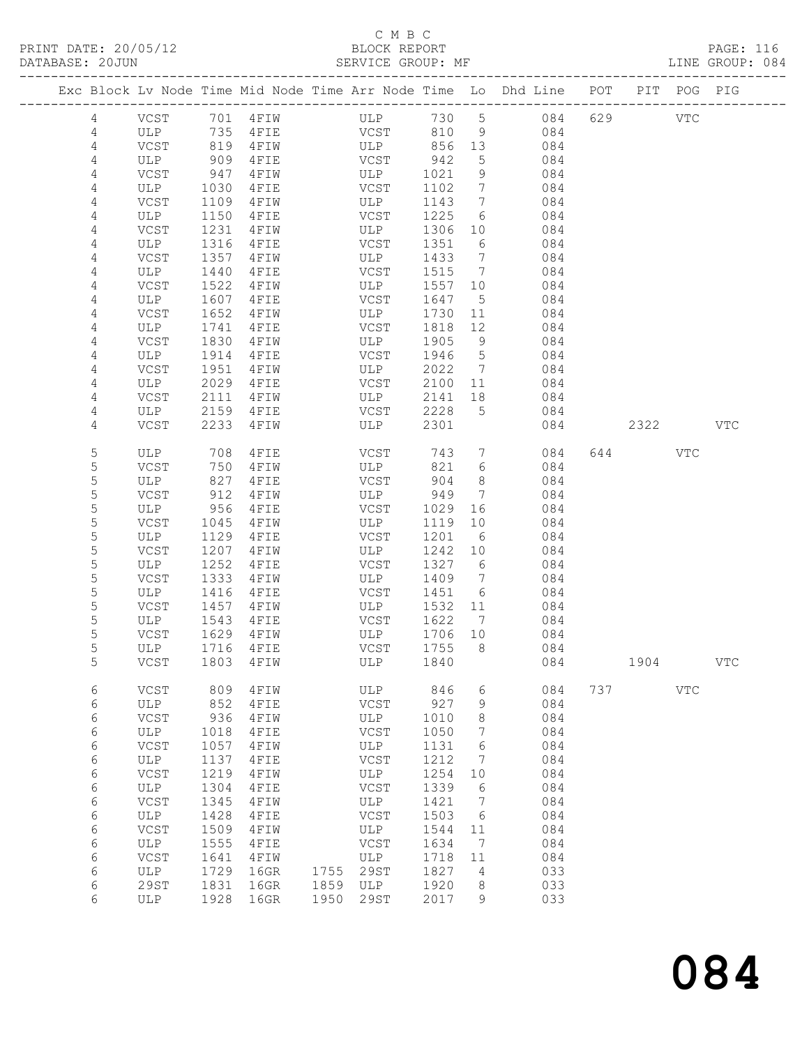C M B C

PRINT DATE: 20/05/12 BLOCK REPORT

DATABASE: 20JUN SERVICE GROUP: MF LINE GROUP: 084

| Exc | Block | Lv | Node | Time | Mid | Node | Time | Arr | Node | Time | Lo | Dhd | Line | POT | PIT | POG | PIG |
|---|---|---|---|---|---|---|---|---|---|---|---|---|---|---|---|---|---|
| | 4 | | VCST | 701 | | 4FIW | | | ULP | 730 | 5 | | 084 | 629 | | VTC | |
| | 4 | | ULP | 735 | | 4FIE | | | VCST | 810 | 9 | | 084 | | | | |
| | 4 | | VCST | 819 | | 4FIW | | | ULP | 856 | 13 | | 084 | | | | |
| | 4 | | ULP | 909 | | 4FIE | | | VCST | 942 | 5 | | 084 | | | | |
| | 4 | | VCST | 947 | | 4FIW | | | ULP | 1021 | 9 | | 084 | | | | |
| | 4 | | ULP | 1030 | | 4FIE | | | VCST | 1102 | 7 | | 084 | | | | |
| | 4 | | VCST | 1109 | | 4FIW | | | ULP | 1143 | 7 | | 084 | | | | |
| | 4 | | ULP | 1150 | | 4FIE | | | VCST | 1225 | 6 | | 084 | | | | |
| | 4 | | VCST | 1231 | | 4FIW | | | ULP | 1306 | 10 | | 084 | | | | |
| | 4 | | ULP | 1316 | | 4FIE | | | VCST | 1351 | 6 | | 084 | | | | |
| | 4 | | VCST | 1357 | | 4FIW | | | ULP | 1433 | 7 | | 084 | | | | |
| | 4 | | ULP | 1440 | | 4FIE | | | VCST | 1515 | 7 | | 084 | | | | |
| | 4 | | VCST | 1522 | | 4FIW | | | ULP | 1557 | 10 | | 084 | | | | |
| | 4 | | ULP | 1607 | | 4FIE | | | VCST | 1647 | 5 | | 084 | | | | |
| | 4 | | VCST | 1652 | | 4FIW | | | ULP | 1730 | 11 | | 084 | | | | |
| | 4 | | ULP | 1741 | | 4FIE | | | VCST | 1818 | 12 | | 084 | | | | |
| | 4 | | VCST | 1830 | | 4FIW | | | ULP | 1905 | 9 | | 084 | | | | |
| | 4 | | ULP | 1914 | | 4FIE | | | VCST | 1946 | 5 | | 084 | | | | |
| | 4 | | VCST | 1951 | | 4FIW | | | ULP | 2022 | 7 | | 084 | | | | |
| | 4 | | ULP | 2029 | | 4FIE | | | VCST | 2100 | 11 | | 084 | | | | |
| | 4 | | VCST | 2111 | | 4FIW | | | ULP | 2141 | 18 | | 084 | | | | |
| | 4 | | ULP | 2159 | | 4FIE | | | VCST | 2228 | 5 | | 084 | | | | |
| | 4 | | VCST | 2233 | | 4FIW | | | ULP | 2301 | | | 084 | | 2322 | | VTC |
| | 5 | | ULP | 708 | | 4FIE | | | VCST | 743 | 7 | | 084 | 644 | | VTC | |
| | 5 | | VCST | 750 | | 4FIW | | | ULP | 821 | 6 | | 084 | | | | |
| | 5 | | ULP | 827 | | 4FIE | | | VCST | 904 | 8 | | 084 | | | | |
| | 5 | | VCST | 912 | | 4FIW | | | ULP | 949 | 7 | | 084 | | | | |
| | 5 | | ULP | 956 | | 4FIE | | | VCST | 1029 | 16 | | 084 | | | | |
| | 5 | | VCST | 1045 | | 4FIW | | | ULP | 1119 | 10 | | 084 | | | | |
| | 5 | | ULP | 1129 | | 4FIE | | | VCST | 1201 | 6 | | 084 | | | | |
| | 5 | | VCST | 1207 | | 4FIW | | | ULP | 1242 | 10 | | 084 | | | | |
| | 5 | | ULP | 1252 | | 4FIE | | | VCST | 1327 | 6 | | 084 | | | | |
| | 5 | | VCST | 1333 | | 4FIW | | | ULP | 1409 | 7 | | 084 | | | | |
| | 5 | | ULP | 1416 | | 4FIE | | | VCST | 1451 | 6 | | 084 | | | | |
| | 5 | | VCST | 1457 | | 4FIW | | | ULP | 1532 | 11 | | 084 | | | | |
| | 5 | | ULP | 1543 | | 4FIE | | | VCST | 1622 | 7 | | 084 | | | | |
| | 5 | | VCST | 1629 | | 4FIW | | | ULP | 1706 | 10 | | 084 | | | | |
| | 5 | | ULP | 1716 | | 4FIE | | | VCST | 1755 | 8 | | 084 | | | | |
| | 5 | | VCST | 1803 | | 4FIW | | | ULP | 1840 | | | 084 | | 1904 | | VTC |
| | 6 | | VCST | 809 | | 4FIW | | | ULP | 846 | 6 | | 084 | 737 | | VTC | |
| | 6 | | ULP | 852 | | 4FIE | | | VCST | 927 | 9 | | 084 | | | | |
| | 6 | | VCST | 936 | | 4FIW | | | ULP | 1010 | 8 | | 084 | | | | |
| | 6 | | ULP | 1018 | | 4FIE | | | VCST | 1050 | 7 | | 084 | | | | |
| | 6 | | VCST | 1057 | | 4FIW | | | ULP | 1131 | 6 | | 084 | | | | |
| | 6 | | ULP | 1137 | | 4FIE | | | VCST | 1212 | 7 | | 084 | | | | |
| | 6 | | VCST | 1219 | | 4FIW | | | ULP | 1254 | 10 | | 084 | | | | |
| | 6 | | ULP | 1304 | | 4FIE | | | VCST | 1339 | 6 | | 084 | | | | |
| | 6 | | VCST | 1345 | | 4FIW | | | ULP | 1421 | 7 | | 084 | | | | |
| | 6 | | ULP | 1428 | | 4FIE | | | VCST | 1503 | 6 | | 084 | | | | |
| | 6 | | VCST | 1509 | | 4FIW | | | ULP | 1544 | 11 | | 084 | | | | |
| | 6 | | ULP | 1555 | | 4FIE | | | VCST | 1634 | 7 | | 084 | | | | |
| | 6 | | VCST | 1641 | | 4FIW | | | ULP | 1718 | 11 | | 084 | | | | |
| | 6 | | ULP | 1729 | | 16GR | 1755 | | 29ST | 1827 | 4 | | 033 | | | | |
| | 6 | | 29ST | 1831 | | 16GR | 1859 | | ULP | 1920 | 8 | | 033 | | | | |
| | 6 | | ULP | 1928 | | 16GR | 1950 | | 29ST | 2017 | 9 | | 033 | | | | |

# 084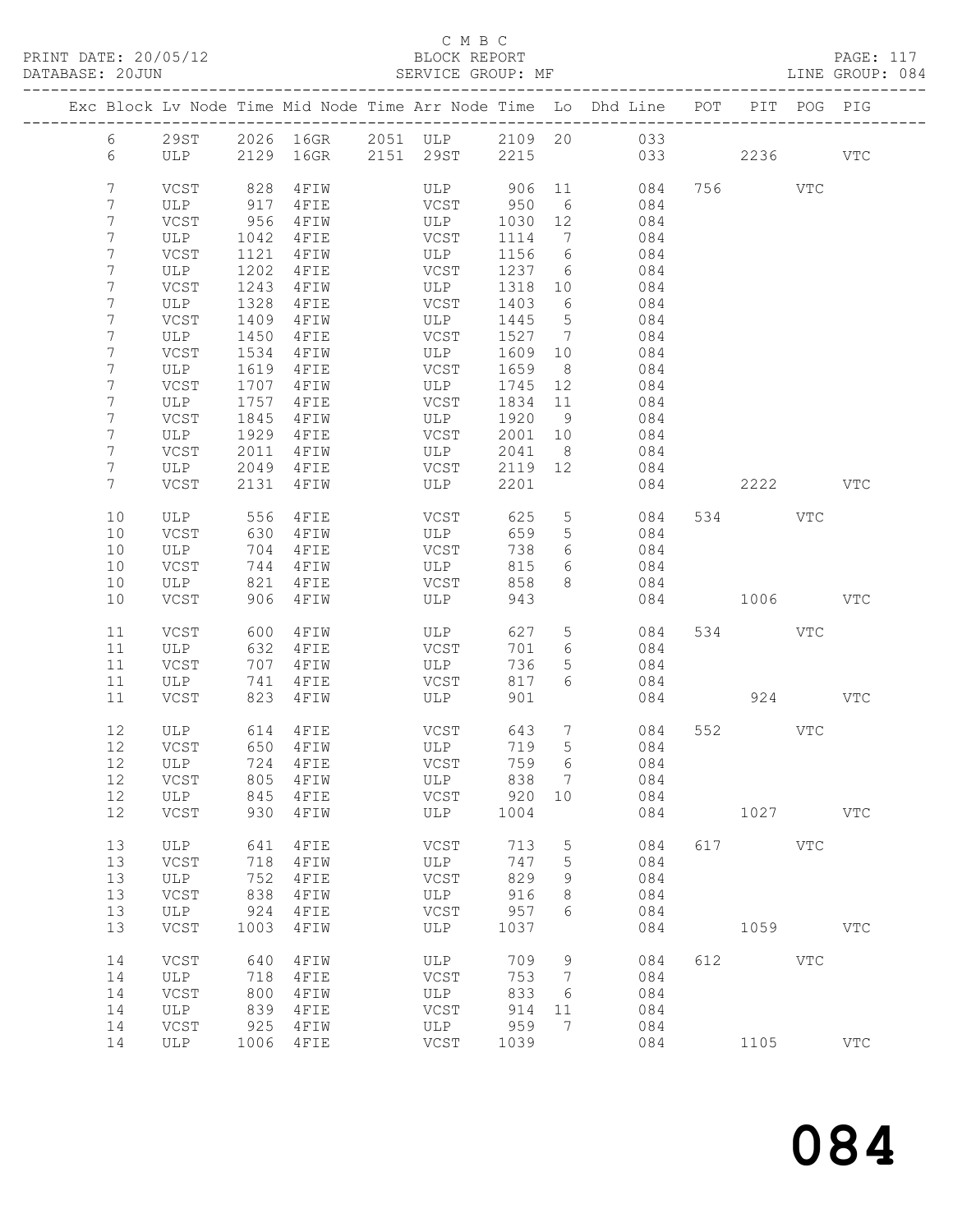C M B C

BLOCK REPORT

SERVICE GROUP: MF

PRINT DATE: 20/05/12
DATABASE: 20JUN

LINE GROUP: 084

| Exc | Block | Lv | Node | Time | Mid Node | Time | Arr Node | Time | Lo | Dhd Line | POT | PIT | POG | PIG |
|---|---|---|---|---|---|---|---|---|---|---|---|---|---|---|
| | 6 | | 29ST | 2026 | 16GR | 2051 | ULP | 2109 | 20 | 033 | | | | |
| | 6 | | ULP | 2129 | 16GR | 2151 | 29ST | 2215 | | 033 | | 2236 | | VTC |
| | 7 | | VCST | 828 | 4FIW | | ULP | 906 | 11 | 084 | 756 | | VTC | |
| | 7 | | ULP | 917 | 4FIE | | VCST | 950 | 6 | 084 | | | | |
| | 7 | | VCST | 956 | 4FIW | | ULP | 1030 | 12 | 084 | | | | |
| | 7 | | ULP | 1042 | 4FIE | | VCST | 1114 | 7 | 084 | | | | |
| | 7 | | VCST | 1121 | 4FIW | | ULP | 1156 | 6 | 084 | | | | |
| | 7 | | ULP | 1202 | 4FIE | | VCST | 1237 | 6 | 084 | | | | |
| | 7 | | VCST | 1243 | 4FIW | | ULP | 1318 | 10 | 084 | | | | |
| | 7 | | ULP | 1328 | 4FIE | | VCST | 1403 | 6 | 084 | | | | |
| | 7 | | VCST | 1409 | 4FIW | | ULP | 1445 | 5 | 084 | | | | |
| | 7 | | ULP | 1450 | 4FIE | | VCST | 1527 | 7 | 084 | | | | |
| | 7 | | VCST | 1534 | 4FIW | | ULP | 1609 | 10 | 084 | | | | |
| | 7 | | ULP | 1619 | 4FIE | | VCST | 1659 | 8 | 084 | | | | |
| | 7 | | VCST | 1707 | 4FIW | | ULP | 1745 | 12 | 084 | | | | |
| | 7 | | ULP | 1757 | 4FIE | | VCST | 1834 | 11 | 084 | | | | |
| | 7 | | VCST | 1845 | 4FIW | | ULP | 1920 | 9 | 084 | | | | |
| | 7 | | ULP | 1929 | 4FIE | | VCST | 2001 | 10 | 084 | | | | |
| | 7 | | VCST | 2011 | 4FIW | | ULP | 2041 | 8 | 084 | | | | |
| | 7 | | ULP | 2049 | 4FIE | | VCST | 2119 | 12 | 084 | | | | |
| | 7 | | VCST | 2131 | 4FIW | | ULP | 2201 | | 084 | | 2222 | | VTC |
| | 10 | | ULP | 556 | 4FIE | | VCST | 625 | 5 | 084 | 534 | | VTC | |
| | 10 | | VCST | 630 | 4FIW | | ULP | 659 | 5 | 084 | | | | |
| | 10 | | ULP | 704 | 4FIE | | VCST | 738 | 6 | 084 | | | | |
| | 10 | | VCST | 744 | 4FIW | | ULP | 815 | 6 | 084 | | | | |
| | 10 | | ULP | 821 | 4FIE | | VCST | 858 | 8 | 084 | | | | |
| | 10 | | VCST | 906 | 4FIW | | ULP | 943 | | 084 | | 1006 | | VTC |
| | 11 | | VCST | 600 | 4FIW | | ULP | 627 | 5 | 084 | 534 | | VTC | |
| | 11 | | ULP | 632 | 4FIE | | VCST | 701 | 6 | 084 | | | | |
| | 11 | | VCST | 707 | 4FIW | | ULP | 736 | 5 | 084 | | | | |
| | 11 | | ULP | 741 | 4FIE | | VCST | 817 | 6 | 084 | | | | |
| | 11 | | VCST | 823 | 4FIW | | ULP | 901 | | 084 | | 924 | | VTC |
| | 12 | | ULP | 614 | 4FIE | | VCST | 643 | 7 | 084 | 552 | | VTC | |
| | 12 | | VCST | 650 | 4FIW | | ULP | 719 | 5 | 084 | | | | |
| | 12 | | ULP | 724 | 4FIE | | VCST | 759 | 6 | 084 | | | | |
| | 12 | | VCST | 805 | 4FIW | | ULP | 838 | 7 | 084 | | | | |
| | 12 | | ULP | 845 | 4FIE | | VCST | 920 | 10 | 084 | | | | |
| | 12 | | VCST | 930 | 4FIW | | ULP | 1004 | | 084 | | 1027 | | VTC |
| | 13 | | ULP | 641 | 4FIE | | VCST | 713 | 5 | 084 | 617 | | VTC | |
| | 13 | | VCST | 718 | 4FIW | | ULP | 747 | 5 | 084 | | | | |
| | 13 | | ULP | 752 | 4FIE | | VCST | 829 | 9 | 084 | | | | |
| | 13 | | VCST | 838 | 4FIW | | ULP | 916 | 8 | 084 | | | | |
| | 13 | | ULP | 924 | 4FIE | | VCST | 957 | 6 | 084 | | | | |
| | 13 | | VCST | 1003 | 4FIW | | ULP | 1037 | | 084 | | 1059 | | VTC |
| | 14 | | VCST | 640 | 4FIW | | ULP | 709 | 9 | 084 | 612 | | VTC | |
| | 14 | | ULP | 718 | 4FIE | | VCST | 753 | 7 | 084 | | | | |
| | 14 | | VCST | 800 | 4FIW | | ULP | 833 | 6 | 084 | | | | |
| | 14 | | ULP | 839 | 4FIE | | VCST | 914 | 11 | 084 | | | | |
| | 14 | | VCST | 925 | 4FIW | | ULP | 959 | 7 | 084 | | | | |
| | 14 | | ULP | 1006 | 4FIE | | VCST | 1039 | | 084 | | 1105 | | VTC |

084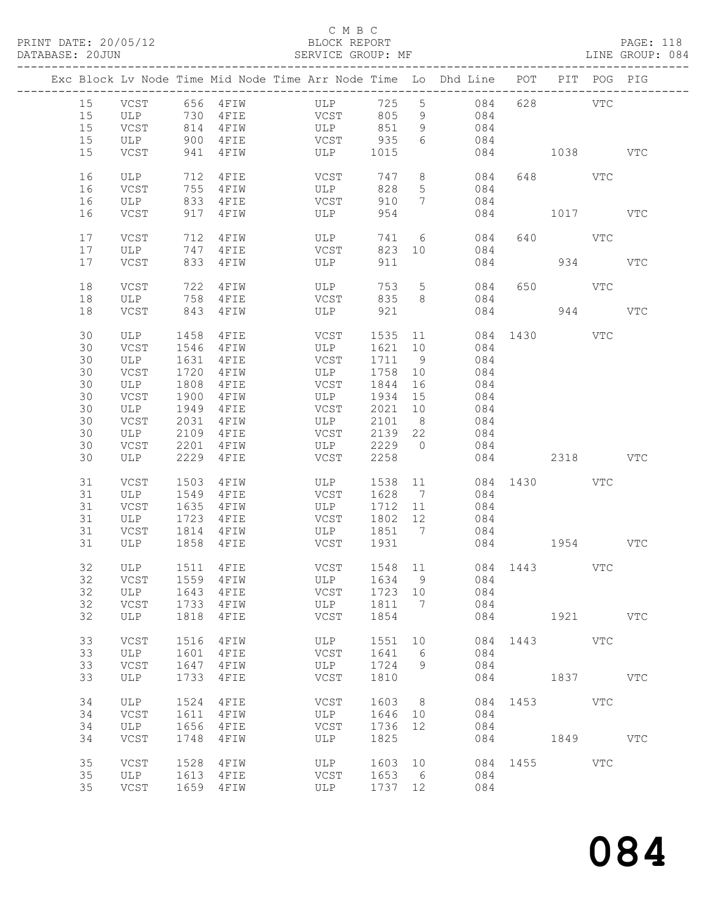C M B C

BLOCK REPORT

SERVICE GROUP: MF

PRINT DATE: 20/05/12
DATABASE: 20JUN
LINE GROUP: 084

| Exc | Block | Lv | Node | Time | Mid Node | Time | Arr Node | Time | Lo | Dhd Line | POT | PIT | POG | PIG |
|---|---|---|---|---|---|---|---|---|---|---|---|---|---|---|
| | 15 | | VCST | 656 | 4FIW | | ULP | 725 | 5 | 084 | 628 | | VTC | |
| | 15 | | ULP | 730 | 4FIE | | VCST | 805 | 9 | 084 | | | | |
| | 15 | | VCST | 814 | 4FIW | | ULP | 851 | 9 | 084 | | | | |
| | 15 | | ULP | 900 | 4FIE | | VCST | 935 | 6 | 084 | | | | |
| | 15 | | VCST | 941 | 4FIW | | ULP | 1015 | | 084 | | 1038 | | VTC |
| | 16 | | ULP | 712 | 4FIE | | VCST | 747 | 8 | 084 | 648 | | VTC | |
| | 16 | | VCST | 755 | 4FIW | | ULP | 828 | 5 | 084 | | | | |
| | 16 | | ULP | 833 | 4FIE | | VCST | 910 | 7 | 084 | | | | |
| | 16 | | VCST | 917 | 4FIW | | ULP | 954 | | 084 | | 1017 | | VTC |
| | 17 | | VCST | 712 | 4FIW | | ULP | 741 | 6 | 084 | 640 | | VTC | |
| | 17 | | ULP | 747 | 4FIE | | VCST | 823 | 10 | 084 | | | | |
| | 17 | | VCST | 833 | 4FIW | | ULP | 911 | | 084 | | 934 | | VTC |
| | 18 | | VCST | 722 | 4FIW | | ULP | 753 | 5 | 084 | 650 | | VTC | |
| | 18 | | ULP | 758 | 4FIE | | VCST | 835 | 8 | 084 | | | | |
| | 18 | | VCST | 843 | 4FIW | | ULP | 921 | | 084 | | 944 | | VTC |
| | 30 | | ULP | 1458 | 4FIE | | VCST | 1535 | 11 | 084 | 1430 | | VTC | |
| | 30 | | VCST | 1546 | 4FIW | | ULP | 1621 | 10 | 084 | | | | |
| | 30 | | ULP | 1631 | 4FIE | | VCST | 1711 | 9 | 084 | | | | |
| | 30 | | VCST | 1720 | 4FIW | | ULP | 1758 | 10 | 084 | | | | |
| | 30 | | ULP | 1808 | 4FIE | | VCST | 1844 | 16 | 084 | | | | |
| | 30 | | VCST | 1900 | 4FIW | | ULP | 1934 | 15 | 084 | | | | |
| | 30 | | ULP | 1949 | 4FIE | | VCST | 2021 | 10 | 084 | | | | |
| | 30 | | VCST | 2031 | 4FIW | | ULP | 2101 | 8 | 084 | | | | |
| | 30 | | ULP | 2109 | 4FIE | | VCST | 2139 | 22 | 084 | | | | |
| | 30 | | VCST | 2201 | 4FIW | | ULP | 2229 | 0 | 084 | | | | |
| | 30 | | ULP | 2229 | 4FIE | | VCST | 2258 | | 084 | | 2318 | | VTC |
| | 31 | | VCST | 1503 | 4FIW | | ULP | 1538 | 11 | 084 | 1430 | | VTC | |
| | 31 | | ULP | 1549 | 4FIE | | VCST | 1628 | 7 | 084 | | | | |
| | 31 | | VCST | 1635 | 4FIW | | ULP | 1712 | 11 | 084 | | | | |
| | 31 | | ULP | 1723 | 4FIE | | VCST | 1802 | 12 | 084 | | | | |
| | 31 | | VCST | 1814 | 4FIW | | ULP | 1851 | 7 | 084 | | | | |
| | 31 | | ULP | 1858 | 4FIE | | VCST | 1931 | | 084 | | 1954 | | VTC |
| | 32 | | ULP | 1511 | 4FIE | | VCST | 1548 | 11 | 084 | 1443 | | VTC | |
| | 32 | | VCST | 1559 | 4FIW | | ULP | 1634 | 9 | 084 | | | | |
| | 32 | | ULP | 1643 | 4FIE | | VCST | 1723 | 10 | 084 | | | | |
| | 32 | | VCST | 1733 | 4FIW | | ULP | 1811 | 7 | 084 | | | | |
| | 32 | | ULP | 1818 | 4FIE | | VCST | 1854 | | 084 | | 1921 | | VTC |
| | 33 | | VCST | 1516 | 4FIW | | ULP | 1551 | 10 | 084 | 1443 | | VTC | |
| | 33 | | ULP | 1601 | 4FIE | | VCST | 1641 | 6 | 084 | | | | |
| | 33 | | VCST | 1647 | 4FIW | | ULP | 1724 | 9 | 084 | | | | |
| | 33 | | ULP | 1733 | 4FIE | | VCST | 1810 | | 084 | | 1837 | | VTC |
| | 34 | | ULP | 1524 | 4FIE | | VCST | 1603 | 8 | 084 | 1453 | | VTC | |
| | 34 | | VCST | 1611 | 4FIW | | ULP | 1646 | 10 | 084 | | | | |
| | 34 | | ULP | 1656 | 4FIE | | VCST | 1736 | 12 | 084 | | | | |
| | 34 | | VCST | 1748 | 4FIW | | ULP | 1825 | | 084 | | 1849 | | VTC |
| | 35 | | VCST | 1528 | 4FIW | | ULP | 1603 | 10 | 084 | 1455 | | VTC | |
| | 35 | | ULP | 1613 | 4FIE | | VCST | 1653 | 6 | 084 | | | | |
| | 35 | | VCST | 1659 | 4FIW | | ULP | 1737 | 12 | 084 | | | | |

# 084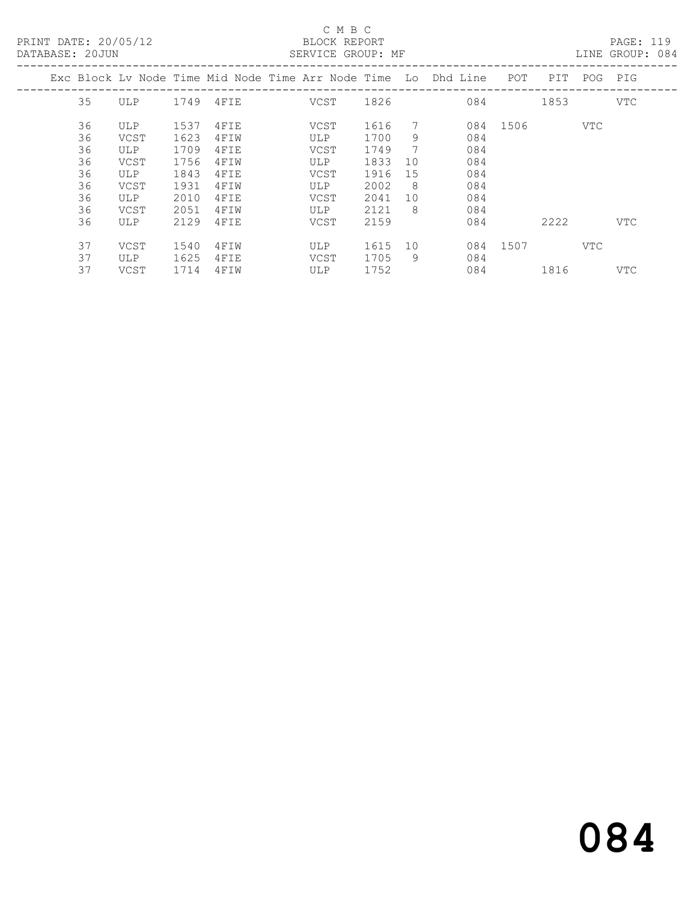C M B C

BLOCK REPORT

SERVICE GROUP: MF

LINE GROUP: 084

| Exc | Block | Lv Node | Time | Mid Node | Time | Arr Node | Time | Lo | Dhd Line | POT | PIT | POG | PIG |
|---|---|---|---|---|---|---|---|---|---|---|---|---|---|
| | 35 | ULP | 1749 | 4FIE | | VCST | 1826 | | 084 | | 1853 | | VTC |
| | 36 | ULP | 1537 | 4FIE | | VCST | 1616 | 7 | 084 | 1506 | | VTC | |
| | 36 | VCST | 1623 | 4FIW | | ULP | 1700 | 9 | 084 | | | | |
| | 36 | ULP | 1709 | 4FIE | | VCST | 1749 | 7 | 084 | | | | |
| | 36 | VCST | 1756 | 4FIW | | ULP | 1833 | 10 | 084 | | | | |
| | 36 | ULP | 1843 | 4FIE | | VCST | 1916 | 15 | 084 | | | | |
| | 36 | VCST | 1931 | 4FIW | | ULP | 2002 | 8 | 084 | | | | |
| | 36 | ULP | 2010 | 4FIE | | VCST | 2041 | 10 | 084 | | | | |
| | 36 | VCST | 2051 | 4FIW | | ULP | 2121 | 8 | 084 | | | | |
| | 36 | ULP | 2129 | 4FIE | | VCST | 2159 | | 084 | | 2222 | | VTC |
| | 37 | VCST | 1540 | 4FIW | | ULP | 1615 | 10 | 084 | 1507 | | VTC | |
| | 37 | ULP | 1625 | 4FIE | | VCST | 1705 | 9 | 084 | | | | |
| | 37 | VCST | 1714 | 4FIW | | ULP | 1752 | | 084 | | 1816 | | VTC |

# 084